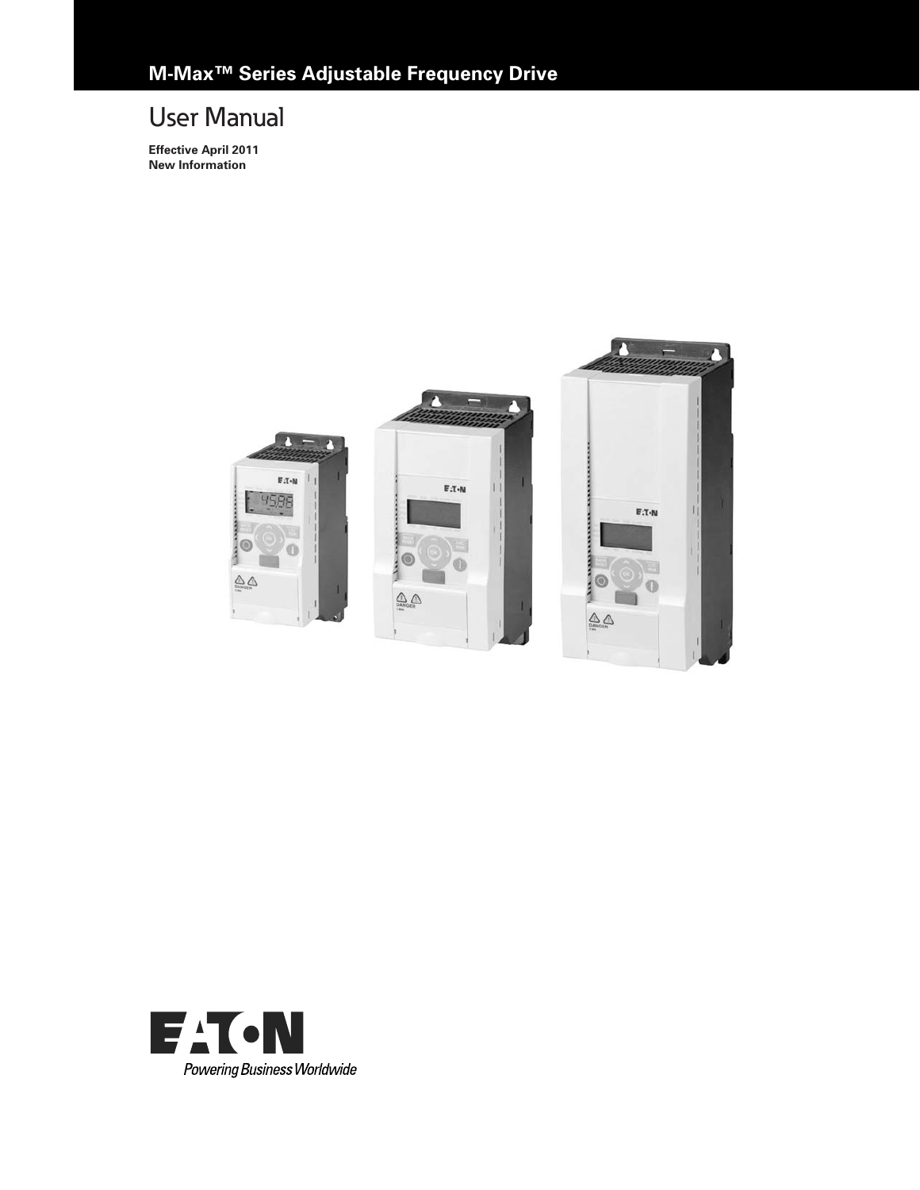# M-Max™ Series Adjustable Frequency Drive

## User Manual

**Effective April 2011**
**New Information**

Powering Business Worldwide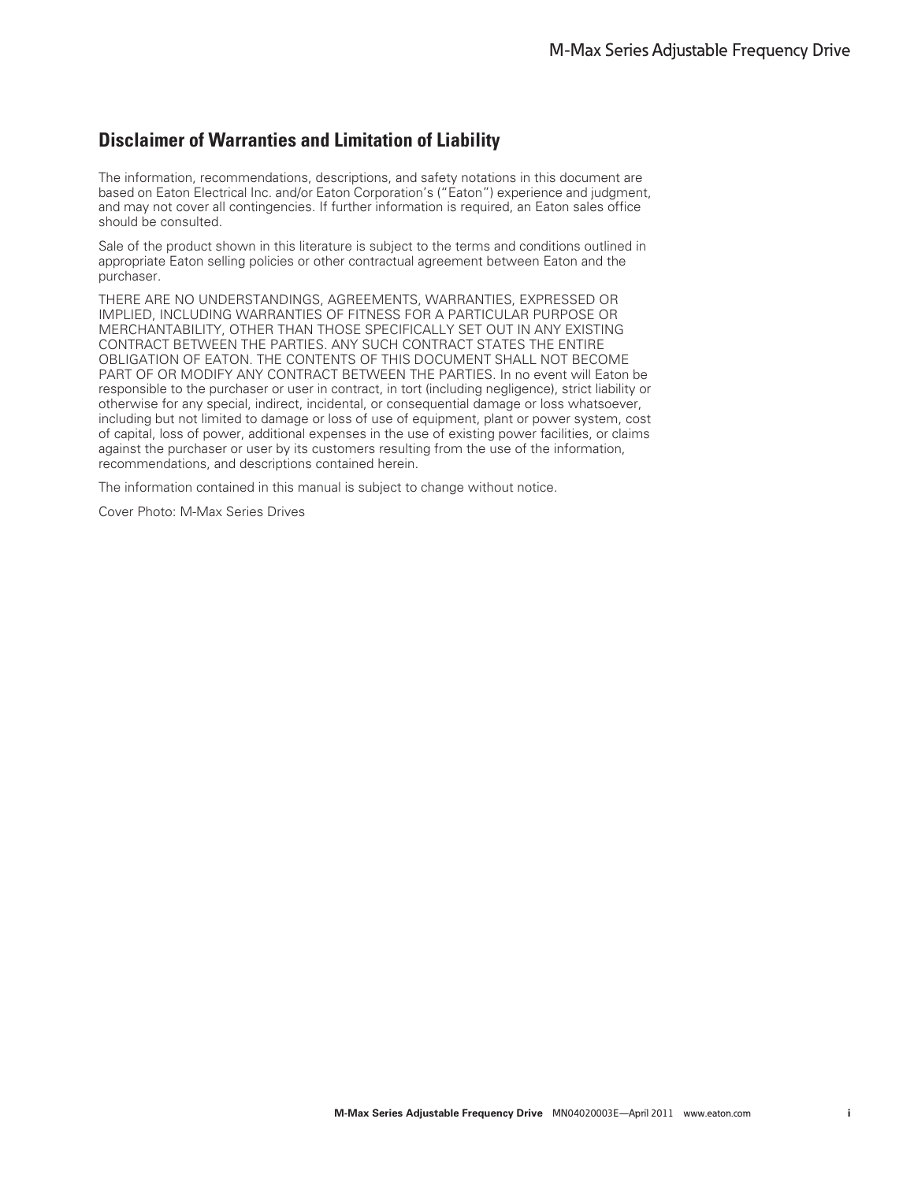## Disclaimer of Warranties and Limitation of Liability

The information, recommendations, descriptions, and safety notations in this document are based on Eaton Electrical Inc. and/or Eaton Corporation's ("Eaton") experience and judgment, and may not cover all contingencies. If further information is required, an Eaton sales office should be consulted.

Sale of the product shown in this literature is subject to the terms and conditions outlined in appropriate Eaton selling policies or other contractual agreement between Eaton and the purchaser.

THERE ARE NO UNDERSTANDINGS, AGREEMENTS, WARRANTIES, EXPRESSED OR IMPLIED, INCLUDING WARRANTIES OF FITNESS FOR A PARTICULAR PURPOSE OR MERCHANTABILITY, OTHER THAN THOSE SPECIFICALLY SET OUT IN ANY EXISTING CONTRACT BETWEEN THE PARTIES. ANY SUCH CONTRACT STATES THE ENTIRE OBLIGATION OF EATON. THE CONTENTS OF THIS DOCUMENT SHALL NOT BECOME PART OF OR MODIFY ANY CONTRACT BETWEEN THE PARTIES. In no event will Eaton be responsible to the purchaser or user in contract, in tort (including negligence), strict liability or otherwise for any special, indirect, incidental, or consequential damage or loss whatsoever, including but not limited to damage or loss of use of equipment, plant or power system, cost of capital, loss of power, additional expenses in the use of existing power facilities, or claims against the purchaser or user by its customers resulting from the use of the information, recommendations, and descriptions contained herein.

The information contained in this manual is subject to change without notice.

Cover Photo: M-Max Series Drives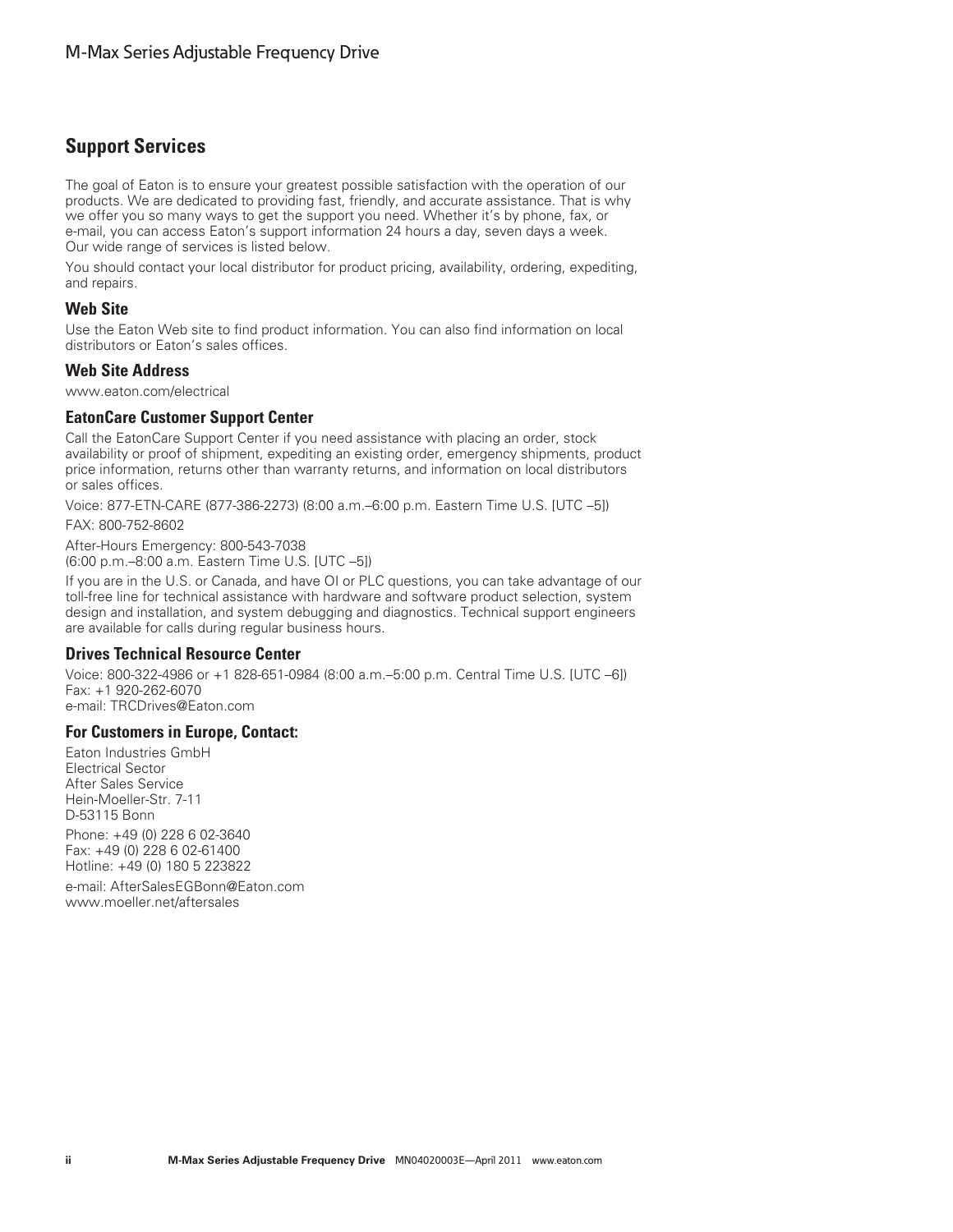## Support Services

The goal of Eaton is to ensure your greatest possible satisfaction with the operation of our products. We are dedicated to providing fast, friendly, and accurate assistance. That is why we offer you so many ways to get the support you need. Whether it's by phone, fax, or e-mail, you can access Eaton's support information 24 hours a day, seven days a week. Our wide range of services is listed below.

You should contact your local distributor for product pricing, availability, ordering, expediting, and repairs.

### Web Site

Use the Eaton Web site to find product information. You can also find information on local distributors or Eaton's sales offices.

### Web Site Address

www.eaton.com/electrical

### EatonCare Customer Support Center

Call the EatonCare Support Center if you need assistance with placing an order, stock availability or proof of shipment, expediting an existing order, emergency shipments, product price information, returns other than warranty returns, and information on local distributors or sales offices.

Voice: 877-ETN-CARE (877-386-2273) (8:00 a.m.–6:00 p.m. Eastern Time U.S. [UTC –5])

FAX: 800-752-8602

After-Hours Emergency: 800-543-7038
(6:00 p.m.–8:00 a.m. Eastern Time U.S. [UTC –5])

If you are in the U.S. or Canada, and have OI or PLC questions, you can take advantage of our toll-free line for technical assistance with hardware and software product selection, system design and installation, and system debugging and diagnostics. Technical support engineers are available for calls during regular business hours.

### Drives Technical Resource Center

Voice: 800-322-4986 or +1 828-651-0984 (8:00 a.m.–5:00 p.m. Central Time U.S. [UTC –6])
Fax: +1 920-262-6070
e-mail: TRCDrives@Eaton.com

### For Customers in Europe, Contact:

Eaton Industries GmbH
Electrical Sector
After Sales Service
Hein-Moeller-Str. 7-11
D-53115 Bonn

Phone: +49 (0) 228 6 02-3640
Fax: +49 (0) 228 6 02-61400
Hotline: +49 (0) 180 5 223822

e-mail: AfterSalesEGBonn@Eaton.com
www.moeller.net/aftersales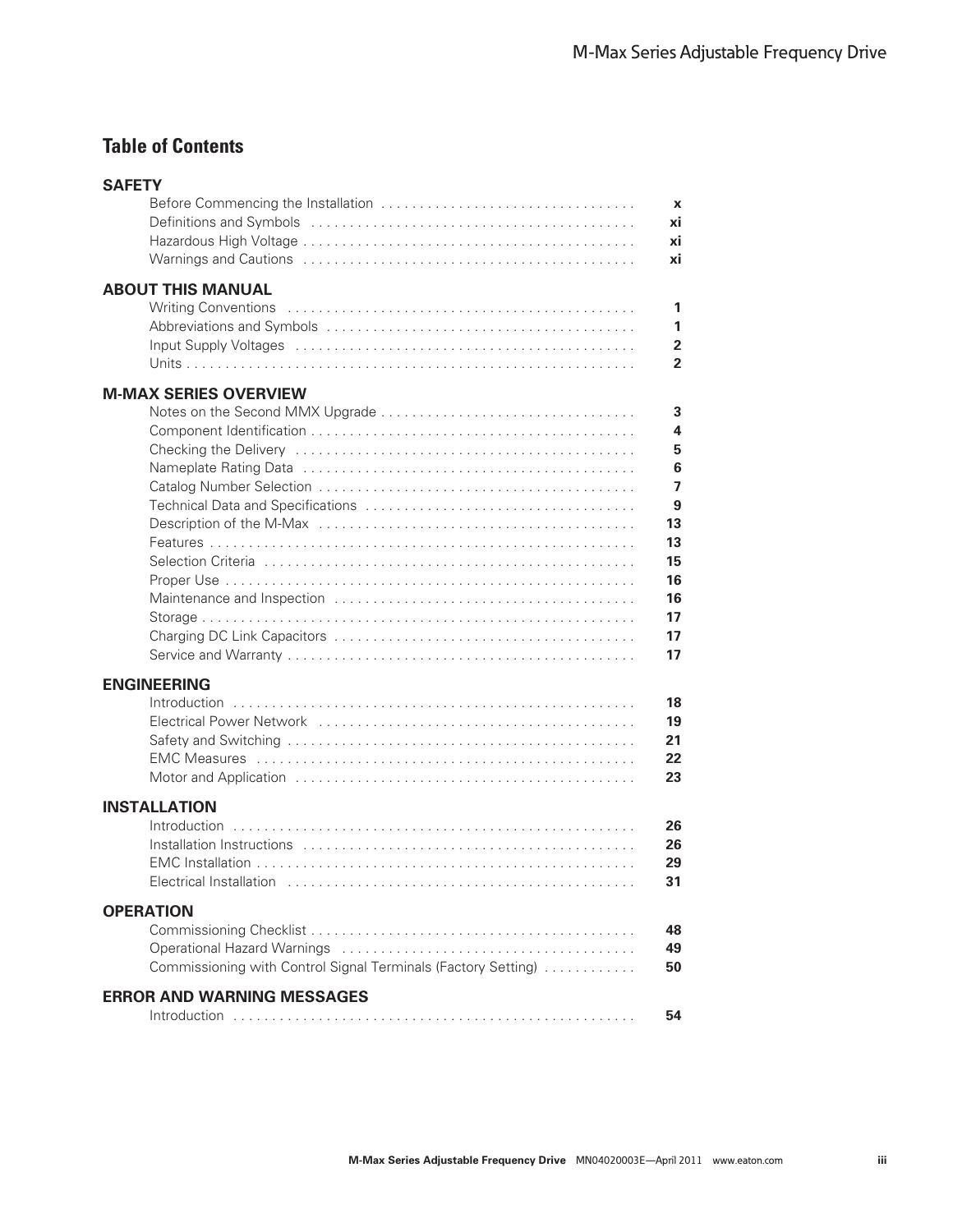## Table of Contents

**SAFETY**

| | |
|---|---|
| Before Commencing the Installation | x |
| Definitions and Symbols | xi |
| Hazardous High Voltage | xi |
| Warnings and Cautions | xi |

**ABOUT THIS MANUAL**

| | |
|---|---|
| Writing Conventions | 1 |
| Abbreviations and Symbols | 1 |
| Input Supply Voltages | 2 |
| Units | 2 |

**M-MAX SERIES OVERVIEW**

| | |
|---|---|
| Notes on the Second MMX Upgrade | 3 |
| Component Identification | 4 |
| Checking the Delivery | 5 |
| Nameplate Rating Data | 6 |
| Catalog Number Selection | 7 |
| Technical Data and Specifications | 9 |
| Description of the M-Max | 13 |
| Features | 13 |
| Selection Criteria | 15 |
| Proper Use | 16 |
| Maintenance and Inspection | 16 |
| Storage | 17 |
| Charging DC Link Capacitors | 17 |
| Service and Warranty | 17 |

**ENGINEERING**

| | |
|---|---|
| Introduction | 18 |
| Electrical Power Network | 19 |
| Safety and Switching | 21 |
| EMC Measures | 22 |
| Motor and Application | 23 |

**INSTALLATION**

| | |
|---|---|
| Introduction | 26 |
| Installation Instructions | 26 |
| EMC Installation | 29 |
| Electrical Installation | 31 |

**OPERATION**

| | |
|---|---|
| Commissioning Checklist | 48 |
| Operational Hazard Warnings | 49 |
| Commissioning with Control Signal Terminals (Factory Setting) | 50 |

**ERROR AND WARNING MESSAGES**

| | |
|---|---|
| Introduction | 54 |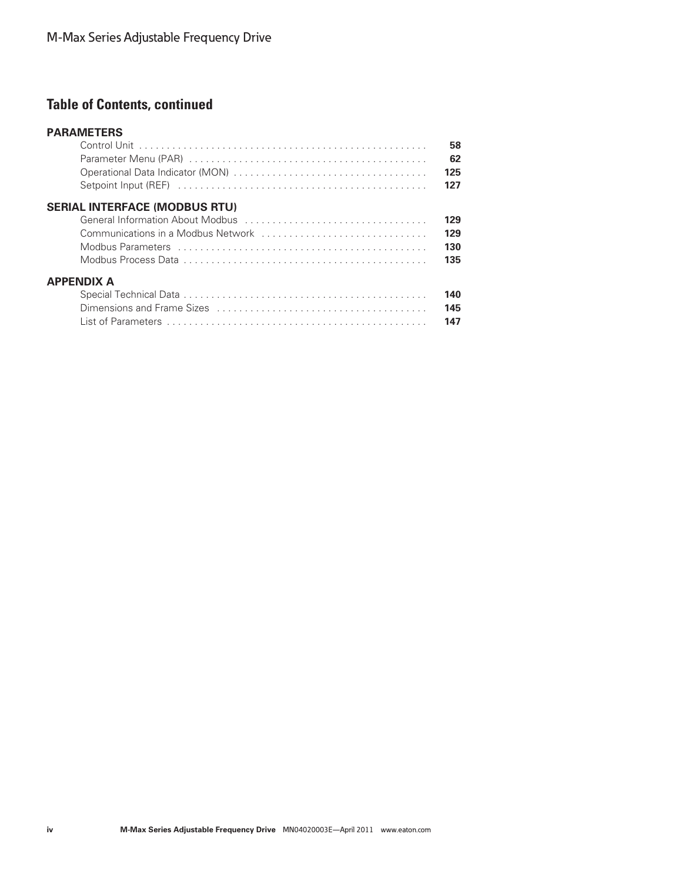## Table of Contents, continued

### PARAMETERS

| | |
|---|---|
| Control Unit | 58 |
| Parameter Menu (PAR) | 62 |
| Operational Data Indicator (MON) | 125 |
| Setpoint Input (REF) | 127 |

### SERIAL INTERFACE (MODBUS RTU)

| | |
|---|---|
| General Information About Modbus | 129 |
| Communications in a Modbus Network | 129 |
| Modbus Parameters | 130 |
| Modbus Process Data | 135 |

### APPENDIX A

| | |
|---|---|
| Special Technical Data | 140 |
| Dimensions and Frame Sizes | 145 |
| List of Parameters | 147 |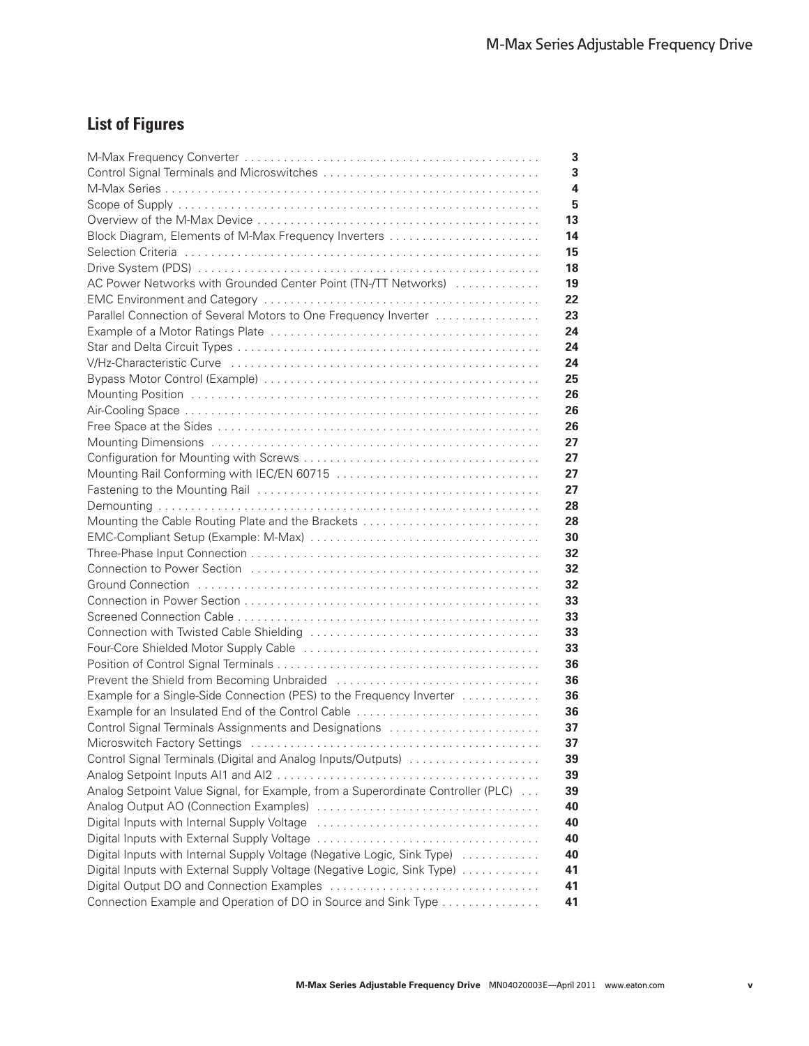## List of Figures

| | |
|---|---|
| M-Max Frequency Converter | 3 |
| Control Signal Terminals and Microswitches | 3 |
| M-Max Series | 4 |
| Scope of Supply | 5 |
| Overview of the M-Max Device | 13 |
| Block Diagram, Elements of M-Max Frequency Inverters | 14 |
| Selection Criteria | 15 |
| Drive System (PDS) | 18 |
| AC Power Networks with Grounded Center Point (TN-/TT Networks) | 19 |
| EMC Environment and Category | 22 |
| Parallel Connection of Several Motors to One Frequency Inverter | 23 |
| Example of a Motor Ratings Plate | 24 |
| Star and Delta Circuit Types | 24 |
| V/Hz-Characteristic Curve | 24 |
| Bypass Motor Control (Example) | 25 |
| Mounting Position | 26 |
| Air-Cooling Space | 26 |
| Free Space at the Sides | 26 |
| Mounting Dimensions | 27 |
| Configuration for Mounting with Screws | 27 |
| Mounting Rail Conforming with IEC/EN 60715 | 27 |
| Fastening to the Mounting Rail | 27 |
| Demounting | 28 |
| Mounting the Cable Routing Plate and the Brackets | 28 |
| EMC-Compliant Setup (Example: M-Max) | 30 |
| Three-Phase Input Connection | 32 |
| Connection to Power Section | 32 |
| Ground Connection | 32 |
| Connection in Power Section | 33 |
| Screened Connection Cable | 33 |
| Connection with Twisted Cable Shielding | 33 |
| Four-Core Shielded Motor Supply Cable | 33 |
| Position of Control Signal Terminals | 36 |
| Prevent the Shield from Becoming Unbraided | 36 |
| Example for a Single-Side Connection (PES) to the Frequency Inverter | 36 |
| Example for an Insulated End of the Control Cable | 36 |
| Control Signal Terminals Assignments and Designations | 37 |
| Microswitch Factory Settings | 37 |
| Control Signal Terminals (Digital and Analog Inputs/Outputs) | 39 |
| Analog Setpoint Inputs AI1 and AI2 | 39 |
| Analog Setpoint Value Signal, for Example, from a Superordinate Controller (PLC) | 39 |
| Analog Output AO (Connection Examples) | 40 |
| Digital Inputs with Internal Supply Voltage | 40 |
| Digital Inputs with External Supply Voltage | 40 |
| Digital Inputs with Internal Supply Voltage (Negative Logic, Sink Type) | 40 |
| Digital Inputs with External Supply Voltage (Negative Logic, Sink Type) | 41 |
| Digital Output DO and Connection Examples | 41 |
| Connection Example and Operation of DO in Source and Sink Type | 41 |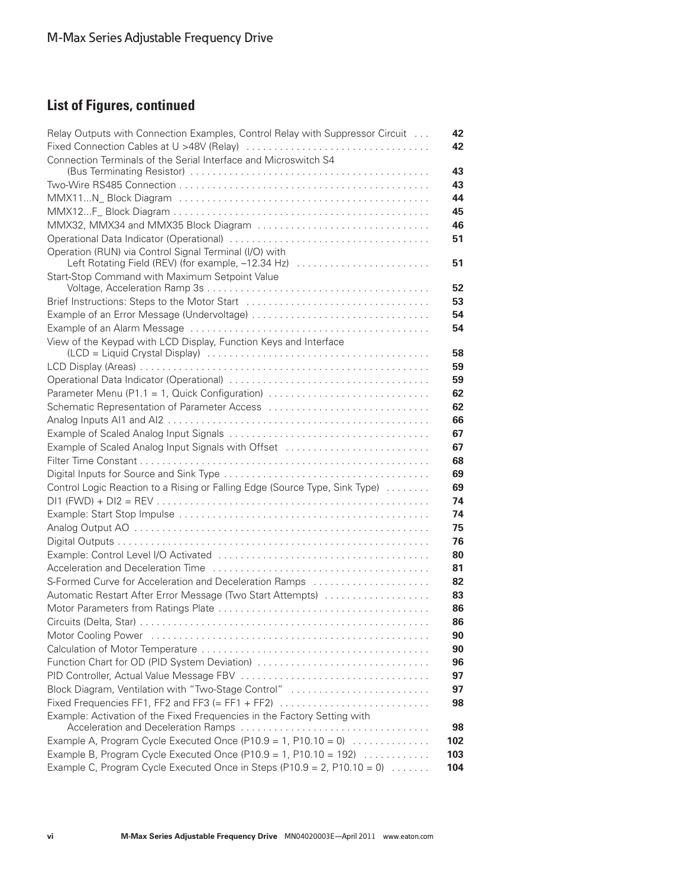## List of Figures, continued

| | |
|---|---|
| Relay Outputs with Connection Examples, Control Relay with Suppressor Circuit | 42 |
| Fixed Connection Cables at U >48V (Relay) | 42 |
| Connection Terminals of the Serial Interface and Microswitch S4 (Bus Terminating Resistor) | 43 |
| Two-Wire RS485 Connection | 43 |
| MMX11...N_ Block Diagram | 44 |
| MMX12...F_ Block Diagram | 45 |
| MMX32, MMX34 and MMX35 Block Diagram | 46 |
| Operational Data Indicator (Operational) | 51 |
| Operation (RUN) via Control Signal Terminal (I/O) with Left Rotating Field (REV) (for example, –12.34 Hz) | 51 |
| Start-Stop Command with Maximum Setpoint Value Voltage, Acceleration Ramp 3s | 52 |
| Brief Instructions: Steps to the Motor Start | 53 |
| Example of an Error Message (Undervoltage) | 54 |
| Example of an Alarm Message | 54 |
| View of the Keypad with LCD Display, Function Keys and Interface (LCD = Liquid Crystal Display) | 58 |
| LCD Display (Areas) | 59 |
| Operational Data Indicator (Operational) | 59 |
| Parameter Menu (P1.1 = 1, Quick Configuration) | 62 |
| Schematic Representation of Parameter Access | 62 |
| Analog Inputs AI1 and AI2 | 66 |
| Example of Scaled Analog Input Signals | 67 |
| Example of Scaled Analog Input Signals with Offset | 67 |
| Filter Time Constant | 68 |
| Digital Inputs for Source and Sink Type | 69 |
| Control Logic Reaction to a Rising or Falling Edge (Source Type, Sink Type) | 69 |
| DI1 (FWD) + DI2 = REV | 74 |
| Example: Start Stop Impulse | 74 |
| Analog Output AO | 75 |
| Digital Outputs | 76 |
| Example: Control Level I/O Activated | 80 |
| Acceleration and Deceleration Time | 81 |
| S-Formed Curve for Acceleration and Deceleration Ramps | 82 |
| Automatic Restart After Error Message (Two Start Attempts) | 83 |
| Motor Parameters from Ratings Plate | 86 |
| Circuits (Delta, Star) | 86 |
| Motor Cooling Power | 90 |
| Calculation of Motor Temperature | 90 |
| Function Chart for OD (PID System Deviation) | 96 |
| PID Controller, Actual Value Message FBV | 97 |
| Block Diagram, Ventilation with "Two-Stage Control" | 97 |
| Fixed Frequencies FF1, FF2 and FF3 (= FF1 + FF2) | 98 |
| Example: Activation of the Fixed Frequencies in the Factory Setting with Acceleration and Deceleration Ramps | 98 |
| Example A, Program Cycle Executed Once (P10.9 = 1, P10.10 = 0) | 102 |
| Example B, Program Cycle Executed Once (P10.9 = 1, P10.10 = 192) | 103 |
| Example C, Program Cycle Executed Once in Steps (P10.9 = 2, P10.10 = 0) | 104 |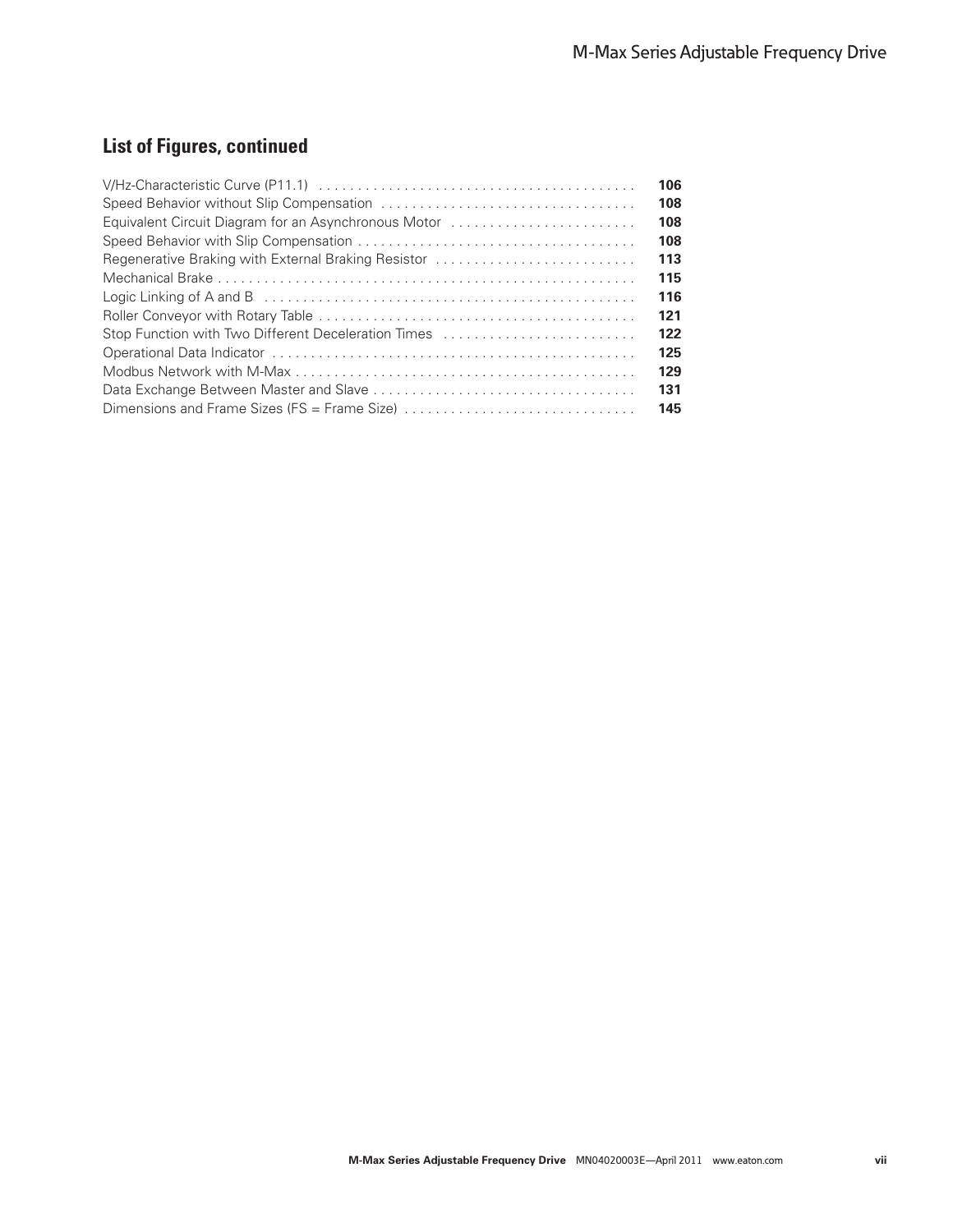## List of Figures, continued

| | |
|---|---|
| V/Hz-Characteristic Curve (P11.1) | **106** |
| Speed Behavior without Slip Compensation | **108** |
| Equivalent Circuit Diagram for an Asynchronous Motor | **108** |
| Speed Behavior with Slip Compensation | **108** |
| Regenerative Braking with External Braking Resistor | **113** |
| Mechanical Brake | **115** |
| Logic Linking of A and B | **116** |
| Roller Conveyor with Rotary Table | **121** |
| Stop Function with Two Different Deceleration Times | **122** |
| Operational Data Indicator | **125** |
| Modbus Network with M-Max | **129** |
| Data Exchange Between Master and Slave | **131** |
| Dimensions and Frame Sizes (FS = Frame Size) | **145** |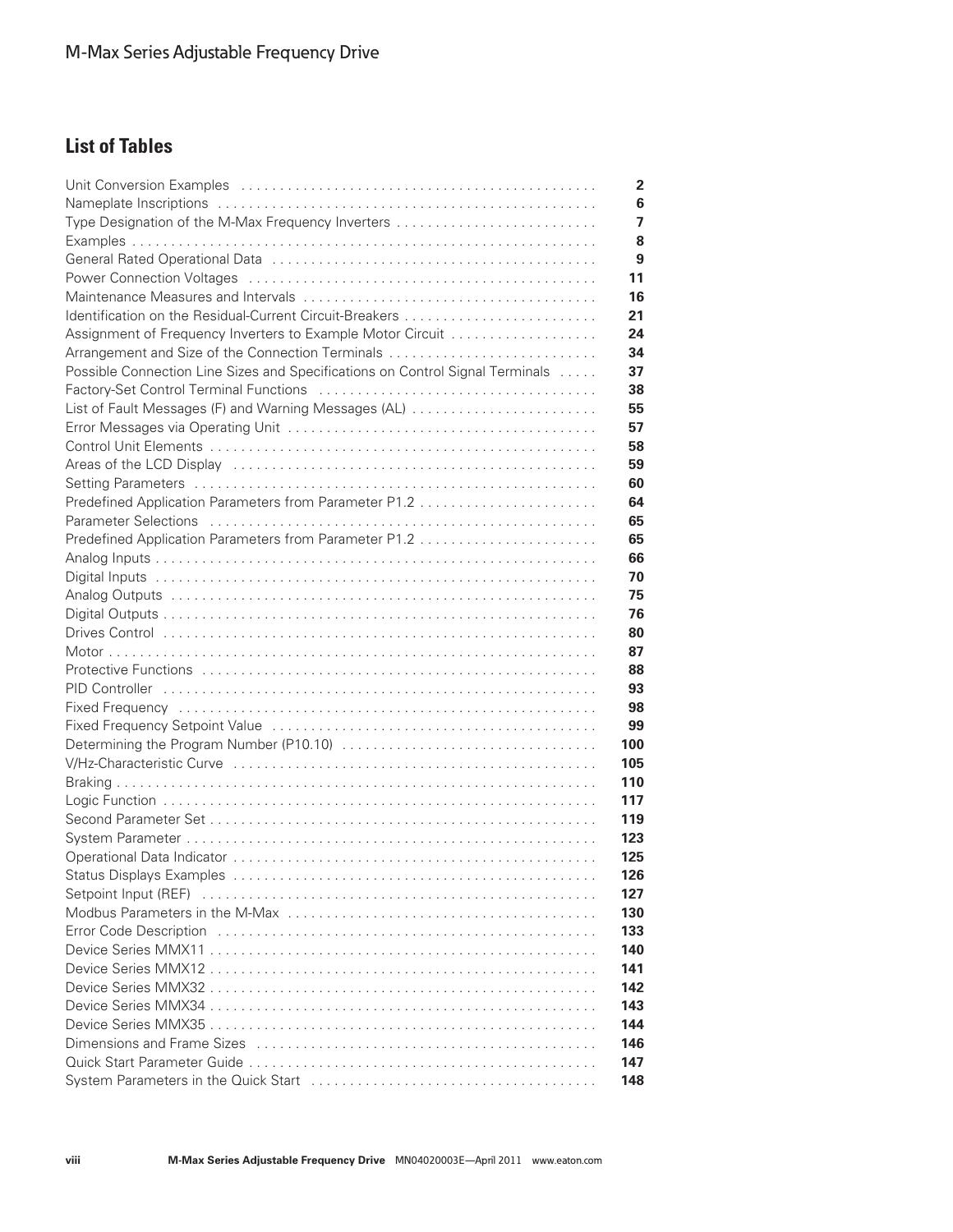## List of Tables

| | |
|---|---|
| Unit Conversion Examples | 2 |
| Nameplate Inscriptions | 6 |
| Type Designation of the M-Max Frequency Inverters | 7 |
| Examples | 8 |
| General Rated Operational Data | 9 |
| Power Connection Voltages | 11 |
| Maintenance Measures and Intervals | 16 |
| Identification on the Residual-Current Circuit-Breakers | 21 |
| Assignment of Frequency Inverters to Example Motor Circuit | 24 |
| Arrangement and Size of the Connection Terminals | 34 |
| Possible Connection Line Sizes and Specifications on Control Signal Terminals | 37 |
| Factory-Set Control Terminal Functions | 38 |
| List of Fault Messages (F) and Warning Messages (AL) | 55 |
| Error Messages via Operating Unit | 57 |
| Control Unit Elements | 58 |
| Areas of the LCD Display | 59 |
| Setting Parameters | 60 |
| Predefined Application Parameters from Parameter P1.2 | 64 |
| Parameter Selections | 65 |
| Predefined Application Parameters from Parameter P1.2 | 65 |
| Analog Inputs | 66 |
| Digital Inputs | 70 |
| Analog Outputs | 75 |
| Digital Outputs | 76 |
| Drives Control | 80 |
| Motor | 87 |
| Protective Functions | 88 |
| PID Controller | 93 |
| Fixed Frequency | 98 |
| Fixed Frequency Setpoint Value | 99 |
| Determining the Program Number (P10.10) | 100 |
| V/Hz-Characteristic Curve | 105 |
| Braking | 110 |
| Logic Function | 117 |
| Second Parameter Set | 119 |
| System Parameter | 123 |
| Operational Data Indicator | 125 |
| Status Displays Examples | 126 |
| Setpoint Input (REF) | 127 |
| Modbus Parameters in the M-Max | 130 |
| Error Code Description | 133 |
| Device Series MMX11 | 140 |
| Device Series MMX12 | 141 |
| Device Series MMX32 | 142 |
| Device Series MMX34 | 143 |
| Device Series MMX35 | 144 |
| Dimensions and Frame Sizes | 146 |
| Quick Start Parameter Guide | 147 |
| System Parameters in the Quick Start | 148 |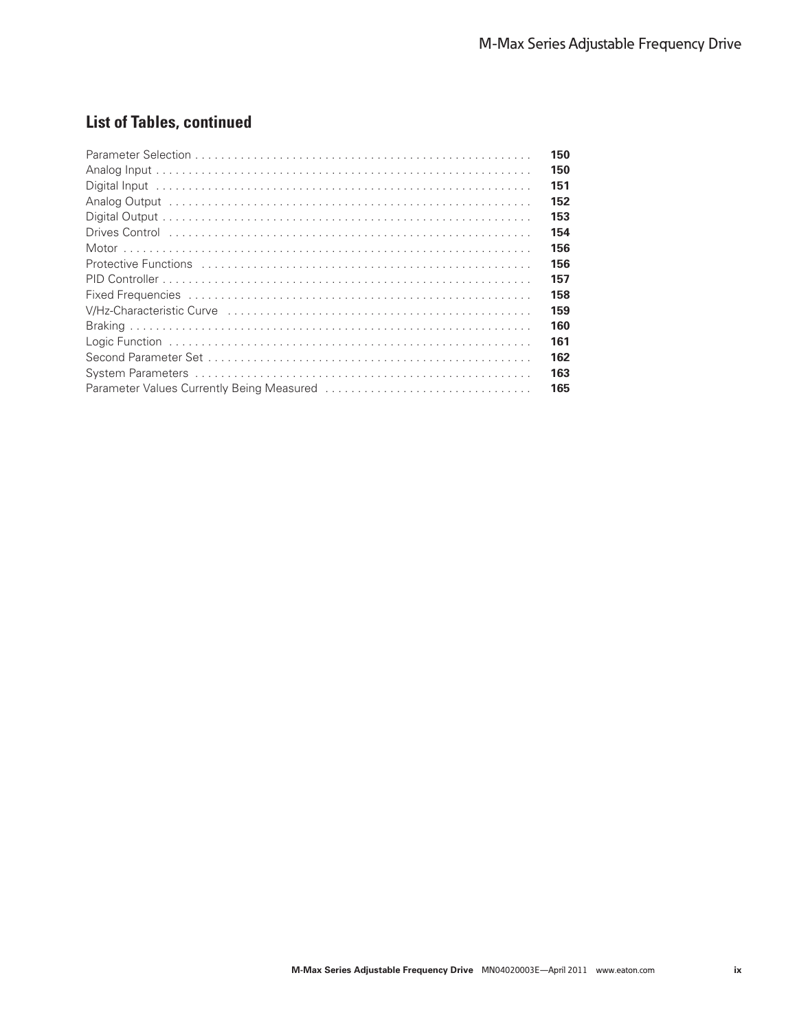## List of Tables, continued

| | |
|---|---|
| Parameter Selection | 150 |
| Analog Input | 150 |
| Digital Input | 151 |
| Analog Output | 152 |
| Digital Output | 153 |
| Drives Control | 154 |
| Motor | 156 |
| Protective Functions | 156 |
| PID Controller | 157 |
| Fixed Frequencies | 158 |
| V/Hz-Characteristic Curve | 159 |
| Braking | 160 |
| Logic Function | 161 |
| Second Parameter Set | 162 |
| System Parameters | 163 |
| Parameter Values Currently Being Measured | 165 |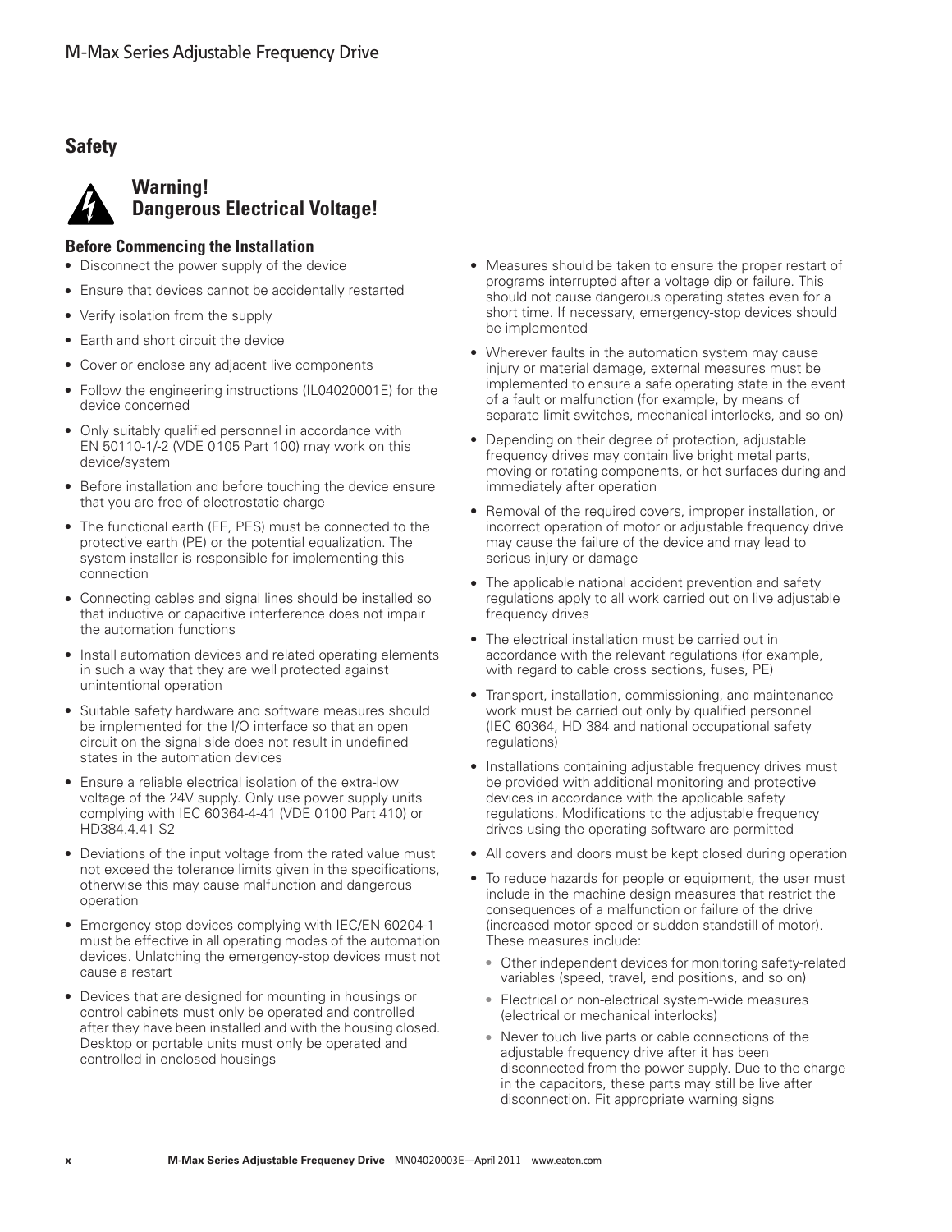## Safety

### Warning! Dangerous Electrical Voltage!

#### Before Commencing the Installation

- Disconnect the power supply of the device
- Ensure that devices cannot be accidentally restarted
- Verify isolation from the supply
- Earth and short circuit the device
- Cover or enclose any adjacent live components
- Follow the engineering instructions (IL04020001E) for the device concerned
- Only suitably qualified personnel in accordance with EN 50110-1/-2 (VDE 0105 Part 100) may work on this device/system
- Before installation and before touching the device ensure that you are free of electrostatic charge
- The functional earth (FE, PES) must be connected to the protective earth (PE) or the potential equalization. The system installer is responsible for implementing this connection
- Connecting cables and signal lines should be installed so that inductive or capacitive interference does not impair the automation functions
- Install automation devices and related operating elements in such a way that they are well protected against unintentional operation
- Suitable safety hardware and software measures should be implemented for the I/O interface so that an open circuit on the signal side does not result in undefined states in the automation devices
- Ensure a reliable electrical isolation of the extra-low voltage of the 24V supply. Only use power supply units complying with IEC 60364-4-41 (VDE 0100 Part 410) or HD384.4.41 S2
- Deviations of the input voltage from the rated value must not exceed the tolerance limits given in the specifications, otherwise this may cause malfunction and dangerous operation
- Emergency stop devices complying with IEC/EN 60204-1 must be effective in all operating modes of the automation devices. Unlatching the emergency-stop devices must not cause a restart
- Devices that are designed for mounting in housings or control cabinets must only be operated and controlled after they have been installed and with the housing closed. Desktop or portable units must only be operated and controlled in enclosed housings
- Measures should be taken to ensure the proper restart of programs interrupted after a voltage dip or failure. This should not cause dangerous operating states even for a short time. If necessary, emergency-stop devices should be implemented
- Wherever faults in the automation system may cause injury or material damage, external measures must be implemented to ensure a safe operating state in the event of a fault or malfunction (for example, by means of separate limit switches, mechanical interlocks, and so on)
- Depending on their degree of protection, adjustable frequency drives may contain live bright metal parts, moving or rotating components, or hot surfaces during and immediately after operation
- Removal of the required covers, improper installation, or incorrect operation of motor or adjustable frequency drive may cause the failure of the device and may lead to serious injury or damage
- The applicable national accident prevention and safety regulations apply to all work carried out on live adjustable frequency drives
- The electrical installation must be carried out in accordance with the relevant regulations (for example, with regard to cable cross sections, fuses, PE)
- Transport, installation, commissioning, and maintenance work must be carried out only by qualified personnel (IEC 60364, HD 384 and national occupational safety regulations)
- Installations containing adjustable frequency drives must be provided with additional monitoring and protective devices in accordance with the applicable safety regulations. Modifications to the adjustable frequency drives using the operating software are permitted
- All covers and doors must be kept closed during operation
- To reduce hazards for people or equipment, the user must include in the machine design measures that restrict the consequences of a malfunction or failure of the drive (increased motor speed or sudden standstill of motor). These measures include:
  - Other independent devices for monitoring safety-related variables (speed, travel, end positions, and so on)
  - Electrical or non-electrical system-wide measures (electrical or mechanical interlocks)
  - Never touch live parts or cable connections of the adjustable frequency drive after it has been disconnected from the power supply. Due to the charge in the capacitors, these parts may still be live after disconnection. Fit appropriate warning signs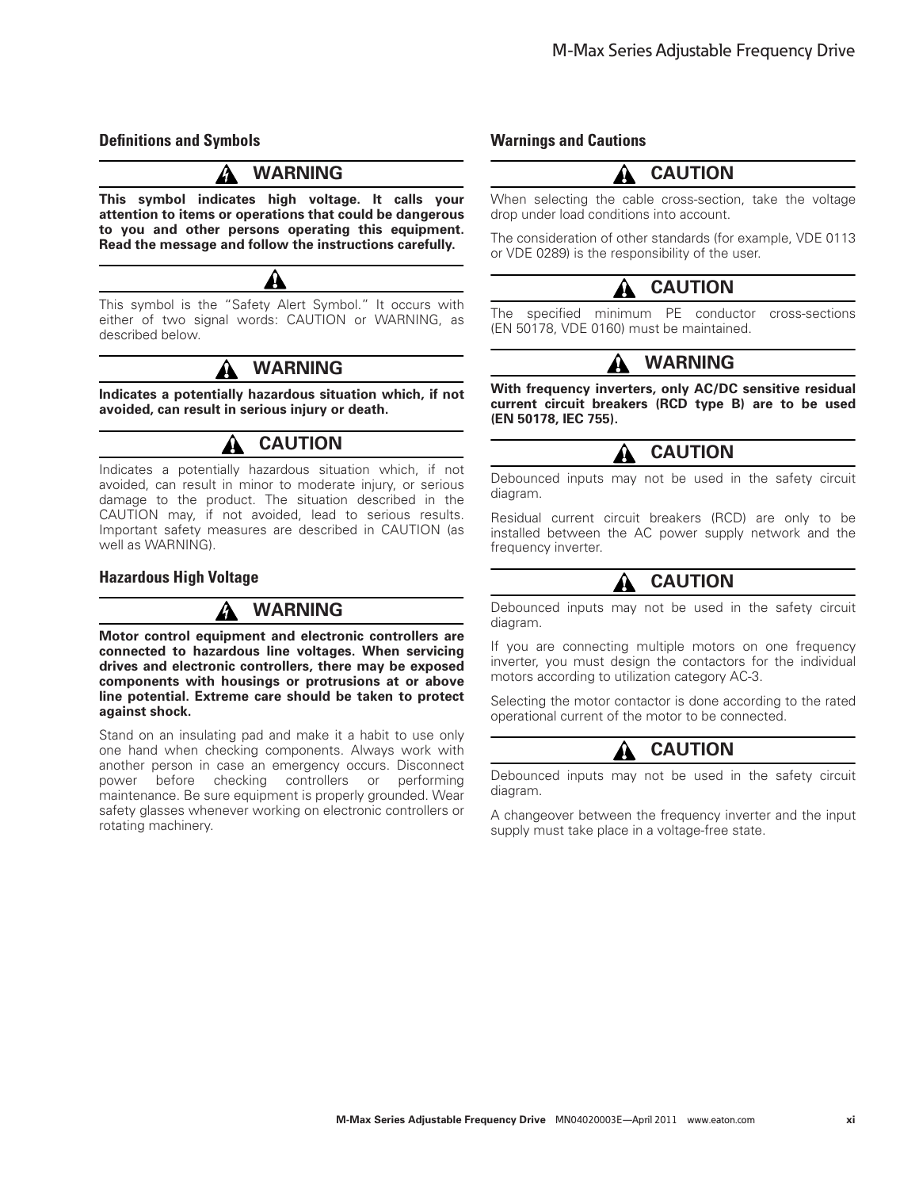### Definitions and Symbols

**WARNING**

**This symbol indicates high voltage. It calls your attention to items or operations that could be dangerous to you and other persons operating this equipment. Read the message and follow the instructions carefully.**

This symbol is the "Safety Alert Symbol." It occurs with either of two signal words: CAUTION or WARNING, as described below.

**WARNING**

**Indicates a potentially hazardous situation which, if not avoided, can result in serious injury or death.**

**CAUTION**

Indicates a potentially hazardous situation which, if not avoided, can result in minor to moderate injury, or serious damage to the product. The situation described in the CAUTION may, if not avoided, lead to serious results. Important safety measures are described in CAUTION (as well as WARNING).

### Hazardous High Voltage

**WARNING**

**Motor control equipment and electronic controllers are connected to hazardous line voltages. When servicing drives and electronic controllers, there may be exposed components with housings or protrusions at or above line potential. Extreme care should be taken to protect against shock.**

Stand on an insulating pad and make it a habit to use only one hand when checking components. Always work with another person in case an emergency occurs. Disconnect power before checking controllers or performing maintenance. Be sure equipment is properly grounded. Wear safety glasses whenever working on electronic controllers or rotating machinery.

### Warnings and Cautions

**CAUTION**

When selecting the cable cross-section, take the voltage drop under load conditions into account.

The consideration of other standards (for example, VDE 0113 or VDE 0289) is the responsibility of the user.

**CAUTION**

The specified minimum PE conductor cross-sections (EN 50178, VDE 0160) must be maintained.

**WARNING**

**With frequency inverters, only AC/DC sensitive residual current circuit breakers (RCD type B) are to be used (EN 50178, IEC 755).**

**CAUTION**

Debounced inputs may not be used in the safety circuit diagram.

Residual current circuit breakers (RCD) are only to be installed between the AC power supply network and the frequency inverter.

**CAUTION**

Debounced inputs may not be used in the safety circuit diagram.

If you are connecting multiple motors on one frequency inverter, you must design the contactors for the individual motors according to utilization category AC-3.

Selecting the motor contactor is done according to the rated operational current of the motor to be connected.

**CAUTION**

Debounced inputs may not be used in the safety circuit diagram.

A changeover between the frequency inverter and the input supply must take place in a voltage-free state.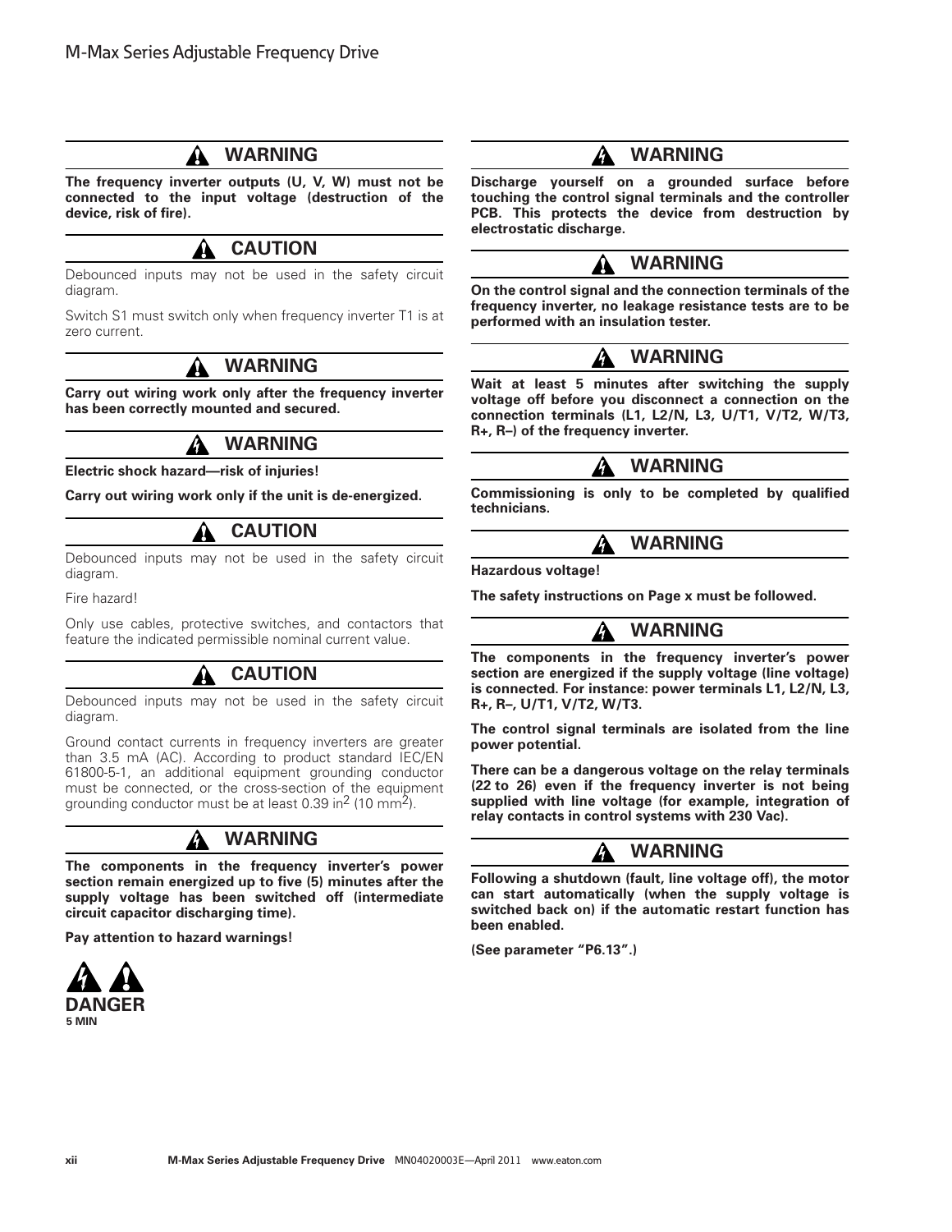## WARNING

**The frequency inverter outputs (U, V, W) must not be connected to the input voltage (destruction of the device, risk of fire).**

## CAUTION

Debounced inputs may not be used in the safety circuit diagram.

Switch S1 must switch only when frequency inverter T1 is at zero current.

## WARNING

**Carry out wiring work only after the frequency inverter has been correctly mounted and secured.**

## WARNING

**Electric shock hazard—risk of injuries!**

**Carry out wiring work only if the unit is de-energized.**

## CAUTION

Debounced inputs may not be used in the safety circuit diagram.

Fire hazard!

Only use cables, protective switches, and contactors that feature the indicated permissible nominal current value.

## CAUTION

Debounced inputs may not be used in the safety circuit diagram.

Ground contact currents in frequency inverters are greater than 3.5 mA (AC). According to product standard IEC/EN 61800-5-1, an additional equipment grounding conductor must be connected, or the cross-section of the equipment grounding conductor must be at least 0.39 $in^2$ (10 $mm^2$).

## WARNING

**The components in the frequency inverter's power section remain energized up to five (5) minutes after the supply voltage has been switched off (intermediate circuit capacitor discharging time).**

**Pay attention to hazard warnings!**

**DANGER**
**5 MIN**

## WARNING

**Discharge yourself on a grounded surface before touching the control signal terminals and the controller PCB. This protects the device from destruction by electrostatic discharge.**

## WARNING

**On the control signal and the connection terminals of the frequency inverter, no leakage resistance tests are to be performed with an insulation tester.**

## WARNING

**Wait at least 5 minutes after switching the supply voltage off before you disconnect a connection on the connection terminals (L1, L2/N, L3, U/T1, V/T2, W/T3, R+, R–) of the frequency inverter.**

## WARNING

**Commissioning is only to be completed by qualified technicians.**

## WARNING

**Hazardous voltage!**

**The safety instructions on Page x must be followed.**

## WARNING

**The components in the frequency inverter's power section are energized if the supply voltage (line voltage) is connected. For instance: power terminals L1, L2/N, L3, R+, R–, U/T1, V/T2, W/T3.**

**The control signal terminals are isolated from the line power potential.**

**There can be a dangerous voltage on the relay terminals (22 to 26) even if the frequency inverter is not being supplied with line voltage (for example, integration of relay contacts in control systems with 230 Vac).**

## WARNING

**Following a shutdown (fault, line voltage off), the motor can start automatically (when the supply voltage is switched back on) if the automatic restart function has been enabled.**

**(See parameter "P6.13".)**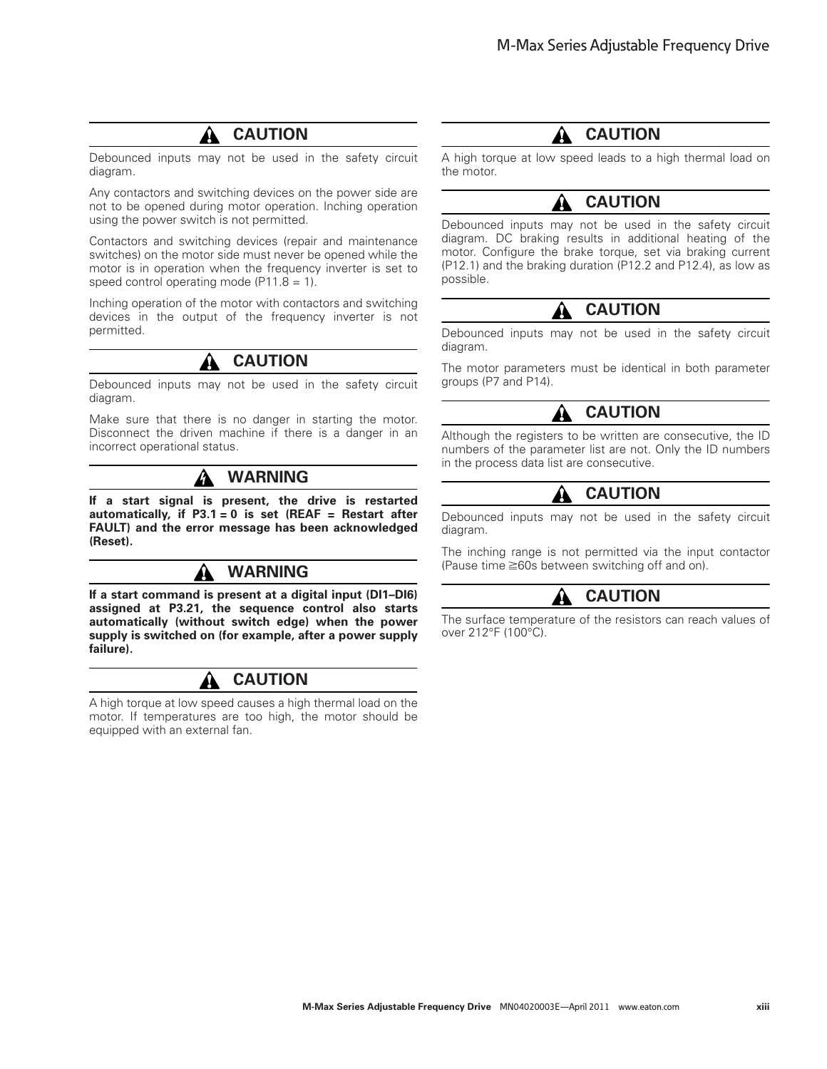## CAUTION

Debounced inputs may not be used in the safety circuit diagram.

Any contactors and switching devices on the power side are not to be opened during motor operation. Inching operation using the power switch is not permitted.

Contactors and switching devices (repair and maintenance switches) on the motor side must never be opened while the motor is in operation when the frequency inverter is set to speed control operating mode (P11.8 = 1).

Inching operation of the motor with contactors and switching devices in the output of the frequency inverter is not permitted.

## CAUTION

Debounced inputs may not be used in the safety circuit diagram.

Make sure that there is no danger in starting the motor. Disconnect the driven machine if there is a danger in an incorrect operational status.

## WARNING

**If a start signal is present, the drive is restarted automatically, if P3.1 = 0 is set (REAF = Restart after FAULT) and the error message has been acknowledged (Reset).**

## WARNING

**If a start command is present at a digital input (DI1–DI6) assigned at P3.21, the sequence control also starts automatically (without switch edge) when the power supply is switched on (for example, after a power supply failure).**

## CAUTION

A high torque at low speed causes a high thermal load on the motor. If temperatures are too high, the motor should be equipped with an external fan.

## CAUTION

A high torque at low speed leads to a high thermal load on the motor.

## CAUTION

Debounced inputs may not be used in the safety circuit diagram. DC braking results in additional heating of the motor. Configure the brake torque, set via braking current (P12.1) and the braking duration (P12.2 and P12.4), as low as possible.

## CAUTION

Debounced inputs may not be used in the safety circuit diagram.

The motor parameters must be identical in both parameter groups (P7 and P14).

## CAUTION

Although the registers to be written are consecutive, the ID numbers of the parameter list are not. Only the ID numbers in the process data list are consecutive.

## CAUTION

Debounced inputs may not be used in the safety circuit diagram.

The inching range is not permitted via the input contactor (Pause time ≧60s between switching off and on).

## CAUTION

The surface temperature of the resistors can reach values of over 212°F (100°C).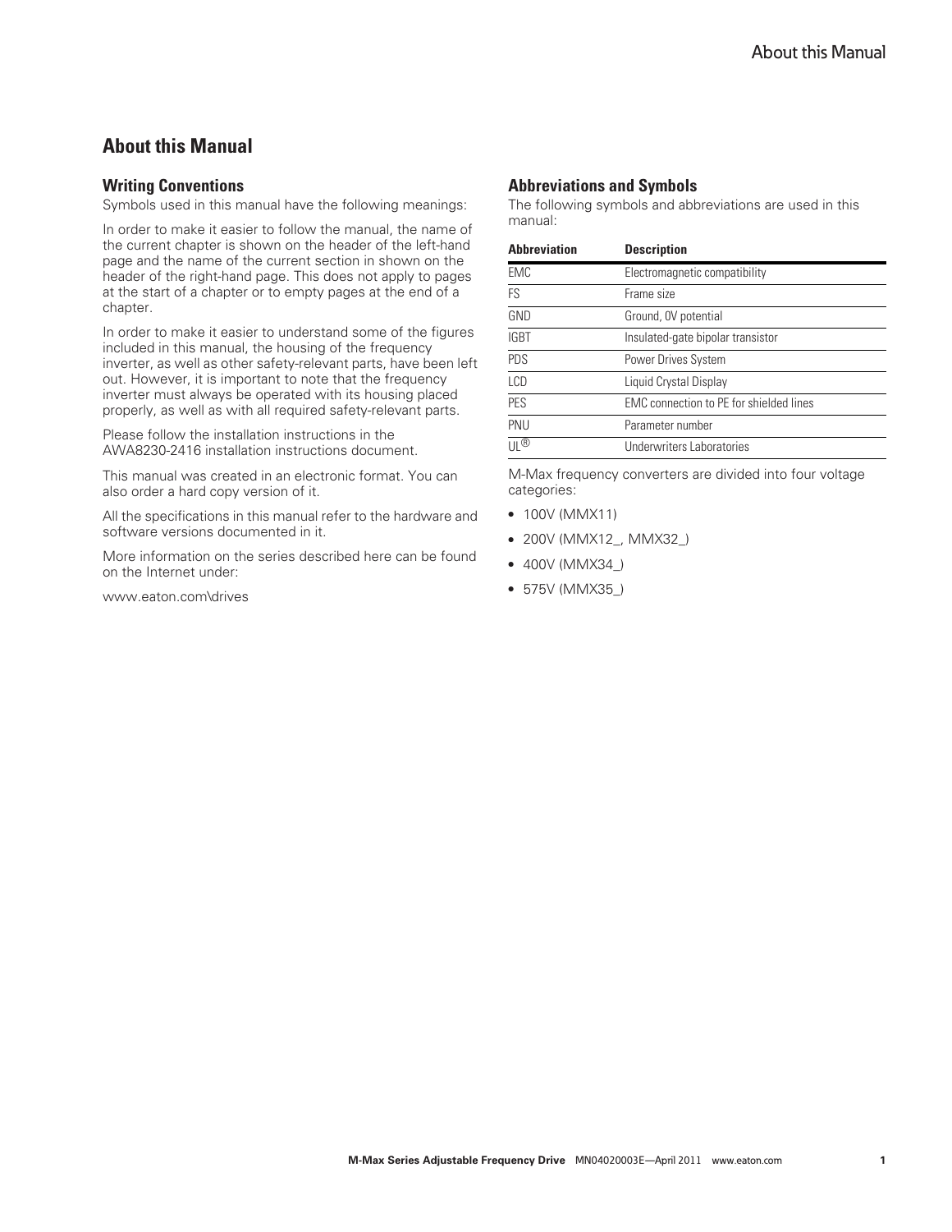# About this Manual

## Writing Conventions

Symbols used in this manual have the following meanings:

In order to make it easier to follow the manual, the name of the current chapter is shown on the header of the left-hand page and the name of the current section in shown on the header of the right-hand page. This does not apply to pages at the start of a chapter or to empty pages at the end of a chapter.

In order to make it easier to understand some of the figures included in this manual, the housing of the frequency inverter, as well as other safety-relevant parts, have been left out. However, it is important to note that the frequency inverter must always be operated with its housing placed properly, as well as with all required safety-relevant parts.

Please follow the installation instructions in the AWA8230-2416 installation instructions document.

This manual was created in an electronic format. You can also order a hard copy version of it.

All the specifications in this manual refer to the hardware and software versions documented in it.

More information on the series described here can be found on the Internet under:

www.eaton.com\drives

## Abbreviations and Symbols

The following symbols and abbreviations are used in this manual:

| Abbreviation | Description |
|---|---|
| EMC | Electromagnetic compatibility |
| FS | Frame size |
| GND | Ground, 0V potential |
| IGBT | Insulated-gate bipolar transistor |
| PDS | Power Drives System |
| LCD | Liquid Crystal Display |
| PES | EMC connection to PE for shielded lines |
| PNU | Parameter number |
| UL® | Underwriters Laboratories |

M-Max frequency converters are divided into four voltage categories:

- 100V (MMX11)
- 200V (MMX12_, MMX32_)
- 400V (MMX34_)
- 575V (MMX35_)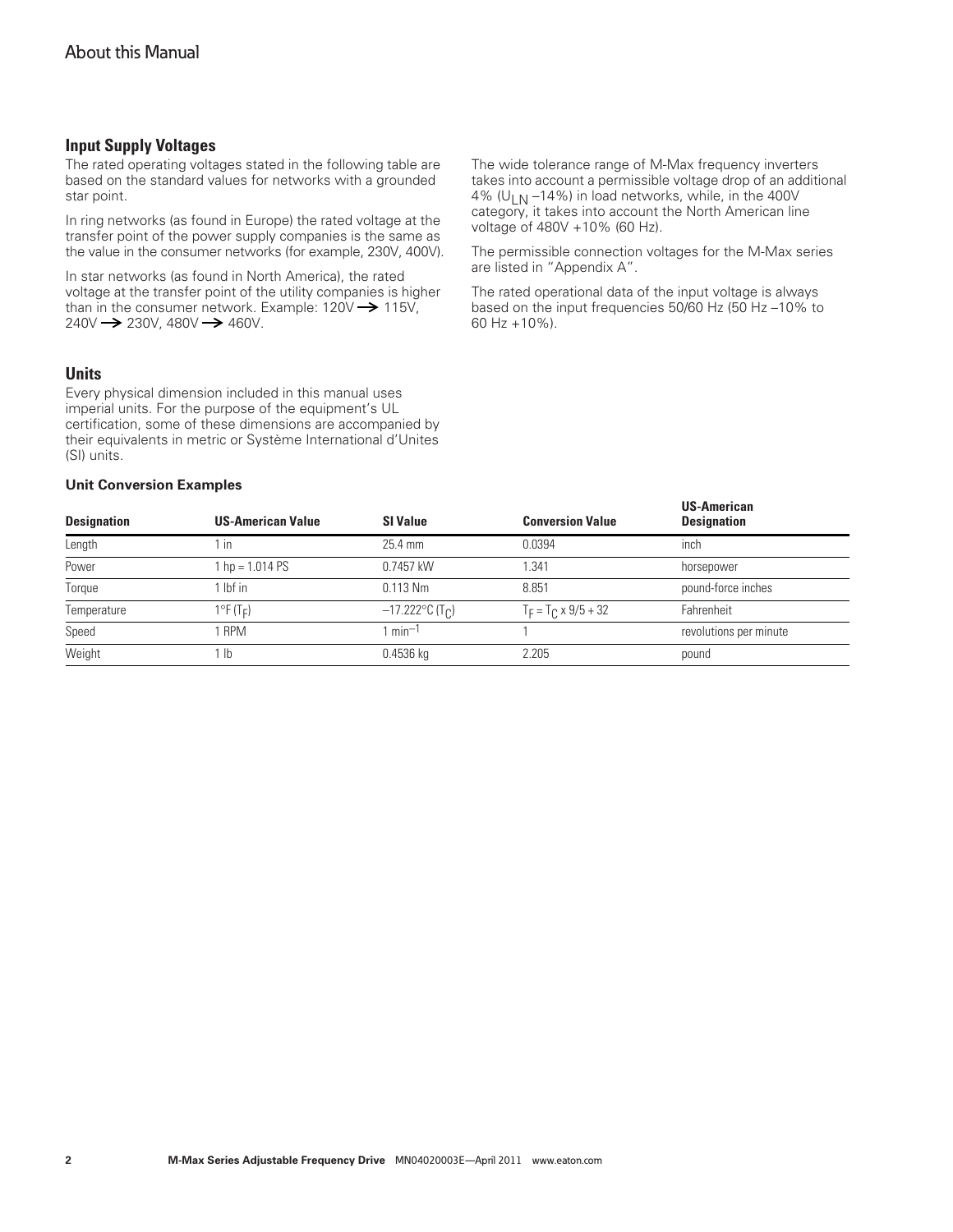## Input Supply Voltages

The rated operating voltages stated in the following table are based on the standard values for networks with a grounded star point.

In ring networks (as found in Europe) the rated voltage at the transfer point of the power supply companies is the same as the value in the consumer networks (for example, 230V, 400V).

In star networks (as found in North America), the rated voltage at the transfer point of the utility companies is higher than in the consumer network. Example: 120V → 115V, 240V → 230V, 480V → 460V.

The wide tolerance range of M-Max frequency inverters takes into account a permissible voltage drop of an additional 4% ($U_{LN}$ –14%) in load networks, while, in the 400V category, it takes into account the North American line voltage of 480V +10% (60 Hz).

The permissible connection voltages for the M-Max series are listed in "Appendix A".

The rated operational data of the input voltage is always based on the input frequencies 50/60 Hz (50 Hz –10% to 60 Hz +10%).

## Units

Every physical dimension included in this manual uses imperial units. For the purpose of the equipment's UL certification, some of these dimensions are accompanied by their equivalents in metric or Système International d'Unites (SI) units.

### Unit Conversion Examples

| Designation | US-American Value | SI Value | Conversion Value | US-American Designation |
|---|---|---|---|---|
| Length | 1 in | 25.4 mm | 0.0394 | inch |
| Power | 1 hp = 1.014 PS | 0.7457 kW | 1.341 | horsepower |
| Torque | 1 lbf in | 0.113 Nm | 8.851 | pound-force inches |
| Temperature | 1°F ($T_F$) | –17.222°C ($T_C$) | $T_F = T_C \times 9/5 + 32$ | Fahrenheit |
| Speed | 1 RPM | 1 $min^{-1}$ | 1 | revolutions per minute |
| Weight | 1 lb | 0.4536 kg | 2.205 | pound |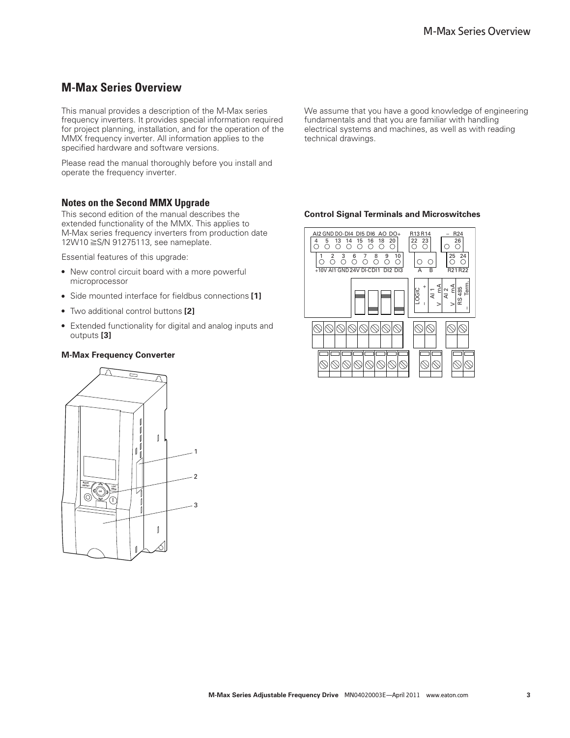## M-Max Series Overview

This manual provides a description of the M-Max series frequency inverters. It provides special information required for project planning, installation, and for the operation of the MMX frequency inverter. All information applies to the specified hardware and software versions.

Please read the manual thoroughly before you install and operate the frequency inverter.

We assume that you have a good knowledge of engineering fundamentals and that you are familiar with handling electrical systems and machines, as well as with reading technical drawings.

### Notes on the Second MMX Upgrade

This second edition of the manual describes the extended functionality of the MMX. This applies to M-Max series frequency inverters from production date 12W10 ≧S/N 91275113, see nameplate.

Essential features of this upgrade:

- New control circuit board with a more powerful microprocessor
- Side mounted interface for fieldbus connections **[1]**
- Two additional control buttons **[2]**
- Extended functionality for digital and analog inputs and outputs **[3]**

#### M-Max Frequency Converter

#### Control Signal Terminals and Microswitches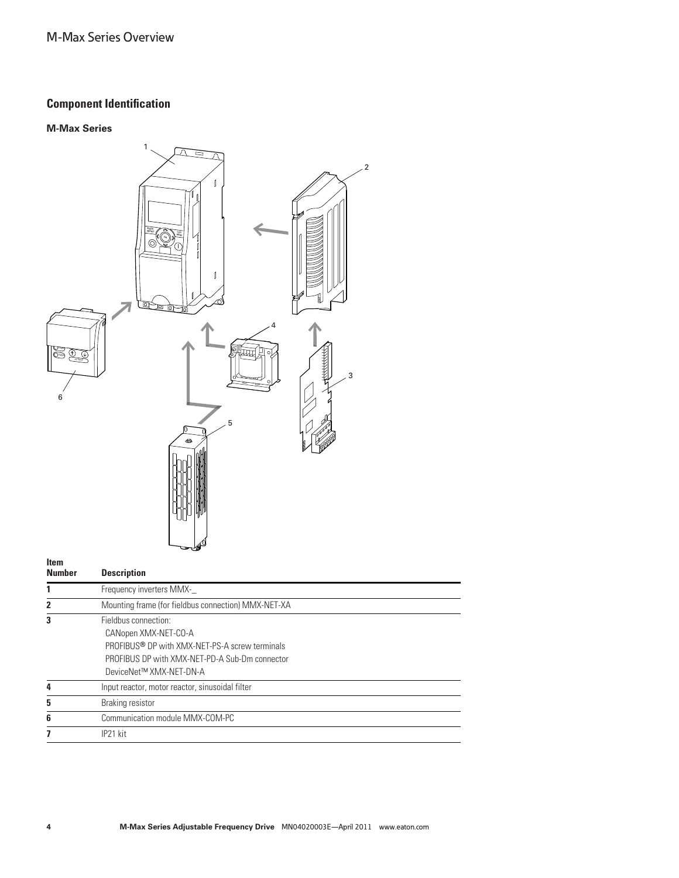## Component Identification

### M-Max Series

| Item Number | Description |
| --- | --- |
| 1 | Frequency inverters MMX-_ |
| 2 | Mounting frame (for fieldbus connection) MMX-NET-XA |
| 3 | Fieldbus connection:<br>CANopen XMX-NET-CO-A<br>PROFIBUS® DP with XMX-NET-PS-A screw terminals<br>PROFIBUS DP with XMX-NET-PD-A Sub-Dm connector<br>DeviceNet™ XMX-NET-DN-A |
| 4 | Input reactor, motor reactor, sinusoidal filter |
| 5 | Braking resistor |
| 6 | Communication module MMX-COM-PC |
| 7 | IP21 kit |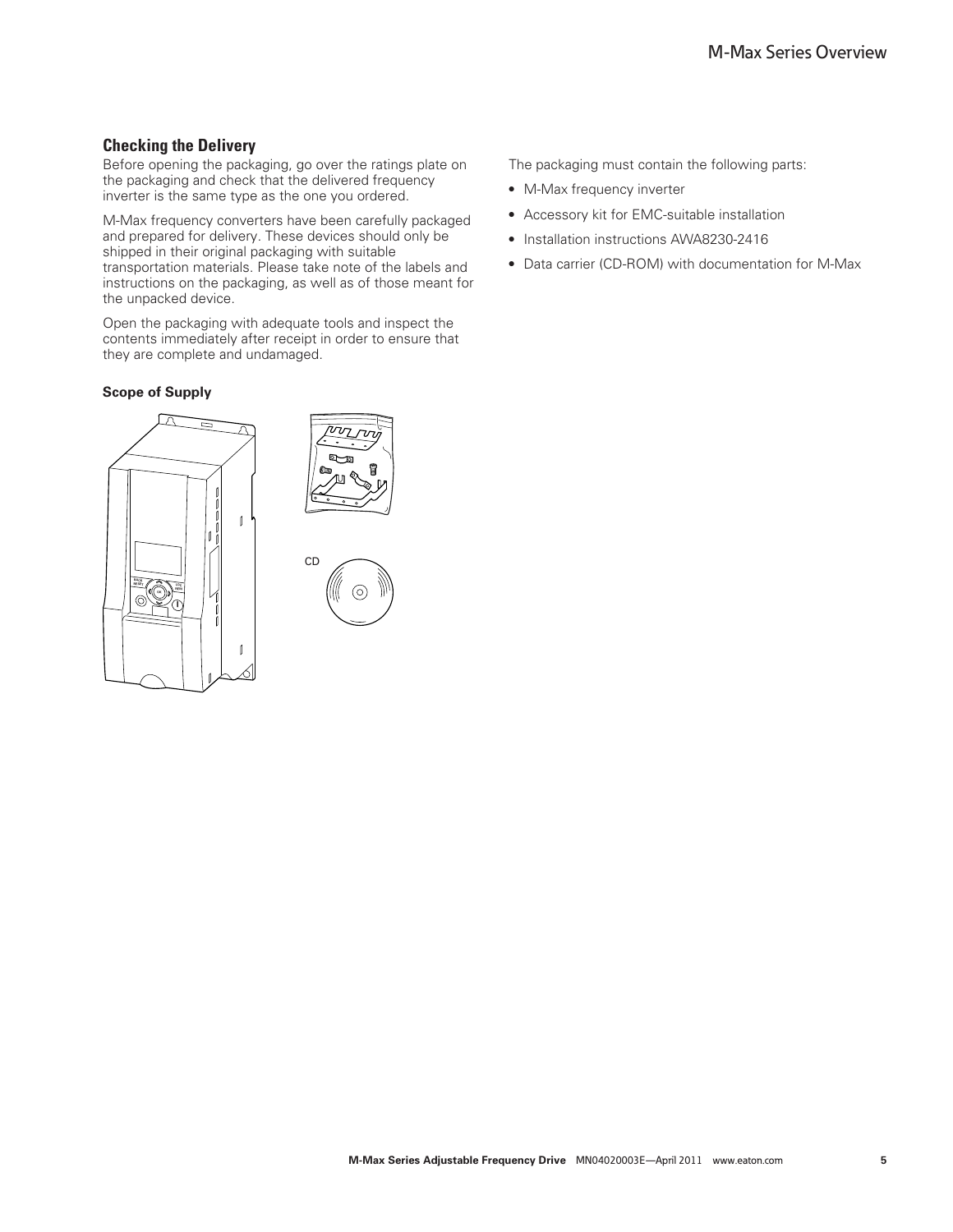## Checking the Delivery

Before opening the packaging, go over the ratings plate on the packaging and check that the delivered frequency inverter is the same type as the one you ordered.

M-Max frequency converters have been carefully packaged and prepared for delivery. These devices should only be shipped in their original packaging with suitable transportation materials. Please take note of the labels and instructions on the packaging, as well as of those meant for the unpacked device.

Open the packaging with adequate tools and inspect the contents immediately after receipt in order to ensure that they are complete and undamaged.

**Scope of Supply**

CD

The packaging must contain the following parts:

- M-Max frequency inverter
- Accessory kit for EMC-suitable installation
- Installation instructions AWA8230-2416
- Data carrier (CD-ROM) with documentation for M-Max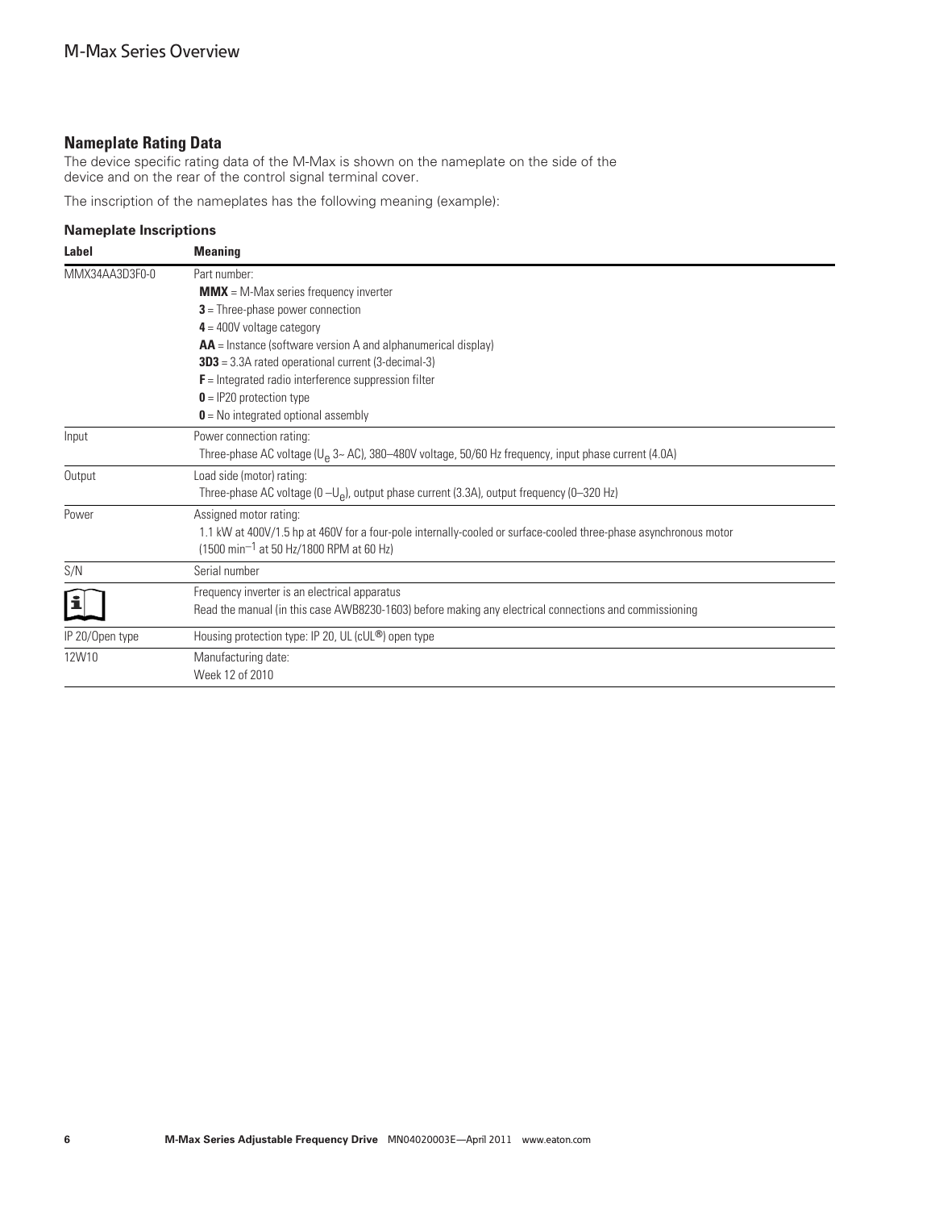## Nameplate Rating Data

The device specific rating data of the M-Max is shown on the nameplate on the side of the device and on the rear of the control signal terminal cover.

The inscription of the nameplates has the following meaning (example):

### Nameplate Inscriptions

| Label | Meaning |
|---|---|
| MMX34AA3D3F0-0 | Part number:<br>**MMX** = M-Max series frequency inverter<br>**3** = Three-phase power connection<br>**4** = 400V voltage category<br>**AA** = Instance (software version A and alphanumerical display)<br>**3D3** = 3.3A rated operational current (3-decimal-3)<br>**F** = Integrated radio interference suppression filter<br>**0** = IP20 protection type<br>**0** = No integrated optional assembly |
| Input | Power connection rating:<br>Three-phase AC voltage ($U_e$ 3~ AC), 380–480V voltage, 50/60 Hz frequency, input phase current (4.0A) |
| Output | Load side (motor) rating:<br>Three-phase AC voltage (0 –$U_e$), output phase current (3.3A), output frequency (0–320 Hz) |
| Power | Assigned motor rating:<br>1.1 kW at 400V/1.5 hp at 460V for a four-pole internally-cooled or surface-cooled three-phase asynchronous motor (1500 $min^{-1}$ at 50 Hz/1800 RPM at 60 Hz) |
| S/N | Serial number |
| (i) | Frequency inverter is an electrical apparatus<br>Read the manual (in this case AWB8230-1603) before making any electrical connections and commissioning |
| IP 20/Open type | Housing protection type: IP 20, UL (cUL®) open type |
| 12W10 | Manufacturing date:<br>Week 12 of 2010 |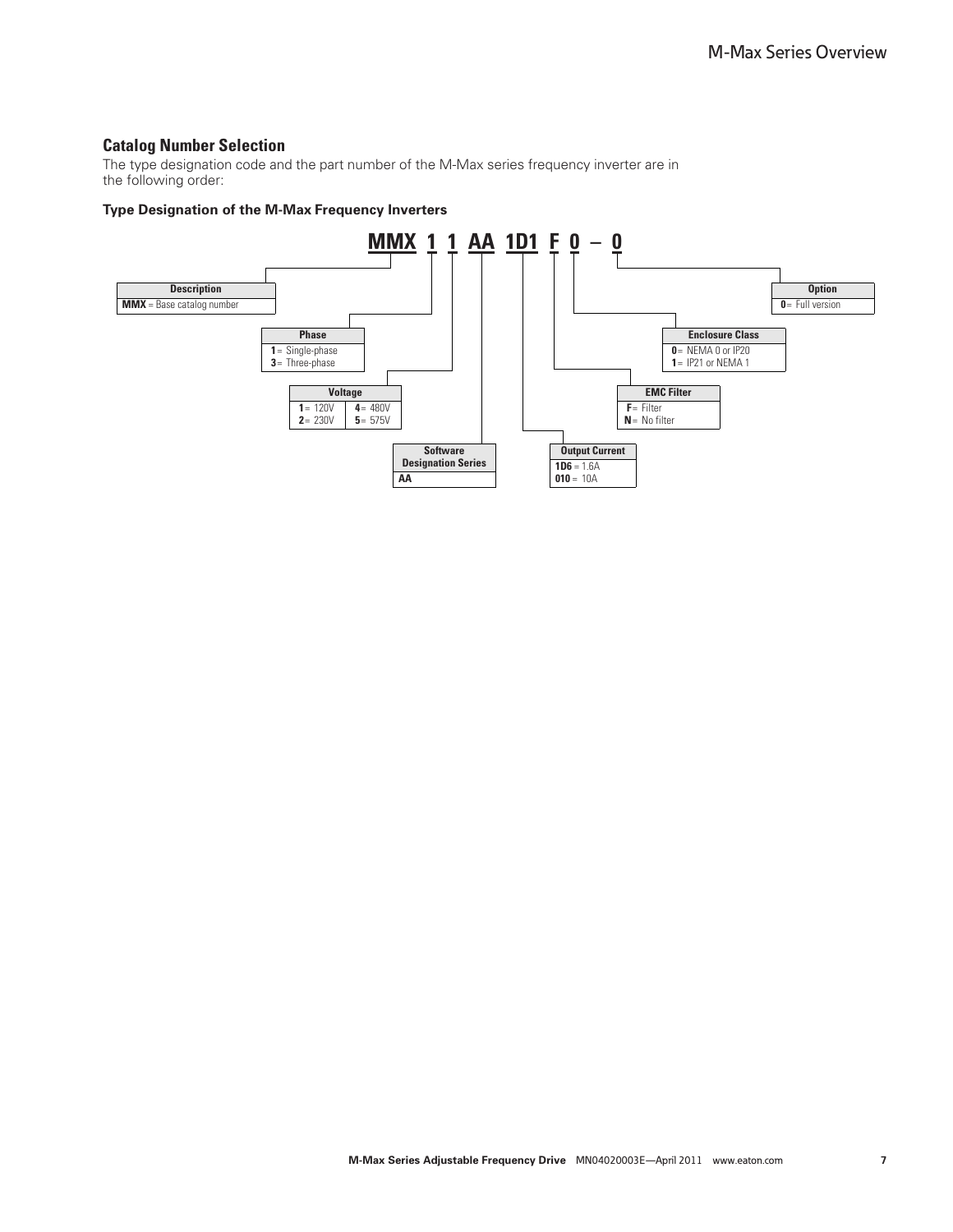## Catalog Number Selection

The type designation code and the part number of the M-Max series frequency inverter are in the following order:

### Type Designation of the M-Max Frequency Inverters

**MMX 1 1 AA 1D1 F 0 – 0**

| Field | Code | Meaning |
| --- | --- | --- |
| Description | **MMX** | Base catalog number |
| Phase | **1** | Single-phase |
| | **3** | Three-phase |
| Voltage | **1** | 120V |
| | **2** | 230V |
| | **4** | 480V |
| | **5** | 575V |
| Software Designation Series | **AA** | |
| Output Current | **1D6** | 1.6A |
| | **010** | 10A |
| EMC Filter | **F** | Filter |
| | **N** | No filter |
| Enclosure Class | **0** | NEMA 0 or IP20 |
| | **1** | IP21 or NEMA 1 |
| Option | **0** | Full version |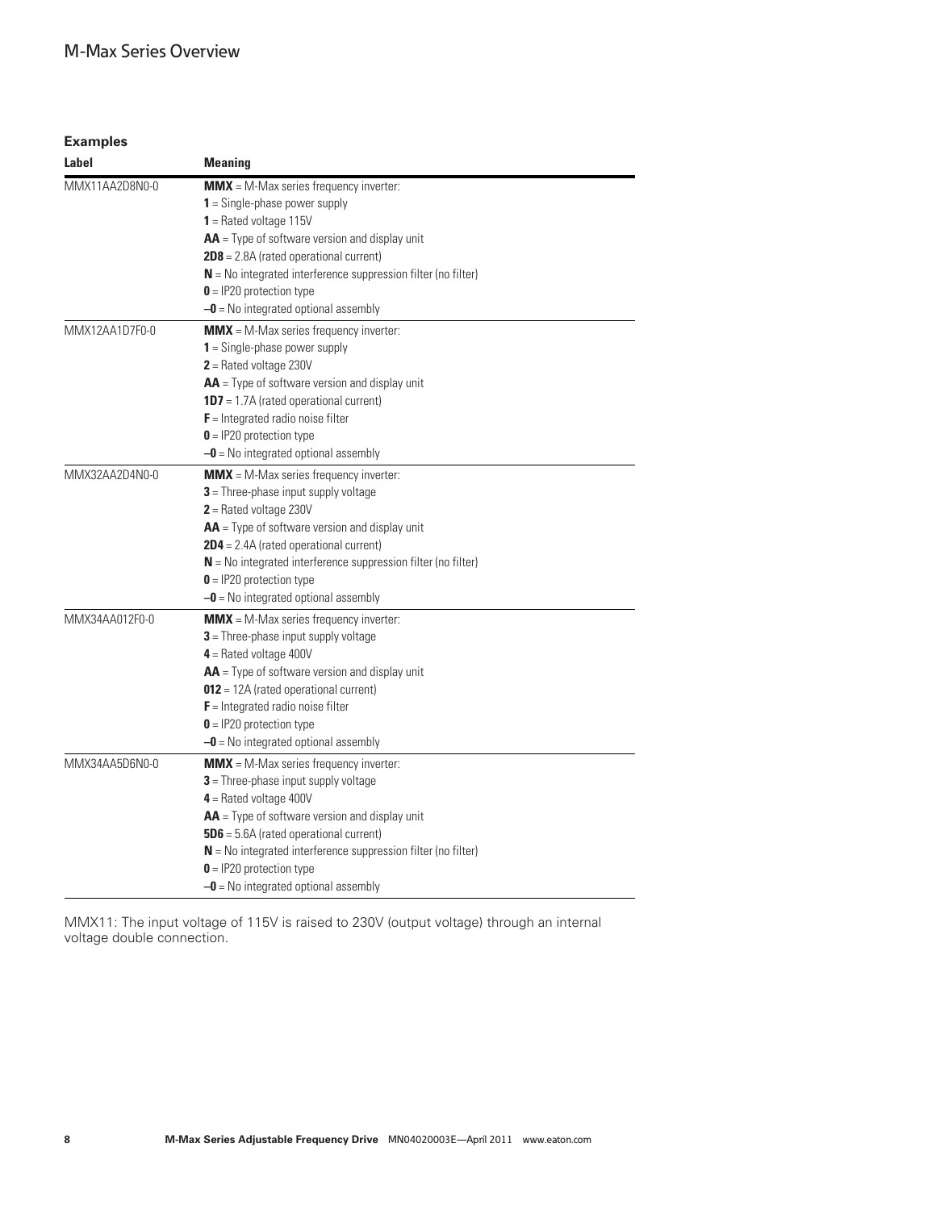### Examples

| Label | Meaning |
|---|---|
| MMX11AA2D8N0-0 | **MMX** = M-Max series frequency inverter:<br>**1** = Single-phase power supply<br>**1** = Rated voltage 115V<br>**AA** = Type of software version and display unit<br>**2D8** = 2.8A (rated operational current)<br>**N** = No integrated interference suppression filter (no filter)<br>**0** = IP20 protection type<br>**–0** = No integrated optional assembly |
| MMX12AA1D7F0-0 | **MMX** = M-Max series frequency inverter:<br>**1** = Single-phase power supply<br>**2** = Rated voltage 230V<br>**AA** = Type of software version and display unit<br>**1D7** = 1.7A (rated operational current)<br>**F** = Integrated radio noise filter<br>**0** = IP20 protection type<br>**–0** = No integrated optional assembly |
| MMX32AA2D4N0-0 | **MMX** = M-Max series frequency inverter:<br>**3** = Three-phase input supply voltage<br>**2** = Rated voltage 230V<br>**AA** = Type of software version and display unit<br>**2D4** = 2.4A (rated operational current)<br>**N** = No integrated interference suppression filter (no filter)<br>**0** = IP20 protection type<br>**–0** = No integrated optional assembly |
| MMX34AA012F0-0 | **MMX** = M-Max series frequency inverter:<br>**3** = Three-phase input supply voltage<br>**4** = Rated voltage 400V<br>**AA** = Type of software version and display unit<br>**012** = 12A (rated operational current)<br>**F** = Integrated radio noise filter<br>**0** = IP20 protection type<br>**–0** = No integrated optional assembly |
| MMX34AA5D6N0-0 | **MMX** = M-Max series frequency inverter:<br>**3** = Three-phase input supply voltage<br>**4** = Rated voltage 400V<br>**AA** = Type of software version and display unit<br>**5D6** = 5.6A (rated operational current)<br>**N** = No integrated interference suppression filter (no filter)<br>**0** = IP20 protection type<br>**–0** = No integrated optional assembly |

MMX11: The input voltage of 115V is raised to 230V (output voltage) through an internal voltage double connection.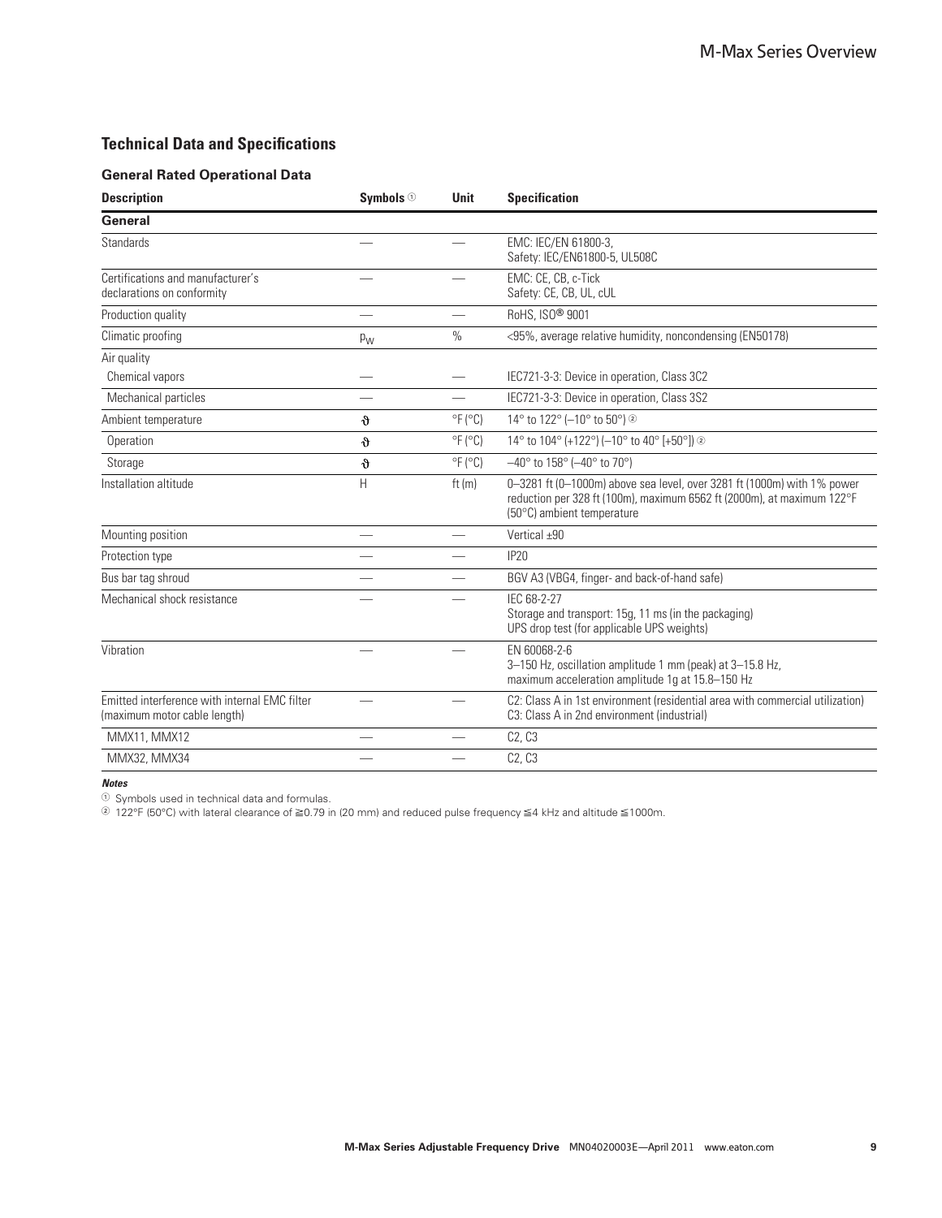## Technical Data and Specifications

### General Rated Operational Data

| Description | Symbols ① | Unit | Specification |
|---|---|---|---|
| **General** | | | |
| Standards | — | — | EMC: IEC/EN 61800-3,<br>Safety: IEC/EN61800-5, UL508C |
| Certifications and manufacturer's declarations on conformity | — | — | EMC: CE, CB, c-Tick<br>Safety: CE, CB, UL, cUL |
| Production quality | — | — | RoHS, ISO® 9001 |
| Climatic proofing | $p_W$ | % | <95%, average relative humidity, noncondensing (EN50178) |
| Air quality | | | |
| Chemical vapors | — | — | IEC721-3-3: Device in operation, Class 3C2 |
| Mechanical particles | — | — | IEC721-3-3: Device in operation, Class 3S2 |
| Ambient temperature | $\vartheta$ | °F (°C) | 14° to 122° (–10° to 50°) ② |
| Operation | $\vartheta$ | °F (°C) | 14° to 104° (+122°) (–10° to 40° [+50°]) ② |
| Storage | $\vartheta$ | °F (°C) | –40° to 158° (–40° to 70°) |
| Installation altitude | H | ft (m) | 0–3281 ft (0–1000m) above sea level, over 3281 ft (1000m) with 1% power reduction per 328 ft (100m), maximum 6562 ft (2000m), at maximum 122°F (50°C) ambient temperature |
| Mounting position | — | — | Vertical ±90 |
| Protection type | — | — | IP20 |
| Bus bar tag shroud | — | — | BGV A3 (VBG4, finger- and back-of-hand safe) |
| Mechanical shock resistance | — | — | IEC 68-2-27<br>Storage and transport: 15g, 11 ms (in the packaging)<br>UPS drop test (for applicable UPS weights) |
| Vibration | — | — | EN 60068-2-6<br>3–150 Hz, oscillation amplitude 1 mm (peak) at 3–15.8 Hz,<br>maximum acceleration amplitude 1g at 15.8–150 Hz |
| Emitted interference with internal EMC filter (maximum motor cable length) | — | — | C2: Class A in 1st environment (residential area with commercial utilization)<br>C3: Class A in 2nd environment (industrial) |
| MMX11, MMX12 | — | — | C2, C3 |
| MMX32, MMX34 | — | — | C2, C3 |

***Notes***

① Symbols used in technical data and formulas.

② 122°F (50°C) with lateral clearance of ≧0.79 in (20 mm) and reduced pulse frequency ≦4 kHz and altitude ≦1000m.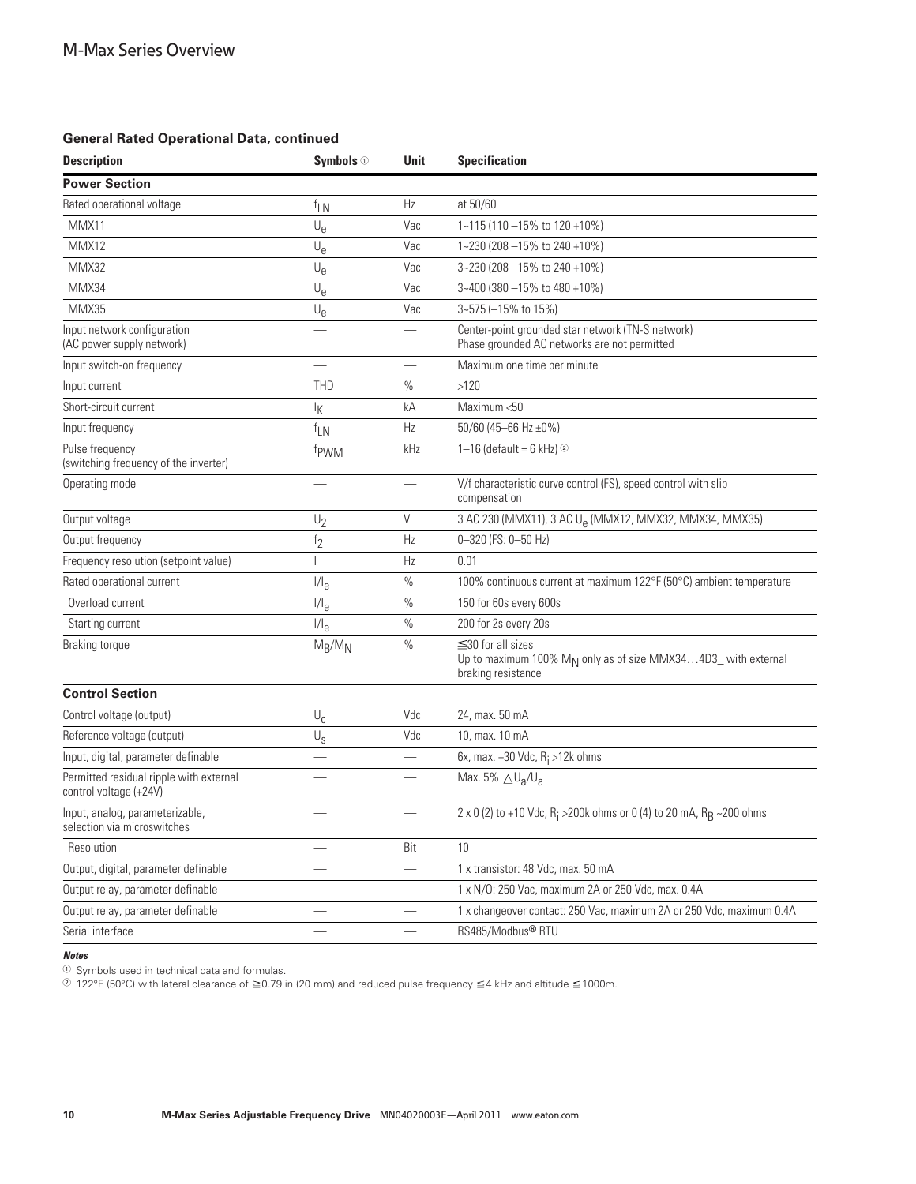## General Rated Operational Data, continued

| Description | Symbols [1] | Unit | Specification |
|---|---|---|---|
| **Power Section** | | | |
| Rated operational voltage | $f_{LN}$ | Hz | at 50/60 |
| MMX11 | $U_e$ | Vac | 1~115 (110 –15% to 120 +10%) |
| MMX12 | $U_e$ | Vac | 1~230 (208 –15% to 240 +10%) |
| MMX32 | $U_e$ | Vac | 3~230 (208 –15% to 240 +10%) |
| MMX34 | $U_e$ | Vac | 3~400 (380 –15% to 480 +10%) |
| MMX35 | $U_e$ | Vac | 3~575 (–15% to 15%) |
| Input network configuration (AC power supply network) | — | — | Center-point grounded star network (TN-S network) Phase grounded AC networks are not permitted |
| Input switch-on frequency | — | — | Maximum one time per minute |
| Input current | THD | % | >120 |
| Short-circuit current | $I_K$ | kA | Maximum <50 |
| Input frequency | $f_{LN}$ | Hz | 50/60 (45–66 Hz ±0%) |
| Pulse frequency (switching frequency of the inverter) | $f_{PWM}$ | kHz | 1–16 (default = 6 kHz) [2] |
| Operating mode | — | — | V/f characteristic curve control (FS), speed control with slip compensation |
| Output voltage | $U_2$ | V | 3 AC 230 (MMX11), 3 AC $U_e$ (MMX12, MMX32, MMX34, MMX35) |
| Output frequency | $f_2$ | Hz | 0–320 (FS: 0–50 Hz) |
| Frequency resolution (setpoint value) | I | Hz | 0.01 |
| Rated operational current | $I/I_e$ | % | 100% continuous current at maximum 122°F (50°C) ambient temperature |
| Overload current | $I/I_e$ | % | 150 for 60s every 600s |
| Starting current | $I/I_e$ | % | 200 for 2s every 20s |
| Braking torque | $M_B/M_N$ | % | ≦30 for all sizes<br>Up to maximum 100% $M_N$ only as of size MMX34…4D3_ with external braking resistance |
| **Control Section** | | | |
| Control voltage (output) | $U_c$ | Vdc | 24, max. 50 mA |
| Reference voltage (output) | $U_s$ | Vdc | 10, max. 10 mA |
| Input, digital, parameter definable | — | — | 6x, max. +30 Vdc, $R_i$ >12k ohms |
| Permitted residual ripple with external control voltage (+24V) | — | — | Max. 5% $\triangle U_a/U_a$ |
| Input, analog, parameterizable, selection via microswitches | — | — | 2 x 0 (2) to +10 Vdc, $R_i$ >200k ohms or 0 (4) to 20 mA, $R_B$ ~200 ohms |
| Resolution | — | Bit | 10 |
| Output, digital, parameter definable | — | — | 1 x transistor: 48 Vdc, max. 50 mA |
| Output relay, parameter definable | — | — | 1 x N/O: 250 Vac, maximum 2A or 250 Vdc, max. 0.4A |
| Output relay, parameter definable | — | — | 1 x changeover contact: 250 Vac, maximum 2A or 250 Vdc, maximum 0.4A |
| Serial interface | — | — | RS485/Modbus® RTU |

***Notes***

[1] Symbols used in technical data and formulas.

[2] 122°F (50°C) with lateral clearance of ≧0.79 in (20 mm) and reduced pulse frequency ≦4 kHz and altitude ≦1000m.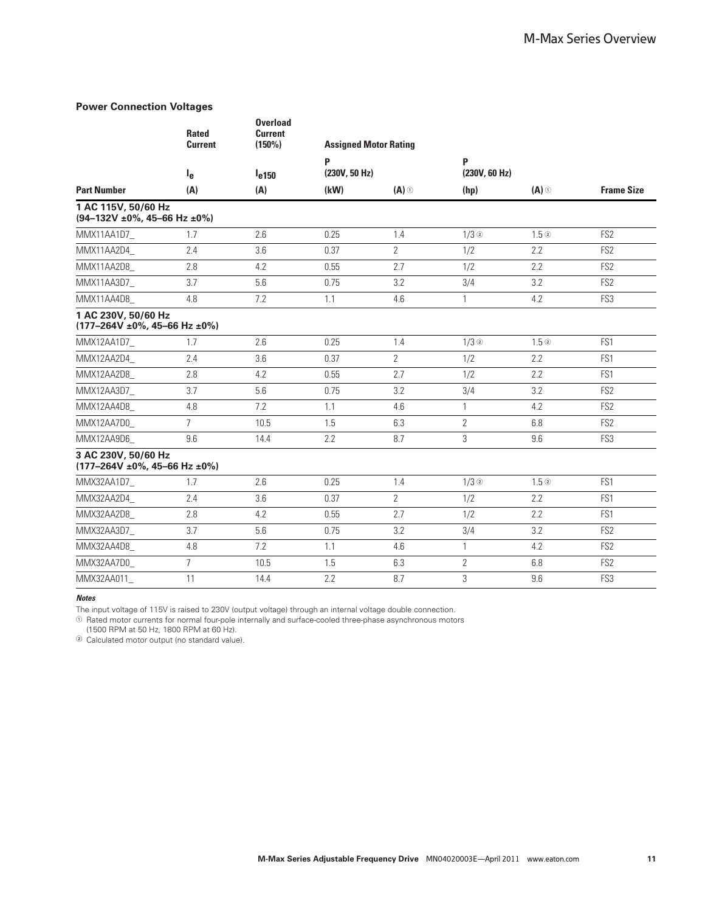### Power Connection Voltages

| | Rated Current | Overload Current (150%) | Assigned Motor Rating | | | | |
|---|---|---|---|---|---|---|---|
| | $I_e$ | $I_{e150}$ | P (230V, 50 Hz) | | P (230V, 60 Hz) | | |
| **Part Number** | **(A)** | **(A)** | **(kW)** | **(A)** ① | **(hp)** | **(A)** ① | **Frame Size** |
| **1 AC 115V, 50/60 Hz (94–132V ±0%, 45–66 Hz ±0%)** | | | | | | | |
| MMX11AA1D7_ | 1.7 | 2.6 | 0.25 | 1.4 | 1/3 ② | 1.5 ② | FS2 |
| MMX11AA2D4_ | 2.4 | 3.6 | 0.37 | 2 | 1/2 | 2.2 | FS2 |
| MMX11AA2D8_ | 2.8 | 4.2 | 0.55 | 2.7 | 1/2 | 2.2 | FS2 |
| MMX11AA3D7_ | 3.7 | 5.6 | 0.75 | 3.2 | 3/4 | 3.2 | FS2 |
| MMX11AA4D8_ | 4.8 | 7.2 | 1.1 | 4.6 | 1 | 4.2 | FS3 |
| **1 AC 230V, 50/60 Hz (177–264V ±0%, 45–66 Hz ±0%)** | | | | | | | |
| MMX12AA1D7_ | 1.7 | 2.6 | 0.25 | 1.4 | 1/3 ② | 1.5 ② | FS1 |
| MMX12AA2D4_ | 2.4 | 3.6 | 0.37 | 2 | 1/2 | 2.2 | FS1 |
| MMX12AA2D8_ | 2.8 | 4.2 | 0.55 | 2.7 | 1/2 | 2.2 | FS1 |
| MMX12AA3D7_ | 3.7 | 5.6 | 0.75 | 3.2 | 3/4 | 3.2 | FS2 |
| MMX12AA4D8_ | 4.8 | 7.2 | 1.1 | 4.6 | 1 | 4.2 | FS2 |
| MMX12AA7D0_ | 7 | 10.5 | 1.5 | 6.3 | 2 | 6.8 | FS2 |
| MMX12AA9D6_ | 9.6 | 14.4 | 2.2 | 8.7 | 3 | 9.6 | FS3 |
| **3 AC 230V, 50/60 Hz (177–264V ±0%, 45–66 Hz ±0%)** | | | | | | | |
| MMX32AA1D7_ | 1.7 | 2.6 | 0.25 | 1.4 | 1/3 ② | 1.5 ② | FS1 |
| MMX32AA2D4_ | 2.4 | 3.6 | 0.37 | 2 | 1/2 | 2.2 | FS1 |
| MMX32AA2D8_ | 2.8 | 4.2 | 0.55 | 2.7 | 1/2 | 2.2 | FS1 |
| MMX32AA3D7_ | 3.7 | 5.6 | 0.75 | 3.2 | 3/4 | 3.2 | FS2 |
| MMX32AA4D8_ | 4.8 | 7.2 | 1.1 | 4.6 | 1 | 4.2 | FS2 |
| MMX32AA7D0_ | 7 | 10.5 | 1.5 | 6.3 | 2 | 6.8 | FS2 |
| MMX32AA011_ | 11 | 14.4 | 2.2 | 8.7 | 3 | 9.6 | FS3 |

***Notes***

The input voltage of 115V is raised to 230V (output voltage) through an internal voltage double connection.

① Rated motor currents for normal four-pole internally and surface-cooled three-phase asynchronous motors (1500 RPM at 50 Hz, 1800 RPM at 60 Hz).

② Calculated motor output (no standard value).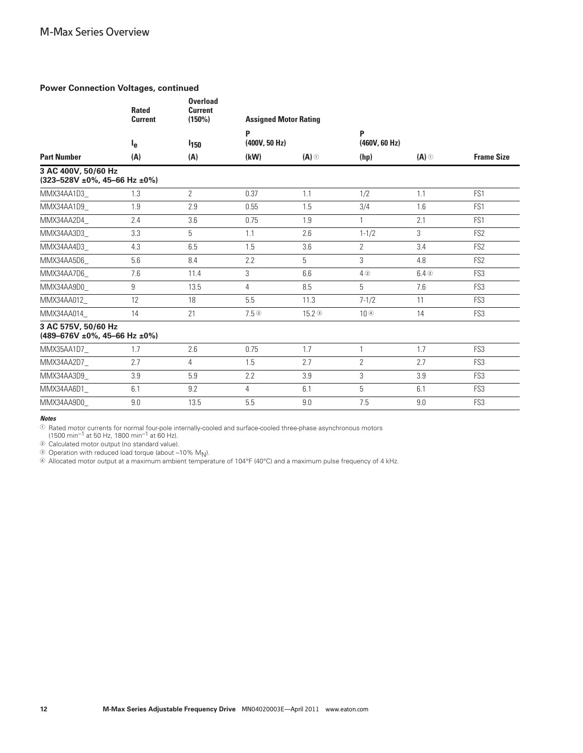## Power Connection Voltages, continued

| Part Number | Rated Current $I_e$ (A) | Overload Current (150%) $I_{150}$ (A) | Assigned Motor Rating P (400V, 50 Hz) (kW) | (A) ① | P (460V, 60 Hz) (hp) | (A) ① | Frame Size |
|---|---|---|---|---|---|---|---|
| **3 AC 400V, 50/60 Hz (323–528V ±0%, 45–66 Hz ±0%)** | | | | | | | |
| MMX34AA1D3_ | 1.3 | 2 | 0.37 | 1.1 | 1/2 | 1.1 | FS1 |
| MMX34AA1D9_ | 1.9 | 2.9 | 0.55 | 1.5 | 3/4 | 1.6 | FS1 |
| MMX34AA2D4_ | 2.4 | 3.6 | 0.75 | 1.9 | 1 | 2.1 | FS1 |
| MMX34AA3D3_ | 3.3 | 5 | 1.1 | 2.6 | 1-1/2 | 3 | FS2 |
| MMX34AA4D3_ | 4.3 | 6.5 | 1.5 | 3.6 | 2 | 3.4 | FS2 |
| MMX34AA5D6_ | 5.6 | 8.4 | 2.2 | 5 | 3 | 4.8 | FS2 |
| MMX34AA7D6_ | 7.6 | 11.4 | 3 | 6.6 | 4 ② | 6.4 ② | FS3 |
| MMX34AA9D0_ | 9 | 13.5 | 4 | 8.5 | 5 | 7.6 | FS3 |
| MMX34AA012_ | 12 | 18 | 5.5 | 11.3 | 7-1/2 | 11 | FS3 |
| MMX34AA014_ | 14 | 21 | 7.5 ② | 15.2 ③ | 10 ④ | 14 | FS3 |
| **3 AC 575V, 50/60 Hz (489–676V ±0%, 45–66 Hz ±0%)** | | | | | | | |
| MMX35AA1D7_ | 1.7 | 2.6 | 0.75 | 1.7 | 1 | 1.7 | FS3 |
| MMX34AA2D7_ | 2.7 | 4 | 1.5 | 2.7 | 2 | 2.7 | FS3 |
| MMX34AA3D9_ | 3.9 | 5.9 | 2.2 | 3.9 | 3 | 3.9 | FS3 |
| MMX34AA6D1_ | 6.1 | 9.2 | 4 | 6.1 | 5 | 6.1 | FS3 |
| MMX34AA9D0_ | 9.0 | 13.5 | 5.5 | 9.0 | 7.5 | 9.0 | FS3 |

***Notes***

① Rated motor currents for normal four-pole internally-cooled and surface-cooled three-phase asynchronous motors (1500 $min^{-1}$ at 50 Hz, 1800 $min^{-1}$ at 60 Hz).

② Calculated motor output (no standard value).

③ Operation with reduced load torque (about –10% $M_N$).

④ Allocated motor output at a maximum ambient temperature of 104°F (40°C) and a maximum pulse frequency of 4 kHz.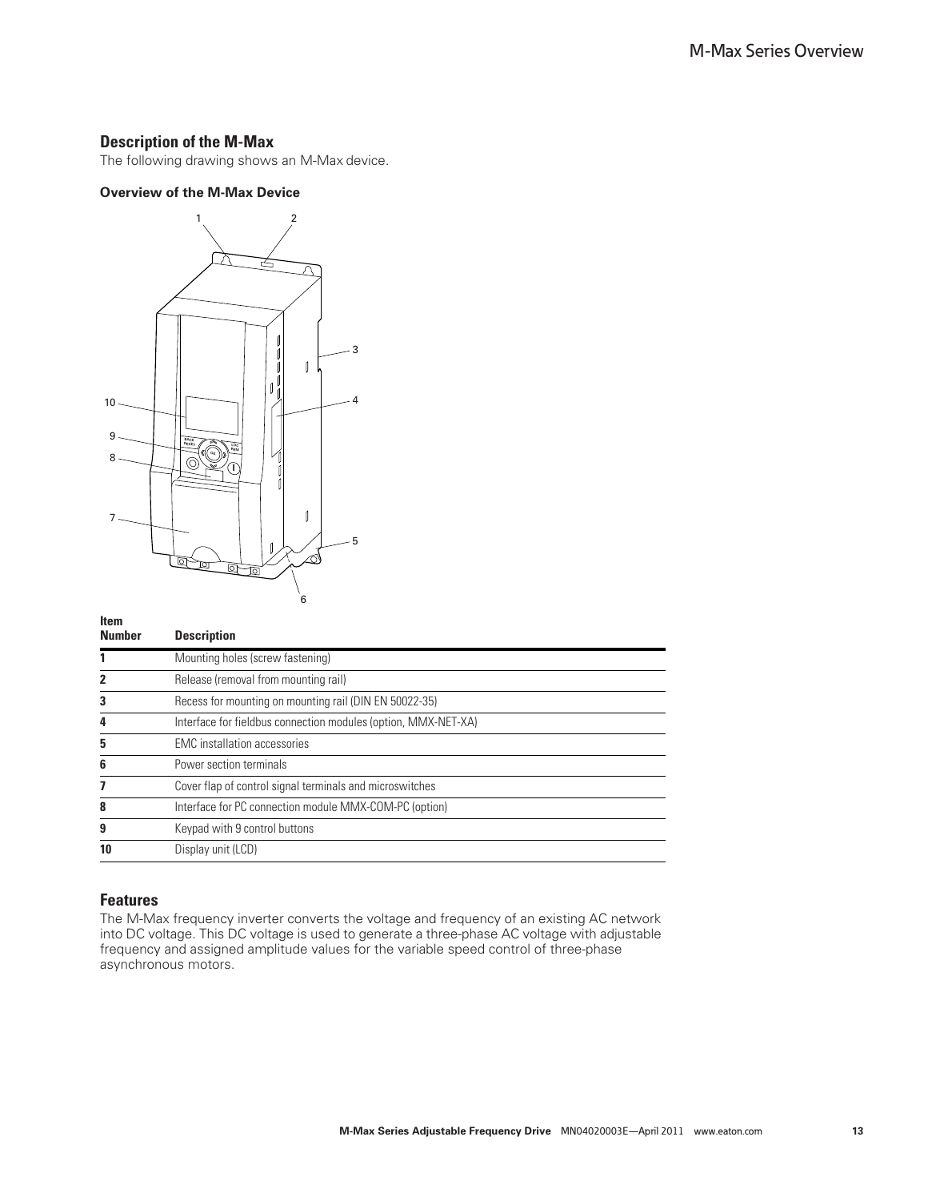## Description of the M-Max

The following drawing shows an M-Max device.

**Overview of the M-Max Device**

| Item Number | Description |
|---|---|
| 1 | Mounting holes (screw fastening) |
| 2 | Release (removal from mounting rail) |
| 3 | Recess for mounting on mounting rail (DIN EN 50022-35) |
| 4 | Interface for fieldbus connection modules (option, MMX-NET-XA) |
| 5 | EMC installation accessories |
| 6 | Power section terminals |
| 7 | Cover flap of control signal terminals and microswitches |
| 8 | Interface for PC connection module MMX-COM-PC (option) |
| 9 | Keypad with 9 control buttons |
| 10 | Display unit (LCD) |

## Features

The M-Max frequency inverter converts the voltage and frequency of an existing AC network into DC voltage. This DC voltage is used to generate a three-phase AC voltage with adjustable frequency and assigned amplitude values for the variable speed control of three-phase asynchronous motors.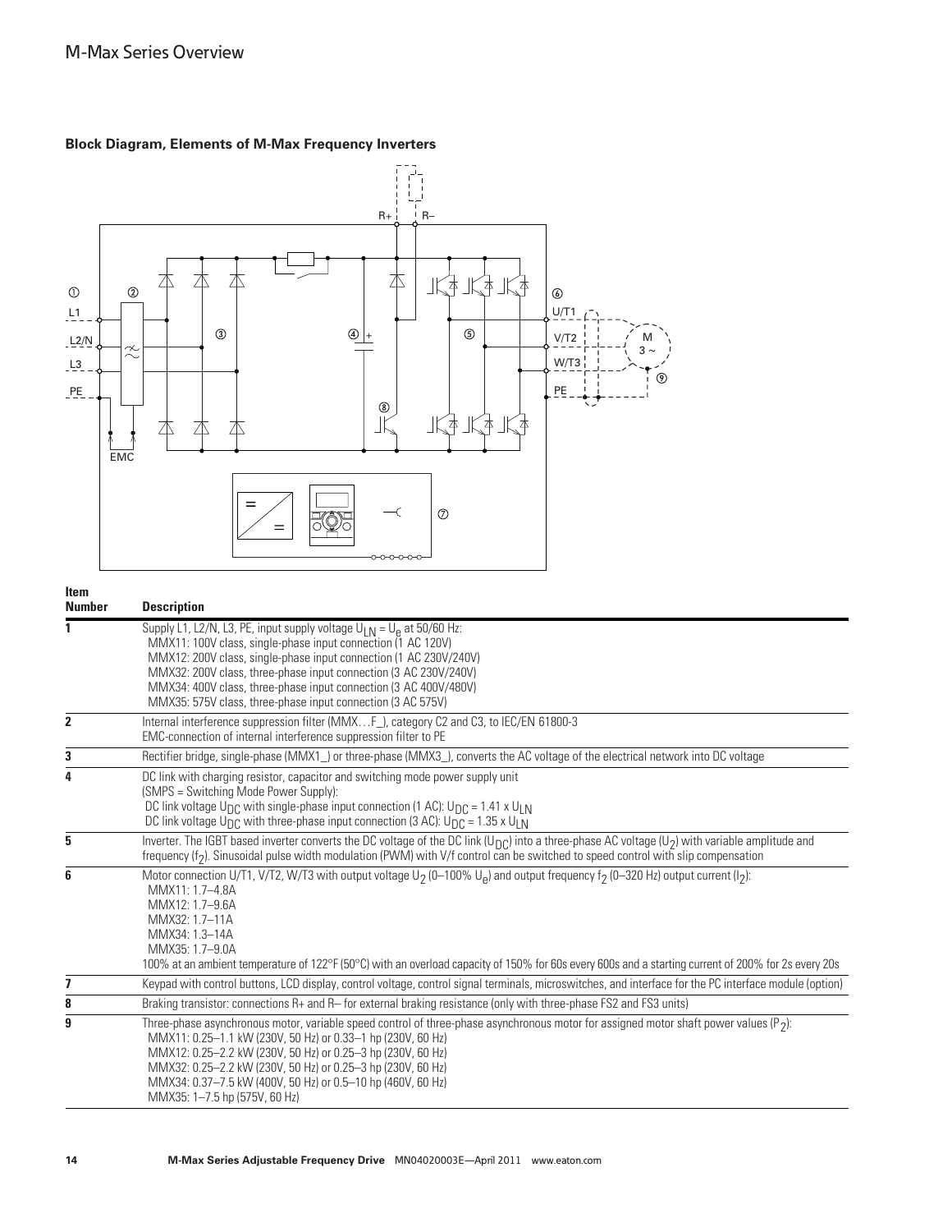### Block Diagram, Elements of M-Max Frequency Inverters

| Item Number | Description |
|---|---|
| 1 | Supply L1, L2/N, L3, PE, input supply voltage $U_{LN} = U_e$ at 50/60 Hz:<br>MMX11: 100V class, single-phase input connection (1 AC 120V)<br>MMX12: 200V class, single-phase input connection (1 AC 230V/240V)<br>MMX32: 200V class, three-phase input connection (3 AC 230V/240V)<br>MMX34: 400V class, three-phase input connection (3 AC 400V/480V)<br>MMX35: 575V class, three-phase input connection (3 AC 575V) |
| 2 | Internal interference suppression filter (MMX…F_), category C2 and C3, to IEC/EN 61800-3<br>EMC-connection of internal interference suppression filter to PE |
| 3 | Rectifier bridge, single-phase (MMX1_) or three-phase (MMX3_), converts the AC voltage of the electrical network into DC voltage |
| 4 | DC link with charging resistor, capacitor and switching mode power supply unit<br>(SMPS = Switching Mode Power Supply):<br>DC link voltage $U_{DC}$ with single-phase input connection (1 AC): $U_{DC} = 1.41 \times U_{LN}$<br>DC link voltage $U_{DC}$ with three-phase input connection (3 AC): $U_{DC} = 1.35 \times U_{LN}$ |
| 5 | Inverter. The IGBT based inverter converts the DC voltage of the DC link ($U_{DC}$) into a three-phase AC voltage ($U_2$) with variable amplitude and frequency ($f_2$). Sinusoidal pulse width modulation (PWM) with V/f control can be switched to speed control with slip compensation |
| 6 | Motor connection U/T1, V/T2, W/T3 with output voltage $U_2$ (0–100% $U_e$) and output frequency $f_2$ (0–320 Hz) output current ($I_2$):<br>MMX11: 1.7–4.8A<br>MMX12: 1.7–9.6A<br>MMX32: 1.7–11A<br>MMX34: 1.3–14A<br>MMX35: 1.7–9.0A<br>100% at an ambient temperature of 122°F (50°C) with an overload capacity of 150% for 60s every 600s and a starting current of 200% for 2s every 20s |
| 7 | Keypad with control buttons, LCD display, control voltage, control signal terminals, microswitches, and interface for the PC interface module (option) |
| 8 | Braking transistor: connections R+ and R– for external braking resistance (only with three-phase FS2 and FS3 units) |
| 9 | Three-phase asynchronous motor, variable speed control of three-phase asynchronous motor for assigned motor shaft power values ($P_2$):<br>MMX11: 0.25–1.1 kW (230V, 50 Hz) or 0.33–1 hp (230V, 60 Hz)<br>MMX12: 0.25–2.2 kW (230V, 50 Hz) or 0.25–3 hp (230V, 60 Hz)<br>MMX32: 0.25–2.2 kW (230V, 50 Hz) or 0.25–3 hp (230V, 60 Hz)<br>MMX34: 0.37–7.5 kW (400V, 50 Hz) or 0.5–10 hp (460V, 60 Hz)<br>MMX35: 1–7.5 hp (575V, 60 Hz) |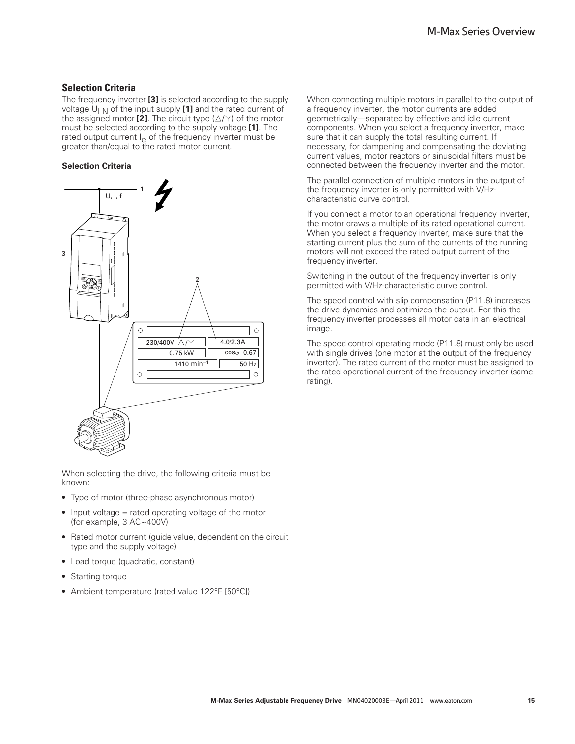## Selection Criteria

The frequency inverter **[3]** is selected according to the supply voltage $U_{LN}$ of the input supply **[1]** and the rated current of the assigned motor **[2]**. The circuit type (△/Y) of the motor must be selected according to the supply voltage **[1]**. The rated output current $I_e$ of the frequency inverter must be greater than/equal to the rated motor current.

**Selection Criteria**

When selecting the drive, the following criteria must be known:

- Type of motor (three-phase asynchronous motor)
- Input voltage = rated operating voltage of the motor (for example, 3 AC~400V)
- Rated motor current (guide value, dependent on the circuit type and the supply voltage)
- Load torque (quadratic, constant)
- Starting torque
- Ambient temperature (rated value 122°F [50°C])

When connecting multiple motors in parallel to the output of a frequency inverter, the motor currents are added geometrically—separated by effective and idle current components. When you select a frequency inverter, make sure that it can supply the total resulting current. If necessary, for dampening and compensating the deviating current values, motor reactors or sinusoidal filters must be connected between the frequency inverter and the motor.

The parallel connection of multiple motors in the output of the frequency inverter is only permitted with V/Hz-characteristic curve control.

If you connect a motor to an operational frequency inverter, the motor draws a multiple of its rated operational current. When you select a frequency inverter, make sure that the starting current plus the sum of the currents of the running motors will not exceed the rated output current of the frequency inverter.

Switching in the output of the frequency inverter is only permitted with V/Hz-characteristic curve control.

The speed control with slip compensation (P11.8) increases the drive dynamics and optimizes the output. For this the frequency inverter processes all motor data in an electrical image.

The speed control operating mode (P11.8) must only be used with single drives (one motor at the output of the frequency inverter). The rated current of the motor must be assigned to the rated operational current of the frequency inverter (same rating).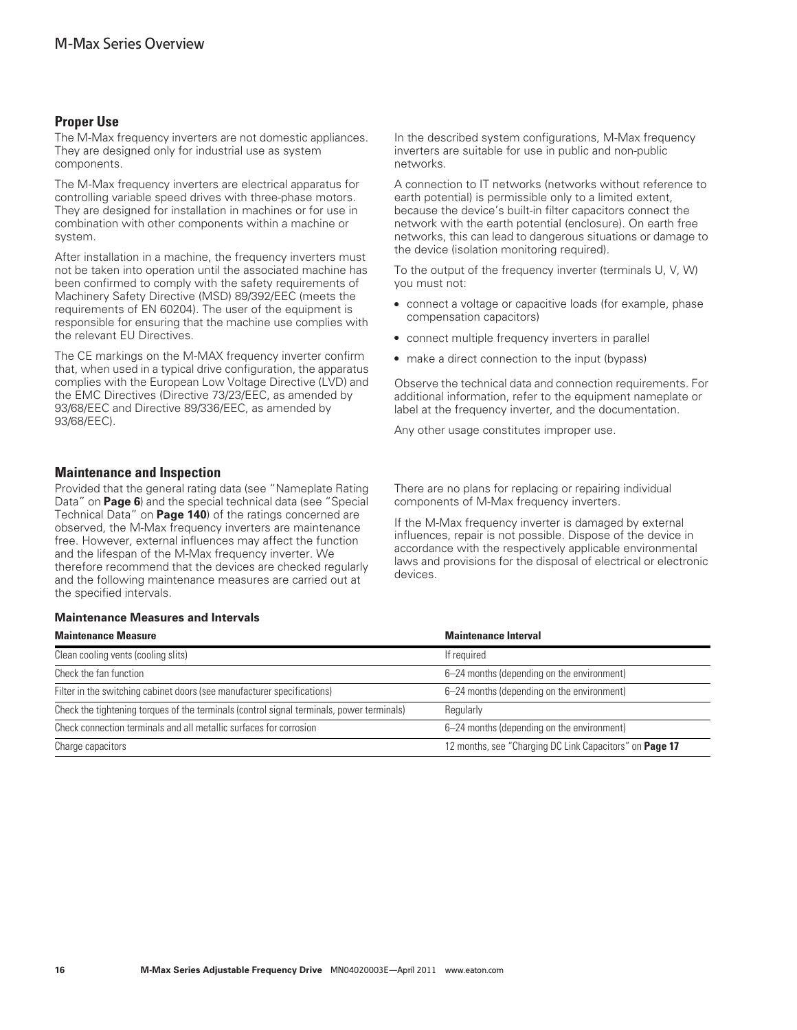## Proper Use

The M-Max frequency inverters are not domestic appliances. They are designed only for industrial use as system components.

The M-Max frequency inverters are electrical apparatus for controlling variable speed drives with three-phase motors. They are designed for installation in machines or for use in combination with other components within a machine or system.

After installation in a machine, the frequency inverters must not be taken into operation until the associated machine has been confirmed to comply with the safety requirements of Machinery Safety Directive (MSD) 89/392/EEC (meets the requirements of EN 60204). The user of the equipment is responsible for ensuring that the machine use complies with the relevant EU Directives.

The CE markings on the M-MAX frequency inverter confirm that, when used in a typical drive configuration, the apparatus complies with the European Low Voltage Directive (LVD) and the EMC Directives (Directive 73/23/EEC, as amended by 93/68/EEC and Directive 89/336/EEC, as amended by 93/68/EEC).

In the described system configurations, M-Max frequency inverters are suitable for use in public and non-public networks.

A connection to IT networks (networks without reference to earth potential) is permissible only to a limited extent, because the device's built-in filter capacitors connect the network with the earth potential (enclosure). On earth free networks, this can lead to dangerous situations or damage to the device (isolation monitoring required).

To the output of the frequency inverter (terminals U, V, W) you must not:

- connect a voltage or capacitive loads (for example, phase compensation capacitors)
- connect multiple frequency inverters in parallel
- make a direct connection to the input (bypass)

Observe the technical data and connection requirements. For additional information, refer to the equipment nameplate or label at the frequency inverter, and the documentation.

Any other usage constitutes improper use.

## Maintenance and Inspection

Provided that the general rating data (see "Nameplate Rating Data" on **Page 6**) and the special technical data (see "Special Technical Data" on **Page 140**) of the ratings concerned are observed, the M-Max frequency inverters are maintenance free. However, external influences may affect the function and the lifespan of the M-Max frequency inverter. We therefore recommend that the devices are checked regularly and the following maintenance measures are carried out at the specified intervals.

There are no plans for replacing or repairing individual components of M-Max frequency inverters.

If the M-Max frequency inverter is damaged by external influences, repair is not possible. Dispose of the device in accordance with the respectively applicable environmental laws and provisions for the disposal of electrical or electronic devices.

**Maintenance Measures and Intervals**

| Maintenance Measure | Maintenance Interval |
|---|---|
| Clean cooling vents (cooling slits) | If required |
| Check the fan function | 6–24 months (depending on the environment) |
| Filter in the switching cabinet doors (see manufacturer specifications) | 6–24 months (depending on the environment) |
| Check the tightening torques of the terminals (control signal terminals, power terminals) | Regularly |
| Check connection terminals and all metallic surfaces for corrosion | 6–24 months (depending on the environment) |
| Charge capacitors | 12 months, see "Charging DC Link Capacitors" on **Page 17** |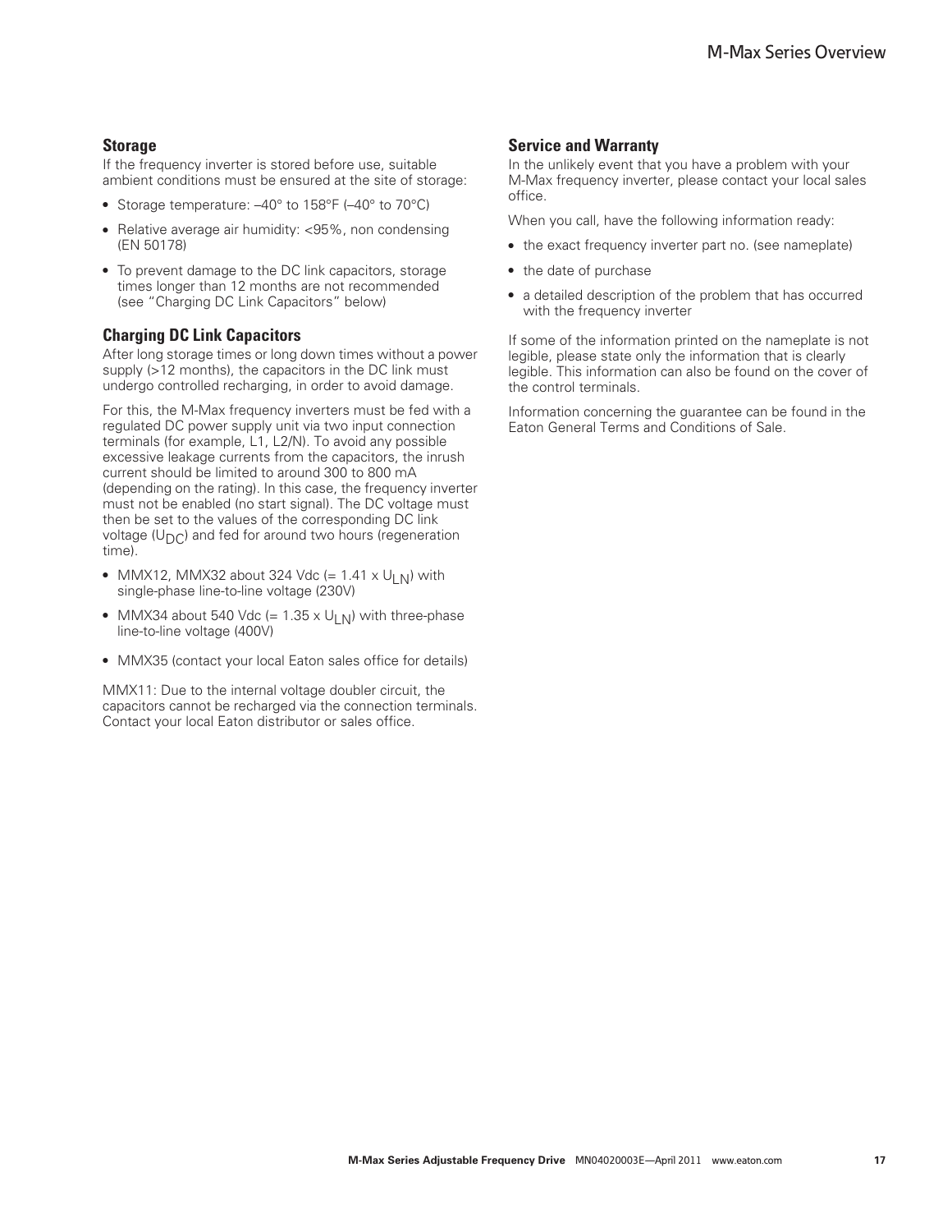### Storage

If the frequency inverter is stored before use, suitable ambient conditions must be ensured at the site of storage:

- Storage temperature: –40° to 158°F (–40° to 70°C)
- Relative average air humidity: <95%, non condensing (EN 50178)
- To prevent damage to the DC link capacitors, storage times longer than 12 months are not recommended (see "Charging DC Link Capacitors" below)

### Charging DC Link Capacitors

After long storage times or long down times without a power supply (>12 months), the capacitors in the DC link must undergo controlled recharging, in order to avoid damage.

For this, the M-Max frequency inverters must be fed with a regulated DC power supply unit via two input connection terminals (for example, L1, L2/N). To avoid any possible excessive leakage currents from the capacitors, the inrush current should be limited to around 300 to 800 mA (depending on the rating). In this case, the frequency inverter must not be enabled (no start signal). The DC voltage must then be set to the values of the corresponding DC link voltage ($U_{DC}$) and fed for around two hours (regeneration time).

- MMX12, MMX32 about 324 Vdc (= 1.41 x $U_{LN}$) with single-phase line-to-line voltage (230V)
- MMX34 about 540 Vdc (= 1.35 x $U_{LN}$) with three-phase line-to-line voltage (400V)
- MMX35 (contact your local Eaton sales office for details)

MMX11: Due to the internal voltage doubler circuit, the capacitors cannot be recharged via the connection terminals. Contact your local Eaton distributor or sales office.

### Service and Warranty

In the unlikely event that you have a problem with your M-Max frequency inverter, please contact your local sales office.

When you call, have the following information ready:

- the exact frequency inverter part no. (see nameplate)
- the date of purchase
- a detailed description of the problem that has occurred with the frequency inverter

If some of the information printed on the nameplate is not legible, please state only the information that is clearly legible. This information can also be found on the cover of the control terminals.

Information concerning the guarantee can be found in the Eaton General Terms and Conditions of Sale.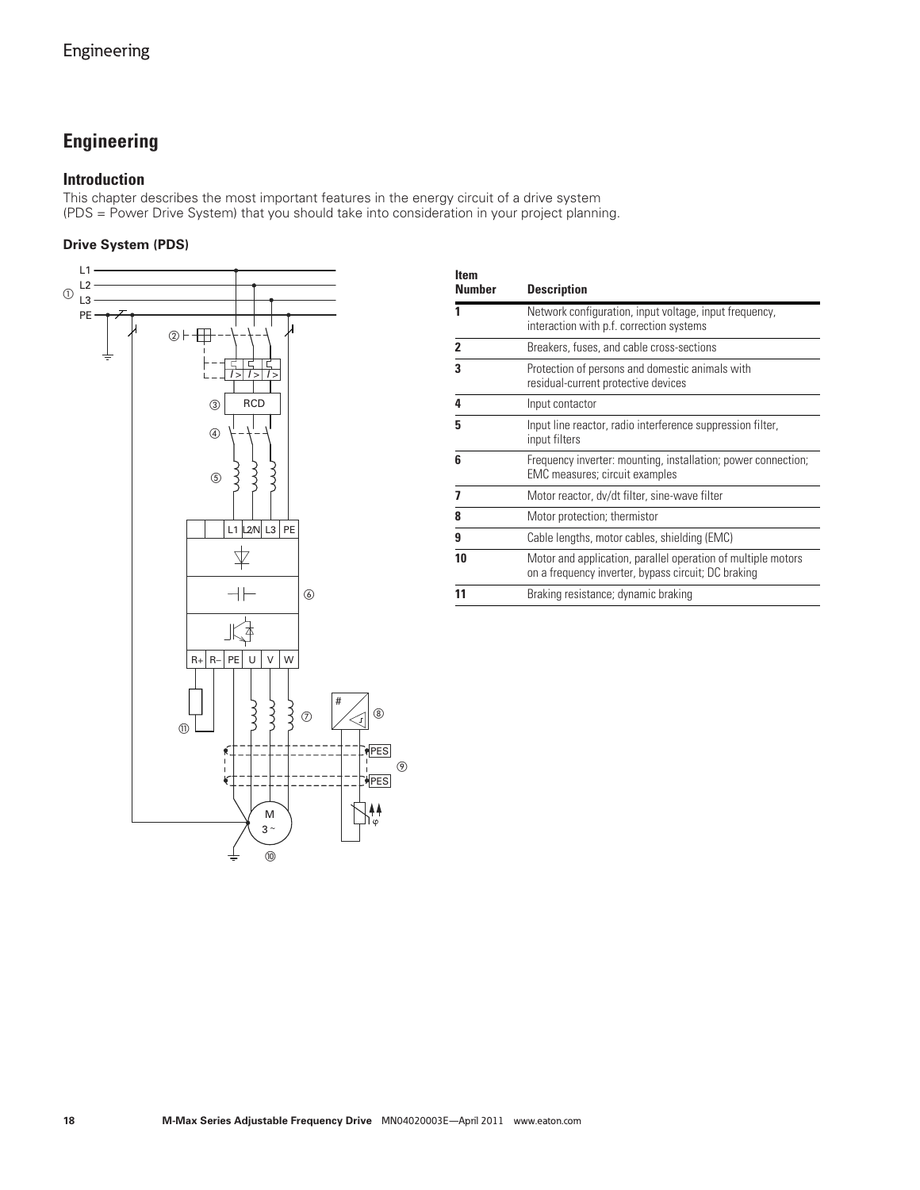# Engineering

## Introduction

This chapter describes the most important features in the energy circuit of a drive system (PDS = Power Drive System) that you should take into consideration in your project planning.

### Drive System (PDS)

| Item Number | Description |
|---|---|
| 1 | Network configuration, input voltage, input frequency, interaction with p.f. correction systems |
| 2 | Breakers, fuses, and cable cross-sections |
| 3 | Protection of persons and domestic animals with residual-current protective devices |
| 4 | Input contactor |
| 5 | Input line reactor, radio interference suppression filter, input filters |
| 6 | Frequency inverter: mounting, installation; power connection; EMC measures; circuit examples |
| 7 | Motor reactor, dv/dt filter, sine-wave filter |
| 8 | Motor protection; thermistor |
| 9 | Cable lengths, motor cables, shielding (EMC) |
| 10 | Motor and application, parallel operation of multiple motors on a frequency inverter, bypass circuit; DC braking |
| 11 | Braking resistance; dynamic braking |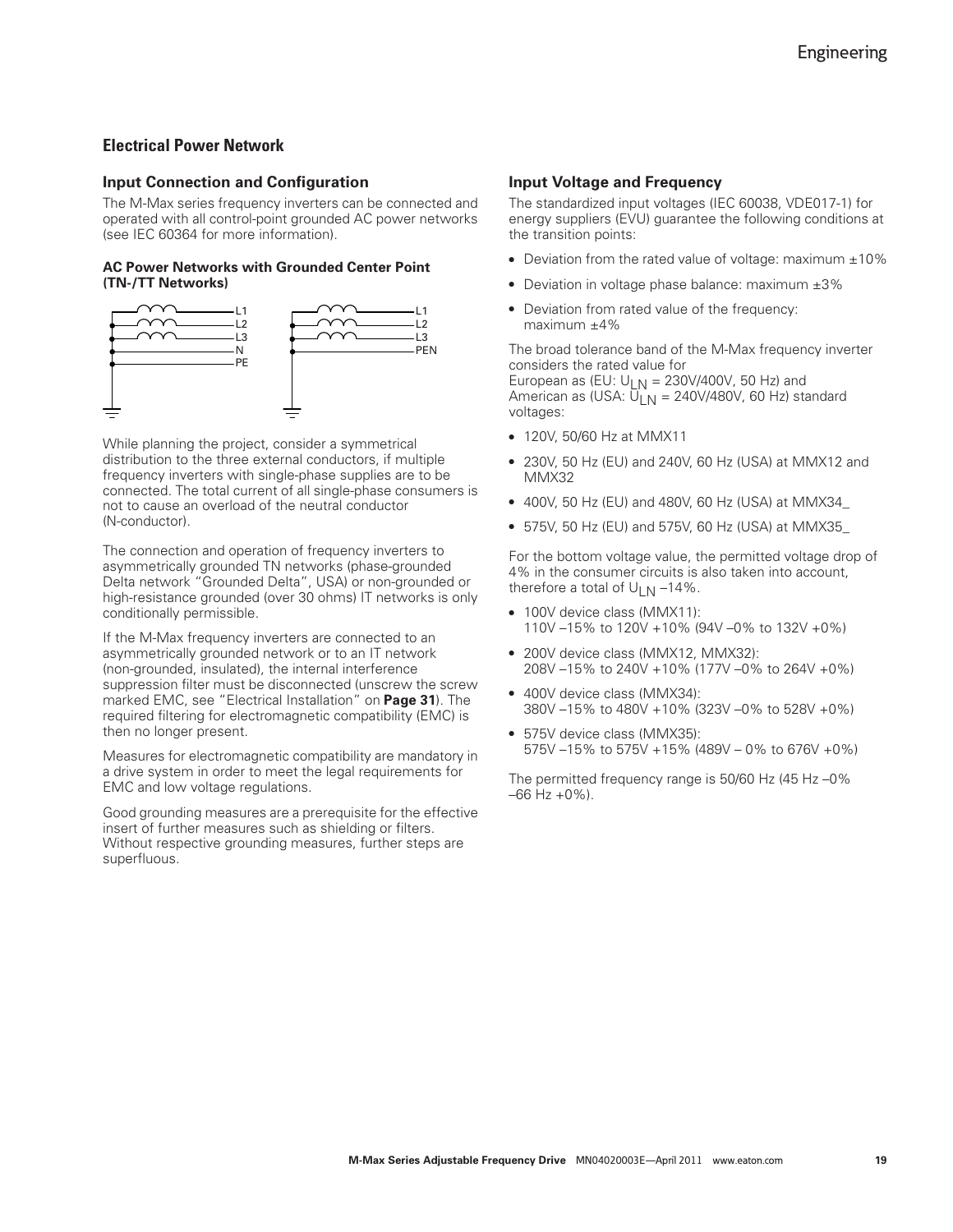## Electrical Power Network

### Input Connection and Configuration

The M-Max series frequency inverters can be connected and operated with all control-point grounded AC power networks (see IEC 60364 for more information).

#### AC Power Networks with Grounded Center Point (TN-/TT Networks)

L1
L2
L3
N
PE

L1
L2
L3
PEN

While planning the project, consider a symmetrical distribution to the three external conductors, if multiple frequency inverters with single-phase supplies are to be connected. The total current of all single-phase consumers is not to cause an overload of the neutral conductor (N-conductor).

The connection and operation of frequency inverters to asymmetrically grounded TN networks (phase-grounded Delta network "Grounded Delta", USA) or non-grounded or high-resistance grounded (over 30 ohms) IT networks is only conditionally permissible.

If the M-Max frequency inverters are connected to an asymmetrically grounded network or to an IT network (non-grounded, insulated), the internal interference suppression filter must be disconnected (unscrew the screw marked EMC, see "Electrical Installation" on **Page 31**). The required filtering for electromagnetic compatibility (EMC) is then no longer present.

Measures for electromagnetic compatibility are mandatory in a drive system in order to meet the legal requirements for EMC and low voltage regulations.

Good grounding measures are a prerequisite for the effective insert of further measures such as shielding or filters. Without respective grounding measures, further steps are superfluous.

### Input Voltage and Frequency

The standardized input voltages (IEC 60038, VDE017-1) for energy suppliers (EVU) guarantee the following conditions at the transition points:

- Deviation from the rated value of voltage: maximum ±10%
- Deviation in voltage phase balance: maximum ±3%
- Deviation from rated value of the frequency: maximum ±4%

The broad tolerance band of the M-Max frequency inverter considers the rated value for European as (EU: $U_{LN}$ = 230V/400V, 50 Hz) and American as (USA: $U_{LN}$ = 240V/480V, 60 Hz) standard voltages:

- 120V, 50/60 Hz at MMX11
- 230V, 50 Hz (EU) and 240V, 60 Hz (USA) at MMX12 and MMX32
- 400V, 50 Hz (EU) and 480V, 60 Hz (USA) at MMX34_
- 575V, 50 Hz (EU) and 575V, 60 Hz (USA) at MMX35_

For the bottom voltage value, the permitted voltage drop of 4% in the consumer circuits is also taken into account, therefore a total of $U_{LN}$ –14%.

- 100V device class (MMX11):
  110V –15% to 120V +10% (94V –0% to 132V +0%)
- 200V device class (MMX12, MMX32):
  208V –15% to 240V +10% (177V –0% to 264V +0%)
- 400V device class (MMX34):
  380V –15% to 480V +10% (323V –0% to 528V +0%)
- 575V device class (MMX35):
  575V –15% to 575V +15% (489V – 0% to 676V +0%)

The permitted frequency range is 50/60 Hz (45 Hz –0% –66 Hz +0%).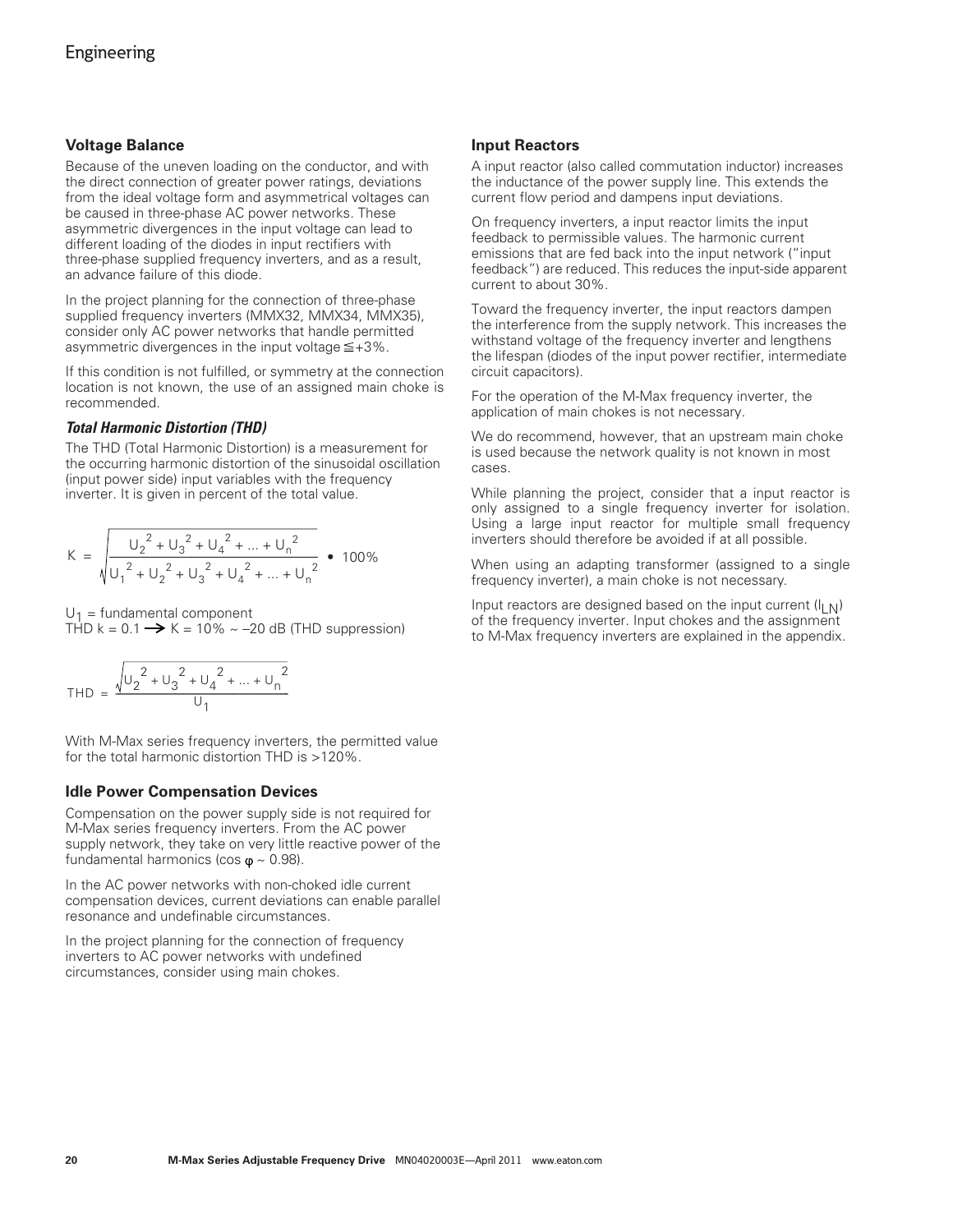## Voltage Balance

Because of the uneven loading on the conductor, and with the direct connection of greater power ratings, deviations from the ideal voltage form and asymmetrical voltages can be caused in three-phase AC power networks. These asymmetric divergences in the input voltage can lead to different loading of the diodes in input rectifiers with three-phase supplied frequency inverters, and as a result, an advance failure of this diode.

In the project planning for the connection of three-phase supplied frequency inverters (MMX32, MMX34, MMX35), consider only AC power networks that handle permitted asymmetric divergences in the input voltage ≦+3%.

If this condition is not fulfilled, or symmetry at the connection location is not known, the use of an assigned main choke is recommended.

### *Total Harmonic Distortion (THD)*

The THD (Total Harmonic Distortion) is a measurement for the occurring harmonic distortion of the sinusoidal oscillation (input power side) input variables with the frequency inverter. It is given in percent of the total value.

$$K = \sqrt{\frac{U_2^2 + U_3^2 + U_4^2 + ... + U_n^2}{U_1^2 + U_2^2 + U_3^2 + U_4^2 + ... + U_n^2}} \bullet 100\%$$

$U_1$ = fundamental component
THD k = 0.1 → K = 10% ~ –20 dB (THD suppression)

$$THD = \frac{\sqrt{U_2^2 + U_3^2 + U_4^2 + ... + U_n^2}}{U_1}$$

With M-Max series frequency inverters, the permitted value for the total harmonic distortion THD is >120%.

## Idle Power Compensation Devices

Compensation on the power supply side is not required for M-Max series frequency inverters. From the AC power supply network, they take on very little reactive power of the fundamental harmonics (cos $\varphi$ ~ 0.98).

In the AC power networks with non-choked idle current compensation devices, current deviations can enable parallel resonance and undefinable circumstances.

In the project planning for the connection of frequency inverters to AC power networks with undefined circumstances, consider using main chokes.

## Input Reactors

A input reactor (also called commutation inductor) increases the inductance of the power supply line. This extends the current flow period and dampens input deviations.

On frequency inverters, a input reactor limits the input feedback to permissible values. The harmonic current emissions that are fed back into the input network ("input feedback") are reduced. This reduces the input-side apparent current to about 30%.

Toward the frequency inverter, the input reactors dampen the interference from the supply network. This increases the withstand voltage of the frequency inverter and lengthens the lifespan (diodes of the input power rectifier, intermediate circuit capacitors).

For the operation of the M-Max frequency inverter, the application of main chokes is not necessary.

We do recommend, however, that an upstream main choke is used because the network quality is not known in most cases.

While planning the project, consider that a input reactor is only assigned to a single frequency inverter for isolation. Using a large input reactor for multiple small frequency inverters should therefore be avoided if at all possible.

When using an adapting transformer (assigned to a single frequency inverter), a main choke is not necessary.

Input reactors are designed based on the input current ($I_{LN}$) of the frequency inverter. Input chokes and the assignment to M-Max frequency inverters are explained in the appendix.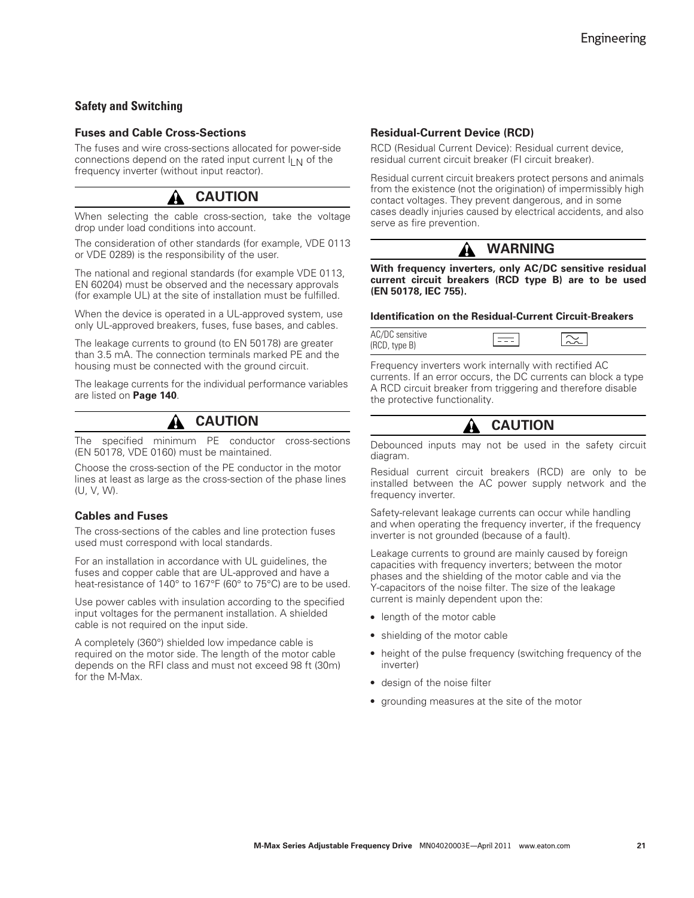## Safety and Switching

### Fuses and Cable Cross-Sections

The fuses and wire cross-sections allocated for power-side connections depend on the rated input current $I_{LN}$ of the frequency inverter (without input reactor).

**CAUTION**

When selecting the cable cross-section, take the voltage drop under load conditions into account.

The consideration of other standards (for example, VDE 0113 or VDE 0289) is the responsibility of the user.

The national and regional standards (for example VDE 0113, EN 60204) must be observed and the necessary approvals (for example UL) at the site of installation must be fulfilled.

When the device is operated in a UL-approved system, use only UL-approved breakers, fuses, fuse bases, and cables.

The leakage currents to ground (to EN 50178) are greater than 3.5 mA. The connection terminals marked PE and the housing must be connected with the ground circuit.

The leakage currents for the individual performance variables are listed on **Page 140**.

**CAUTION**

The specified minimum PE conductor cross-sections (EN 50178, VDE 0160) must be maintained.

Choose the cross-section of the PE conductor in the motor lines at least as large as the cross-section of the phase lines (U, V, W).

### Cables and Fuses

The cross-sections of the cables and line protection fuses used must correspond with local standards.

For an installation in accordance with UL guidelines, the fuses and copper cable that are UL-approved and have a heat-resistance of 140° to 167°F (60° to 75°C) are to be used.

Use power cables with insulation according to the specified input voltages for the permanent installation. A shielded cable is not required on the input side.

A completely (360°) shielded low impedance cable is required on the motor side. The length of the motor cable depends on the RFI class and must not exceed 98 ft (30m) for the M-Max.

### Residual-Current Device (RCD)

RCD (Residual Current Device): Residual current device, residual current circuit breaker (FI circuit breaker).

Residual current circuit breakers protect persons and animals from the existence (not the origination) of impermissibly high contact voltages. They prevent dangerous, and in some cases deadly injuries caused by electrical accidents, and also serve as fire prevention.

**WARNING**

**With frequency inverters, only AC/DC sensitive residual current circuit breakers (RCD type B) are to be used (EN 50178, IEC 755).**

#### Identification on the Residual-Current Circuit-Breakers

| AC/DC sensitive (RCD, type B) | ⎓ | ∼ |
|---|---|---|

Frequency inverters work internally with rectified AC currents. If an error occurs, the DC currents can block a type A RCD circuit breaker from triggering and therefore disable the protective functionality.

**CAUTION**

Debounced inputs may not be used in the safety circuit diagram.

Residual current circuit breakers (RCD) are only to be installed between the AC power supply network and the frequency inverter.

Safety-relevant leakage currents can occur while handling and when operating the frequency inverter, if the frequency inverter is not grounded (because of a fault).

Leakage currents to ground are mainly caused by foreign capacities with frequency inverters; between the motor phases and the shielding of the motor cable and via the Y-capacitors of the noise filter. The size of the leakage current is mainly dependent upon the:

- length of the motor cable
- shielding of the motor cable
- height of the pulse frequency (switching frequency of the inverter)
- design of the noise filter
- grounding measures at the site of the motor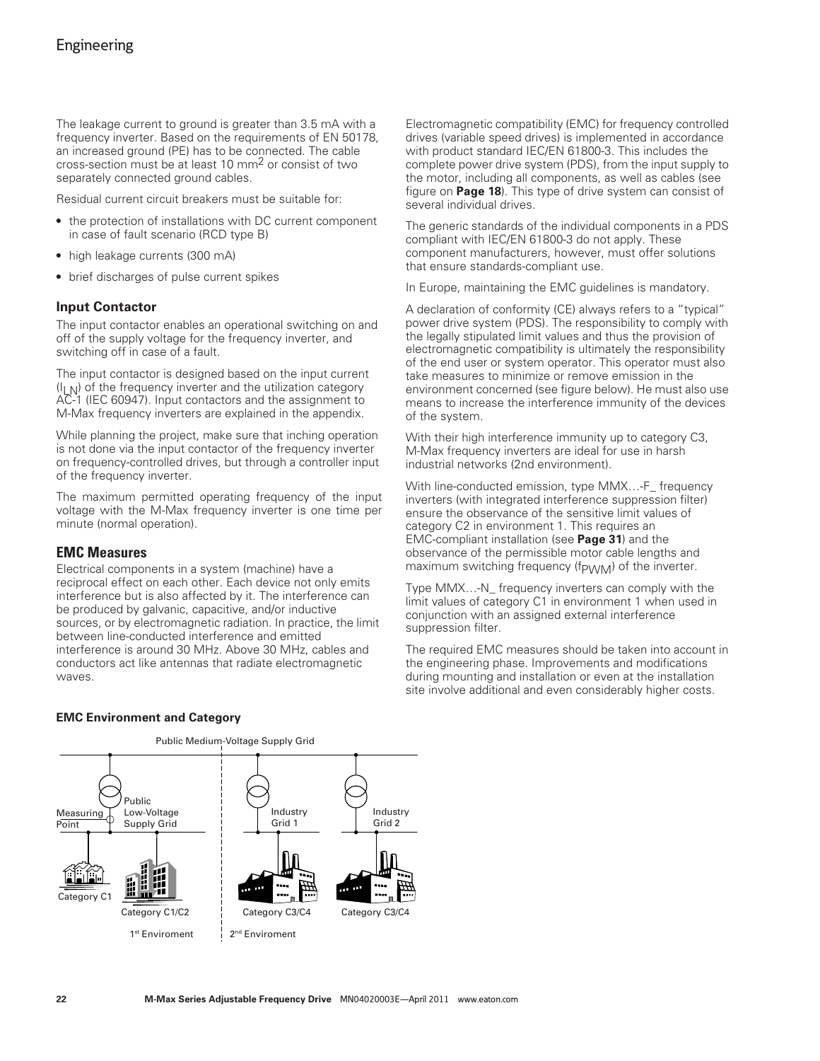The leakage current to ground is greater than 3.5 mA with a frequency inverter. Based on the requirements of EN 50178, an increased ground (PE) has to be connected. The cable cross-section must be at least 10 $mm^2$ or consist of two separately connected ground cables.

Residual current circuit breakers must be suitable for:

- the protection of installations with DC current component in case of fault scenario (RCD type B)
- high leakage currents (300 mA)
- brief discharges of pulse current spikes

### Input Contactor

The input contactor enables an operational switching on and off of the supply voltage for the frequency inverter, and switching off in case of a fault.

The input contactor is designed based on the input current ($I_{LN}$) of the frequency inverter and the utilization category AC-1 (IEC 60947). Input contactors and the assignment to M-Max frequency inverters are explained in the appendix.

While planning the project, make sure that inching operation is not done via the input contactor of the frequency inverter on frequency-controlled drives, but through a controller input of the frequency inverter.

The maximum permitted operating frequency of the input voltage with the M-Max frequency inverter is one time per minute (normal operation).

### EMC Measures

Electrical components in a system (machine) have a reciprocal effect on each other. Each device not only emits interference but is also affected by it. The interference can be produced by galvanic, capacitive, and/or inductive sources, or by electromagnetic radiation. In practice, the limit between line-conducted interference and emitted interference is around 30 MHz. Above 30 MHz, cables and conductors act like antennas that radiate electromagnetic waves.

Electromagnetic compatibility (EMC) for frequency controlled drives (variable speed drives) is implemented in accordance with product standard IEC/EN 61800-3. This includes the complete power drive system (PDS), from the input supply to the motor, including all components, as well as cables (see figure on **Page 18**). This type of drive system can consist of several individual drives.

The generic standards of the individual components in a PDS compliant with IEC/EN 61800-3 do not apply. These component manufacturers, however, must offer solutions that ensure standards-compliant use.

In Europe, maintaining the EMC guidelines is mandatory.

A declaration of conformity (CE) always refers to a "typical" power drive system (PDS). The responsibility to comply with the legally stipulated limit values and thus the provision of electromagnetic compatibility is ultimately the responsibility of the end user or system operator. This operator must also take measures to minimize or remove emission in the environment concerned (see figure below). He must also use means to increase the interference immunity of the devices of the system.

With their high interference immunity up to category C3, M-Max frequency inverters are ideal for use in harsh industrial networks (2nd environment).

With line-conducted emission, type MMX…-F_ frequency inverters (with integrated interference suppression filter) ensure the observance of the sensitive limit values of category C2 in environment 1. This requires an EMC-compliant installation (see **Page 31**) and the observance of the permissible motor cable lengths and maximum switching frequency ($f_{PWM}$) of the inverter.

Type MMX…-N_ frequency inverters can comply with the limit values of category C1 in environment 1 when used in conjunction with an assigned external interference suppression filter.

The required EMC measures should be taken into account in the engineering phase. Improvements and modifications during mounting and installation or even at the installation site involve additional and even considerably higher costs.

**EMC Environment and Category**

Public Medium-Voltage Supply Grid

Measuring Point — Public Low-Voltage Supply Grid — Industry Grid 1 — Industry Grid 2

Category C1 — Category C1/C2 — Category C3/C4 — Category C3/C4

1st Enviroment — 2nd Enviroment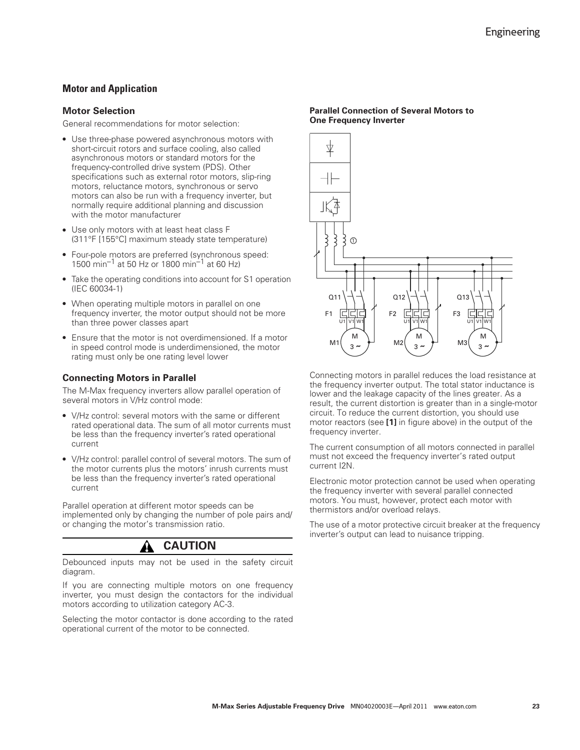## Motor and Application

### Motor Selection

General recommendations for motor selection:

- Use three-phase powered asynchronous motors with short-circuit rotors and surface cooling, also called asynchronous motors or standard motors for the frequency-controlled drive system (PDS). Other specifications such as external rotor motors, slip-ring motors, reluctance motors, synchronous or servo motors can also be run with a frequency inverter, but normally require additional planning and discussion with the motor manufacturer
- Use only motors with at least heat class F (311°F [155°C] maximum steady state temperature)
- Four-pole motors are preferred (synchronous speed: 1500 $min^{-1}$ at 50 Hz or 1800 $min^{-1}$ at 60 Hz)
- Take the operating conditions into account for S1 operation (IEC 60034-1)
- When operating multiple motors in parallel on one frequency inverter, the motor output should not be more than three power classes apart
- Ensure that the motor is not overdimensioned. If a motor in speed control mode is underdimensioned, the motor rating must only be one rating level lower

### Connecting Motors in Parallel

The M-Max frequency inverters allow parallel operation of several motors in V/Hz control mode:

- V/Hz control: several motors with the same or different rated operational data. The sum of all motor currents must be less than the frequency inverter's rated operational current
- V/Hz control: parallel control of several motors. The sum of the motor currents plus the motors' inrush currents must be less than the frequency inverter's rated operational current

Parallel operation at different motor speeds can be implemented only by changing the number of pole pairs and/or changing the motor's transmission ratio.

**CAUTION**

Debounced inputs may not be used in the safety circuit diagram.

If you are connecting multiple motors on one frequency inverter, you must design the contactors for the individual motors according to utilization category AC-3.

Selecting the motor contactor is done according to the rated operational current of the motor to be connected.

**Parallel Connection of Several Motors to One Frequency Inverter**

Connecting motors in parallel reduces the load resistance at the frequency inverter output. The total stator inductance is lower and the leakage capacity of the lines greater. As a result, the current distortion is greater than in a single-motor circuit. To reduce the current distortion, you should use motor reactors (see **[1]** in figure above) in the output of the frequency inverter.

The current consumption of all motors connected in parallel must not exceed the frequency inverter's rated output current I2N.

Electronic motor protection cannot be used when operating the frequency inverter with several parallel connected motors. You must, however, protect each motor with thermistors and/or overload relays.

The use of a motor protective circuit breaker at the frequency inverter's output can lead to nuisance tripping.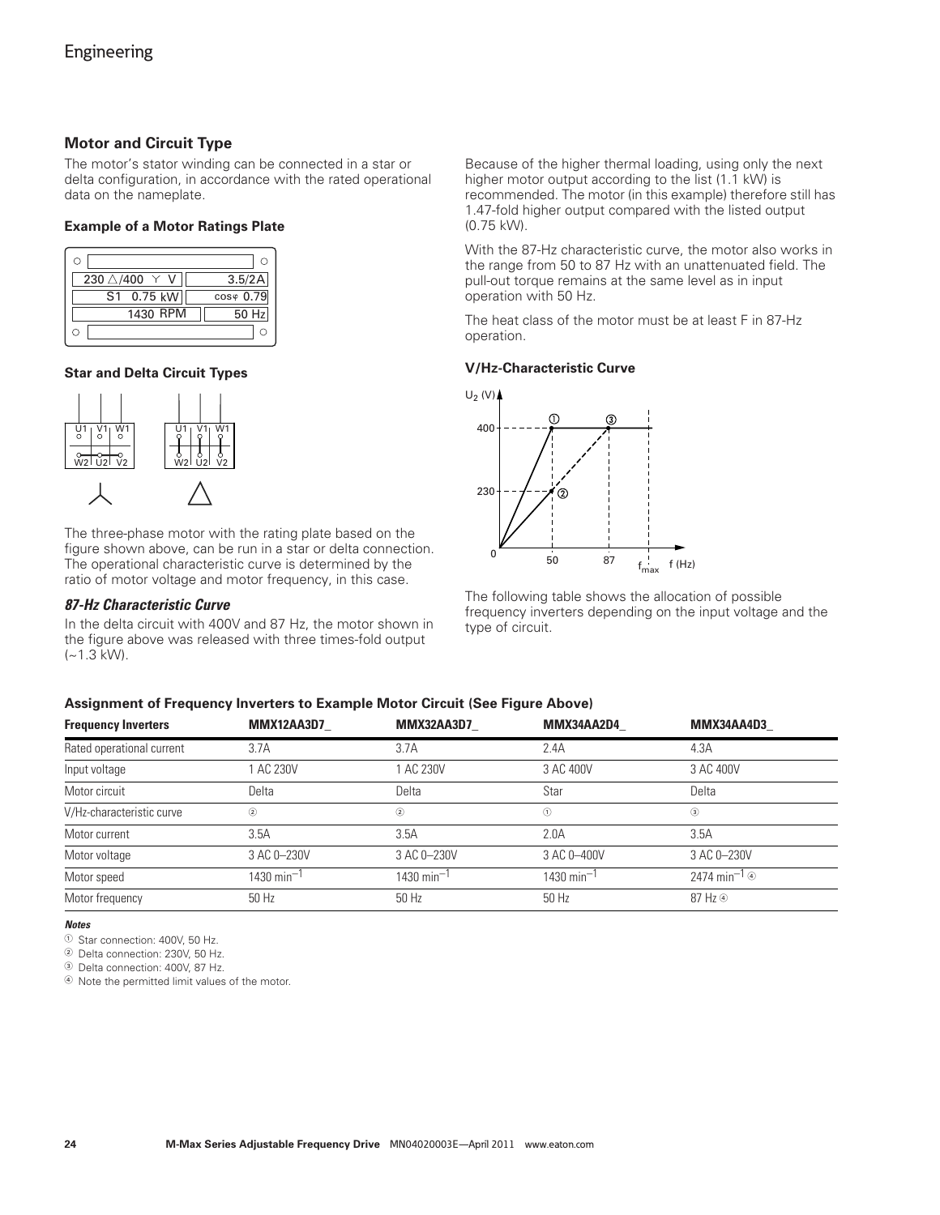## Motor and Circuit Type

The motor's stator winding can be connected in a star or delta configuration, in accordance with the rated operational data on the nameplate.

### Example of a Motor Ratings Plate

| 230 △/400 Y V | 3.5/2A |
| --- | --- |
| S1 0.75 kW | cosφ 0.79 |
| 1430 RPM | 50 Hz |

### Star and Delta Circuit Types

The three-phase motor with the rating plate based on the figure shown above, can be run in a star or delta connection. The operational characteristic curve is determined by the ratio of motor voltage and motor frequency, in this case.

### *87-Hz Characteristic Curve*

In the delta circuit with 400V and 87 Hz, the motor shown in the figure above was released with three times-fold output (~1.3 kW).

Because of the higher thermal loading, using only the next higher motor output according to the list (1.1 kW) is recommended. The motor (in this example) therefore still has 1.47-fold higher output compared with the listed output (0.75 kW).

With the 87-Hz characteristic curve, the motor also works in the range from 50 to 87 Hz with an unattenuated field. The pull-out torque remains at the same level as in input operation with 50 Hz.

The heat class of the motor must be at least F in 87-Hz operation.

### V/Hz-Characteristic Curve

The following table shows the allocation of possible frequency inverters depending on the input voltage and the type of circuit.

### Assignment of Frequency Inverters to Example Motor Circuit (See Figure Above)

| Frequency Inverters | MMX12AA3D7_ | MMX32AA3D7_ | MMX34AA2D4_ | MMX34AA4D3_ |
| --- | --- | --- | --- | --- |
| Rated operational current | 3.7A | 3.7A | 2.4A | 4.3A |
| Input voltage | 1 AC 230V | 1 AC 230V | 3 AC 400V | 3 AC 400V |
| Motor circuit | Delta | Delta | Star | Delta |
| V/Hz-characteristic curve | ② | ② | ① | ③ |
| Motor current | 3.5A | 3.5A | 2.0A | 3.5A |
| Motor voltage | 3 AC 0–230V | 3 AC 0–230V | 3 AC 0–400V | 3 AC 0–230V |
| Motor speed | 1430 $min^{-1}$ | 1430 $min^{-1}$ | 1430 $min^{-1}$ | 2474 $min^{-1}$ ④ |
| Motor frequency | 50 Hz | 50 Hz | 50 Hz | 87 Hz ④ |

***Notes***

① Star connection: 400V, 50 Hz.

② Delta connection: 230V, 50 Hz.

③ Delta connection: 400V, 87 Hz.

④ Note the permitted limit values of the motor.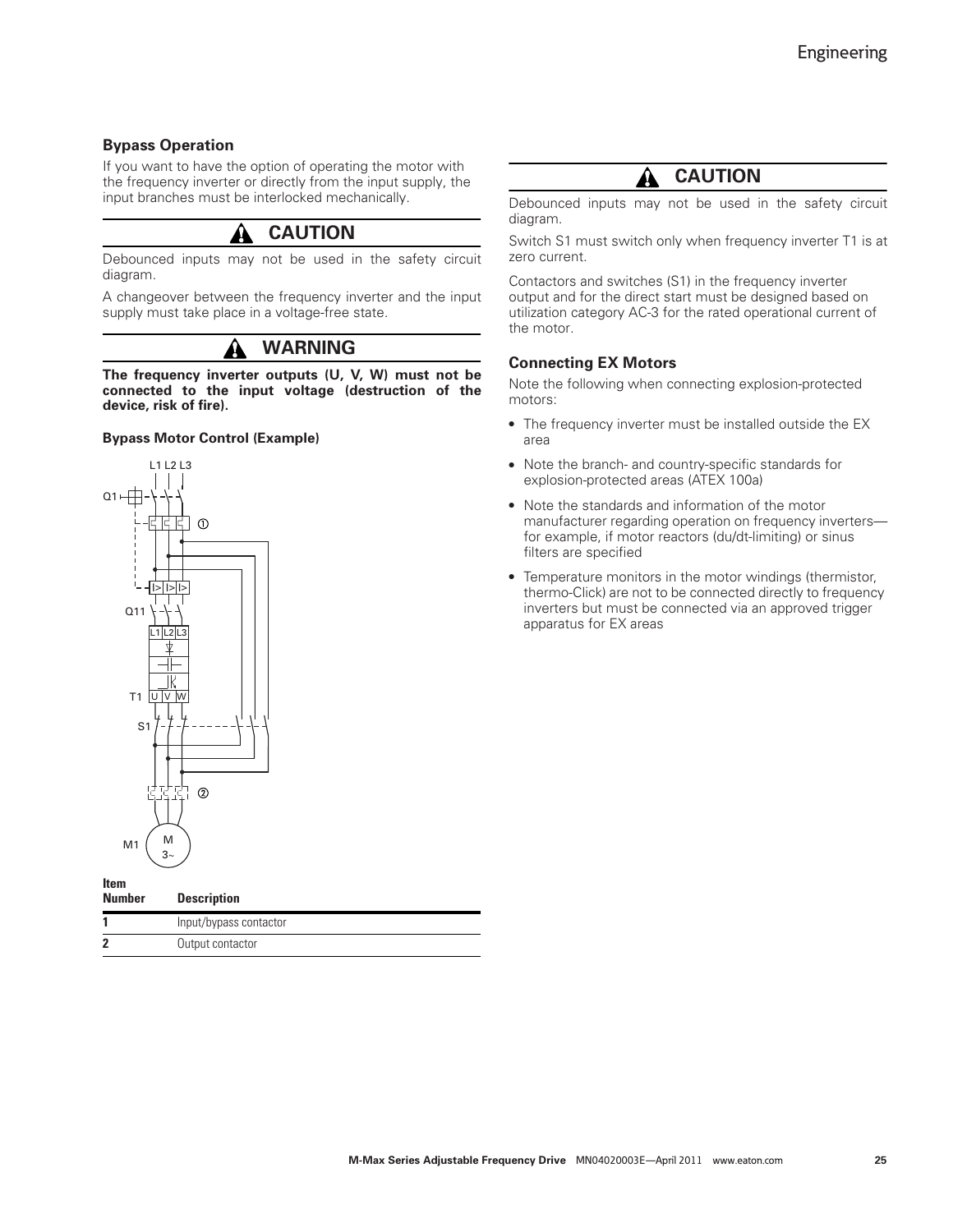### Bypass Operation

If you want to have the option of operating the motor with the frequency inverter or directly from the input supply, the input branches must be interlocked mechanically.

**CAUTION**

Debounced inputs may not be used in the safety circuit diagram.

A changeover between the frequency inverter and the input supply must take place in a voltage-free state.

**WARNING**

**The frequency inverter outputs (U, V, W) must not be connected to the input voltage (destruction of the device, risk of fire).**

#### Bypass Motor Control (Example)

| Item Number | Description |
| --- | --- |
| 1 | Input/bypass contactor |
| 2 | Output contactor |

**CAUTION**

Debounced inputs may not be used in the safety circuit diagram.

Switch S1 must switch only when frequency inverter T1 is at zero current.

Contactors and switches (S1) in the frequency inverter output and for the direct start must be designed based on utilization category AC-3 for the rated operational current of the motor.

### Connecting EX Motors

Note the following when connecting explosion-protected motors:

- The frequency inverter must be installed outside the EX area
- Note the branch- and country-specific standards for explosion-protected areas (ATEX 100a)
- Note the standards and information of the motor manufacturer regarding operation on frequency inverters—for example, if motor reactors (du/dt-limiting) or sinus filters are specified
- Temperature monitors in the motor windings (thermistor, thermo-Click) are not to be connected directly to frequency inverters but must be connected via an approved trigger apparatus for EX areas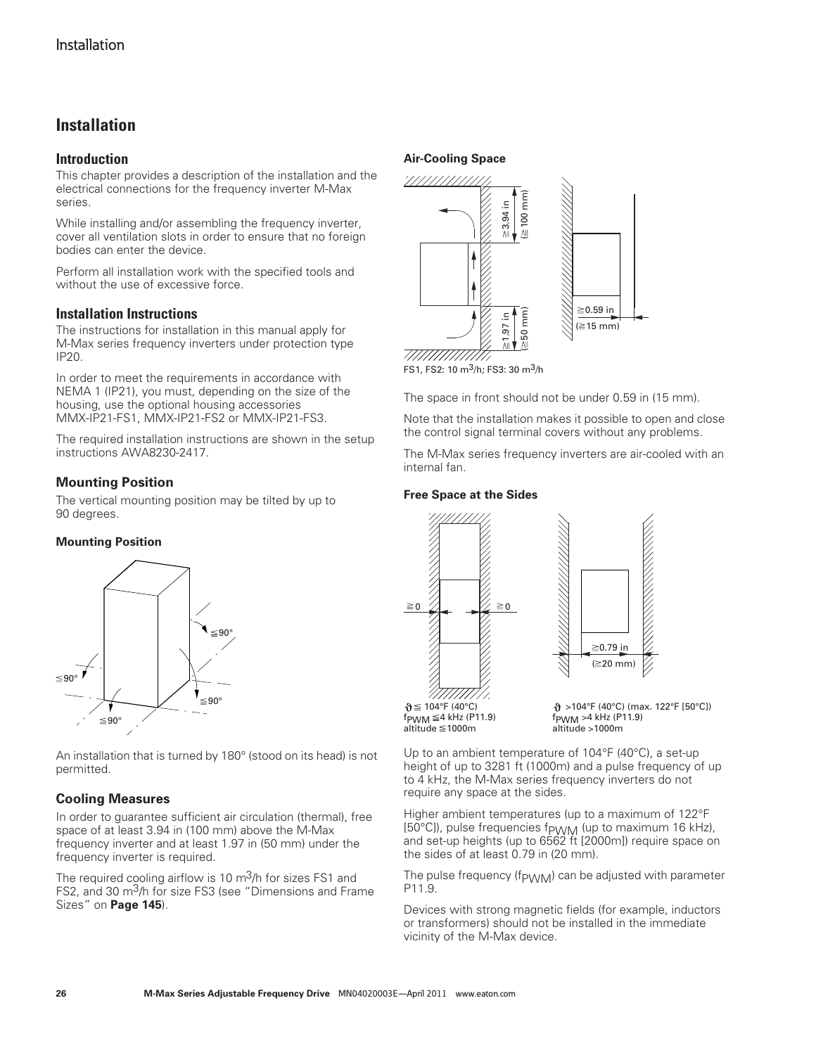# Installation

## Introduction

This chapter provides a description of the installation and the electrical connections for the frequency inverter M-Max series.

While installing and/or assembling the frequency inverter, cover all ventilation slots in order to ensure that no foreign bodies can enter the device.

Perform all installation work with the specified tools and without the use of excessive force.

## Installation Instructions

The instructions for installation in this manual apply for M-Max series frequency inverters under protection type IP20.

In order to meet the requirements in accordance with NEMA 1 (IP21), you must, depending on the size of the housing, use the optional housing accessories MMX-IP21-FS1, MMX-IP21-FS2 or MMX-IP21-FS3.

The required installation instructions are shown in the setup instructions AWA8230-2417.

## Mounting Position

The vertical mounting position may be tilted by up to 90 degrees.

### Mounting Position

≦90° ≦90° ≦90° ≦90°

An installation that is turned by 180° (stood on its head) is not permitted.

## Cooling Measures

In order to guarantee sufficient air circulation (thermal), free space of at least 3.94 in (100 mm) above the M-Max frequency inverter and at least 1.97 in (50 mm) under the frequency inverter is required.

The required cooling airflow is 10 $m^3$/h for sizes FS1 and FS2, and 30 $m^3$/h for size FS3 (see "Dimensions and Frame Sizes" on **Page 145**).

### Air-Cooling Space

≧3.94 in (≧100 mm)

≧1.97 in (≧50 mm)

≧0.59 in (≧15 mm)

FS1, FS2: 10 $m^3$/h; FS3: 30 $m^3$/h

The space in front should not be under 0.59 in (15 mm).

Note that the installation makes it possible to open and close the control signal terminal covers without any problems.

The M-Max series frequency inverters are air-cooled with an internal fan.

### Free Space at the Sides

≧0 ≧0

$\vartheta$ ≦ 104°F (40°C)
$f_{PWM}$ ≦4 kHz (P11.9)
altitude ≦1000m

≧0.79 in (≧20 mm)

$\vartheta$ >104°F (40°C) (max. 122°F [50°C])
$f_{PWM}$ >4 kHz (P11.9)
altitude >1000m

Up to an ambient temperature of 104°F (40°C), a set-up height of up to 3281 ft (1000m) and a pulse frequency of up to 4 kHz, the M-Max series frequency inverters do not require any space at the sides.

Higher ambient temperatures (up to a maximum of 122°F [50°C]), pulse frequencies $f_{PWM}$ (up to maximum 16 kHz), and set-up heights (up to 6562 ft [2000m]) require space on the sides of at least 0.79 in (20 mm).

The pulse frequency ($f_{PWM}$) can be adjusted with parameter P11.9.

Devices with strong magnetic fields (for example, inductors or transformers) should not be installed in the immediate vicinity of the M-Max device.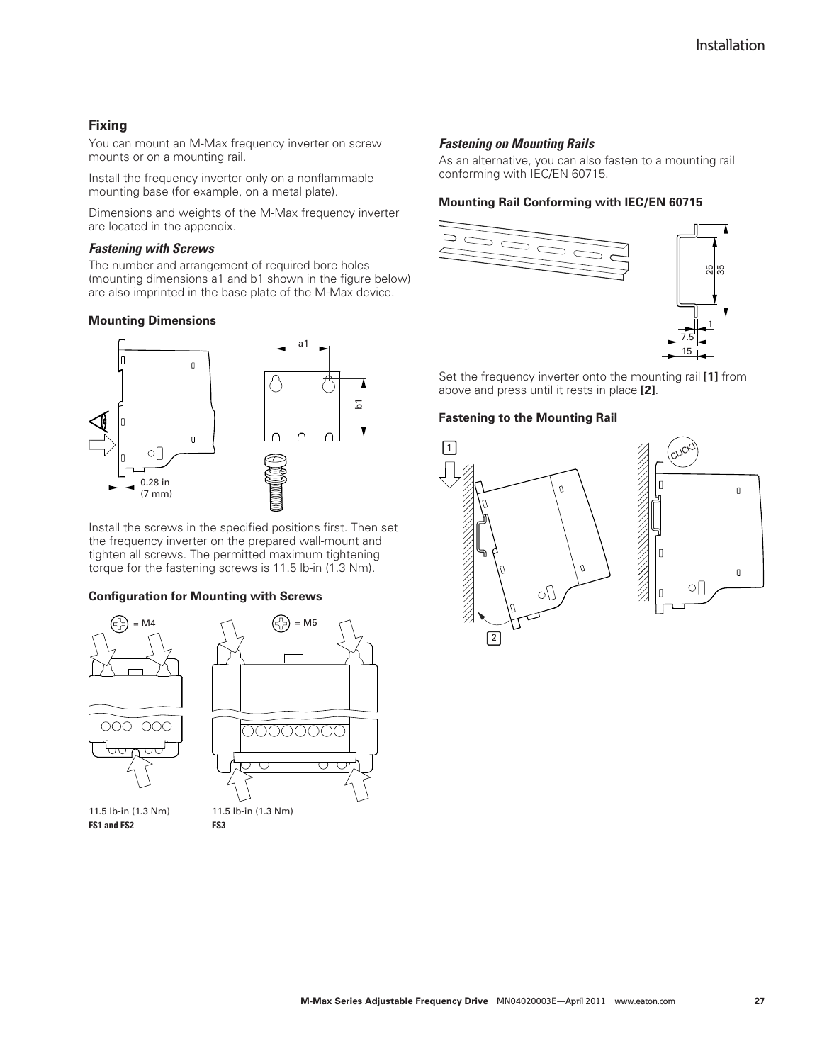## Fixing

You can mount an M-Max frequency inverter on screw mounts or on a mounting rail.

Install the frequency inverter only on a nonflammable mounting base (for example, on a metal plate).

Dimensions and weights of the M-Max frequency inverter are located in the appendix.

### *Fastening with Screws*

The number and arrangement of required bore holes (mounting dimensions a1 and b1 shown in the figure below) are also imprinted in the base plate of the M-Max device.

**Mounting Dimensions**

0.28 in
(7 mm)

Install the screws in the specified positions first. Then set the frequency inverter on the prepared wall-mount and tighten all screws. The permitted maximum tightening torque for the fastening screws is 11.5 lb-in (1.3 Nm).

**Configuration for Mounting with Screws**

= M4

11.5 lb-in (1.3 Nm)
**FS1 and FS2**

= M5

11.5 lb-in (1.3 Nm)
**FS3**

### *Fastening on Mounting Rails*

As an alternative, you can also fasten to a mounting rail conforming with IEC/EN 60715.

**Mounting Rail Conforming with IEC/EN 60715**

Set the frequency inverter onto the mounting rail **[1]** from above and press until it rests in place **[2]**.

**Fastening to the Mounting Rail**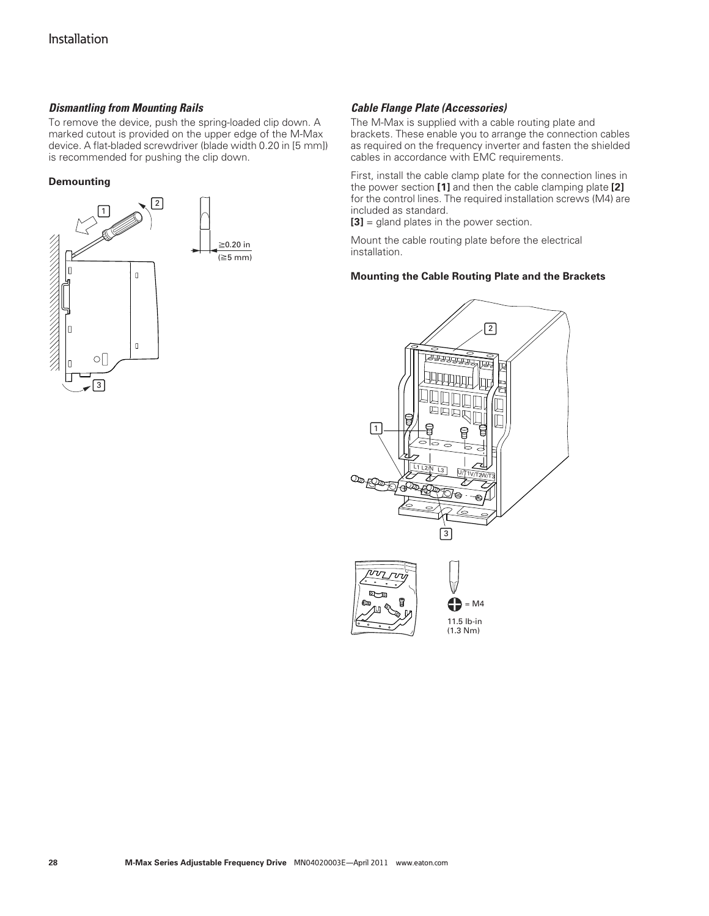### *Dismantling from Mounting Rails*

To remove the device, push the spring-loaded clip down. A marked cutout is provided on the upper edge of the M-Max device. A flat-bladed screwdriver (blade width 0.20 in [5 mm]) is recommended for pushing the clip down.

**Demounting**

### *Cable Flange Plate (Accessories)*

The M-Max is supplied with a cable routing plate and brackets. These enable you to arrange the connection cables as required on the frequency inverter and fasten the shielded cables in accordance with EMC requirements.

First, install the cable clamp plate for the connection lines in the power section **[1]** and then the cable clamping plate **[2]** for the control lines. The required installation screws (M4) are included as standard.

**[3]** = gland plates in the power section.

Mount the cable routing plate before the electrical installation.

**Mounting the Cable Routing Plate and the Brackets**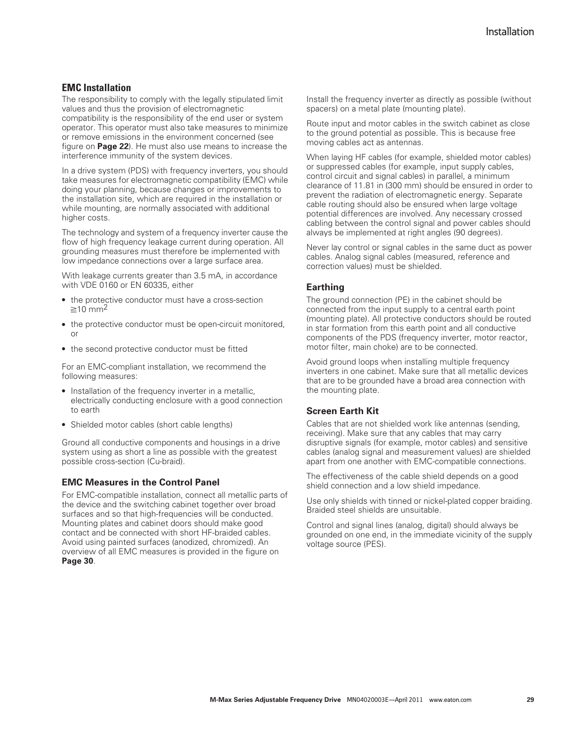## EMC Installation

The responsibility to comply with the legally stipulated limit values and thus the provision of electromagnetic compatibility is the responsibility of the end user or system operator. This operator must also take measures to minimize or remove emissions in the environment concerned (see figure on **Page 22**). He must also use means to increase the interference immunity of the system devices.

In a drive system (PDS) with frequency inverters, you should take measures for electromagnetic compatibility (EMC) while doing your planning, because changes or improvements to the installation site, which are required in the installation or while mounting, are normally associated with additional higher costs.

The technology and system of a frequency inverter cause the flow of high frequency leakage current during operation. All grounding measures must therefore be implemented with low impedance connections over a large surface area.

With leakage currents greater than 3.5 mA, in accordance with VDE 0160 or EN 60335, either

- the protective conductor must have a cross-section $\geqq 10\ mm^2$
- the protective conductor must be open-circuit monitored, or
- the second protective conductor must be fitted

For an EMC-compliant installation, we recommend the following measures:

- Installation of the frequency inverter in a metallic, electrically conducting enclosure with a good connection to earth
- Shielded motor cables (short cable lengths)

Ground all conductive components and housings in a drive system using as short a line as possible with the greatest possible cross-section (Cu-braid).

### EMC Measures in the Control Panel

For EMC-compatible installation, connect all metallic parts of the device and the switching cabinet together over broad surfaces and so that high-frequencies will be conducted. Mounting plates and cabinet doors should make good contact and be connected with short HF-braided cables. Avoid using painted surfaces (anodized, chromized). An overview of all EMC measures is provided in the figure on **Page 30**.

Install the frequency inverter as directly as possible (without spacers) on a metal plate (mounting plate).

Route input and motor cables in the switch cabinet as close to the ground potential as possible. This is because free moving cables act as antennas.

When laying HF cables (for example, shielded motor cables) or suppressed cables (for example, input supply cables, control circuit and signal cables) in parallel, a minimum clearance of 11.81 in (300 mm) should be ensured in order to prevent the radiation of electromagnetic energy. Separate cable routing should also be ensured when large voltage potential differences are involved. Any necessary crossed cabling between the control signal and power cables should always be implemented at right angles (90 degrees).

Never lay control or signal cables in the same duct as power cables. Analog signal cables (measured, reference and correction values) must be shielded.

### Earthing

The ground connection (PE) in the cabinet should be connected from the input supply to a central earth point (mounting plate). All protective conductors should be routed in star formation from this earth point and all conductive components of the PDS (frequency inverter, motor reactor, motor filter, main choke) are to be connected.

Avoid ground loops when installing multiple frequency inverters in one cabinet. Make sure that all metallic devices that are to be grounded have a broad area connection with the mounting plate.

### Screen Earth Kit

Cables that are not shielded work like antennas (sending, receiving). Make sure that any cables that may carry disruptive signals (for example, motor cables) and sensitive cables (analog signal and measurement values) are shielded apart from one another with EMC-compatible connections.

The effectiveness of the cable shield depends on a good shield connection and a low shield impedance.

Use only shields with tinned or nickel-plated copper braiding. Braided steel shields are unsuitable.

Control and signal lines (analog, digital) should always be grounded on one end, in the immediate vicinity of the supply voltage source (PES).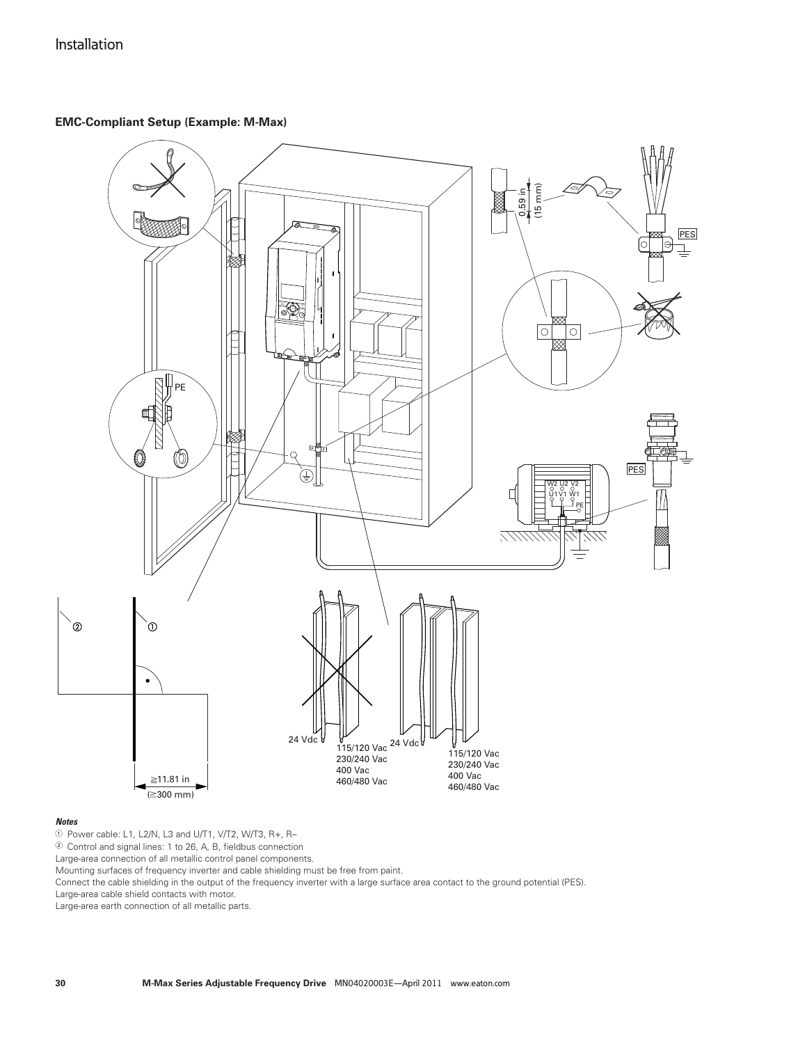# Installation

**EMC-Compliant Setup (Example: M-Max)**

***Notes***

① Power cable: L1, L2/N, L3 and U/T1, V/T2, W/T3, R+, R–

② Control and signal lines: 1 to 26, A, B, fieldbus connection

Large-area connection of all metallic control panel components.

Mounting surfaces of frequency inverter and cable shielding must be free from paint.

Connect the cable shielding in the output of the frequency inverter with a large surface area contact to the ground potential (PES).

Large-area cable shield contacts with motor.

Large-area earth connection of all metallic parts.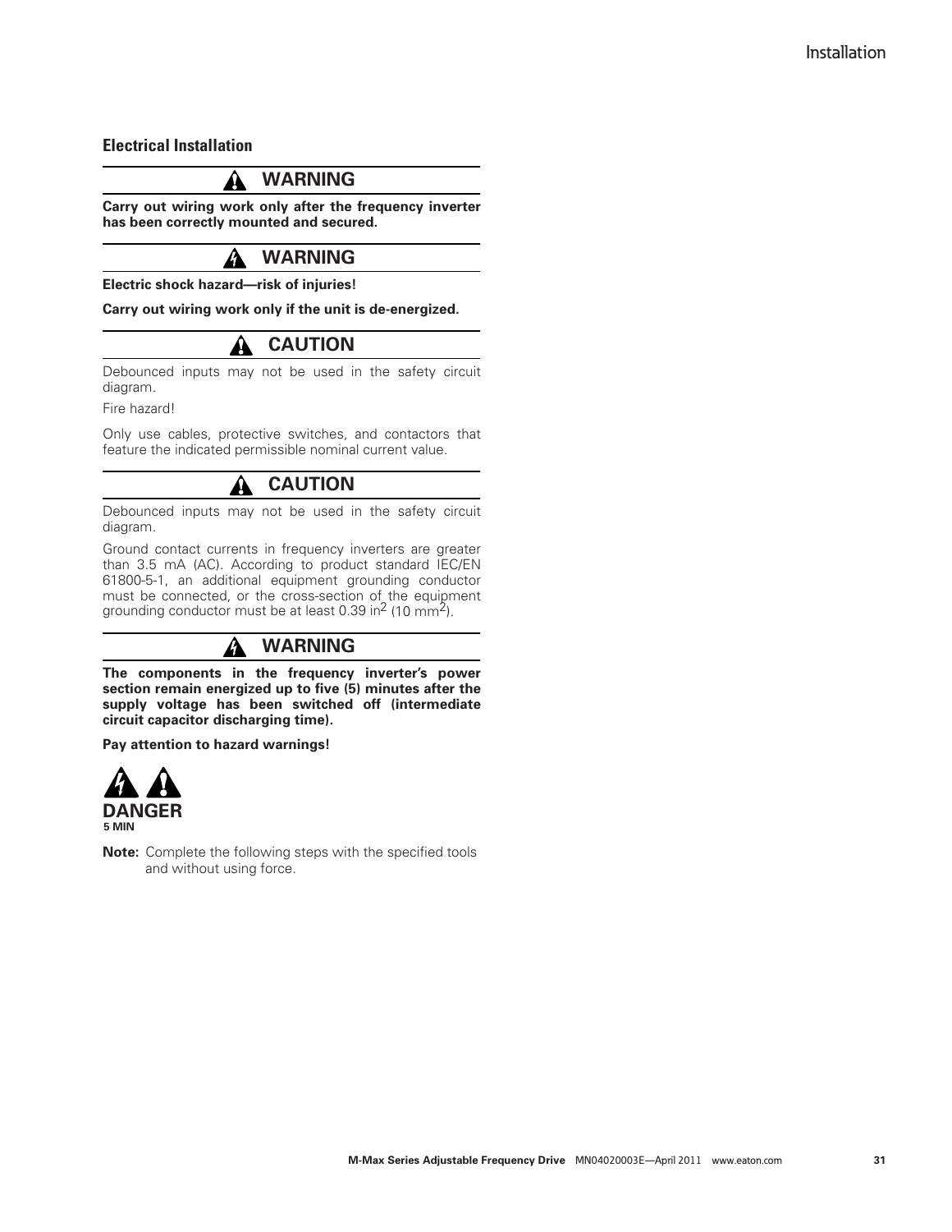## Electrical Installation

**WARNING**

**Carry out wiring work only after the frequency inverter has been correctly mounted and secured.**

**WARNING**

**Electric shock hazard—risk of injuries!**

**Carry out wiring work only if the unit is de-energized.**

**CAUTION**

Debounced inputs may not be used in the safety circuit diagram.

Fire hazard!

Only use cables, protective switches, and contactors that feature the indicated permissible nominal current value.

**CAUTION**

Debounced inputs may not be used in the safety circuit diagram.

Ground contact currents in frequency inverters are greater than 3.5 mA (AC). According to product standard IEC/EN 61800-5-1, an additional equipment grounding conductor must be connected, or the cross-section of the equipment grounding conductor must be at least 0.39 in$^2$ (10 mm$^2$).

**WARNING**

**The components in the frequency inverter's power section remain energized up to five (5) minutes after the supply voltage has been switched off (intermediate circuit capacitor discharging time).**

**Pay attention to hazard warnings!**

**DANGER**
**5 MIN**

**Note:** Complete the following steps with the specified tools and without using force.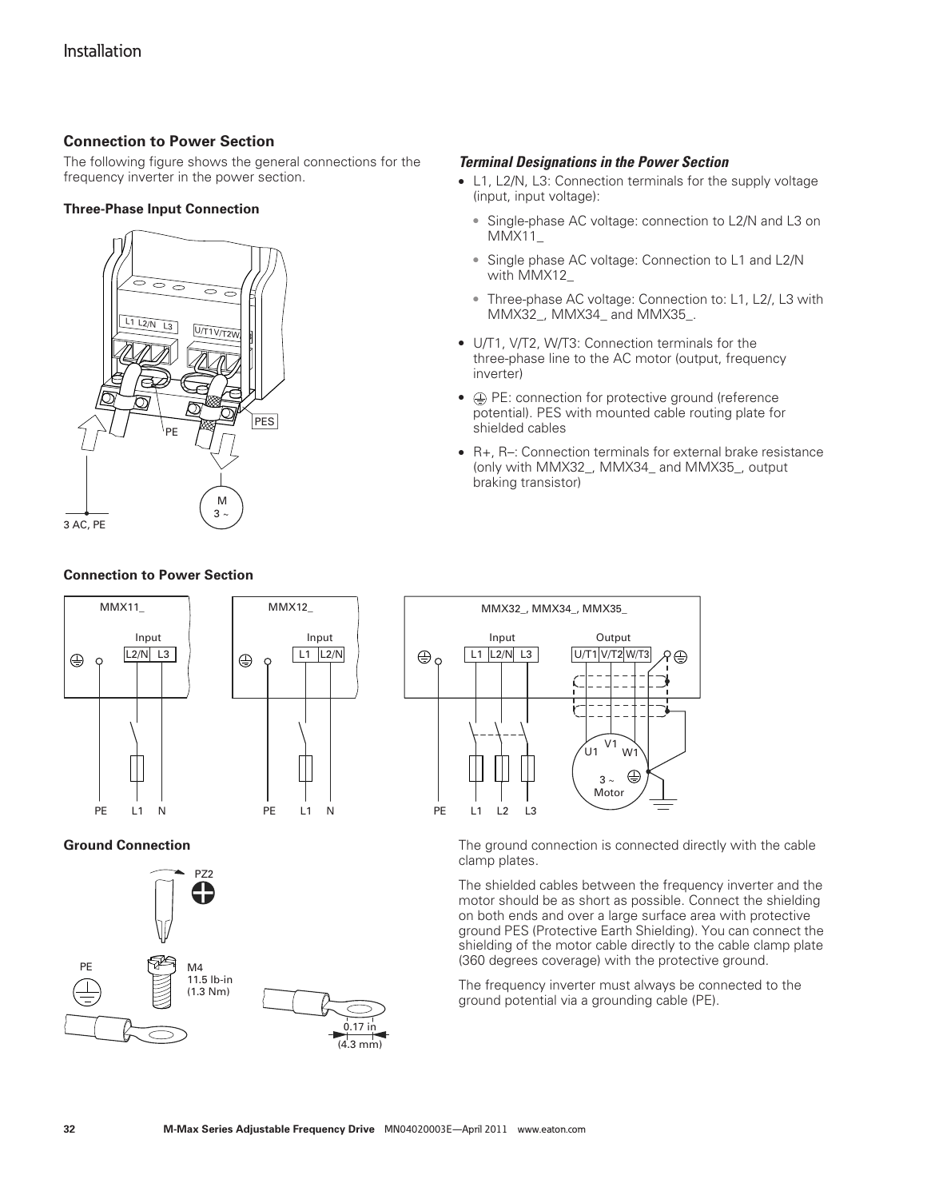## Connection to Power Section

The following figure shows the general connections for the frequency inverter in the power section.

### Three-Phase Input Connection

### Terminal Designations in the Power Section

- L1, L2/N, L3: Connection terminals for the supply voltage (input, input voltage):
  - Single-phase AC voltage: connection to L2/N and L3 on MMX11_
  - Single phase AC voltage: Connection to L1 and L2/N with MMX12_
  - Three-phase AC voltage: Connection to: L1, L2/, L3 with MMX32_, MMX34_ and MMX35_.
- U/T1, V/T2, W/T3: Connection terminals for the three-phase line to the AC motor (output, frequency inverter)
- ⏚ PE: connection for protective ground (reference potential). PES with mounted cable routing plate for shielded cables
- R+, R–: Connection terminals for external brake resistance (only with MMX32_, MMX34_ and MMX35_, output braking transistor)

### Connection to Power Section

### Ground Connection

The ground connection is connected directly with the cable clamp plates.

The shielded cables between the frequency inverter and the motor should be as short as possible. Connect the shielding on both ends and over a large surface area with protective ground PES (Protective Earth Shielding). You can connect the shielding of the motor cable directly to the cable clamp plate (360 degrees coverage) with the protective ground.

The frequency inverter must always be connected to the ground potential via a grounding cable (PE).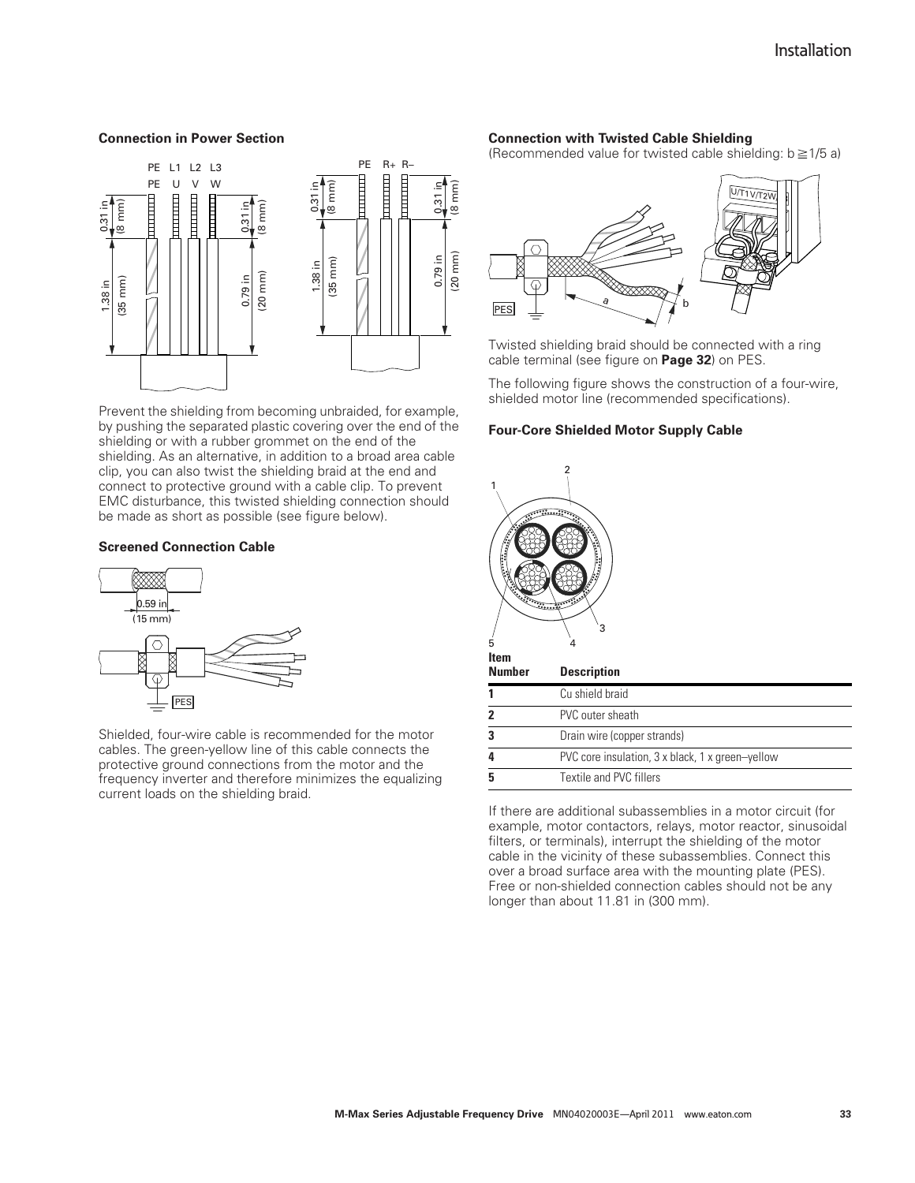### Connection in Power Section

Prevent the shielding from becoming unbraided, for example, by pushing the separated plastic covering over the end of the shielding or with a rubber grommet on the end of the shielding. As an alternative, in addition to a broad area cable clip, you can also twist the shielding braid at the end and connect to protective ground with a cable clip. To prevent EMC disturbance, this twisted shielding connection should be made as short as possible (see figure below).

### Screened Connection Cable

Shielded, four-wire cable is recommended for the motor cables. The green-yellow line of this cable connects the protective ground connections from the motor and the frequency inverter and therefore minimizes the equalizing current loads on the shielding braid.

### Connection with Twisted Cable Shielding

(Recommended value for twisted cable shielding: b ≧ 1/5 a)

Twisted shielding braid should be connected with a ring cable terminal (see figure on **Page 32**) on PES.

The following figure shows the construction of a four-wire, shielded motor line (recommended specifications).

### Four-Core Shielded Motor Supply Cable

| Item Number | Description |
|---|---|
| 1 | Cu shield braid |
| 2 | PVC outer sheath |
| 3 | Drain wire (copper strands) |
| 4 | PVC core insulation, 3 x black, 1 x green–yellow |
| 5 | Textile and PVC fillers |

If there are additional subassemblies in a motor circuit (for example, motor contactors, relays, motor reactor, sinusoidal filters, or terminals), interrupt the shielding of the motor cable in the vicinity of these subassemblies. Connect this over a broad surface area with the mounting plate (PES). Free or non-shielded connection cables should not be any longer than about 11.81 in (300 mm).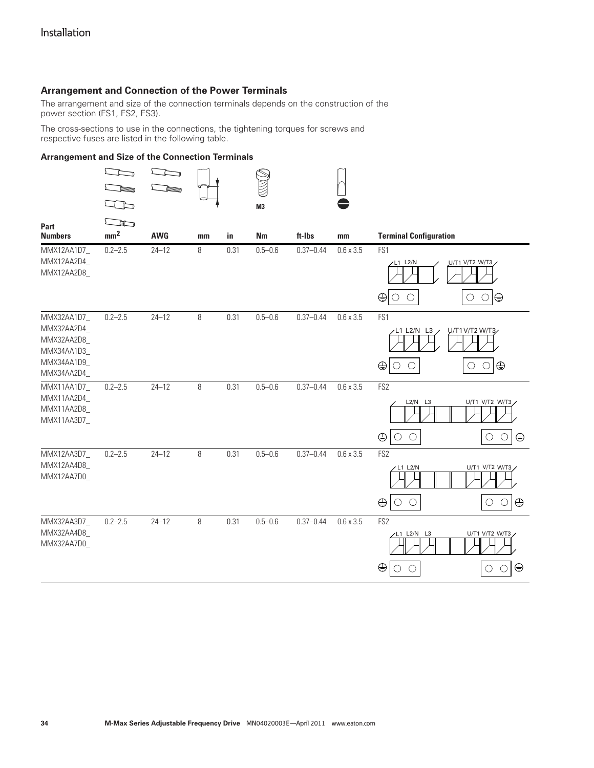## Arrangement and Connection of the Power Terminals

The arrangement and size of the connection terminals depends on the construction of the power section (FS1, FS2, FS3).

The cross-sections to use in the connections, the tightening torques for screws and respective fuses are listed in the following table.

### Arrangement and Size of the Connection Terminals

| Part Numbers | mm² | AWG | mm | in | Nm (M3) | ft-lbs | mm | Terminal Configuration |
|---|---|---|---|---|---|---|---|---|
| MMX12AA1D7_<br>MMX12AA2D4_<br>MMX12AA2D8_ | 0.2–2.5 | 24–12 | 8 | 0.31 | 0.5–0.6 | 0.37–0.44 | 0.6 x 3.5 | FS1<br>L1 L2/N — U/T1 V/T2 W/T3 |
| MMX32AA1D7_<br>MMX32AA2D4_<br>MMX32AA2D8_<br>MMX34AA1D3_<br>MMX34AA1D9_<br>MMX34AA2D4_ | 0.2–2.5 | 24–12 | 8 | 0.31 | 0.5–0.6 | 0.37–0.44 | 0.6 x 3.5 | FS1<br>L1 L2/N L3 — U/T1 V/T2 W/T3 |
| MMX11AA1D7_<br>MMX11AA2D4_<br>MMX11AA2D8_<br>MMX11AA3D7_ | 0.2–2.5 | 24–12 | 8 | 0.31 | 0.5–0.6 | 0.37–0.44 | 0.6 x 3.5 | FS2<br>L2/N L3 — U/T1 V/T2 W/T3 |
| MMX12AA3D7_<br>MMX12AA4D8_<br>MMX12AA7D0_ | 0.2–2.5 | 24–12 | 8 | 0.31 | 0.5–0.6 | 0.37–0.44 | 0.6 x 3.5 | FS2<br>L1 L2/N — U/T1 V/T2 W/T3 |
| MMX32AA3D7_<br>MMX32AA4D8_<br>MMX32AA7D0_ | 0.2–2.5 | 24–12 | 8 | 0.31 | 0.5–0.6 | 0.37–0.44 | 0.6 x 3.5 | FS2<br>L1 L2/N L3 — U/T1 V/T2 W/T3 |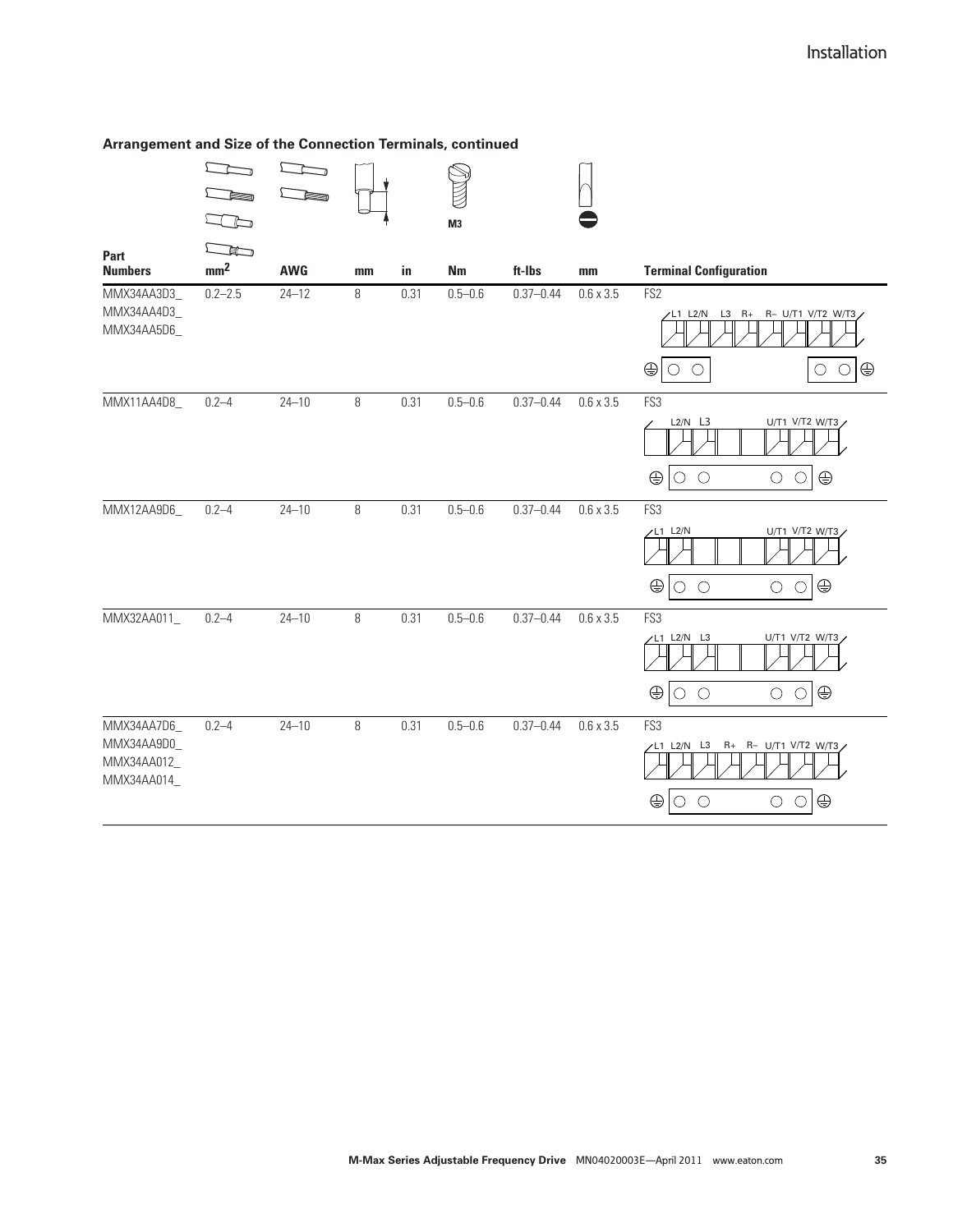### Arrangement and Size of the Connection Terminals, continued

| Part Numbers | mm² | AWG | mm | in | Nm (M3) | ft-lbs | mm | Terminal Configuration |
|---|---|---|---|---|---|---|---|---|
| MMX34AA3D3_<br>MMX34AA4D3_<br>MMX34AA5D6_ | 0.2–2.5 | 24–12 | 8 | 0.31 | 0.5–0.6 | 0.37–0.44 | 0.6 x 3.5 | FS2<br>L1 L2/N L3 R+ R– U/T1 V/T2 W/T3 |
| MMX11AA4D8_ | 0.2–4 | 24–10 | 8 | 0.31 | 0.5–0.6 | 0.37–0.44 | 0.6 x 3.5 | FS3<br>L2/N L3 U/T1 V/T2 W/T3 |
| MMX12AA9D6_ | 0.2–4 | 24–10 | 8 | 0.31 | 0.5–0.6 | 0.37–0.44 | 0.6 x 3.5 | FS3<br>L1 L2/N U/T1 V/T2 W/T3 |
| MMX32AA011_ | 0.2–4 | 24–10 | 8 | 0.31 | 0.5–0.6 | 0.37–0.44 | 0.6 x 3.5 | FS3<br>L1 L2/N L3 U/T1 V/T2 W/T3 |
| MMX34AA7D6_<br>MMX34AA9D0_<br>MMX34AA012_<br>MMX34AA014_ | 0.2–4 | 24–10 | 8 | 0.31 | 0.5–0.6 | 0.37–0.44 | 0.6 x 3.5 | FS3<br>L1 L2/N L3 R+ R– U/T1 V/T2 W/T3 |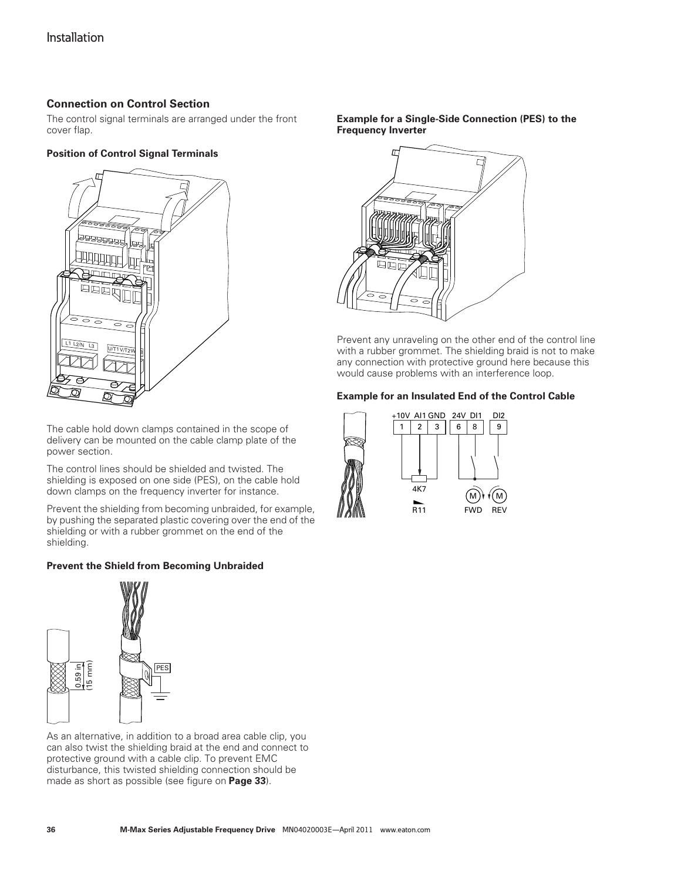## Connection on Control Section

The control signal terminals are arranged under the front cover flap.

### Position of Control Signal Terminals

The cable hold down clamps contained in the scope of delivery can be mounted on the cable clamp plate of the power section.

The control lines should be shielded and twisted. The shielding is exposed on one side (PES), on the cable hold down clamps on the frequency inverter for instance.

Prevent the shielding from becoming unbraided, for example, by pushing the separated plastic covering over the end of the shielding or with a rubber grommet on the end of the shielding.

### Prevent the Shield from Becoming Unbraided

As an alternative, in addition to a broad area cable clip, you can also twist the shielding braid at the end and connect to protective ground with a cable clip. To prevent EMC disturbance, this twisted shielding connection should be made as short as possible (see figure on **Page 33**).

### Example for a Single-Side Connection (PES) to the Frequency Inverter

Prevent any unraveling on the other end of the control line with a rubber grommet. The shielding braid is not to make any connection with protective ground here because this would cause problems with an interference loop.

### Example for an Insulated End of the Control Cable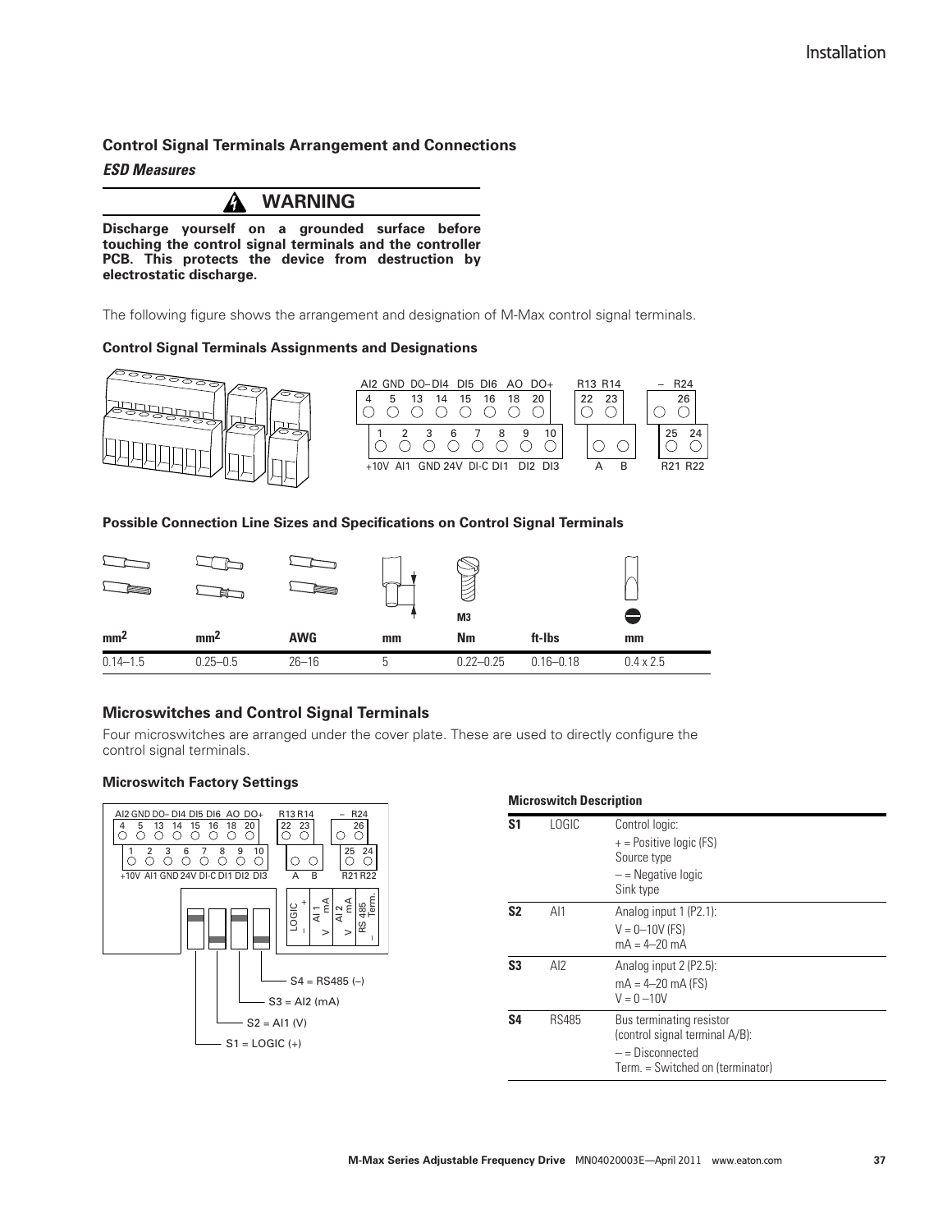### Control Signal Terminals Arrangement and Connections

***ESD Measures***

**WARNING**

**Discharge yourself on a grounded surface before touching the control signal terminals and the controller PCB. This protects the device from destruction by electrostatic discharge.**

The following figure shows the arrangement and designation of M-Max control signal terminals.

**Control Signal Terminals Assignments and Designations**

AI2 GND DO– DI4 DI5 DI6 AO DO+ R13 R14 – R24
4 5 13 14 15 16 18 20 22 23 26
1 2 3 6 7 8 9 10 25 24
+10V AI1 GND 24V DI-C DI1 DI2 DI3 A B R21 R22

**Possible Connection Line Sizes and Specifications on Control Signal Terminals**

| mm² | mm² | AWG | mm | Nm | ft-lbs | mm |
|---|---|---|---|---|---|---|
| 0.14–1.5 | 0.25–0.5 | 26–16 | 5 | 0.22–0.25 | 0.16–0.18 | 0.4 x 2.5 |

## Microswitches and Control Signal Terminals

Four microswitches are arranged under the cover plate. These are used to directly configure the control signal terminals.

**Microswitch Factory Settings**

S4 = RS485 (–)
S3 = AI2 (mA)
S2 = AI1 (V)
S1 = LOGIC (+)

**Microswitch Description**

| | | |
|---|---|---|
| **S1** | LOGIC | Control logic:<br>+ = Positive logic (FS)<br>Source type<br>– = Negative logic<br>Sink type |
| **S2** | AI1 | Analog input 1 (P2.1):<br>V = 0–10V (FS)<br>mA = 4–20 mA |
| **S3** | AI2 | Analog input 2 (P2.5):<br>mA = 4–20 mA (FS)<br>V = 0 –10V |
| **S4** | RS485 | Bus terminating resistor<br>(control signal terminal A/B):<br>– = Disconnected<br>Term. = Switched on (terminator) |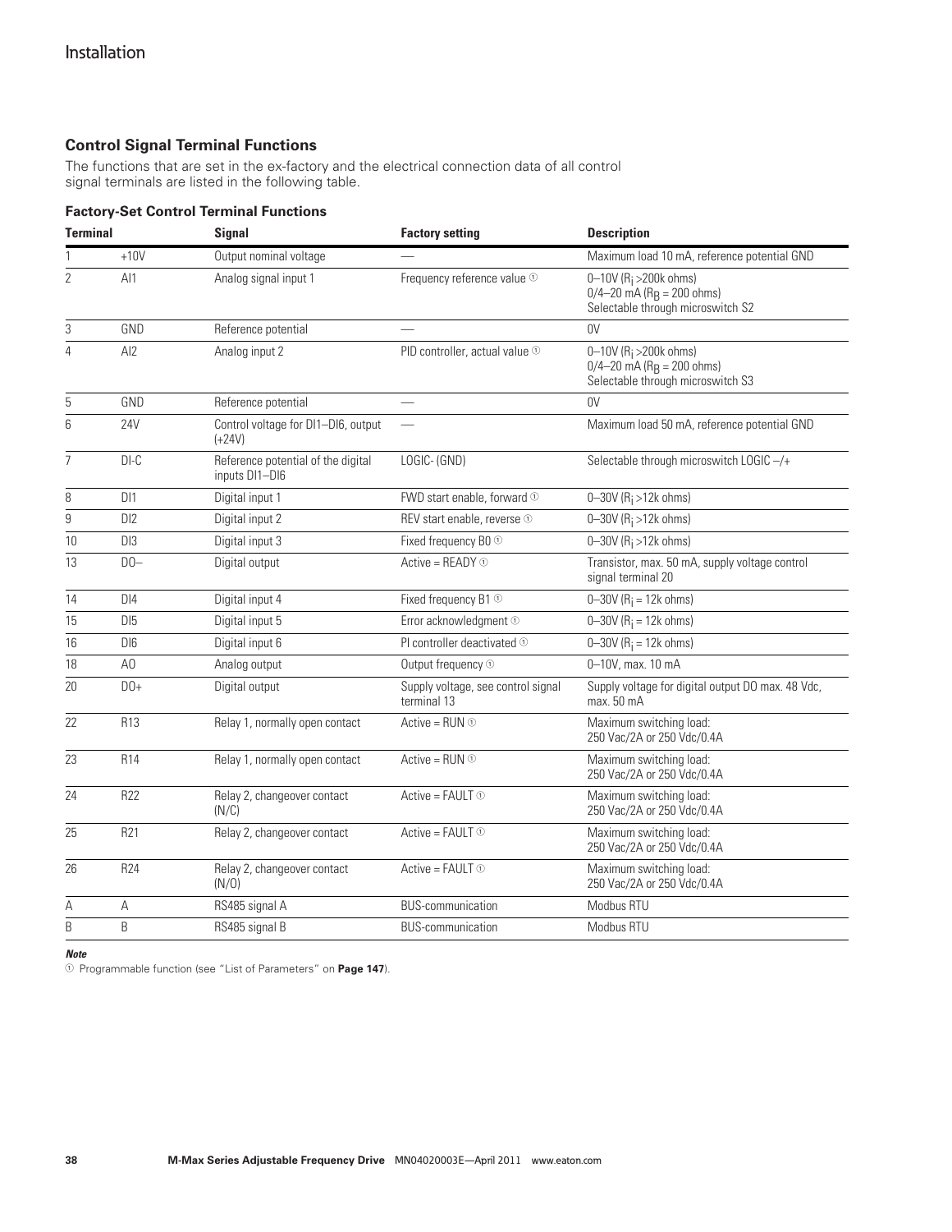## Control Signal Terminal Functions

The functions that are set in the ex-factory and the electrical connection data of all control signal terminals are listed in the following table.

### Factory-Set Control Terminal Functions

| Terminal | | Signal | Factory setting | Description |
|---|---|---|---|---|
| 1 | +10V | Output nominal voltage | — | Maximum load 10 mA, reference potential GND |
| 2 | AI1 | Analog signal input 1 | Frequency reference value ① | 0–10V ($R_i$ >200k ohms)<br>0/4–20 mA ($R_B$ = 200 ohms)<br>Selectable through microswitch S2 |
| 3 | GND | Reference potential | — | 0V |
| 4 | AI2 | Analog input 2 | PID controller, actual value ① | 0–10V ($R_i$ >200k ohms)<br>0/4–20 mA ($R_B$ = 200 ohms)<br>Selectable through microswitch S3 |
| 5 | GND | Reference potential | — | 0V |
| 6 | 24V | Control voltage for DI1–DI6, output (+24V) | — | Maximum load 50 mA, reference potential GND |
| 7 | DI-C | Reference potential of the digital inputs DI1–DI6 | LOGIC- (GND) | Selectable through microswitch LOGIC –/+ |
| 8 | DI1 | Digital input 1 | FWD start enable, forward ① | 0–30V ($R_i$ >12k ohms) |
| 9 | DI2 | Digital input 2 | REV start enable, reverse ① | 0–30V ($R_i$ >12k ohms) |
| 10 | DI3 | Digital input 3 | Fixed frequency B0 ① | 0–30V ($R_i$ >12k ohms) |
| 13 | DO– | Digital output | Active = READY ① | Transistor, max. 50 mA, supply voltage control signal terminal 20 |
| 14 | DI4 | Digital input 4 | Fixed frequency B1 ① | 0–30V ($R_i$ = 12k ohms) |
| 15 | DI5 | Digital input 5 | Error acknowledgment ① | 0–30V ($R_i$ = 12k ohms) |
| 16 | DI6 | Digital input 6 | PI controller deactivated ① | 0–30V ($R_i$ = 12k ohms) |
| 18 | AO | Analog output | Output frequency ① | 0–10V, max. 10 mA |
| 20 | DO+ | Digital output | Supply voltage, see control signal terminal 13 | Supply voltage for digital output DO max. 48 Vdc, max. 50 mA |
| 22 | R13 | Relay 1, normally open contact | Active = RUN ① | Maximum switching load:<br>250 Vac/2A or 250 Vdc/0.4A |
| 23 | R14 | Relay 1, normally open contact | Active = RUN ① | Maximum switching load:<br>250 Vac/2A or 250 Vdc/0.4A |
| 24 | R22 | Relay 2, changeover contact (N/C) | Active = FAULT ① | Maximum switching load:<br>250 Vac/2A or 250 Vdc/0.4A |
| 25 | R21 | Relay 2, changeover contact | Active = FAULT ① | Maximum switching load:<br>250 Vac/2A or 250 Vdc/0.4A |
| 26 | R24 | Relay 2, changeover contact (N/O) | Active = FAULT ① | Maximum switching load:<br>250 Vac/2A or 250 Vdc/0.4A |
| A | A | RS485 signal A | BUS-communication | Modbus RTU |
| B | B | RS485 signal B | BUS-communication | Modbus RTU |

***Note***

① Programmable function (see "List of Parameters" on **Page 147**).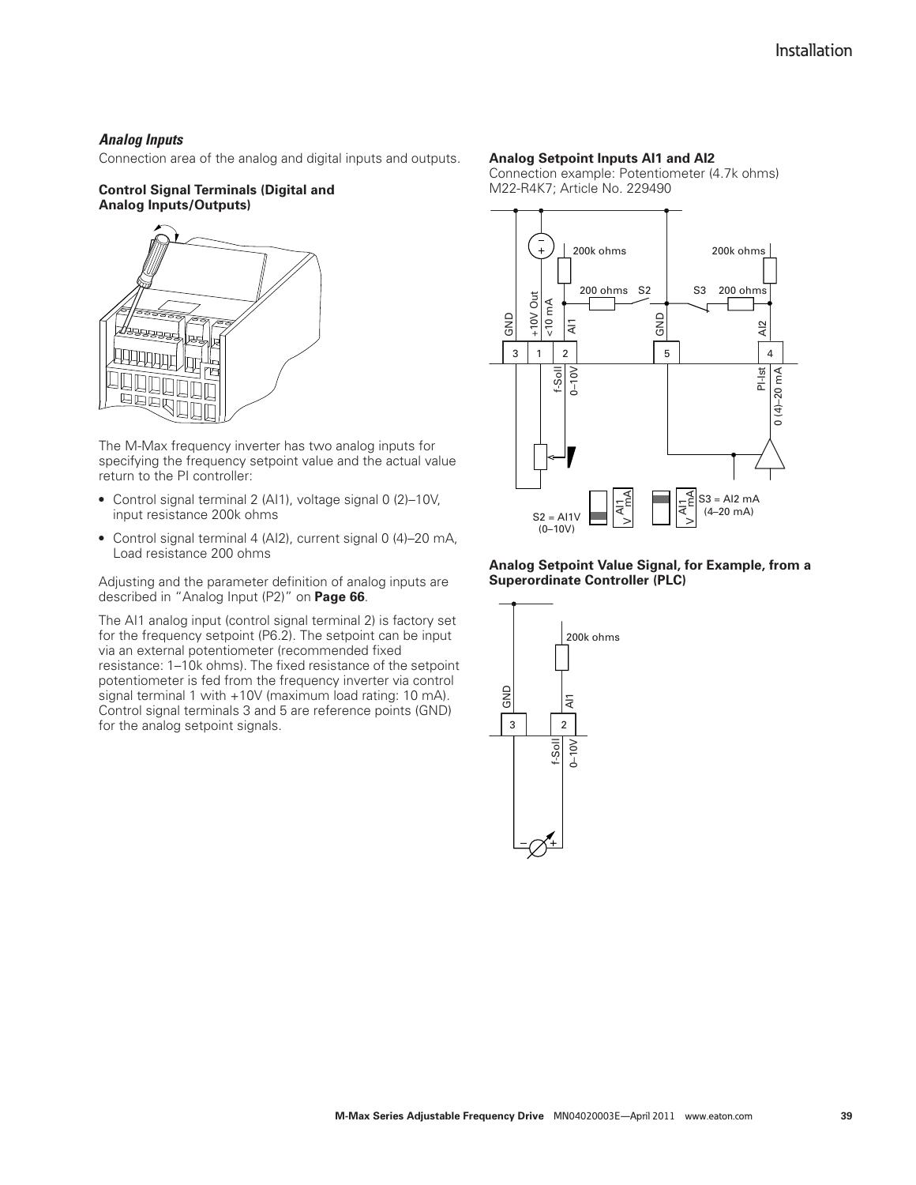### *Analog Inputs*

Connection area of the analog and digital inputs and outputs.

**Control Signal Terminals (Digital and Analog Inputs/Outputs)**

The M-Max frequency inverter has two analog inputs for specifying the frequency setpoint value and the actual value return to the PI controller:

- Control signal terminal 2 (AI1), voltage signal 0 (2)–10V, input resistance 200k ohms
- Control signal terminal 4 (AI2), current signal 0 (4)–20 mA, Load resistance 200 ohms

Adjusting and the parameter definition of analog inputs are described in "Analog Input (P2)" on **Page 66**.

The AI1 analog input (control signal terminal 2) is factory set for the frequency setpoint (P6.2). The setpoint can be input via an external potentiometer (recommended fixed resistance: 1–10k ohms). The fixed resistance of the setpoint potentiometer is fed from the frequency inverter via control signal terminal 1 with +10V (maximum load rating: 10 mA). Control signal terminals 3 and 5 are reference points (GND) for the analog setpoint signals.

**Analog Setpoint Inputs AI1 and AI2**

Connection example: Potentiometer (4.7k ohms) M22-R4K7; Article No. 229490

**Analog Setpoint Value Signal, for Example, from a Superordinate Controller (PLC)**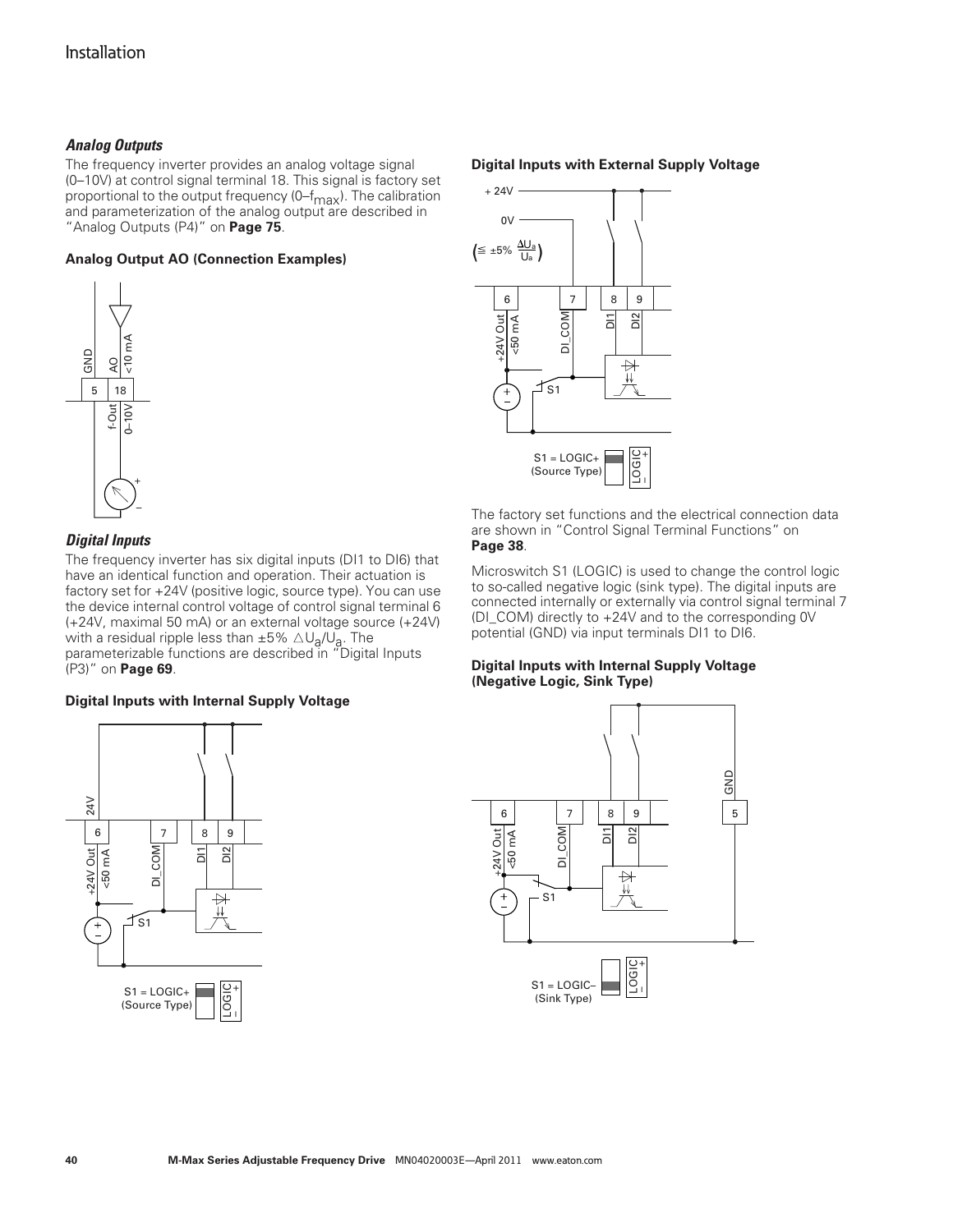### *Analog Outputs*

The frequency inverter provides an analog voltage signal (0–10V) at control signal terminal 18. This signal is factory set proportional to the output frequency (0–$f_{max}$). The calibration and parameterization of the analog output are described in "Analog Outputs (P4)" on **Page 75**.

**Analog Output AO (Connection Examples)**

### *Digital Inputs*

The frequency inverter has six digital inputs (DI1 to DI6) that have an identical function and operation. Their actuation is factory set for +24V (positive logic, source type). You can use the device internal control voltage of control signal terminal 6 (+24V, maximal 50 mA) or an external voltage source (+24V) with a residual ripple less than ±5% $\Delta U_a/U_a$. The parameterizable functions are described in "Digital Inputs (P3)" on **Page 69**.

**Digital Inputs with Internal Supply Voltage**

**Digital Inputs with External Supply Voltage**

The factory set functions and the electrical connection data are shown in "Control Signal Terminal Functions" on **Page 38**.

Microswitch S1 (LOGIC) is used to change the control logic to so-called negative logic (sink type). The digital inputs are connected internally or externally via control signal terminal 7 (DI_COM) directly to +24V and to the corresponding 0V potential (GND) via input terminals DI1 to DI6.

**Digital Inputs with Internal Supply Voltage (Negative Logic, Sink Type)**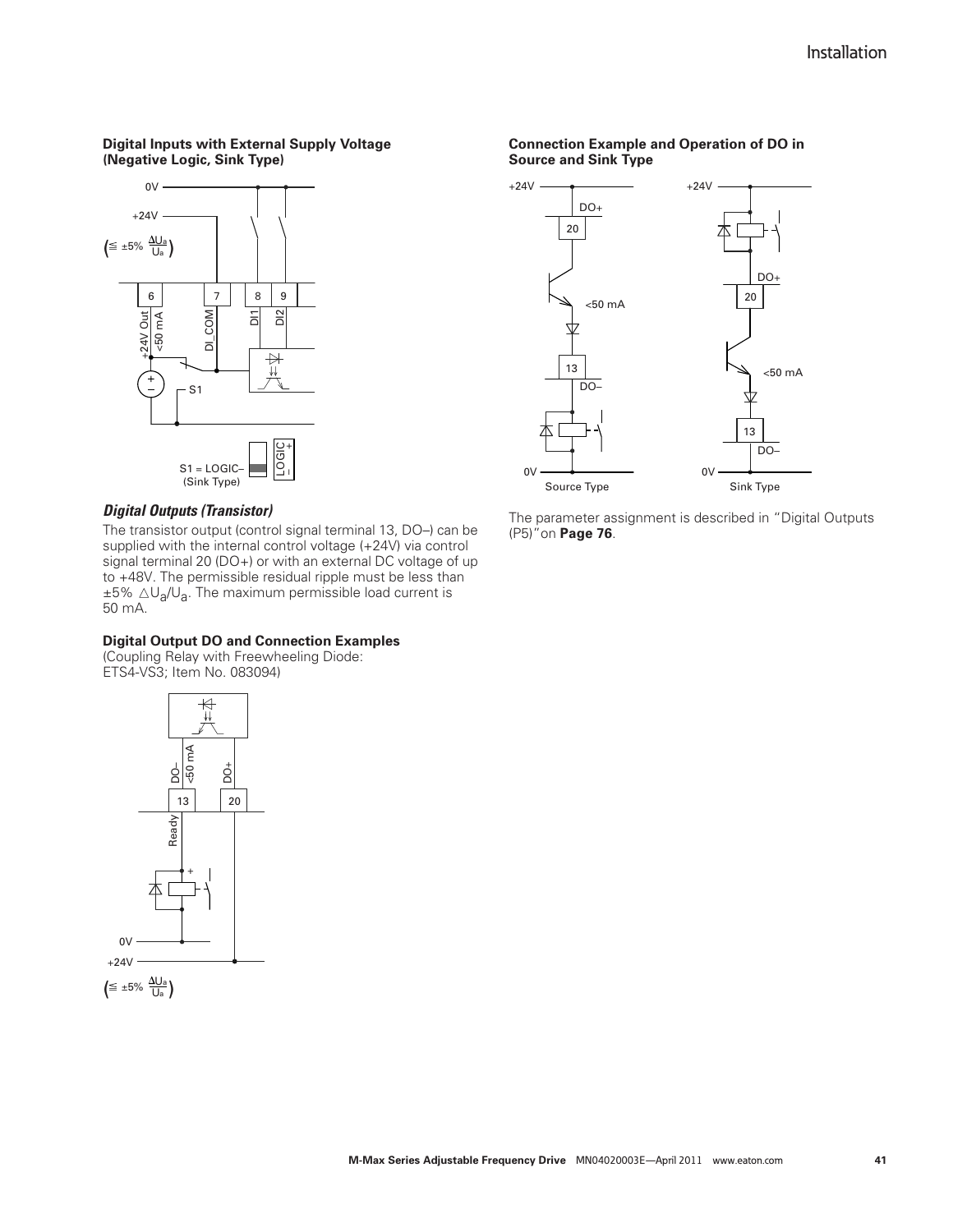#### Digital Inputs with External Supply Voltage (Negative Logic, Sink Type)

#### Digital Outputs (Transistor)

The transistor output (control signal terminal 13, DO–) can be supplied with the internal control voltage (+24V) via control signal terminal 20 (DO+) or with an external DC voltage of up to +48V. The permissible residual ripple must be less than ±5% $\Delta U_a/U_a$. The maximum permissible load current is 50 mA.

**Digital Output DO and Connection Examples**

(Coupling Relay with Freewheeling Diode: ETS4-VS3; Item No. 083094)

**Connection Example and Operation of DO in Source and Sink Type**

The parameter assignment is described in "Digital Outputs (P5)" on **Page 76**.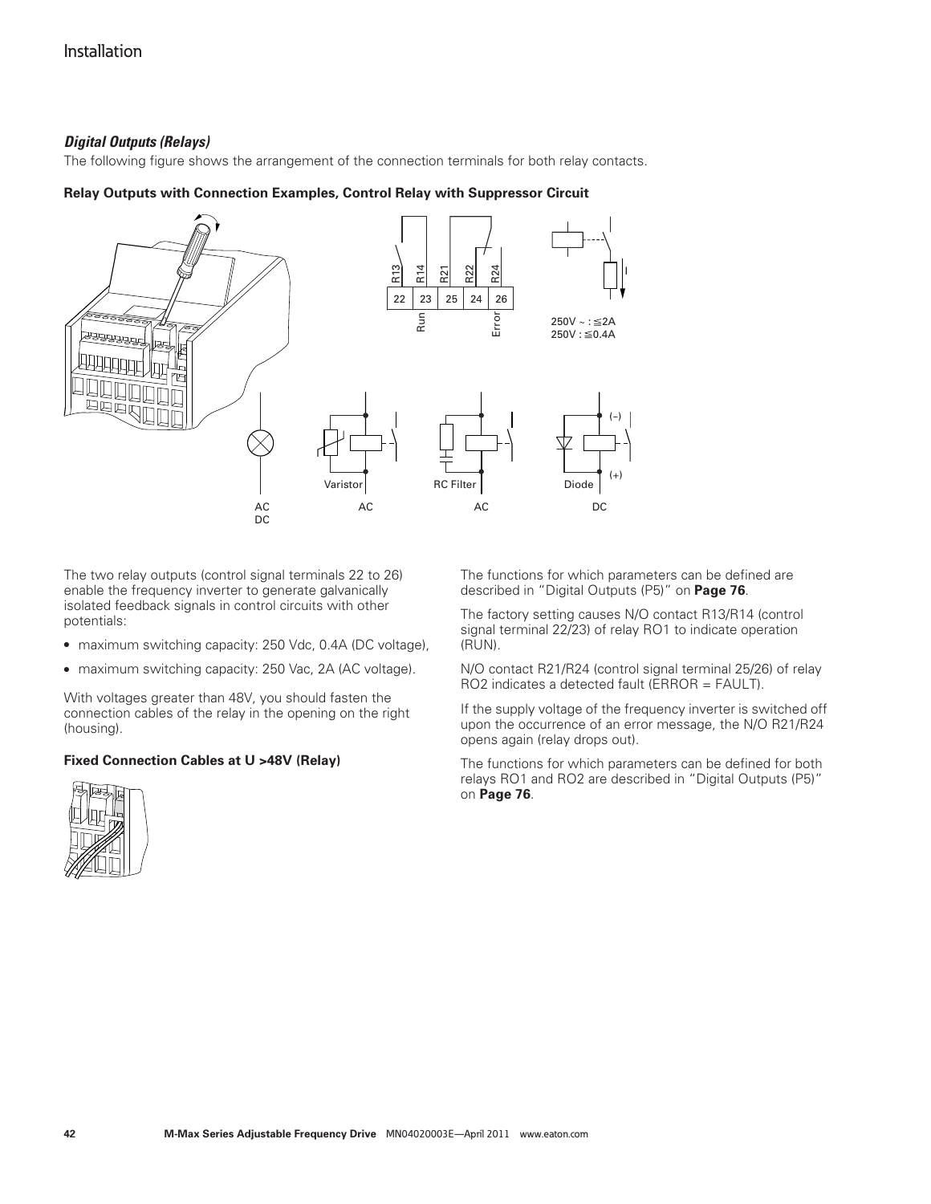### *Digital Outputs (Relays)*

The following figure shows the arrangement of the connection terminals for both relay contacts.

**Relay Outputs with Connection Examples, Control Relay with Suppressor Circuit**

The two relay outputs (control signal terminals 22 to 26) enable the frequency inverter to generate galvanically isolated feedback signals in control circuits with other potentials:

- maximum switching capacity: 250 Vdc, 0.4A (DC voltage),
- maximum switching capacity: 250 Vac, 2A (AC voltage).

With voltages greater than 48V, you should fasten the connection cables of the relay in the opening on the right (housing).

**Fixed Connection Cables at U >48V (Relay)**

The functions for which parameters can be defined are described in "Digital Outputs (P5)" on **Page 76**.

The factory setting causes N/O contact R13/R14 (control signal terminal 22/23) of relay RO1 to indicate operation (RUN).

N/O contact R21/R24 (control signal terminal 25/26) of relay RO2 indicates a detected fault (ERROR = FAULT).

If the supply voltage of the frequency inverter is switched off upon the occurrence of an error message, the N/O R21/R24 opens again (relay drops out).

The functions for which parameters can be defined for both relays RO1 and RO2 are described in "Digital Outputs (P5)" on **Page 76**.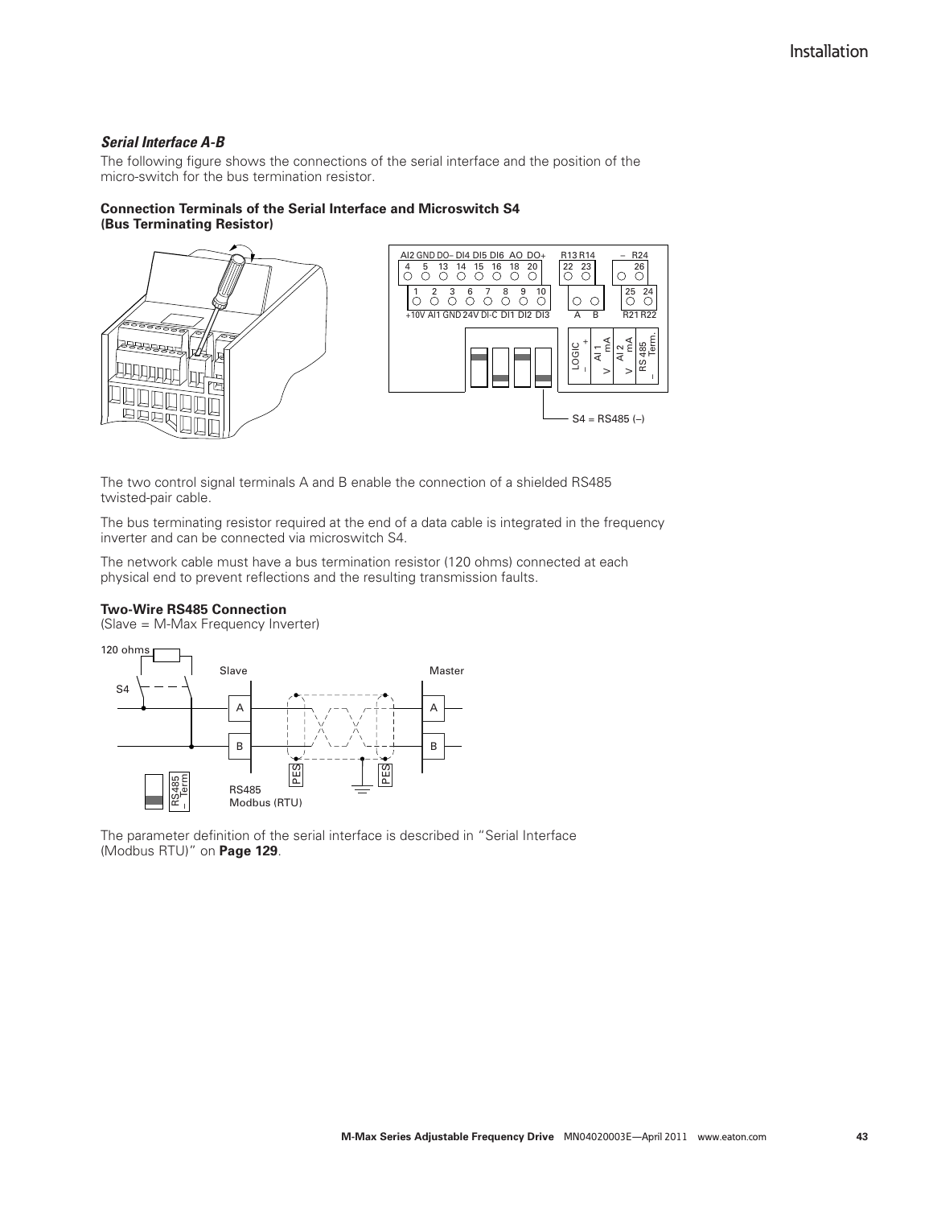### *Serial Interface A-B*

The following figure shows the connections of the serial interface and the position of the micro-switch for the bus termination resistor.

**Connection Terminals of the Serial Interface and Microswitch S4 (Bus Terminating Resistor)**

S4 = RS485 (–)

The two control signal terminals A and B enable the connection of a shielded RS485 twisted-pair cable.

The bus terminating resistor required at the end of a data cable is integrated in the frequency inverter and can be connected via microswitch S4.

The network cable must have a bus termination resistor (120 ohms) connected at each physical end to prevent reflections and the resulting transmission faults.

**Two-Wire RS485 Connection**

(Slave = M-Max Frequency Inverter)

The parameter definition of the serial interface is described in "Serial Interface (Modbus RTU)" on **Page 129**.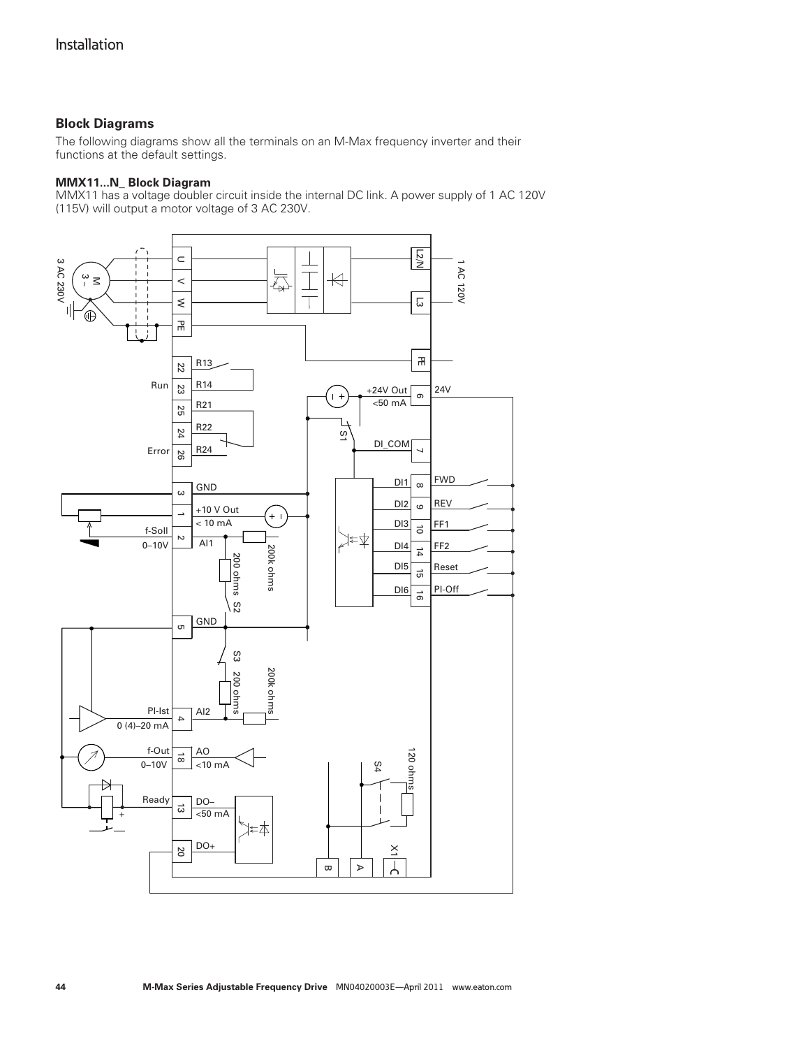## Block Diagrams

The following diagrams show all the terminals on an M-Max frequency inverter and their functions at the default settings.

### MMX11...N_ Block Diagram

MMX11 has a voltage doubler circuit inside the internal DC link. A power supply of 1 AC 120V (115V) will output a motor voltage of 3 AC 230V.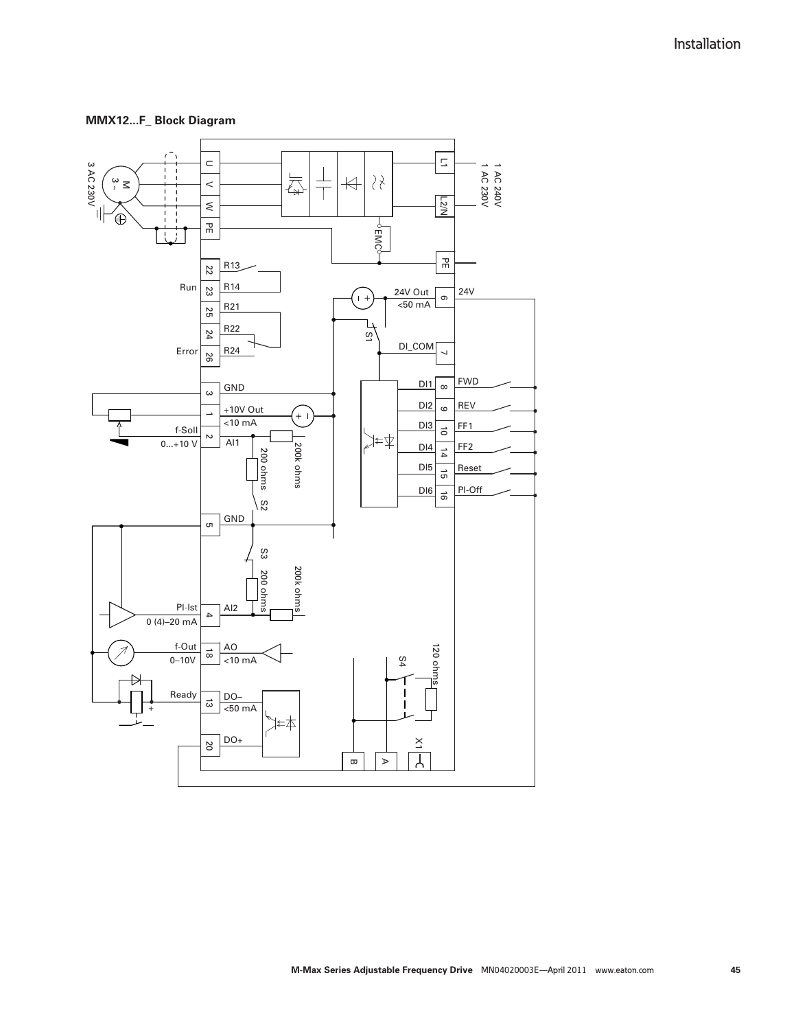### MMX12...F_ Block Diagram

3 AC 230V

M 3~

U V W PE

L1 L2/N PE

1 AC 240V
1 AC 230V

EMC

22 R13
Run 23 R14
25 R21
24 R22
Error 26 R24

24V Out <50 mA 6 24V

S1

DI_COM 7

DI1 8 FWD
DI2 9 REV
DI3 10 FF1
DI4 14 FF2
DI5 15 Reset
DI6 16 PI-Off

3 GND
1 +10V Out <10 mA
f-Soll 0...+10 V 2 AI1

200 ohms
200k ohms
S2

5 GND

S3
200 ohms
200k ohms

PI-Ist 0 (4)–20 mA 4 AI2

f-Out 0–10V 18 AO <10 mA

Ready 13 DO– <50 mA

20 DO+

120 ohms
S4

B A X1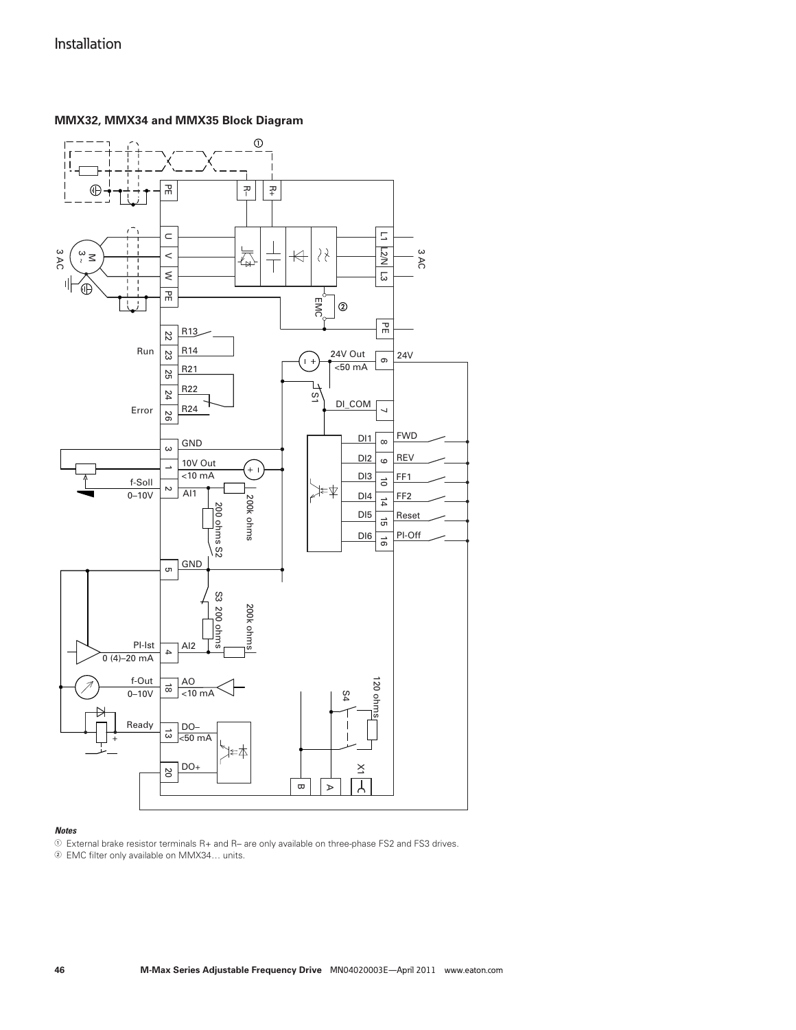### MMX32, MMX34 and MMX35 Block Diagram

*Notes*

① External brake resistor terminals R+ and R– are only available on three-phase FS2 and FS3 drives.

② EMC filter only available on MMX34… units.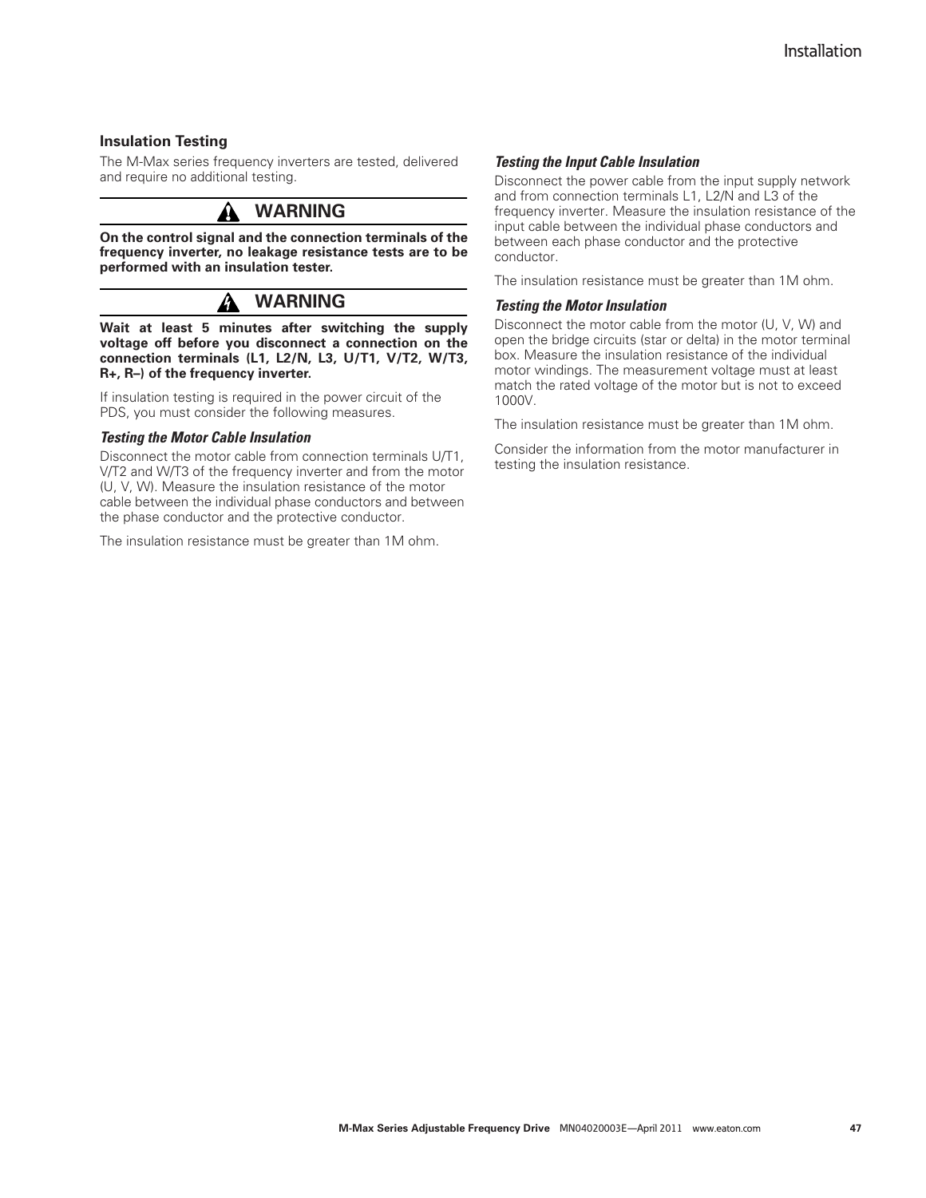### Insulation Testing

The M-Max series frequency inverters are tested, delivered and require no additional testing.

**WARNING**

**On the control signal and the connection terminals of the frequency inverter, no leakage resistance tests are to be performed with an insulation tester.**

**WARNING**

**Wait at least 5 minutes after switching the supply voltage off before you disconnect a connection on the connection terminals (L1, L2/N, L3, U/T1, V/T2, W/T3, R+, R–) of the frequency inverter.**

If insulation testing is required in the power circuit of the PDS, you must consider the following measures.

#### *Testing the Motor Cable Insulation*

Disconnect the motor cable from connection terminals U/T1, V/T2 and W/T3 of the frequency inverter and from the motor (U, V, W). Measure the insulation resistance of the motor cable between the individual phase conductors and between the phase conductor and the protective conductor.

The insulation resistance must be greater than 1M ohm.

#### *Testing the Input Cable Insulation*

Disconnect the power cable from the input supply network and from connection terminals L1, L2/N and L3 of the frequency inverter. Measure the insulation resistance of the input cable between the individual phase conductors and between each phase conductor and the protective conductor.

The insulation resistance must be greater than 1M ohm.

#### *Testing the Motor Insulation*

Disconnect the motor cable from the motor (U, V, W) and open the bridge circuits (star or delta) in the motor terminal box. Measure the insulation resistance of the individual motor windings. The measurement voltage must at least match the rated voltage of the motor but is not to exceed 1000V.

The insulation resistance must be greater than 1M ohm.

Consider the information from the motor manufacturer in testing the insulation resistance.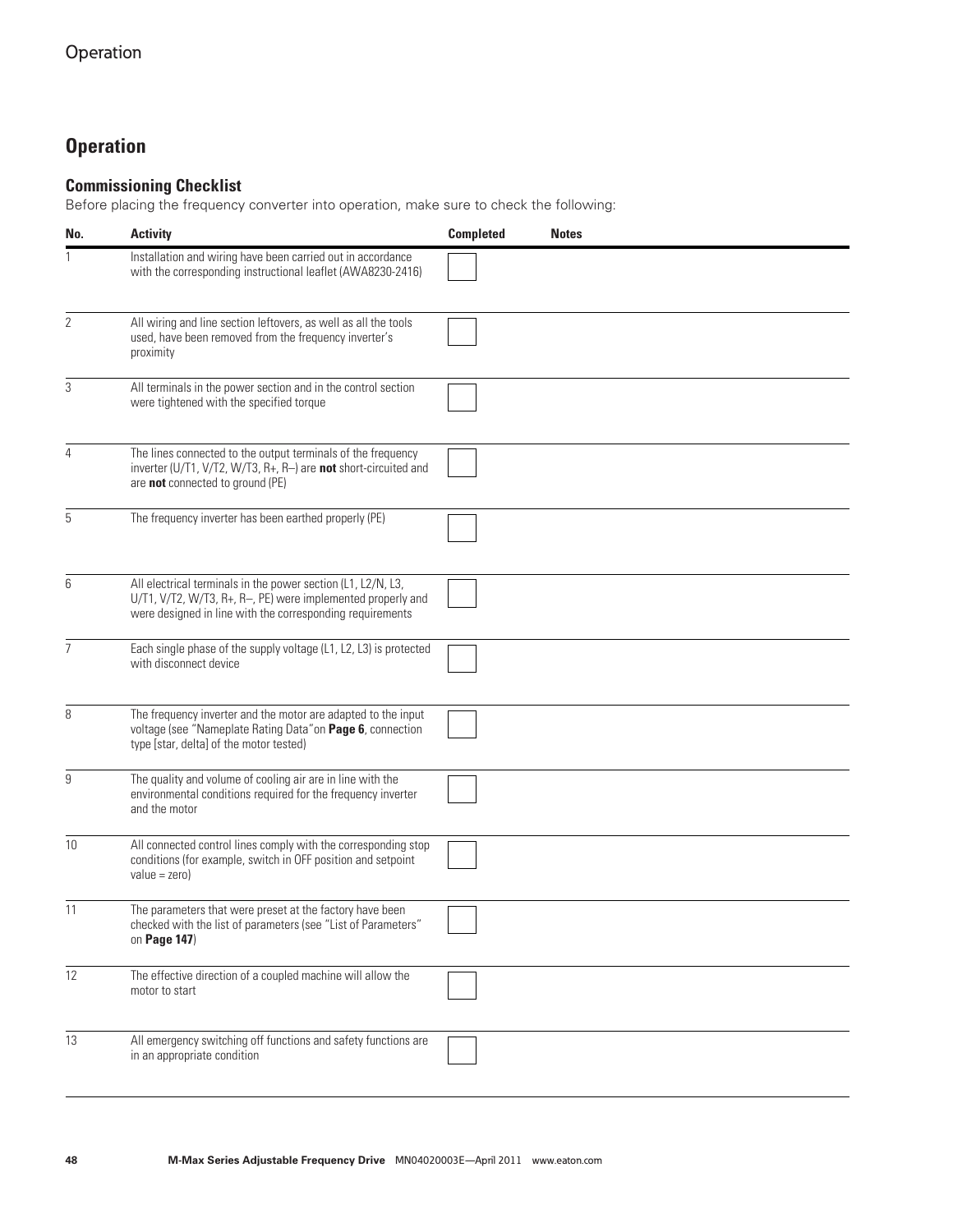## Operation

### Commissioning Checklist

Before placing the frequency converter into operation, make sure to check the following:

| No. | Activity | Completed | Notes |
|---|---|---|---|
| 1 | Installation and wiring have been carried out in accordance with the corresponding instructional leaflet (AWA8230-2416) | ☐ | |
| 2 | All wiring and line section leftovers, as well as all the tools used, have been removed from the frequency inverter's proximity | ☐ | |
| 3 | All terminals in the power section and in the control section were tightened with the specified torque | ☐ | |
| 4 | The lines connected to the output terminals of the frequency inverter (U/T1, V/T2, W/T3, R+, R–) are **not** short-circuited and are **not** connected to ground (PE) | ☐ | |
| 5 | The frequency inverter has been earthed properly (PE) | ☐ | |
| 6 | All electrical terminals in the power section (L1, L2/N, L3, U/T1, V/T2, W/T3, R+, R–, PE) were implemented properly and were designed in line with the corresponding requirements | ☐ | |
| 7 | Each single phase of the supply voltage (L1, L2, L3) is protected with disconnect device | ☐ | |
| 8 | The frequency inverter and the motor are adapted to the input voltage (see "Nameplate Rating Data"on **Page 6**, connection type [star, delta] of the motor tested) | ☐ | |
| 9 | The quality and volume of cooling air are in line with the environmental conditions required for the frequency inverter and the motor | ☐ | |
| 10 | All connected control lines comply with the corresponding stop conditions (for example, switch in OFF position and setpoint value = zero) | ☐ | |
| 11 | The parameters that were preset at the factory have been checked with the list of parameters (see "List of Parameters" on **Page 147**) | ☐ | |
| 12 | The effective direction of a coupled machine will allow the motor to start | ☐ | |
| 13 | All emergency switching off functions and safety functions are in an appropriate condition | ☐ | |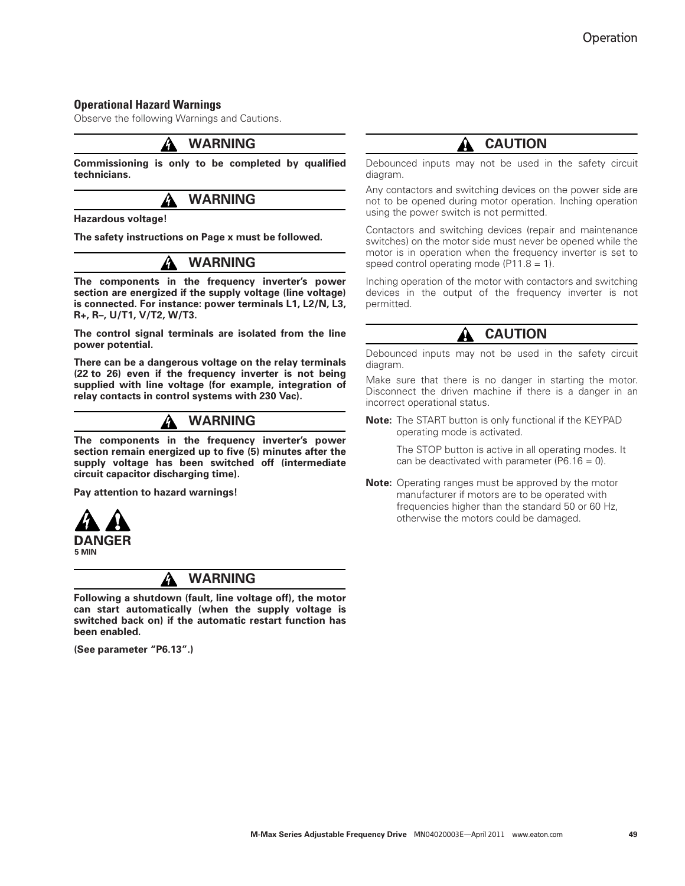## Operational Hazard Warnings

Observe the following Warnings and Cautions.

### WARNING

**Commissioning is only to be completed by qualified technicians.**

### WARNING

**Hazardous voltage!**

**The safety instructions on Page x must be followed.**

### WARNING

**The components in the frequency inverter's power section are energized if the supply voltage (line voltage) is connected. For instance: power terminals L1, L2/N, L3, R+, R–, U/T1, V/T2, W/T3.**

**The control signal terminals are isolated from the line power potential.**

**There can be a dangerous voltage on the relay terminals (22 to 26) even if the frequency inverter is not being supplied with line voltage (for example, integration of relay contacts in control systems with 230 Vac).**

### WARNING

**The components in the frequency inverter's power section remain energized up to five (5) minutes after the supply voltage has been switched off (intermediate circuit capacitor discharging time).**

**Pay attention to hazard warnings!**

**DANGER**
**5 MIN**

### WARNING

**Following a shutdown (fault, line voltage off), the motor can start automatically (when the supply voltage is switched back on) if the automatic restart function has been enabled.**

**(See parameter "P6.13".)**

### CAUTION

Debounced inputs may not be used in the safety circuit diagram.

Any contactors and switching devices on the power side are not to be opened during motor operation. Inching operation using the power switch is not permitted.

Contactors and switching devices (repair and maintenance switches) on the motor side must never be opened while the motor is in operation when the frequency inverter is set to speed control operating mode (P11.8 = 1).

Inching operation of the motor with contactors and switching devices in the output of the frequency inverter is not permitted.

### CAUTION

Debounced inputs may not be used in the safety circuit diagram.

Make sure that there is no danger in starting the motor. Disconnect the driven machine if there is a danger in an incorrect operational status.

**Note:** The START button is only functional if the KEYPAD operating mode is activated.

The STOP button is active in all operating modes. It can be deactivated with parameter (P6.16 = 0).

**Note:** Operating ranges must be approved by the motor manufacturer if motors are to be operated with frequencies higher than the standard 50 or 60 Hz, otherwise the motors could be damaged.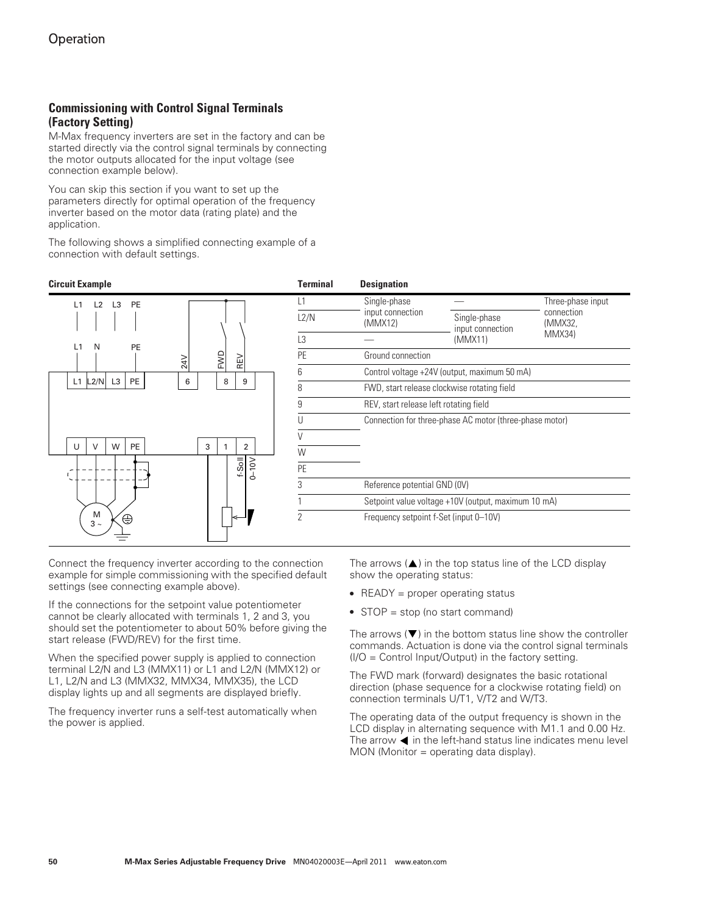## Commissioning with Control Signal Terminals (Factory Setting)

M-Max frequency inverters are set in the factory and can be started directly via the control signal terminals by connecting the motor outputs allocated for the input voltage (see connection example below).

You can skip this section if you want to set up the parameters directly for optimal operation of the frequency inverter based on the motor data (rating plate) and the application.

The following shows a simplified connecting example of a connection with default settings.

**Circuit Example**

| Terminal | Designation | | |
|---|---|---|---|
| L1 | Single-phase input connection (MMX12) | — | Three-phase input connection (MMX32, MMX34) |
| L2/N | | Single-phase input connection (MMX11) | |
| L3 | — | | |
| PE | Ground connection | | |
| 6 | Control voltage +24V (output, maximum 50 mA) | | |
| 8 | FWD, start release clockwise rotating field | | |
| 9 | REV, start release left rotating field | | |
| U | Connection for three-phase AC motor (three-phase motor) | | |
| V | | | |
| W | | | |
| PE | | | |
| 3 | Reference potential GND (0V) | | |
| 1 | Setpoint value voltage +10V (output, maximum 10 mA) | | |
| 2 | Frequency setpoint f-Set (input 0–10V) | | |

Connect the frequency inverter according to the connection example for simple commissioning with the specified default settings (see connecting example above).

If the connections for the setpoint value potentiometer cannot be clearly allocated with terminals 1, 2 and 3, you should set the potentiometer to about 50% before giving the start release (FWD/REV) for the first time.

When the specified power supply is applied to connection terminal L2/N and L3 (MMX11) or L1 and L2/N (MMX12) or L1, L2/N and L3 (MMX32, MMX34, MMX35), the LCD display lights up and all segments are displayed briefly.

The frequency inverter runs a self-test automatically when the power is applied.

The arrows (▲) in the top status line of the LCD display show the operating status:

- READY = proper operating status
- STOP = stop (no start command)

The arrows (▼) in the bottom status line show the controller commands. Actuation is done via the control signal terminals (I/O = Control Input/Output) in the factory setting.

The FWD mark (forward) designates the basic rotational direction (phase sequence for a clockwise rotating field) on connection terminals U/T1, V/T2 and W/T3.

The operating data of the output frequency is shown in the LCD display in alternating sequence with M1.1 and 0.00 Hz. The arrow ◀ in the left-hand status line indicates menu level MON (Monitor = operating data display).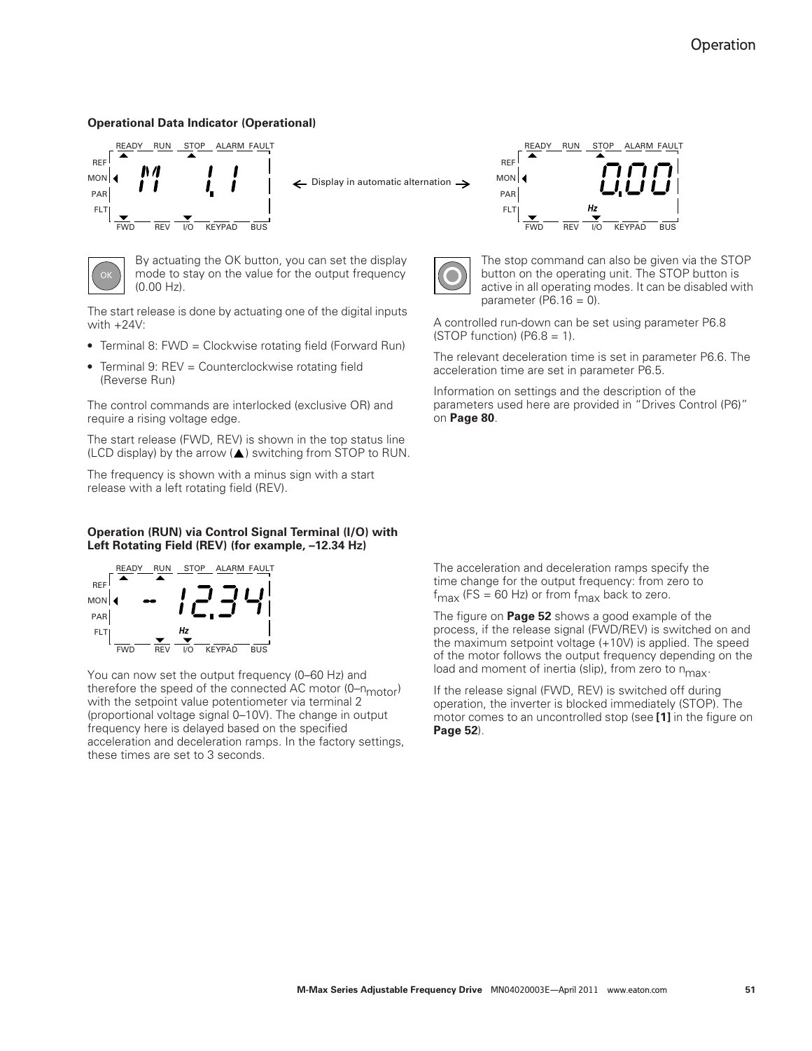### Operational Data Indicator (Operational)

READY RUN STOP ALARM FAULT / REF MON PAR FLT / M 1.1 / FWD REV I/O KEYPAD BUS

← Display in automatic alternation →

READY RUN STOP ALARM FAULT / REF MON PAR FLT / 0.00 Hz / FWD REV I/O KEYPAD BUS

By actuating the OK button, you can set the display mode to stay on the value for the output frequency (0.00 Hz).

The start release is done by actuating one of the digital inputs with +24V:

- Terminal 8: FWD = Clockwise rotating field (Forward Run)
- Terminal 9: REV = Counterclockwise rotating field (Reverse Run)

The control commands are interlocked (exclusive OR) and require a rising voltage edge.

The start release (FWD, REV) is shown in the top status line (LCD display) by the arrow (▲) switching from STOP to RUN.

The frequency is shown with a minus sign with a start release with a left rotating field (REV).

The stop command can also be given via the STOP button on the operating unit. The STOP button is active in all operating modes. It can be disabled with parameter (P6.16 = 0).

A controlled run-down can be set using parameter P6.8 (STOP function) (P6.8 = 1).

The relevant deceleration time is set in parameter P6.6. The acceleration time are set in parameter P6.5.

Information on settings and the description of the parameters used here are provided in "Drives Control (P6)" on **Page 80**.

### Operation (RUN) via Control Signal Terminal (I/O) with Left Rotating Field (REV) (for example, –12.34 Hz)

READY RUN STOP ALARM FAULT / REF MON PAR FLT / – 12.34 Hz / FWD REV I/O KEYPAD BUS

You can now set the output frequency (0–60 Hz) and therefore the speed of the connected AC motor (0–$n_{motor}$) with the setpoint value potentiometer via terminal 2 (proportional voltage signal 0–10V). The change in output frequency here is delayed based on the specified acceleration and deceleration ramps. In the factory settings, these times are set to 3 seconds.

The acceleration and deceleration ramps specify the time change for the output frequency: from zero to $f_{max}$ (FS = 60 Hz) or from $f_{max}$ back to zero.

The figure on **Page 52** shows a good example of the process, if the release signal (FWD/REV) is switched on and the maximum setpoint voltage (+10V) is applied. The speed of the motor follows the output frequency depending on the load and moment of inertia (slip), from zero to $n_{max}$.

If the release signal (FWD, REV) is switched off during operation, the inverter is blocked immediately (STOP). The motor comes to an uncontrolled stop (see **[1]** in the figure on **Page 52**).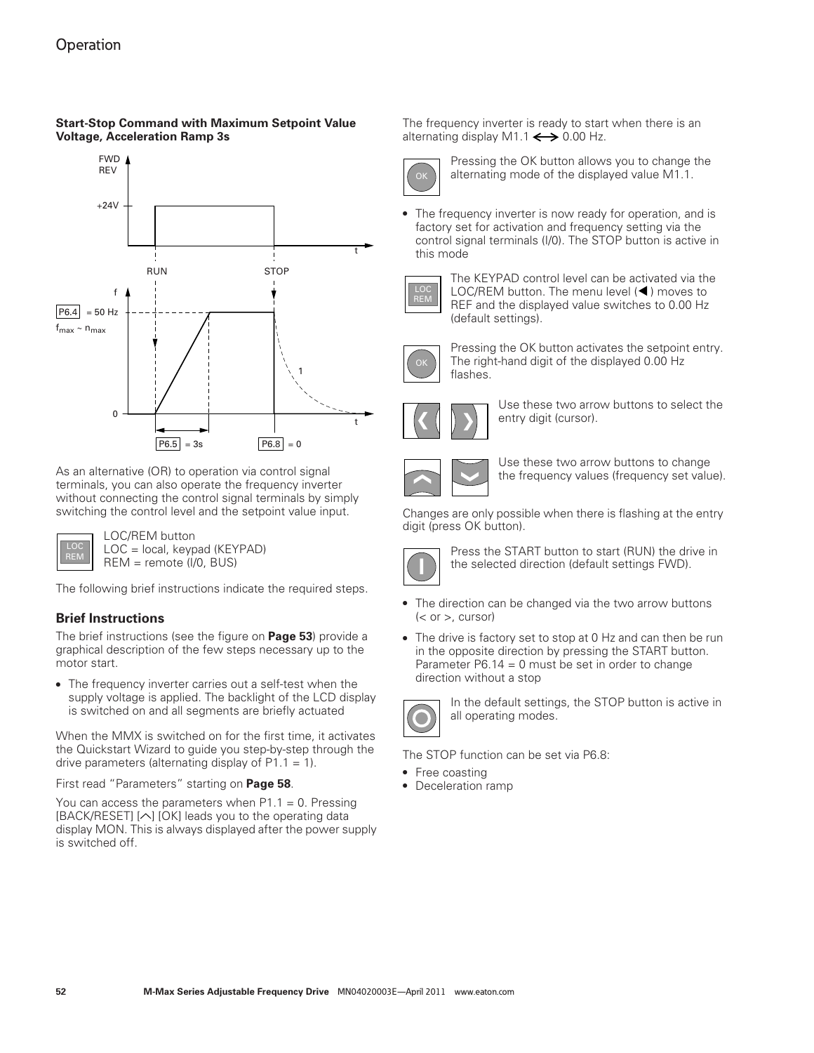**Start-Stop Command with Maximum Setpoint Value Voltage, Acceleration Ramp 3s**

As an alternative (OR) to operation via control signal terminals, you can also operate the frequency inverter without connecting the control signal terminals by simply switching the control level and the setpoint value input.

LOC/REM button
LOC = local, keypad (KEYPAD)
REM = remote (I/0, BUS)

The following brief instructions indicate the required steps.

### Brief Instructions

The brief instructions (see the figure on **Page 53**) provide a graphical description of the few steps necessary up to the motor start.

- The frequency inverter carries out a self-test when the supply voltage is applied. The backlight of the LCD display is switched on and all segments are briefly actuated

When the MMX is switched on for the first time, it activates the Quickstart Wizard to guide you step-by-step through the drive parameters (alternating display of P1.1 = 1).

First read "Parameters" starting on **Page 58**.

You can access the parameters when P1.1 = 0. Pressing [BACK/RESET] [⌃] [OK] leads you to the operating data display MON. This is always displayed after the power supply is switched off.

The frequency inverter is ready to start when there is an alternating display M1.1 ⟷ 0.00 Hz.

Pressing the OK button allows you to change the alternating mode of the displayed value M1.1.

- The frequency inverter is now ready for operation, and is factory set for activation and frequency setting via the control signal terminals (I/0). The STOP button is active in this mode

The KEYPAD control level can be activated via the LOC/REM button. The menu level (◀) moves to REF and the displayed value switches to 0.00 Hz (default settings).

Pressing the OK button activates the setpoint entry. The right-hand digit of the displayed 0.00 Hz flashes.

Use these two arrow buttons to select the entry digit (cursor).

Use these two arrow buttons to change the frequency values (frequency set value).

Changes are only possible when there is flashing at the entry digit (press OK button).

Press the START button to start (RUN) the drive in the selected direction (default settings FWD).

- The direction can be changed via the two arrow buttons (< or >, cursor)
- The drive is factory set to stop at 0 Hz and can then be run in the opposite direction by pressing the START button. Parameter P6.14 = 0 must be set in order to change direction without a stop

In the default settings, the STOP button is active in all operating modes.

The STOP function can be set via P6.8:

- Free coasting
- Deceleration ramp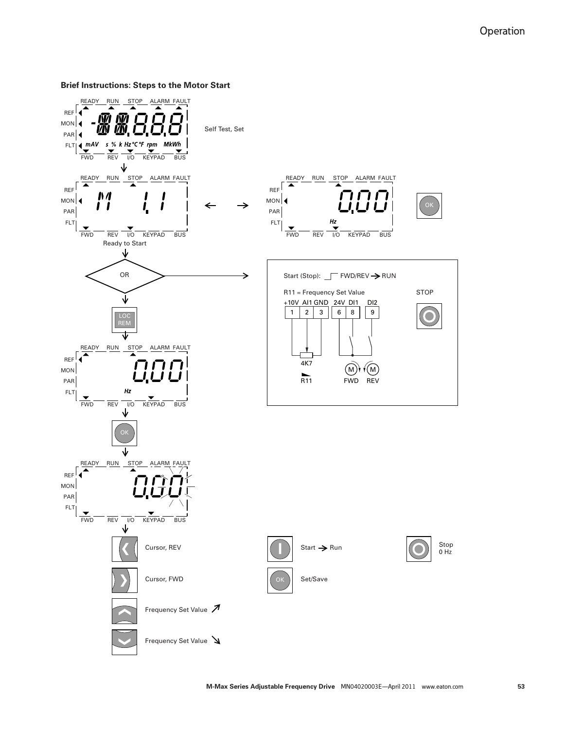## Brief Instructions: Steps to the Motor Start

Self Test, Set

Ready to Start

OR

Start (Stop): FWD/REV → RUN

R11 = Frequency Set Value

STOP

| +10V | AI1 | GND | 24V | DI1 | DI2 |
|---|---|---|---|---|---|
| 1 | 2 | 3 | 6 | 8 | 9 |

4K7

R11

FWD REV

LOC REM

OK

Cursor, REV

Cursor, FWD

Frequency Set Value ↗

Frequency Set Value ↘

Start → Run

Set/Save

Stop 0 Hz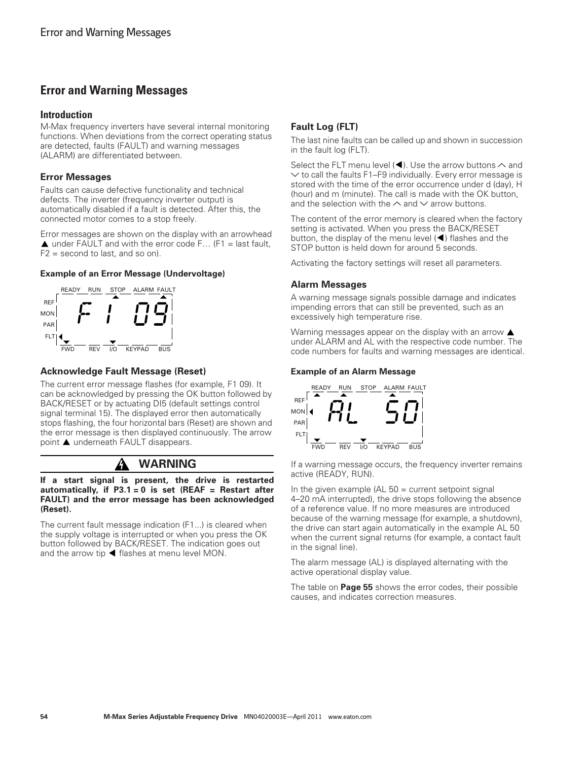## Error and Warning Messages

### Introduction

M-Max frequency inverters have several internal monitoring functions. When deviations from the correct operating status are detected, faults (FAULT) and warning messages (ALARM) are differentiated between.

#### Error Messages

Faults can cause defective functionality and technical defects. The inverter (frequency inverter output) is automatically disabled if a fault is detected. After this, the connected motor comes to a stop freely.

Error messages are shown on the display with an arrowhead ▲ under FAULT and with the error code F… (F1 = last fault, F2 = second to last, and so on).

**Example of an Error Message (Undervoltage)**

READY RUN STOP ALARM FAULT

REF MON PAR FLT ◀ F1 09

FWD REV I/O KEYPAD BUS

#### Acknowledge Fault Message (Reset)

The current error message flashes (for example, F1 09). It can be acknowledged by pressing the OK button followed by BACK/RESET or by actuating DI5 (default settings control signal terminal 15). The displayed error then automatically stops flashing, the four horizontal bars (Reset) are shown and the error message is then displayed continuously. The arrow point ▲ underneath FAULT disappears.

**WARNING**

**If a start signal is present, the drive is restarted automatically, if P3.1 = 0 is set (REAF = Restart after FAULT) and the error message has been acknowledged (Reset).**

The current fault message indication (F1...) is cleared when the supply voltage is interrupted or when you press the OK button followed by BACK/RESET. The indication goes out and the arrow tip ◀ flashes at menu level MON.

#### Fault Log (FLT)

The last nine faults can be called up and shown in succession in the fault log (FLT).

Select the FLT menu level (◀). Use the arrow buttons ∧ and ∨ to call the faults F1–F9 individually. Every error message is stored with the time of the error occurrence under d (day), H (hour) and m (minute). The call is made with the OK button, and the selection with the ∧ and ∨ arrow buttons.

The content of the error memory is cleared when the factory setting is activated. When you press the BACK/RESET button, the display of the menu level (◀) flashes and the STOP button is held down for around 5 seconds.

Activating the factory settings will reset all parameters.

#### Alarm Messages

A warning message signals possible damage and indicates impending errors that can still be prevented, such as an excessively high temperature rise.

Warning messages appear on the display with an arrow ▲ under ALARM and AL with the respective code number. The code numbers for faults and warning messages are identical.

**Example of an Alarm Message**

READY RUN STOP ALARM FAULT

REF MON ◀ PAR FLT AL 50

FWD REV I/O KEYPAD BUS

If a warning message occurs, the frequency inverter remains active (READY, RUN).

In the given example (AL 50 = current setpoint signal 4–20 mA interrupted), the drive stops following the absence of a reference value. If no more measures are introduced because of the warning message (for example, a shutdown), the drive can start again automatically in the example AL 50 when the current signal returns (for example, a contact fault in the signal line).

The alarm message (AL) is displayed alternating with the active operational display value.

The table on **Page 55** shows the error codes, their possible causes, and indicates correction measures.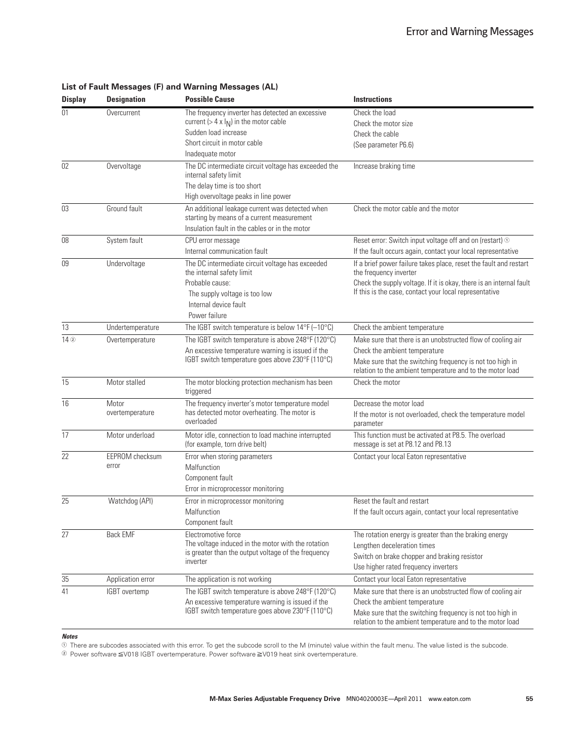## List of Fault Messages (F) and Warning Messages (AL)

| Display | Designation | Possible Cause | Instructions |
|---|---|---|---|
| 01 | Overcurrent | The frequency inverter has detected an excessive current (> 4 x $I_N$) in the motor cable<br>Sudden load increase<br>Short circuit in motor cable<br>Inadequate motor | Check the load<br>Check the motor size<br>Check the cable<br>(See parameter P6.6) |
| 02 | Overvoltage | The DC intermediate circuit voltage has exceeded the internal safety limit<br>The delay time is too short<br>High overvoltage peaks in line power | Increase braking time |
| 03 | Ground fault | An additional leakage current was detected when starting by means of a current measurement<br>Insulation fault in the cables or in the motor | Check the motor cable and the motor |
| 08 | System fault | CPU error message<br>Internal communication fault | Reset error: Switch input voltage off and on (restart) ①<br>If the fault occurs again, contact your local representative |
| 09 | Undervoltage | The DC intermediate circuit voltage has exceeded the internal safety limit<br>Probable cause:<br>The supply voltage is too low<br>Internal device fault<br>Power failure | If a brief power failure takes place, reset the fault and restart the frequency inverter<br>Check the supply voltage. If it is okay, there is an internal fault<br>If this is the case, contact your local representative |
| 13 | Undertemperature | The IGBT switch temperature is below 14°F (–10°C) | Check the ambient temperature |
| 14 ② | Overtemperature | The IGBT switch temperature is above 248°F (120°C)<br>An excessive temperature warning is issued if the IGBT switch temperature goes above 230°F (110°C) | Make sure that there is an unobstructed flow of cooling air<br>Check the ambient temperature<br>Make sure that the switching frequency is not too high in relation to the ambient temperature and to the motor load |
| 15 | Motor stalled | The motor blocking protection mechanism has been triggered | Check the motor |
| 16 | Motor overtemperature | The frequency inverter's motor temperature model has detected motor overheating. The motor is overloaded | Decrease the motor load<br>If the motor is not overloaded, check the temperature model parameter |
| 17 | Motor underload | Motor idle, connection to load machine interrupted (for example, torn drive belt) | This function must be activated at P8.5. The overload message is set at P8.12 and P8.13 |
| 22 | EEPROM checksum error | Error when storing parameters<br>Malfunction<br>Component fault<br>Error in microprocessor monitoring | Contact your local Eaton representative |
| 25 | Watchdog (API) | Error in microprocessor monitoring<br>Malfunction<br>Component fault | Reset the fault and restart<br>If the fault occurs again, contact your local representative |
| 27 | Back EMF | Electromotive force<br>The voltage induced in the motor with the rotation is greater than the output voltage of the frequency inverter | The rotation energy is greater than the braking energy<br>Lengthen deceleration times<br>Switch on brake chopper and braking resistor<br>Use higher rated frequency inverters |
| 35 | Application error | The application is not working | Contact your local Eaton representative |
| 41 | IGBT overtemp | The IGBT switch temperature is above 248°F (120°C)<br>An excessive temperature warning is issued if the IGBT switch temperature goes above 230°F (110°C) | Make sure that there is an unobstructed flow of cooling air<br>Check the ambient temperature<br>Make sure that the switching frequency is not too high in relation to the ambient temperature and to the motor load |

***Notes***

① There are subcodes associated with this error. To get the subcode scroll to the M (minute) value within the fault menu. The value listed is the subcode.

② Power software ≦V018 IGBT overtemperature. Power software ≧V019 heat sink overtemperature.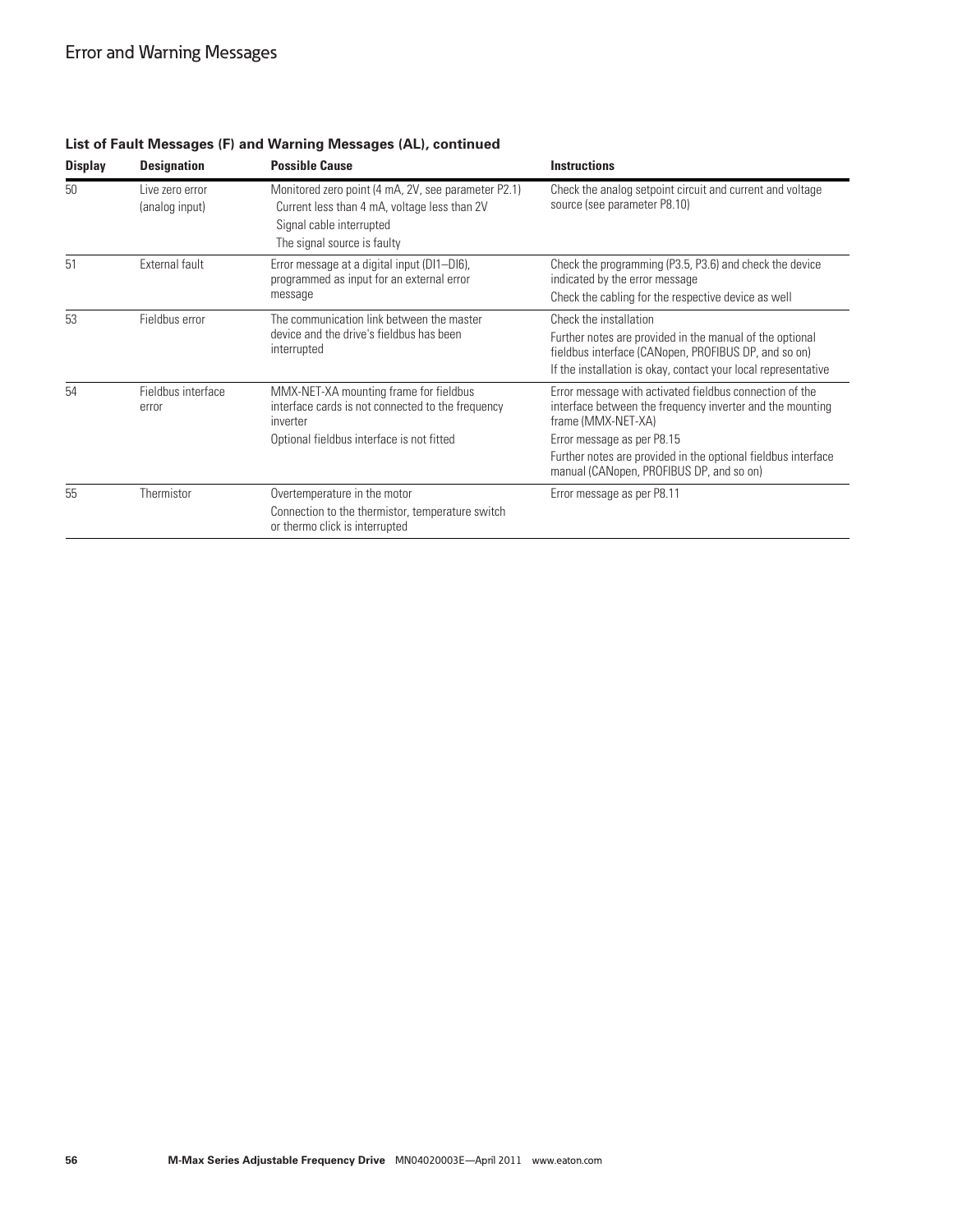# Error and Warning Messages

**List of Fault Messages (F) and Warning Messages (AL), continued**

| Display | Designation | Possible Cause | Instructions |
|---|---|---|---|
| 50 | Live zero error (analog input) | Monitored zero point (4 mA, 2V, see parameter P2.1)<br>Current less than 4 mA, voltage less than 2V<br>Signal cable interrupted<br>The signal source is faulty | Check the analog setpoint circuit and current and voltage source (see parameter P8.10) |
| 51 | External fault | Error message at a digital input (DI1–DI6), programmed as input for an external error message | Check the programming (P3.5, P3.6) and check the device indicated by the error message<br>Check the cabling for the respective device as well |
| 53 | Fieldbus error | The communication link between the master device and the drive's fieldbus has been interrupted | Check the installation<br>Further notes are provided in the manual of the optional fieldbus interface (CANopen, PROFIBUS DP, and so on)<br>If the installation is okay, contact your local representative |
| 54 | Fieldbus interface error | MMX-NET-XA mounting frame for fieldbus interface cards is not connected to the frequency inverter<br>Optional fieldbus interface is not fitted | Error message with activated fieldbus connection of the interface between the frequency inverter and the mounting frame (MMX-NET-XA)<br>Error message as per P8.15<br>Further notes are provided in the optional fieldbus interface manual (CANopen, PROFIBUS DP, and so on) |
| 55 | Thermistor | Overtemperature in the motor<br>Connection to the thermistor, temperature switch or thermo click is interrupted | Error message as per P8.11 |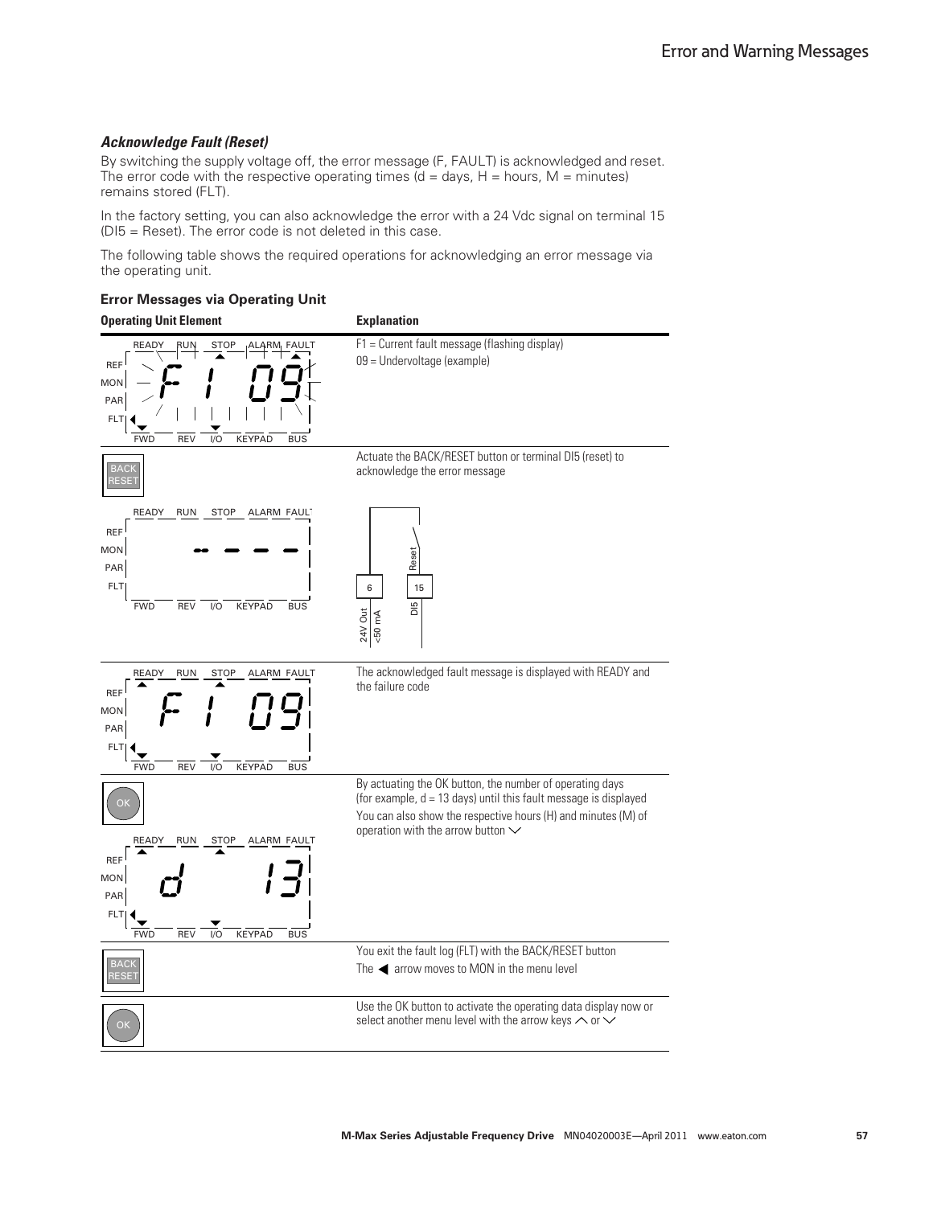### *Acknowledge Fault (Reset)*

By switching the supply voltage off, the error message (F, FAULT) is acknowledged and reset. The error code with the respective operating times (d = days, H = hours, M = minutes) remains stored (FLT).

In the factory setting, you can also acknowledge the error with a 24 Vdc signal on terminal 15 (DI5 = Reset). The error code is not deleted in this case.

The following table shows the required operations for acknowledging an error message via the operating unit.

**Error Messages via Operating Unit**

| Operating Unit Element | Explanation |
|---|---|
| Display: F 1 09 (flashing) | F1 = Current fault message (flashing display)<br>09 = Undervoltage (example) |
| BACK RESET<br>Display: - - - - | Actuate the BACK/RESET button or terminal DI5 (reset) to acknowledge the error message<br>Terminal 6 (24V Out <50 mA) — Reset — Terminal 15 (DI5) |
| Display: F 1 09 | The acknowledged fault message is displayed with READY and the failure code |
| OK<br>Display: d 13 | By actuating the OK button, the number of operating days (for example, d = 13 days) until this fault message is displayed<br>You can also show the respective hours (H) and minutes (M) of operation with the arrow button ﹀ |
| BACK RESET | You exit the fault log (FLT) with the BACK/RESET button<br>The ◀ arrow moves to MON in the menu level |
| OK | Use the OK button to activate the operating data display now or select another menu level with the arrow keys ︿ or ﹀ |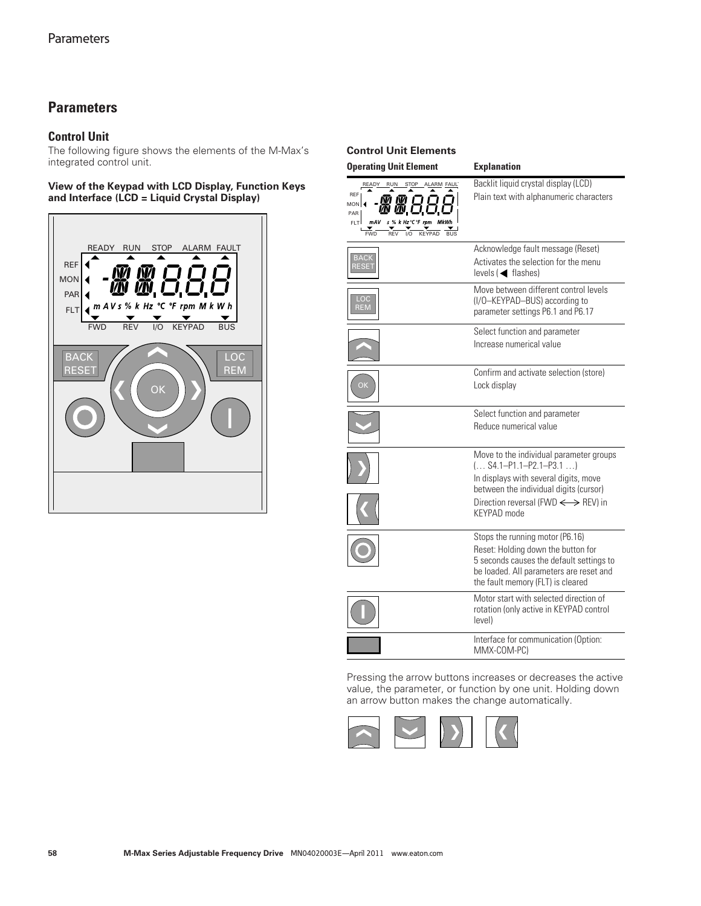## Parameters

### Control Unit

The following figure shows the elements of the M-Max's integrated control unit.

**View of the Keypad with LCD Display, Function Keys and Interface (LCD = Liquid Crystal Display)**

**Control Unit Elements**

| Operating Unit Element | Explanation |
|---|---|
| LCD | Backlit liquid crystal display (LCD)<br>Plain text with alphanumeric characters |
| BACK RESET | Acknowledge fault message (Reset)<br>Activates the selection for the menu levels (◀ flashes) |
| LOC REM | Move between different control levels (I/O–KEYPAD–BUS) according to parameter settings P6.1 and P6.17 |
| Up arrow | Select function and parameter<br>Increase numerical value |
| OK | Confirm and activate selection (store)<br>Lock display |
| Down arrow | Select function and parameter<br>Reduce numerical value |
| Right arrow / Left arrow | Move to the individual parameter groups (… S4.1–P1.1–P2.1–P3.1 …)<br>In displays with several digits, move between the individual digits (cursor)<br>Direction reversal (FWD ⟷ REV) in KEYPAD mode |
| Stop (O) | Stops the running motor (P6.16)<br>Reset: Holding down the button for 5 seconds causes the default settings to be loaded. All parameters are reset and the fault memory (FLT) is cleared |
| Start (I) | Motor start with selected direction of rotation (only active in KEYPAD control level) |
| Interface | Interface for communication (Option: MMX-COM-PC) |

Pressing the arrow buttons increases or decreases the active value, the parameter, or function by one unit. Holding down an arrow button makes the change automatically.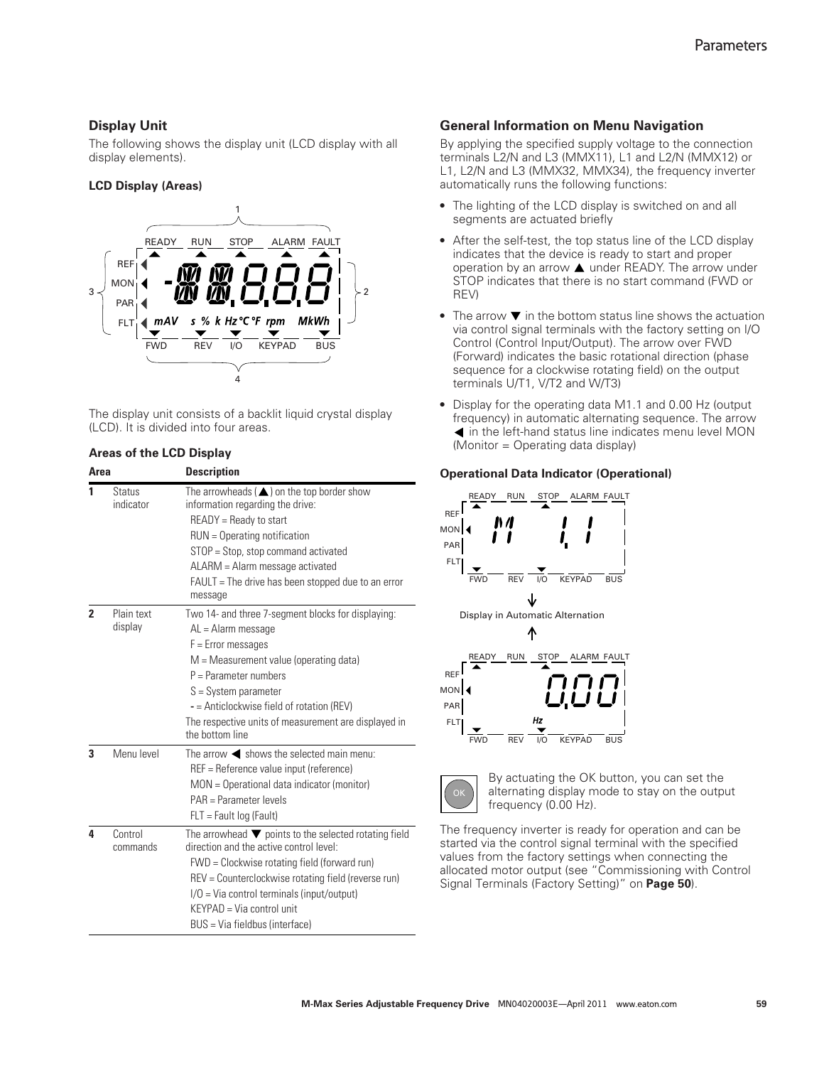### Display Unit

The following shows the display unit (LCD display with all display elements).

#### LCD Display (Areas)

The display unit consists of a backlit liquid crystal display (LCD). It is divided into four areas.

#### Areas of the LCD Display

| Area | | Description |
|---|---|---|
| 1 | Status indicator | The arrowheads (▲) on the top border show information regarding the drive:<br>READY = Ready to start<br>RUN = Operating notification<br>STOP = Stop, stop command activated<br>ALARM = Alarm message activated<br>FAULT = The drive has been stopped due to an error message |
| 2 | Plain text display | Two 14- and three 7-segment blocks for displaying:<br>AL = Alarm message<br>F = Error messages<br>M = Measurement value (operating data)<br>P = Parameter numbers<br>S = System parameter<br>- = Anticlockwise field of rotation (REV)<br>The respective units of measurement are displayed in the bottom line |
| 3 | Menu level | The arrow ◀ shows the selected main menu:<br>REF = Reference value input (reference)<br>MON = Operational data indicator (monitor)<br>PAR = Parameter levels<br>FLT = Fault log (Fault) |
| 4 | Control commands | The arrowhead ▼ points to the selected rotating field direction and the active control level:<br>FWD = Clockwise rotating field (forward run)<br>REV = Counterclockwise rotating field (reverse run)<br>I/O = Via control terminals (input/output)<br>KEYPAD = Via control unit<br>BUS = Via fieldbus (interface) |

### General Information on Menu Navigation

By applying the specified supply voltage to the connection terminals L2/N and L3 (MMX11), L1 and L2/N (MMX12) or L1, L2/N and L3 (MMX32, MMX34), the frequency inverter automatically runs the following functions:

- The lighting of the LCD display is switched on and all segments are actuated briefly
- After the self-test, the top status line of the LCD display indicates that the device is ready to start and proper operation by an arrow ▲ under READY. The arrow under STOP indicates that there is no start command (FWD or REV)
- The arrow ▼ in the bottom status line shows the actuation via control signal terminals with the factory setting on I/O Control (Control Input/Output). The arrow over FWD (Forward) indicates the basic rotational direction (phase sequence for a clockwise rotating field) on the output terminals U/T1, V/T2 and W/T3)
- Display for the operating data M1.1 and 0.00 Hz (output frequency) in automatic alternating sequence. The arrow ◀ in the left-hand status line indicates menu level MON (Monitor = Operating data display)

#### Operational Data Indicator (Operational)

Display in Automatic Alternation

By actuating the OK button, you can set the alternating display mode to stay on the output frequency (0.00 Hz).

The frequency inverter is ready for operation and can be started via the control signal terminal with the specified values from the factory settings when connecting the allocated motor output (see "Commissioning with Control Signal Terminals (Factory Setting)" on **Page 50**).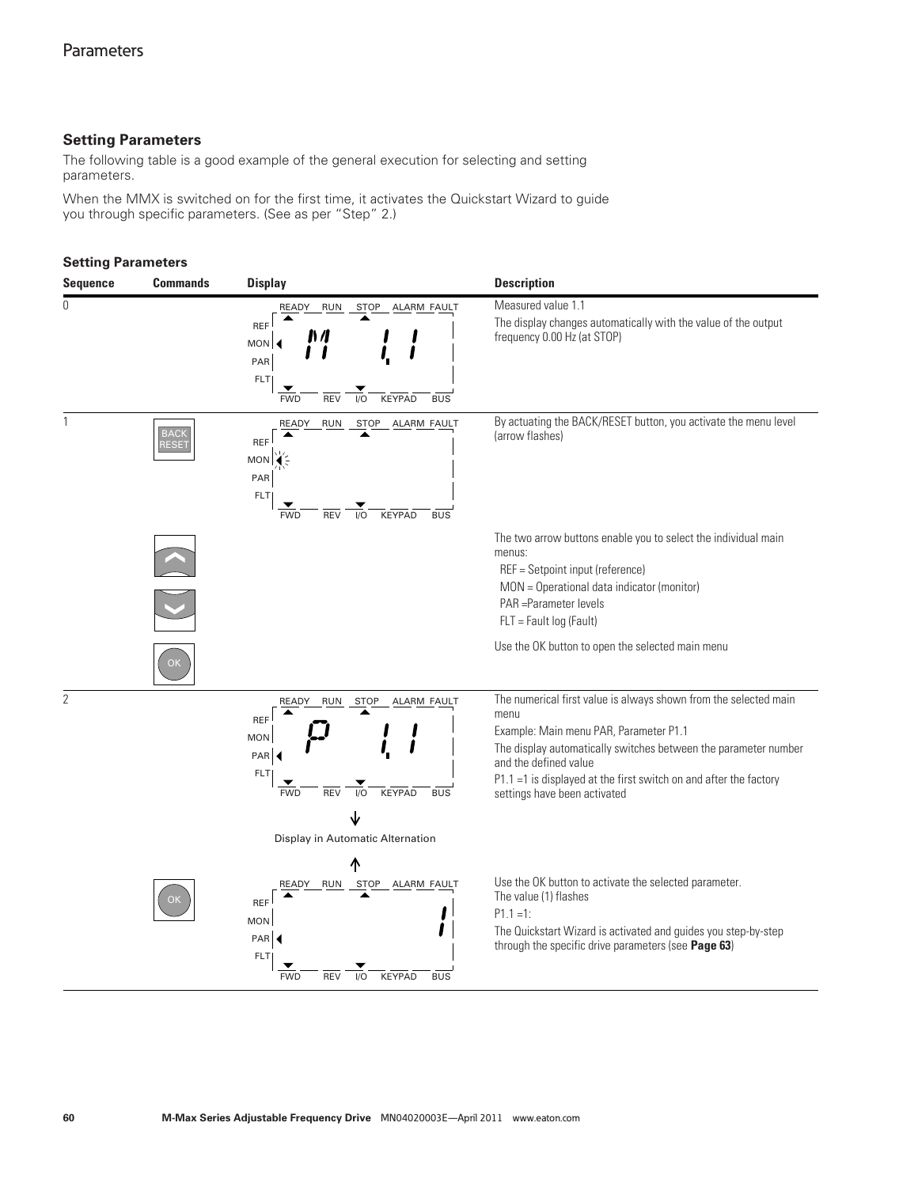## Setting Parameters

The following table is a good example of the general execution for selecting and setting parameters.

When the MMX is switched on for the first time, it activates the Quickstart Wizard to guide you through specific parameters. (See as per "Step" 2.)

**Setting Parameters**

| Sequence | Commands | Display | Description |
|---|---|---|---|
| 0 | | READY RUN STOP ALARM FAULT; REF MON PAR FLT; M 1.1; FWD REV I/O KEYPAD BUS | Measured value 1.1<br>The display changes automatically with the value of the output frequency 0.00 Hz (at STOP) |
| 1 | BACK RESET | READY RUN STOP ALARM FAULT; REF MON PAR FLT; FWD REV I/O KEYPAD BUS | By actuating the BACK/RESET button, you activate the menu level (arrow flashes) |
| | ˄ ˅ | | The two arrow buttons enable you to select the individual main menus:<br>REF = Setpoint input (reference)<br>MON = Operational data indicator (monitor)<br>PAR =Parameter levels<br>FLT = Fault log (Fault) |
| | OK | | Use the OK button to open the selected main menu |
| 2 | | READY RUN STOP ALARM FAULT; REF MON PAR FLT; P 1.1; FWD REV I/O KEYPAD BUS<br>Display in Automatic Alternation | The numerical first value is always shown from the selected main menu<br>Example: Main menu PAR, Parameter P1.1<br>The display automatically switches between the parameter number and the defined value<br>P1.1 =1 is displayed at the first switch on and after the factory settings have been activated |
| | OK | READY RUN STOP ALARM FAULT; REF MON PAR FLT; 1; FWD REV I/O KEYPAD BUS | Use the OK button to activate the selected parameter.<br>The value (1) flashes<br>P1.1 =1:<br>The Quickstart Wizard is activated and guides you step-by-step through the specific drive parameters (see **Page 63**) |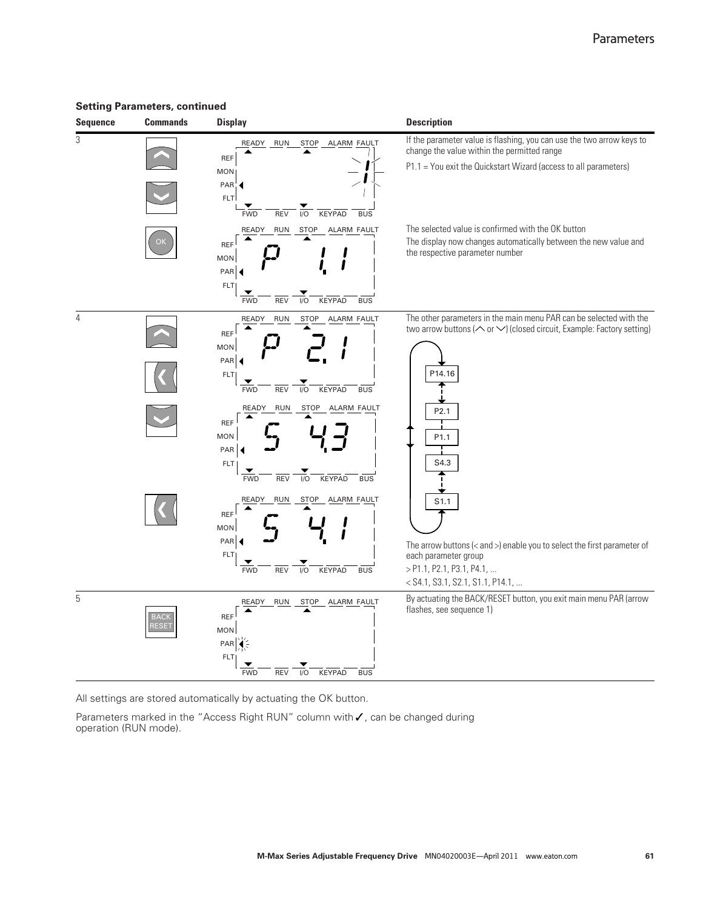**Setting Parameters, continued**

| Sequence | Commands | Display | Description |
|---|---|---|---|
| 3 | ∧ / ∨ | READY RUN STOP ALARM FAULT / REF MON PAR FLT / 1 (flashing) / FWD REV I/O KEYPAD BUS | If the parameter value is flashing, you can use the two arrow keys to change the value within the permitted range<br>P1.1 = You exit the Quickstart Wizard (access to all parameters) |
| | OK | P 1.1 | The selected value is confirmed with the OK button<br>The display now changes automatically between the new value and the respective parameter number |
| 4 | ∧ / < | P 2.1 | The other parameters in the main menu PAR can be selected with the two arrow buttons (∧ or ∨) (closed circuit, Example: Factory setting)<br>P14.16 → P2.1 → P1.1 → S4.3 → S1.1 |
| | ∨ | S 4.3 | |
| | < | S 4.1 | The arrow buttons (< and >) enable you to select the first parameter of each parameter group<br>> P1.1, P2.1, P3.1, P4.1, ...<br>< S4.1, S3.1, S2.1, S1.1, P14.1, ... |
| 5 | BACK RESET | PAR (arrow flashes) | By actuating the BACK/RESET button, you exit main menu PAR (arrow flashes, see sequence 1) |

All settings are stored automatically by actuating the OK button.

Parameters marked in the “Access Right RUN” column with ✓, can be changed during operation (RUN mode).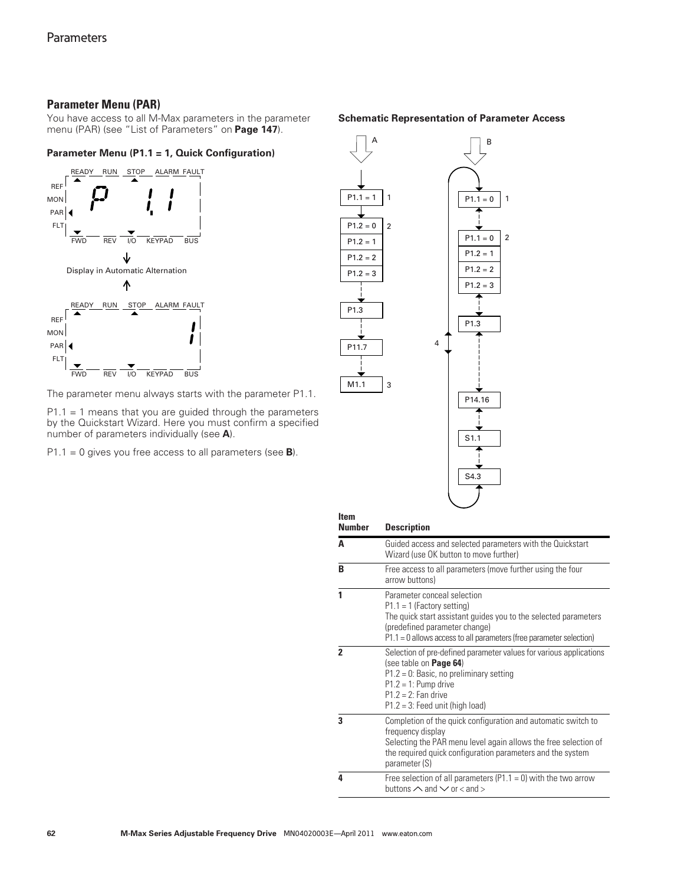## Parameter Menu (PAR)

You have access to all M-Max parameters in the parameter menu (PAR) (see "List of Parameters" on **Page 147**).

**Parameter Menu (P1.1 = 1, Quick Configuration)**

Display in Automatic Alternation

The parameter menu always starts with the parameter P1.1.

P1.1 = 1 means that you are guided through the parameters by the Quickstart Wizard. Here you must confirm a specified number of parameters individually (see **A**).

P1.1 = 0 gives you free access to all parameters (see **B**).

**Schematic Representation of Parameter Access**

| Item Number | Description |
|---|---|
| **A** | Guided access and selected parameters with the Quickstart Wizard (use OK button to move further) |
| **B** | Free access to all parameters (move further using the four arrow buttons) |
| **1** | Parameter conceal selection<br>P1.1 = 1 (Factory setting)<br>The quick start assistant guides you to the selected parameters (predefined parameter change)<br>P1.1 = 0 allows access to all parameters (free parameter selection) |
| **2** | Selection of pre-defined parameter values for various applications (see table on **Page 64**)<br>P1.2 = 0: Basic, no preliminary setting<br>P1.2 = 1: Pump drive<br>P1.2 = 2: Fan drive<br>P1.2 = 3: Feed unit (high load) |
| **3** | Completion of the quick configuration and automatic switch to frequency display<br>Selecting the PAR menu level again allows the free selection of the required quick configuration parameters and the system parameter (S) |
| **4** | Free selection of all parameters (P1.1 = 0) with the two arrow buttons ⌃ and ⌄ or < and > |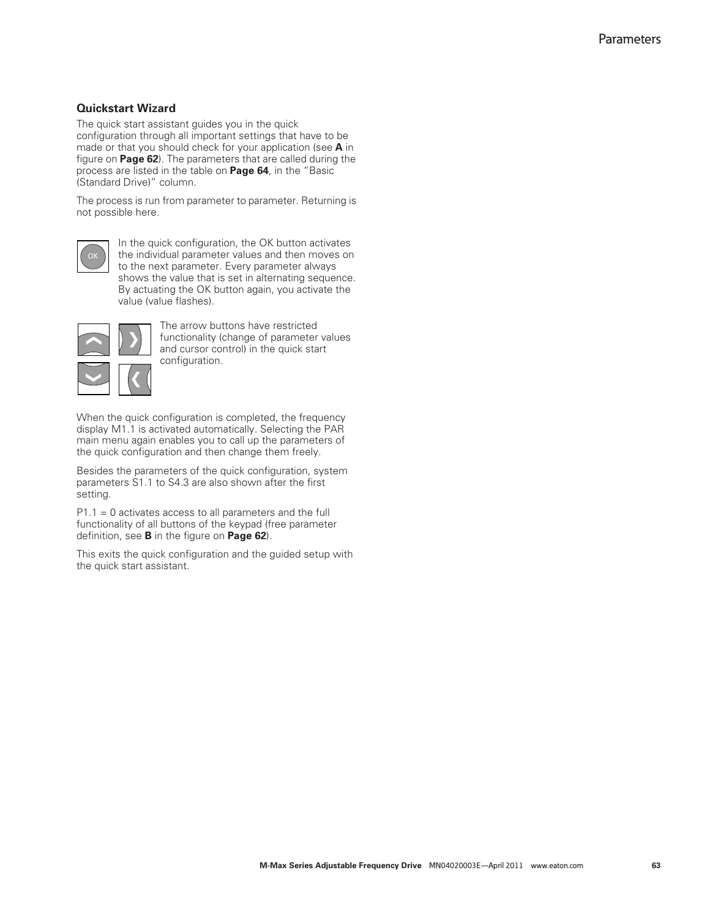### Quickstart Wizard

The quick start assistant guides you in the quick configuration through all important settings that have to be made or that you should check for your application (see **A** in figure on **Page 62**). The parameters that are called during the process are listed in the table on **Page 64**, in the "Basic (Standard Drive)" column.

The process is run from parameter to parameter. Returning is not possible here.

OK

In the quick configuration, the OK button activates the individual parameter values and then moves on to the next parameter. Every parameter always shows the value that is set in alternating sequence. By actuating the OK button again, you activate the value (value flashes).

The arrow buttons have restricted functionality (change of parameter values and cursor control) in the quick start configuration.

When the quick configuration is completed, the frequency display M1.1 is activated automatically. Selecting the PAR main menu again enables you to call up the parameters of the quick configuration and then change them freely.

Besides the parameters of the quick configuration, system parameters S1.1 to S4.3 are also shown after the first setting.

P1.1 = 0 activates access to all parameters and the full functionality of all buttons of the keypad (free parameter definition, see **B** in the figure on **Page 62**).

This exits the quick configuration and the guided setup with the quick start assistant.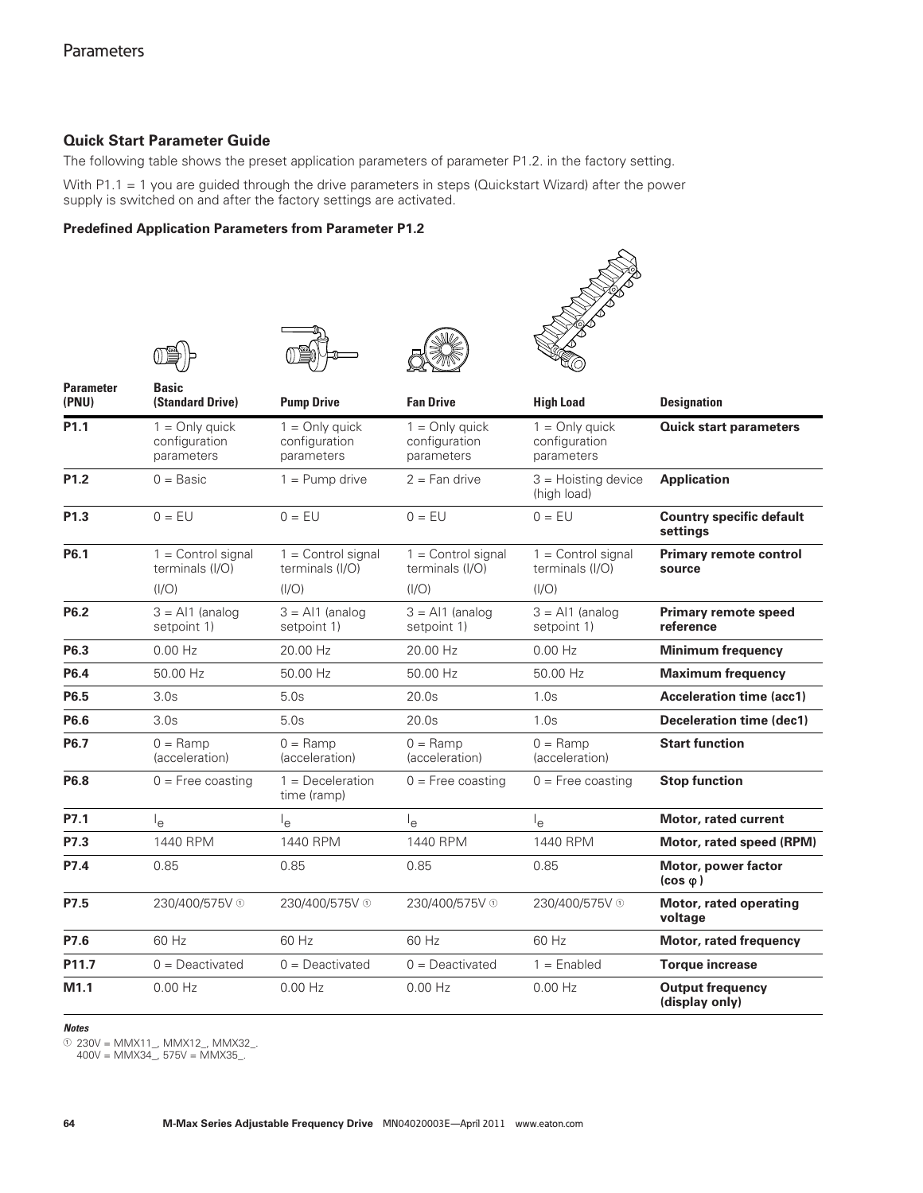## Quick Start Parameter Guide

The following table shows the preset application parameters of parameter P1.2. in the factory setting.

With P1.1 = 1 you are guided through the drive parameters in steps (Quickstart Wizard) after the power supply is switched on and after the factory settings are activated.

### Predefined Application Parameters from Parameter P1.2

| Parameter (PNU) | Basic (Standard Drive) | Pump Drive | Fan Drive | High Load | Designation |
|---|---|---|---|---|---|
| **P1.1** | 1 = Only quick configuration parameters | 1 = Only quick configuration parameters | 1 = Only quick configuration parameters | 1 = Only quick configuration parameters | **Quick start parameters** |
| **P1.2** | 0 = Basic | 1 = Pump drive | 2 = Fan drive | 3 = Hoisting device (high load) | **Application** |
| **P1.3** | 0 = EU | 0 = EU | 0 = EU | 0 = EU | **Country specific default settings** |
| **P6.1** | 1 = Control signal terminals (I/O) (I/O) | 1 = Control signal terminals (I/O) (I/O) | 1 = Control signal terminals (I/O) (I/O) | 1 = Control signal terminals (I/O) (I/O) | **Primary remote control source** |
| **P6.2** | 3 = AI1 (analog setpoint 1) | 3 = AI1 (analog setpoint 1) | 3 = AI1 (analog setpoint 1) | 3 = AI1 (analog setpoint 1) | **Primary remote speed reference** |
| **P6.3** | 0.00 Hz | 20.00 Hz | 20.00 Hz | 0.00 Hz | **Minimum frequency** |
| **P6.4** | 50.00 Hz | 50.00 Hz | 50.00 Hz | 50.00 Hz | **Maximum frequency** |
| **P6.5** | 3.0s | 5.0s | 20.0s | 1.0s | **Acceleration time (acc1)** |
| **P6.6** | 3.0s | 5.0s | 20.0s | 1.0s | **Deceleration time (dec1)** |
| **P6.7** | 0 = Ramp (acceleration) | 0 = Ramp (acceleration) | 0 = Ramp (acceleration) | 0 = Ramp (acceleration) | **Start function** |
| **P6.8** | 0 = Free coasting | 1 = Deceleration time (ramp) | 0 = Free coasting | 0 = Free coasting | **Stop function** |
| **P7.1** | $I_e$ | $I_e$ | $I_e$ | $I_e$ | **Motor, rated current** |
| **P7.3** | 1440 RPM | 1440 RPM | 1440 RPM | 1440 RPM | **Motor, rated speed (RPM)** |
| **P7.4** | 0.85 | 0.85 | 0.85 | 0.85 | **Motor, power factor ($\cos \varphi$)** |
| **P7.5** | 230/400/575V ① | 230/400/575V ① | 230/400/575V ① | 230/400/575V ① | **Motor, rated operating voltage** |
| **P7.6** | 60 Hz | 60 Hz | 60 Hz | 60 Hz | **Motor, rated frequency** |
| **P11.7** | 0 = Deactivated | 0 = Deactivated | 0 = Deactivated | 1 = Enabled | **Torque increase** |
| **M1.1** | 0.00 Hz | 0.00 Hz | 0.00 Hz | 0.00 Hz | **Output frequency (display only)** |

***Notes***

① 230V = MMX11_, MMX12_, MMX32_.
400V = MMX34_, 575V = MMX35_.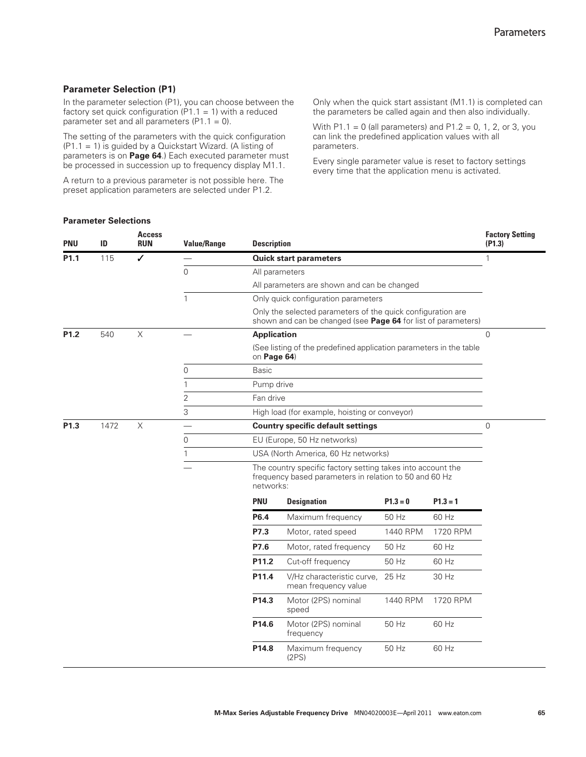## Parameter Selection (P1)

In the parameter selection (P1), you can choose between the factory set quick configuration (P1.1 = 1) with a reduced parameter set and all parameters (P1.1 = 0).

The setting of the parameters with the quick configuration (P1.1 = 1) is guided by a Quickstart Wizard. (A listing of parameters is on **Page 64**.) Each executed parameter must be processed in succession up to frequency display M1.1.

A return to a previous parameter is not possible here. The preset application parameters are selected under P1.2.

Only when the quick start assistant (M1.1) is completed can the parameters be called again and then also individually.

With P1.1 = 0 (all parameters) and P1.2 = 0, 1, 2, or 3, you can link the predefined application values with all parameters.

Every single parameter value is reset to factory settings every time that the application menu is activated.

### Parameter Selections

| PNU | ID | Access RUN | Value/Range | Description | Factory Setting (P1.3) |
|---|---|---|---|---|---|
| **P1.1** | 115 | ✓ | — | **Quick start parameters** | 1 |
| | | | 0 | All parameters | |
| | | | | All parameters are shown and can be changed | |
| | | | 1 | Only quick configuration parameters | |
| | | | | Only the selected parameters of the quick configuration are shown and can be changed (see **Page 64** for list of parameters) | |
| **P1.2** | 540 | X | — | **Application** | 0 |
| | | | | (See listing of the predefined application parameters in the table on **Page 64**) | |
| | | | 0 | Basic | |
| | | | 1 | Pump drive | |
| | | | 2 | Fan drive | |
| | | | 3 | High load (for example, hoisting or conveyor) | |
| **P1.3** | 1472 | X | — | **Country specific default settings** | 0 |
| | | | 0 | EU (Europe, 50 Hz networks) | |
| | | | 1 | USA (North America, 60 Hz networks) | |
| | | | — | The country specific factory setting takes into account the frequency based parameters in relation to 50 and 60 Hz networks: | |

| PNU | Designation | P1.3 = 0 | P1.3 = 1 |
|---|---|---|---|
| **P6.4** | Maximum frequency | 50 Hz | 60 Hz |
| **P7.3** | Motor, rated speed | 1440 RPM | 1720 RPM |
| **P7.6** | Motor, rated frequency | 50 Hz | 60 Hz |
| **P11.2** | Cut-off frequency | 50 Hz | 60 Hz |
| **P11.4** | V/Hz characteristic curve, mean frequency value | 25 Hz | 30 Hz |
| **P14.3** | Motor (2PS) nominal speed | 1440 RPM | 1720 RPM |
| **P14.6** | Motor (2PS) nominal frequency | 50 Hz | 60 Hz |
| **P14.8** | Maximum frequency (2PS) | 50 Hz | 60 Hz |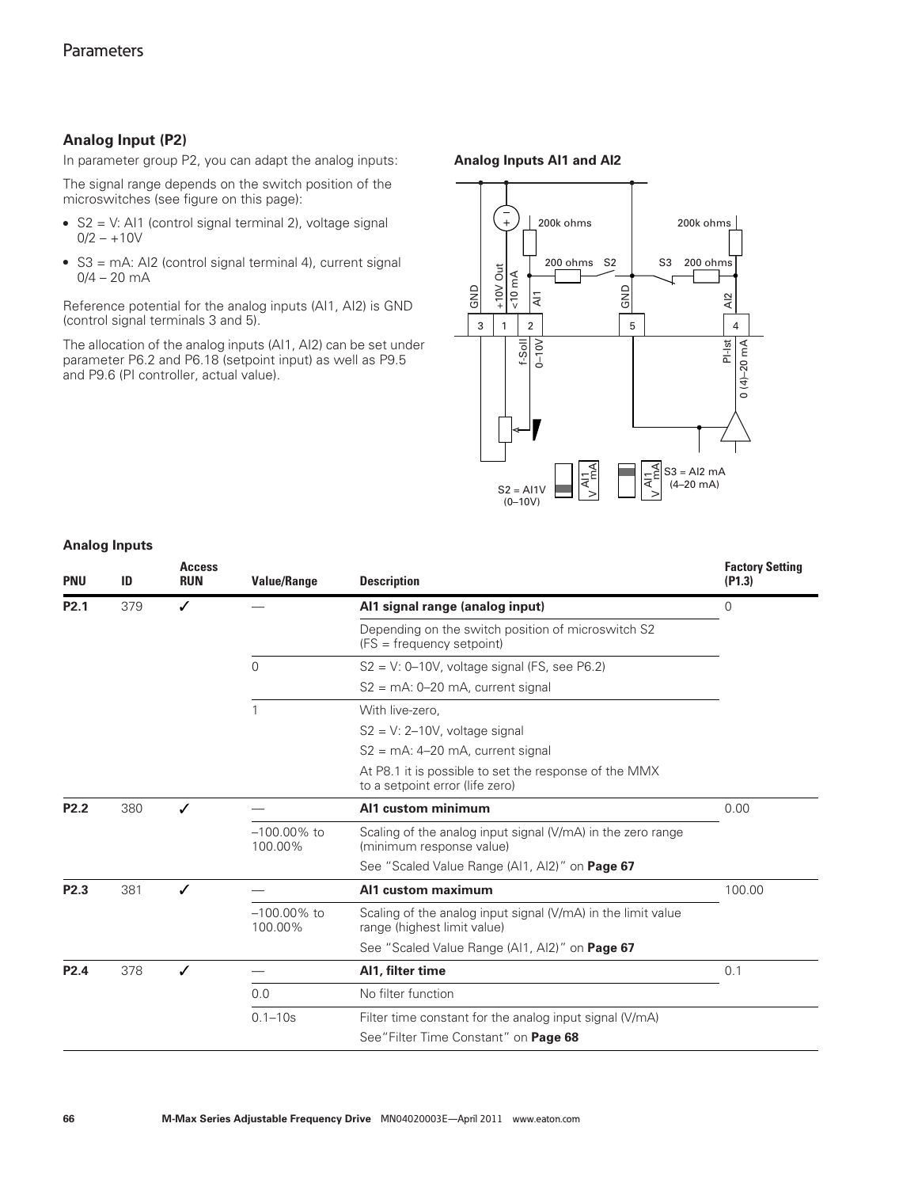## Analog Input (P2)

In parameter group P2, you can adapt the analog inputs:

The signal range depends on the switch position of the microswitches (see figure on this page):

- S2 = V: AI1 (control signal terminal 2), voltage signal 0/2 – +10V
- S3 = mA: AI2 (control signal terminal 4), current signal 0/4 – 20 mA

Reference potential for the analog inputs (AI1, AI2) is GND (control signal terminals 3 and 5).

The allocation of the analog inputs (AI1, AI2) can be set under parameter P6.2 and P6.18 (setpoint input) as well as P9.5 and P9.6 (PI controller, actual value).

**Analog Inputs AI1 and AI2**

**Analog Inputs**

| PNU | ID | Access RUN | Value/Range | Description | Factory Setting (P1.3) |
|---|---|---|---|---|---|
| **P2.1** | 379 | ✓ | — | **AI1 signal range (analog input)** | 0 |
| | | | | Depending on the switch position of microswitch S2 (FS = frequency setpoint) | |
| | | | 0 | S2 = V: 0–10V, voltage signal (FS, see P6.2) | |
| | | | | S2 = mA: 0–20 mA, current signal | |
| | | | 1 | With live-zero, | |
| | | | | S2 = V: 2–10V, voltage signal | |
| | | | | S2 = mA: 4–20 mA, current signal | |
| | | | | At P8.1 it is possible to set the response of the MMX to a setpoint error (life zero) | |
| **P2.2** | 380 | ✓ | — | **AI1 custom minimum** | 0.00 |
| | | | –100.00% to 100.00% | Scaling of the analog input signal (V/mA) in the zero range (minimum response value) | |
| | | | | See "Scaled Value Range (AI1, AI2)" on **Page 67** | |
| **P2.3** | 381 | ✓ | — | **AI1 custom maximum** | 100.00 |
| | | | –100.00% to 100.00% | Scaling of the analog input signal (V/mA) in the limit value range (highest limit value) | |
| | | | | See "Scaled Value Range (AI1, AI2)" on **Page 67** | |
| **P2.4** | 378 | ✓ | — | **AI1, filter time** | 0.1 |
| | | | 0.0 | No filter function | |
| | | | 0.1–10s | Filter time constant for the analog input signal (V/mA) | |
| | | | | See "Filter Time Constant" on **Page 68** | |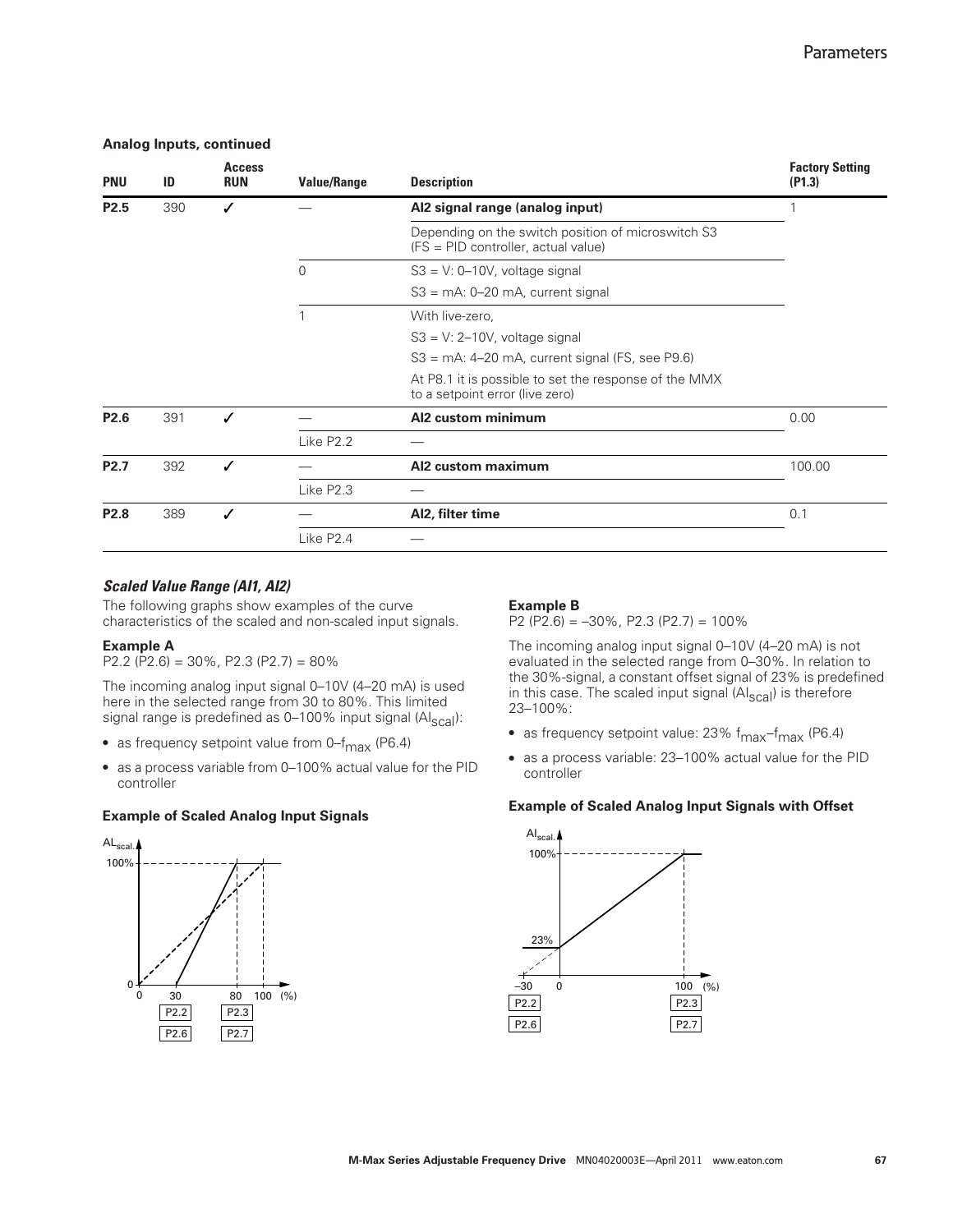**Analog Inputs, continued**

| PNU | ID | Access RUN | Value/Range | Description | Factory Setting (P1.3) |
|---|---|---|---|---|---|
| **P2.5** | 390 | ✓ | — | **AI2 signal range (analog input)** | 1 |
| | | | | Depending on the switch position of microswitch S3 (FS = PID controller, actual value) | |
| | | | 0 | S3 = V: 0–10V, voltage signal | |
| | | | | S3 = mA: 0–20 mA, current signal | |
| | | | 1 | With live-zero, | |
| | | | | S3 = V: 2–10V, voltage signal | |
| | | | | S3 = mA: 4–20 mA, current signal (FS, see P9.6) | |
| | | | | At P8.1 it is possible to set the response of the MMX to a setpoint error (live zero) | |
| **P2.6** | 391 | ✓ | — | **AI2 custom minimum** | 0.00 |
| | | | Like P2.2 | — | |
| **P2.7** | 392 | ✓ | — | **AI2 custom maximum** | 100.00 |
| | | | Like P2.3 | — | |
| **P2.8** | 389 | ✓ | — | **AI2, filter time** | 0.1 |
| | | | Like P2.4 | — | |

### *Scaled Value Range (AI1, AI2)*

The following graphs show examples of the curve characteristics of the scaled and non-scaled input signals.

**Example A**

P2.2 (P2.6) = 30%, P2.3 (P2.7) = 80%

The incoming analog input signal 0–10V (4–20 mA) is used here in the selected range from 30 to 80%. This limited signal range is predefined as 0–100% input signal ($AI_{scal}$):

- as frequency setpoint value from 0–$f_{max}$ (P6.4)
- as a process variable from 0–100% actual value for the PID controller

**Example of Scaled Analog Input Signals**

**Example B**

P2 (P2.6) = –30%, P2.3 (P2.7) = 100%

The incoming analog input signal 0–10V (4–20 mA) is not evaluated in the selected range from 0–30%. In relation to the 30%-signal, a constant offset signal of 23% is predefined in this case. The scaled input signal ($AI_{scal}$) is therefore 23–100%:

- as frequency setpoint value: 23% $f_{max}$–$f_{max}$ (P6.4)
- as a process variable: 23–100% actual value for the PID controller

**Example of Scaled Analog Input Signals with Offset**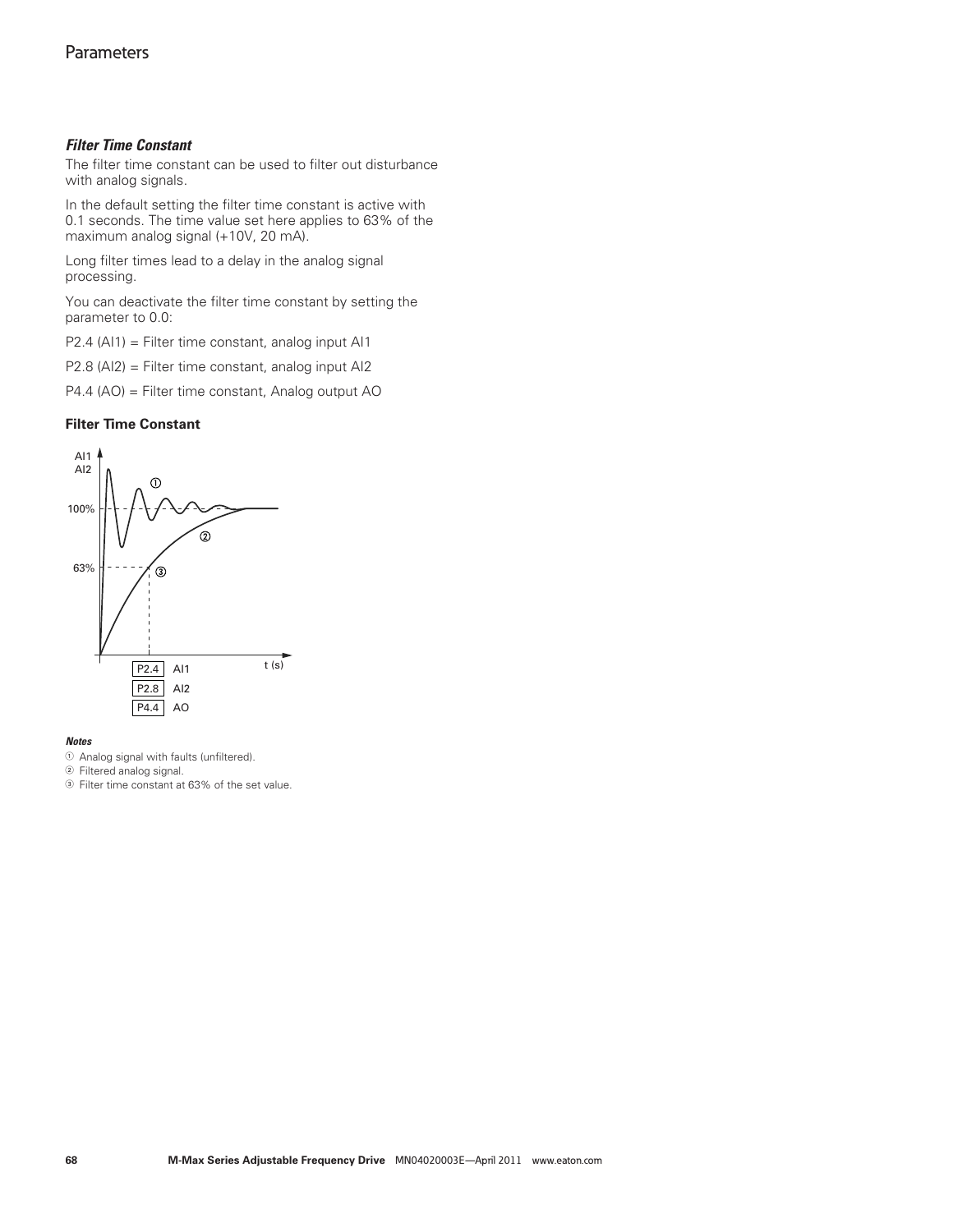### *Filter Time Constant*

The filter time constant can be used to filter out disturbance with analog signals.

In the default setting the filter time constant is active with 0.1 seconds. The time value set here applies to 63% of the maximum analog signal (+10V, 20 mA).

Long filter times lead to a delay in the analog signal processing.

You can deactivate the filter time constant by setting the parameter to 0.0:

P2.4 (AI1) = Filter time constant, analog input AI1

P2.8 (AI2) = Filter time constant, analog input AI2

P4.4 (AO) = Filter time constant, Analog output AO

**Filter Time Constant**

AI1
AI2

100%

63%

t (s)

| P2.4 | AI1 |
|---|---|
| P2.8 | AI2 |
| P4.4 | AO |

***Notes***

① Analog signal with faults (unfiltered).

② Filtered analog signal.

③ Filter time constant at 63% of the set value.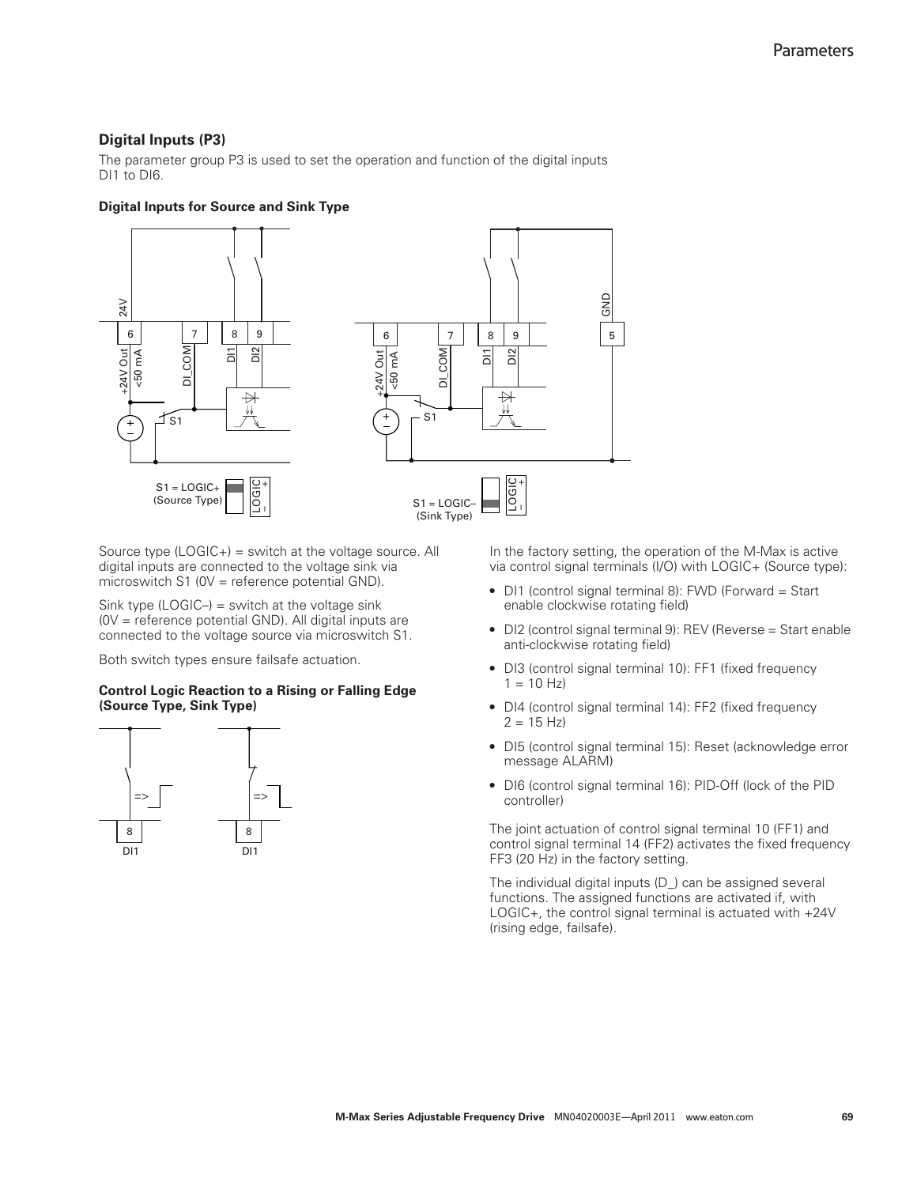### Digital Inputs (P3)

The parameter group P3 is used to set the operation and function of the digital inputs DI1 to DI6.

#### Digital Inputs for Source and Sink Type

Source type (LOGIC+) = switch at the voltage source. All digital inputs are connected to the voltage sink via microswitch S1 (0V = reference potential GND).

Sink type (LOGIC–) = switch at the voltage sink (0V = reference potential GND). All digital inputs are connected to the voltage source via microswitch S1.

Both switch types ensure failsafe actuation.

#### Control Logic Reaction to a Rising or Falling Edge (Source Type, Sink Type)

In the factory setting, the operation of the M-Max is active via control signal terminals (I/O) with LOGIC+ (Source type):

- DI1 (control signal terminal 8): FWD (Forward = Start enable clockwise rotating field)
- DI2 (control signal terminal 9): REV (Reverse = Start enable anti-clockwise rotating field)
- DI3 (control signal terminal 10): FF1 (fixed frequency 1 = 10 Hz)
- DI4 (control signal terminal 14): FF2 (fixed frequency 2 = 15 Hz)
- DI5 (control signal terminal 15): Reset (acknowledge error message ALARM)
- DI6 (control signal terminal 16): PID-Off (lock of the PID controller)

The joint actuation of control signal terminal 10 (FF1) and control signal terminal 14 (FF2) activates the fixed frequency FF3 (20 Hz) in the factory setting.

The individual digital inputs (D_) can be assigned several functions. The assigned functions are activated if, with LOGIC+, the control signal terminal is actuated with +24V (rising edge, failsafe).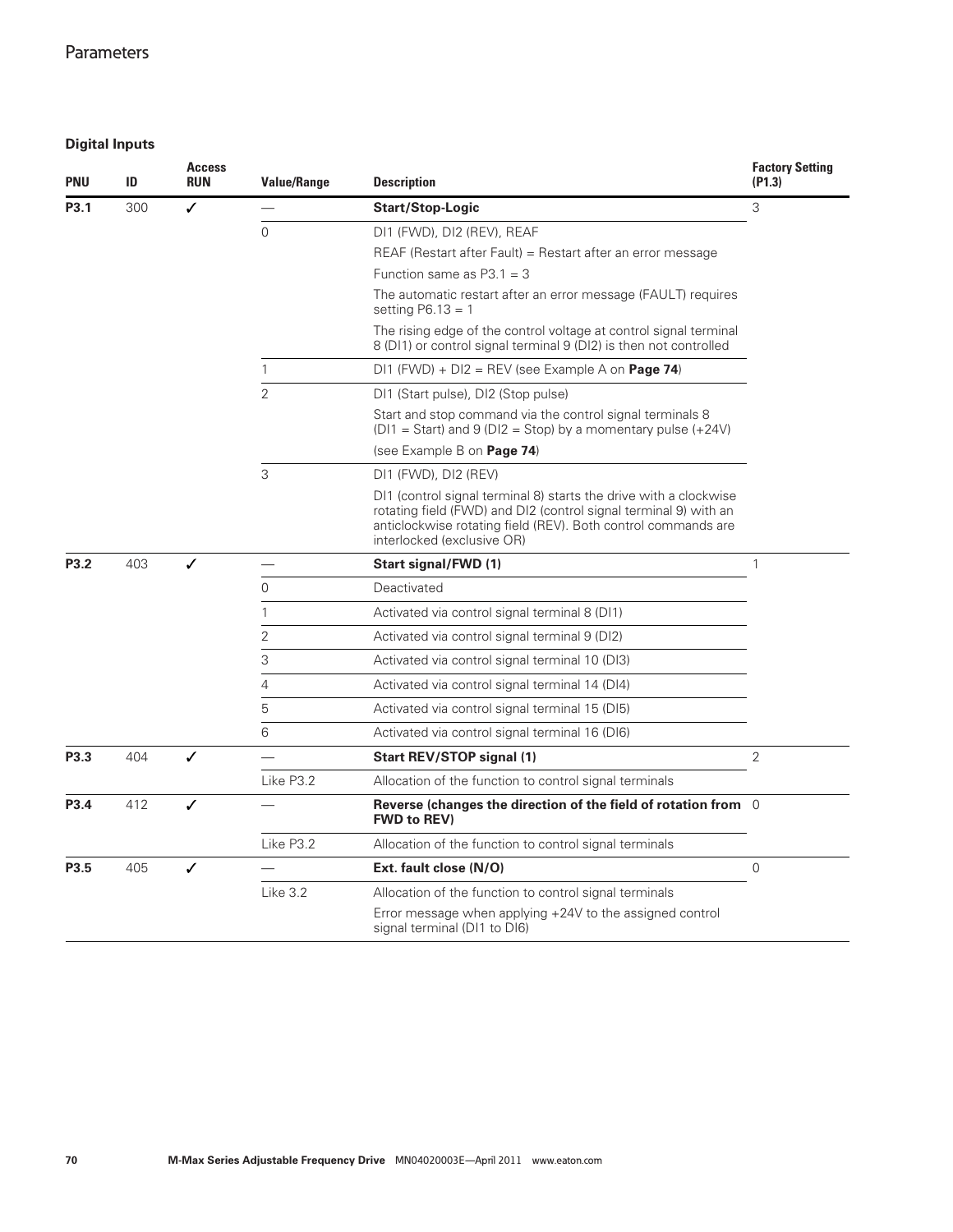## Digital Inputs

| PNU | ID | Access RUN | Value/Range | Description | Factory Setting (P1.3) |
|---|---|---|---|---|---|
| **P3.1** | 300 | ✓ | — | **Start/Stop-Logic** | 3 |
| | | | 0 | DI1 (FWD), DI2 (REV), REAF<br>REAF (Restart after Fault) = Restart after an error message<br>Function same as P3.1 = 3<br>The automatic restart after an error message (FAULT) requires setting P6.13 = 1<br>The rising edge of the control voltage at control signal terminal 8 (DI1) or control signal terminal 9 (DI2) is then not controlled | |
| | | | 1 | DI1 (FWD) + DI2 = REV (see Example A on **Page 74**) | |
| | | | 2 | DI1 (Start pulse), DI2 (Stop pulse)<br>Start and stop command via the control signal terminals 8 (DI1 = Start) and 9 (DI2 = Stop) by a momentary pulse (+24V)<br>(see Example B on **Page 74**) | |
| | | | 3 | DI1 (FWD), DI2 (REV)<br>DI1 (control signal terminal 8) starts the drive with a clockwise rotating field (FWD) and DI2 (control signal terminal 9) with an anticlockwise rotating field (REV). Both control commands are interlocked (exclusive OR) | |
| **P3.2** | 403 | ✓ | — | **Start signal/FWD (1)** | 1 |
| | | | 0 | Deactivated | |
| | | | 1 | Activated via control signal terminal 8 (DI1) | |
| | | | 2 | Activated via control signal terminal 9 (DI2) | |
| | | | 3 | Activated via control signal terminal 10 (DI3) | |
| | | | 4 | Activated via control signal terminal 14 (DI4) | |
| | | | 5 | Activated via control signal terminal 15 (DI5) | |
| | | | 6 | Activated via control signal terminal 16 (DI6) | |
| **P3.3** | 404 | ✓ | — | **Start REV/STOP signal (1)** | 2 |
| | | | Like P3.2 | Allocation of the function to control signal terminals | |
| **P3.4** | 412 | ✓ | — | **Reverse (changes the direction of the field of rotation from FWD to REV)** | 0 |
| | | | Like P3.2 | Allocation of the function to control signal terminals | |
| **P3.5** | 405 | ✓ | — | **Ext. fault close (N/O)** | 0 |
| | | | Like 3.2 | Allocation of the function to control signal terminals<br>Error message when applying +24V to the assigned control signal terminal (DI1 to DI6) | |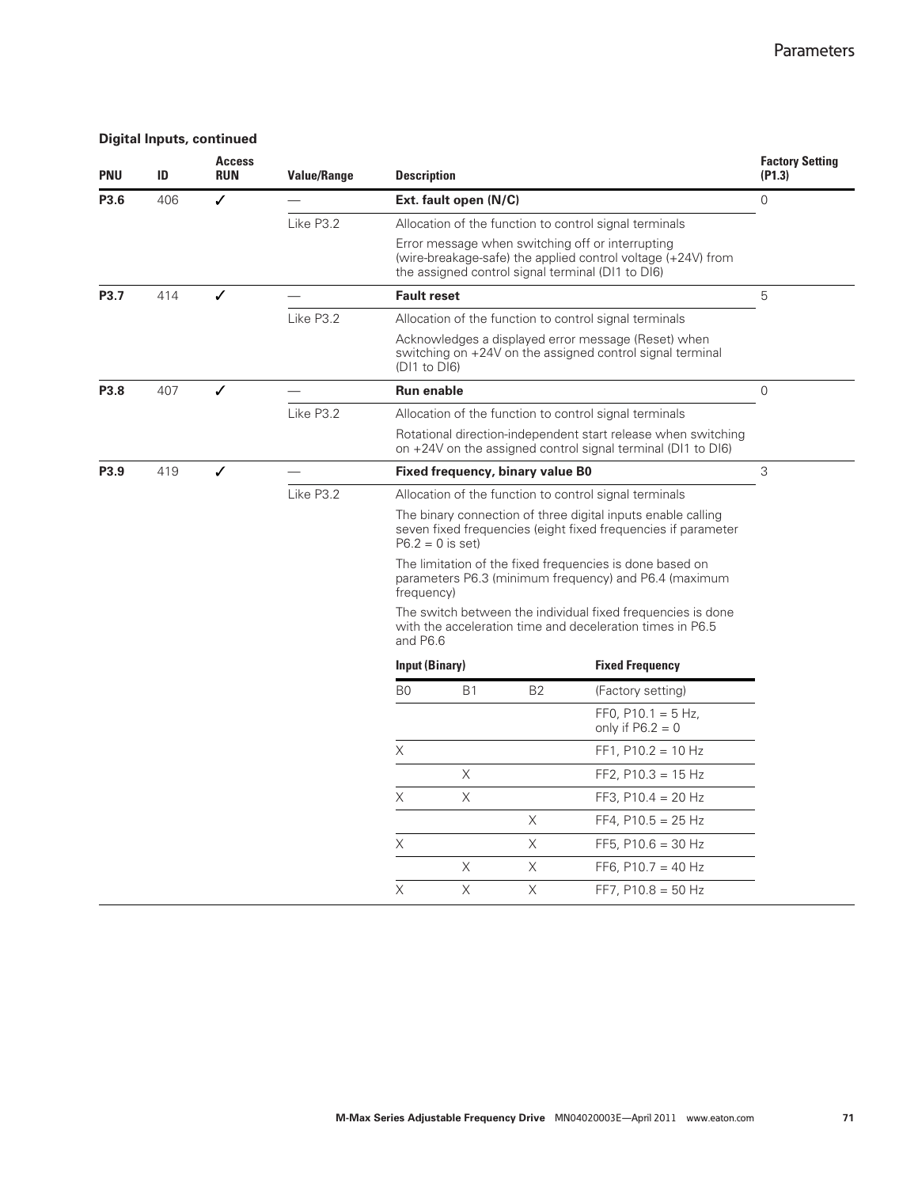**Digital Inputs, continued**

| PNU | ID | Access RUN | Value/Range | Description | Factory Setting (P1.3) |
|---|---|---|---|---|---|
| P3.6 | 406 | ✓ | — | **Ext. fault open (N/C)** | 0 |
| | | | Like P3.2 | Allocation of the function to control signal terminals<br><br>Error message when switching off or interrupting (wire-breakage-safe) the applied control voltage (+24V) from the assigned control signal terminal (DI1 to DI6) | |
| P3.7 | 414 | ✓ | — | **Fault reset** | 5 |
| | | | Like P3.2 | Allocation of the function to control signal terminals<br><br>Acknowledges a displayed error message (Reset) when switching on +24V on the assigned control signal terminal (DI1 to DI6) | |
| P3.8 | 407 | ✓ | — | **Run enable** | 0 |
| | | | Like P3.2 | Allocation of the function to control signal terminals<br><br>Rotational direction-independent start release when switching on +24V on the assigned control signal terminal (DI1 to DI6) | |
| P3.9 | 419 | ✓ | — | **Fixed frequency, binary value B0** | 3 |
| | | | Like P3.2 | Allocation of the function to control signal terminals<br><br>The binary connection of three digital inputs enable calling seven fixed frequencies (eight fixed frequencies if parameter P6.2 = 0 is set)<br><br>The limitation of the fixed frequencies is done based on parameters P6.3 (minimum frequency) and P6.4 (maximum frequency)<br><br>The switch between the individual fixed frequencies is done with the acceleration time and deceleration times in P6.5 and P6.6 | |

| Input (Binary) | | | Fixed Frequency |
|---|---|---|---|
| B0 | B1 | B2 | (Factory setting) |
| | | | FF0, P10.1 = 5 Hz, only if P6.2 = 0 |
| X | | | FF1, P10.2 = 10 Hz |
| | X | | FF2, P10.3 = 15 Hz |
| X | X | | FF3, P10.4 = 20 Hz |
| | | X | FF4, P10.5 = 25 Hz |
| X | | X | FF5, P10.6 = 30 Hz |
| | X | X | FF6, P10.7 = 40 Hz |
| X | X | X | FF7, P10.8 = 50 Hz |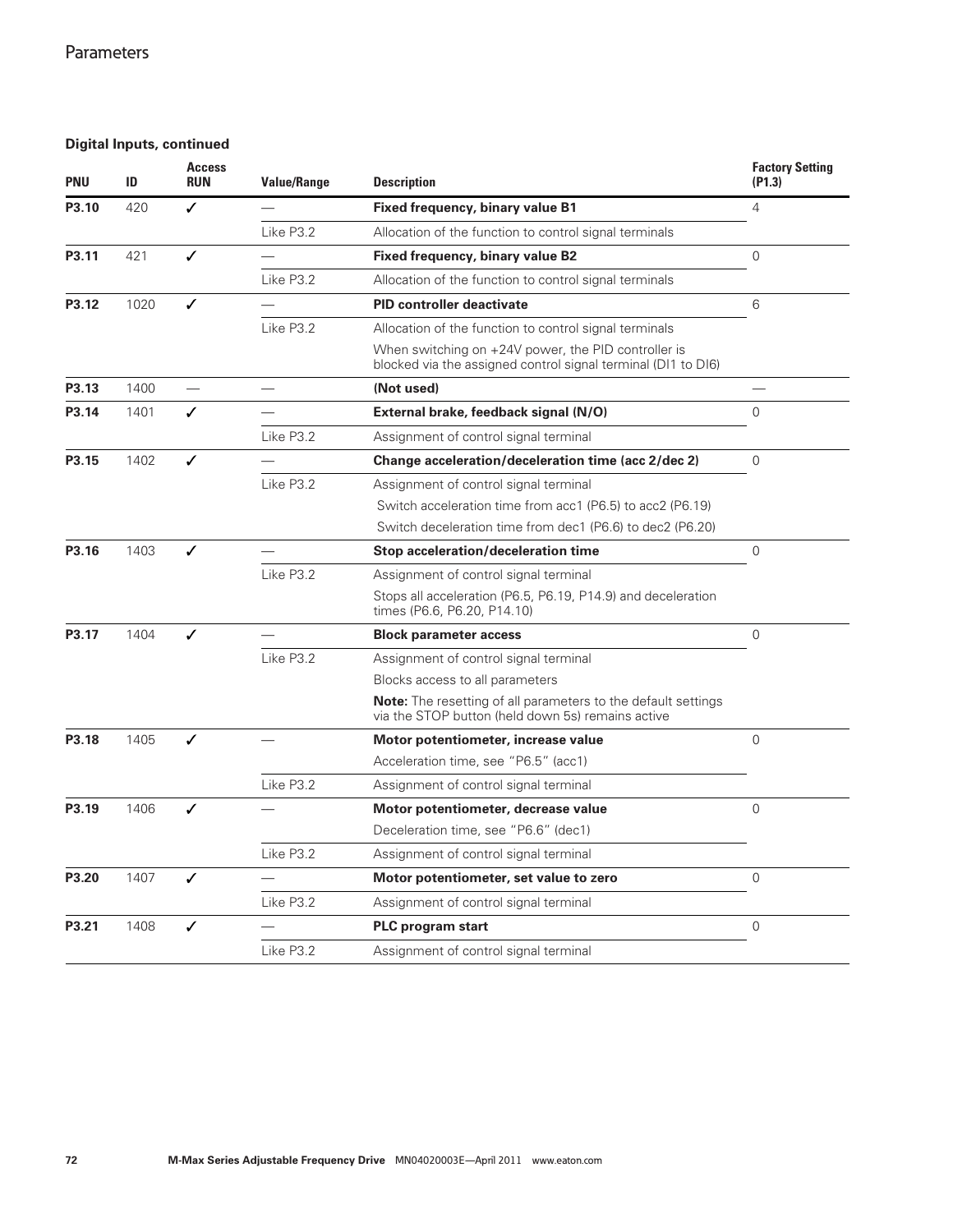**Digital Inputs, continued**

| PNU | ID | Access RUN | Value/Range | Description | Factory Setting (P1.3) |
|---|---|---|---|---|---|
| **P3.10** | 420 | ✓ | — | **Fixed frequency, binary value B1** | 4 |
| | | | Like P3.2 | Allocation of the function to control signal terminals | |
| **P3.11** | 421 | ✓ | — | **Fixed frequency, binary value B2** | 0 |
| | | | Like P3.2 | Allocation of the function to control signal terminals | |
| **P3.12** | 1020 | ✓ | — | **PID controller deactivate** | 6 |
| | | | Like P3.2 | Allocation of the function to control signal terminals | |
| | | | | When switching on +24V power, the PID controller is blocked via the assigned control signal terminal (DI1 to DI6) | |
| **P3.13** | 1400 | — | — | **(Not used)** | — |
| **P3.14** | 1401 | ✓ | — | **External brake, feedback signal (N/O)** | 0 |
| | | | Like P3.2 | Assignment of control signal terminal | |
| **P3.15** | 1402 | ✓ | — | **Change acceleration/deceleration time (acc 2/dec 2)** | 0 |
| | | | Like P3.2 | Assignment of control signal terminal | |
| | | | | Switch acceleration time from acc1 (P6.5) to acc2 (P6.19) | |
| | | | | Switch deceleration time from dec1 (P6.6) to dec2 (P6.20) | |
| **P3.16** | 1403 | ✓ | — | **Stop acceleration/deceleration time** | 0 |
| | | | Like P3.2 | Assignment of control signal terminal | |
| | | | | Stops all acceleration (P6.5, P6.19, P14.9) and deceleration times (P6.6, P6.20, P14.10) | |
| **P3.17** | 1404 | ✓ | — | **Block parameter access** | 0 |
| | | | Like P3.2 | Assignment of control signal terminal | |
| | | | | Blocks access to all parameters | |
| | | | | **Note:** The resetting of all parameters to the default settings via the STOP button (held down 5s) remains active | |
| **P3.18** | 1405 | ✓ | — | **Motor potentiometer, increase value** | 0 |
| | | | | Acceleration time, see "P6.5" (acc1) | |
| | | | Like P3.2 | Assignment of control signal terminal | |
| **P3.19** | 1406 | ✓ | — | **Motor potentiometer, decrease value** | 0 |
| | | | | Deceleration time, see "P6.6" (dec1) | |
| | | | Like P3.2 | Assignment of control signal terminal | |
| **P3.20** | 1407 | ✓ | — | **Motor potentiometer, set value to zero** | 0 |
| | | | Like P3.2 | Assignment of control signal terminal | |
| **P3.21** | 1408 | ✓ | — | **PLC program start** | 0 |
| | | | Like P3.2 | Assignment of control signal terminal | |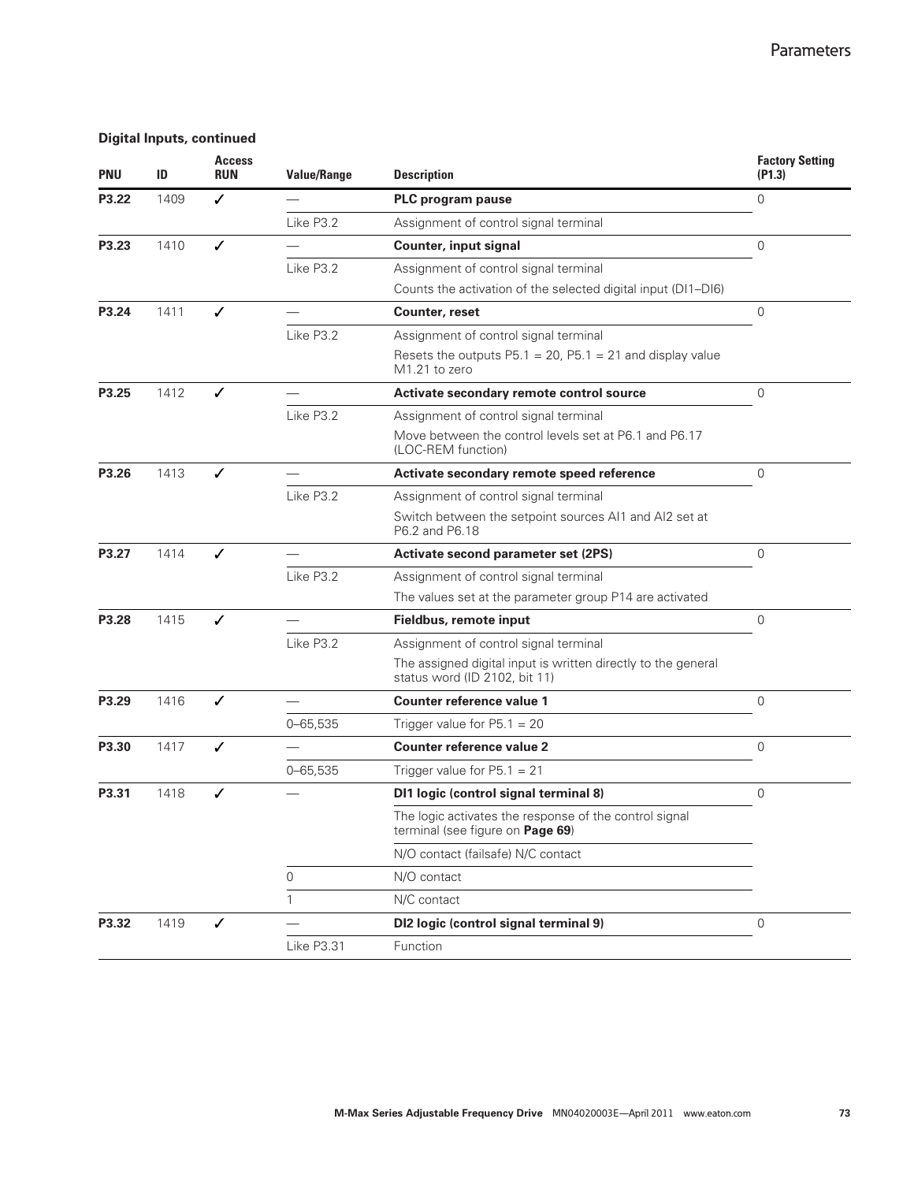**Digital Inputs, continued**

| PNU | ID | Access RUN | Value/Range | Description | Factory Setting (P1.3) |
|---|---|---|---|---|---|
| **P3.22** | 1409 | ✓ | — | **PLC program pause** | 0 |
| | | | Like P3.2 | Assignment of control signal terminal | |
| **P3.23** | 1410 | ✓ | — | **Counter, input signal** | 0 |
| | | | Like P3.2 | Assignment of control signal terminal | |
| | | | | Counts the activation of the selected digital input (DI1–DI6) | |
| **P3.24** | 1411 | ✓ | — | **Counter, reset** | 0 |
| | | | Like P3.2 | Assignment of control signal terminal | |
| | | | | Resets the outputs P5.1 = 20, P5.1 = 21 and display value M1.21 to zero | |
| **P3.25** | 1412 | ✓ | — | **Activate secondary remote control source** | 0 |
| | | | Like P3.2 | Assignment of control signal terminal | |
| | | | | Move between the control levels set at P6.1 and P6.17 (LOC-REM function) | |
| **P3.26** | 1413 | ✓ | — | **Activate secondary remote speed reference** | 0 |
| | | | Like P3.2 | Assignment of control signal terminal | |
| | | | | Switch between the setpoint sources AI1 and AI2 set at P6.2 and P6.18 | |
| **P3.27** | 1414 | ✓ | — | **Activate second parameter set (2PS)** | 0 |
| | | | Like P3.2 | Assignment of control signal terminal | |
| | | | | The values set at the parameter group P14 are activated | |
| **P3.28** | 1415 | ✓ | — | **Fieldbus, remote input** | 0 |
| | | | Like P3.2 | Assignment of control signal terminal | |
| | | | | The assigned digital input is written directly to the general status word (ID 2102, bit 11) | |
| **P3.29** | 1416 | ✓ | — | **Counter reference value 1** | 0 |
| | | | 0–65,535 | Trigger value for P5.1 = 20 | |
| **P3.30** | 1417 | ✓ | — | **Counter reference value 2** | 0 |
| | | | 0–65,535 | Trigger value for P5.1 = 21 | |
| **P3.31** | 1418 | ✓ | — | **DI1 logic (control signal terminal 8)** | 0 |
| | | | | The logic activates the response of the control signal terminal (see figure on **Page 69**) | |
| | | | | N/O contact (failsafe) N/C contact | |
| | | | 0 | N/O contact | |
| | | | 1 | N/C contact | |
| **P3.32** | 1419 | ✓ | — | **DI2 logic (control signal terminal 9)** | 0 |
| | | | Like P3.31 | Function | |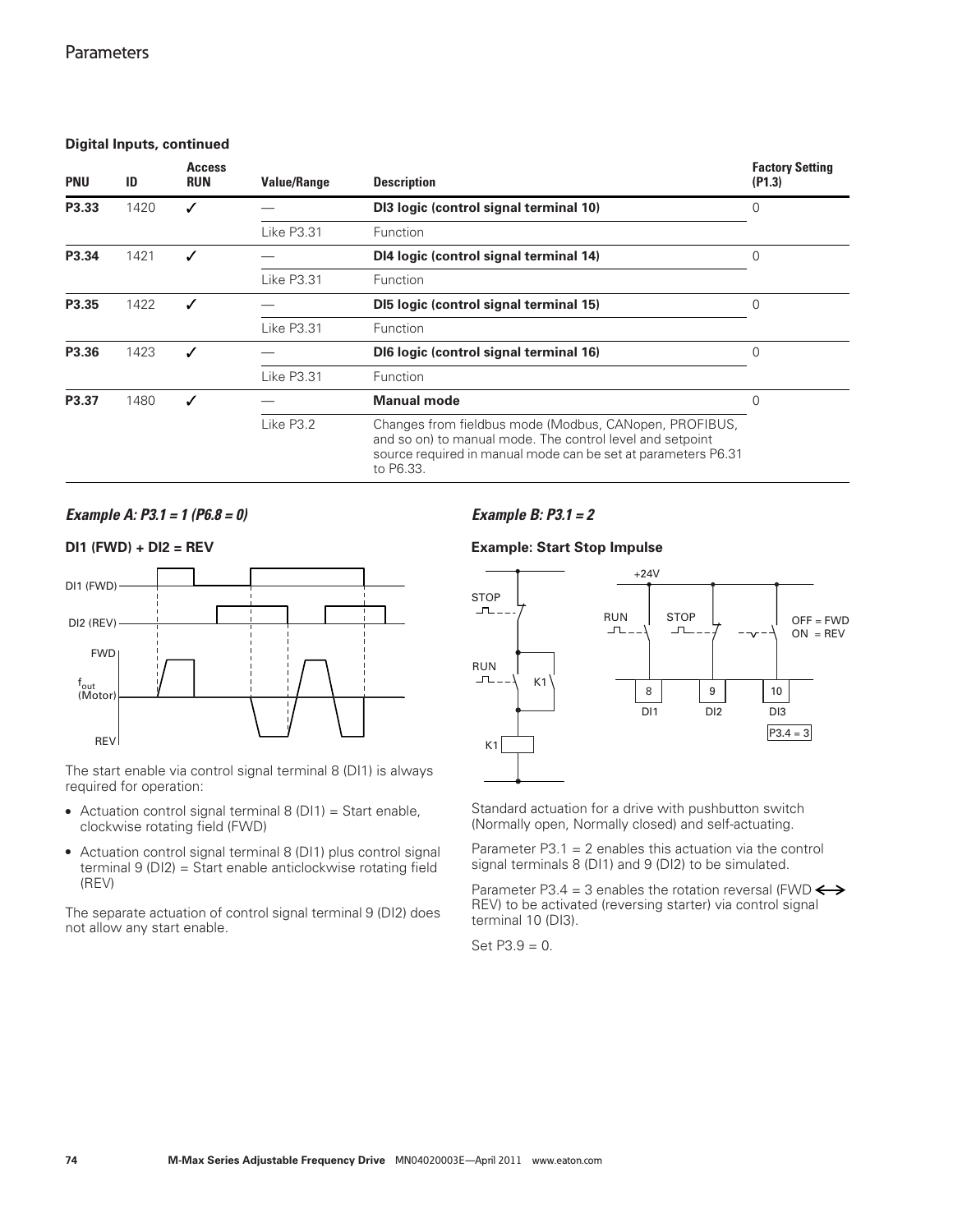**Digital Inputs, continued**

| PNU | ID | Access RUN | Value/Range | Description | Factory Setting (P1.3) |
|---|---|---|---|---|---|
| P3.33 | 1420 | ✓ | — | **DI3 logic (control signal terminal 10)** | 0 |
| | | | Like P3.31 | Function | |
| P3.34 | 1421 | ✓ | — | **DI4 logic (control signal terminal 14)** | 0 |
| | | | Like P3.31 | Function | |
| P3.35 | 1422 | ✓ | — | **DI5 logic (control signal terminal 15)** | 0 |
| | | | Like P3.31 | Function | |
| P3.36 | 1423 | ✓ | — | **DI6 logic (control signal terminal 16)** | 0 |
| | | | Like P3.31 | Function | |
| P3.37 | 1480 | ✓ | — | **Manual mode** | 0 |
| | | | Like P3.2 | Changes from fieldbus mode (Modbus, CANopen, PROFIBUS, and so on) to manual mode. The control level and setpoint source required in manual mode can be set at parameters P6.31 to P6.33. | |

### *Example A: P3.1 = 1 (P6.8 = 0)*

**DI1 (FWD) + DI2 = REV**

The start enable via control signal terminal 8 (DI1) is always required for operation:

- Actuation control signal terminal 8 (DI1) = Start enable, clockwise rotating field (FWD)
- Actuation control signal terminal 8 (DI1) plus control signal terminal 9 (DI2) = Start enable anticlockwise rotating field (REV)

The separate actuation of control signal terminal 9 (DI2) does not allow any start enable.

### *Example B: P3.1 = 2*

**Example: Start Stop Impulse**

Standard actuation for a drive with pushbutton switch (Normally open, Normally closed) and self-actuating.

Parameter P3.1 = 2 enables this actuation via the control signal terminals 8 (DI1) and 9 (DI2) to be simulated.

Parameter P3.4 = 3 enables the rotation reversal (FWD ⟷ REV) to be activated (reversing starter) via control signal terminal 10 (DI3).

Set P3.9 = 0.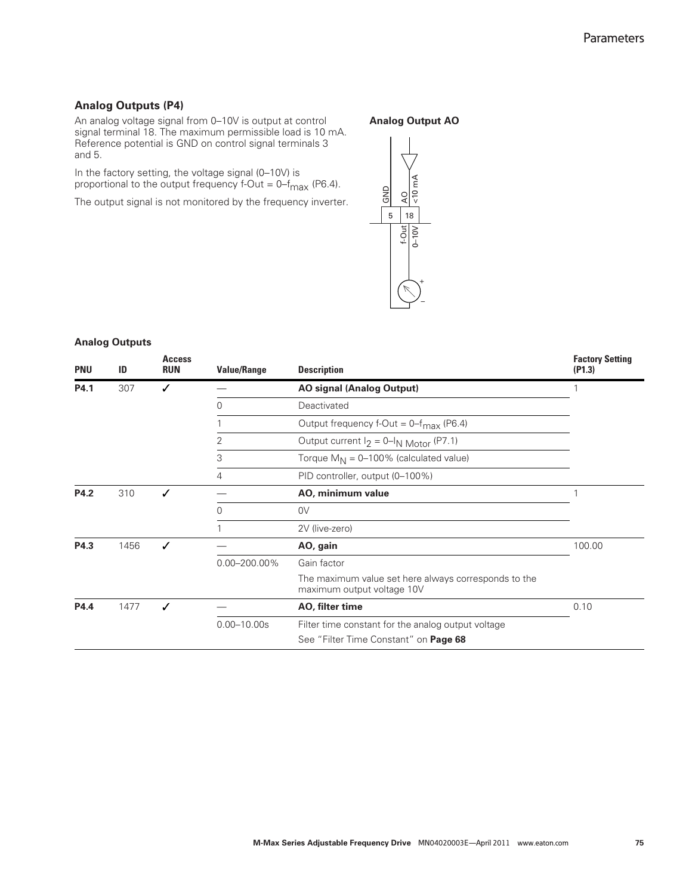### Analog Outputs (P4)

An analog voltage signal from 0–10V is output at control signal terminal 18. The maximum permissible load is 10 mA. Reference potential is GND on control signal terminals 3 and 5.

In the factory setting, the voltage signal (0–10V) is proportional to the output frequency f-Out = 0–$f_{max}$ (P6.4).

The output signal is not monitored by the frequency inverter.

**Analog Output AO**

GND 5 | AO <10 mA 18 | f-Out 0–10V

**Analog Outputs**

| PNU | ID | Access RUN | Value/Range | Description | Factory Setting (P1.3) |
|---|---|---|---|---|---|
| **P4.1** | 307 | ✓ | — | **AO signal (Analog Output)** | 1 |
| | | | 0 | Deactivated | |
| | | | 1 | Output frequency f-Out = 0–$f_{max}$ (P6.4) | |
| | | | 2 | Output current $I_2$ = 0–$I_{N\ Motor}$ (P7.1) | |
| | | | 3 | Torque $M_N$ = 0–100% (calculated value) | |
| | | | 4 | PID controller, output (0–100%) | |
| **P4.2** | 310 | ✓ | — | **AO, minimum value** | 1 |
| | | | 0 | 0V | |
| | | | 1 | 2V (live-zero) | |
| **P4.3** | 1456 | ✓ | — | **AO, gain** | 100.00 |
| | | | 0.00–200.00% | Gain factor | |
| | | | | The maximum value set here always corresponds to the maximum output voltage 10V | |
| **P4.4** | 1477 | ✓ | — | **AO, filter time** | 0.10 |
| | | | 0.00–10.00s | Filter time constant for the analog output voltage | |
| | | | | See "Filter Time Constant" on **Page 68** | |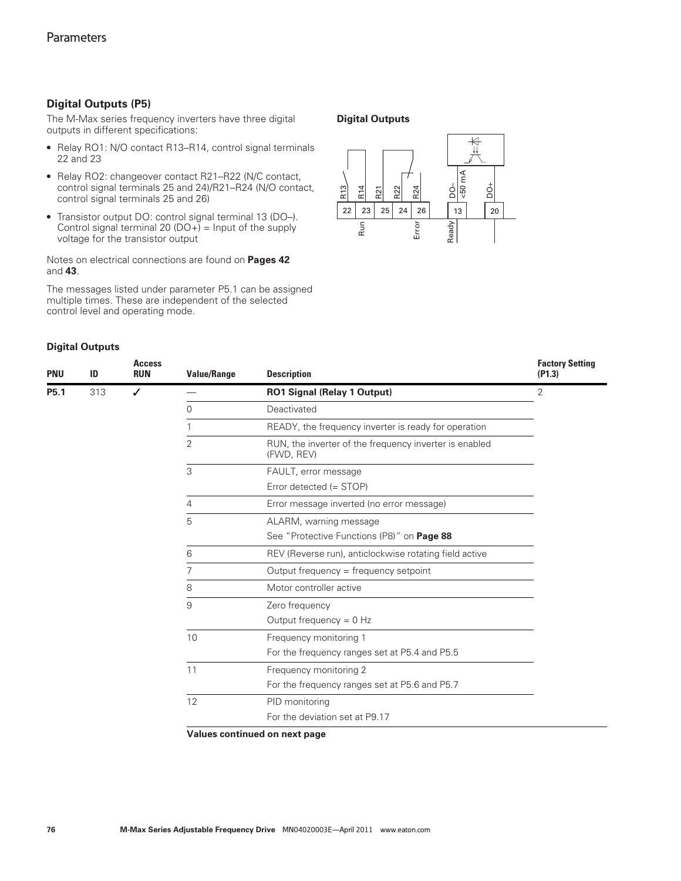## Digital Outputs (P5)

The M-Max series frequency inverters have three digital outputs in different specifications:

- Relay RO1: N/O contact R13–R14, control signal terminals 22 and 23
- Relay RO2: changeover contact R21–R22 (N/C contact, control signal terminals 25 and 24)/R21–R24 (N/O contact, control signal terminals 25 and 26)
- Transistor output DO: control signal terminal 13 (DO–). Control signal terminal 20 (DO+) = Input of the supply voltage for the transistor output

Notes on electrical connections are found on **Pages 42** and **43**.

The messages listed under parameter P5.1 can be assigned multiple times. These are independent of the selected control level and operating mode.

**Digital Outputs**

| R13 | R14 | R21 | R22 | R24 | DO– <50 mA | DO+ |
|---|---|---|---|---|---|---|
| 22 | 23 | 25 | 24 | 26 | 13 | 20 |
| Run | | | Error | | Ready | |

### Digital Outputs

| PNU | ID | Access RUN | Value/Range | Description | Factory Setting (P1.3) |
|---|---|---|---|---|---|
| **P5.1** | 313 | ✓ | — | **RO1 Signal (Relay 1 Output)** | 2 |
| | | | 0 | Deactivated | |
| | | | 1 | READY, the frequency inverter is ready for operation | |
| | | | 2 | RUN, the inverter of the frequency inverter is enabled (FWD, REV) | |
| | | | 3 | FAULT, error message<br>Error detected (= STOP) | |
| | | | 4 | Error message inverted (no error message) | |
| | | | 5 | ALARM, warning message<br>See "Protective Functions (P8)" on **Page 88** | |
| | | | 6 | REV (Reverse run), anticlockwise rotating field active | |
| | | | 7 | Output frequency = frequency setpoint | |
| | | | 8 | Motor controller active | |
| | | | 9 | Zero frequency<br>Output frequency = 0 Hz | |
| | | | 10 | Frequency monitoring 1<br>For the frequency ranges set at P5.4 and P5.5 | |
| | | | 11 | Frequency monitoring 2<br>For the frequency ranges set at P5.6 and P5.7 | |
| | | | 12 | PID monitoring<br>For the deviation set at P9.17 | |

**Values continued on next page**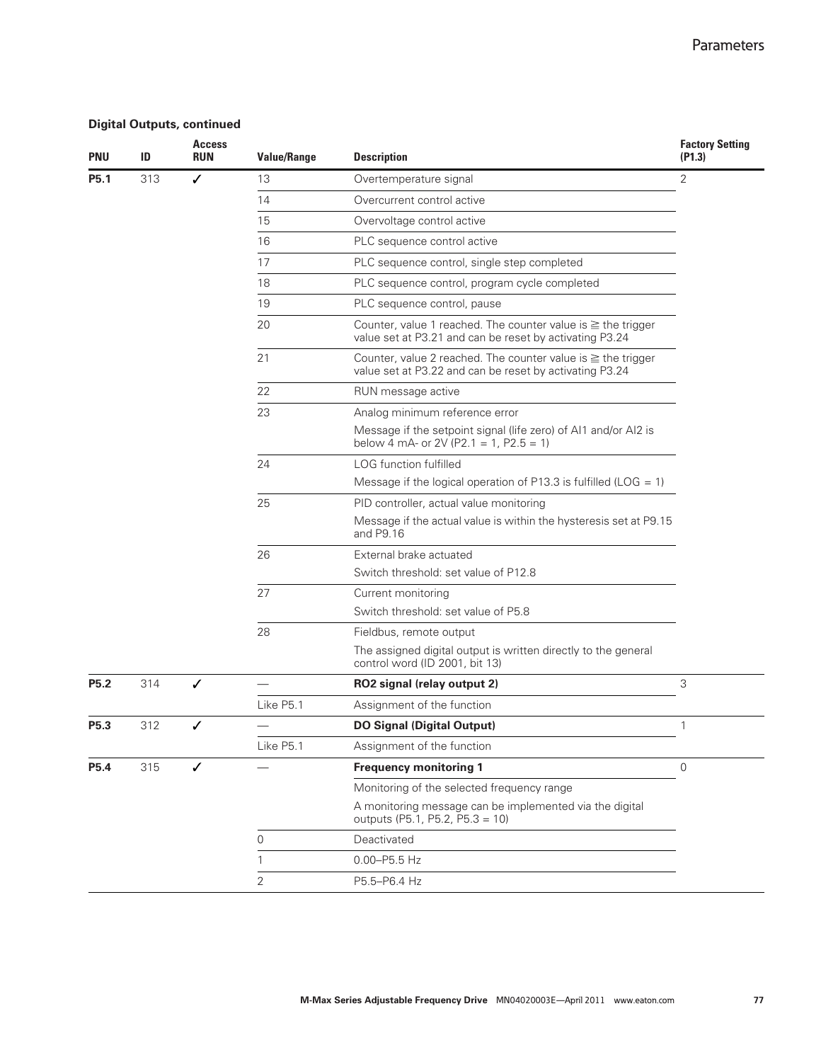**Digital Outputs, continued**

| PNU | ID | Access RUN | Value/Range | Description | Factory Setting (P1.3) |
|---|---|---|---|---|---|
| **P5.1** | 313 | ✓ | 13 | Overtemperature signal | 2 |
| | | | 14 | Overcurrent control active | |
| | | | 15 | Overvoltage control active | |
| | | | 16 | PLC sequence control active | |
| | | | 17 | PLC sequence control, single step completed | |
| | | | 18 | PLC sequence control, program cycle completed | |
| | | | 19 | PLC sequence control, pause | |
| | | | 20 | Counter, value 1 reached. The counter value is ≧ the trigger value set at P3.21 and can be reset by activating P3.24 | |
| | | | 21 | Counter, value 2 reached. The counter value is ≧ the trigger value set at P3.22 and can be reset by activating P3.24 | |
| | | | 22 | RUN message active | |
| | | | 23 | Analog minimum reference error<br>Message if the setpoint signal (life zero) of AI1 and/or AI2 is below 4 mA- or 2V (P2.1 = 1, P2.5 = 1) | |
| | | | 24 | LOG function fulfilled<br>Message if the logical operation of P13.3 is fulfilled (LOG = 1) | |
| | | | 25 | PID controller, actual value monitoring<br>Message if the actual value is within the hysteresis set at P9.15 and P9.16 | |
| | | | 26 | External brake actuated<br>Switch threshold: set value of P12.8 | |
| | | | 27 | Current monitoring<br>Switch threshold: set value of P5.8 | |
| | | | 28 | Fieldbus, remote output<br>The assigned digital output is written directly to the general control word (ID 2001, bit 13) | |
| **P5.2** | 314 | ✓ | — | **RO2 signal (relay output 2)** | 3 |
| | | | Like P5.1 | Assignment of the function | |
| **P5.3** | 312 | ✓ | — | **DO Signal (Digital Output)** | 1 |
| | | | Like P5.1 | Assignment of the function | |
| **P5.4** | 315 | ✓ | — | **Frequency monitoring 1** | 0 |
| | | | | Monitoring of the selected frequency range<br>A monitoring message can be implemented via the digital outputs (P5.1, P5.2, P5.3 = 10) | |
| | | | 0 | Deactivated | |
| | | | 1 | 0.00–P5.5 Hz | |
| | | | 2 | P5.5–P6.4 Hz | |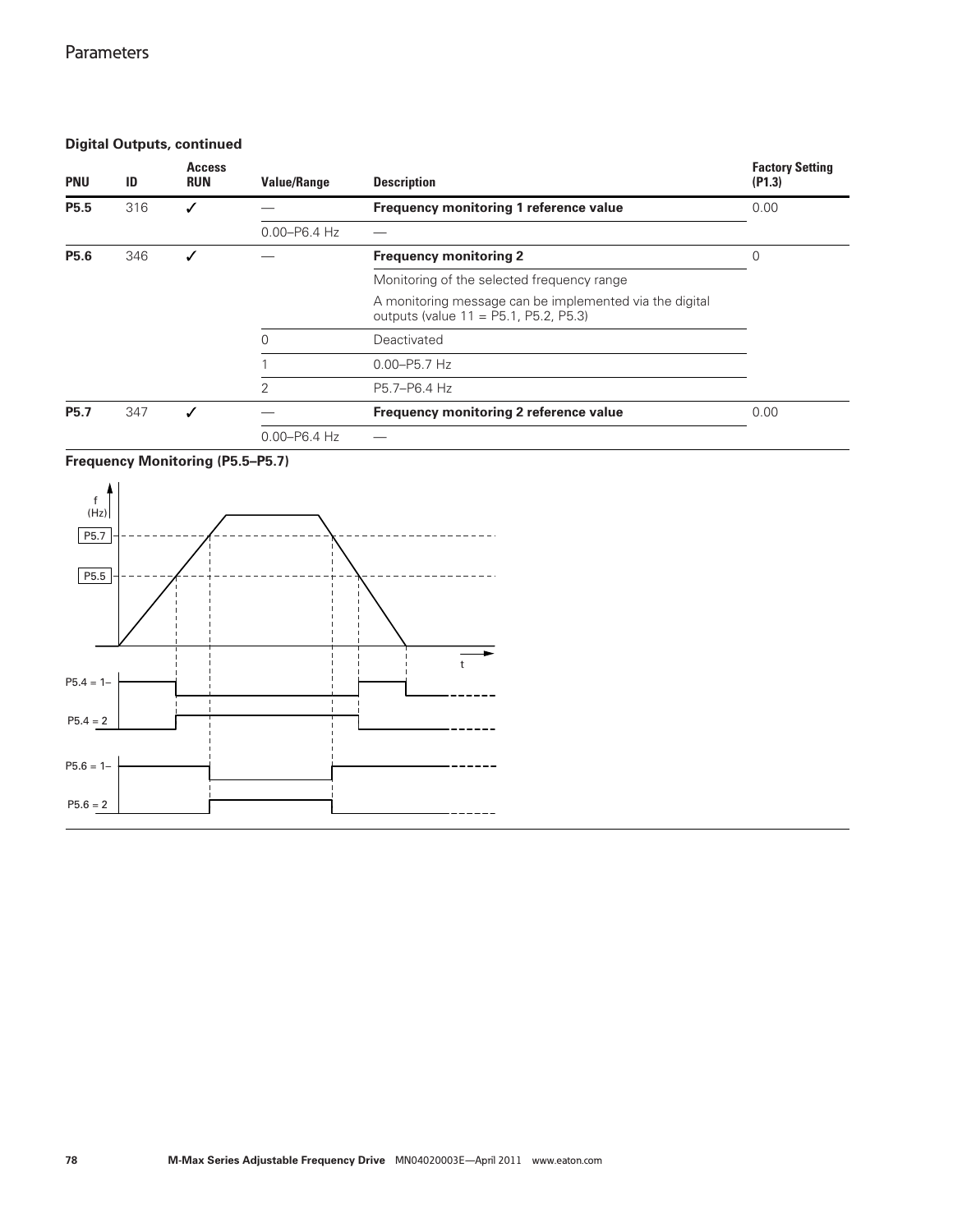### Digital Outputs, continued

| PNU | ID | Access RUN | Value/Range | Description | Factory Setting (P1.3) |
|---|---|---|---|---|---|
| **P5.5** | 316 | ✓ | — | **Frequency monitoring 1 reference value** | 0.00 |
| | | | 0.00–P6.4 Hz | — | |
| **P5.6** | 346 | ✓ | — | **Frequency monitoring 2** | 0 |
| | | | | Monitoring of the selected frequency range | |
| | | | | A monitoring message can be implemented via the digital outputs (value 11 = P5.1, P5.2, P5.3) | |
| | | | 0 | Deactivated | |
| | | | 1 | 0.00–P5.7 Hz | |
| | | | 2 | P5.7–P6.4 Hz | |
| **P5.7** | 347 | ✓ | — | **Frequency monitoring 2 reference value** | 0.00 |
| | | | 0.00–P6.4 Hz | — | |

**Frequency Monitoring (P5.5–P5.7)**

f (Hz)

P5.7

P5.5

t

P5.4 = 1

P5.4 = 2

P5.6 = 1

P5.6 = 2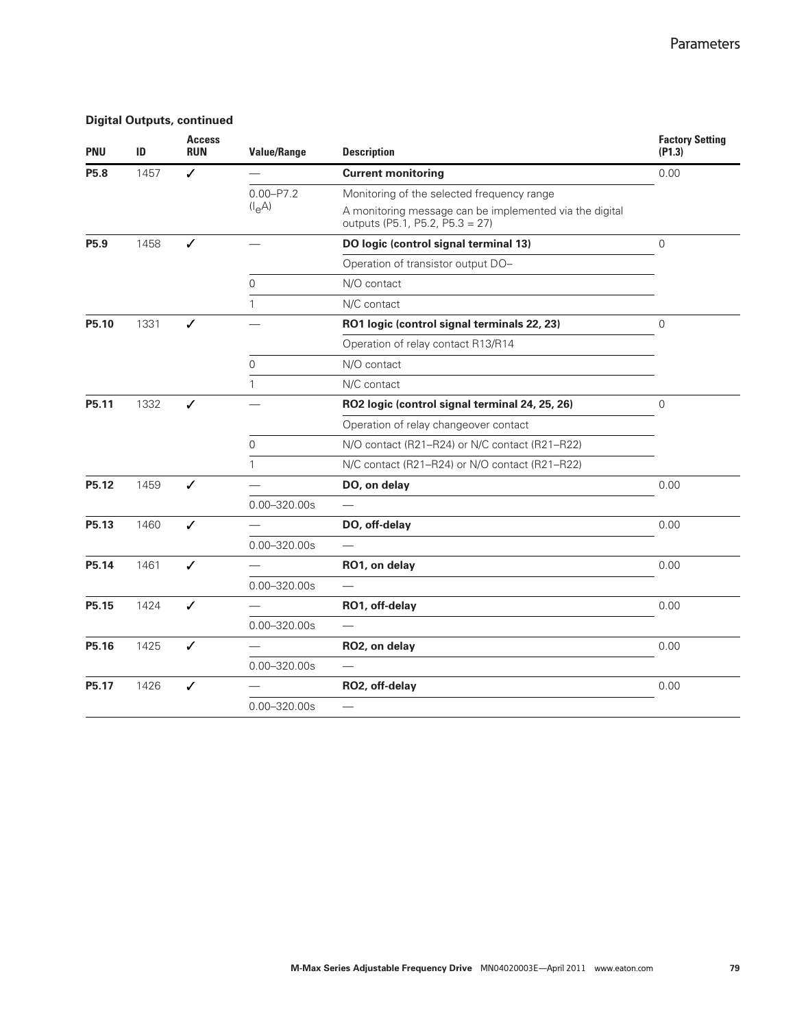**Digital Outputs, continued**

| PNU | ID | Access RUN | Value/Range | Description | Factory Setting (P1.3) |
|---|---|---|---|---|---|
| **P5.8** | 1457 | ✓ | — | **Current monitoring** | 0.00 |
| | | | 0.00–P7.2 ($I_eA$) | Monitoring of the selected frequency range | |
| | | | | A monitoring message can be implemented via the digital outputs (P5.1, P5.2, P5.3 = 27) | |
| **P5.9** | 1458 | ✓ | — | **DO logic (control signal terminal 13)** | 0 |
| | | | | Operation of transistor output DO– | |
| | | | 0 | N/O contact | |
| | | | 1 | N/C contact | |
| **P5.10** | 1331 | ✓ | — | **RO1 logic (control signal terminals 22, 23)** | 0 |
| | | | | Operation of relay contact R13/R14 | |
| | | | 0 | N/O contact | |
| | | | 1 | N/C contact | |
| **P5.11** | 1332 | ✓ | — | **RO2 logic (control signal terminal 24, 25, 26)** | 0 |
| | | | | Operation of relay changeover contact | |
| | | | 0 | N/O contact (R21–R24) or N/C contact (R21–R22) | |
| | | | 1 | N/C contact (R21–R24) or N/O contact (R21–R22) | |
| **P5.12** | 1459 | ✓ | — | **DO, on delay** | 0.00 |
| | | | 0.00–320.00s | — | |
| **P5.13** | 1460 | ✓ | — | **DO, off-delay** | 0.00 |
| | | | 0.00–320.00s | — | |
| **P5.14** | 1461 | ✓ | — | **RO1, on delay** | 0.00 |
| | | | 0.00–320.00s | — | |
| **P5.15** | 1424 | ✓ | — | **RO1, off-delay** | 0.00 |
| | | | 0.00–320.00s | — | |
| **P5.16** | 1425 | ✓ | — | **RO2, on delay** | 0.00 |
| | | | 0.00–320.00s | — | |
| **P5.17** | 1426 | ✓ | — | **RO2, off-delay** | 0.00 |
| | | | 0.00–320.00s | — | |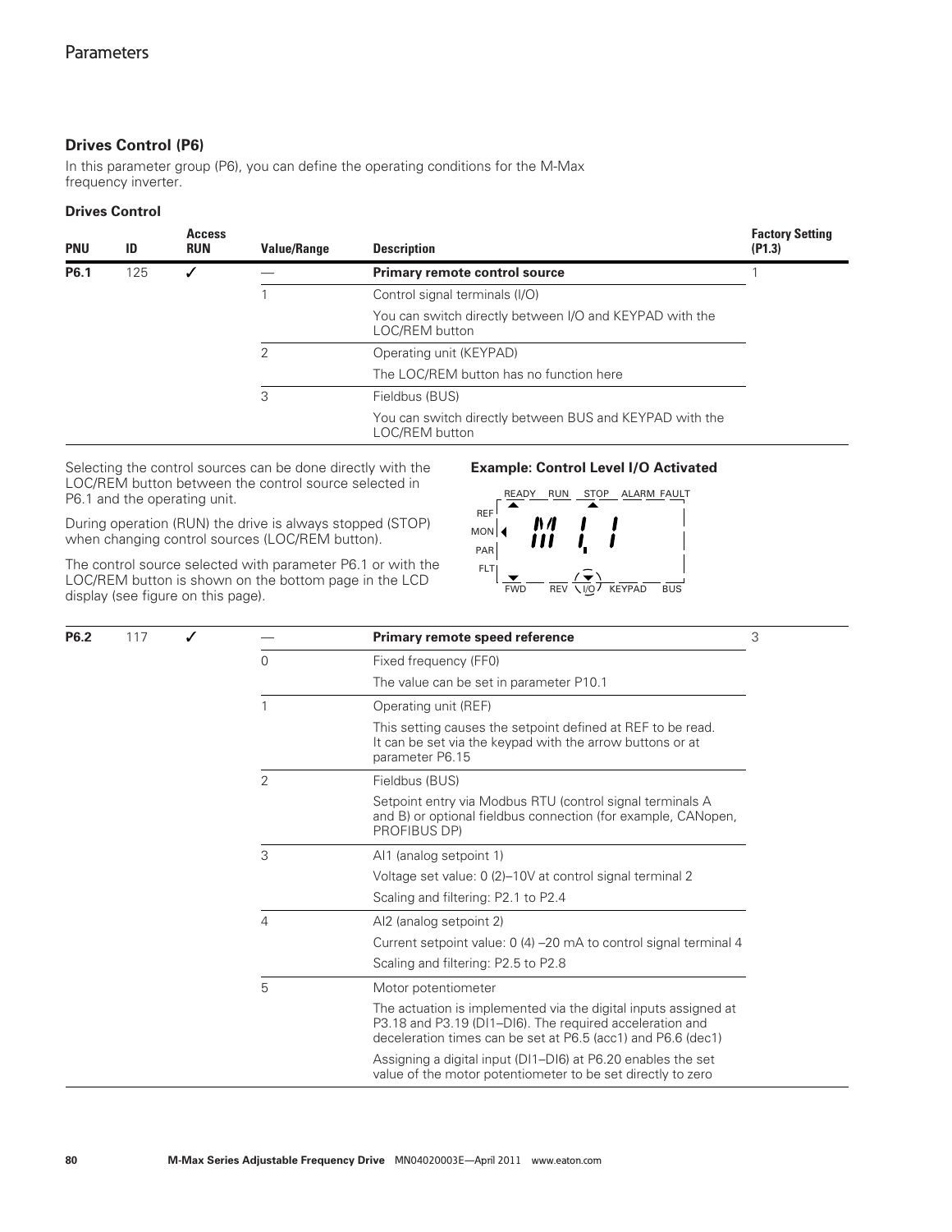## Drives Control (P6)

In this parameter group (P6), you can define the operating conditions for the M-Max frequency inverter.

### Drives Control

| PNU | ID | Access RUN | Value/Range | Description | Factory Setting (P1.3) |
|---|---|---|---|---|---|
| **P6.1** | 125 | ✓ | — | **Primary remote control source** | 1 |
| | | | 1 | Control signal terminals (I/O) | |
| | | | | You can switch directly between I/O and KEYPAD with the LOC/REM button | |
| | | | 2 | Operating unit (KEYPAD) | |
| | | | | The LOC/REM button has no function here | |
| | | | 3 | Fieldbus (BUS) | |
| | | | | You can switch directly between BUS and KEYPAD with the LOC/REM button | |

Selecting the control sources can be done directly with the LOC/REM button between the control source selected in P6.1 and the operating unit.

During operation (RUN) the drive is always stopped (STOP) when changing control sources (LOC/REM button).

The control source selected with parameter P6.1 or with the LOC/REM button is shown on the bottom page in the LCD display (see figure on this page).

**Example: Control Level I/O Activated**

READY RUN STOP ALARM FAULT
REF
MON M 1.1
PAR
FLT
FWD REV I/O KEYPAD BUS

| PNU | ID | Access RUN | Value/Range | Description | Factory Setting (P1.3) |
|---|---|---|---|---|---|
| **P6.2** | 117 | ✓ | — | **Primary remote speed reference** | 3 |
| | | | 0 | Fixed frequency (FF0) | |
| | | | | The value can be set in parameter P10.1 | |
| | | | 1 | Operating unit (REF) | |
| | | | | This setting causes the setpoint defined at REF to be read. It can be set via the keypad with the arrow buttons or at parameter P6.15 | |
| | | | 2 | Fieldbus (BUS) | |
| | | | | Setpoint entry via Modbus RTU (control signal terminals A and B) or optional fieldbus connection (for example, CANopen, PROFIBUS DP) | |
| | | | 3 | AI1 (analog setpoint 1) | |
| | | | | Voltage set value: 0 (2)–10V at control signal terminal 2 | |
| | | | | Scaling and filtering: P2.1 to P2.4 | |
| | | | 4 | AI2 (analog setpoint 2) | |
| | | | | Current setpoint value: 0 (4) –20 mA to control signal terminal 4 | |
| | | | | Scaling and filtering: P2.5 to P2.8 | |
| | | | 5 | Motor potentiometer | |
| | | | | The actuation is implemented via the digital inputs assigned at P3.18 and P3.19 (DI1–DI6). The required acceleration and deceleration times can be set at P6.5 (acc1) and P6.6 (dec1) | |
| | | | | Assigning a digital input (DI1–DI6) at P6.20 enables the set value of the motor potentiometer to be set directly to zero | |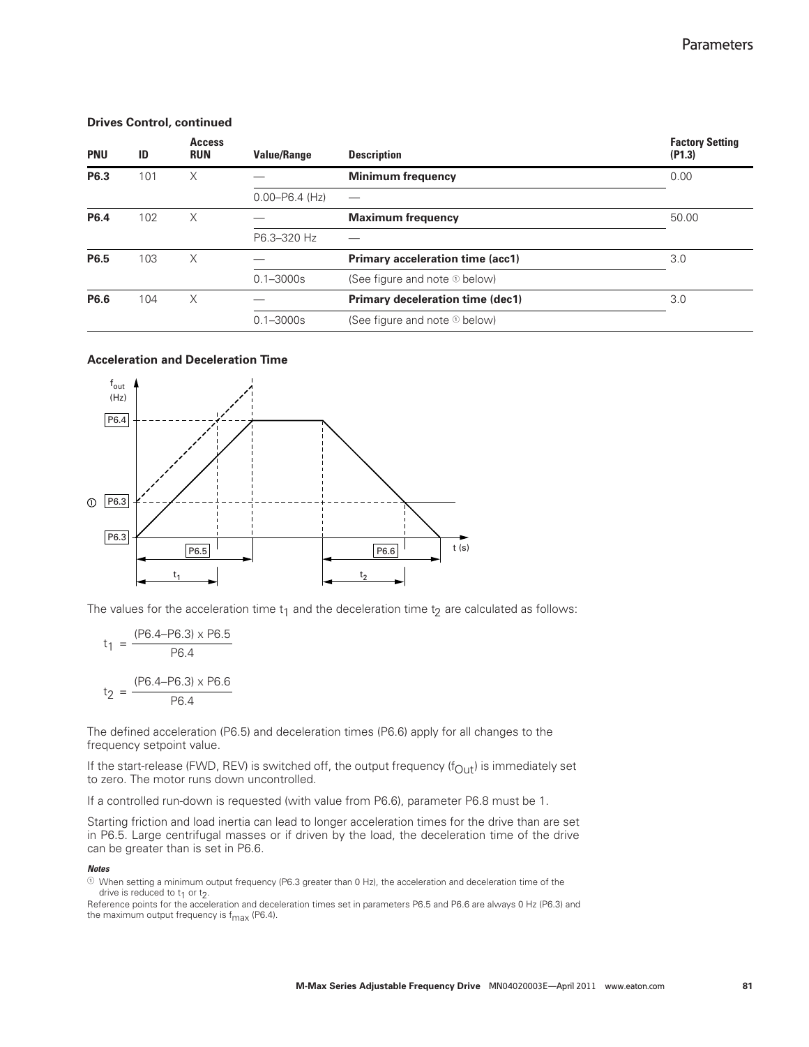**Drives Control, continued**

| PNU | ID | Access RUN | Value/Range | Description | Factory Setting (P1.3) |
|---|---|---|---|---|---|
| **P6.3** | 101 | X | — | **Minimum frequency** | 0.00 |
| | | | 0.00–P6.4 (Hz) | — | |
| **P6.4** | 102 | X | — | **Maximum frequency** | 50.00 |
| | | | P6.3–320 Hz | — | |
| **P6.5** | 103 | X | — | **Primary acceleration time (acc1)** | 3.0 |
| | | | 0.1–3000s | (See figure and note ① below) | |
| **P6.6** | 104 | X | — | **Primary deceleration time (dec1)** | 3.0 |
| | | | 0.1–3000s | (See figure and note ① below) | |

**Acceleration and Deceleration Time**

The values for the acceleration time $t_1$ and the deceleration time $t_2$ are calculated as follows:

$$t_1 = \frac{(P6.4 - P6.3) \times P6.5}{P6.4}$$

$$t_2 = \frac{(P6.4 - P6.3) \times P6.6}{P6.4}$$

The defined acceleration (P6.5) and deceleration times (P6.6) apply for all changes to the frequency setpoint value.

If the start-release (FWD, REV) is switched off, the output frequency ($f_{Out}$) is immediately set to zero. The motor runs down uncontrolled.

If a controlled run-down is requested (with value from P6.6), parameter P6.8 must be 1.

Starting friction and load inertia can lead to longer acceleration times for the drive than are set in P6.5. Large centrifugal masses or if driven by the load, the deceleration time of the drive can be greater than is set in P6.6.

***Notes***

① When setting a minimum output frequency (P6.3 greater than 0 Hz), the acceleration and deceleration time of the drive is reduced to $t_1$ or $t_2$.

Reference points for the acceleration and deceleration times set in parameters P6.5 and P6.6 are always 0 Hz (P6.3) and the maximum output frequency is $f_{max}$ (P6.4).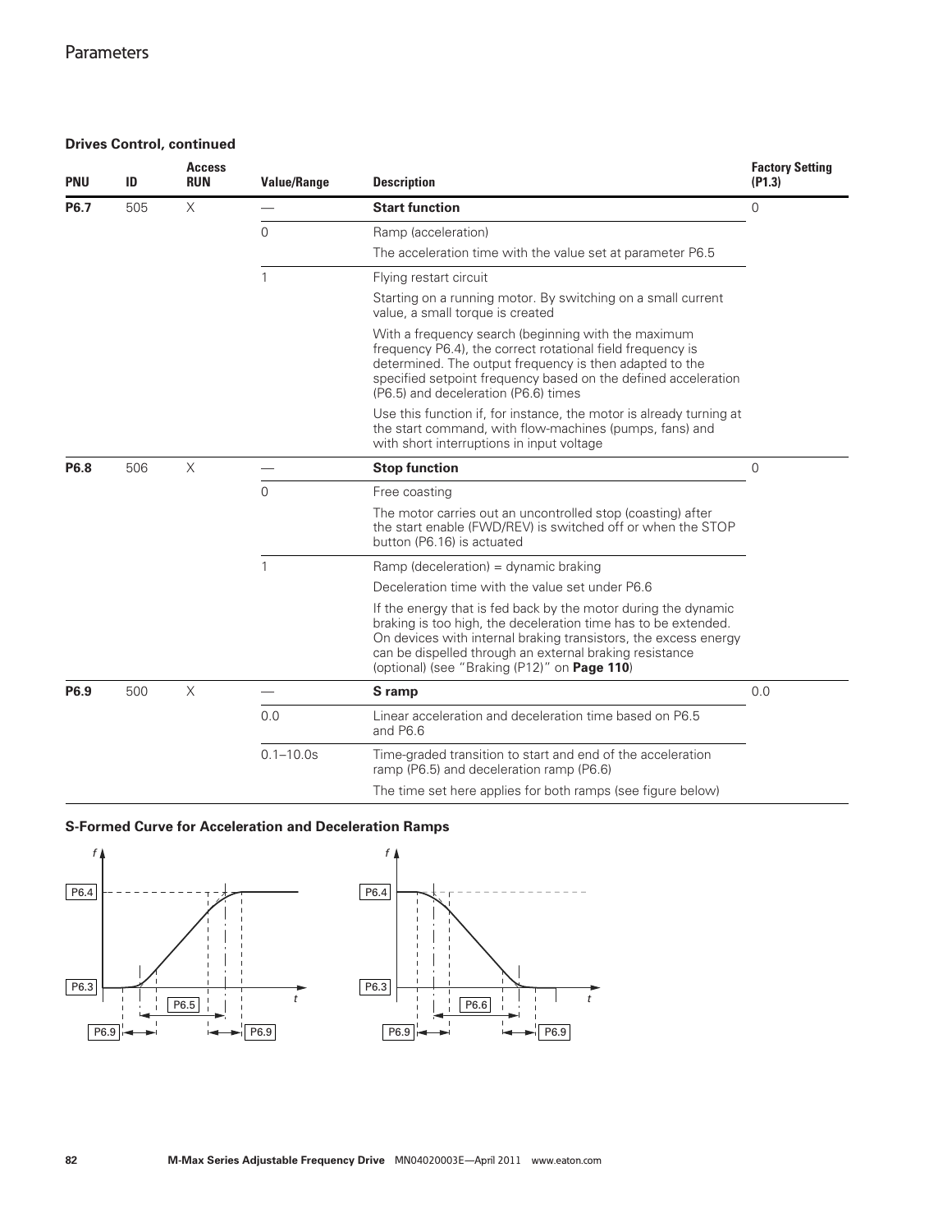## Drives Control, continued

| PNU | ID | Access RUN | Value/Range | Description | Factory Setting (P1.3) |
|---|---|---|---|---|---|
| **P6.7** | 505 | X | — | **Start function** | 0 |
| | | | 0 | Ramp (acceleration) | |
| | | | | The acceleration time with the value set at parameter P6.5 | |
| | | | 1 | Flying restart circuit | |
| | | | | Starting on a running motor. By switching on a small current value, a small torque is created | |
| | | | | With a frequency search (beginning with the maximum frequency P6.4), the correct rotational field frequency is determined. The output frequency is then adapted to the specified setpoint frequency based on the defined acceleration (P6.5) and deceleration (P6.6) times | |
| | | | | Use this function if, for instance, the motor is already turning at the start command, with flow-machines (pumps, fans) and with short interruptions in input voltage | |
| **P6.8** | 506 | X | — | **Stop function** | 0 |
| | | | 0 | Free coasting | |
| | | | | The motor carries out an uncontrolled stop (coasting) after the start enable (FWD/REV) is switched off or when the STOP button (P6.16) is actuated | |
| | | | 1 | Ramp (deceleration) = dynamic braking | |
| | | | | Deceleration time with the value set under P6.6 | |
| | | | | If the energy that is fed back by the motor during the dynamic braking is too high, the deceleration time has to be extended. On devices with internal braking transistors, the excess energy can be dispelled through an external braking resistance (optional) (see "Braking (P12)" on **Page 110**) | |
| **P6.9** | 500 | X | — | **S ramp** | 0.0 |
| | | | 0.0 | Linear acceleration and deceleration time based on P6.5 and P6.6 | |
| | | | 0.1–10.0s | Time-graded transition to start and end of the acceleration ramp (P6.5) and deceleration ramp (P6.6) | |
| | | | | The time set here applies for both ramps (see figure below) | |

## S-Formed Curve for Acceleration and Deceleration Ramps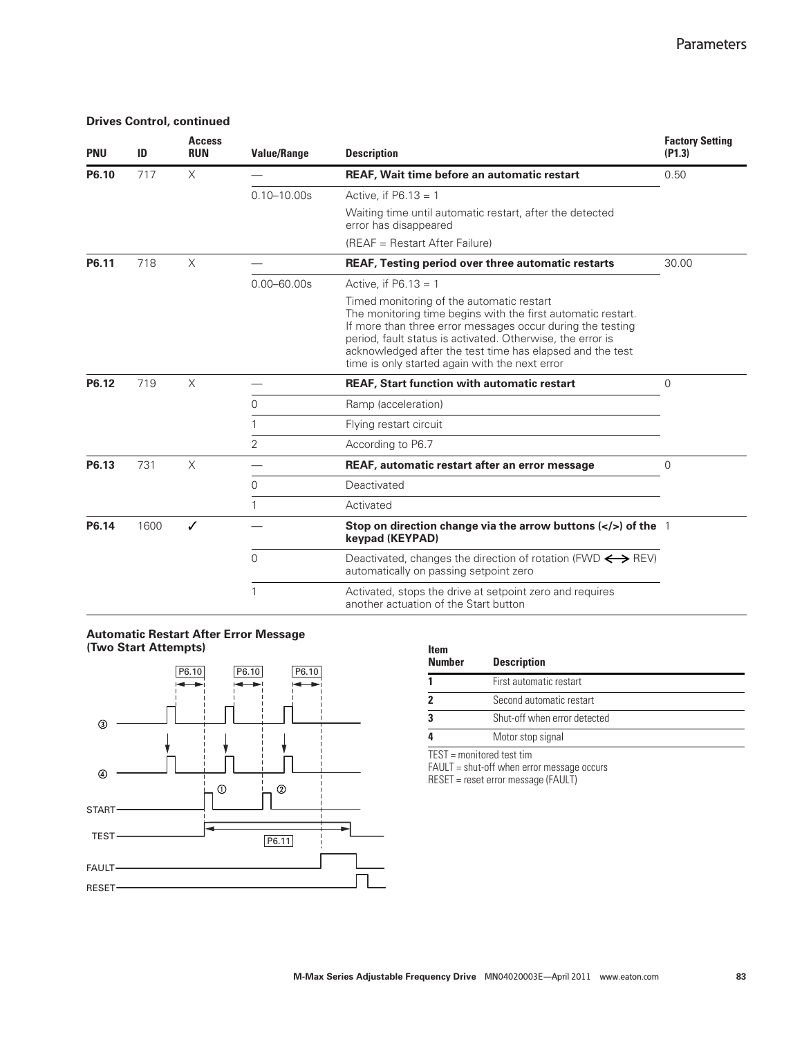## Drives Control, continued

| PNU | ID | Access RUN | Value/Range | Description | Factory Setting (P1.3) |
|---|---|---|---|---|---|
| **P6.10** | 717 | X | — | **REAF, Wait time before an automatic restart** | 0.50 |
| | | | 0.10–10.00s | Active, if P6.13 = 1 | |
| | | | | Waiting time until automatic restart, after the detected error has disappeared | |
| | | | | (REAF = Restart After Failure) | |
| **P6.11** | 718 | X | — | **REAF, Testing period over three automatic restarts** | 30.00 |
| | | | 0.00–60.00s | Active, if P6.13 = 1 | |
| | | | | Timed monitoring of the automatic restart<br>The monitoring time begins with the first automatic restart. If more than three error messages occur during the testing period, fault status is activated. Otherwise, the error is acknowledged after the test time has elapsed and the test time is only started again with the next error | |
| **P6.12** | 719 | X | — | **REAF, Start function with automatic restart** | 0 |
| | | | 0 | Ramp (acceleration) | |
| | | | 1 | Flying restart circuit | |
| | | | 2 | According to P6.7 | |
| **P6.13** | 731 | X | — | **REAF, automatic restart after an error message** | 0 |
| | | | 0 | Deactivated | |
| | | | 1 | Activated | |
| **P6.14** | 1600 | ✓ | — | **Stop on direction change via the arrow buttons (</>) of the keypad (KEYPAD)** | 1 |
| | | | 0 | Deactivated, changes the direction of rotation (FWD ⟷ REV) automatically on passing setpoint zero | |
| | | | 1 | Activated, stops the drive at setpoint zero and requires another actuation of the Start button | |

### Automatic Restart After Error Message (Two Start Attempts)

| Item Number | Description |
|---|---|
| **1** | First automatic restart |
| **2** | Second automatic restart |
| **3** | Shut-off when error detected |
| **4** | Motor stop signal |

TEST = monitored test tim

FAULT = shut-off when error message occurs

RESET = reset error message (FAULT)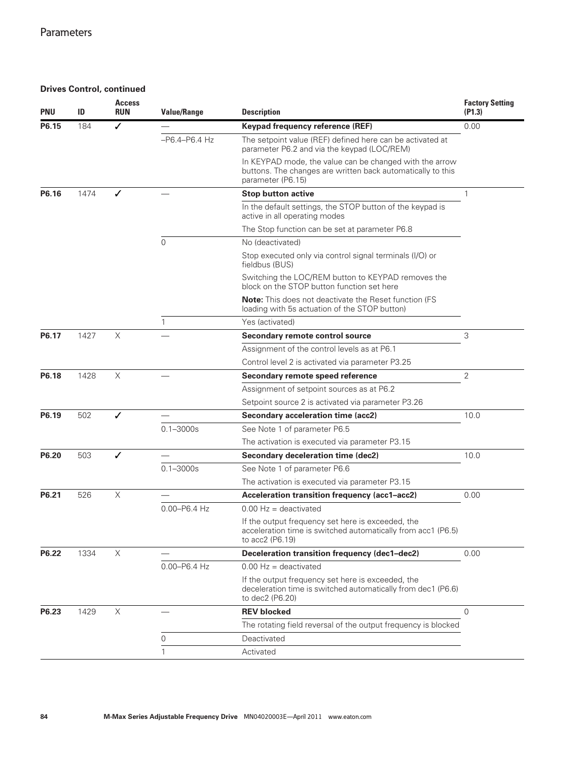### Drives Control, continued

| PNU | ID | Access RUN | Value/Range | Description | Factory Setting (P1.3) |
|---|---|---|---|---|---|
| **P6.15** | 184 | ✓ | — | **Keypad frequency reference (REF)** | 0.00 |
| | | | –P6.4–P6.4 Hz | The setpoint value (REF) defined here can be activated at parameter P6.2 and via the keypad (LOC/REM) | |
| | | | | In KEYPAD mode, the value can be changed with the arrow buttons. The changes are written back automatically to this parameter (P6.15) | |
| **P6.16** | 1474 | ✓ | — | **Stop button active** | 1 |
| | | | | In the default settings, the STOP button of the keypad is active in all operating modes | |
| | | | | The Stop function can be set at parameter P6.8 | |
| | | | 0 | No (deactivated) | |
| | | | | Stop executed only via control signal terminals (I/O) or fieldbus (BUS) | |
| | | | | Switching the LOC/REM button to KEYPAD removes the block on the STOP button function set here | |
| | | | | **Note:** This does not deactivate the Reset function (FS loading with 5s actuation of the STOP button) | |
| | | | 1 | Yes (activated) | |
| **P6.17** | 1427 | X | — | **Secondary remote control source** | 3 |
| | | | | Assignment of the control levels as at P6.1 | |
| | | | | Control level 2 is activated via parameter P3.25 | |
| **P6.18** | 1428 | X | — | **Secondary remote speed reference** | 2 |
| | | | | Assignment of setpoint sources as at P6.2 | |
| | | | | Setpoint source 2 is activated via parameter P3.26 | |
| **P6.19** | 502 | ✓ | — | **Secondary acceleration time (acc2)** | 10.0 |
| | | | 0.1–3000s | See Note 1 of parameter P6.5 | |
| | | | | The activation is executed via parameter P3.15 | |
| **P6.20** | 503 | ✓ | — | **Secondary deceleration time (dec2)** | 10.0 |
| | | | 0.1–3000s | See Note 1 of parameter P6.6 | |
| | | | | The activation is executed via parameter P3.15 | |
| **P6.21** | 526 | X | — | **Acceleration transition frequency (acc1–acc2)** | 0.00 |
| | | | 0.00–P6.4 Hz | 0.00 Hz = deactivated | |
| | | | | If the output frequency set here is exceeded, the acceleration time is switched automatically from acc1 (P6.5) to acc2 (P6.19) | |
| **P6.22** | 1334 | X | — | **Deceleration transition frequency (dec1–dec2)** | 0.00 |
| | | | 0.00–P6.4 Hz | 0.00 Hz = deactivated | |
| | | | | If the output frequency set here is exceeded, the deceleration time is switched automatically from dec1 (P6.6) to dec2 (P6.20) | |
| **P6.23** | 1429 | X | — | **REV blocked** | 0 |
| | | | | The rotating field reversal of the output frequency is blocked | |
| | | | 0 | Deactivated | |
| | | | 1 | Activated | |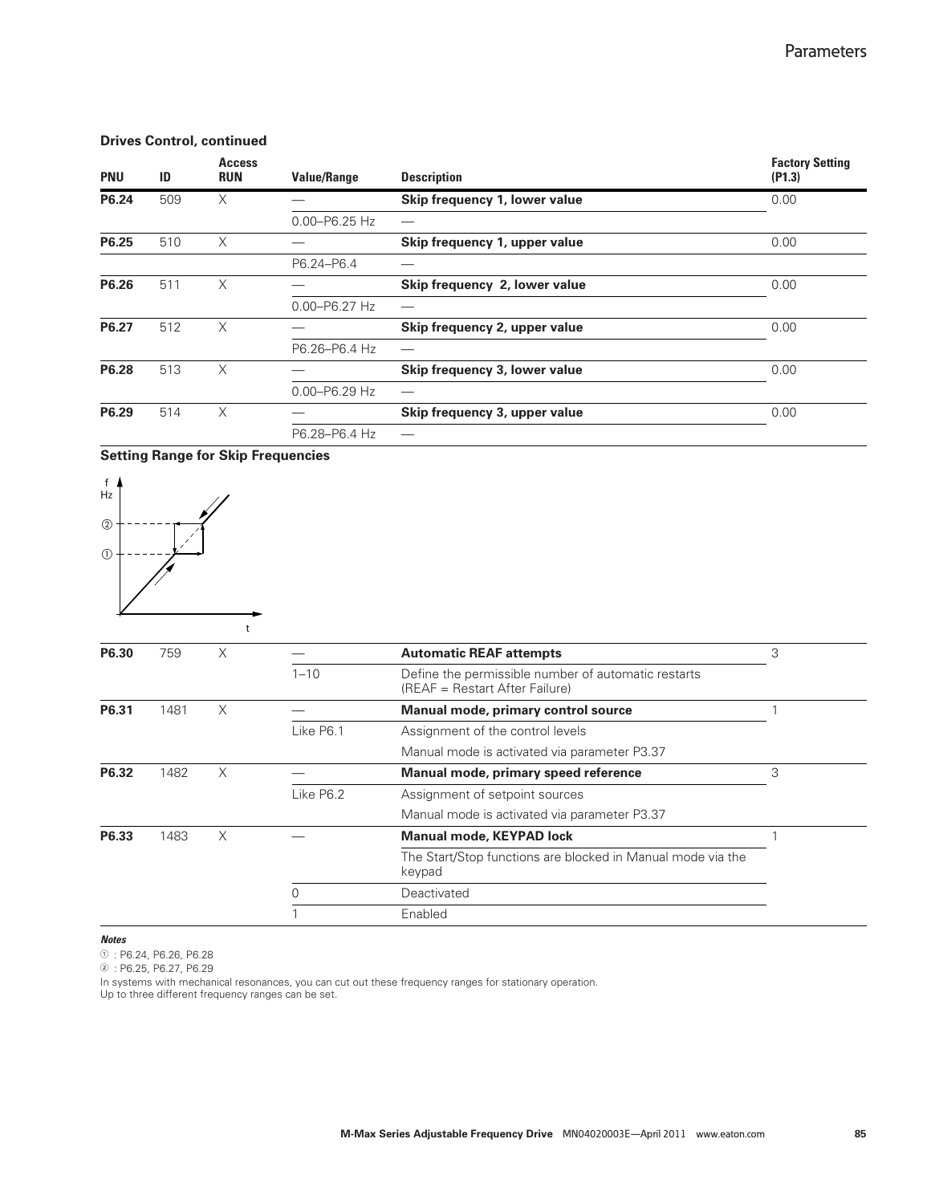### Drives Control, continued

| PNU | ID | Access RUN | Value/Range | Description | Factory Setting (P1.3) |
|---|---|---|---|---|---|
| P6.24 | 509 | X | — | **Skip frequency 1, lower value** | 0.00 |
| | | | 0.00–P6.25 Hz | — | |
| P6.25 | 510 | X | — | **Skip frequency 1, upper value** | 0.00 |
| | | | P6.24–P6.4 | — | |
| P6.26 | 511 | X | — | **Skip frequency 2, lower value** | 0.00 |
| | | | 0.00–P6.27 Hz | — | |
| P6.27 | 512 | X | — | **Skip frequency 2, upper value** | 0.00 |
| | | | P6.26–P6.4 Hz | — | |
| P6.28 | 513 | X | — | **Skip frequency 3, lower value** | 0.00 |
| | | | 0.00–P6.29 Hz | — | |
| P6.29 | 514 | X | — | **Skip frequency 3, upper value** | 0.00 |
| | | | P6.28–P6.4 Hz | — | |

**Setting Range for Skip Frequencies**

| PNU | ID | Access RUN | Value/Range | Description | Factory Setting (P1.3) |
|---|---|---|---|---|---|
| P6.30 | 759 | X | — | **Automatic REAF attempts** | 3 |
| | | | 1–10 | Define the permissible number of automatic restarts (REAF = Restart After Failure) | |
| P6.31 | 1481 | X | — | **Manual mode, primary control source** | 1 |
| | | | Like P6.1 | Assignment of the control levels | |
| | | | | Manual mode is activated via parameter P3.37 | |
| P6.32 | 1482 | X | — | **Manual mode, primary speed reference** | 3 |
| | | | Like P6.2 | Assignment of setpoint sources | |
| | | | | Manual mode is activated via parameter P3.37 | |
| P6.33 | 1483 | X | — | **Manual mode, KEYPAD lock** | 1 |
| | | | | The Start/Stop functions are blocked in Manual mode via the keypad | |
| | | | 0 | Deactivated | |
| | | | 1 | Enabled | |

***Notes***

① : P6.24, P6.26, P6.28

② : P6.25, P6.27, P6.29

In systems with mechanical resonances, you can cut out these frequency ranges for stationary operation.
Up to three different frequency ranges can be set.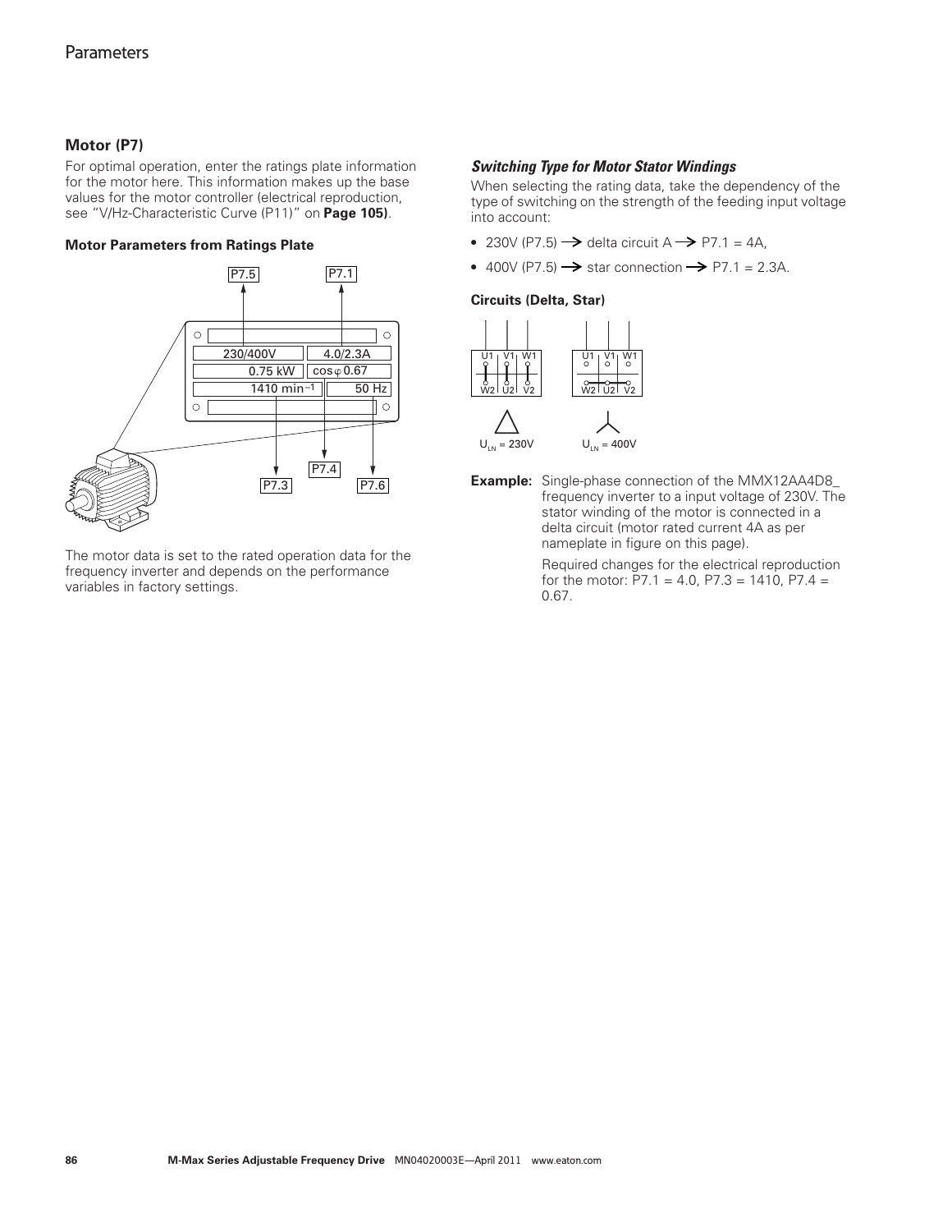## Motor (P7)

For optimal operation, enter the ratings plate information for the motor here. This information makes up the base values for the motor controller (electrical reproduction, see "V/Hz-Characteristic Curve (P11)" on **Page 105)**.

**Motor Parameters from Ratings Plate**

The motor data is set to the rated operation data for the frequency inverter and depends on the performance variables in factory settings.

### *Switching Type for Motor Stator Windings*

When selecting the rating data, take the dependency of the type of switching on the strength of the feeding input voltage into account:

- 230V (P7.5) → delta circuit A → P7.1 = 4A,
- 400V (P7.5) → star connection → P7.1 = 2.3A.

**Circuits (Delta, Star)**

$U_{LN}$ = 230V

$U_{LN}$ = 400V

**Example:** Single-phase connection of the MMX12AA4D8_ frequency inverter to a input voltage of 230V. The stator winding of the motor is connected in a delta circuit (motor rated current 4A as per nameplate in figure on this page).

Required changes for the electrical reproduction for the motor: P7.1 = 4.0, P7.3 = 1410, P7.4 = 0.67.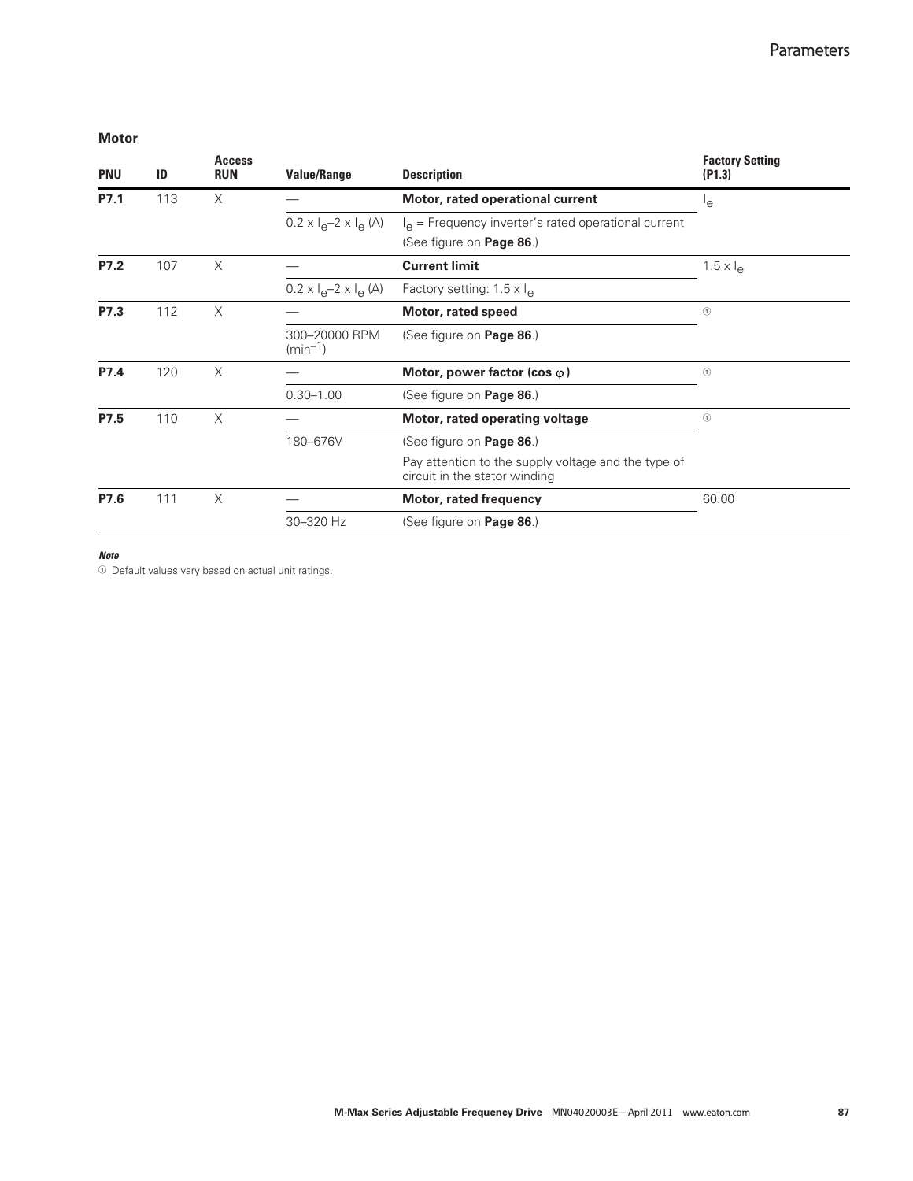## Motor

| PNU | ID | Access RUN | Value/Range | Description | Factory Setting (P1.3) |
|---|---|---|---|---|---|
| **P7.1** | 113 | X | — | **Motor, rated operational current** | $I_e$ |
| | | | $0.2 \times I_e$–$2 \times I_e$ (A) | $I_e$ = Frequency inverter's rated operational current<br>(See figure on **Page 86**.) | |
| **P7.2** | 107 | X | — | **Current limit** | $1.5 \times I_e$ |
| | | | $0.2 \times I_e$–$2 \times I_e$ (A) | Factory setting: $1.5 \times I_e$ | |
| **P7.3** | 112 | X | — | **Motor, rated speed** | ① |
| | | | 300–20000 RPM ($min^{-1}$) | (See figure on **Page 86**.) | |
| **P7.4** | 120 | X | — | **Motor, power factor (cos φ)** | ① |
| | | | 0.30–1.00 | (See figure on **Page 86**.) | |
| **P7.5** | 110 | X | — | **Motor, rated operating voltage** | ① |
| | | | 180–676V | (See figure on **Page 86**.)<br>Pay attention to the supply voltage and the type of circuit in the stator winding | |
| **P7.6** | 111 | X | — | **Motor, rated frequency** | 60.00 |
| | | | 30–320 Hz | (See figure on **Page 86**.) | |

***Note***

① Default values vary based on actual unit ratings.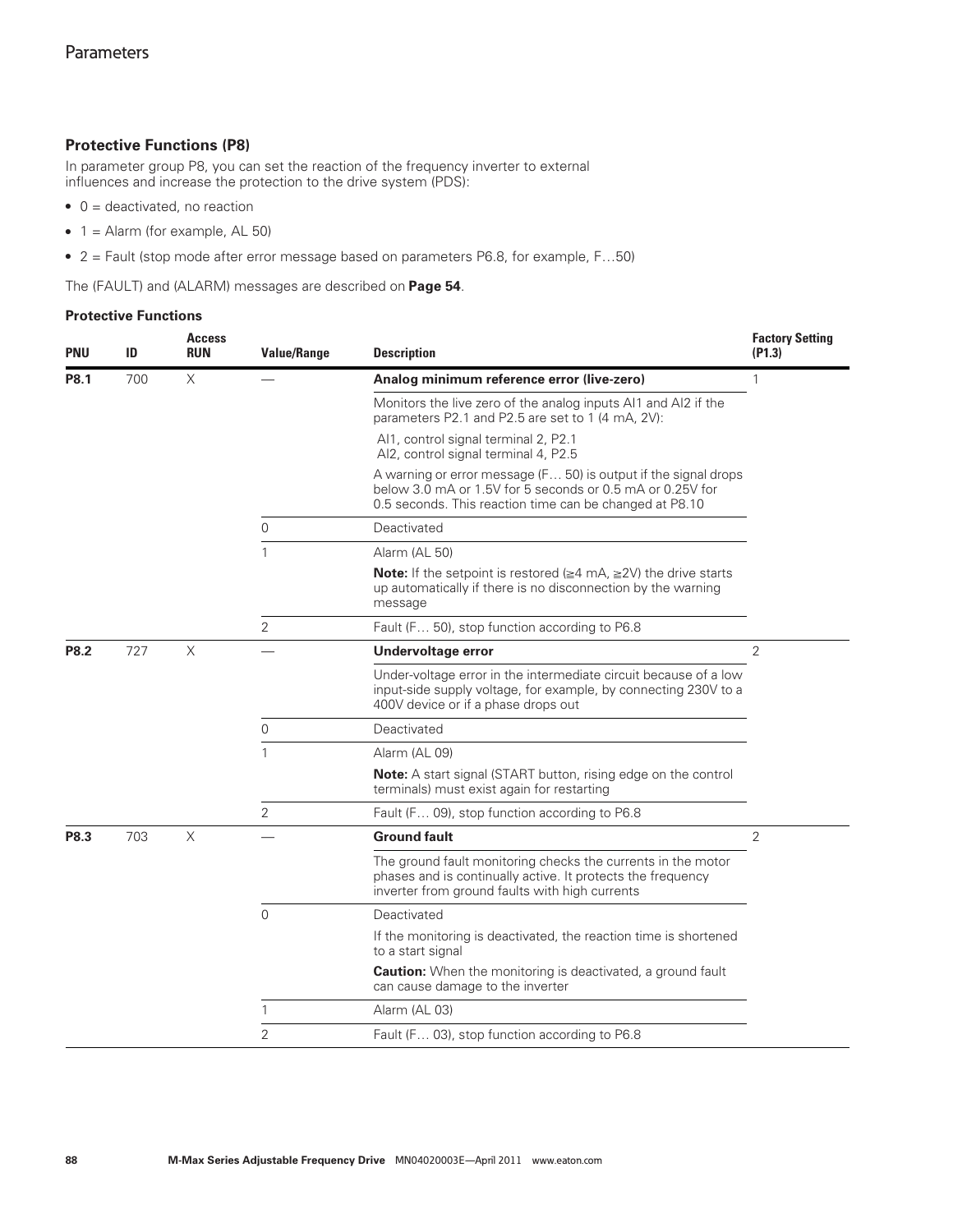## Protective Functions (P8)

In parameter group P8, you can set the reaction of the frequency inverter to external influences and increase the protection to the drive system (PDS):

- 0 = deactivated, no reaction
- 1 = Alarm (for example, AL 50)
- 2 = Fault (stop mode after error message based on parameters P6.8, for example, F…50)

The (FAULT) and (ALARM) messages are described on **Page 54**.

**Protective Functions**

| PNU | ID | Access RUN | Value/Range | Description | Factory Setting (P1.3) |
|---|---|---|---|---|---|
| **P8.1** | 700 | X | — | **Analog minimum reference error (live-zero)** | 1 |
| | | | | Monitors the live zero of the analog inputs AI1 and AI2 if the parameters P2.1 and P2.5 are set to 1 (4 mA, 2V): | |
| | | | | AI1, control signal terminal 2, P2.1<br>AI2, control signal terminal 4, P2.5 | |
| | | | | A warning or error message (F… 50) is output if the signal drops below 3.0 mA or 1.5V for 5 seconds or 0.5 mA or 0.25V for 0.5 seconds. This reaction time can be changed at P8.10 | |
| | | | 0 | Deactivated | |
| | | | 1 | Alarm (AL 50) | |
| | | | | **Note:** If the setpoint is restored (≧4 mA, ≧2V) the drive starts up automatically if there is no disconnection by the warning message | |
| | | | 2 | Fault (F… 50), stop function according to P6.8 | |
| **P8.2** | 727 | X | — | **Undervoltage error** | 2 |
| | | | | Under-voltage error in the intermediate circuit because of a low input-side supply voltage, for example, by connecting 230V to a 400V device or if a phase drops out | |
| | | | 0 | Deactivated | |
| | | | 1 | Alarm (AL 09) | |
| | | | | **Note:** A start signal (START button, rising edge on the control terminals) must exist again for restarting | |
| | | | 2 | Fault (F… 09), stop function according to P6.8 | |
| **P8.3** | 703 | X | — | **Ground fault** | 2 |
| | | | | The ground fault monitoring checks the currents in the motor phases and is continually active. It protects the frequency inverter from ground faults with high currents | |
| | | | 0 | Deactivated | |
| | | | | If the monitoring is deactivated, the reaction time is shortened to a start signal | |
| | | | | **Caution:** When the monitoring is deactivated, a ground fault can cause damage to the inverter | |
| | | | 1 | Alarm (AL 03) | |
| | | | 2 | Fault (F… 03), stop function according to P6.8 | |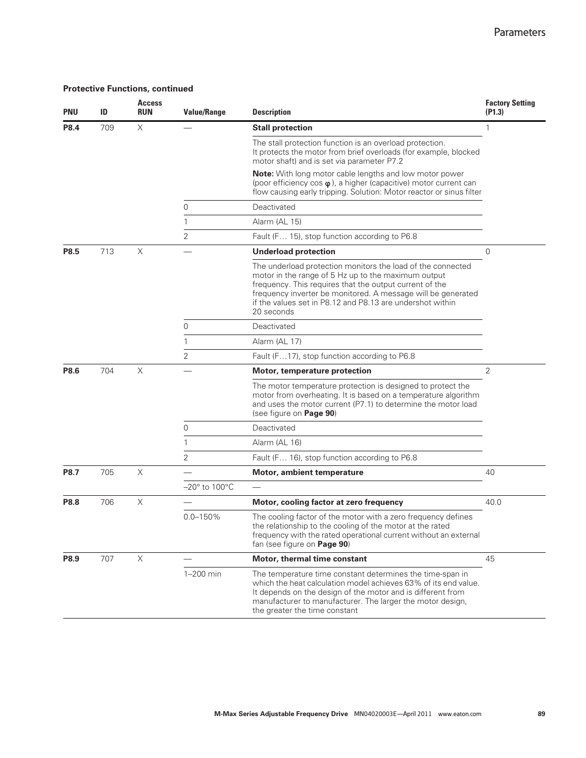**Protective Functions, continued**

| PNU | ID | Access RUN | Value/Range | Description | Factory Setting (P1.3) |
|---|---|---|---|---|---|
| **P8.4** | 709 | X | — | **Stall protection** | 1 |
| | | | | The stall protection function is an overload protection. It protects the motor from brief overloads (for example, blocked motor shaft) and is set via parameter P7.2 | |
| | | | | **Note:** With long motor cable lengths and low motor power (poor efficiency cos φ ), a higher (capacitive) motor current can flow causing early tripping. Solution: Motor reactor or sinus filter | |
| | | | 0 | Deactivated | |
| | | | 1 | Alarm (AL 15) | |
| | | | 2 | Fault (F… 15), stop function according to P6.8 | |
| **P8.5** | 713 | X | — | **Underload protection** | 0 |
| | | | | The underload protection monitors the load of the connected motor in the range of 5 Hz up to the maximum output frequency. This requires that the output current of the frequency inverter be monitored. A message will be generated if the values set in P8.12 and P8.13 are undershot within 20 seconds | |
| | | | 0 | Deactivated | |
| | | | 1 | Alarm (AL 17) | |
| | | | 2 | Fault (F…17), stop function according to P6.8 | |
| **P8.6** | 704 | X | — | **Motor, temperature protection** | 2 |
| | | | | The motor temperature protection is designed to protect the motor from overheating. It is based on a temperature algorithm and uses the motor current (P7.1) to determine the motor load (see figure on **Page 90**) | |
| | | | 0 | Deactivated | |
| | | | 1 | Alarm (AL 16) | |
| | | | 2 | Fault (F… 16), stop function according to P6.8 | |
| **P8.7** | 705 | X | — | **Motor, ambient temperature** | 40 |
| | | | –20° to 100°C | — | |
| **P8.8** | 706 | X | — | **Motor, cooling factor at zero frequency** | 40.0 |
| | | | 0.0–150% | The cooling factor of the motor with a zero frequency defines the relationship to the cooling of the motor at the rated frequency with the rated operational current without an external fan (see figure on **Page 90**) | |
| **P8.9** | 707 | X | — | **Motor, thermal time constant** | 45 |
| | | | 1–200 min | The temperature time constant determines the time-span in which the heat calculation model achieves 63% of its end value. It depends on the design of the motor and is different from manufacturer to manufacturer. The larger the motor design, the greater the time constant | |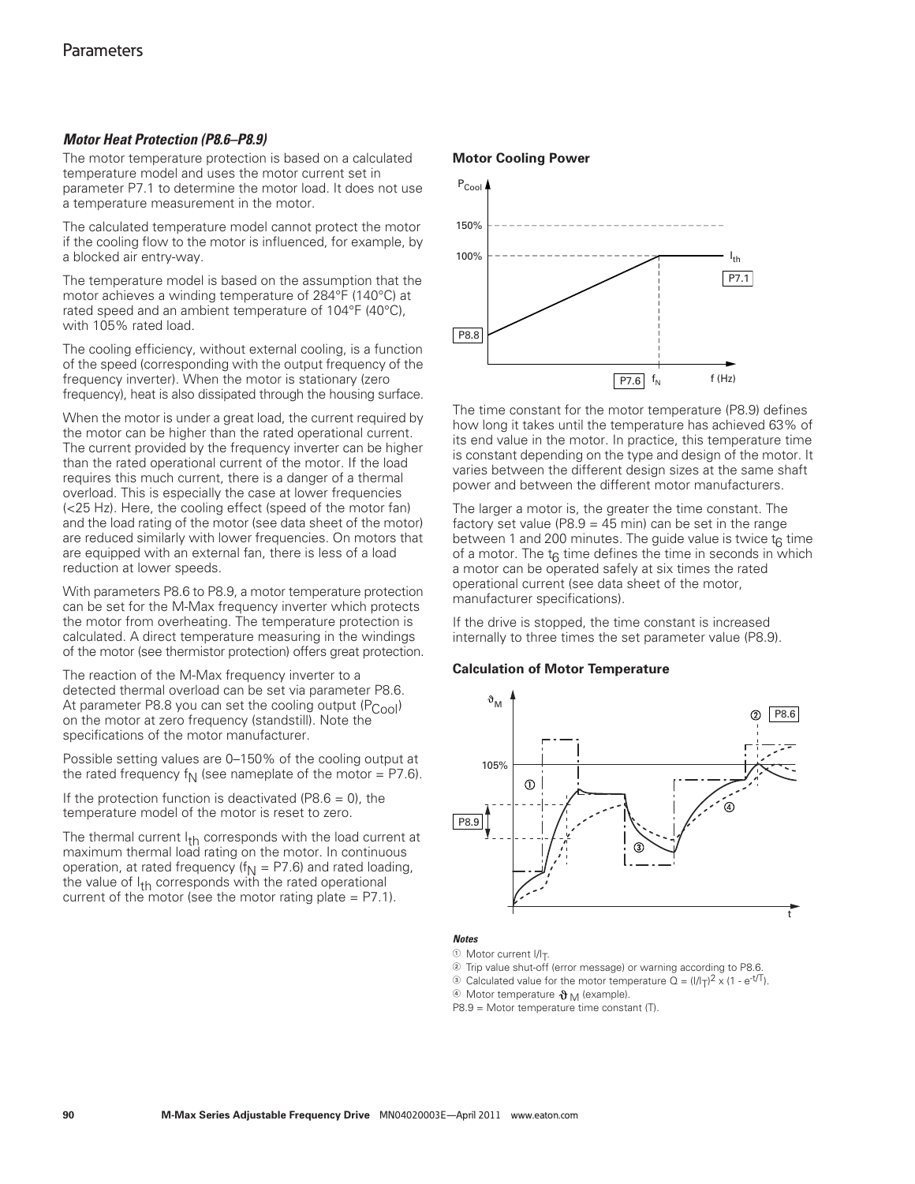## Motor Heat Protection (P8.6–P8.9)

The motor temperature protection is based on a calculated temperature model and uses the motor current set in parameter P7.1 to determine the motor load. It does not use a temperature measurement in the motor.

The calculated temperature model cannot protect the motor if the cooling flow to the motor is influenced, for example, by a blocked air entry-way.

The temperature model is based on the assumption that the motor achieves a winding temperature of 284°F (140°C) at rated speed and an ambient temperature of 104°F (40°C), with 105% rated load.

The cooling efficiency, without external cooling, is a function of the speed (corresponding with the output frequency of the frequency inverter). When the motor is stationary (zero frequency), heat is also dissipated through the housing surface.

When the motor is under a great load, the current required by the motor can be higher than the rated operational current. The current provided by the frequency inverter can be higher than the rated operational current of the motor. If the load requires this much current, there is a danger of a thermal overload. This is especially the case at lower frequencies (<25 Hz). Here, the cooling effect (speed of the motor fan) and the load rating of the motor (see data sheet of the motor) are reduced similarly with lower frequencies. On motors that are equipped with an external fan, there is less of a load reduction at lower speeds.

With parameters P8.6 to P8.9, a motor temperature protection can be set for the M-Max frequency inverter which protects the motor from overheating. The temperature protection is calculated. A direct temperature measuring in the windings of the motor (see thermistor protection) offers great protection.

The reaction of the M-Max frequency inverter to a detected thermal overload can be set via parameter P8.6. At parameter P8.8 you can set the cooling output ($P_{Cool}$) on the motor at zero frequency (standstill). Note the specifications of the motor manufacturer.

Possible setting values are 0–150% of the cooling output at the rated frequency $f_N$ (see nameplate of the motor = P7.6).

If the protection function is deactivated (P8.6 = 0), the temperature model of the motor is reset to zero.

The thermal current $I_{th}$ corresponds with the load current at maximum thermal load rating on the motor. In continuous operation, at rated frequency ($f_N$ = P7.6) and rated loading, the value of $I_{th}$ corresponds with the rated operational current of the motor (see the motor rating plate = P7.1).

**Motor Cooling Power**

The time constant for the motor temperature (P8.9) defines how long it takes until the temperature has achieved 63% of its end value in the motor. In practice, this temperature time is constant depending on the type and design of the motor. It varies between the different design sizes at the same shaft power and between the different motor manufacturers.

The larger a motor is, the greater the time constant. The factory set value (P8.9 = 45 min) can be set in the range between 1 and 200 minutes. The guide value is twice $t_6$ time of a motor. The $t_6$ time defines the time in seconds in which a motor can be operated safely at six times the rated operational current (see data sheet of the motor, manufacturer specifications).

If the drive is stopped, the time constant is increased internally to three times the set parameter value (P8.9).

**Calculation of Motor Temperature**

***Notes***

① Motor current $I/I_T$.

② Trip value shut-off (error message) or warning according to P8.6.

③ Calculated value for the motor temperature $Q = (I/I_T)^2 \times (1 - e^{-t/T})$.

④ Motor temperature $\vartheta_M$ (example).

P8.9 = Motor temperature time constant (T).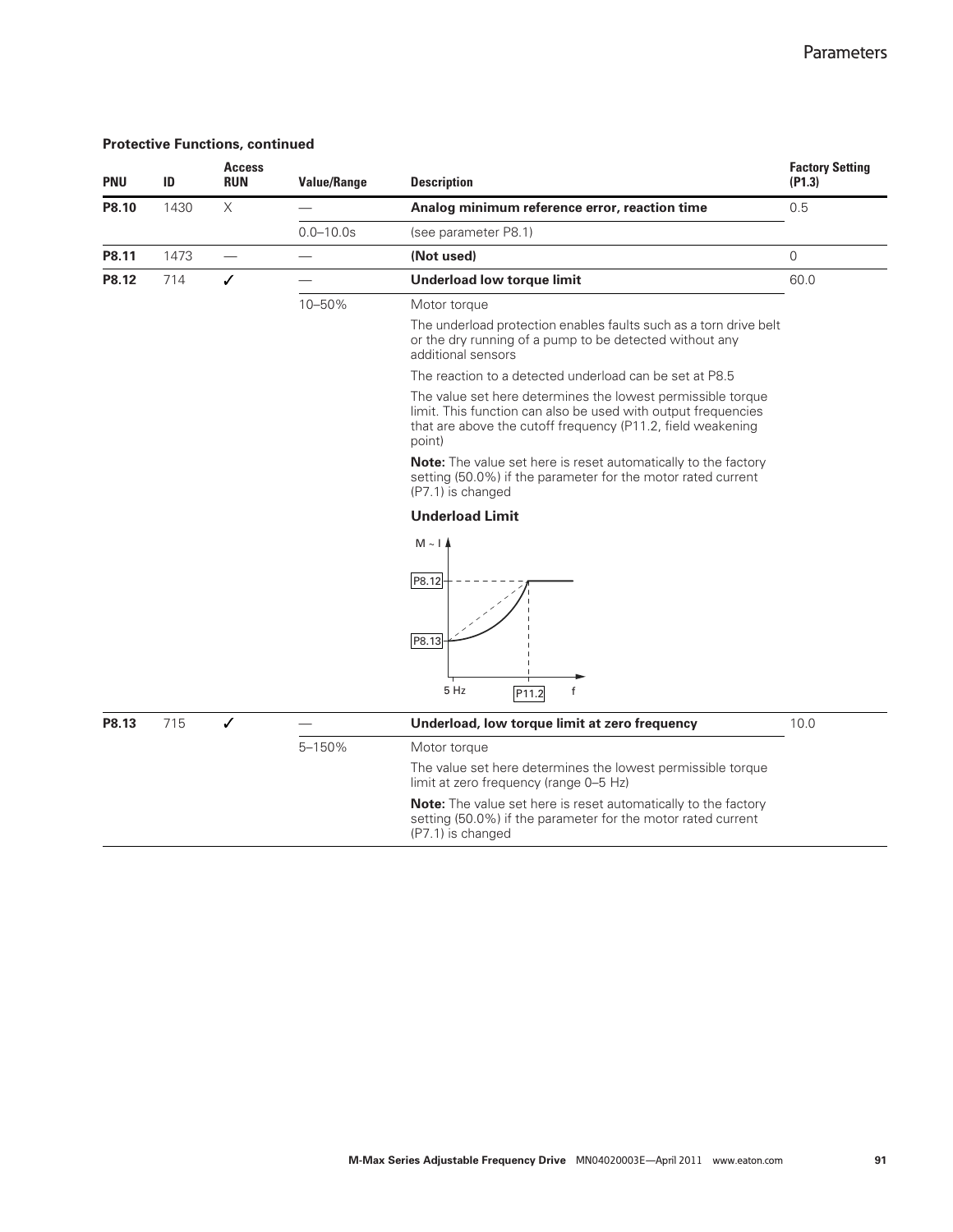**Protective Functions, continued**

| PNU | ID | Access RUN | Value/Range | Description | Factory Setting (P1.3) |
|---|---|---|---|---|---|
| **P8.10** | 1430 | X | — | **Analog minimum reference error, reaction time** | 0.5 |
| | | | 0.0–10.0s | (see parameter P8.1) | |
| **P8.11** | 1473 | — | — | **(Not used)** | 0 |
| **P8.12** | 714 | ✓ | — | **Underload low torque limit** | 60.0 |
| | | | 10–50% | Motor torque | |
| | | | | The underload protection enables faults such as a torn drive belt or the dry running of a pump to be detected without any additional sensors | |
| | | | | The reaction to a detected underload can be set at P8.5 | |
| | | | | The value set here determines the lowest permissible torque limit. This function can also be used with output frequencies that are above the cutoff frequency (P11.2, field weakening point) | |
| | | | | **Note:** The value set here is reset automatically to the factory setting (50.0%) if the parameter for the motor rated current (P7.1) is changed | |
| | | | | **Underload Limit** | |
| **P8.13** | 715 | ✓ | — | **Underload, low torque limit at zero frequency** | 10.0 |
| | | | 5–150% | Motor torque | |
| | | | | The value set here determines the lowest permissible torque limit at zero frequency (range 0–5 Hz) | |
| | | | | **Note:** The value set here is reset automatically to the factory setting (50.0%) if the parameter for the motor rated current (P7.1) is changed | |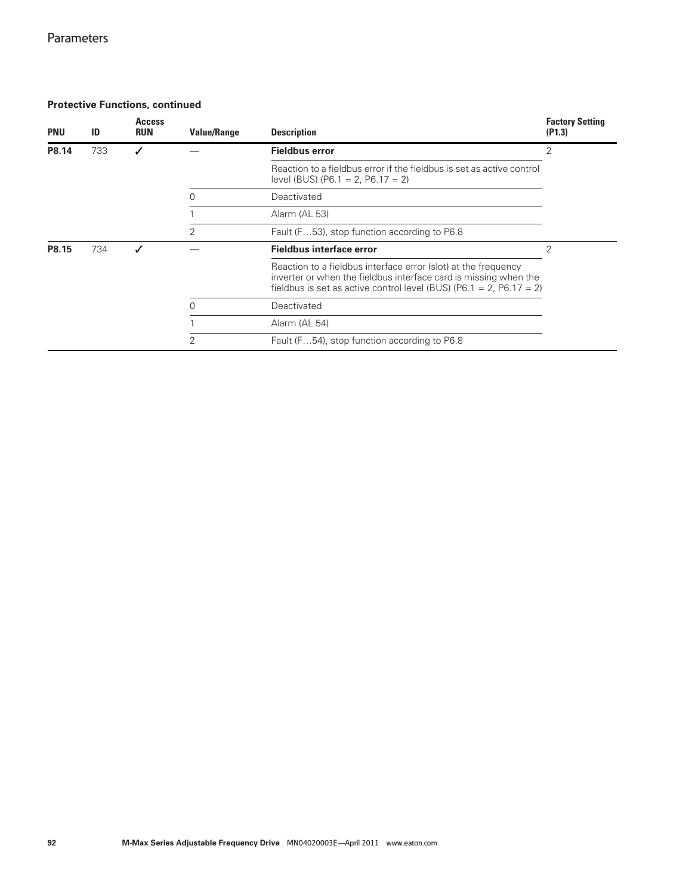**Protective Functions, continued**

| PNU | ID | Access RUN | Value/Range | Description | Factory Setting (P1.3) |
|---|---|---|---|---|---|
| **P8.14** | 733 | ✓ | — | **Fieldbus error** | 2 |
| | | | | Reaction to a fieldbus error if the fieldbus is set as active control level (BUS) (P6.1 = 2, P6.17 = 2) | |
| | | | 0 | Deactivated | |
| | | | 1 | Alarm (AL 53) | |
| | | | 2 | Fault (F…53), stop function according to P6.8 | |
| **P8.15** | 734 | ✓ | — | **Fieldbus interface error** | 2 |
| | | | | Reaction to a fieldbus interface error (slot) at the frequency inverter or when the fieldbus interface card is missing when the fieldbus is set as active control level (BUS) (P6.1 = 2, P6.17 = 2) | |
| | | | 0 | Deactivated | |
| | | | 1 | Alarm (AL 54) | |
| | | | 2 | Fault (F…54), stop function according to P6.8 | |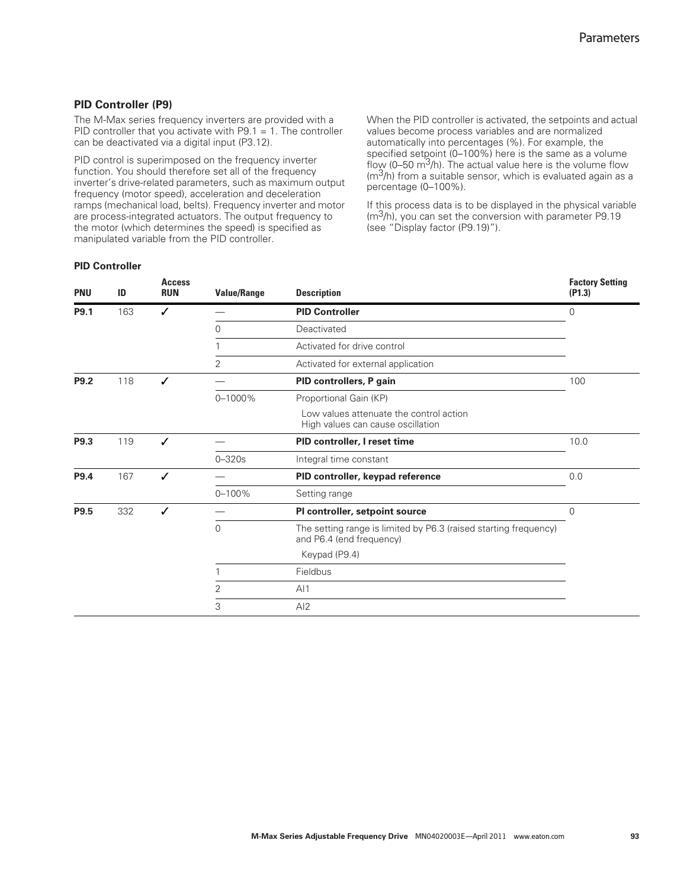### PID Controller (P9)

The M-Max series frequency inverters are provided with a PID controller that you activate with P9.1 = 1. The controller can be deactivated via a digital input (P3.12).

PID control is superimposed on the frequency inverter function. You should therefore set all of the frequency inverter's drive-related parameters, such as maximum output frequency (motor speed), acceleration and deceleration ramps (mechanical load, belts). Frequency inverter and motor are process-integrated actuators. The output frequency to the motor (which determines the speed) is specified as manipulated variable from the PID controller.

When the PID controller is activated, the setpoints and actual values become process variables and are normalized automatically into percentages (%). For example, the specified setpoint (0–100%) here is the same as a volume flow (0–50 $m^3$/h). The actual value here is the volume flow ($m^3$/h) from a suitable sensor, which is evaluated again as a percentage (0–100%).

If this process data is to be displayed in the physical variable ($m^3$/h), you can set the conversion with parameter P9.19 (see "Display factor (P9.19)").

**PID Controller**

| PNU | ID | Access RUN | Value/Range | Description | Factory Setting (P1.3) |
|---|---|---|---|---|---|
| **P9.1** | 163 | ✓ | — | **PID Controller** | 0 |
| | | | 0 | Deactivated | |
| | | | 1 | Activated for drive control | |
| | | | 2 | Activated for external application | |
| **P9.2** | 118 | ✓ | — | **PID controllers, P gain** | 100 |
| | | | 0–1000% | Proportional Gain (KP) | |
| | | | | Low values attenuate the control action<br>High values can cause oscillation | |
| **P9.3** | 119 | ✓ | — | **PID controller, I reset time** | 10.0 |
| | | | 0–320s | Integral time constant | |
| **P9.4** | 167 | ✓ | — | **PID controller, keypad reference** | 0.0 |
| | | | 0–100% | Setting range | |
| **P9.5** | 332 | ✓ | — | **PI controller, setpoint source** | 0 |
| | | | 0 | The setting range is limited by P6.3 (raised starting frequency) and P6.4 (end frequency) | |
| | | | | Keypad (P9.4) | |
| | | | 1 | Fieldbus | |
| | | | 2 | AI1 | |
| | | | 3 | AI2 | |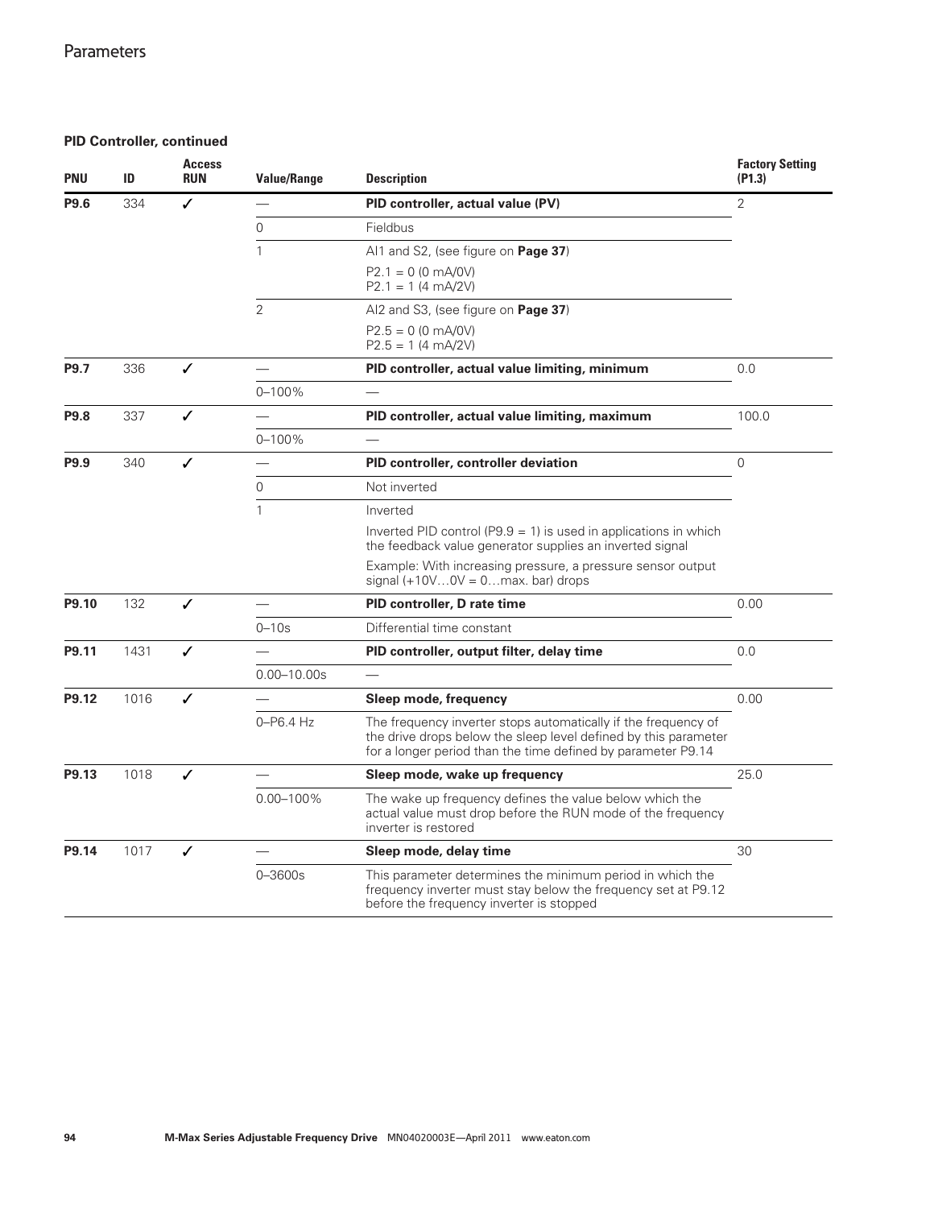**PID Controller, continued**

| PNU | ID | Access RUN | Value/Range | Description | Factory Setting (P1.3) |
|---|---|---|---|---|---|
| **P9.6** | 334 | ✓ | — | **PID controller, actual value (PV)** | 2 |
| | | | 0 | Fieldbus | |
| | | | 1 | AI1 and S2, (see figure on **Page 37**)<br>P2.1 = 0 (0 mA/0V)<br>P2.1 = 1 (4 mA/2V) | |
| | | | 2 | AI2 and S3, (see figure on **Page 37**)<br>P2.5 = 0 (0 mA/0V)<br>P2.5 = 1 (4 mA/2V) | |
| **P9.7** | 336 | ✓ | — | **PID controller, actual value limiting, minimum** | 0.0 |
| | | | 0–100% | — | |
| **P9.8** | 337 | ✓ | — | **PID controller, actual value limiting, maximum** | 100.0 |
| | | | 0–100% | — | |
| **P9.9** | 340 | ✓ | — | **PID controller, controller deviation** | 0 |
| | | | 0 | Not inverted | |
| | | | 1 | Inverted<br>Inverted PID control (P9.9 = 1) is used in applications in which the feedback value generator supplies an inverted signal<br>Example: With increasing pressure, a pressure sensor output signal (+10V…0V = 0…max. bar) drops | |
| **P9.10** | 132 | ✓ | — | **PID controller, D rate time** | 0.00 |
| | | | 0–10s | Differential time constant | |
| **P9.11** | 1431 | ✓ | — | **PID controller, output filter, delay time** | 0.0 |
| | | | 0.00–10.00s | — | |
| **P9.12** | 1016 | ✓ | — | **Sleep mode, frequency** | 0.00 |
| | | | 0–P6.4 Hz | The frequency inverter stops automatically if the frequency of the drive drops below the sleep level defined by this parameter for a longer period than the time defined by parameter P9.14 | |
| **P9.13** | 1018 | ✓ | — | **Sleep mode, wake up frequency** | 25.0 |
| | | | 0.00–100% | The wake up frequency defines the value below which the actual value must drop before the RUN mode of the frequency inverter is restored | |
| **P9.14** | 1017 | ✓ | — | **Sleep mode, delay time** | 30 |
| | | | 0–3600s | This parameter determines the minimum period in which the frequency inverter must stay below the frequency set at P9.12 before the frequency inverter is stopped | |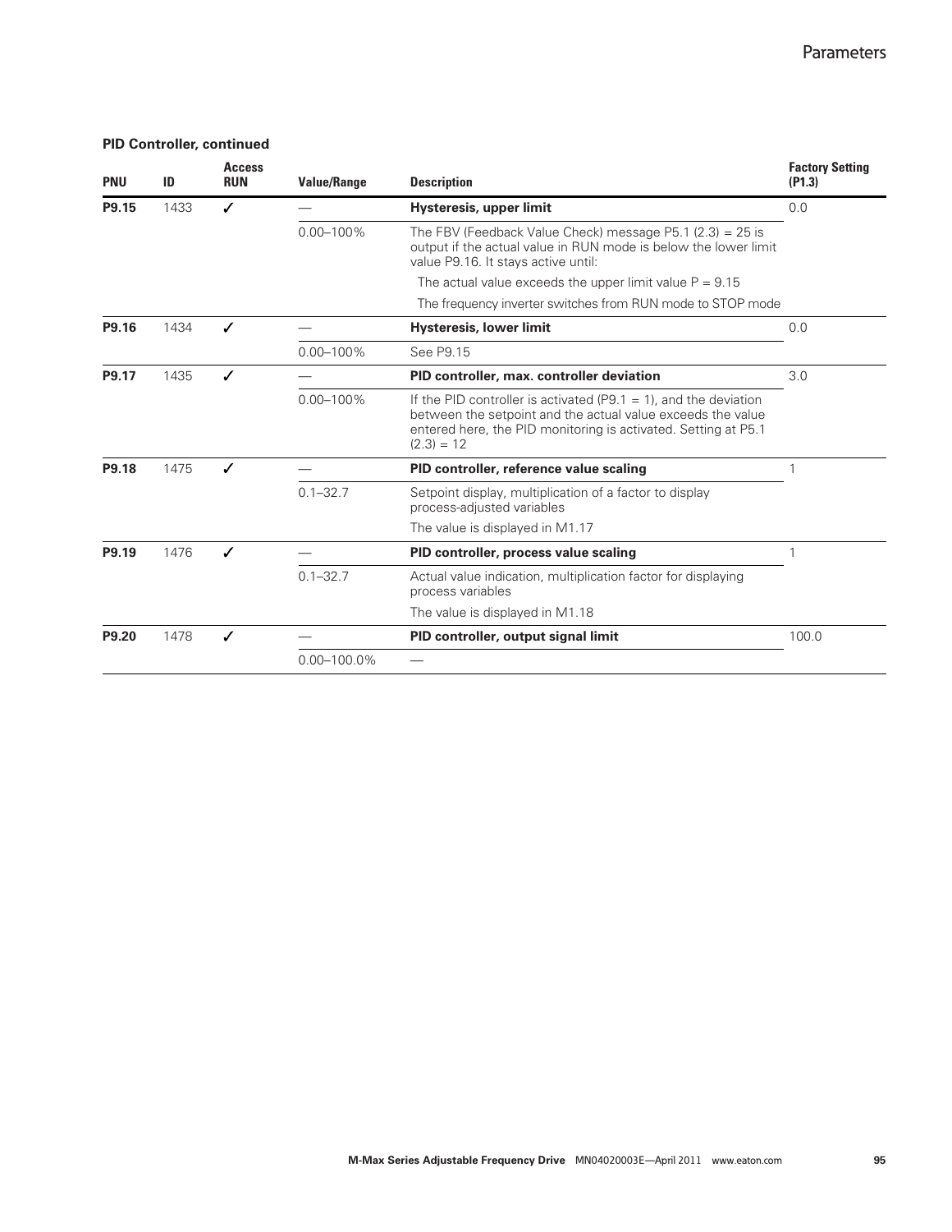**PID Controller, continued**

| PNU | ID | Access RUN | Value/Range | Description | Factory Setting (P1.3) |
|---|---|---|---|---|---|
| **P9.15** | 1433 | ✓ | — | **Hysteresis, upper limit** | 0.0 |
| | | | 0.00–100% | The FBV (Feedback Value Check) message P5.1 (2.3) = 25 is output if the actual value in RUN mode is below the lower limit value P9.16. It stays active until: | |
| | | | | The actual value exceeds the upper limit value P = 9.15 | |
| | | | | The frequency inverter switches from RUN mode to STOP mode | |
| **P9.16** | 1434 | ✓ | — | **Hysteresis, lower limit** | 0.0 |
| | | | 0.00–100% | See P9.15 | |
| **P9.17** | 1435 | ✓ | — | **PID controller, max. controller deviation** | 3.0 |
| | | | 0.00–100% | If the PID controller is activated (P9.1 = 1), and the deviation between the setpoint and the actual value exceeds the value entered here, the PID monitoring is activated. Setting at P5.1 (2.3) = 12 | |
| **P9.18** | 1475 | ✓ | — | **PID controller, reference value scaling** | 1 |
| | | | 0.1–32.7 | Setpoint display, multiplication of a factor to display process-adjusted variables | |
| | | | | The value is displayed in M1.17 | |
| **P9.19** | 1476 | ✓ | — | **PID controller, process value scaling** | 1 |
| | | | 0.1–32.7 | Actual value indication, multiplication factor for displaying process variables | |
| | | | | The value is displayed in M1.18 | |
| **P9.20** | 1478 | ✓ | — | **PID controller, output signal limit** | 100.0 |
| | | | 0.00–100.0% | — | |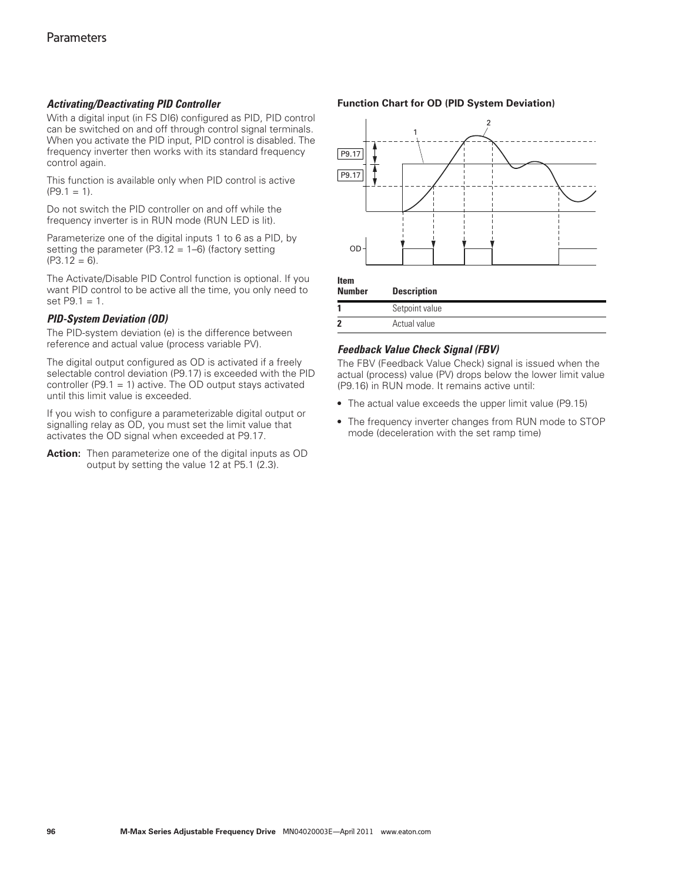#### Activating/Deactivating PID Controller

With a digital input (in FS DI6) configured as PID, PID control can be switched on and off through control signal terminals. When you activate the PID input, PID control is disabled. The frequency inverter then works with its standard frequency control again.

This function is available only when PID control is active (P9.1 = 1).

Do not switch the PID controller on and off while the frequency inverter is in RUN mode (RUN LED is lit).

Parameterize one of the digital inputs 1 to 6 as a PID, by setting the parameter (P3.12 = 1–6) (factory setting (P3.12 = 6).

The Activate/Disable PID Control function is optional. If you want PID control to be active all the time, you only need to set P9.1 = 1.

#### PID-System Deviation (OD)

The PID-system deviation (e) is the difference between reference and actual value (process variable PV).

The digital output configured as OD is activated if a freely selectable control deviation (P9.17) is exceeded with the PID controller (P9.1 = 1) active. The OD output stays activated until this limit value is exceeded.

If you wish to configure a parameterizable digital output or signalling relay as OD, you must set the limit value that activates the OD signal when exceeded at P9.17.

**Action:** Then parameterize one of the digital inputs as OD output by setting the value 12 at P5.1 (2.3).

**Function Chart for OD (PID System Deviation)**

| Item Number | Description |
|---|---|
| 1 | Setpoint value |
| 2 | Actual value |

#### Feedback Value Check Signal (FBV)

The FBV (Feedback Value Check) signal is issued when the actual (process) value (PV) drops below the lower limit value (P9.16) in RUN mode. It remains active until:

- The actual value exceeds the upper limit value (P9.15)
- The frequency inverter changes from RUN mode to STOP mode (deceleration with the set ramp time)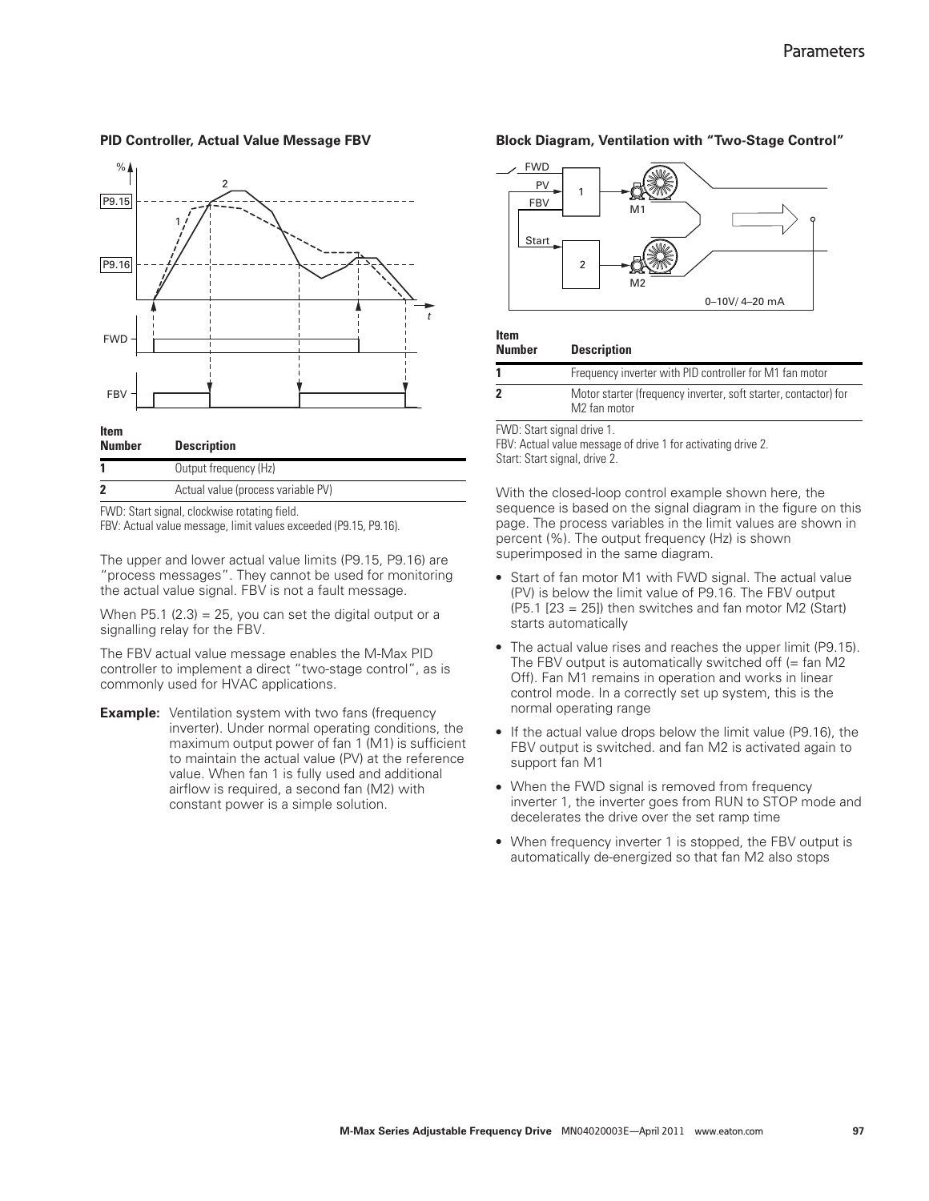**PID Controller, Actual Value Message FBV**

| Item Number | Description |
| --- | --- |
| 1 | Output frequency (Hz) |
| 2 | Actual value (process variable PV) |

FWD: Start signal, clockwise rotating field.

FBV: Actual value message, limit values exceeded (P9.15, P9.16).

The upper and lower actual value limits (P9.15, P9.16) are "process messages". They cannot be used for monitoring the actual value signal. FBV is not a fault message.

When P5.1 (2.3) = 25, you can set the digital output or a signalling relay for the FBV.

The FBV actual value message enables the M-Max PID controller to implement a direct "two-stage control", as is commonly used for HVAC applications.

**Example:** Ventilation system with two fans (frequency inverter). Under normal operating conditions, the maximum output power of fan 1 (M1) is sufficient to maintain the actual value (PV) at the reference value. When fan 1 is fully used and additional airflow is required, a second fan (M2) with constant power is a simple solution.

**Block Diagram, Ventilation with "Two-Stage Control"**

| Item Number | Description |
| --- | --- |
| 1 | Frequency inverter with PID controller for M1 fan motor |
| 2 | Motor starter (frequency inverter, soft starter, contactor) for M2 fan motor |

FWD: Start signal drive 1.

FBV: Actual value message of drive 1 for activating drive 2.

Start: Start signal, drive 2.

With the closed-loop control example shown here, the sequence is based on the signal diagram in the figure on this page. The process variables in the limit values are shown in percent (%). The output frequency (Hz) is shown superimposed in the same diagram.

- Start of fan motor M1 with FWD signal. The actual value (PV) is below the limit value of P9.16. The FBV output (P5.1 [23 = 25]) then switches and fan motor M2 (Start) starts automatically
- The actual value rises and reaches the upper limit (P9.15). The FBV output is automatically switched off (= fan M2 Off). Fan M1 remains in operation and works in linear control mode. In a correctly set up system, this is the normal operating range
- If the actual value drops below the limit value (P9.16), the FBV output is switched. and fan M2 is activated again to support fan M1
- When the FWD signal is removed from frequency inverter 1, the inverter goes from RUN to STOP mode and decelerates the drive over the set ramp time
- When frequency inverter 1 is stopped, the FBV output is automatically de-energized so that fan M2 also stops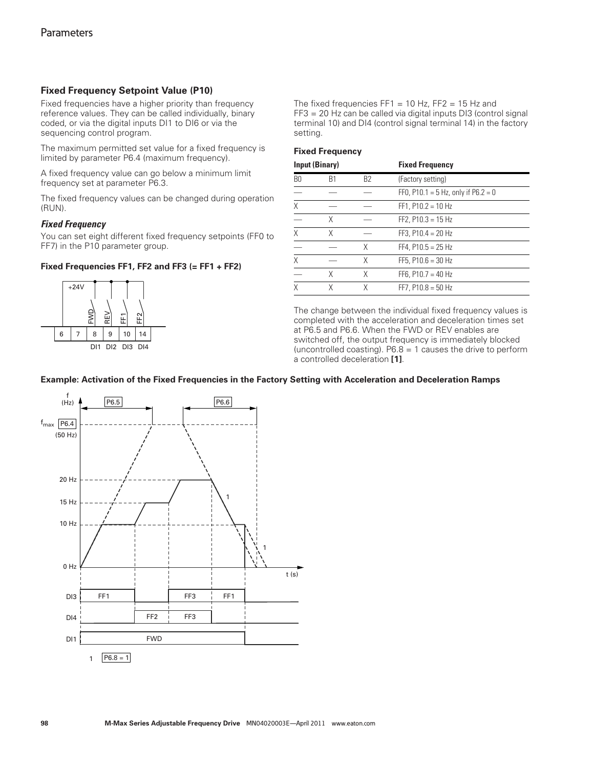## Fixed Frequency Setpoint Value (P10)

Fixed frequencies have a higher priority than frequency reference values. They can be called individually, binary coded, or via the digital inputs DI1 to DI6 or via the sequencing control program.

The maximum permitted set value for a fixed frequency is limited by parameter P6.4 (maximum frequency).

A fixed frequency value can go below a minimum limit frequency set at parameter P6.3.

The fixed frequency values can be changed during operation (RUN).

### *Fixed Frequency*

You can set eight different fixed frequency setpoints (FF0 to FF7) in the P10 parameter group.

#### Fixed Frequencies FF1, FF2 and FF3 (= FF1 + FF2)

The fixed frequencies FF1 = 10 Hz, FF2 = 15 Hz and FF3 = 20 Hz can be called via digital inputs DI3 (control signal terminal 10) and DI4 (control signal terminal 14) in the factory setting.

#### Fixed Frequency

| Input (Binary) | | | Fixed Frequency |
|---|---|---|---|
| B0 | B1 | B2 | (Factory setting) |
| — | — | — | FF0, P10.1 = 5 Hz, only if P6.2 = 0 |
| X | — | — | FF1, P10.2 = 10 Hz |
| — | X | — | FF2, P10.3 = 15 Hz |
| X | X | — | FF3, P10.4 = 20 Hz |
| — | — | X | FF4, P10.5 = 25 Hz |
| X | — | X | FF5, P10.6 = 30 Hz |
| — | X | X | FF6, P10.7 = 40 Hz |
| X | X | X | FF7, P10.8 = 50 Hz |

The change between the individual fixed frequency values is completed with the acceleration and deceleration times set at P6.5 and P6.6. When the FWD or REV enables are switched off, the output frequency is immediately blocked (uncontrolled coasting). P6.8 = 1 causes the drive to perform a controlled deceleration **[1]**.

#### Example: Activation of the Fixed Frequencies in the Factory Setting with Acceleration and Deceleration Ramps

1 P6.8 = 1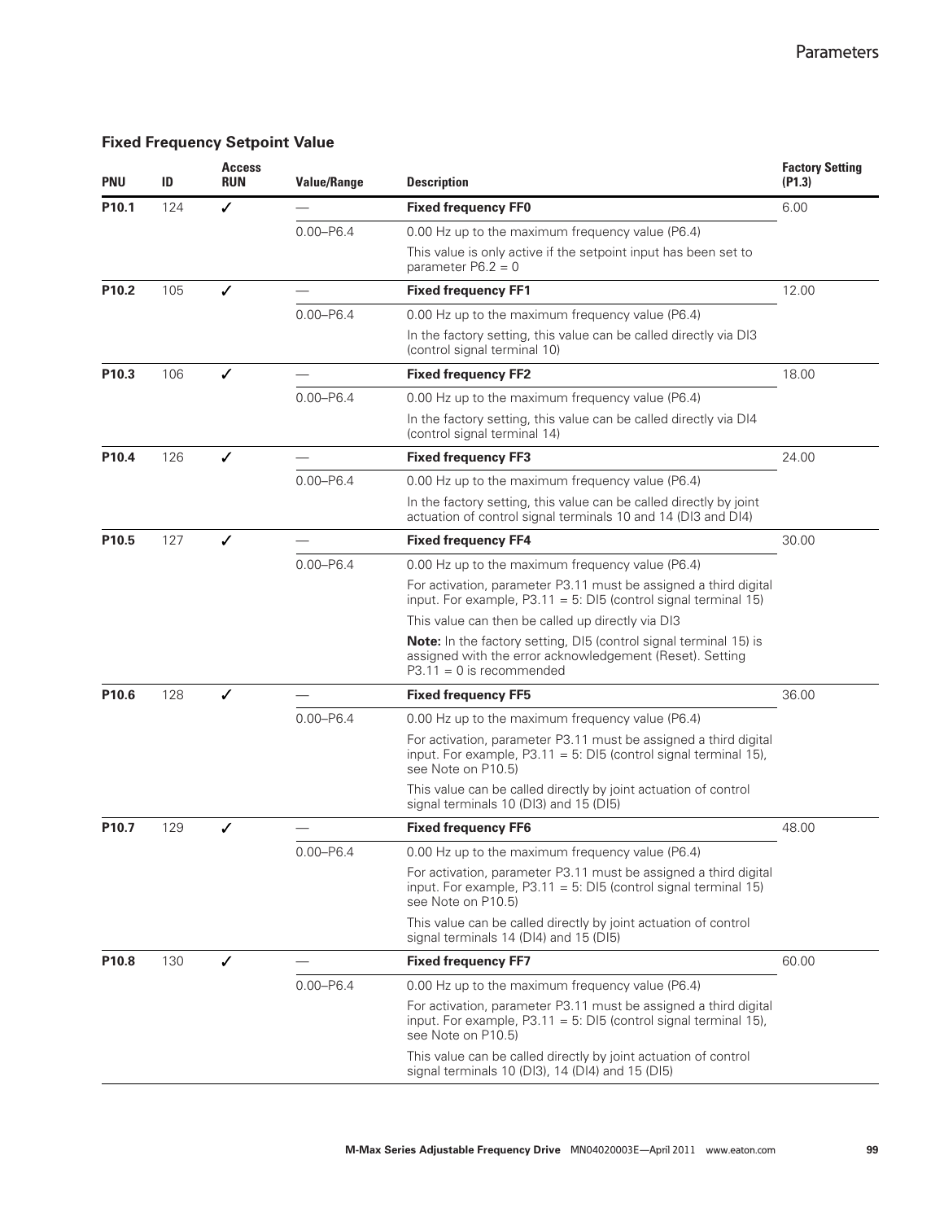### Fixed Frequency Setpoint Value

| PNU | ID | Access RUN | Value/Range | Description | Factory Setting (P1.3) |
|---|---|---|---|---|---|
| **P10.1** | 124 | ✓ | — | **Fixed frequency FF0** | 6.00 |
| | | | 0.00–P6.4 | 0.00 Hz up to the maximum frequency value (P6.4) | |
| | | | | This value is only active if the setpoint input has been set to parameter P6.2 = 0 | |
| **P10.2** | 105 | ✓ | — | **Fixed frequency FF1** | 12.00 |
| | | | 0.00–P6.4 | 0.00 Hz up to the maximum frequency value (P6.4) | |
| | | | | In the factory setting, this value can be called directly via DI3 (control signal terminal 10) | |
| **P10.3** | 106 | ✓ | — | **Fixed frequency FF2** | 18.00 |
| | | | 0.00–P6.4 | 0.00 Hz up to the maximum frequency value (P6.4) | |
| | | | | In the factory setting, this value can be called directly via DI4 (control signal terminal 14) | |
| **P10.4** | 126 | ✓ | — | **Fixed frequency FF3** | 24.00 |
| | | | 0.00–P6.4 | 0.00 Hz up to the maximum frequency value (P6.4) | |
| | | | | In the factory setting, this value can be called directly by joint actuation of control signal terminals 10 and 14 (DI3 and DI4) | |
| **P10.5** | 127 | ✓ | — | **Fixed frequency FF4** | 30.00 |
| | | | 0.00–P6.4 | 0.00 Hz up to the maximum frequency value (P6.4) | |
| | | | | For activation, parameter P3.11 must be assigned a third digital input. For example, P3.11 = 5: DI5 (control signal terminal 15) | |
| | | | | This value can then be called up directly via DI3 | |
| | | | | **Note:** In the factory setting, DI5 (control signal terminal 15) is assigned with the error acknowledgement (Reset). Setting P3.11 = 0 is recommended | |
| **P10.6** | 128 | ✓ | — | **Fixed frequency FF5** | 36.00 |
| | | | 0.00–P6.4 | 0.00 Hz up to the maximum frequency value (P6.4) | |
| | | | | For activation, parameter P3.11 must be assigned a third digital input. For example, P3.11 = 5: DI5 (control signal terminal 15), see Note on P10.5) | |
| | | | | This value can be called directly by joint actuation of control signal terminals 10 (DI3) and 15 (DI5) | |
| **P10.7** | 129 | ✓ | — | **Fixed frequency FF6** | 48.00 |
| | | | 0.00–P6.4 | 0.00 Hz up to the maximum frequency value (P6.4) | |
| | | | | For activation, parameter P3.11 must be assigned a third digital input. For example, P3.11 = 5: DI5 (control signal terminal 15) see Note on P10.5) | |
| | | | | This value can be called directly by joint actuation of control signal terminals 14 (DI4) and 15 (DI5) | |
| **P10.8** | 130 | ✓ | — | **Fixed frequency FF7** | 60.00 |
| | | | 0.00–P6.4 | 0.00 Hz up to the maximum frequency value (P6.4) | |
| | | | | For activation, parameter P3.11 must be assigned a third digital input. For example, P3.11 = 5: DI5 (control signal terminal 15), see Note on P10.5) | |
| | | | | This value can be called directly by joint actuation of control signal terminals 10 (DI3), 14 (DI4) and 15 (DI5) | |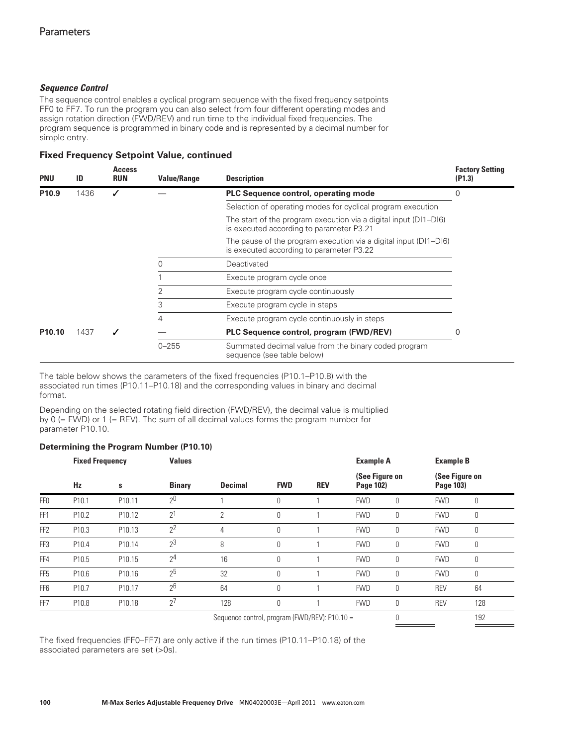### *Sequence Control*

The sequence control enables a cyclical program sequence with the fixed frequency setpoints FF0 to FF7. To run the program you can also select from four different operating modes and assign rotation direction (FWD/REV) and run time to the individual fixed frequencies. The program sequence is programmed in binary code and is represented by a decimal number for simple entry.

## Fixed Frequency Setpoint Value, continued

| PNU | ID | Access RUN | Value/Range | Description | Factory Setting (P1.3) |
|---|---|---|---|---|---|
| **P10.9** | 1436 | ✓ | — | **PLC Sequence control, operating mode** | 0 |
| | | | | Selection of operating modes for cyclical program execution | |
| | | | | The start of the program execution via a digital input (DI1–DI6) is executed according to parameter P3.21 | |
| | | | | The pause of the program execution via a digital input (DI1–DI6) is executed according to parameter P3.22 | |
| | | | 0 | Deactivated | |
| | | | 1 | Execute program cycle once | |
| | | | 2 | Execute program cycle continuously | |
| | | | 3 | Execute program cycle in steps | |
| | | | 4 | Execute program cycle continuously in steps | |
| **P10.10** | 1437 | ✓ | — | **PLC Sequence control, program (FWD/REV)** | 0 |
| | | | 0–255 | Summated decimal value from the binary coded program sequence (see table below) | |

The table below shows the parameters of the fixed frequencies (P10.1–P10.8) with the associated run times (P10.11–P10.18) and the corresponding values in binary and decimal format.

Depending on the selected rotating field direction (FWD/REV), the decimal value is multiplied by 0 (= FWD) or 1 (= REV). The sum of all decimal values forms the program number for parameter P10.10.

**Determining the Program Number (P10.10)**

| | Fixed Frequency | | Values | | | | Example A | | Example B | |
|---|---|---|---|---|---|---|---|---|---|---|
| | Hz | s | Binary | Decimal | FWD | REV | (See Figure on Page 102) | | (See Figure on Page 103) | |
| FF0 | P10.1 | P10.11 | $2^0$ | 1 | 0 | 1 | FWD | 0 | FWD | 0 |
| FF1 | P10.2 | P10.12 | $2^1$ | 2 | 0 | 1 | FWD | 0 | FWD | 0 |
| FF2 | P10.3 | P10.13 | $2^2$ | 4 | 0 | 1 | FWD | 0 | FWD | 0 |
| FF3 | P10.4 | P10.14 | $2^3$ | 8 | 0 | 1 | FWD | 0 | FWD | 0 |
| FF4 | P10.5 | P10.15 | $2^4$ | 16 | 0 | 1 | FWD | 0 | FWD | 0 |
| FF5 | P10.6 | P10.16 | $2^5$ | 32 | 0 | 1 | FWD | 0 | FWD | 0 |
| FF6 | P10.7 | P10.17 | $2^6$ | 64 | 0 | 1 | FWD | 0 | REV | 64 |
| FF7 | P10.8 | P10.18 | $2^7$ | 128 | 0 | 1 | FWD | 0 | REV | 128 |
| | | | | Sequence control, program (FWD/REV): P10.10 = | | | | 0 | | 192 |

The fixed frequencies (FF0–FF7) are only active if the run times (P10.11–P10.18) of the associated parameters are set (>0s).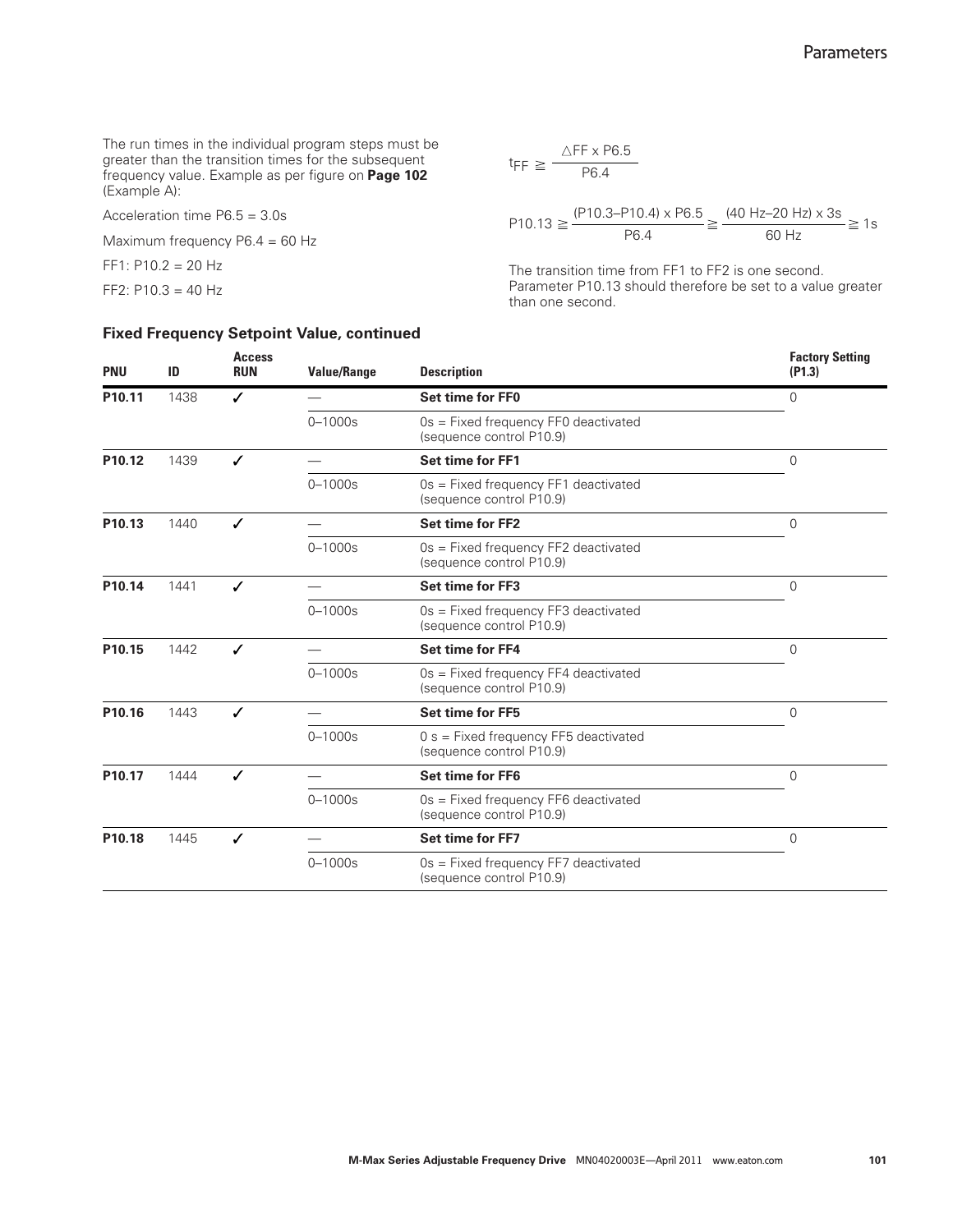The run times in the individual program steps must be greater than the transition times for the subsequent frequency value. Example as per figure on **Page 102** (Example A):

Acceleration time P6.5 = 3.0s

Maximum frequency P6.4 = 60 Hz

FF1: P10.2 = 20 Hz

FF2: P10.3 = 40 Hz

$$t_{FF} \geqq \frac{\triangle FF \times P6.5}{P6.4}$$

$$P10.13 \geqq \frac{(P10.3 - P10.4) \times P6.5}{P6.4} \geqq \frac{(40\ Hz - 20\ Hz) \times 3s}{60\ Hz} \geqq 1s$$

The transition time from FF1 to FF2 is one second. Parameter P10.13 should therefore be set to a value greater than one second.

### Fixed Frequency Setpoint Value, continued

| PNU | ID | Access RUN | Value/Range | Description | Factory Setting (P1.3) |
|---|---|---|---|---|---|
| **P10.11** | 1438 | ✓ | — | **Set time for FF0** | 0 |
| | | | 0–1000s | 0s = Fixed frequency FF0 deactivated (sequence control P10.9) | |
| **P10.12** | 1439 | ✓ | — | **Set time for FF1** | 0 |
| | | | 0–1000s | 0s = Fixed frequency FF1 deactivated (sequence control P10.9) | |
| **P10.13** | 1440 | ✓ | — | **Set time for FF2** | 0 |
| | | | 0–1000s | 0s = Fixed frequency FF2 deactivated (sequence control P10.9) | |
| **P10.14** | 1441 | ✓ | — | **Set time for FF3** | 0 |
| | | | 0–1000s | 0s = Fixed frequency FF3 deactivated (sequence control P10.9) | |
| **P10.15** | 1442 | ✓ | — | **Set time for FF4** | 0 |
| | | | 0–1000s | 0s = Fixed frequency FF4 deactivated (sequence control P10.9) | |
| **P10.16** | 1443 | ✓ | — | **Set time for FF5** | 0 |
| | | | 0–1000s | 0 s = Fixed frequency FF5 deactivated (sequence control P10.9) | |
| **P10.17** | 1444 | ✓ | — | **Set time for FF6** | 0 |
| | | | 0–1000s | 0s = Fixed frequency FF6 deactivated (sequence control P10.9) | |
| **P10.18** | 1445 | ✓ | — | **Set time for FF7** | 0 |
| | | | 0–1000s | 0s = Fixed frequency FF7 deactivated (sequence control P10.9) | |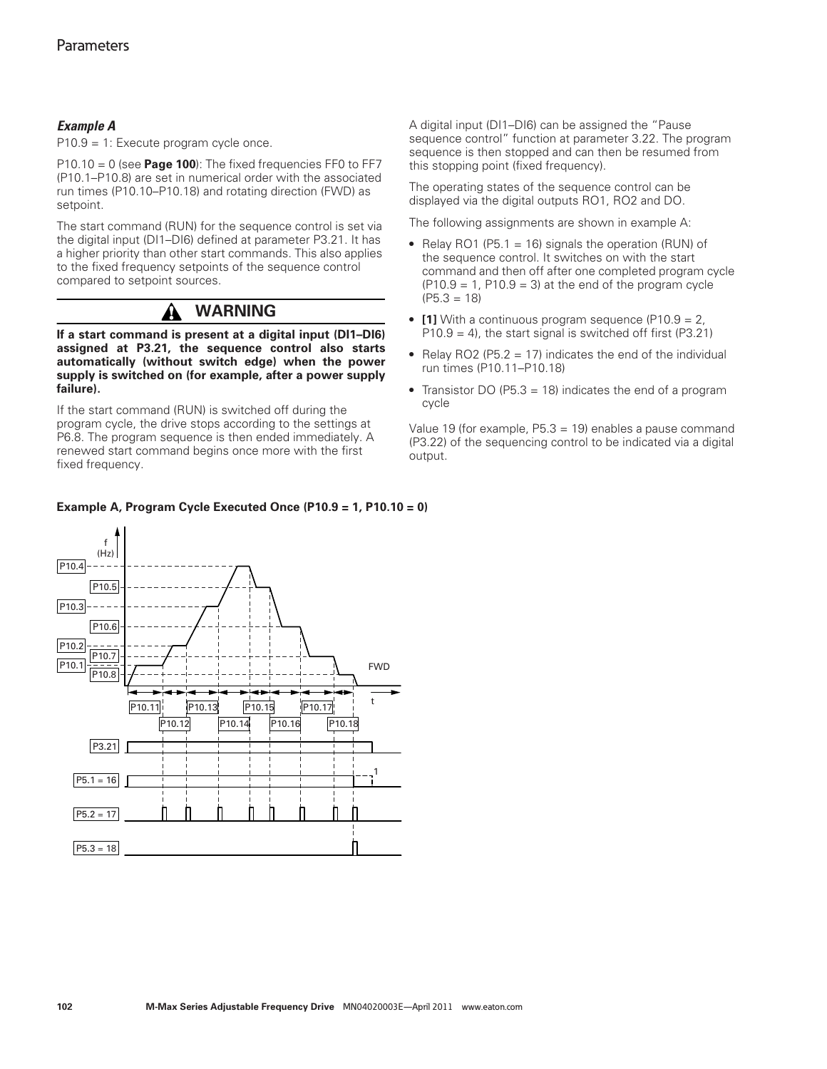*Example A*

P10.9 = 1: Execute program cycle once.

P10.10 = 0 (see **Page 100**): The fixed frequencies FF0 to FF7 (P10.1–P10.8) are set in numerical order with the associated run times (P10.10–P10.18) and rotating direction (FWD) as setpoint.

The start command (RUN) for the sequence control is set via the digital input (DI1–DI6) defined at parameter P3.21. It has a higher priority than other start commands. This also applies to the fixed frequency setpoints of the sequence control compared to setpoint sources.

**WARNING**

**If a start command is present at a digital input (DI1–DI6) assigned at P3.21, the sequence control also starts automatically (without switch edge) when the power supply is switched on (for example, after a power supply failure).**

If the start command (RUN) is switched off during the program cycle, the drive stops according to the settings at P6.8. The program sequence is then ended immediately. A renewed start command begins once more with the first fixed frequency.

A digital input (DI1–DI6) can be assigned the "Pause sequence control" function at parameter 3.22. The program sequence is then stopped and can then be resumed from this stopping point (fixed frequency).

The operating states of the sequence control can be displayed via the digital outputs RO1, RO2 and DO.

The following assignments are shown in example A:

- Relay RO1 (P5.1 = 16) signals the operation (RUN) of the sequence control. It switches on with the start command and then off after one completed program cycle (P10.9 = 1, P10.9 = 3) at the end of the program cycle (P5.3 = 18)
- **[1]** With a continuous program sequence (P10.9 = 2, P10.9 = 4), the start signal is switched off first (P3.21)
- Relay RO2 (P5.2 = 17) indicates the end of the individual run times (P10.11–P10.18)
- Transistor DO (P5.3 = 18) indicates the end of a program cycle

Value 19 (for example, P5.3 = 19) enables a pause command (P3.22) of the sequencing control to be indicated via a digital output.

**Example A, Program Cycle Executed Once (P10.9 = 1, P10.10 = 0)**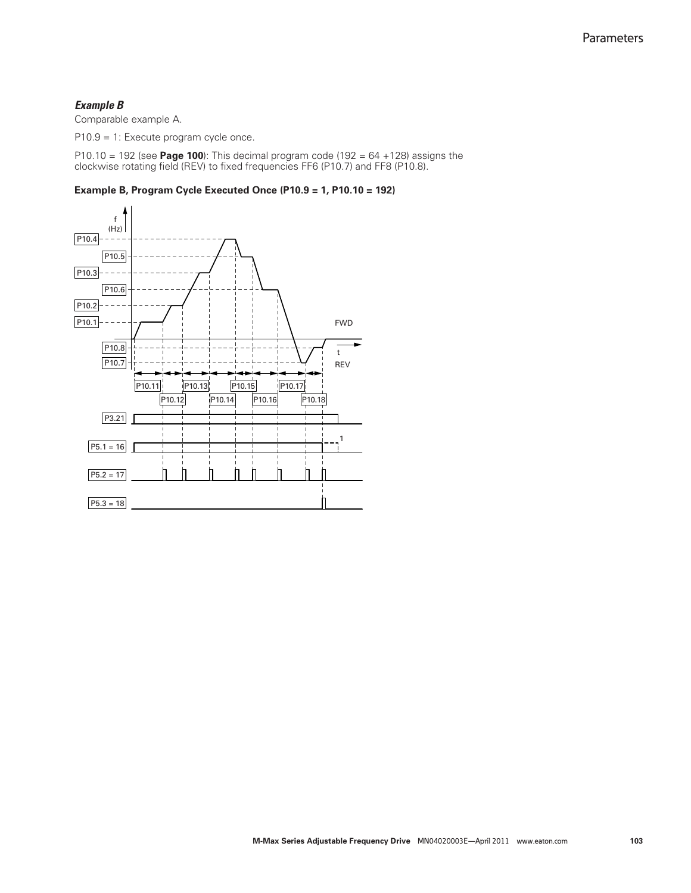### *Example B*

Comparable example A.

P10.9 = 1: Execute program cycle once.

P10.10 = 192 (see **Page 100**): This decimal program code (192 = 64 +128) assigns the clockwise rotating field (REV) to fixed frequencies FF6 (P10.7) and FF8 (P10.8).

**Example B, Program Cycle Executed Once (P10.9 = 1, P10.10 = 192)**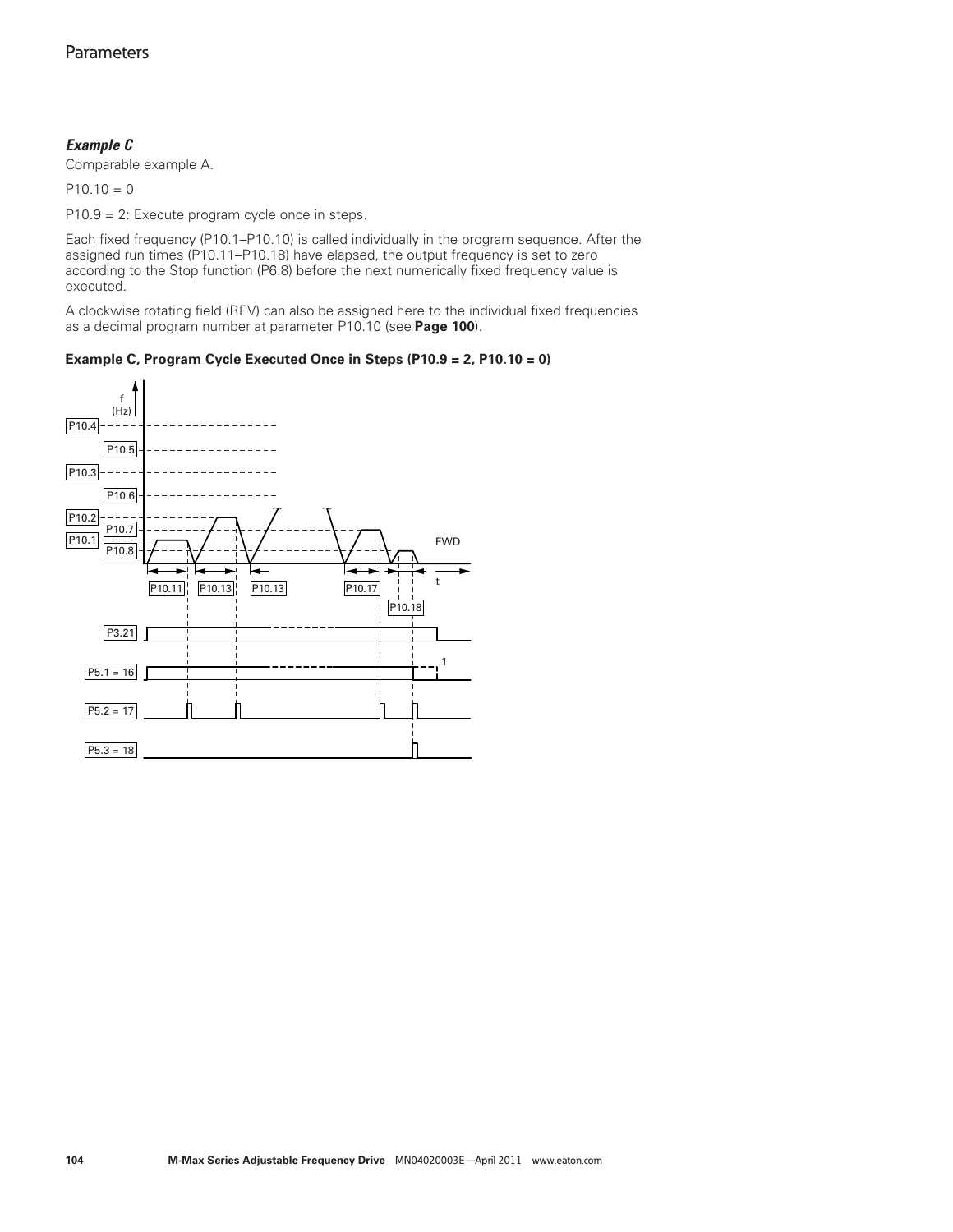### *Example C*

Comparable example A.

P10.10 = 0

P10.9 = 2: Execute program cycle once in steps.

Each fixed frequency (P10.1–P10.10) is called individually in the program sequence. After the assigned run times (P10.11–P10.18) have elapsed, the output frequency is set to zero according to the Stop function (P6.8) before the next numerically fixed frequency value is executed.

A clockwise rotating field (REV) can also be assigned here to the individual fixed frequencies as a decimal program number at parameter P10.10 (see **Page 100**).

**Example C, Program Cycle Executed Once in Steps (P10.9 = 2, P10.10 = 0)**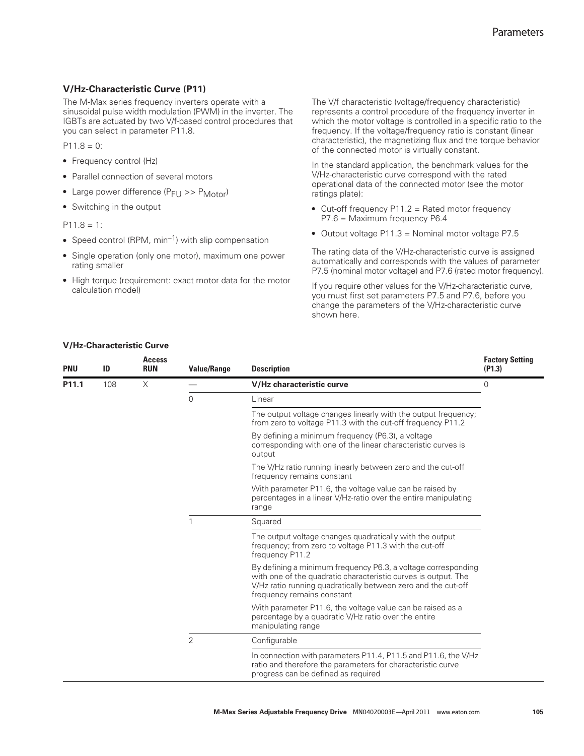### V/Hz-Characteristic Curve (P11)

The M-Max series frequency inverters operate with a sinusoidal pulse width modulation (PWM) in the inverter. The IGBTs are actuated by two V/f-based control procedures that you can select in parameter P11.8.

P11.8 = 0:

- Frequency control (Hz)
- Parallel connection of several motors
- Large power difference ($P_{FU} >> P_{Motor}$)
- Switching in the output

P11.8 = 1:

- Speed control (RPM, $min^{-1}$) with slip compensation
- Single operation (only one motor), maximum one power rating smaller
- High torque (requirement: exact motor data for the motor calculation model)

The V/f characteristic (voltage/frequency characteristic) represents a control procedure of the frequency inverter in which the motor voltage is controlled in a specific ratio to the frequency. If the voltage/frequency ratio is constant (linear characteristic), the magnetizing flux and the torque behavior of the connected motor is virtually constant.

In the standard application, the benchmark values for the V/Hz-characteristic curve correspond with the rated operational data of the connected motor (see the motor ratings plate):

- Cut-off frequency P11.2 = Rated motor frequency P7.6 = Maximum frequency P6.4
- Output voltage P11.3 = Nominal motor voltage P7.5

The rating data of the V/Hz-characteristic curve is assigned automatically and corresponds with the values of parameter P7.5 (nominal motor voltage) and P7.6 (rated motor frequency).

If you require other values for the V/Hz-characteristic curve, you must first set parameters P7.5 and P7.6, before you change the parameters of the V/Hz-characteristic curve shown here.

#### V/Hz-Characteristic Curve

| PNU | ID | Access RUN | Value/Range | Description | Factory Setting (P1.3) |
|---|---|---|---|---|---|
| **P11.1** | 108 | X | — | **V/Hz characteristic curve** | 0 |
| | | | 0 | Linear | |
| | | | | The output voltage changes linearly with the output frequency; from zero to voltage P11.3 with the cut-off frequency P11.2 | |
| | | | | By defining a minimum frequency (P6.3), a voltage corresponding with one of the linear characteristic curves is output | |
| | | | | The V/Hz ratio running linearly between zero and the cut-off frequency remains constant | |
| | | | | With parameter P11.6, the voltage value can be raised by percentages in a linear V/Hz-ratio over the entire manipulating range | |
| | | | 1 | Squared | |
| | | | | The output voltage changes quadratically with the output frequency; from zero to voltage P11.3 with the cut-off frequency P11.2 | |
| | | | | By defining a minimum frequency P6.3, a voltage corresponding with one of the quadratic characteristic curves is output. The V/Hz ratio running quadratically between zero and the cut-off frequency remains constant | |
| | | | | With parameter P11.6, the voltage value can be raised as a percentage by a quadratic V/Hz ratio over the entire manipulating range | |
| | | | 2 | Configurable | |
| | | | | In connection with parameters P11.4, P11.5 and P11.6, the V/Hz ratio and therefore the parameters for characteristic curve progress can be defined as required | |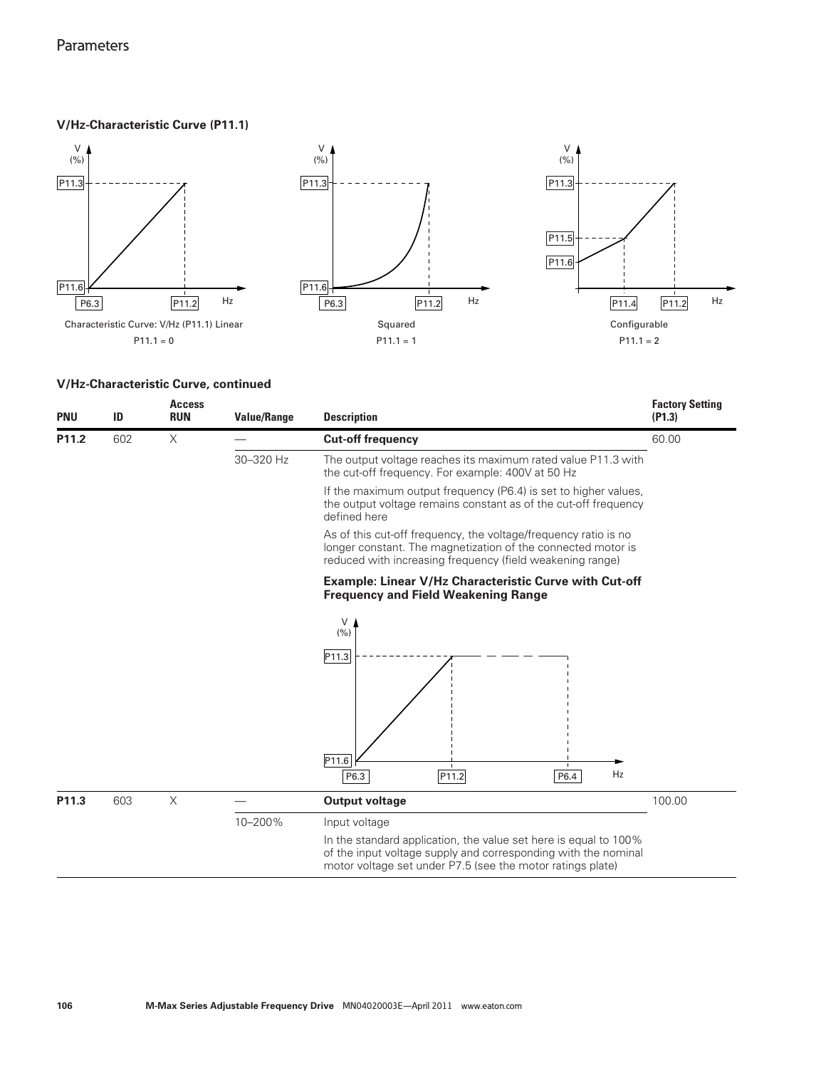#### V/Hz-Characteristic Curve (P11.1)

Characteristic Curve: V/Hz (P11.1) Linear
P11.1 = 0

Squared
P11.1 = 1

Configurable
P11.1 = 2

#### V/Hz-Characteristic Curve, continued

| PNU | ID | Access RUN | Value/Range | Description | Factory Setting (P1.3) |
|---|---|---|---|---|---|
| **P11.2** | 602 | X | — | **Cut-off frequency** | 60.00 |
| | | | 30–320 Hz | The output voltage reaches its maximum rated value P11.3 with the cut-off frequency. For example: 400V at 50 Hz<br>If the maximum output frequency (P6.4) is set to higher values, the output voltage remains constant as of the cut-off frequency defined here<br>As of this cut-off frequency, the voltage/frequency ratio is no longer constant. The magnetization of the connected motor is reduced with increasing frequency (field weakening range)<br>**Example: Linear V/Hz Characteristic Curve with Cut-off Frequency and Field Weakening Range** | |
| **P11.3** | 603 | X | — | **Output voltage** | 100.00 |
| | | | 10–200% | Input voltage<br>In the standard application, the value set here is equal to 100% of the input voltage supply and corresponding with the nominal motor voltage set under P7.5 (see the motor ratings plate) | |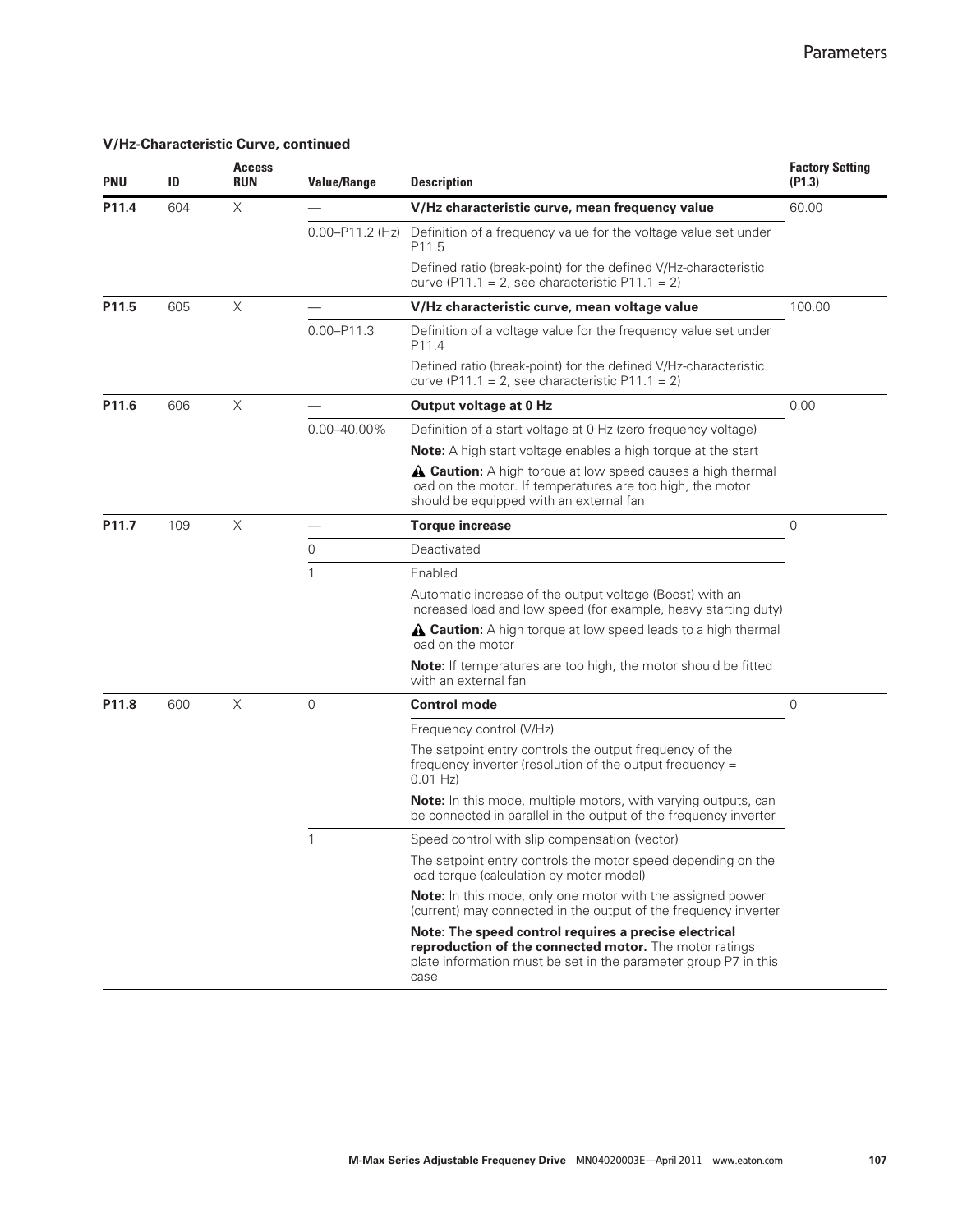**V/Hz-Characteristic Curve, continued**

| PNU | ID | Access RUN | Value/Range | Description | Factory Setting (P1.3) |
|---|---|---|---|---|---|
| **P11.4** | 604 | X | — | **V/Hz characteristic curve, mean frequency value** | 60.00 |
| | | | 0.00–P11.2 (Hz) | Definition of a frequency value for the voltage value set under P11.5 | |
| | | | | Defined ratio (break-point) for the defined V/Hz-characteristic curve (P11.1 = 2, see characteristic P11.1 = 2) | |
| **P11.5** | 605 | X | — | **V/Hz characteristic curve, mean voltage value** | 100.00 |
| | | | 0.00–P11.3 | Definition of a voltage value for the frequency value set under P11.4 | |
| | | | | Defined ratio (break-point) for the defined V/Hz-characteristic curve (P11.1 = 2, see characteristic P11.1 = 2) | |
| **P11.6** | 606 | X | — | **Output voltage at 0 Hz** | 0.00 |
| | | | 0.00–40.00% | Definition of a start voltage at 0 Hz (zero frequency voltage) | |
| | | | | **Note:** A high start voltage enables a high torque at the start | |
| | | | | ⚠ **Caution:** A high torque at low speed causes a high thermal load on the motor. If temperatures are too high, the motor should be equipped with an external fan | |
| **P11.7** | 109 | X | — | **Torque increase** | 0 |
| | | | 0 | Deactivated | |
| | | | 1 | Enabled | |
| | | | | Automatic increase of the output voltage (Boost) with an increased load and low speed (for example, heavy starting duty) | |
| | | | | ⚠ **Caution:** A high torque at low speed leads to a high thermal load on the motor | |
| | | | | **Note:** If temperatures are too high, the motor should be fitted with an external fan | |
| **P11.8** | 600 | X | 0 | **Control mode** | 0 |
| | | | | Frequency control (V/Hz) | |
| | | | | The setpoint entry controls the output frequency of the frequency inverter (resolution of the output frequency = 0.01 Hz) | |
| | | | | **Note:** In this mode, multiple motors, with varying outputs, can be connected in parallel in the output of the frequency inverter | |
| | | | 1 | Speed control with slip compensation (vector) | |
| | | | | The setpoint entry controls the motor speed depending on the load torque (calculation by motor model) | |
| | | | | **Note:** In this mode, only one motor with the assigned power (current) may connected in the output of the frequency inverter | |
| | | | | **Note: The speed control requires a precise electrical reproduction of the connected motor.** The motor ratings plate information must be set in the parameter group P7 in this case | |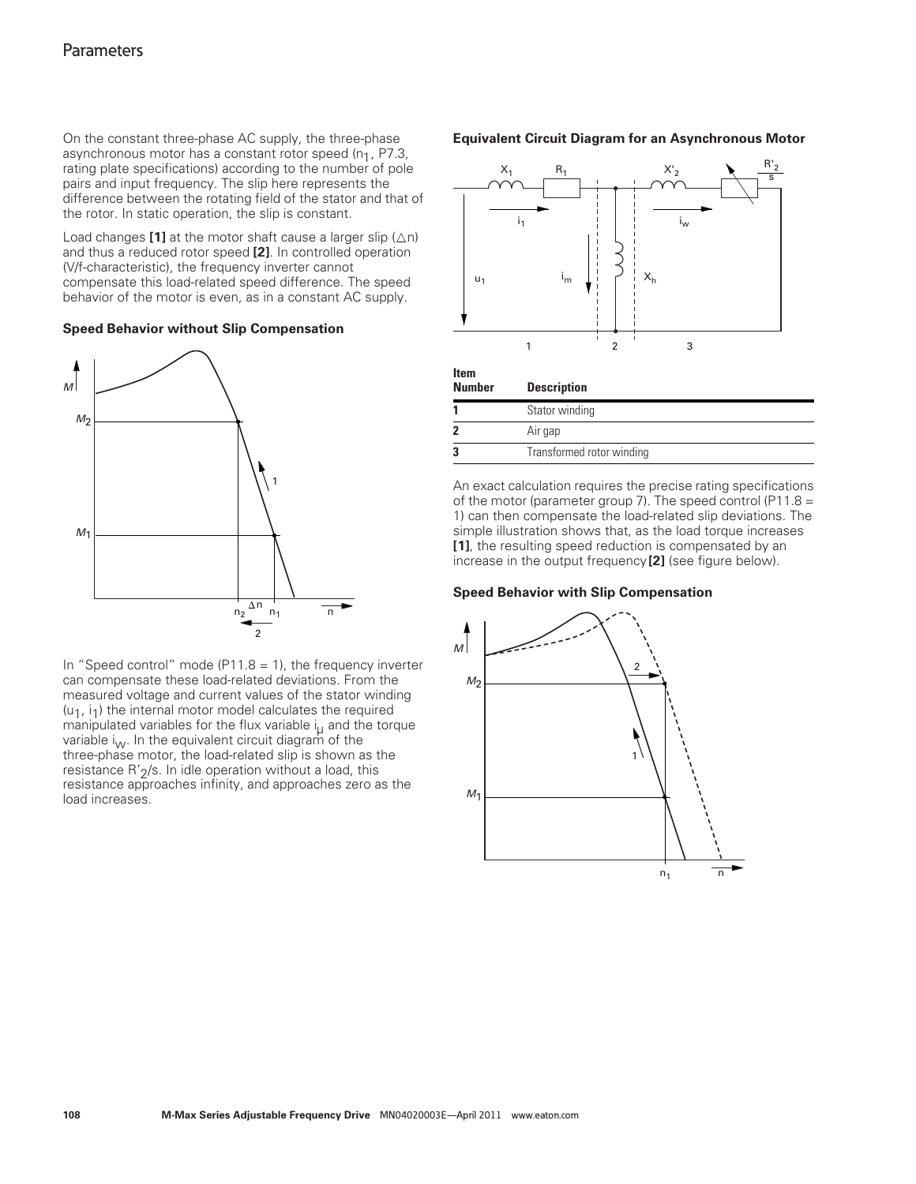On the constant three-phase AC supply, the three-phase asynchronous motor has a constant rotor speed ($n_1$, P7.3, rating plate specifications) according to the number of pole pairs and input frequency. The slip here represents the difference between the rotating field of the stator and that of the rotor. In static operation, the slip is constant.

Load changes **[1]** at the motor shaft cause a larger slip ($\triangle n$) and thus a reduced rotor speed **[2]**. In controlled operation (V/f-characteristic), the frequency inverter cannot compensate this load-related speed difference. The speed behavior of the motor is even, as in a constant AC supply.

**Speed Behavior without Slip Compensation**

In "Speed control" mode (P11.8 = 1), the frequency inverter can compensate these load-related deviations. From the measured voltage and current values of the stator winding ($u_1$, $i_1$) the internal motor model calculates the required manipulated variables for the flux variable $i_\mu$ and the torque variable $i_W$. In the equivalent circuit diagram of the three-phase motor, the load-related slip is shown as the resistance $R'_2/s$. In idle operation without a load, this resistance approaches infinity, and approaches zero as the load increases.

**Equivalent Circuit Diagram for an Asynchronous Motor**

| Item Number | Description |
|---|---|
| 1 | Stator winding |
| 2 | Air gap |
| 3 | Transformed rotor winding |

An exact calculation requires the precise rating specifications of the motor (parameter group 7). The speed control (P11.8 = 1) can then compensate the load-related slip deviations. The simple illustration shows that, as the load torque increases **[1]**, the resulting speed reduction is compensated by an increase in the output frequency **[2]** (see figure below).

**Speed Behavior with Slip Compensation**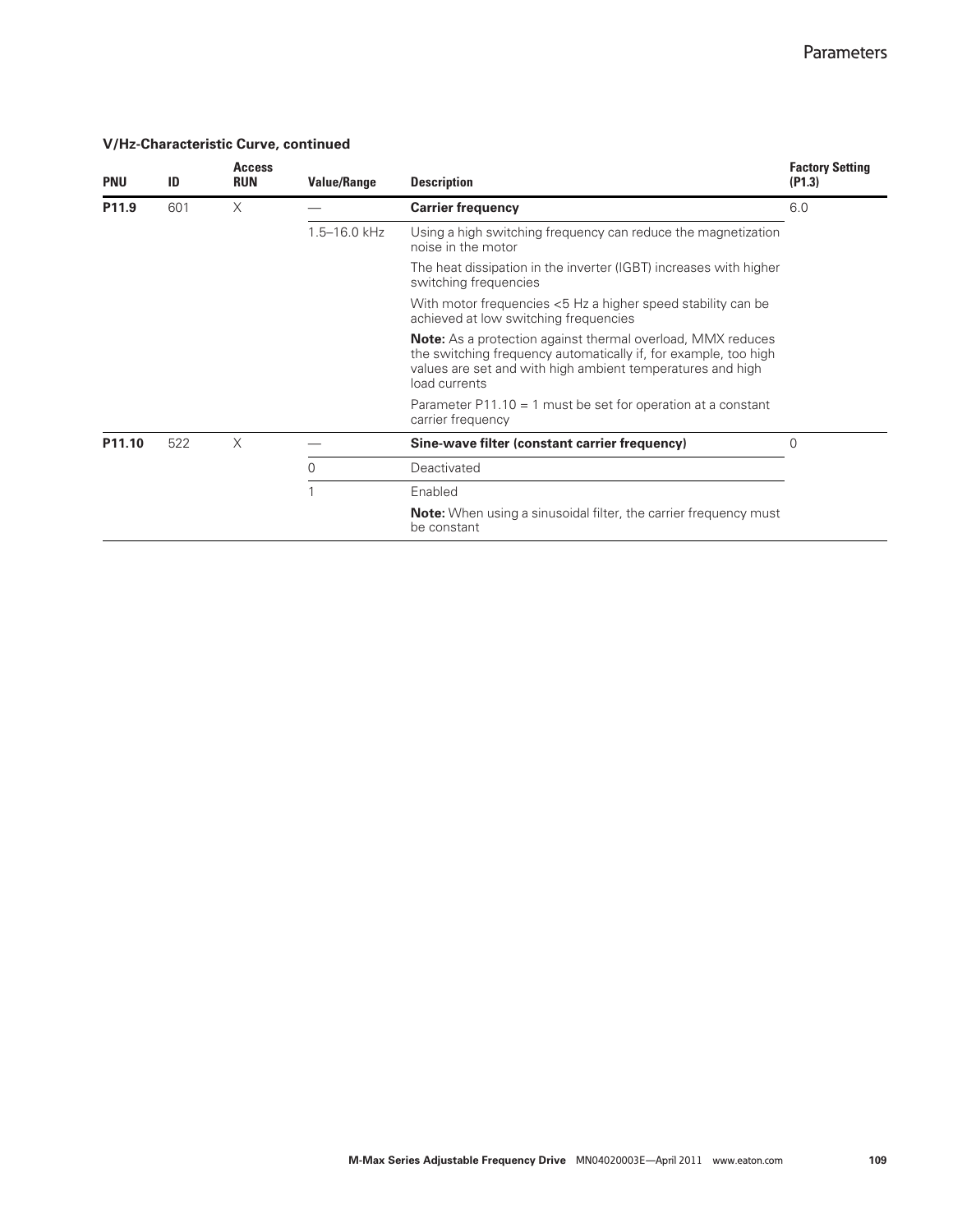**V/Hz-Characteristic Curve, continued**

| PNU | ID | Access RUN | Value/Range | Description | Factory Setting (P1.3) |
|---|---|---|---|---|---|
| **P11.9** | 601 | X | — | **Carrier frequency** | 6.0 |
| | | | 1.5–16.0 kHz | Using a high switching frequency can reduce the magnetization noise in the motor | |
| | | | | The heat dissipation in the inverter (IGBT) increases with higher switching frequencies | |
| | | | | With motor frequencies <5 Hz a higher speed stability can be achieved at low switching frequencies | |
| | | | | **Note:** As a protection against thermal overload, MMX reduces the switching frequency automatically if, for example, too high values are set and with high ambient temperatures and high load currents | |
| | | | | Parameter P11.10 = 1 must be set for operation at a constant carrier frequency | |
| **P11.10** | 522 | X | — | **Sine-wave filter (constant carrier frequency)** | 0 |
| | | | 0 | Deactivated | |
| | | | 1 | Enabled | |
| | | | | **Note:** When using a sinusoidal filter, the carrier frequency must be constant | |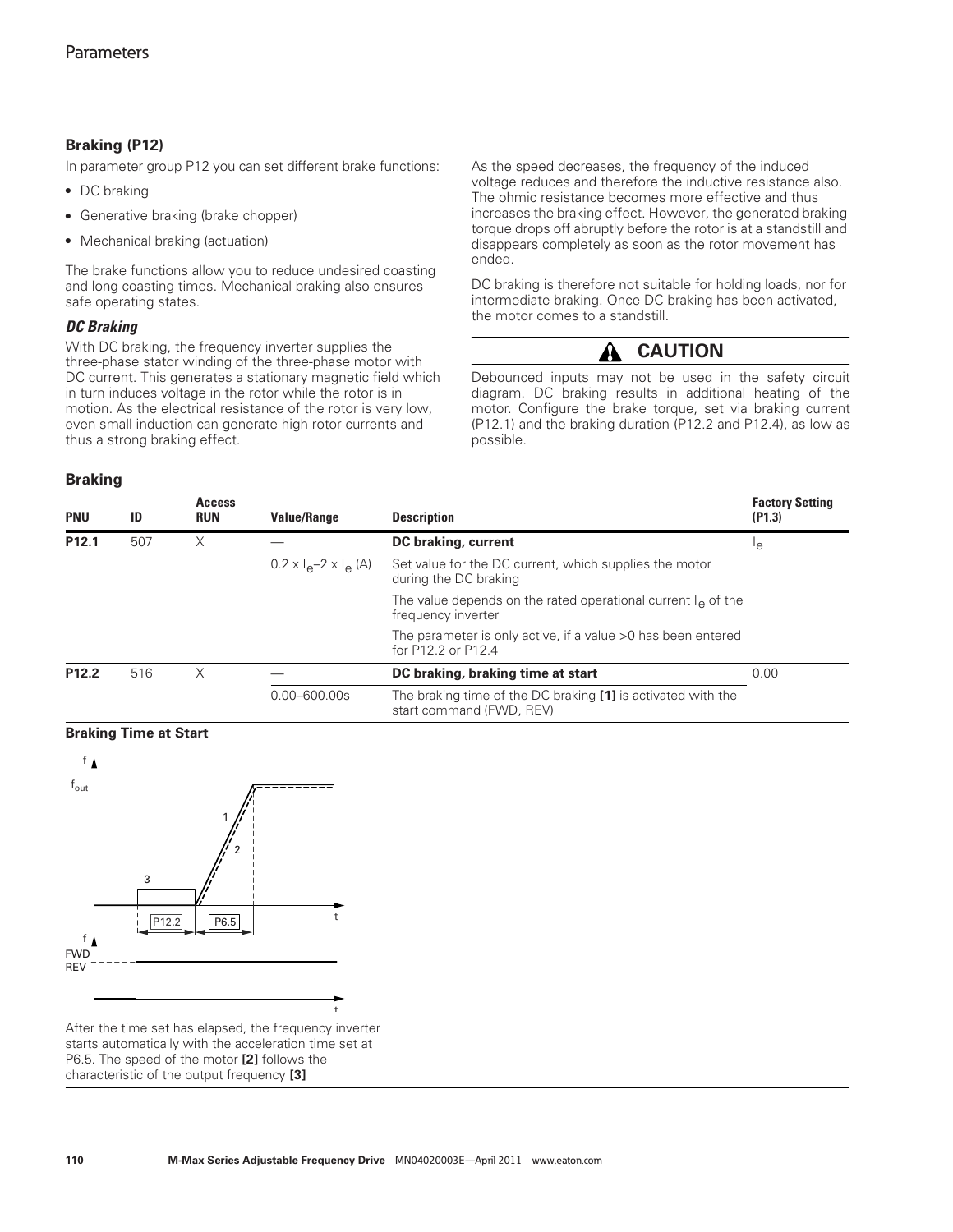## Braking (P12)

In parameter group P12 you can set different brake functions:

- DC braking
- Generative braking (brake chopper)
- Mechanical braking (actuation)

The brake functions allow you to reduce undesired coasting and long coasting times. Mechanical braking also ensures safe operating states.

### *DC Braking*

With DC braking, the frequency inverter supplies the three-phase stator winding of the three-phase motor with DC current. This generates a stationary magnetic field which in turn induces voltage in the rotor while the rotor is in motion. As the electrical resistance of the rotor is very low, even small induction can generate high rotor currents and thus a strong braking effect.

As the speed decreases, the frequency of the induced voltage reduces and therefore the inductive resistance also. The ohmic resistance becomes more effective and thus increases the braking effect. However, the generated braking torque drops off abruptly before the rotor is at a standstill and disappears completely as soon as the rotor movement has ended.

DC braking is therefore not suitable for holding loads, nor for intermediate braking. Once DC braking has been activated, the motor comes to a standstill.

**CAUTION**

Debounced inputs may not be used in the safety circuit diagram. DC braking results in additional heating of the motor. Configure the brake torque, set via braking current (P12.1) and the braking duration (P12.2 and P12.4), as low as possible.

### Braking

| PNU | ID | Access RUN | Value/Range | Description | Factory Setting (P1.3) |
|---|---|---|---|---|---|
| **P12.1** | 507 | X | — | **DC braking, current** | $I_e$ |
| | | | $0.2 \times I_e$–$2 \times I_e$ (A) | Set value for the DC current, which supplies the motor during the DC braking | |
| | | | | The value depends on the rated operational current $I_e$ of the frequency inverter | |
| | | | | The parameter is only active, if a value >0 has been entered for P12.2 or P12.4 | |
| **P12.2** | 516 | X | — | **DC braking, braking time at start** | 0.00 |
| | | | 0.00–600.00s | The braking time of the DC braking **[1]** is activated with the start command (FWD, REV) | |

**Braking Time at Start**

After the time set has elapsed, the frequency inverter starts automatically with the acceleration time set at P6.5. The speed of the motor **[2]** follows the characteristic of the output frequency **[3]**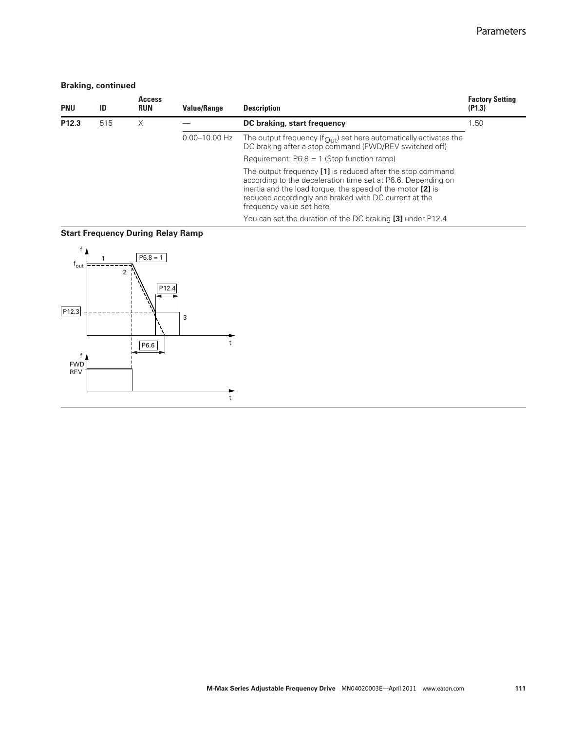**Braking, continued**

| PNU | ID | Access RUN | Value/Range | Description | Factory Setting (P1.3) |
|---|---|---|---|---|---|
| **P12.3** | 515 | X | — | **DC braking, start frequency** | 1.50 |
| | | | 0.00–10.00 Hz | The output frequency ($f_{Out}$) set here automatically activates the DC braking after a stop command (FWD/REV switched off) | |
| | | | | Requirement: P6.8 = 1 (Stop function ramp) | |
| | | | | The output frequency **[1]** is reduced after the stop command according to the deceleration time set at P6.6. Depending on inertia and the load torque, the speed of the motor **[2]** is reduced accordingly and braked with DC current at the frequency value set here | |
| | | | | You can set the duration of the DC braking **[3]** under P12.4 | |

**Start Frequency During Relay Ramp**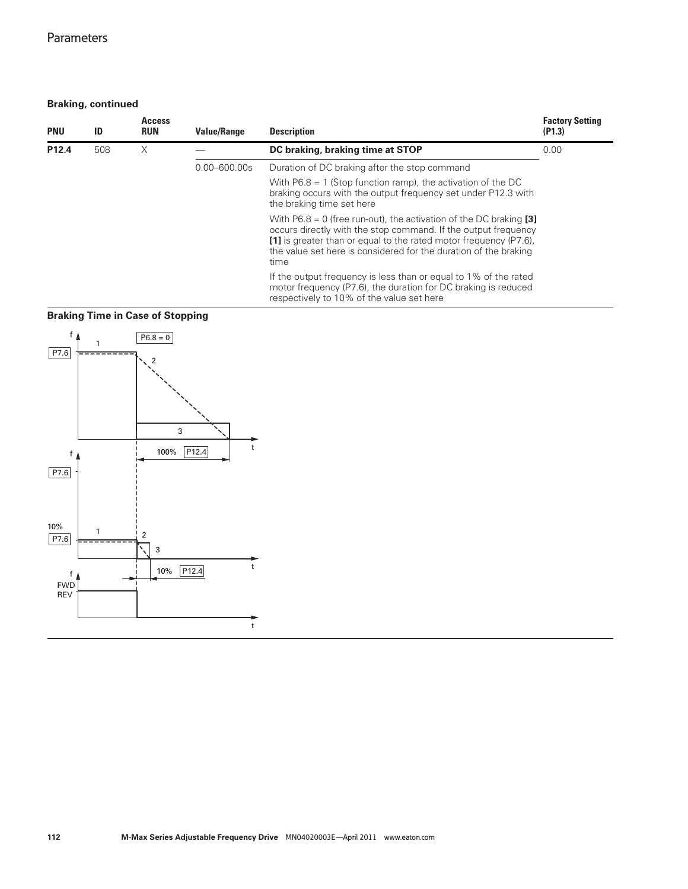**Braking, continued**

| PNU | ID | Access RUN | Value/Range | Description | Factory Setting (P1.3) |
|---|---|---|---|---|---|
| **P12.4** | 508 | X | — | **DC braking, braking time at STOP** | 0.00 |
| | | | 0.00–600.00s | Duration of DC braking after the stop command | |
| | | | | With P6.8 = 1 (Stop function ramp), the activation of the DC braking occurs with the output frequency set under P12.3 with the braking time set here | |
| | | | | With P6.8 = 0 (free run-out), the activation of the DC braking **[3]** occurs directly with the stop command. If the output frequency **[1]** is greater than or equal to the rated motor frequency (P7.6), the value set here is considered for the duration of the braking time | |
| | | | | If the output frequency is less than or equal to 1% of the rated motor frequency (P7.6), the duration for DC braking is reduced respectively to 10% of the value set here | |

**Braking Time in Case of Stopping**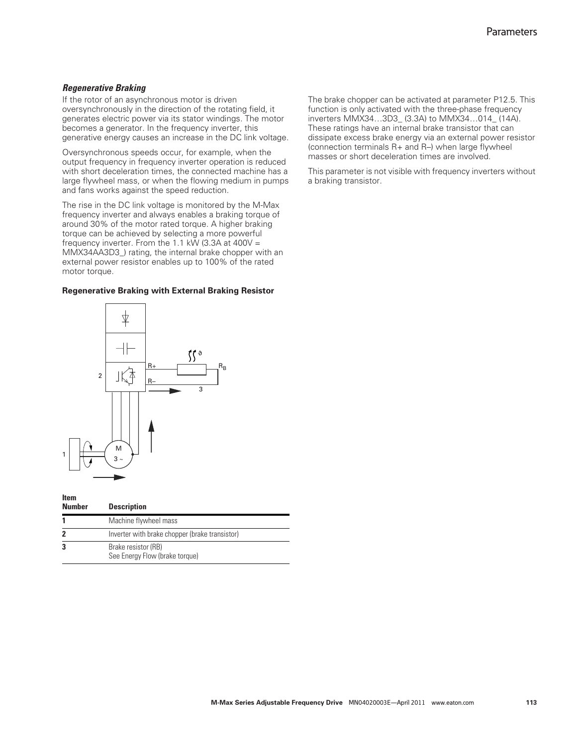### *Regenerative Braking*

If the rotor of an asynchronous motor is driven oversynchronously in the direction of the rotating field, it generates electric power via its stator windings. The motor becomes a generator. In the frequency inverter, this generative energy causes an increase in the DC link voltage.

Oversynchronous speeds occur, for example, when the output frequency in frequency inverter operation is reduced with short deceleration times, the connected machine has a large flywheel mass, or when the flowing medium in pumps and fans works against the speed reduction.

The rise in the DC link voltage is monitored by the M-Max frequency inverter and always enables a braking torque of around 30% of the motor rated torque. A higher braking torque can be achieved by selecting a more powerful frequency inverter. From the 1.1 kW (3.3A at 400V = MMX34AA3D3_) rating, the internal brake chopper with an external power resistor enables up to 100% of the rated motor torque.

**Regenerative Braking with External Braking Resistor**

| Item Number | Description |
|---|---|
| **1** | Machine flywheel mass |
| **2** | Inverter with brake chopper (brake transistor) |
| **3** | Brake resistor (RB)<br>See Energy Flow (brake torque) |

The brake chopper can be activated at parameter P12.5. This function is only activated with the three-phase frequency inverters MMX34…3D3_ (3.3A) to MMX34…014_ (14A). These ratings have an internal brake transistor that can dissipate excess brake energy via an external power resistor (connection terminals R+ and R–) when large flywheel masses or short deceleration times are involved.

This parameter is not visible with frequency inverters without a braking transistor.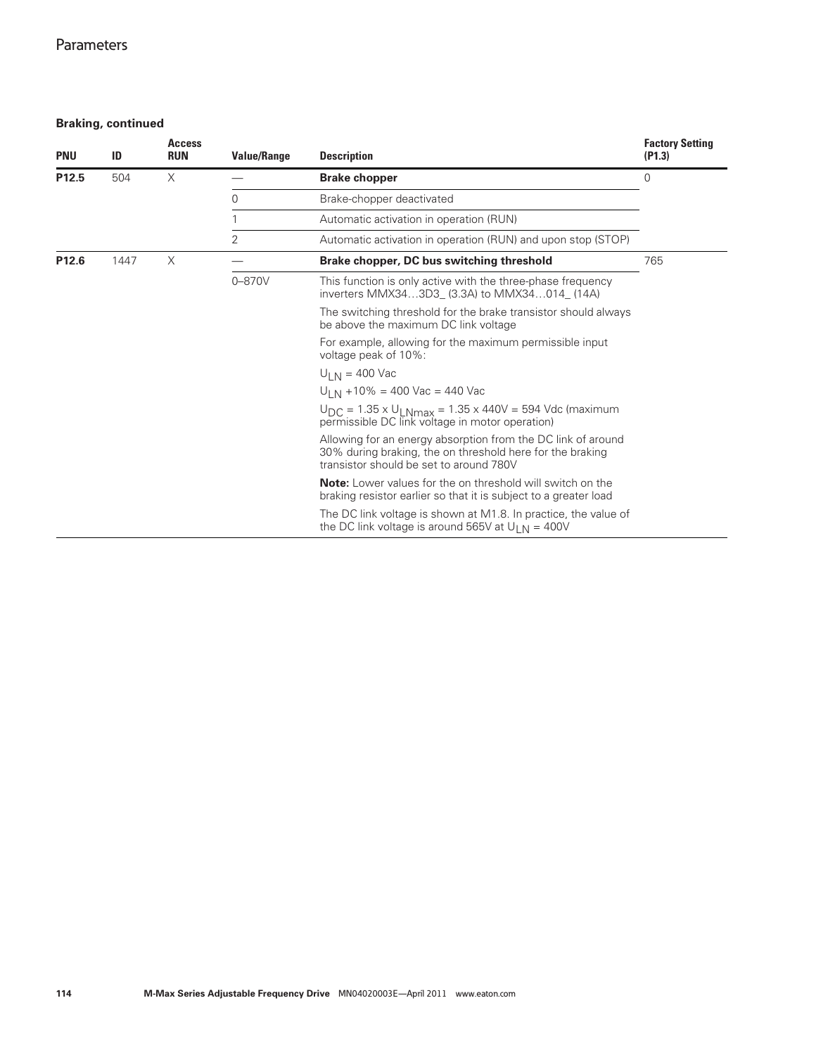## Braking, continued

| PNU | ID | Access RUN | Value/Range | Description | Factory Setting (P1.3) |
|---|---|---|---|---|---|
| **P12.5** | 504 | X | — | **Brake chopper** | 0 |
| | | | 0 | Brake-chopper deactivated | |
| | | | 1 | Automatic activation in operation (RUN) | |
| | | | 2 | Automatic activation in operation (RUN) and upon stop (STOP) | |
| **P12.6** | 1447 | X | — | **Brake chopper, DC bus switching threshold** | 765 |
| | | | 0–870V | This function is only active with the three-phase frequency inverters MMX34…3D3_ (3.3A) to MMX34…014_ (14A) | |
| | | | | The switching threshold for the brake transistor should always be above the maximum DC link voltage | |
| | | | | For example, allowing for the maximum permissible input voltage peak of 10%: | |
| | | | | $U_{LN}$ = 400 Vac | |
| | | | | $U_{LN}$ +10% = 400 Vac = 440 Vac | |
| | | | | $U_{DC}$ = 1.35 x $U_{LNmax}$ = 1.35 x 440V = 594 Vdc (maximum permissible DC link voltage in motor operation) | |
| | | | | Allowing for an energy absorption from the DC link of around 30% during braking, the on threshold here for the braking transistor should be set to around 780V | |
| | | | | **Note:** Lower values for the on threshold will switch on the braking resistor earlier so that it is subject to a greater load | |
| | | | | The DC link voltage is shown at M1.8. In practice, the value of the DC link voltage is around 565V at $U_{LN}$ = 400V | |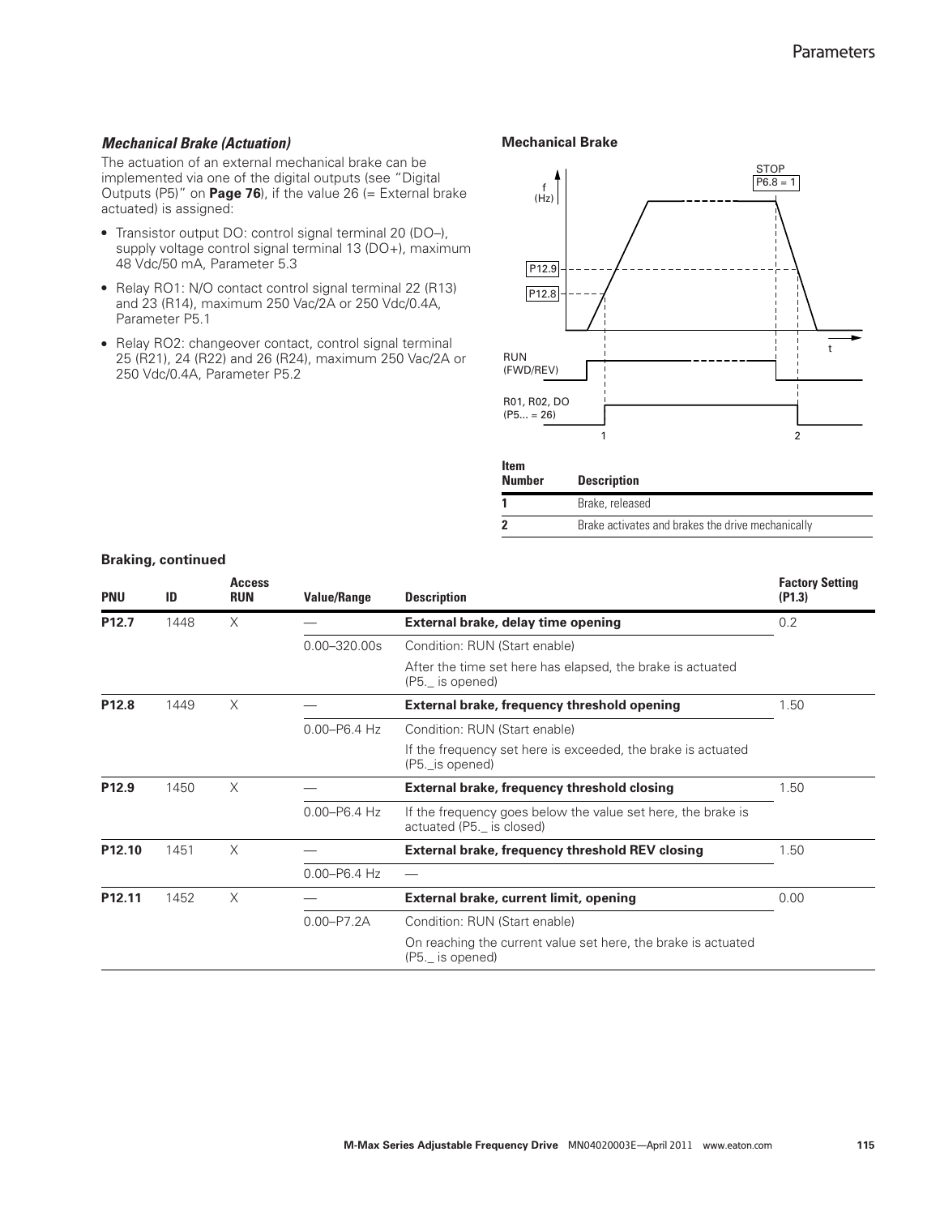### *Mechanical Brake (Actuation)*

The actuation of an external mechanical brake can be implemented via one of the digital outputs (see "Digital Outputs (P5)" on **Page 76**), if the value 26 (= External brake actuated) is assigned:

- Transistor output DO: control signal terminal 20 (DO–), supply voltage control signal terminal 13 (DO+), maximum 48 Vdc/50 mA, Parameter 5.3
- Relay RO1: N/O contact control signal terminal 22 (R13) and 23 (R14), maximum 250 Vac/2A or 250 Vdc/0.4A, Parameter P5.1
- Relay RO2: changeover contact, control signal terminal 25 (R21), 24 (R22) and 26 (R24), maximum 250 Vac/2A or 250 Vdc/0.4A, Parameter P5.2

**Mechanical Brake**

STOP
P6.8 = 1

f (Hz)

P12.9

P12.8

t

RUN (FWD/REV)

R01, R02, DO (P5... = 26)

1 2

| Item Number | Description |
|---|---|
| **1** | Brake, released |
| **2** | Brake activates and brakes the drive mechanically |

**Braking, continued**

| PNU | ID | Access RUN | Value/Range | Description | Factory Setting (P1.3) |
|---|---|---|---|---|---|
| **P12.7** | 1448 | X | — | **External brake, delay time opening** | 0.2 |
| | | | 0.00–320.00s | Condition: RUN (Start enable) | |
| | | | | After the time set here has elapsed, the brake is actuated (P5._ is opened) | |
| **P12.8** | 1449 | X | — | **External brake, frequency threshold opening** | 1.50 |
| | | | 0.00–P6.4 Hz | Condition: RUN (Start enable) | |
| | | | | If the frequency set here is exceeded, the brake is actuated (P5._is opened) | |
| **P12.9** | 1450 | X | — | **External brake, frequency threshold closing** | 1.50 |
| | | | 0.00–P6.4 Hz | If the frequency goes below the value set here, the brake is actuated (P5._ is closed) | |
| **P12.10** | 1451 | X | — | **External brake, frequency threshold REV closing** | 1.50 |
| | | | 0.00–P6.4 Hz | — | |
| **P12.11** | 1452 | X | — | **External brake, current limit, opening** | 0.00 |
| | | | 0.00–P7.2A | Condition: RUN (Start enable) | |
| | | | | On reaching the current value set here, the brake is actuated (P5._ is opened) | |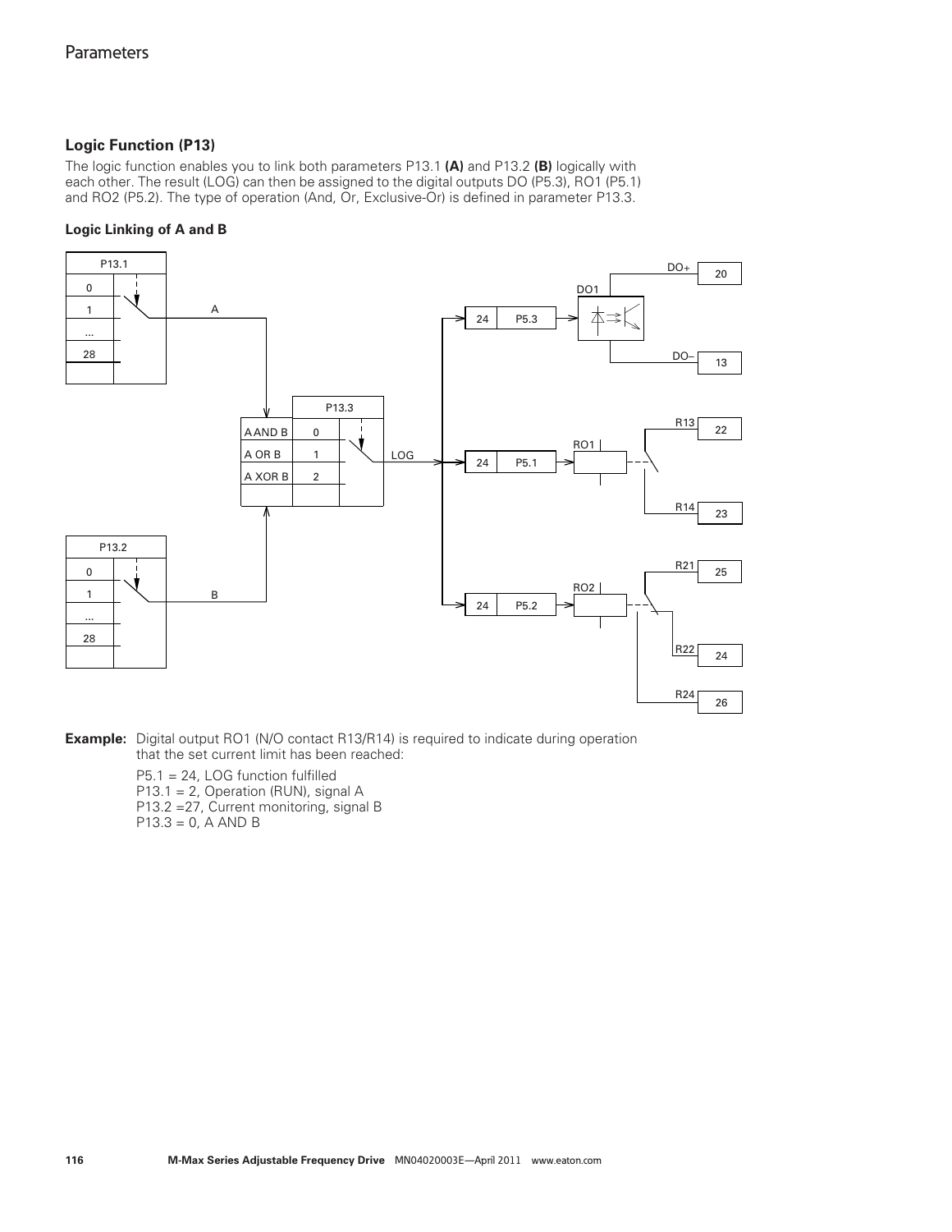## Logic Function (P13)

The logic function enables you to link both parameters P13.1 **(A)** and P13.2 **(B)** logically with each other. The result (LOG) can then be assigned to the digital outputs DO (P5.3), RO1 (P5.1) and RO2 (P5.2). The type of operation (And, Or, Exclusive-Or) is defined in parameter P13.3.

### Logic Linking of A and B

**Example:** Digital output RO1 (N/O contact R13/R14) is required to indicate during operation that the set current limit has been reached:

P5.1 = 24, LOG function fulfilled
P13.1 = 2, Operation (RUN), signal A
P13.2 =27, Current monitoring, signal B
P13.3 = 0, A AND B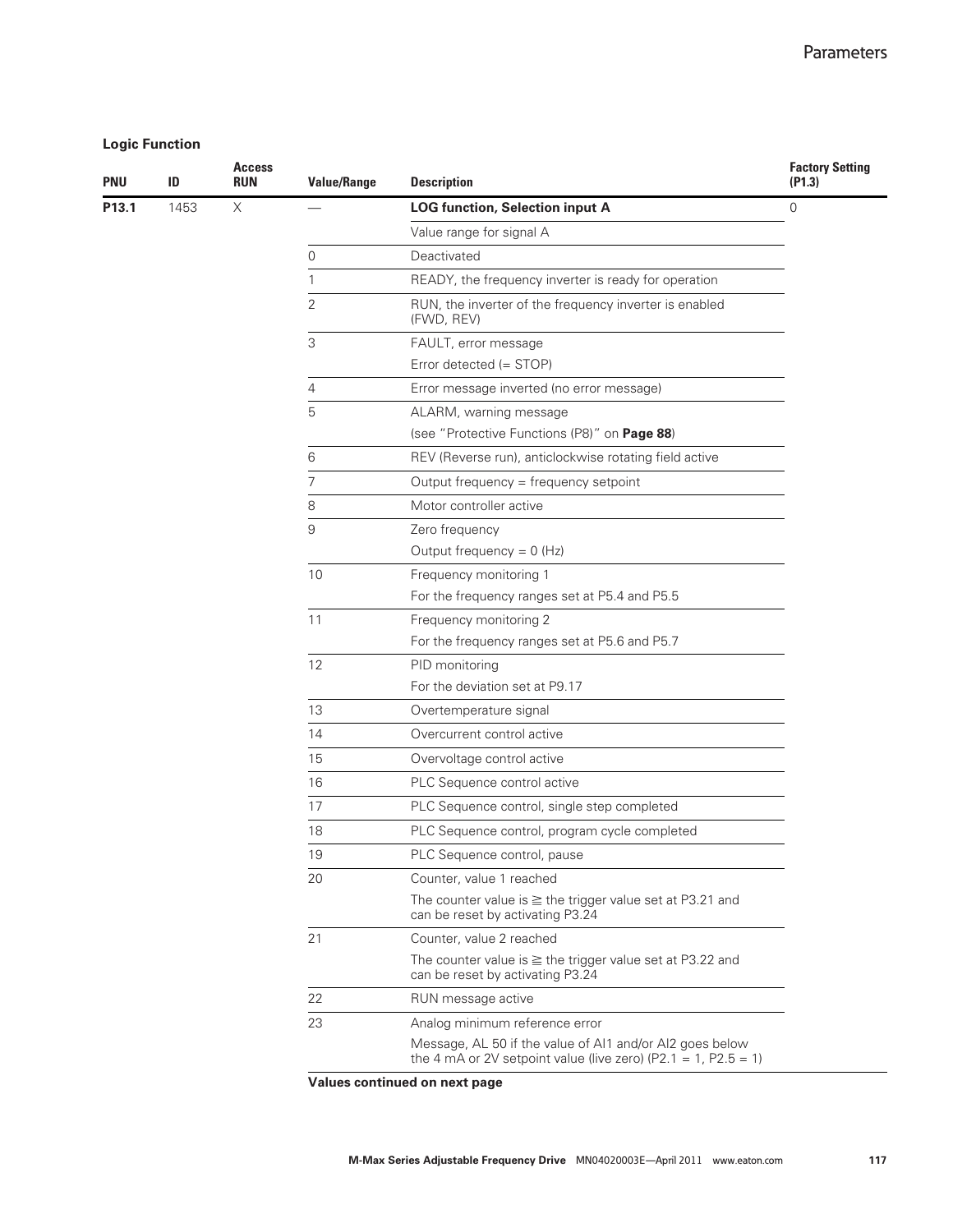### Logic Function

| PNU | ID | Access RUN | Value/Range | Description | Factory Setting (P1.3) |
|---|---|---|---|---|---|
| **P13.1** | 1453 | X | — | **LOG function, Selection input A** | 0 |
| | | | | Value range for signal A | |
| | | | 0 | Deactivated | |
| | | | 1 | READY, the frequency inverter is ready for operation | |
| | | | 2 | RUN, the inverter of the frequency inverter is enabled (FWD, REV) | |
| | | | 3 | FAULT, error message<br>Error detected (= STOP) | |
| | | | 4 | Error message inverted (no error message) | |
| | | | 5 | ALARM, warning message<br>(see "Protective Functions (P8)" on **Page 88**) | |
| | | | 6 | REV (Reverse run), anticlockwise rotating field active | |
| | | | 7 | Output frequency = frequency setpoint | |
| | | | 8 | Motor controller active | |
| | | | 9 | Zero frequency<br>Output frequency = 0 (Hz) | |
| | | | 10 | Frequency monitoring 1<br>For the frequency ranges set at P5.4 and P5.5 | |
| | | | 11 | Frequency monitoring 2<br>For the frequency ranges set at P5.6 and P5.7 | |
| | | | 12 | PID monitoring<br>For the deviation set at P9.17 | |
| | | | 13 | Overtemperature signal | |
| | | | 14 | Overcurrent control active | |
| | | | 15 | Overvoltage control active | |
| | | | 16 | PLC Sequence control active | |
| | | | 17 | PLC Sequence control, single step completed | |
| | | | 18 | PLC Sequence control, program cycle completed | |
| | | | 19 | PLC Sequence control, pause | |
| | | | 20 | Counter, value 1 reached<br>The counter value is ≧ the trigger value set at P3.21 and can be reset by activating P3.24 | |
| | | | 21 | Counter, value 2 reached<br>The counter value is ≧ the trigger value set at P3.22 and can be reset by activating P3.24 | |
| | | | 22 | RUN message active | |
| | | | 23 | Analog minimum reference error<br>Message, AL 50 if the value of AI1 and/or AI2 goes below the 4 mA or 2V setpoint value (live zero) (P2.1 = 1, P2.5 = 1) | |

**Values continued on next page**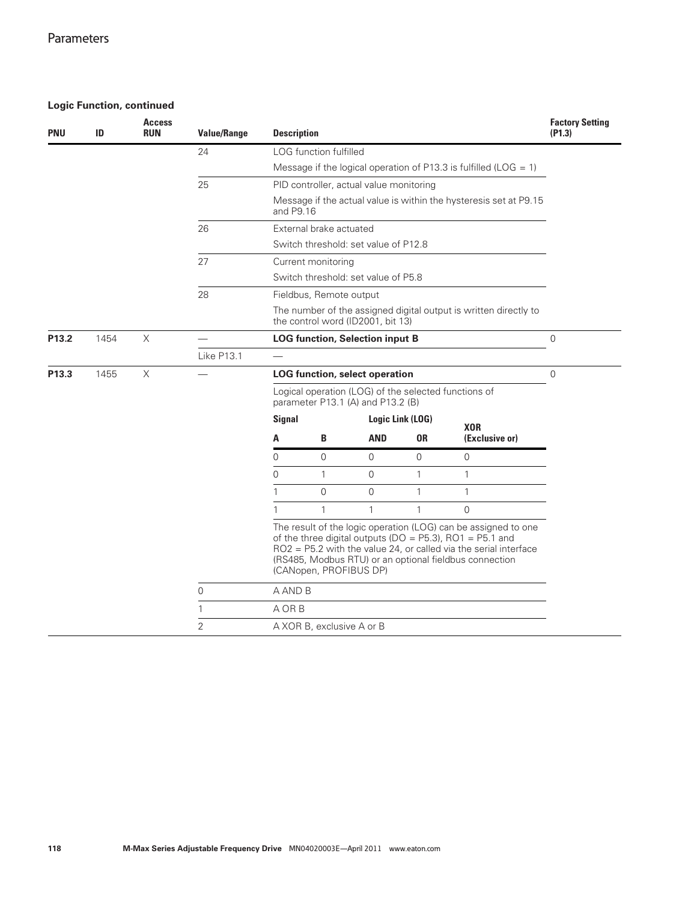**Logic Function, continued**

| PNU | ID | Access RUN | Value/Range | Description | Factory Setting (P1.3) |
|---|---|---|---|---|---|
| | | | 24 | LOG function fulfilled<br>Message if the logical operation of P13.3 is fulfilled (LOG = 1) | |
| | | | 25 | PID controller, actual value monitoring<br>Message if the actual value is within the hysteresis set at P9.15 and P9.16 | |
| | | | 26 | External brake actuated<br>Switch threshold: set value of P12.8 | |
| | | | 27 | Current monitoring<br>Switch threshold: set value of P5.8 | |
| | | | 28 | Fieldbus, Remote output<br>The number of the assigned digital output is written directly to the control word (ID2001, bit 13) | |
| **P13.2** | 1454 | X | — | **LOG function, Selection input B** | 0 |
| | | | Like P13.1 | — | |
| **P13.3** | 1455 | X | — | **LOG function, select operation**<br>Logical operation (LOG) of the selected functions of parameter P13.1 (A) and P13.2 (B) | 0 |

| Signal | | Logic Link (LOG) | | XOR |
|---|---|---|---|---|
| **A** | **B** | **AND** | **OR** | **(Exclusive or)** |
| 0 | 0 | 0 | 0 | 0 |
| 0 | 1 | 0 | 1 | 1 |
| 1 | 0 | 0 | 1 | 1 |
| 1 | 1 | 1 | 1 | 0 |

The result of the logic operation (LOG) can be assigned to one of the three digital outputs (DO = P5.3), RO1 = P5.1 and RO2 = P5.2 with the value 24, or called via the serial interface (RS485, Modbus RTU) or an optional fieldbus connection (CANopen, PROFIBUS DP)

| Value/Range | Description |
|---|---|
| 0 | A AND B |
| 1 | A OR B |
| 2 | A XOR B, exclusive A or B |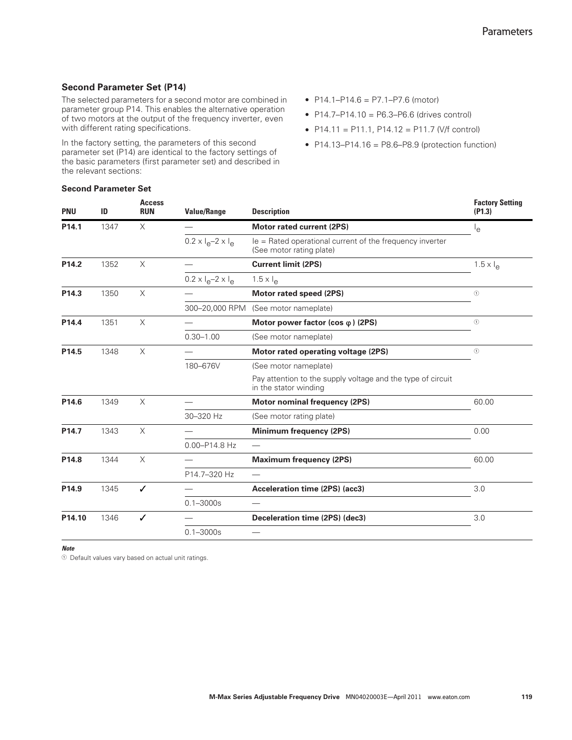## Second Parameter Set (P14)

The selected parameters for a second motor are combined in parameter group P14. This enables the alternative operation of two motors at the output of the frequency inverter, even with different rating specifications.

In the factory setting, the parameters of this second parameter set (P14) are identical to the factory settings of the basic parameters (first parameter set) and described in the relevant sections:

- P14.1–P14.6 = P7.1–P7.6 (motor)
- P14.7–P14.10 = P6.3–P6.6 (drives control)
- P14.11 = P11.1, P14.12 = P11.7 (V/f control)
- P14.13–P14.16 = P8.6–P8.9 (protection function)

### Second Parameter Set

| PNU | ID | Access RUN | Value/Range | Description | Factory Setting (P1.3) |
|---|---|---|---|---|---|
| **P14.1** | 1347 | X | — | **Motor rated current (2PS)** | $I_e$ |
| | | | $0.2 \times I_e$–$2 \times I_e$ | Ie = Rated operational current of the frequency inverter (See motor rating plate) | |
| **P14.2** | 1352 | X | — | **Current limit (2PS)** | $1.5 \times I_e$ |
| | | | $0.2 \times I_e$–$2 \times I_e$ | $1.5 \times I_e$ | |
| **P14.3** | 1350 | X | — | **Motor rated speed (2PS)** | ① |
| | | | 300–20,000 RPM | (See motor nameplate) | |
| **P14.4** | 1351 | X | — | **Motor power factor (cos φ) (2PS)** | ① |
| | | | 0.30–1.00 | (See motor nameplate) | |
| **P14.5** | 1348 | X | — | **Motor rated operating voltage (2PS)** | ① |
| | | | 180–676V | (See motor nameplate) | |
| | | | | Pay attention to the supply voltage and the type of circuit in the stator winding | |
| **P14.6** | 1349 | X | — | **Motor nominal frequency (2PS)** | 60.00 |
| | | | 30–320 Hz | (See motor rating plate) | |
| **P14.7** | 1343 | X | — | **Minimum frequency (2PS)** | 0.00 |
| | | | 0.00–P14.8 Hz | — | |
| **P14.8** | 1344 | X | — | **Maximum frequency (2PS)** | 60.00 |
| | | | P14.7–320 Hz | — | |
| **P14.9** | 1345 | ✓ | — | **Acceleration time (2PS) (acc3)** | 3.0 |
| | | | 0.1–3000s | — | |
| **P14.10** | 1346 | ✓ | — | **Deceleration time (2PS) (dec3)** | 3.0 |
| | | | 0.1–3000s | — | |

***Note***

① Default values vary based on actual unit ratings.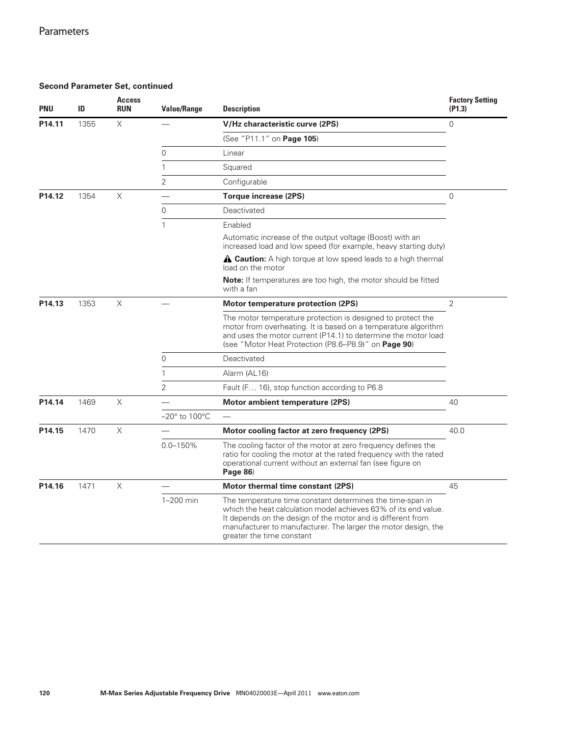## Second Parameter Set, continued

| PNU | ID | Access RUN | Value/Range | Description | Factory Setting (P1.3) |
|---|---|---|---|---|---|
| **P14.11** | 1355 | X | — | **V/Hz characteristic curve (2PS)** | 0 |
| | | | | (See "P11.1" on **Page 105**) | |
| | | | 0 | Linear | |
| | | | 1 | Squared | |
| | | | 2 | Configurable | |
| **P14.12** | 1354 | X | — | **Torque increase (2PS)** | 0 |
| | | | 0 | Deactivated | |
| | | | 1 | Enabled | |
| | | | | Automatic increase of the output voltage (Boost) with an increased load and low speed (for example, heavy starting duty) | |
| | | | | ⚠ **Caution:** A high torque at low speed leads to a high thermal load on the motor | |
| | | | | **Note:** If temperatures are too high, the motor should be fitted with a fan | |
| **P14.13** | 1353 | X | — | **Motor temperature protection (2PS)** | 2 |
| | | | | The motor temperature protection is designed to protect the motor from overheating. It is based on a temperature algorithm and uses the motor current (P14.1) to determine the motor load (see "Motor Heat Protection (P8.6–P8.9)" on **Page 90**) | |
| | | | 0 | Deactivated | |
| | | | 1 | Alarm (AL16) | |
| | | | 2 | Fault (F… 16), stop function according to P6.8 | |
| **P14.14** | 1469 | X | — | **Motor ambient temperature (2PS)** | 40 |
| | | | –20° to 100°C | — | |
| **P14.15** | 1470 | X | — | **Motor cooling factor at zero frequency (2PS)** | 40.0 |
| | | | 0.0–150% | The cooling factor of the motor at zero frequency defines the ratio for cooling the motor at the rated frequency with the rated operational current without an external fan (see figure on **Page 86**) | |
| **P14.16** | 1471 | X | — | **Motor thermal time constant (2PS)** | 45 |
| | | | 1–200 min | The temperature time constant determines the time-span in which the heat calculation model achieves 63% of its end value. It depends on the design of the motor and is different from manufacturer to manufacturer. The larger the motor design, the greater the time constant | |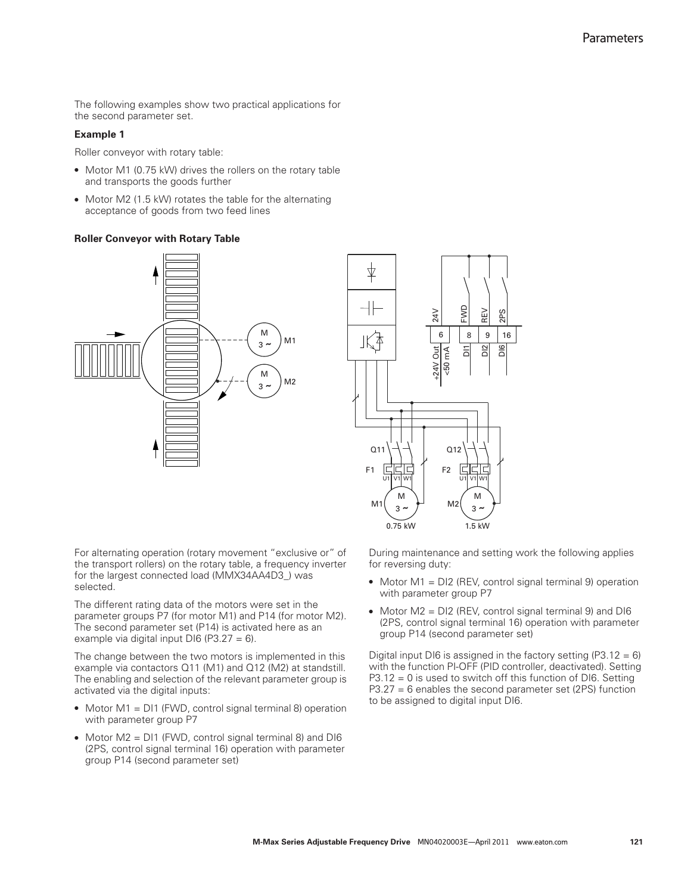The following examples show two practical applications for the second parameter set.

**Example 1**

Roller conveyor with rotary table:

- Motor M1 (0.75 kW) drives the rollers on the rotary table and transports the goods further
- Motor M2 (1.5 kW) rotates the table for the alternating acceptance of goods from two feed lines

**Roller Conveyor with Rotary Table**

For alternating operation (rotary movement "exclusive or" of the transport rollers) on the rotary table, a frequency inverter for the largest connected load (MMX34AA4D3_) was selected.

The different rating data of the motors were set in the parameter groups P7 (for motor M1) and P14 (for motor M2). The second parameter set (P14) is activated here as an example via digital input DI6 (P3.27 = 6).

The change between the two motors is implemented in this example via contactors Q11 (M1) and Q12 (M2) at standstill. The enabling and selection of the relevant parameter group is activated via the digital inputs:

- Motor M1 = DI1 (FWD, control signal terminal 8) operation with parameter group P7
- Motor M2 = DI1 (FWD, control signal terminal 8) and DI6 (2PS, control signal terminal 16) operation with parameter group P14 (second parameter set)

During maintenance and setting work the following applies for reversing duty:

- Motor M1 = DI2 (REV, control signal terminal 9) operation with parameter group P7
- Motor M2 = DI2 (REV, control signal terminal 9) and DI6 (2PS, control signal terminal 16) operation with parameter group P14 (second parameter set)

Digital input DI6 is assigned in the factory setting (P3.12 = 6) with the function PI-OFF (PID controller, deactivated). Setting P3.12 = 0 is used to switch off this function of DI6. Setting P3.27 = 6 enables the second parameter set (2PS) function to be assigned to digital input DI6.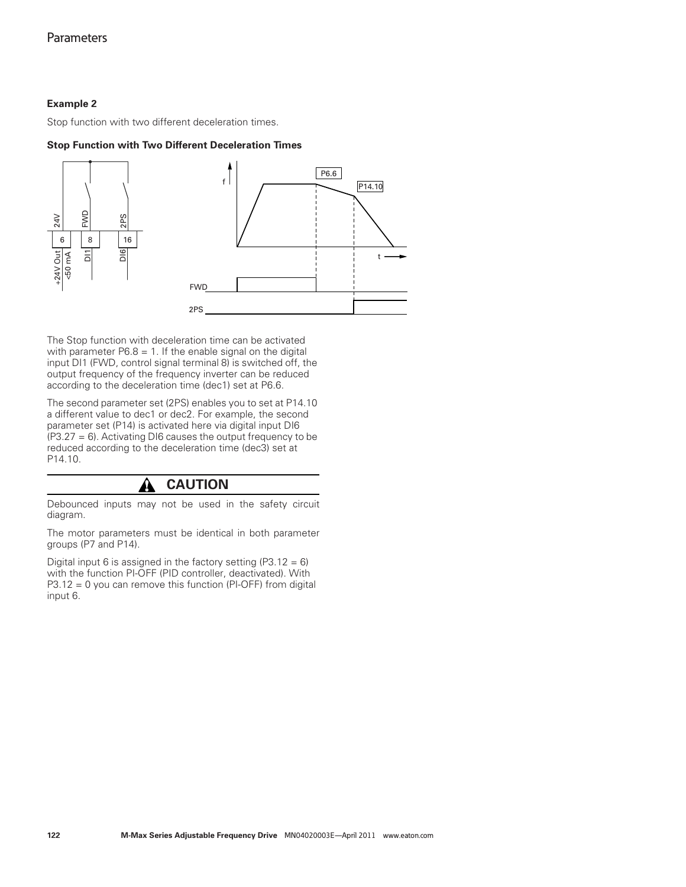**Example 2**

Stop function with two different deceleration times.

**Stop Function with Two Different Deceleration Times**

The Stop function with deceleration time can be activated with parameter P6.8 = 1. If the enable signal on the digital input DI1 (FWD, control signal terminal 8) is switched off, the output frequency of the frequency inverter can be reduced according to the deceleration time (dec1) set at P6.6.

The second parameter set (2PS) enables you to set at P14.10 a different value to dec1 or dec2. For example, the second parameter set (P14) is activated here via digital input DI6 (P3.27 = 6). Activating DI6 causes the output frequency to be reduced according to the deceleration time (dec3) set at P14.10.

**CAUTION**

Debounced inputs may not be used in the safety circuit diagram.

The motor parameters must be identical in both parameter groups (P7 and P14).

Digital input 6 is assigned in the factory setting (P3.12 = 6) with the function PI-OFF (PID controller, deactivated). With P3.12 = 0 you can remove this function (PI-OFF) from digital input 6.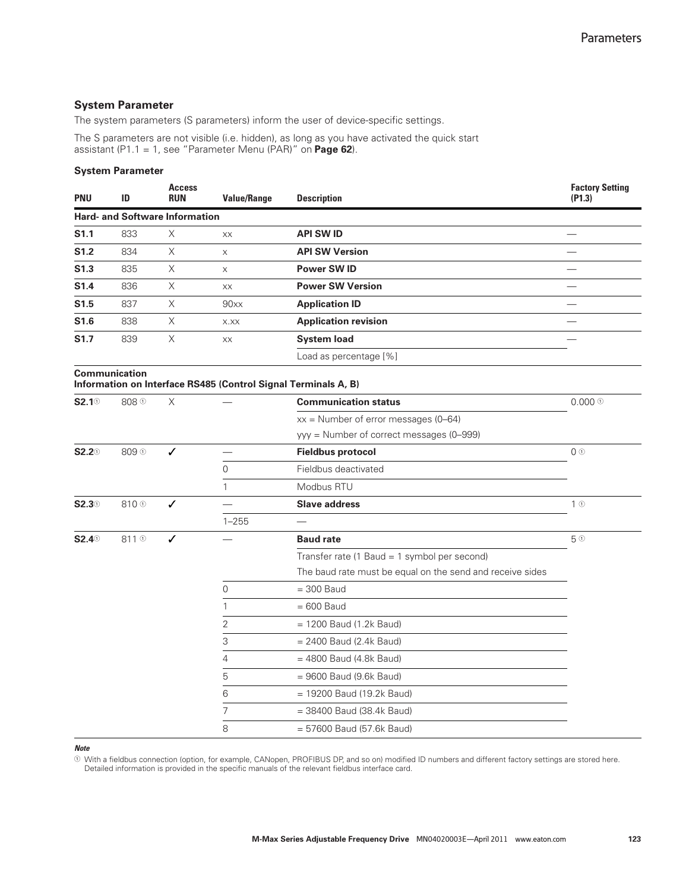## System Parameter

The system parameters (S parameters) inform the user of device-specific settings.

The S parameters are not visible (i.e. hidden), as long as you have activated the quick start assistant (P1.1 = 1, see "Parameter Menu (PAR)" on **Page 62**).

**System Parameter**

| PNU | ID | Access RUN | Value/Range | Description | Factory Setting (P1.3) |
|---|---|---|---|---|---|
| **Hard- and Software Information** | | | | | |
| **S1.1** | 833 | X | xx | **API SW ID** | — |
| **S1.2** | 834 | X | x | **API SW Version** | — |
| **S1.3** | 835 | X | x | **Power SW ID** | — |
| **S1.4** | 836 | X | xx | **Power SW Version** | — |
| **S1.5** | 837 | X | 90xx | **Application ID** | — |
| **S1.6** | 838 | X | x.xx | **Application revision** | — |
| **S1.7** | 839 | X | xx | **System load** | — |
| | | | | Load as percentage [%] | |
| **Communication Information on Interface RS485 (Control Signal Terminals A, B)** | | | | | |
| **S2.1**① | 808 ① | X | — | **Communication status** | 0.000 ① |
| | | | | xx = Number of error messages (0–64) | |
| | | | | yyy = Number of correct messages (0–999) | |
| **S2.2**① | 809 ① | ✓ | — | **Fieldbus protocol** | 0 ① |
| | | | 0 | Fieldbus deactivated | |
| | | | 1 | Modbus RTU | |
| **S2.3**① | 810 ① | ✓ | — | **Slave address** | 1 ① |
| | | | 1–255 | — | |
| **S2.4**① | 811 ① | ✓ | — | **Baud rate** | 5 ① |
| | | | | Transfer rate (1 Baud = 1 symbol per second) | |
| | | | | The baud rate must be equal on the send and receive sides | |
| | | | 0 | = 300 Baud | |
| | | | 1 | = 600 Baud | |
| | | | 2 | = 1200 Baud (1.2k Baud) | |
| | | | 3 | = 2400 Baud (2.4k Baud) | |
| | | | 4 | = 4800 Baud (4.8k Baud) | |
| | | | 5 | = 9600 Baud (9.6k Baud) | |
| | | | 6 | = 19200 Baud (19.2k Baud) | |
| | | | 7 | = 38400 Baud (38.4k Baud) | |
| | | | 8 | = 57600 Baud (57.6k Baud) | |

***Note***

① With a fieldbus connection (option, for example, CANopen, PROFIBUS DP, and so on) modified ID numbers and different factory settings are stored here. Detailed information is provided in the specific manuals of the relevant fieldbus interface card.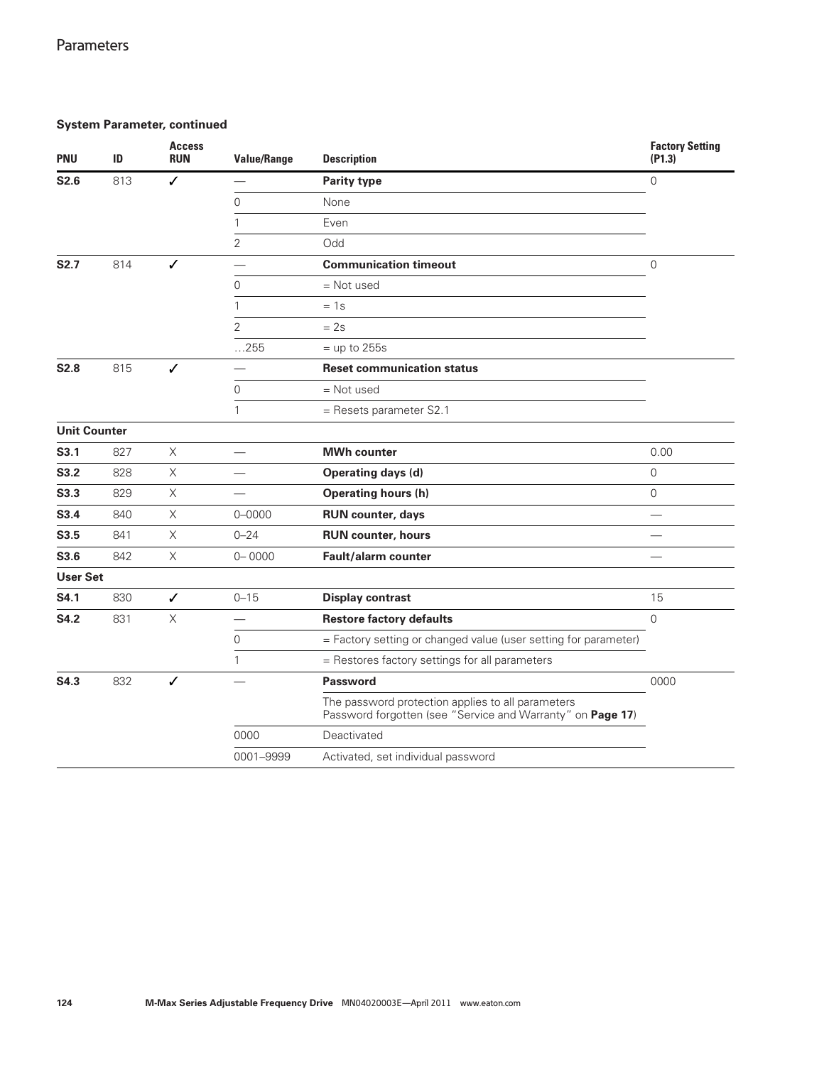**System Parameter, continued**

| PNU | ID | Access RUN | Value/Range | Description | Factory Setting (P1.3) |
|---|---|---|---|---|---|
| **S2.6** | 813 | ✓ | — | **Parity type** | 0 |
| | | | 0 | None | |
| | | | 1 | Even | |
| | | | 2 | Odd | |
| **S2.7** | 814 | ✓ | — | **Communication timeout** | 0 |
| | | | 0 | = Not used | |
| | | | 1 | = 1s | |
| | | | 2 | = 2s | |
| | | | …255 | = up to 255s | |
| **S2.8** | 815 | ✓ | — | **Reset communication status** | |
| | | | 0 | = Not used | |
| | | | 1 | = Resets parameter S2.1 | |
| **Unit Counter** | | | | | |
| **S3.1** | 827 | X | — | **MWh counter** | 0.00 |
| **S3.2** | 828 | X | — | **Operating days (d)** | 0 |
| **S3.3** | 829 | X | — | **Operating hours (h)** | 0 |
| **S3.4** | 840 | X | 0–0000 | **RUN counter, days** | — |
| **S3.5** | 841 | X | 0–24 | **RUN counter, hours** | — |
| **S3.6** | 842 | X | 0– 0000 | **Fault/alarm counter** | — |
| **User Set** | | | | | |
| **S4.1** | 830 | ✓ | 0–15 | **Display contrast** | 15 |
| **S4.2** | 831 | X | — | **Restore factory defaults** | 0 |
| | | | 0 | = Factory setting or changed value (user setting for parameter) | |
| | | | 1 | = Restores factory settings for all parameters | |
| **S4.3** | 832 | ✓ | — | **Password** | 0000 |
| | | | | The password protection applies to all parameters<br>Password forgotten (see "Service and Warranty" on **Page 17**) | |
| | | | 0000 | Deactivated | |
| | | | 0001–9999 | Activated, set individual password | |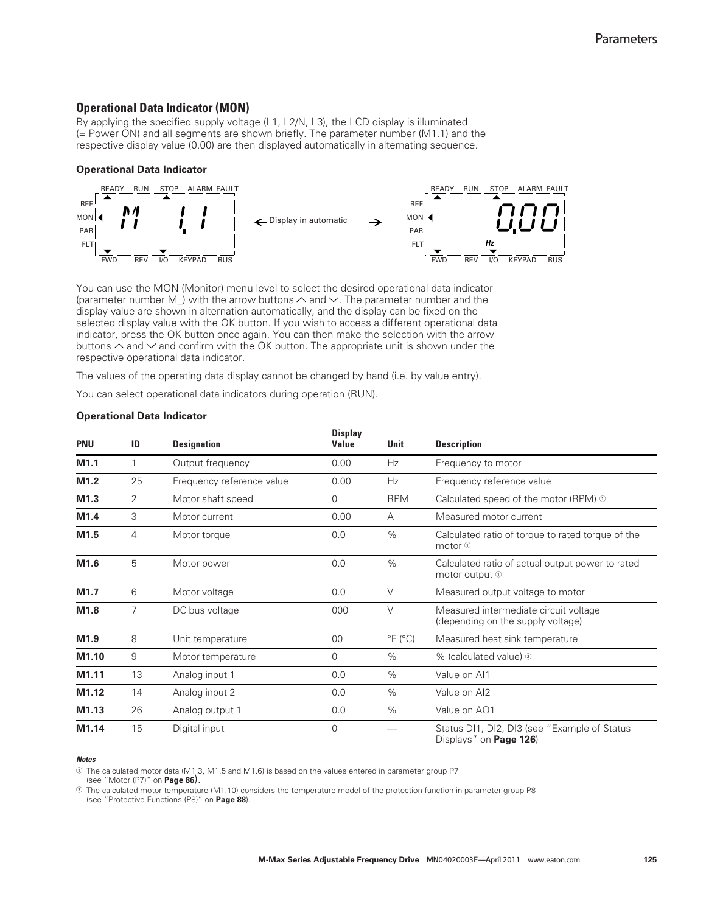## Operational Data Indicator (MON)

By applying the specified supply voltage (L1, L2/N, L3), the LCD display is illuminated (= Power ON) and all segments are shown briefly. The parameter number (M1.1) and the respective display value (0.00) are then displayed automatically in alternating sequence.

### Operational Data Indicator

READY RUN STOP ALARM FAULT
REF
MON M 1.1
PAR
FLT
FWD REV I/O KEYPAD BUS

← Display in automatic →

READY RUN STOP ALARM FAULT
REF
MON 0.00
PAR Hz
FLT
FWD REV I/O KEYPAD BUS

You can use the MON (Monitor) menu level to select the desired operational data indicator (parameter number M_) with the arrow buttons ∧ and ∨. The parameter number and the display value are shown in alternation automatically, and the display can be fixed on the selected display value with the OK button. If you wish to access a different operational data indicator, press the OK button once again. You can then make the selection with the arrow buttons ∧ and ∨ and confirm with the OK button. The appropriate unit is shown under the respective operational data indicator.

The values of the operating data display cannot be changed by hand (i.e. by value entry).

You can select operational data indicators during operation (RUN).

### Operational Data Indicator

| PNU | ID | Designation | Display Value | Unit | Description |
|---|---|---|---|---|---|
| **M1.1** | 1 | Output frequency | 0.00 | Hz | Frequency to motor |
| **M1.2** | 25 | Frequency reference value | 0.00 | Hz | Frequency reference value |
| **M1.3** | 2 | Motor shaft speed | 0 | RPM | Calculated speed of the motor (RPM) ① |
| **M1.4** | 3 | Motor current | 0.00 | A | Measured motor current |
| **M1.5** | 4 | Motor torque | 0.0 | % | Calculated ratio of torque to rated torque of the motor ① |
| **M1.6** | 5 | Motor power | 0.0 | % | Calculated ratio of actual output power to rated motor output ① |
| **M1.7** | 6 | Motor voltage | 0.0 | V | Measured output voltage to motor |
| **M1.8** | 7 | DC bus voltage | 000 | V | Measured intermediate circuit voltage (depending on the supply voltage) |
| **M1.9** | 8 | Unit temperature | 00 | °F (°C) | Measured heat sink temperature |
| **M1.10** | 9 | Motor temperature | 0 | % | % (calculated value) ② |
| **M1.11** | 13 | Analog input 1 | 0.0 | % | Value on AI1 |
| **M1.12** | 14 | Analog input 2 | 0.0 | % | Value on AI2 |
| **M1.13** | 26 | Analog output 1 | 0.0 | % | Value on AO1 |
| **M1.14** | 15 | Digital input | 0 | — | Status DI1, DI2, DI3 (see "Example of Status Displays" on **Page 126**) |

***Notes***

① The calculated motor data (M1.3, M1.5 and M1.6) is based on the values entered in parameter group P7 (see "Motor (P7)" on **Page 86**).

② The calculated motor temperature (M1.10) considers the temperature model of the protection function in parameter group P8 (see "Protective Functions (P8)" on **Page 88**).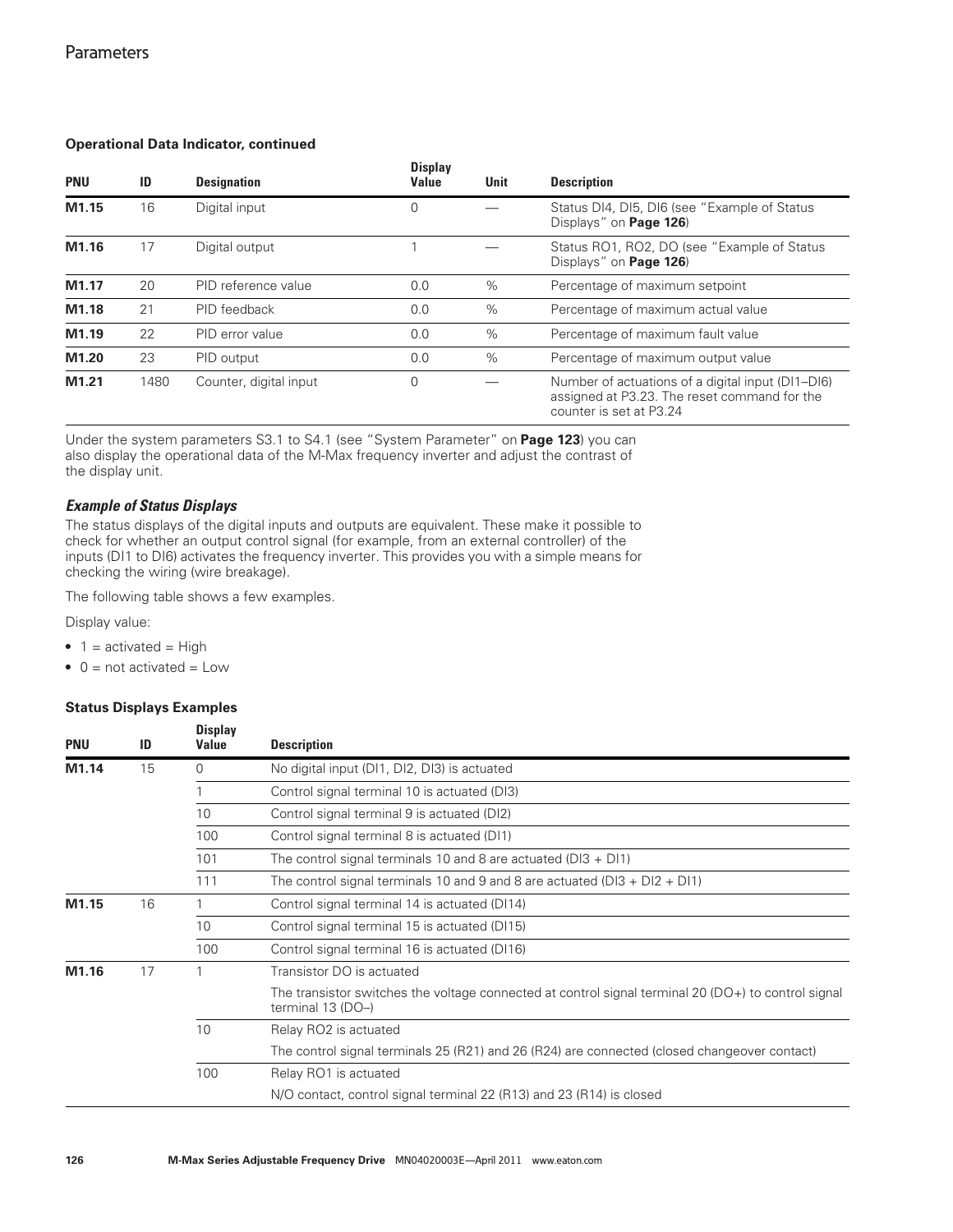## Operational Data Indicator, continued

| PNU | ID | Designation | Display Value | Unit | Description |
|---|---|---|---|---|---|
| **M1.15** | 16 | Digital input | 0 | — | Status DI4, DI5, DI6 (see "Example of Status Displays" on **Page 126**) |
| **M1.16** | 17 | Digital output | 1 | — | Status RO1, RO2, DO (see "Example of Status Displays" on **Page 126**) |
| **M1.17** | 20 | PID reference value | 0.0 | % | Percentage of maximum setpoint |
| **M1.18** | 21 | PID feedback | 0.0 | % | Percentage of maximum actual value |
| **M1.19** | 22 | PID error value | 0.0 | % | Percentage of maximum fault value |
| **M1.20** | 23 | PID output | 0.0 | % | Percentage of maximum output value |
| **M1.21** | 1480 | Counter, digital input | 0 | — | Number of actuations of a digital input (DI1–DI6) assigned at P3.23. The reset command for the counter is set at P3.24 |

Under the system parameters S3.1 to S4.1 (see "System Parameter" on **Page 123**) you can also display the operational data of the M-Max frequency inverter and adjust the contrast of the display unit.

### *Example of Status Displays*

The status displays of the digital inputs and outputs are equivalent. These make it possible to check for whether an output control signal (for example, from an external controller) of the inputs (DI1 to DI6) activates the frequency inverter. This provides you with a simple means for checking the wiring (wire breakage).

The following table shows a few examples.

Display value:

- 1 = activated = High
- 0 = not activated = Low

#### Status Displays Examples

| PNU | ID | Display Value | Description |
|---|---|---|---|
| **M1.14** | 15 | 0 | No digital input (DI1, DI2, DI3) is actuated |
| | | 1 | Control signal terminal 10 is actuated (DI3) |
| | | 10 | Control signal terminal 9 is actuated (DI2) |
| | | 100 | Control signal terminal 8 is actuated (DI1) |
| | | 101 | The control signal terminals 10 and 8 are actuated (DI3 + DI1) |
| | | 111 | The control signal terminals 10 and 9 and 8 are actuated (DI3 + DI2 + DI1) |
| **M1.15** | 16 | 1 | Control signal terminal 14 is actuated (DI14) |
| | | 10 | Control signal terminal 15 is actuated (DI15) |
| | | 100 | Control signal terminal 16 is actuated (DI16) |
| **M1.16** | 17 | 1 | Transistor DO is actuated<br>The transistor switches the voltage connected at control signal terminal 20 (DO+) to control signal terminal 13 (DO–) |
| | | 10 | Relay RO2 is actuated<br>The control signal terminals 25 (R21) and 26 (R24) are connected (closed changeover contact) |
| | | 100 | Relay RO1 is actuated<br>N/O contact, control signal terminal 22 (R13) and 23 (R14) is closed |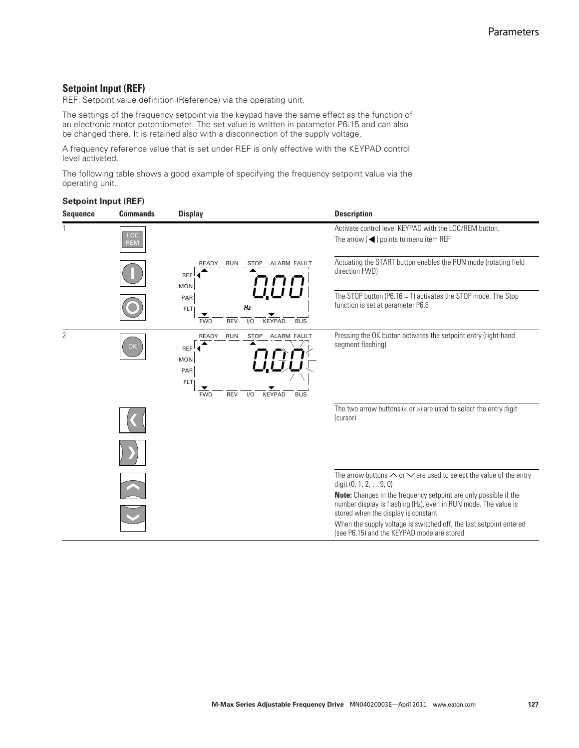## Setpoint Input (REF)

REF: Setpoint value definition (Reference) via the operating unit.

The settings of the frequency setpoint via the keypad have the same effect as the function of an electronic motor potentiometer. The set value is written in parameter P6.15 and can also be changed there. It is retained also with a disconnection of the supply voltage.

A frequency reference value that is set under REF is only effective with the KEYPAD control level activated.

The following table shows a good example of specifying the frequency setpoint value via the operating unit.

**Setpoint Input (REF)**

| Sequence | Commands | Display | Description |
|---|---|---|---|
| 1 | LOC REM | | Activate control level KEYPAD with the LOC/REM button.<br>The arrow (◀) points to menu item REF |
| | I | READY RUN STOP ALARM FAULT REF MON PAR FLT 0.00 Hz FWD REV I/O KEYPAD BUS | Actuating the START button enables the RUN mode (rotating field direction FWD) |
| | O | | The STOP button (P6.16 = 1) activates the STOP mode. The Stop function is set at parameter P6.8 |
| 2 | OK | READY RUN STOP ALARM FAULT REF MON PAR FLT 0.00 FWD REV I/O KEYPAD BUS | Pressing the OK button activates the setpoint entry (right-hand segment flashing) |
| | ❮ ❯ | | The two arrow buttons (< or >) are used to select the entry digit (cursor) |
| | ︿ ﹀ | | The arrow buttons ︿ or ﹀ are used to select the value of the entry digit (0, 1, 2, …9, 0)<br>**Note:** Changes in the frequency setpoint are only possible if the number display is flashing (Hz), even in RUN mode. The value is stored when the display is constant<br>When the supply voltage is switched off, the last setpoint entered (see P6.15) and the KEYPAD mode are stored |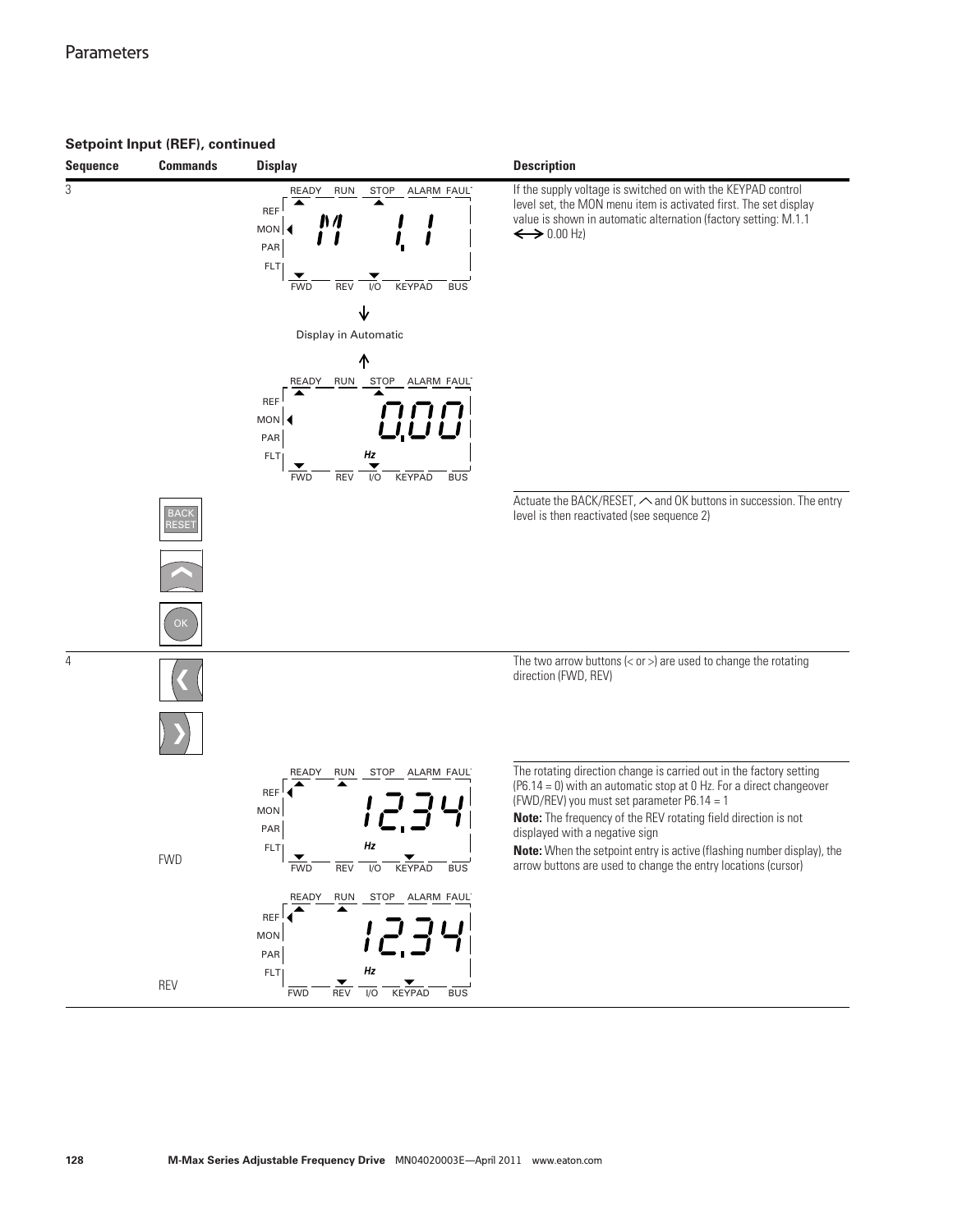## Setpoint Input (REF), continued

| Sequence | Commands | Display | Description |
|---|---|---|---|
| 3 | | READY RUN STOP ALARM FAULT / REF MON PAR FLT / M 1.1 / FWD REV I/O KEYPAD BUS<br>Display in Automatic<br>READY RUN STOP ALARM FAULT / REF MON PAR FLT / 0.00 Hz / FWD REV I/O KEYPAD BUS | If the supply voltage is switched on with the KEYPAD control level set, the MON menu item is activated first. The set display value is shown in automatic alternation (factory setting: M.1.1 ⟷ 0.00 Hz) |
| | BACK RESET<br>⌃<br>OK | | Actuate the BACK/RESET, ⌃ and OK buttons in succession. The entry level is then reactivated (see sequence 2) |
| 4 | ❮<br>❯ | | The two arrow buttons (< or >) are used to change the rotating direction (FWD, REV) |
| | FWD | READY RUN STOP ALARM FAULT / REF MON PAR FLT / 12.34 Hz / FWD REV I/O KEYPAD BUS | The rotating direction change is carried out in the factory setting (P6.14 = 0) with an automatic stop at 0 Hz. For a direct changeover (FWD/REV) you must set parameter P6.14 = 1<br>**Note:** The frequency of the REV rotating field direction is not displayed with a negative sign<br>**Note:** When the setpoint entry is active (flashing number display), the arrow buttons are used to change the entry locations (cursor) |
| | REV | READY RUN STOP ALARM FAULT / REF MON PAR FLT / 12.34 Hz / FWD REV I/O KEYPAD BUS | |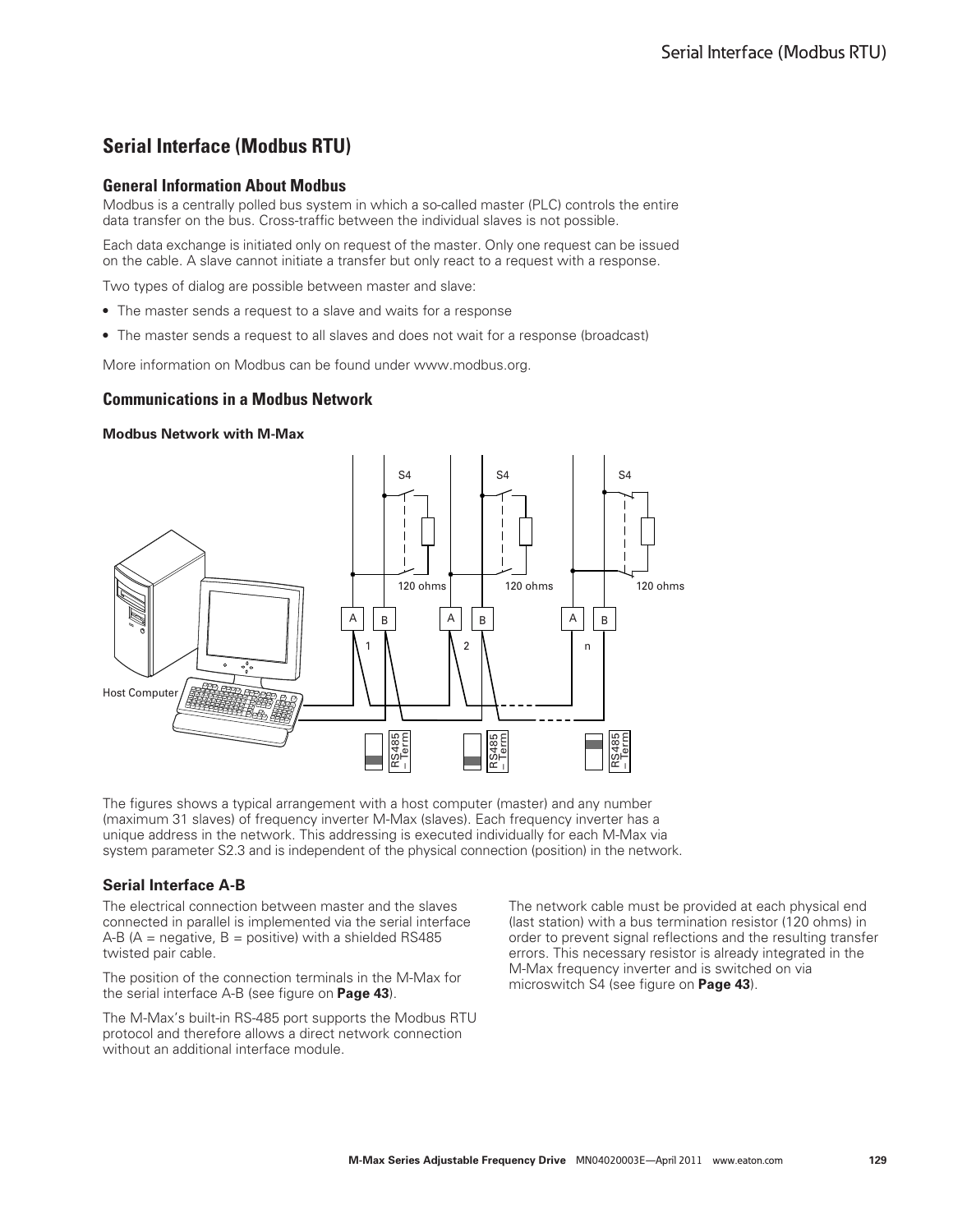# Serial Interface (Modbus RTU)

## General Information About Modbus

Modbus is a centrally polled bus system in which a so-called master (PLC) controls the entire data transfer on the bus. Cross-traffic between the individual slaves is not possible.

Each data exchange is initiated only on request of the master. Only one request can be issued on the cable. A slave cannot initiate a transfer but only react to a request with a response.

Two types of dialog are possible between master and slave:

- The master sends a request to a slave and waits for a response
- The master sends a request to all slaves and does not wait for a response (broadcast)

More information on Modbus can be found under www.modbus.org.

## Communications in a Modbus Network

### Modbus Network with M-Max

The figures shows a typical arrangement with a host computer (master) and any number (maximum 31 slaves) of frequency inverter M-Max (slaves). Each frequency inverter has a unique address in the network. This addressing is executed individually for each M-Max via system parameter S2.3 and is independent of the physical connection (position) in the network.

## Serial Interface A-B

The electrical connection between master and the slaves connected in parallel is implemented via the serial interface A-B (A = negative, B = positive) with a shielded RS485 twisted pair cable.

The position of the connection terminals in the M-Max for the serial interface A-B (see figure on **Page 43**).

The M-Max's built-in RS-485 port supports the Modbus RTU protocol and therefore allows a direct network connection without an additional interface module.

The network cable must be provided at each physical end (last station) with a bus termination resistor (120 ohms) in order to prevent signal reflections and the resulting transfer errors. This necessary resistor is already integrated in the M-Max frequency inverter and is switched on via microswitch S4 (see figure on **Page 43**).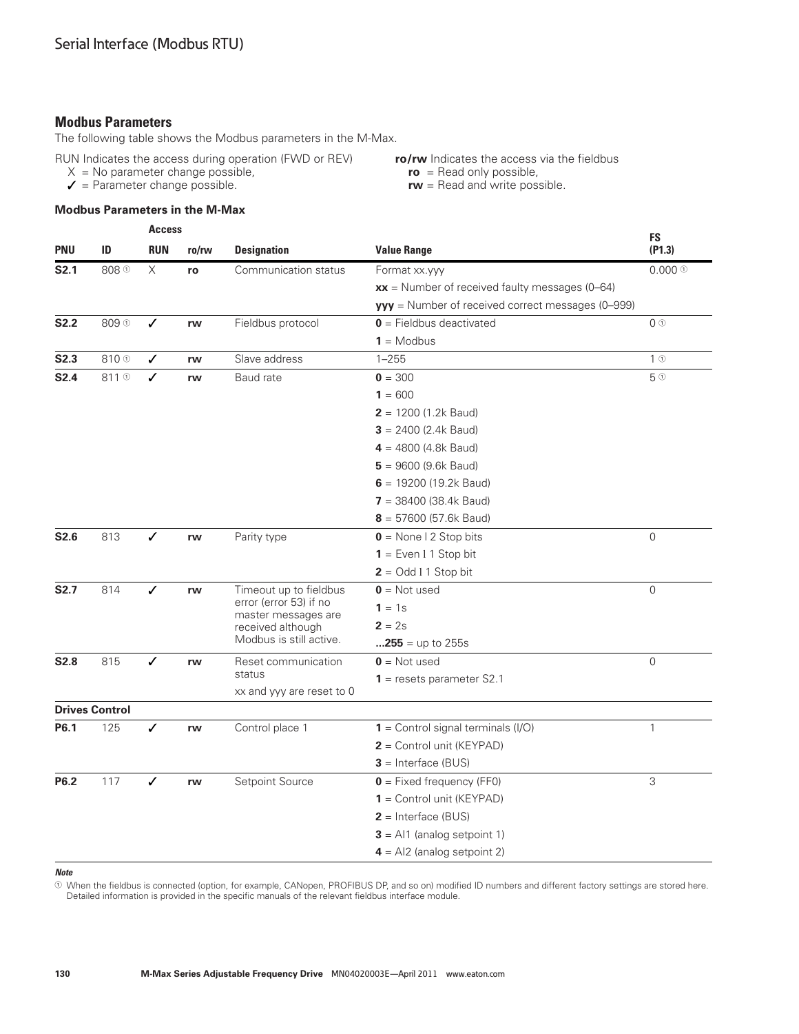## Modbus Parameters

The following table shows the Modbus parameters in the M-Max.

RUN Indicates the access during operation (FWD or REV)
- X = No parameter change possible,
- ✓ = Parameter change possible.

**ro/rw** Indicates the access via the fieldbus
- **ro** = Read only possible,
- **rw** = Read and write possible.

### Modbus Parameters in the M-Max

| PNU | ID | Access RUN | Access ro/rw | Designation | Value Range | FS (P1.3) |
|---|---|---|---|---|---|---|
| **S2.1** | 808 ① | X | **ro** | Communication status | Format xx.yyy | 0.000 ① |
| | | | | | **xx** = Number of received faulty messages (0–64) | |
| | | | | | **yyy** = Number of received correct messages (0–999) | |
| **S2.2** | 809 ① | ✓ | **rw** | Fieldbus protocol | **0** = Fieldbus deactivated | 0 ① |
| | | | | | **1** = Modbus | |
| **S2.3** | 810 ① | ✓ | **rw** | Slave address | 1–255 | 1 ① |
| **S2.4** | 811 ① | ✓ | **rw** | Baud rate | **0** = 300 | 5 ① |
| | | | | | **1** = 600 | |
| | | | | | **2** = 1200 (1.2k Baud) | |
| | | | | | **3** = 2400 (2.4k Baud) | |
| | | | | | **4** = 4800 (4.8k Baud) | |
| | | | | | **5** = 9600 (9.6k Baud) | |
| | | | | | **6** = 19200 (19.2k Baud) | |
| | | | | | **7** = 38400 (38.4k Baud) | |
| | | | | | **8** = 57600 (57.6k Baud) | |
| **S2.6** | 813 | ✓ | **rw** | Parity type | **0** = None I 2 Stop bits | 0 |
| | | | | | **1** = Even I 1 Stop bit | |
| | | | | | **2** = Odd I 1 Stop bit | |
| **S2.7** | 814 | ✓ | **rw** | Timeout up to fieldbus error (error 53) if no master messages are received although Modbus is still active. | **0** = Not used | 0 |
| | | | | | **1** = 1s | |
| | | | | | **2** = 2s | |
| | | | | | **...255** = up to 255s | |
| **S2.8** | 815 | ✓ | **rw** | Reset communication status | **0** = Not used | 0 |
| | | | | xx and yyy are reset to 0 | **1** = resets parameter S2.1 | |
| **Drives Control** | | | | | | |
| **P6.1** | 125 | ✓ | **rw** | Control place 1 | **1** = Control signal terminals (I/O) | 1 |
| | | | | | **2** = Control unit (KEYPAD) | |
| | | | | | **3** = Interface (BUS) | |
| **P6.2** | 117 | ✓ | **rw** | Setpoint Source | **0** = Fixed frequency (FF0) | 3 |
| | | | | | **1** = Control unit (KEYPAD) | |
| | | | | | **2** = Interface (BUS) | |
| | | | | | **3** = AI1 (analog setpoint 1) | |
| | | | | | **4** = AI2 (analog setpoint 2) | |

***Note***

① When the fieldbus is connected (option, for example, CANopen, PROFIBUS DP, and so on) modified ID numbers and different factory settings are stored here. Detailed information is provided in the specific manuals of the relevant fieldbus interface module.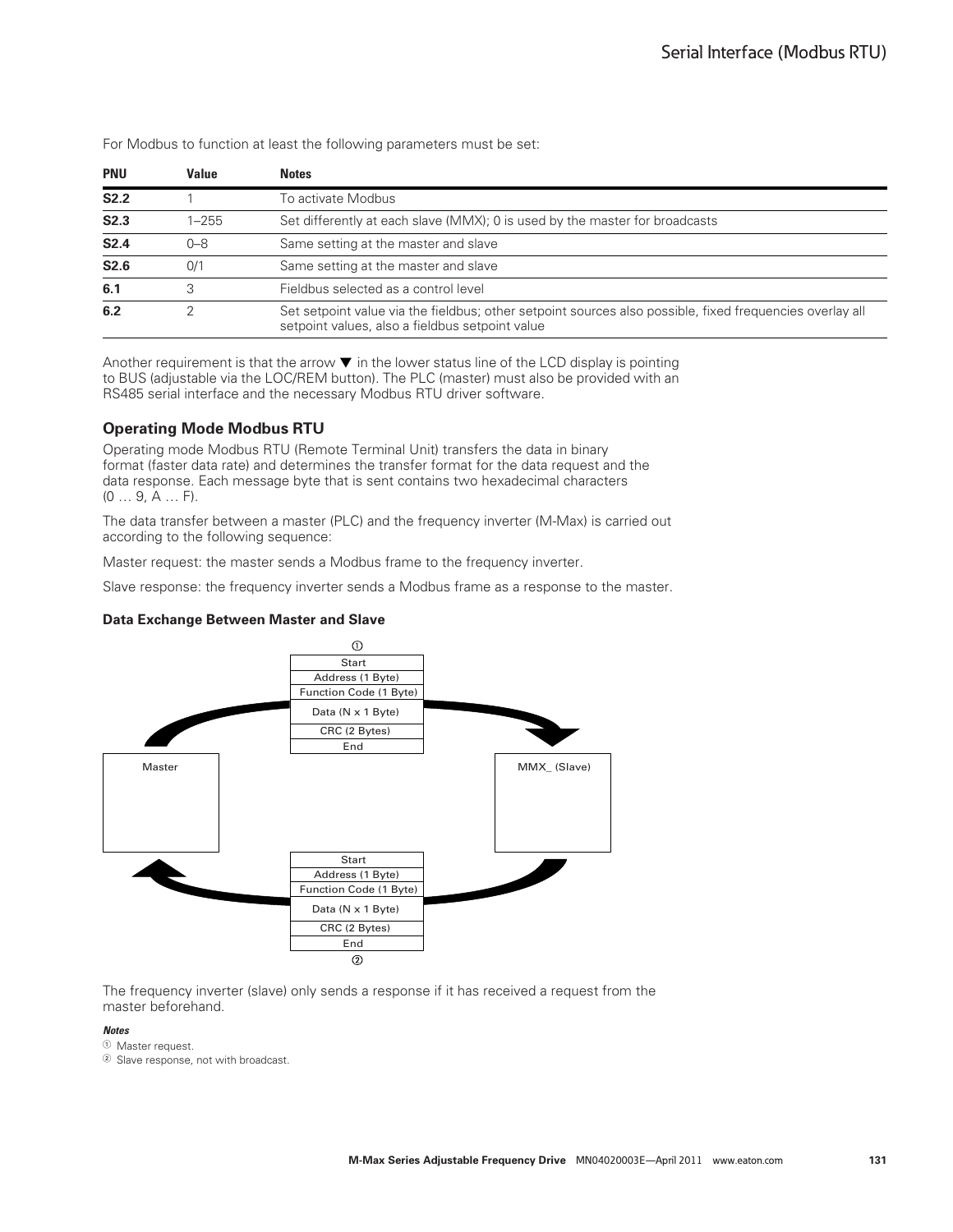For Modbus to function at least the following parameters must be set:

| PNU | Value | Notes |
|---|---|---|
| **S2.2** | 1 | To activate Modbus |
| **S2.3** | 1–255 | Set differently at each slave (MMX); 0 is used by the master for broadcasts |
| **S2.4** | 0–8 | Same setting at the master and slave |
| **S2.6** | 0/1 | Same setting at the master and slave |
| **6.1** | 3 | Fieldbus selected as a control level |
| **6.2** | 2 | Set setpoint value via the fieldbus; other setpoint sources also possible, fixed frequencies overlay all setpoint values, also a fieldbus setpoint value |

Another requirement is that the arrow ▼ in the lower status line of the LCD display is pointing to BUS (adjustable via the LOC/REM button). The PLC (master) must also be provided with an RS485 serial interface and the necessary Modbus RTU driver software.

### Operating Mode Modbus RTU

Operating mode Modbus RTU (Remote Terminal Unit) transfers the data in binary format (faster data rate) and determines the transfer format for the data request and the data response. Each message byte that is sent contains two hexadecimal characters (0 … 9, A … F).

The data transfer between a master (PLC) and the frequency inverter (M-Max) is carried out according to the following sequence:

Master request: the master sends a Modbus frame to the frequency inverter.

Slave response: the frequency inverter sends a Modbus frame as a response to the master.

#### Data Exchange Between Master and Slave

①

| Start |
|---|
| Address (1 Byte) |
| Function Code (1 Byte) |
| Data (N x 1 Byte) |
| CRC (2 Bytes) |
| End |

Master → MMX_ (Slave)

MMX_ (Slave) → Master

| Start |
|---|
| Address (1 Byte) |
| Function Code (1 Byte) |
| Data (N x 1 Byte) |
| CRC (2 Bytes) |
| End |

②

The frequency inverter (slave) only sends a response if it has received a request from the master beforehand.

***Notes***

① Master request.

② Slave response, not with broadcast.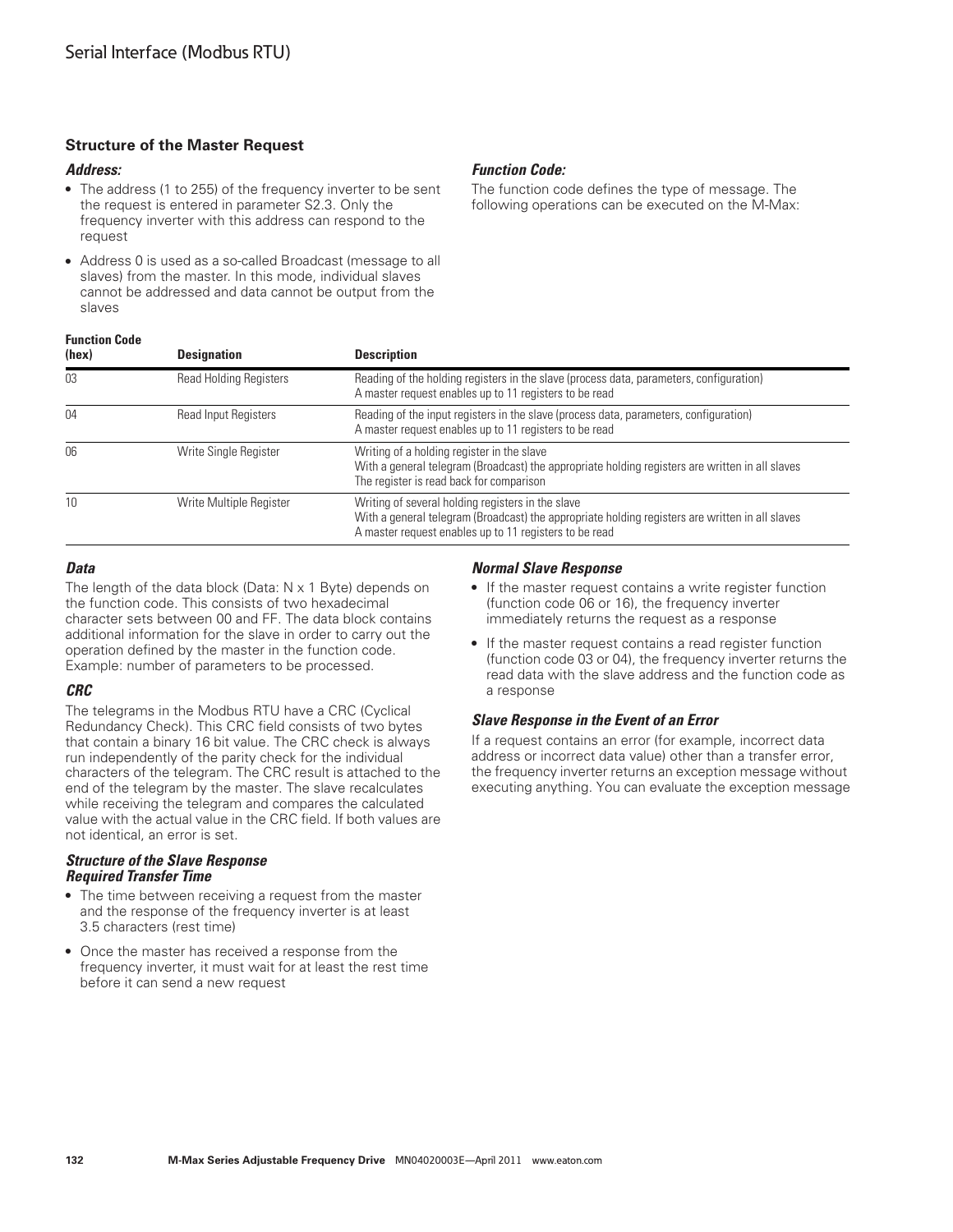### Structure of the Master Request

#### *Address:*

- The address (1 to 255) of the frequency inverter to be sent the request is entered in parameter S2.3. Only the frequency inverter with this address can respond to the request
- Address 0 is used as a so-called Broadcast (message to all slaves) from the master. In this mode, individual slaves cannot be addressed and data cannot be output from the slaves

#### *Function Code:*

The function code defines the type of message. The following operations can be executed on the M-Max:

| Function Code (hex) | Designation | Description |
|---|---|---|
| 03 | Read Holding Registers | Reading of the holding registers in the slave (process data, parameters, configuration)<br>A master request enables up to 11 registers to be read |
| 04 | Read Input Registers | Reading of the input registers in the slave (process data, parameters, configuration)<br>A master request enables up to 11 registers to be read |
| 06 | Write Single Register | Writing of a holding register in the slave<br>With a general telegram (Broadcast) the appropriate holding registers are written in all slaves<br>The register is read back for comparison |
| 10 | Write Multiple Register | Writing of several holding registers in the slave<br>With a general telegram (Broadcast) the appropriate holding registers are written in all slaves<br>A master request enables up to 11 registers to be read |

#### *Data*

The length of the data block (Data: N x 1 Byte) depends on the function code. This consists of two hexadecimal character sets between 00 and FF. The data block contains additional information for the slave in order to carry out the operation defined by the master in the function code. Example: number of parameters to be processed.

#### *CRC*

The telegrams in the Modbus RTU have a CRC (Cyclical Redundancy Check). This CRC field consists of two bytes that contain a binary 16 bit value. The CRC check is always run independently of the parity check for the individual characters of the telegram. The CRC result is attached to the end of the telegram by the master. The slave recalculates while receiving the telegram and compares the calculated value with the actual value in the CRC field. If both values are not identical, an error is set.

#### *Structure of the Slave Response*
#### *Required Transfer Time*

- The time between receiving a request from the master and the response of the frequency inverter is at least 3.5 characters (rest time)
- Once the master has received a response from the frequency inverter, it must wait for at least the rest time before it can send a new request

#### *Normal Slave Response*

- If the master request contains a write register function (function code 06 or 16), the frequency inverter immediately returns the request as a response
- If the master request contains a read register function (function code 03 or 04), the frequency inverter returns the read data with the slave address and the function code as a response

#### *Slave Response in the Event of an Error*

If a request contains an error (for example, incorrect data address or incorrect data value) other than a transfer error, the frequency inverter returns an exception message without executing anything. You can evaluate the exception message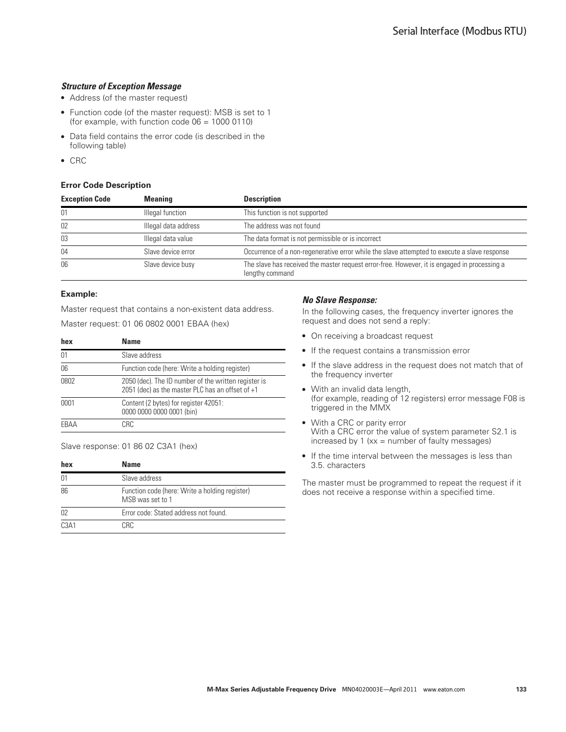### *Structure of Exception Message*

- Address (of the master request)
- Function code (of the master request): MSB is set to 1 (for example, with function code 06 = 1000 0110)
- Data field contains the error code (is described in the following table)
- CRC

**Error Code Description**

| Exception Code | Meaning | Description |
|---|---|---|
| 01 | Illegal function | This function is not supported |
| 02 | Illegal data address | The address was not found |
| 03 | Illegal data value | The data format is not permissible or is incorrect |
| 04 | Slave device error | Occurrence of a non-regenerative error while the slave attempted to execute a slave response |
| 06 | Slave device busy | The slave has received the master request error-free. However, it is engaged in processing a lengthy command |

**Example:**

Master request that contains a non-existent data address.

Master request: 01 06 0802 0001 EBAA (hex)

| hex | Name |
|---|---|
| 01 | Slave address |
| 06 | Function code (here: Write a holding register) |
| 0802 | 2050 (dec). The ID number of the written register is 2051 (dec) as the master PLC has an offset of +1 |
| 0001 | Content (2 bytes) for register 42051: 0000 0000 0000 0001 (bin) |
| EBAA | CRC |

Slave response: 01 86 02 C3A1 (hex)

| hex | Name |
|---|---|
| 01 | Slave address |
| 86 | Function code (here: Write a holding register) MSB was set to 1 |
| 02 | Error code: Stated address not found. |
| C3A1 | CRC |

### *No Slave Response:*

In the following cases, the frequency inverter ignores the request and does not send a reply:

- On receiving a broadcast request
- If the request contains a transmission error
- If the slave address in the request does not match that of the frequency inverter
- With an invalid data length, (for example, reading of 12 registers) error message F08 is triggered in the MMX
- With a CRC or parity error With a CRC error the value of system parameter S2.1 is increased by 1 (xx = number of faulty messages)
- If the time interval between the messages is less than 3.5. characters

The master must be programmed to repeat the request if it does not receive a response within a specified time.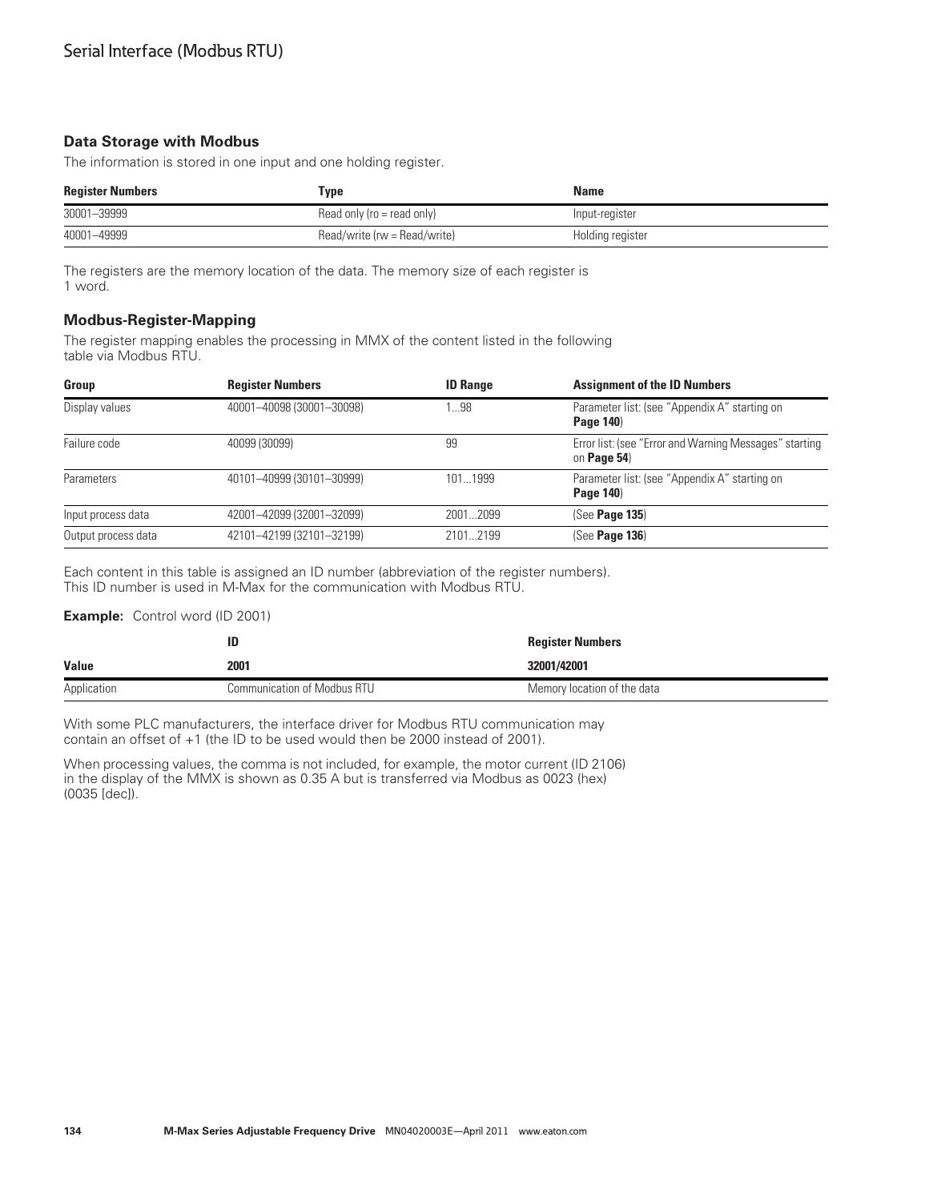## Data Storage with Modbus

The information is stored in one input and one holding register.

| Register Numbers | Type | Name |
|---|---|---|
| 30001–39999 | Read only (ro = read only) | Input-register |
| 40001–49999 | Read/write (rw = Read/write) | Holding register |

The registers are the memory location of the data. The memory size of each register is 1 word.

## Modbus-Register-Mapping

The register mapping enables the processing in MMX of the content listed in the following table via Modbus RTU.

| Group | Register Numbers | ID Range | Assignment of the ID Numbers |
|---|---|---|---|
| Display values | 40001–40098 (30001–30098) | 1...98 | Parameter list: (see "Appendix A" starting on **Page 140**) |
| Failure code | 40099 (30099) | 99 | Error list: (see "Error and Warning Messages" starting on **Page 54**) |
| Parameters | 40101–40999 (30101–30999) | 101...1999 | Parameter list: (see "Appendix A" starting on **Page 140**) |
| Input process data | 42001–42099 (32001–32099) | 2001...2099 | (See **Page 135**) |
| Output process data | 42101–42199 (32101–32199) | 2101...2199 | (See **Page 136**) |

Each content in this table is assigned an ID number (abbreviation of the register numbers). This ID number is used in M-Max for the communication with Modbus RTU.

**Example:** Control word (ID 2001)

| | ID | Register Numbers |
|---|---|---|
| **Value** | **2001** | **32001/42001** |
| Application | Communication of Modbus RTU | Memory location of the data |

With some PLC manufacturers, the interface driver for Modbus RTU communication may contain an offset of +1 (the ID to be used would then be 2000 instead of 2001).

When processing values, the comma is not included, for example, the motor current (ID 2106) in the display of the MMX is shown as 0.35 A but is transferred via Modbus as 0023 (hex) (0035 [dec]).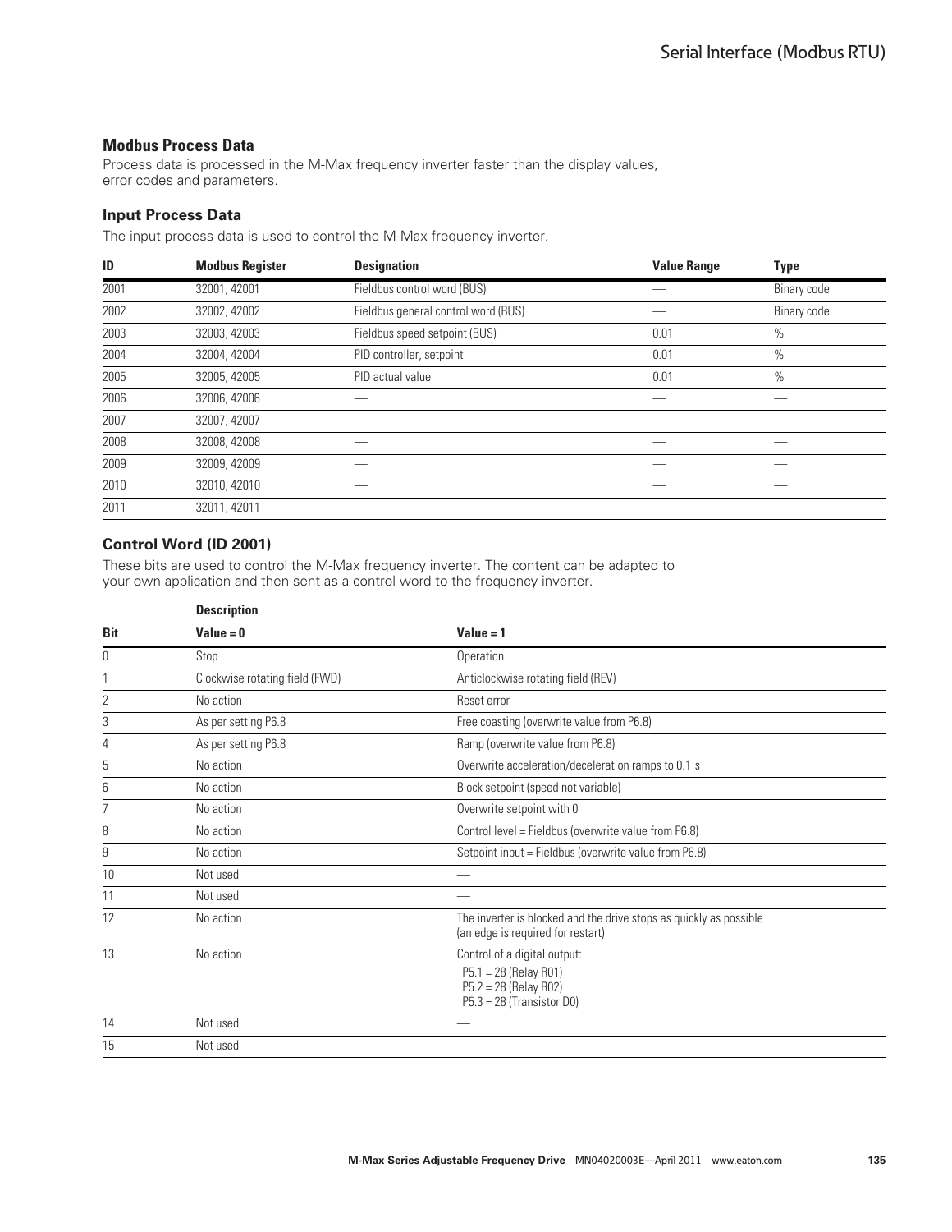## Modbus Process Data

Process data is processed in the M-Max frequency inverter faster than the display values, error codes and parameters.

### Input Process Data

The input process data is used to control the M-Max frequency inverter.

| ID | Modbus Register | Designation | Value Range | Type |
|---|---|---|---|---|
| 2001 | 32001, 42001 | Fieldbus control word (BUS) | — | Binary code |
| 2002 | 32002, 42002 | Fieldbus general control word (BUS) | — | Binary code |
| 2003 | 32003, 42003 | Fieldbus speed setpoint (BUS) | 0.01 | % |
| 2004 | 32004, 42004 | PID controller, setpoint | 0.01 | % |
| 2005 | 32005, 42005 | PID actual value | 0.01 | % |
| 2006 | 32006, 42006 | — | — | — |
| 2007 | 32007, 42007 | — | — | — |
| 2008 | 32008, 42008 | — | — | — |
| 2009 | 32009, 42009 | — | — | — |
| 2010 | 32010, 42010 | — | — | — |
| 2011 | 32011, 42011 | — | — | — |

### Control Word (ID 2001)

These bits are used to control the M-Max frequency inverter. The content can be adapted to your own application and then sent as a control word to the frequency inverter.

| | Description | |
|---|---|---|
| Bit | Value = 0 | Value = 1 |
| 0 | Stop | Operation |
| 1 | Clockwise rotating field (FWD) | Anticlockwise rotating field (REV) |
| 2 | No action | Reset error |
| 3 | As per setting P6.8 | Free coasting (overwrite value from P6.8) |
| 4 | As per setting P6.8 | Ramp (overwrite value from P6.8) |
| 5 | No action | Overwrite acceleration/deceleration ramps to 0.1 s |
| 6 | No action | Block setpoint (speed not variable) |
| 7 | No action | Overwrite setpoint with 0 |
| 8 | No action | Control level = Fieldbus (overwrite value from P6.8) |
| 9 | No action | Setpoint input = Fieldbus (overwrite value from P6.8) |
| 10 | Not used | — |
| 11 | Not used | — |
| 12 | No action | The inverter is blocked and the drive stops as quickly as possible (an edge is required for restart) |
| 13 | No action | Control of a digital output: P5.1 = 28 (Relay R01) P5.2 = 28 (Relay R02) P5.3 = 28 (Transistor D0) |
| 14 | Not used | — |
| 15 | Not used | — |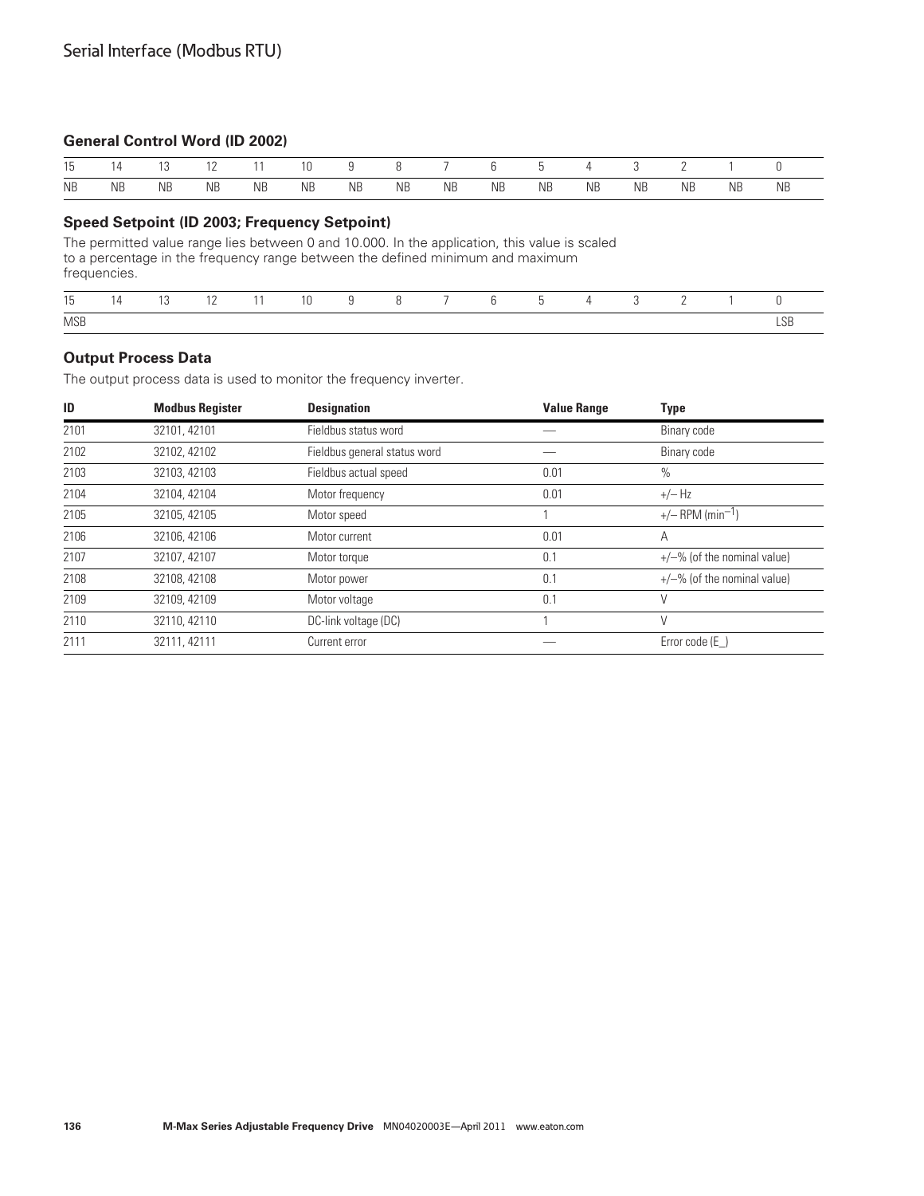## General Control Word (ID 2002)

| 15 | 14 | 13 | 12 | 11 | 10 | 9 | 8 | 7 | 6 | 5 | 4 | 3 | 2 | 1 | 0 |
|---|---|---|---|---|---|---|---|---|---|---|---|---|---|---|---|
| NB | NB | NB | NB | NB | NB | NB | NB | NB | NB | NB | NB | NB | NB | NB | NB |

## Speed Setpoint (ID 2003; Frequency Setpoint)

The permitted value range lies between 0 and 10.000. In the application, this value is scaled to a percentage in the frequency range between the defined minimum and maximum frequencies.

| 15 | 14 | 13 | 12 | 11 | 10 | 9 | 8 | 7 | 6 | 5 | 4 | 3 | 2 | 1 | 0 |
|---|---|---|---|---|---|---|---|---|---|---|---|---|---|---|---|
| MSB | | | | | | | | | | | | | | | LSB |

## Output Process Data

The output process data is used to monitor the frequency inverter.

| ID | Modbus Register | Designation | Value Range | Type |
|---|---|---|---|---|
| 2101 | 32101, 42101 | Fieldbus status word | — | Binary code |
| 2102 | 32102, 42102 | Fieldbus general status word | — | Binary code |
| 2103 | 32103, 42103 | Fieldbus actual speed | 0.01 | % |
| 2104 | 32104, 42104 | Motor frequency | 0.01 | +/– Hz |
| 2105 | 32105, 42105 | Motor speed | 1 | +/– RPM ($min^{-1}$) |
| 2106 | 32106, 42106 | Motor current | 0.01 | A |
| 2107 | 32107, 42107 | Motor torque | 0.1 | +/–% (of the nominal value) |
| 2108 | 32108, 42108 | Motor power | 0.1 | +/–% (of the nominal value) |
| 2109 | 32109, 42109 | Motor voltage | 0.1 | V |
| 2110 | 32110, 42110 | DC-link voltage (DC) | 1 | V |
| 2111 | 32111, 42111 | Current error | — | Error code (E_) |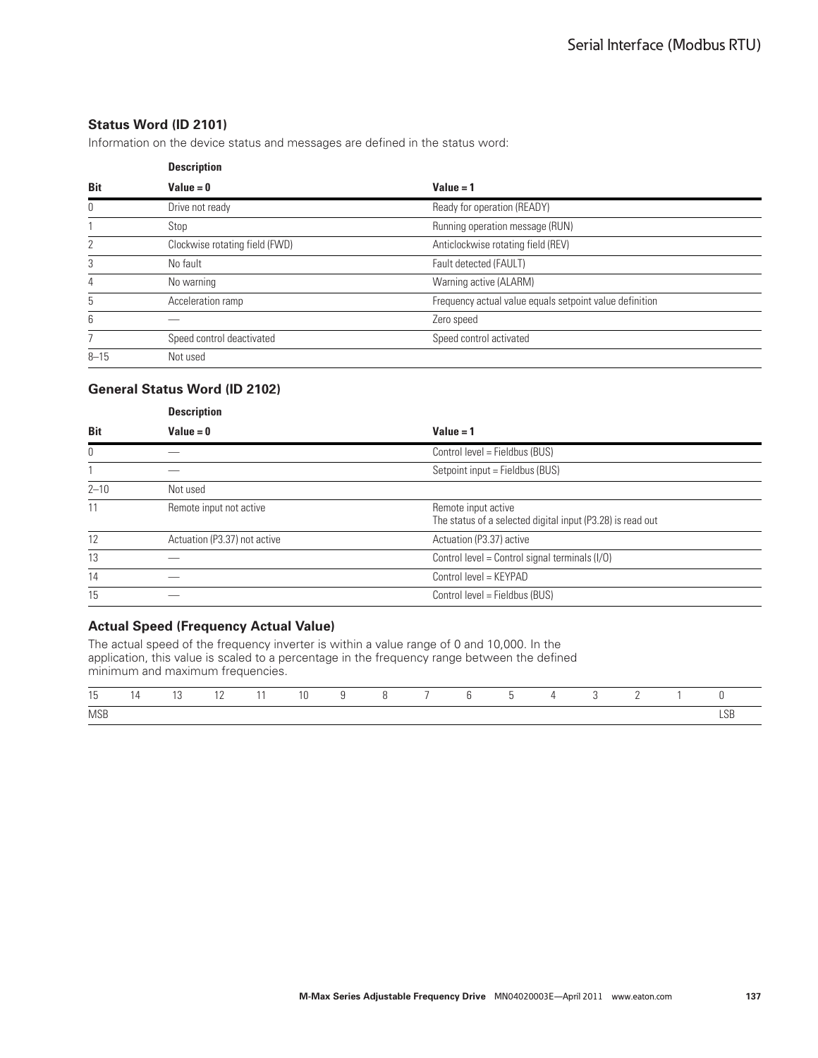### Status Word (ID 2101)

Information on the device status and messages are defined in the status word:

| Bit | Description<br>Value = 0 | Value = 1 |
|---|---|---|
| 0 | Drive not ready | Ready for operation (READY) |
| 1 | Stop | Running operation message (RUN) |
| 2 | Clockwise rotating field (FWD) | Anticlockwise rotating field (REV) |
| 3 | No fault | Fault detected (FAULT) |
| 4 | No warning | Warning active (ALARM) |
| 5 | Acceleration ramp | Frequency actual value equals setpoint value definition |
| 6 | — | Zero speed |
| 7 | Speed control deactivated | Speed control activated |
| 8–15 | Not used | |

### General Status Word (ID 2102)

| Bit | Description<br>Value = 0 | Value = 1 |
|---|---|---|
| 0 | — | Control level = Fieldbus (BUS) |
| 1 | — | Setpoint input = Fieldbus (BUS) |
| 2–10 | Not used | |
| 11 | Remote input not active | Remote input active<br>The status of a selected digital input (P3.28) is read out |
| 12 | Actuation (P3.37) not active | Actuation (P3.37) active |
| 13 | — | Control level = Control signal terminals (I/O) |
| 14 | — | Control level = KEYPAD |
| 15 | — | Control level = Fieldbus (BUS) |

### Actual Speed (Frequency Actual Value)

The actual speed of the frequency inverter is within a value range of 0 and 10,000. In the application, this value is scaled to a percentage in the frequency range between the defined minimum and maximum frequencies.

| 15 | 14 | 13 | 12 | 11 | 10 | 9 | 8 | 7 | 6 | 5 | 4 | 3 | 2 | 1 | 0 |
|---|---|---|---|---|---|---|---|---|---|---|---|---|---|---|---|
| MSB | | | | | | | | | | | | | | | LSB |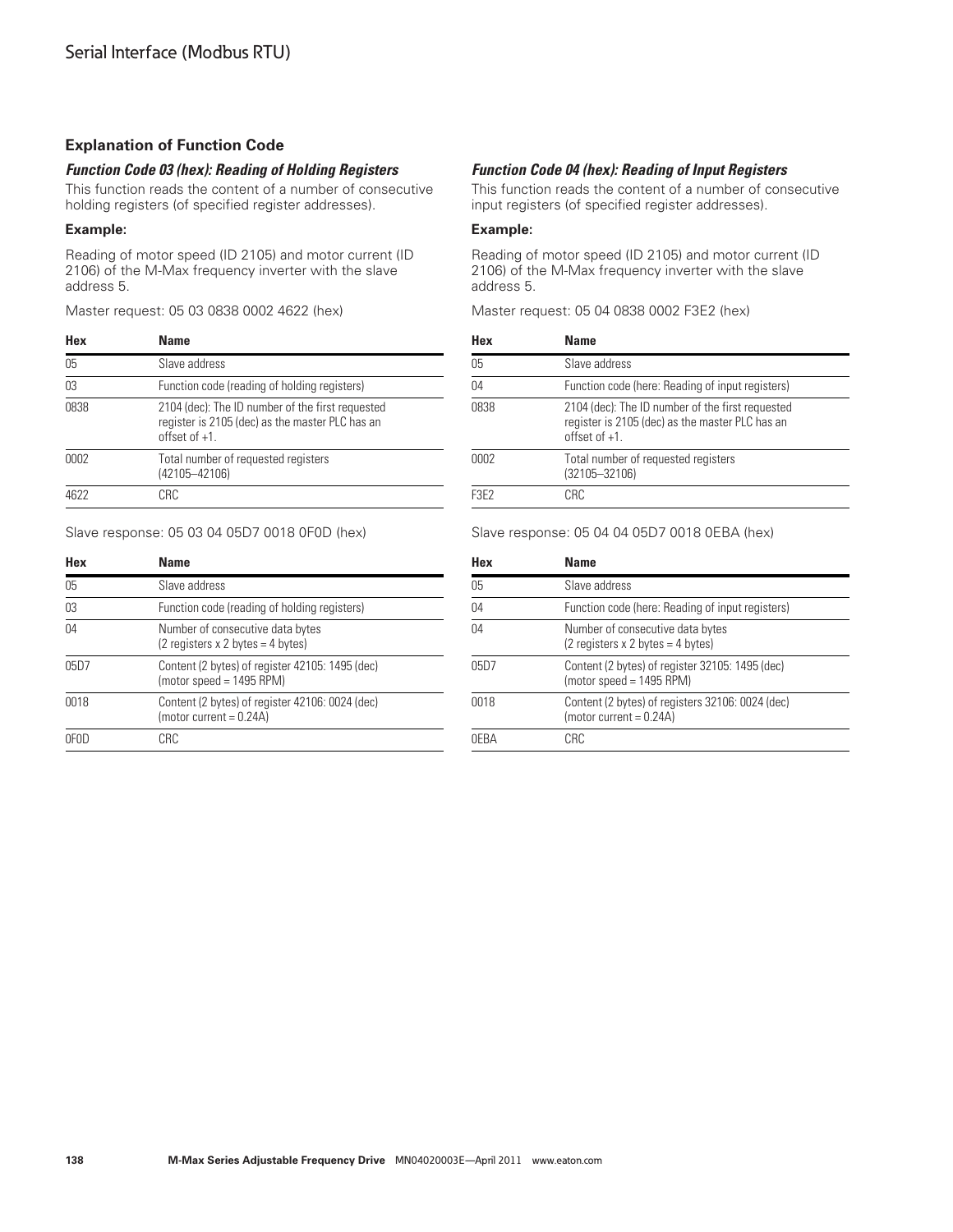Serial Interface (Modbus RTU)

### Explanation of Function Code

#### *Function Code 03 (hex): Reading of Holding Registers*

This function reads the content of a number of consecutive holding registers (of specified register addresses).

**Example:**

Reading of motor speed (ID 2105) and motor current (ID 2106) of the M-Max frequency inverter with the slave address 5.

Master request: 05 03 0838 0002 4622 (hex)

| Hex | Name |
|---|---|
| 05 | Slave address |
| 03 | Function code (reading of holding registers) |
| 0838 | 2104 (dec): The ID number of the first requested register is 2105 (dec) as the master PLC has an offset of +1. |
| 0002 | Total number of requested registers (42105–42106) |
| 4622 | CRC |

Slave response: 05 03 04 05D7 0018 0F0D (hex)

| Hex | Name |
|---|---|
| 05 | Slave address |
| 03 | Function code (reading of holding registers) |
| 04 | Number of consecutive data bytes (2 registers x 2 bytes = 4 bytes) |
| 05D7 | Content (2 bytes) of register 42105: 1495 (dec) (motor speed = 1495 RPM) |
| 0018 | Content (2 bytes) of register 42106: 0024 (dec) (motor current = 0.24A) |
| 0F0D | CRC |

#### *Function Code 04 (hex): Reading of Input Registers*

This function reads the content of a number of consecutive input registers (of specified register addresses).

**Example:**

Reading of motor speed (ID 2105) and motor current (ID 2106) of the M-Max frequency inverter with the slave address 5.

Master request: 05 04 0838 0002 F3E2 (hex)

| Hex | Name |
|---|---|
| 05 | Slave address |
| 04 | Function code (here: Reading of input registers) |
| 0838 | 2104 (dec): The ID number of the first requested register is 2105 (dec) as the master PLC has an offset of +1. |
| 0002 | Total number of requested registers (32105–32106) |
| F3E2 | CRC |

Slave response: 05 04 04 05D7 0018 0EBA (hex)

| Hex | Name |
|---|---|
| 05 | Slave address |
| 04 | Function code (here: Reading of input registers) |
| 04 | Number of consecutive data bytes (2 registers x 2 bytes = 4 bytes) |
| 05D7 | Content (2 bytes) of register 32105: 1495 (dec) (motor speed = 1495 RPM) |
| 0018 | Content (2 bytes) of registers 32106: 0024 (dec) (motor current = 0.24A) |
| 0EBA | CRC |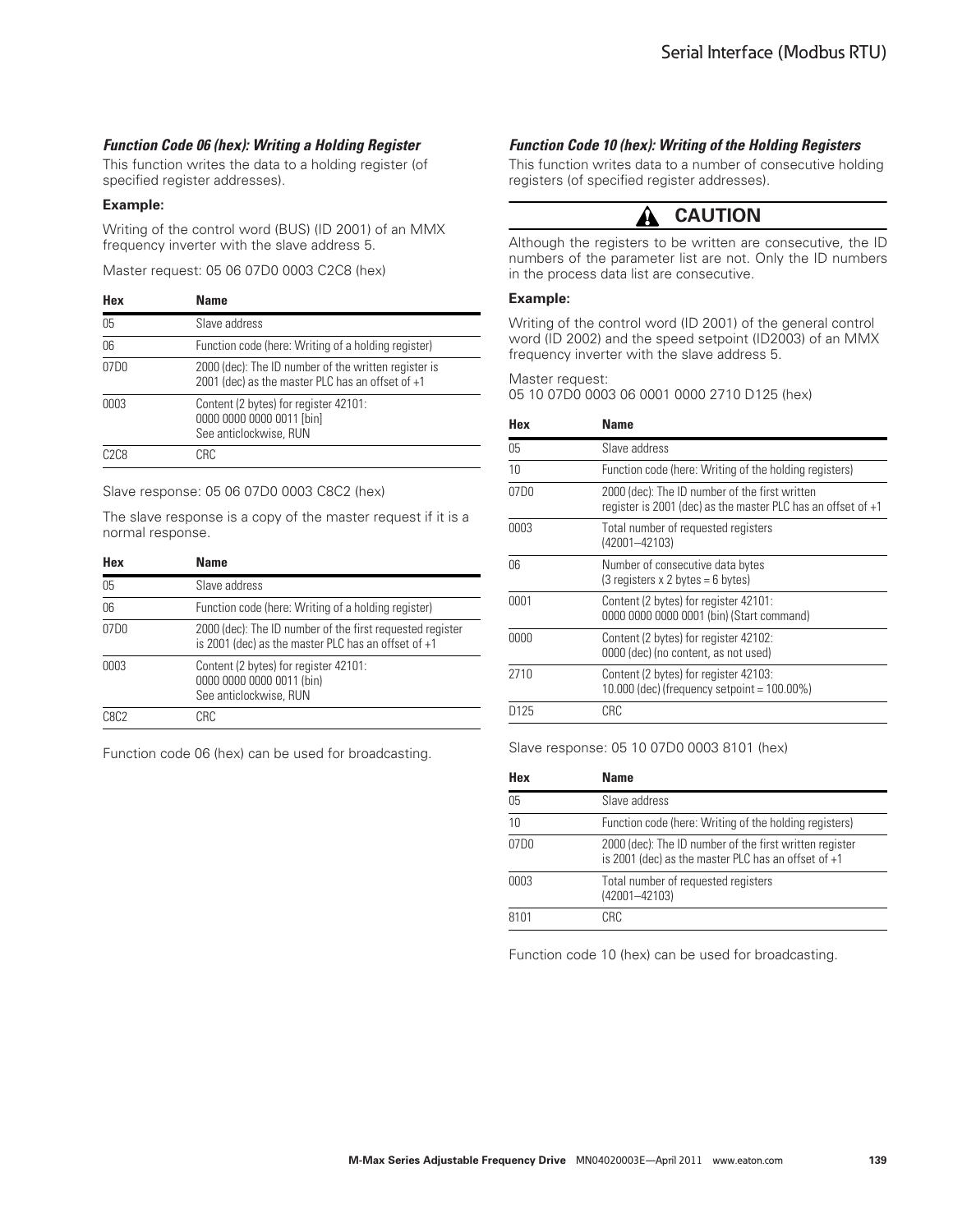### *Function Code 06 (hex): Writing a Holding Register*

This function writes the data to a holding register (of specified register addresses).

**Example:**

Writing of the control word (BUS) (ID 2001) of an MMX frequency inverter with the slave address 5.

Master request: 05 06 07D0 0003 C2C8 (hex)

| Hex | Name |
|---|---|
| 05 | Slave address |
| 06 | Function code (here: Writing of a holding register) |
| 07D0 | 2000 (dec): The ID number of the written register is 2001 (dec) as the master PLC has an offset of +1 |
| 0003 | Content (2 bytes) for register 42101: 0000 0000 0000 0011 [bin] See anticlockwise, RUN |
| C2C8 | CRC |

Slave response: 05 06 07D0 0003 C8C2 (hex)

The slave response is a copy of the master request if it is a normal response.

| Hex | Name |
|---|---|
| 05 | Slave address |
| 06 | Function code (here: Writing of a holding register) |
| 07D0 | 2000 (dec): The ID number of the first requested register is 2001 (dec) as the master PLC has an offset of +1 |
| 0003 | Content (2 bytes) for register 42101: 0000 0000 0000 0011 (bin) See anticlockwise, RUN |
| C8C2 | CRC |

Function code 06 (hex) can be used for broadcasting.

### *Function Code 10 (hex): Writing of the Holding Registers*

This function writes data to a number of consecutive holding registers (of specified register addresses).

**CAUTION**

Although the registers to be written are consecutive, the ID numbers of the parameter list are not. Only the ID numbers in the process data list are consecutive.

**Example:**

Writing of the control word (ID 2001) of the general control word (ID 2002) and the speed setpoint (ID2003) of an MMX frequency inverter with the slave address 5.

Master request:
05 10 07D0 0003 06 0001 0000 2710 D125 (hex)

| Hex | Name |
|---|---|
| 05 | Slave address |
| 10 | Function code (here: Writing of the holding registers) |
| 07D0 | 2000 (dec): The ID number of the first written register is 2001 (dec) as the master PLC has an offset of +1 |
| 0003 | Total number of requested registers (42001–42103) |
| 06 | Number of consecutive data bytes (3 registers x 2 bytes = 6 bytes) |
| 0001 | Content (2 bytes) for register 42101: 0000 0000 0000 0001 (bin) (Start command) |
| 0000 | Content (2 bytes) for register 42102: 0000 (dec) (no content, as not used) |
| 2710 | Content (2 bytes) for register 42103: 10.000 (dec) (frequency setpoint = 100.00%) |
| D125 | CRC |

Slave response: 05 10 07D0 0003 8101 (hex)

| Hex | Name |
|---|---|
| 05 | Slave address |
| 10 | Function code (here: Writing of the holding registers) |
| 07D0 | 2000 (dec): The ID number of the first written register is 2001 (dec) as the master PLC has an offset of +1 |
| 0003 | Total number of requested registers (42001–42103) |
| 8101 | CRC |

Function code 10 (hex) can be used for broadcasting.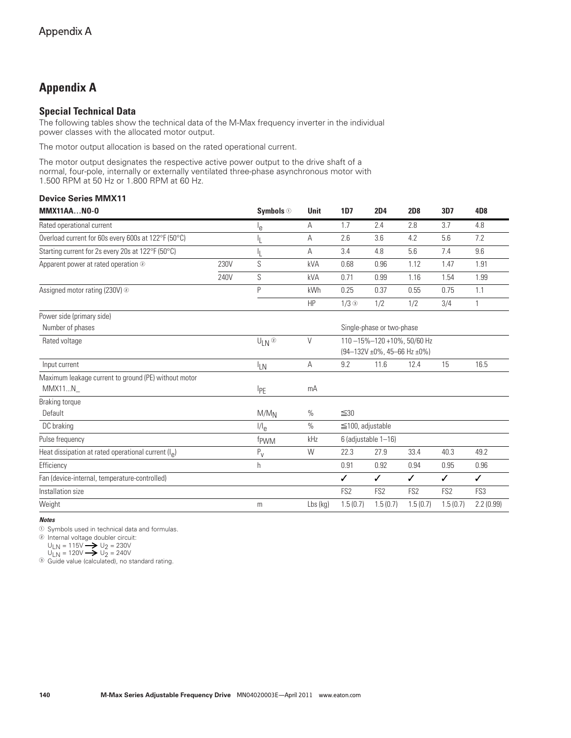# Appendix A

## Special Technical Data

The following tables show the technical data of the M-Max frequency inverter in the individual power classes with the allocated motor output.

The motor output allocation is based on the rated operational current.

The motor output designates the respective active power output to the drive shaft of a normal, four-pole, internally or externally ventilated three-phase asynchronous motor with 1.500 RPM at 50 Hz or 1.800 RPM at 60 Hz.

### Device Series MMX11

| MMX11AA…N0-0 | | Symbols ① | Unit | 1D7 | 2D4 | 2D8 | 3D7 | 4D8 |
|---|---|---|---|---|---|---|---|---|
| Rated operational current | | $I_e$ | A | 1.7 | 2.4 | 2.8 | 3.7 | 4.8 |
| Overload current for 60s every 600s at 122°F (50°C) | | $I_L$ | A | 2.6 | 3.6 | 4.2 | 5.6 | 7.2 |
| Starting current for 2s every 20s at 122°F (50°C) | | $I_L$ | A | 3.4 | 4.8 | 5.6 | 7.4 | 9.6 |
| Apparent power at rated operation ② | 230V | S | kVA | 0.68 | 0.96 | 1.12 | 1.47 | 1.91 |
| | 240V | S | kVA | 0.71 | 0.99 | 1.16 | 1.54 | 1.99 |
| Assigned motor rating (230V) ② | | P | kWh | 0.25 | 0.37 | 0.55 | 0.75 | 1.1 |
| | | | HP | 1/3 ③ | 1/2 | 1/2 | 3/4 | 1 |
| Power side (primary side) | | | | | | | | |
| Number of phases | | | | Single-phase or two-phase | | | | |
| Rated voltage | | $U_{LN}$ ② | V | 110 –15%–120 +10%, 50/60 Hz (94–132V ±0%, 45–66 Hz ±0%) | | | | |
| Input current | | $I_{LN}$ | A | 9.2 | 11.6 | 12.4 | 15 | 16.5 |
| Maximum leakage current to ground (PE) without motor MMX11...N_ | | $I_{PE}$ | mA | | | | | |
| Braking torque | | | | | | | | |
| Default | | $M/M_N$ | % | ≦30 | | | | |
| DC braking | | $I/I_e$ | % | ≦100, adjustable | | | | |
| Pulse frequency | | $f_{PWM}$ | kHz | 6 (adjustable 1–16) | | | | |
| Heat dissipation at rated operational current ($I_e$) | | $P_v$ | W | 22.3 | 27.9 | 33.4 | 40.3 | 49.2 |
| Efficiency | | h | | 0.91 | 0.92 | 0.94 | 0.95 | 0.96 |
| Fan (device-internal, temperature-controlled) | | | | ✓ | ✓ | ✓ | ✓ | ✓ |
| Installation size | | | | FS2 | FS2 | FS2 | FS2 | FS3 |
| Weight | | m | Lbs (kg) | 1.5 (0.7) | 1.5 (0.7) | 1.5 (0.7) | 1.5 (0.7) | 2.2 (0.99) |

***Notes***

① Symbols used in technical data and formulas.

② Internal voltage doubler circuit:
$U_{LN} = 115V \rightarrow U_2 = 230V$
$U_{LN} = 120V \rightarrow U_2 = 240V$

③ Guide value (calculated), no standard rating.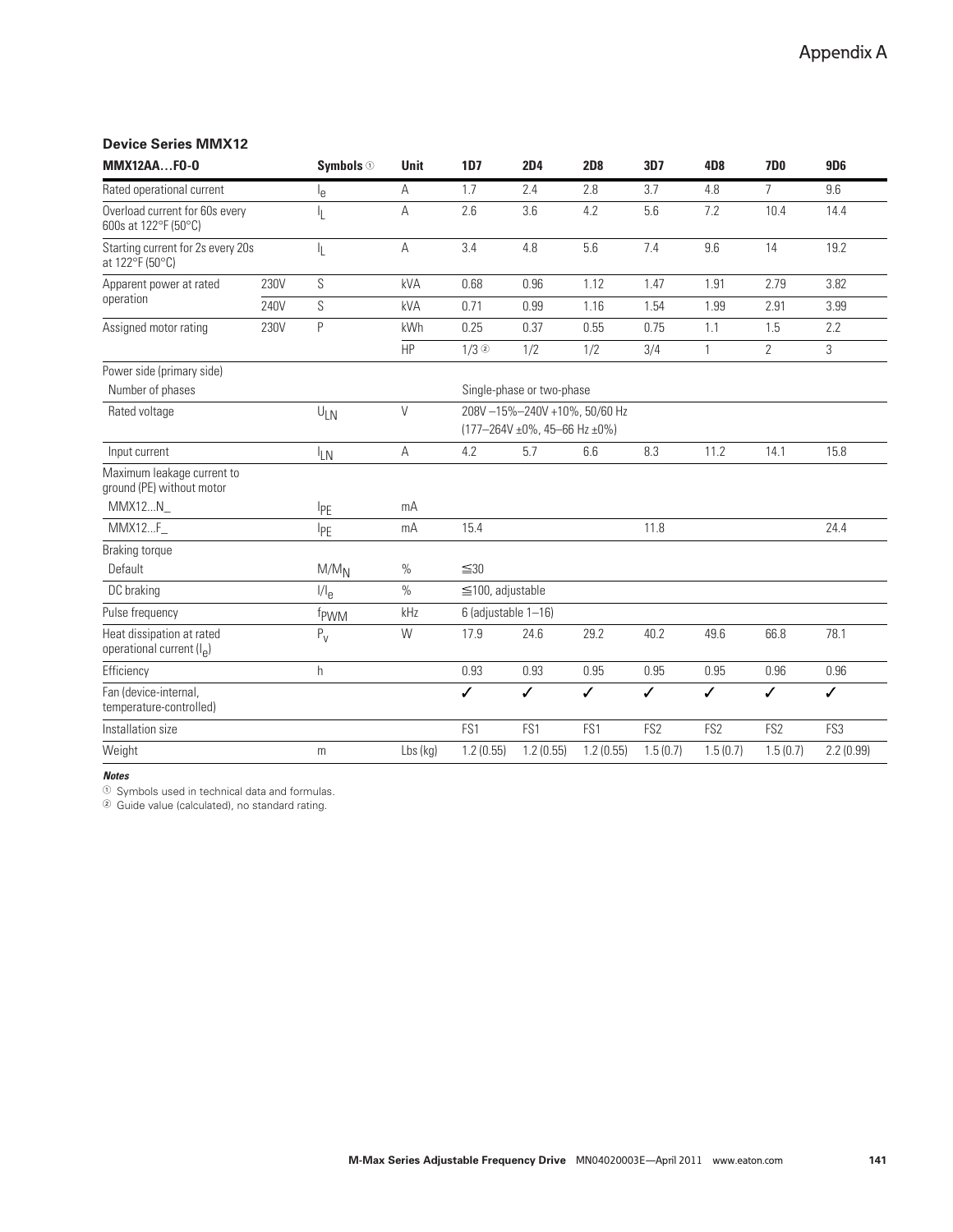## Device Series MMX12

| MMX12AA…FO-0 | | Symbols ① | Unit | 1D7 | 2D4 | 2D8 | 3D7 | 4D8 | 7D0 | 9D6 |
|---|---|---|---|---|---|---|---|---|---|---|
| Rated operational current | | $I_e$ | A | 1.7 | 2.4 | 2.8 | 3.7 | 4.8 | 7 | 9.6 |
| Overload current for 60s every 600s at 122°F (50°C) | | $I_L$ | A | 2.6 | 3.6 | 4.2 | 5.6 | 7.2 | 10.4 | 14.4 |
| Starting current for 2s every 20s at 122°F (50°C) | | $I_L$ | A | 3.4 | 4.8 | 5.6 | 7.4 | 9.6 | 14 | 19.2 |
| Apparent power at rated operation | 230V | S | kVA | 0.68 | 0.96 | 1.12 | 1.47 | 1.91 | 2.79 | 3.82 |
| | 240V | S | kVA | 0.71 | 0.99 | 1.16 | 1.54 | 1.99 | 2.91 | 3.99 |
| Assigned motor rating | 230V | P | kWh | 0.25 | 0.37 | 0.55 | 0.75 | 1.1 | 1.5 | 2.2 |
| | | | HP | 1/3 ② | 1/2 | 1/2 | 3/4 | 1 | 2 | 3 |
| Power side (primary side) | | | | | | | | | | |
| Number of phases | | | | Single-phase or two-phase | | | | | | |
| Rated voltage | | $U_{LN}$ | V | 208V –15%–240V +10%, 50/60 Hz (177–264V ±0%, 45–66 Hz ±0%) | | | | | | |
| Input current | | $I_{LN}$ | A | 4.2 | 5.7 | 6.6 | 8.3 | 11.2 | 14.1 | 15.8 |
| Maximum leakage current to ground (PE) without motor | | | | | | | | | | |
| MMX12…N_ | | $I_{PE}$ | mA | | | | | | | |
| MMX12…F_ | | $I_{PE}$ | mA | 15.4 | | | 11.8 | | | 24.4 |
| Braking torque | | | | | | | | | | |
| Default | | $M/M_N$ | % | ≦30 | | | | | | |
| DC braking | | $I/I_e$ | % | ≦100, adjustable | | | | | | |
| Pulse frequency | | $f_{PWM}$ | kHz | 6 (adjustable 1–16) | | | | | | |
| Heat dissipation at rated operational current ($I_e$) | | $P_v$ | W | 17.9 | 24.6 | 29.2 | 40.2 | 49.6 | 66.8 | 78.1 |
| Efficiency | | h | | 0.93 | 0.93 | 0.95 | 0.95 | 0.95 | 0.96 | 0.96 |
| Fan (device-internal, temperature-controlled) | | | | ✓ | ✓ | ✓ | ✓ | ✓ | ✓ | ✓ |
| Installation size | | | | FS1 | FS1 | FS1 | FS2 | FS2 | FS2 | FS3 |
| Weight | | m | Lbs (kg) | 1.2 (0.55) | 1.2 (0.55) | 1.2 (0.55) | 1.5 (0.7) | 1.5 (0.7) | 1.5 (0.7) | 2.2 (0.99) |

***Notes***

① Symbols used in technical data and formulas.

② Guide value (calculated), no standard rating.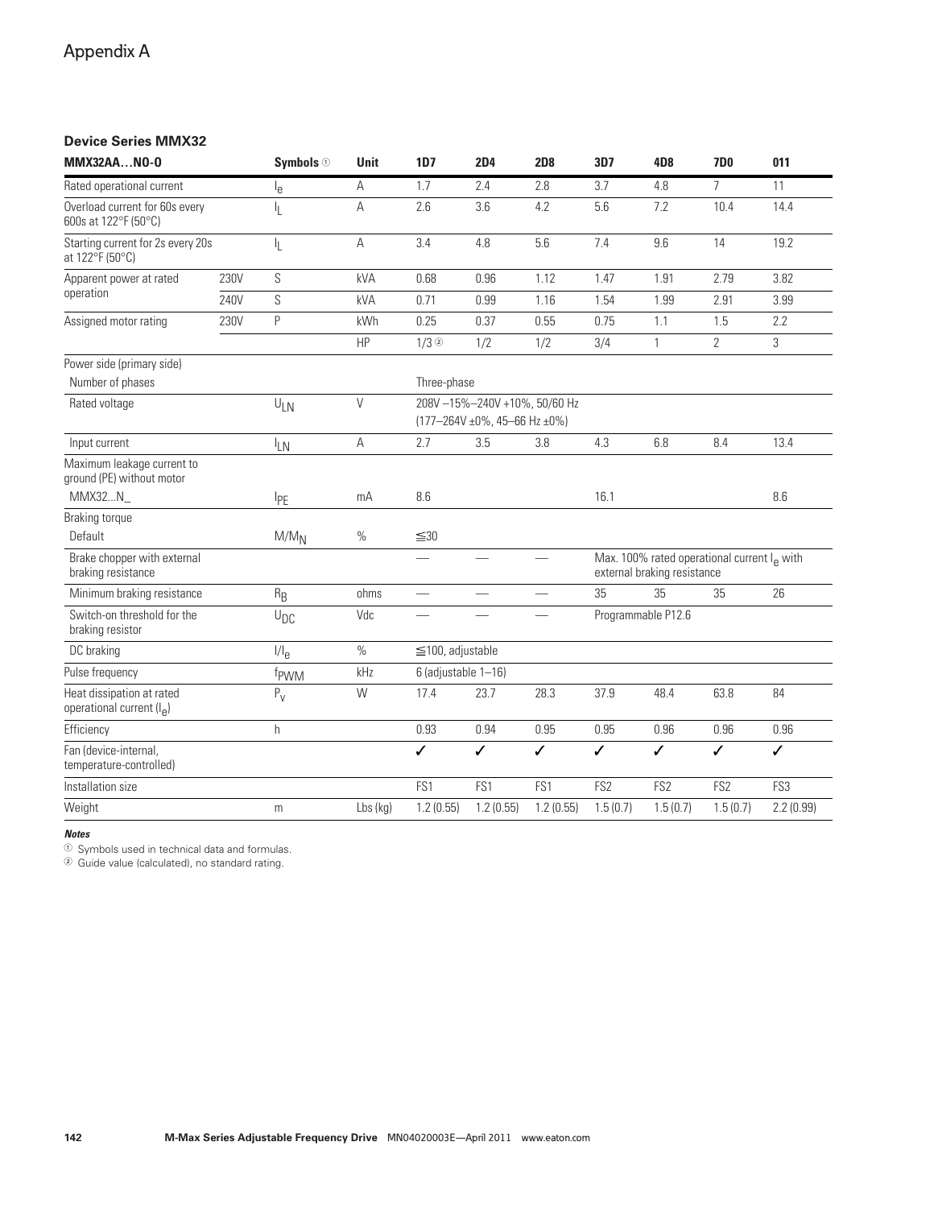# Appendix A

### Device Series MMX32

| MMX32AA…NO-0 | | Symbols ① | Unit | 1D7 | 2D4 | 2D8 | 3D7 | 4D8 | 7D0 | 011 |
|---|---|---|---|---|---|---|---|---|---|---|
| Rated operational current | | $I_e$ | A | 1.7 | 2.4 | 2.8 | 3.7 | 4.8 | 7 | 11 |
| Overload current for 60s every 600s at 122°F (50°C) | | $I_L$ | A | 2.6 | 3.6 | 4.2 | 5.6 | 7.2 | 10.4 | 14.4 |
| Starting current for 2s every 20s at 122°F (50°C) | | $I_L$ | A | 3.4 | 4.8 | 5.6 | 7.4 | 9.6 | 14 | 19.2 |
| Apparent power at rated operation | 230V | S | kVA | 0.68 | 0.96 | 1.12 | 1.47 | 1.91 | 2.79 | 3.82 |
| | 240V | S | kVA | 0.71 | 0.99 | 1.16 | 1.54 | 1.99 | 2.91 | 3.99 |
| Assigned motor rating | 230V | P | kWh | 0.25 | 0.37 | 0.55 | 0.75 | 1.1 | 1.5 | 2.2 |
| | | | HP | 1/3 ② | 1/2 | 1/2 | 3/4 | 1 | 2 | 3 |
| Power side (primary side) | | | | | | | | | | |
| Number of phases | | | | Three-phase | | | | | | |
| Rated voltage | | $U_{LN}$ | V | 208V –15%–240V +10%, 50/60 Hz (177–264V ±0%, 45–66 Hz ±0%) | | | | | | |
| Input current | | $I_{LN}$ | A | 2.7 | 3.5 | 3.8 | 4.3 | 6.8 | 8.4 | 13.4 |
| Maximum leakage current to ground (PE) without motor | | | | | | | | | | |
| MMX32...N_ | | $I_{PE}$ | mA | 8.6 | | | 16.1 | | | 8.6 |
| Braking torque | | | | | | | | | | |
| Default | | $M/M_N$ | % | ≦30 | | | | | | |
| Brake chopper with external braking resistance | | | | — | — | — | Max. 100% rated operational current $I_e$ with external braking resistance | | | |
| Minimum braking resistance | | $R_B$ | ohms | — | — | — | 35 | 35 | 35 | 26 |
| Switch-on threshold for the braking resistor | | $U_{DC}$ | Vdc | — | — | — | Programmable P12.6 | | | |
| DC braking | | $I/I_e$ | % | ≦100, adjustable | | | | | | |
| Pulse frequency | | $f_{PWM}$ | kHz | 6 (adjustable 1–16) | | | | | | |
| Heat dissipation at rated operational current ($I_e$) | | $P_v$ | W | 17.4 | 23.7 | 28.3 | 37.9 | 48.4 | 63.8 | 84 |
| Efficiency | | h | | 0.93 | 0.94 | 0.95 | 0.95 | 0.96 | 0.96 | 0.96 |
| Fan (device-internal, temperature-controlled) | | | | ✓ | ✓ | ✓ | ✓ | ✓ | ✓ | ✓ |
| Installation size | | | | FS1 | FS1 | FS1 | FS2 | FS2 | FS2 | FS3 |
| Weight | | m | Lbs (kg) | 1.2 (0.55) | 1.2 (0.55) | 1.2 (0.55) | 1.5 (0.7) | 1.5 (0.7) | 1.5 (0.7) | 2.2 (0.99) |

***Notes***

① Symbols used in technical data and formulas.

② Guide value (calculated), no standard rating.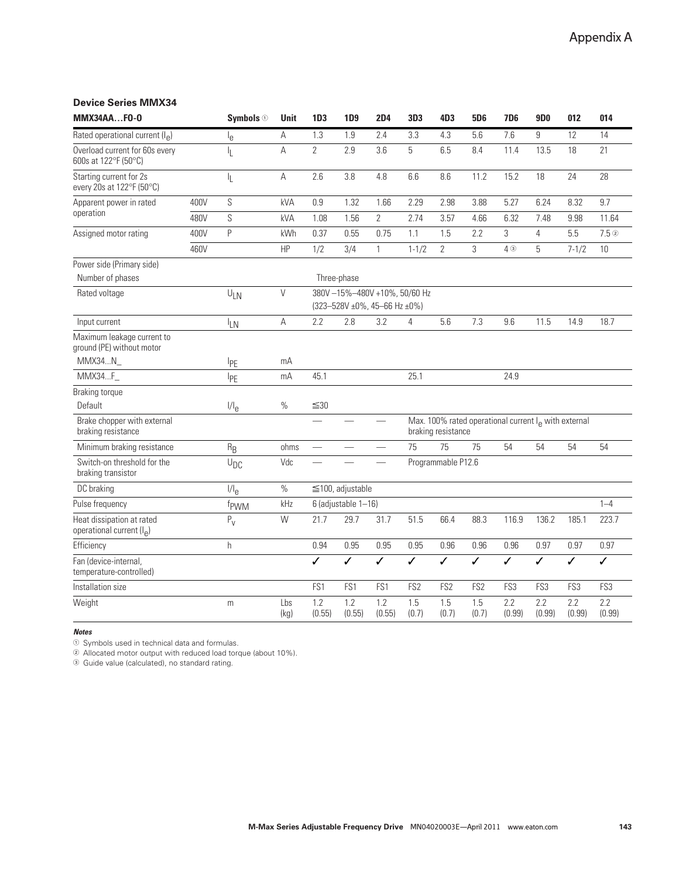### Device Series MMX34

| MMX34AA…FO-0 | | Symbols ① | Unit | 1D3 | 1D9 | 2D4 | 3D3 | 4D3 | 5D6 | 7D6 | 9D0 | 012 | 014 |
|---|---|---|---|---|---|---|---|---|---|---|---|---|---|
| Rated operational current ($I_e$) | | $I_e$ | A | 1.3 | 1.9 | 2.4 | 3.3 | 4.3 | 5.6 | 7.6 | 9 | 12 | 14 |
| Overload current for 60s every 600s at 122°F (50°C) | | $I_L$ | A | 2 | 2.9 | 3.6 | 5 | 6.5 | 8.4 | 11.4 | 13.5 | 18 | 21 |
| Starting current for 2s every 20s at 122°F (50°C) | | $I_L$ | A | 2.6 | 3.8 | 4.8 | 6.6 | 8.6 | 11.2 | 15.2 | 18 | 24 | 28 |
| Apparent power in rated operation | 400V | S | kVA | 0.9 | 1.32 | 1.66 | 2.29 | 2.98 | 3.88 | 5.27 | 6.24 | 8.32 | 9.7 |
| | 480V | S | kVA | 1.08 | 1.56 | 2 | 2.74 | 3.57 | 4.66 | 6.32 | 7.48 | 9.98 | 11.64 |
| Assigned motor rating | 400V | P | kWh | 0.37 | 0.55 | 0.75 | 1.1 | 1.5 | 2.2 | 3 | 4 | 5.5 | 7.5 ② |
| | 460V | | HP | 1/2 | 3/4 | 1 | 1-1/2 | 2 | 3 | 4 ③ | 5 | 7-1/2 | 10 |
| Power side (Primary side) | | | | | | | | | | | | | |
| Number of phases | | | | Three-phase | | | | | | | | | |
| Rated voltage | | $U_{LN}$ | V | 380V –15%–480V +10%, 50/60 Hz (323–528V ±0%, 45–66 Hz ±0%) | | | | | | | | | |
| Input current | | $I_{LN}$ | A | 2.2 | 2.8 | 3.2 | 4 | 5.6 | 7.3 | 9.6 | 11.5 | 14.9 | 18.7 |
| Maximum leakage current to ground (PE) without motor | | | | | | | | | | | | | |
| MMX34...N_ | | $I_{PE}$ | mA | | | | | | | | | | |
| MMX34...F_ | | $I_{PE}$ | mA | 45.1 | | | 25.1 | | | 24.9 | | | |
| Braking torque | | | | | | | | | | | | | |
| Default | | $I/I_e$ | % | ≦30 | | | | | | | | | |
| Brake chopper with external braking resistance | | | | — | — | — | Max. 100% rated operational current $I_e$ with external braking resistance | | | | | | |
| Minimum braking resistance | | $R_B$ | ohms | — | — | — | 75 | 75 | 75 | 54 | 54 | 54 | 54 |
| Switch-on threshold for the braking transistor | | $U_{DC}$ | Vdc | — | — | — | Programmable P12.6 | | | | | | |
| DC braking | | $I/I_e$ | % | ≦100, adjustable | | | | | | | | | |
| Pulse frequency | | $f_{PWM}$ | kHz | 6 (adjustable 1–16) | | | | | | | | | 1–4 |
| Heat dissipation at rated operational current ($I_e$) | | $P_V$ | W | 21.7 | 29.7 | 31.7 | 51.5 | 66.4 | 88.3 | 116.9 | 136.2 | 185.1 | 223.7 |
| Efficiency | | h | | 0.94 | 0.95 | 0.95 | 0.95 | 0.96 | 0.96 | 0.96 | 0.97 | 0.97 | 0.97 |
| Fan (device-internal, temperature-controlled) | | | | ✓ | ✓ | ✓ | ✓ | ✓ | ✓ | ✓ | ✓ | ✓ | ✓ |
| Installation size | | | | FS1 | FS1 | FS1 | FS2 | FS2 | FS2 | FS3 | FS3 | FS3 | FS3 |
| Weight | | m | Lbs (kg) | 1.2 (0.55) | 1.2 (0.55) | 1.2 (0.55) | 1.5 (0.7) | 1.5 (0.7) | 1.5 (0.7) | 2.2 (0.99) | 2.2 (0.99) | 2.2 (0.99) | 2.2 (0.99) |

***Notes***

① Symbols used in technical data and formulas.

② Allocated motor output with reduced load torque (about 10%).

③ Guide value (calculated), no standard rating.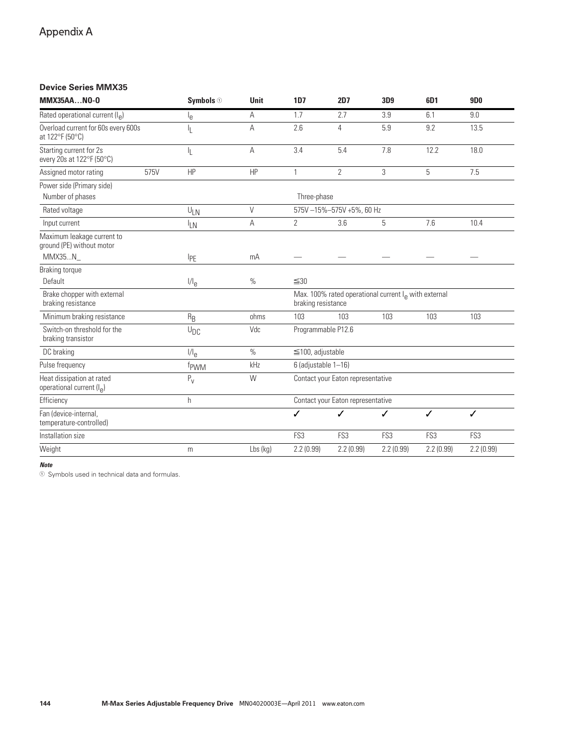# Appendix A

### Device Series MMX35

| MMX35AA…NO-0 | | Symbols ① | Unit | 1D7 | 2D7 | 3D9 | 6D1 | 9D0 |
|---|---|---|---|---|---|---|---|---|
| Rated operational current ($I_e$) | | $I_e$ | A | 1.7 | 2.7 | 3.9 | 6.1 | 9.0 |
| Overload current for 60s every 600s at 122°F (50°C) | | $I_L$ | A | 2.6 | 4 | 5.9 | 9.2 | 13.5 |
| Starting current for 2s every 20s at 122°F (50°C) | | $I_L$ | A | 3.4 | 5.4 | 7.8 | 12.2 | 18.0 |
| Assigned motor rating | 575V | HP | HP | 1 | 2 | 3 | 5 | 7.5 |
| Power side (Primary side) | | | | | | | | |
| Number of phases | | | | Three-phase | | | | |
| Rated voltage | | $U_{LN}$ | V | 575V –15%–575V +5%, 60 Hz | | | | |
| Input current | | $I_{LN}$ | A | 2 | 3.6 | 5 | 7.6 | 10.4 |
| Maximum leakage current to ground (PE) without motor | | | | | | | | |
| MMX35...N_ | | $I_{PE}$ | mA | — | — | — | — | — |
| Braking torque | | | | | | | | |
| Default | | $I/I_e$ | % | ≦30 | | | | |
| Brake chopper with external braking resistance | | | | Max. 100% rated operational current $I_e$ with external braking resistance | | | | |
| Minimum braking resistance | | $R_B$ | ohms | 103 | 103 | 103 | 103 | 103 |
| Switch-on threshold for the braking transistor | | $U_{DC}$ | Vdc | Programmable P12.6 | | | | |
| DC braking | | $I/I_e$ | % | ≦100, adjustable | | | | |
| Pulse frequency | | $f_{PWM}$ | kHz | 6 (adjustable 1–16) | | | | |
| Heat dissipation at rated operational current ($I_e$) | | $P_v$ | W | Contact your Eaton representative | | | | |
| Efficiency | | h | | Contact your Eaton representative | | | | |
| Fan (device-internal, temperature-controlled) | | | | ✓ | ✓ | ✓ | ✓ | ✓ |
| Installation size | | | | FS3 | FS3 | FS3 | FS3 | FS3 |
| Weight | | m | Lbs (kg) | 2.2 (0.99) | 2.2 (0.99) | 2.2 (0.99) | 2.2 (0.99) | 2.2 (0.99) |

***Note***

① Symbols used in technical data and formulas.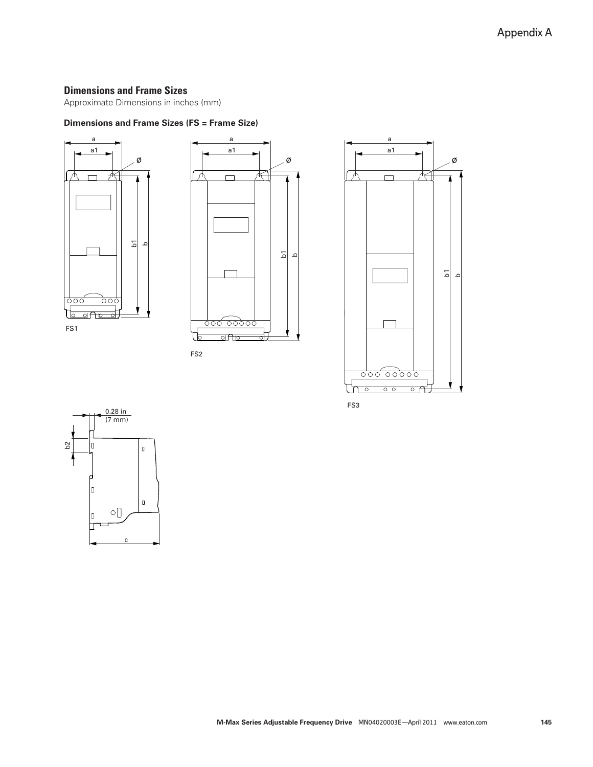## Dimensions and Frame Sizes

Approximate Dimensions in inches (mm)

### Dimensions and Frame Sizes (FS = Frame Size)

FS1

FS2

FS3

0.28 in (7 mm)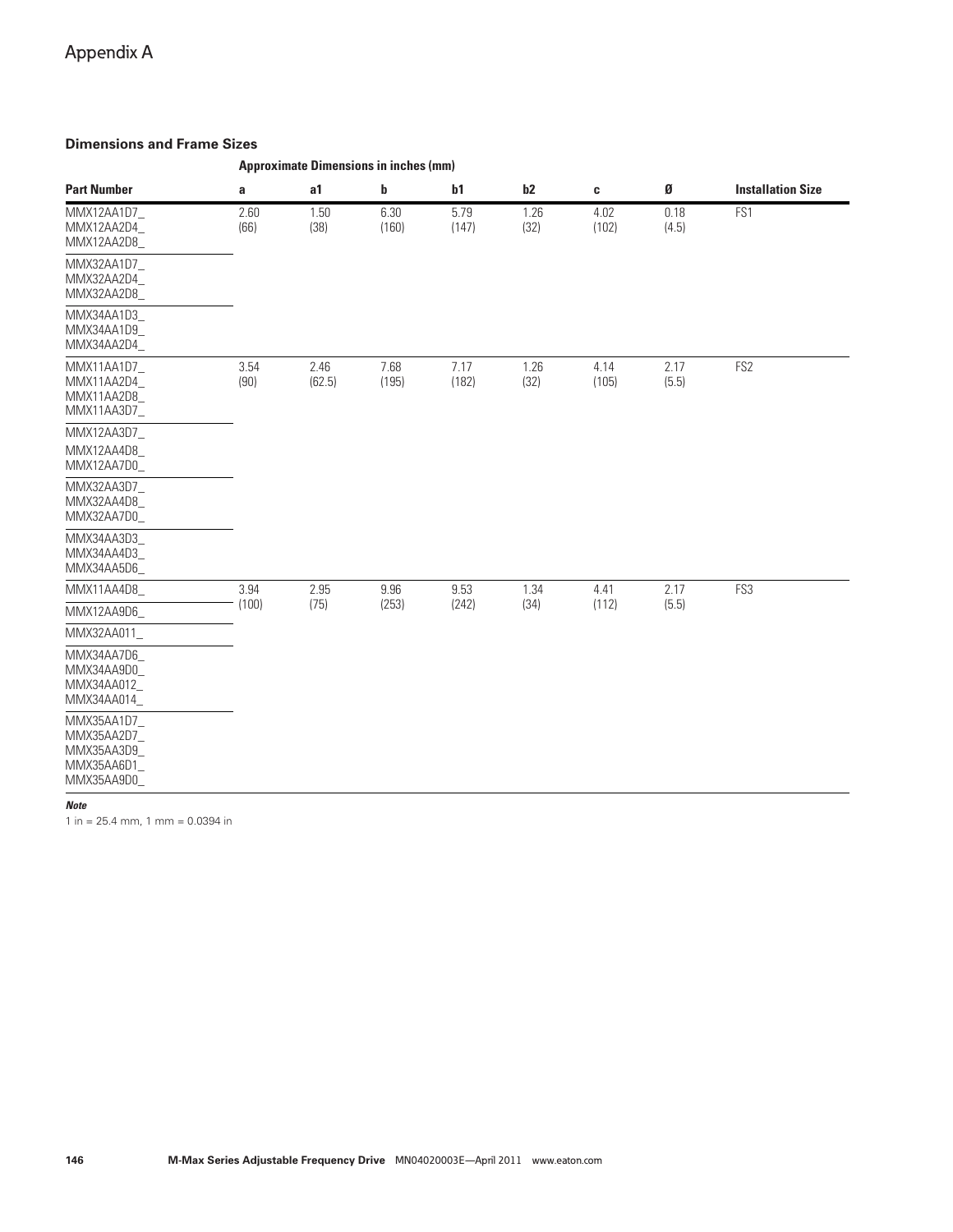## Appendix A

### Dimensions and Frame Sizes

| Part Number | Approximate Dimensions in inches (mm) | | | | | | | Installation Size |
|---|---|---|---|---|---|---|---|---|
| | a | a1 | b | b1 | b2 | c | Ø | |
| MMX12AA1D7_<br>MMX12AA2D4_<br>MMX12AA2D8_ | 2.60<br>(66) | 1.50<br>(38) | 6.30<br>(160) | 5.79<br>(147) | 1.26<br>(32) | 4.02<br>(102) | 0.18<br>(4.5) | FS1 |
| MMX32AA1D7_<br>MMX32AA2D4_<br>MMX32AA2D8_ | | | | | | | | |
| MMX34AA1D3_<br>MMX34AA1D9_<br>MMX34AA2D4_ | | | | | | | | |
| MMX11AA1D7_<br>MMX11AA2D4_<br>MMX11AA2D8_<br>MMX11AA3D7_ | 3.54<br>(90) | 2.46<br>(62.5) | 7.68<br>(195) | 7.17<br>(182) | 1.26<br>(32) | 4.14<br>(105) | 2.17<br>(5.5) | FS2 |
| MMX12AA3D7_<br>MMX12AA4D8_<br>MMX12AA7D0_ | | | | | | | | |
| MMX32AA3D7_<br>MMX32AA4D8_<br>MMX32AA7D0_ | | | | | | | | |
| MMX34AA3D3_<br>MMX34AA4D3_<br>MMX34AA5D6_ | | | | | | | | |
| MMX11AA4D8_ | 3.94<br>(100) | 2.95<br>(75) | 9.96<br>(253) | 9.53<br>(242) | 1.34<br>(34) | 4.41<br>(112) | 2.17<br>(5.5) | FS3 |
| MMX12AA9D6_ | | | | | | | | |
| MMX32AA011_ | | | | | | | | |
| MMX34AA7D6_<br>MMX34AA9D0_<br>MMX34AA012_<br>MMX34AA014_ | | | | | | | | |
| MMX35AA1D7_<br>MMX35AA2D7_<br>MMX35AA3D9_<br>MMX35AA6D1_<br>MMX35AA9D0_ | | | | | | | | |

***Note***

1 in = 25.4 mm, 1 mm = 0.0394 in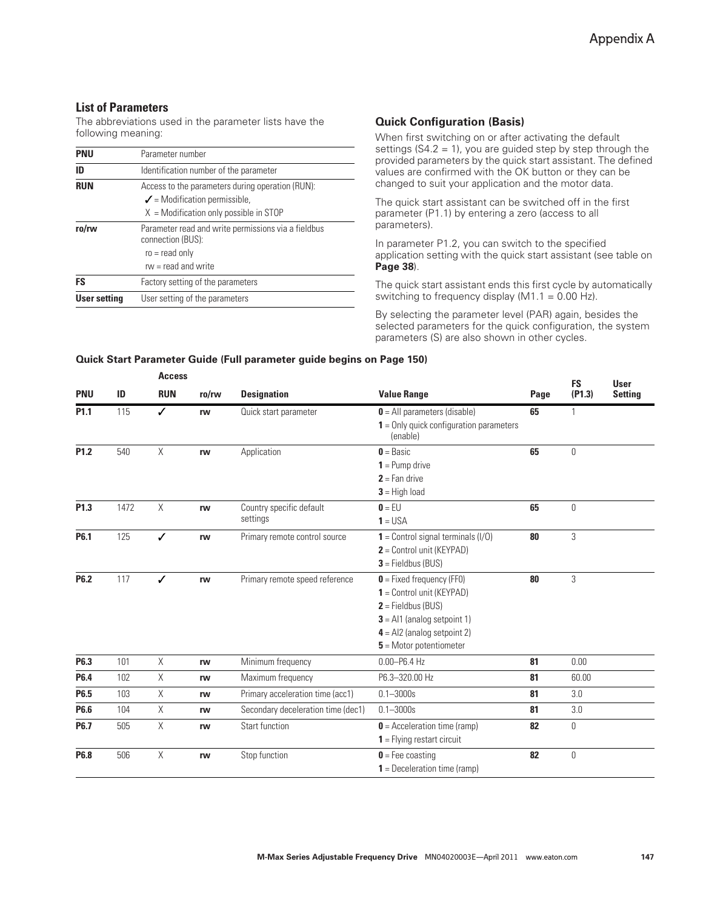## List of Parameters

The abbreviations used in the parameter lists have the following meaning:

| | |
|---|---|
| **PNU** | Parameter number |
| **ID** | Identification number of the parameter |
| **RUN** | Access to the parameters during operation (RUN):<br>✓ = Modification permissible,<br>X = Modification only possible in STOP |
| **ro/rw** | Parameter read and write permissions via a fieldbus connection (BUS):<br>ro = read only<br>rw = read and write |
| **FS** | Factory setting of the parameters |
| **User setting** | User setting of the parameters |

## Quick Configuration (Basis)

When first switching on or after activating the default settings (S4.2 = 1), you are guided step by step through the provided parameters by the quick start assistant. The defined values are confirmed with the OK button or they can be changed to suit your application and the motor data.

The quick start assistant can be switched off in the first parameter (P1.1) by entering a zero (access to all parameters).

In parameter P1.2, you can switch to the specified application setting with the quick start assistant (see table on **Page 38**).

The quick start assistant ends this first cycle by automatically switching to frequency display (M1.1 = 0.00 Hz).

By selecting the parameter level (PAR) again, besides the selected parameters for the quick configuration, the system parameters (S) are also shown in other cycles.

**Quick Start Parameter Guide (Full parameter guide begins on Page 150)**

| | | Access | | | | | | |
|---|---|---|---|---|---|---|---|---|
| **PNU** | **ID** | **RUN** | **ro/rw** | **Designation** | **Value Range** | **Page** | **FS (P1.3)** | **User Setting** |
| **P1.1** | 115 | ✓ | rw | Quick start parameter | **0** = All parameters (disable)<br>**1** = Only quick configuration parameters (enable) | **65** | 1 | |
| **P1.2** | 540 | X | rw | Application | **0** = Basic<br>**1** = Pump drive<br>**2** = Fan drive<br>**3** = High load | **65** | 0 | |
| **P1.3** | 1472 | X | rw | Country specific default settings | **0** = EU<br>**1** = USA | **65** | 0 | |
| **P6.1** | 125 | ✓ | rw | Primary remote control source | **1** = Control signal terminals (I/O)<br>**2** = Control unit (KEYPAD)<br>**3** = Fieldbus (BUS) | **80** | 3 | |
| **P6.2** | 117 | ✓ | rw | Primary remote speed reference | **0** = Fixed frequency (FF0)<br>**1** = Control unit (KEYPAD)<br>**2** = Fieldbus (BUS)<br>**3** = AI1 (analog setpoint 1)<br>**4** = AI2 (analog setpoint 2)<br>**5** = Motor potentiometer | **80** | 3 | |
| **P6.3** | 101 | X | rw | Minimum frequency | 0.00–P6.4 Hz | **81** | 0.00 | |
| **P6.4** | 102 | X | rw | Maximum frequency | P6.3–320.00 Hz | **81** | 60.00 | |
| **P6.5** | 103 | X | rw | Primary acceleration time (acc1) | 0.1–3000s | **81** | 3.0 | |
| **P6.6** | 104 | X | rw | Secondary deceleration time (dec1) | 0.1–3000s | **81** | 3.0 | |
| **P6.7** | 505 | X | rw | Start function | **0** = Acceleration time (ramp)<br>**1** = Flying restart circuit | **82** | 0 | |
| **P6.8** | 506 | X | rw | Stop function | **0** = Fee coasting<br>**1** = Deceleration time (ramp) | **82** | 0 | |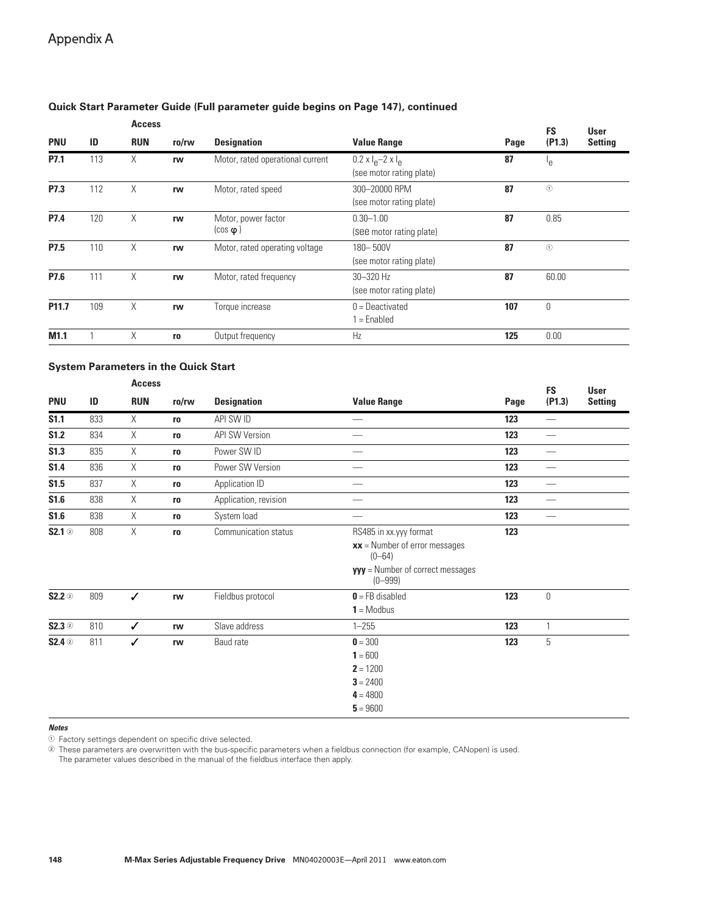Appendix A

### Quick Start Parameter Guide (Full parameter guide begins on Page 147), continued

| PNU | ID | Access RUN | ro/rw | Designation | Value Range | Page | FS (P1.3) | User Setting |
|---|---|---|---|---|---|---|---|---|
| **P7.1** | 113 | X | **rw** | Motor, rated operational current | $0.2 \times I_e$–$2 \times I_e$ (see motor rating plate) | **87** | $I_e$ | |
| **P7.3** | 112 | X | **rw** | Motor, rated speed | 300–20000 RPM (see motor rating plate) | **87** | ① | |
| **P7.4** | 120 | X | **rw** | Motor, power factor ($\cos \varphi$) | 0.30–1.00 (see motor rating plate) | **87** | 0.85 | |
| **P7.5** | 110 | X | **rw** | Motor, rated operating voltage | 180– 500V (see motor rating plate) | **87** | ① | |
| **P7.6** | 111 | X | **rw** | Motor, rated frequency | 30–320 Hz (see motor rating plate) | **87** | 60.00 | |
| **P11.7** | 109 | X | **rw** | Torque increase | 0 = Deactivated<br>1 = Enabled | **107** | 0 | |
| **M1.1** | 1 | X | **ro** | Output frequency | Hz | **125** | 0.00 | |

### System Parameters in the Quick Start

| PNU | ID | Access RUN | ro/rw | Designation | Value Range | Page | FS (P1.3) | User Setting |
|---|---|---|---|---|---|---|---|---|
| **S1.1** | 833 | X | **ro** | API SW ID | — | **123** | — | |
| **S1.2** | 834 | X | **ro** | API SW Version | — | **123** | — | |
| **S1.3** | 835 | X | **ro** | Power SW ID | — | **123** | — | |
| **S1.4** | 836 | X | **ro** | Power SW Version | — | **123** | — | |
| **S1.5** | 837 | X | **ro** | Application ID | — | **123** | — | |
| **S1.6** | 838 | X | **ro** | Application, revision | — | **123** | — | |
| **S1.6** | 838 | X | **ro** | System load | — | **123** | — | |
| **S2.1** ② | 808 | X | **ro** | Communication status | RS485 in xx.yyy format<br>**xx** = Number of error messages (0–64)<br>**yyy** = Number of correct messages (0–999) | **123** | | |
| **S2.2** ② | 809 | ✓ | **rw** | Fieldbus protocol | **0** = FB disabled<br>**1** = Modbus | **123** | 0 | |
| **S2.3** ② | 810 | ✓ | **rw** | Slave address | 1–255 | **123** | 1 | |
| **S2.4** ② | 811 | ✓ | **rw** | Baud rate | **0** = 300<br>**1** = 600<br>**2** = 1200<br>**3** = 2400<br>**4** = 4800<br>**5** = 9600 | **123** | 5 | |

***Notes***

① Factory settings dependent on specific drive selected.

② These parameters are overwritten with the bus-specific parameters when a fieldbus connection (for example, CANopen) is used. The parameter values described in the manual of the fieldbus interface then apply.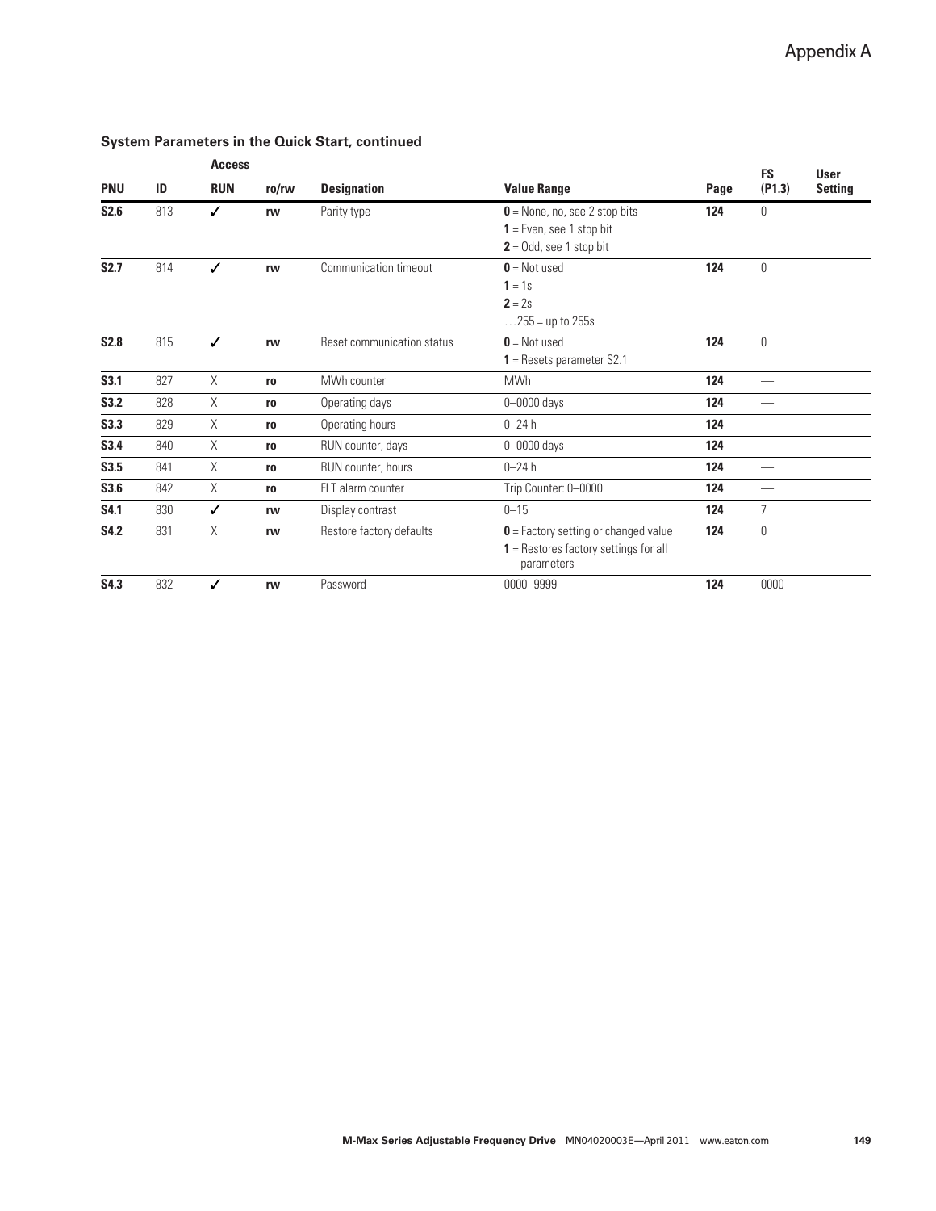### System Parameters in the Quick Start, continued

| PNU | ID | Access RUN | ro/rw | Designation | Value Range | Page | FS (P1.3) | User Setting |
|---|---|---|---|---|---|---|---|---|
| **S2.6** | 813 | ✓ | **rw** | Parity type | **0** = None, no, see 2 stop bits<br>**1** = Even, see 1 stop bit<br>**2** = Odd, see 1 stop bit | **124** | 0 | |
| **S2.7** | 814 | ✓ | **rw** | Communication timeout | **0** = Not used<br>**1** = 1s<br>**2** = 2s<br>…255 = up to 255s | **124** | 0 | |
| **S2.8** | 815 | ✓ | **rw** | Reset communication status | **0** = Not used<br>**1** = Resets parameter S2.1 | **124** | 0 | |
| **S3.1** | 827 | X | **ro** | MWh counter | MWh | **124** | — | |
| **S3.2** | 828 | X | **ro** | Operating days | 0–0000 days | **124** | — | |
| **S3.3** | 829 | X | **ro** | Operating hours | 0–24 h | **124** | — | |
| **S3.4** | 840 | X | **ro** | RUN counter, days | 0–0000 days | **124** | — | |
| **S3.5** | 841 | X | **ro** | RUN counter, hours | 0–24 h | **124** | — | |
| **S3.6** | 842 | X | **ro** | FLT alarm counter | Trip Counter: 0–0000 | **124** | — | |
| **S4.1** | 830 | ✓ | **rw** | Display contrast | 0–15 | **124** | 7 | |
| **S4.2** | 831 | X | **rw** | Restore factory defaults | **0** = Factory setting or changed value<br>**1** = Restores factory settings for all parameters | **124** | 0 | |
| **S4.3** | 832 | ✓ | **rw** | Password | 0000–9999 | **124** | 0000 | |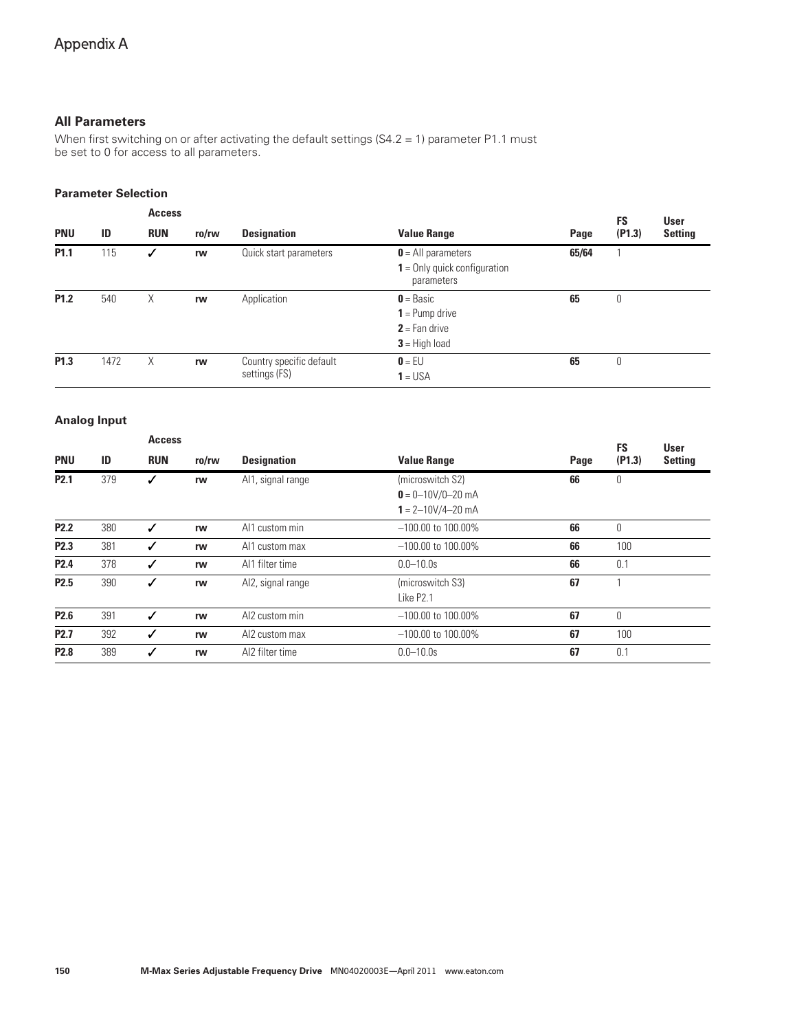# Appendix A

## All Parameters

When first switching on or after activating the default settings (S4.2 = 1) parameter P1.1 must be set to 0 for access to all parameters.

### Parameter Selection

| PNU | ID | Access RUN | ro/rw | Designation | Value Range | Page | FS (P1.3) | User Setting |
|---|---|---|---|---|---|---|---|---|
| **P1.1** | 115 | ✓ | rw | Quick start parameters | **0** = All parameters<br>**1** = Only quick configuration parameters | 65/64 | 1 | |
| **P1.2** | 540 | X | rw | Application | **0** = Basic<br>**1** = Pump drive<br>**2** = Fan drive<br>**3** = High load | 65 | 0 | |
| **P1.3** | 1472 | X | rw | Country specific default settings (FS) | **0** = EU<br>**1** = USA | 65 | 0 | |

### Analog Input

| PNU | ID | Access RUN | ro/rw | Designation | Value Range | Page | FS (P1.3) | User Setting |
|---|---|---|---|---|---|---|---|---|
| **P2.1** | 379 | ✓ | rw | AI1, signal range | (microswitch S2)<br>**0** = 0–10V/0–20 mA<br>**1** = 2–10V/4–20 mA | 66 | 0 | |
| **P2.2** | 380 | ✓ | rw | AI1 custom min | –100.00 to 100.00% | 66 | 0 | |
| **P2.3** | 381 | ✓ | rw | AI1 custom max | –100.00 to 100.00% | 66 | 100 | |
| **P2.4** | 378 | ✓ | rw | AI1 filter time | 0.0–10.0s | 66 | 0.1 | |
| **P2.5** | 390 | ✓ | rw | AI2, signal range | (microswitch S3)<br>Like P2.1 | 67 | 1 | |
| **P2.6** | 391 | ✓ | rw | AI2 custom min | –100.00 to 100.00% | 67 | 0 | |
| **P2.7** | 392 | ✓ | rw | AI2 custom max | –100.00 to 100.00% | 67 | 100 | |
| **P2.8** | 389 | ✓ | rw | AI2 filter time | 0.0–10.0s | 67 | 0.1 | |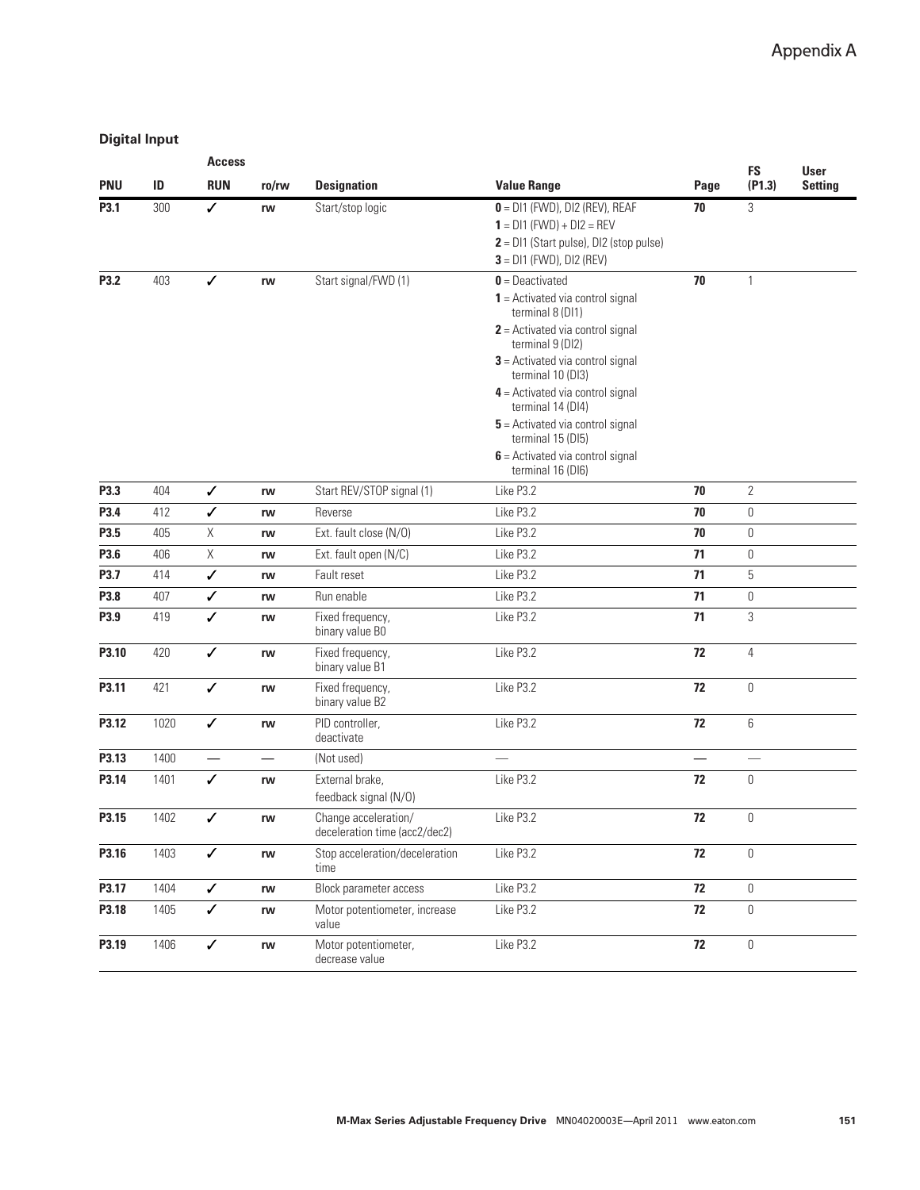## Digital Input

| PNU | ID | Access | | Designation | Value Range | Page | FS (P1.3) | User Setting |
|---|---|---|---|---|---|---|---|---|
| | | RUN | ro/rw | | | | | |
| **P3.1** | 300 | ✓ | rw | Start/stop logic | **0** = DI1 (FWD), DI2 (REV), REAF<br>**1** = DI1 (FWD) + DI2 = REV<br>**2** = DI1 (Start pulse), DI2 (stop pulse)<br>**3** = DI1 (FWD), DI2 (REV) | **70** | 3 | |
| **P3.2** | 403 | ✓ | rw | Start signal/FWD (1) | **0** = Deactivated<br>**1** = Activated via control signal terminal 8 (DI1)<br>**2** = Activated via control signal terminal 9 (DI2)<br>**3** = Activated via control signal terminal 10 (DI3)<br>**4** = Activated via control signal terminal 14 (DI4)<br>**5** = Activated via control signal terminal 15 (DI5)<br>**6** = Activated via control signal terminal 16 (DI6) | **70** | 1 | |
| **P3.3** | 404 | ✓ | rw | Start REV/STOP signal (1) | Like P3.2 | **70** | 2 | |
| **P3.4** | 412 | ✓ | rw | Reverse | Like P3.2 | **70** | 0 | |
| **P3.5** | 405 | X | rw | Ext. fault close (N/O) | Like P3.2 | **70** | 0 | |
| **P3.6** | 406 | X | rw | Ext. fault open (N/C) | Like P3.2 | **71** | 0 | |
| **P3.7** | 414 | ✓ | rw | Fault reset | Like P3.2 | **71** | 5 | |
| **P3.8** | 407 | ✓ | rw | Run enable | Like P3.2 | **71** | 0 | |
| **P3.9** | 419 | ✓ | rw | Fixed frequency, binary value B0 | Like P3.2 | **71** | 3 | |
| **P3.10** | 420 | ✓ | rw | Fixed frequency, binary value B1 | Like P3.2 | **72** | 4 | |
| **P3.11** | 421 | ✓ | rw | Fixed frequency, binary value B2 | Like P3.2 | **72** | 0 | |
| **P3.12** | 1020 | ✓ | rw | PID controller, deactivate | Like P3.2 | **72** | 6 | |
| **P3.13** | 1400 | — | — | (Not used) | — | — | — | |
| **P3.14** | 1401 | ✓ | rw | External brake, feedback signal (N/O) | Like P3.2 | **72** | 0 | |
| **P3.15** | 1402 | ✓ | rw | Change acceleration/ deceleration time (acc2/dec2) | Like P3.2 | **72** | 0 | |
| **P3.16** | 1403 | ✓ | rw | Stop acceleration/deceleration time | Like P3.2 | **72** | 0 | |
| **P3.17** | 1404 | ✓ | rw | Block parameter access | Like P3.2 | **72** | 0 | |
| **P3.18** | 1405 | ✓ | rw | Motor potentiometer, increase value | Like P3.2 | **72** | 0 | |
| **P3.19** | 1406 | ✓ | rw | Motor potentiometer, decrease value | Like P3.2 | **72** | 0 | |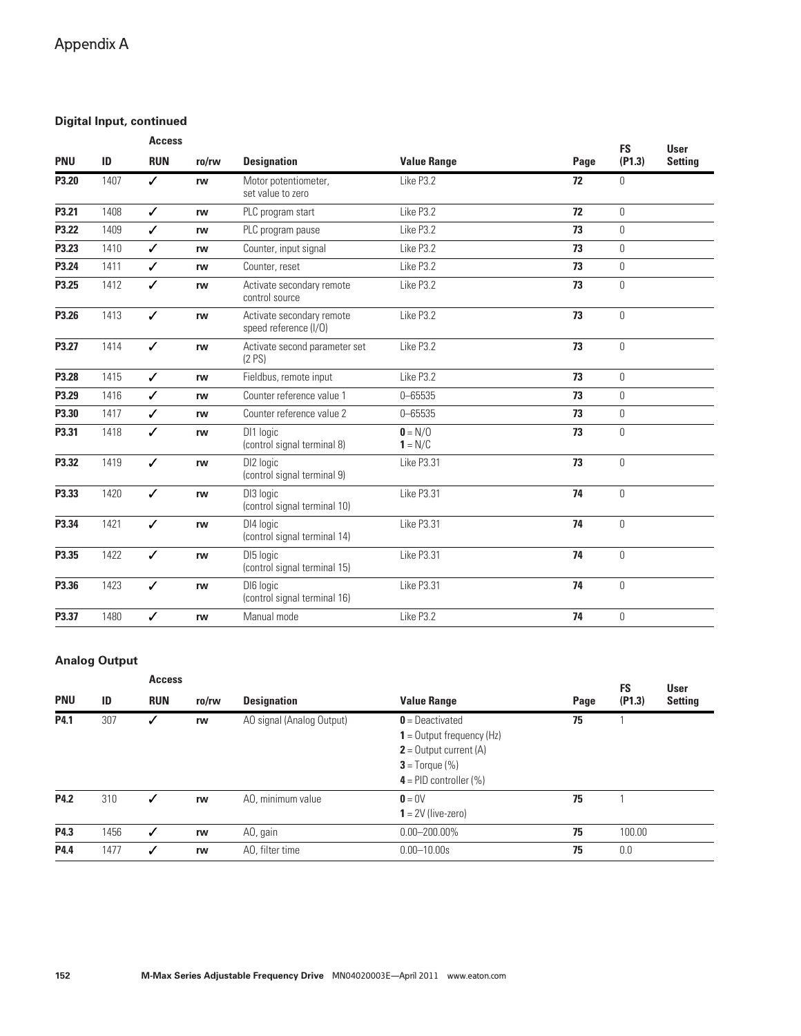# Appendix A

### Digital Input, continued

| PNU | ID | Access RUN | ro/rw | Designation | Value Range | Page | FS (P1.3) | User Setting |
|---|---|---|---|---|---|---|---|---|
| **P3.20** | 1407 | ✓ | **rw** | Motor potentiometer, set value to zero | Like P3.2 | **72** | 0 | |
| **P3.21** | 1408 | ✓ | **rw** | PLC program start | Like P3.2 | **72** | 0 | |
| **P3.22** | 1409 | ✓ | **rw** | PLC program pause | Like P3.2 | **73** | 0 | |
| **P3.23** | 1410 | ✓ | **rw** | Counter, input signal | Like P3.2 | **73** | 0 | |
| **P3.24** | 1411 | ✓ | **rw** | Counter, reset | Like P3.2 | **73** | 0 | |
| **P3.25** | 1412 | ✓ | **rw** | Activate secondary remote control source | Like P3.2 | **73** | 0 | |
| **P3.26** | 1413 | ✓ | **rw** | Activate secondary remote speed reference (I/O) | Like P3.2 | **73** | 0 | |
| **P3.27** | 1414 | ✓ | **rw** | Activate second parameter set (2 PS) | Like P3.2 | **73** | 0 | |
| **P3.28** | 1415 | ✓ | **rw** | Fieldbus, remote input | Like P3.2 | **73** | 0 | |
| **P3.29** | 1416 | ✓ | **rw** | Counter reference value 1 | 0–65535 | **73** | 0 | |
| **P3.30** | 1417 | ✓ | **rw** | Counter reference value 2 | 0–65535 | **73** | 0 | |
| **P3.31** | 1418 | ✓ | **rw** | DI1 logic (control signal terminal 8) | **0** = N/O<br>**1** = N/C | **73** | 0 | |
| **P3.32** | 1419 | ✓ | **rw** | DI2 logic (control signal terminal 9) | Like P3.31 | **73** | 0 | |
| **P3.33** | 1420 | ✓ | **rw** | DI3 logic (control signal terminal 10) | Like P3.31 | **74** | 0 | |
| **P3.34** | 1421 | ✓ | **rw** | DI4 logic (control signal terminal 14) | Like P3.31 | **74** | 0 | |
| **P3.35** | 1422 | ✓ | **rw** | DI5 logic (control signal terminal 15) | Like P3.31 | **74** | 0 | |
| **P3.36** | 1423 | ✓ | **rw** | DI6 logic (control signal terminal 16) | Like P3.31 | **74** | 0 | |
| **P3.37** | 1480 | ✓ | **rw** | Manual mode | Like P3.2 | **74** | 0 | |

### Analog Output

| PNU | ID | Access RUN | ro/rw | Designation | Value Range | Page | FS (P1.3) | User Setting |
|---|---|---|---|---|---|---|---|---|
| **P4.1** | 307 | ✓ | **rw** | AO signal (Analog Output) | **0** = Deactivated<br>**1** = Output frequency (Hz)<br>**2** = Output current (A)<br>**3** = Torque (%)<br>**4** = PID controller (%) | **75** | 1 | |
| **P4.2** | 310 | ✓ | **rw** | AO, minimum value | **0** = 0V<br>**1** = 2V (live-zero) | **75** | 1 | |
| **P4.3** | 1456 | ✓ | **rw** | AO, gain | 0.00–200.00% | **75** | 100.00 | |
| **P4.4** | 1477 | ✓ | **rw** | AO, filter time | 0.00–10.00s | **75** | 0.0 | |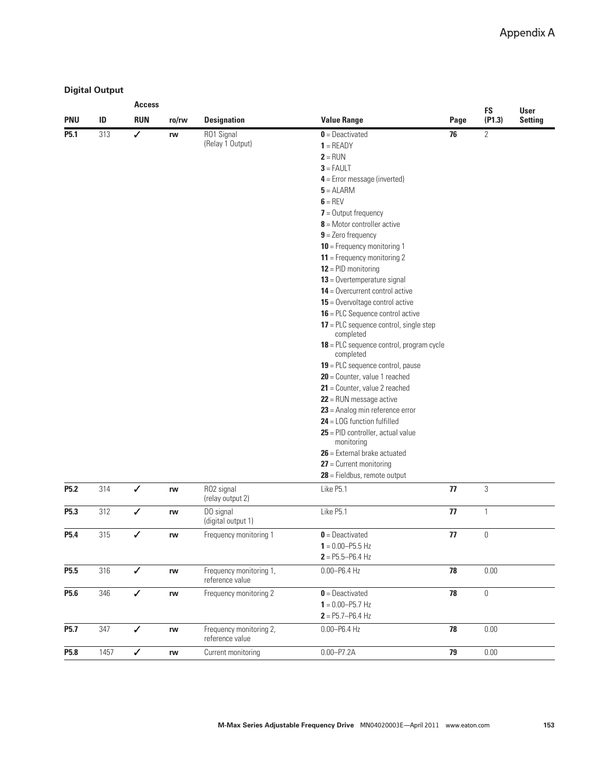### Digital Output

| PNU | ID | Access RUN | ro/rw | Designation | Value Range | Page | FS (P1.3) | User Setting |
|---|---|---|---|---|---|---|---|---|
| **P5.1** | 313 | ✓ | rw | RO1 Signal (Relay 1 Output) | **0** = Deactivated<br>**1** = READY<br>**2** = RUN<br>**3** = FAULT<br>**4** = Error message (inverted)<br>**5** = ALARM<br>**6** = REV<br>**7** = Output frequency<br>**8** = Motor controller active<br>**9** = Zero frequency<br>**10** = Frequency monitoring 1<br>**11** = Frequency monitoring 2<br>**12** = PID monitoring<br>**13** = Overtemperature signal<br>**14** = Overcurrent control active<br>**15** = Overvoltage control active<br>**16** = PLC Sequence control active<br>**17** = PLC sequence control, single step completed<br>**18** = PLC sequence control, program cycle completed<br>**19** = PLC sequence control, pause<br>**20** = Counter, value 1 reached<br>**21** = Counter, value 2 reached<br>**22** = RUN message active<br>**23** = Analog min reference error<br>**24** = LOG function fulfilled<br>**25** = PID controller, actual value monitoring<br>**26** = External brake actuated<br>**27** = Current monitoring<br>**28** = Fieldbus, remote output | **76** | 2 | |
| **P5.2** | 314 | ✓ | rw | RO2 signal (relay output 2) | Like P5.1 | **77** | 3 | |
| **P5.3** | 312 | ✓ | rw | DO signal (digital output 1) | Like P5.1 | **77** | 1 | |
| **P5.4** | 315 | ✓ | rw | Frequency monitoring 1 | **0** = Deactivated<br>**1** = 0.00–P5.5 Hz<br>**2** = P5.5–P6.4 Hz | **77** | 0 | |
| **P5.5** | 316 | ✓ | rw | Frequency monitoring 1, reference value | 0.00–P6.4 Hz | **78** | 0.00 | |
| **P5.6** | 346 | ✓ | rw | Frequency monitoring 2 | **0** = Deactivated<br>**1** = 0.00–P5.7 Hz<br>**2** = P5.7–P6.4 Hz | **78** | 0 | |
| **P5.7** | 347 | ✓ | rw | Frequency monitoring 2, reference value | 0.00–P6.4 Hz | **78** | 0.00 | |
| **P5.8** | 1457 | ✓ | rw | Current monitoring | 0.00–P7.2A | **79** | 0.00 | |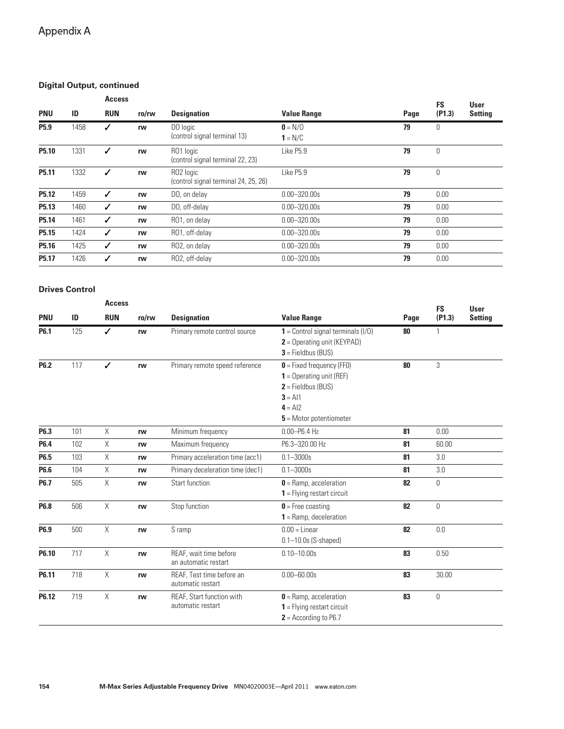# Appendix A

### Digital Output, continued

| PNU | ID | Access RUN | ro/rw | Designation | Value Range | Page | FS (P1.3) | User Setting |
|---|---|---|---|---|---|---|---|---|
| **P5.9** | 1458 | ✓ | rw | DO logic (control signal terminal 13) | **0** = N/O<br>**1** = N/C | **79** | 0 | |
| **P5.10** | 1331 | ✓ | rw | RO1 logic (control signal terminal 22, 23) | Like P5.9 | **79** | 0 | |
| **P5.11** | 1332 | ✓ | rw | RO2 logic (control signal terminal 24, 25, 26) | Like P5.9 | **79** | 0 | |
| **P5.12** | 1459 | ✓ | rw | DO, on delay | 0.00–320.00s | **79** | 0.00 | |
| **P5.13** | 1460 | ✓ | rw | DO, off-delay | 0.00–320.00s | **79** | 0.00 | |
| **P5.14** | 1461 | ✓ | rw | RO1, on delay | 0.00–320.00s | **79** | 0.00 | |
| **P5.15** | 1424 | ✓ | rw | RO1, off-delay | 0.00–320.00s | **79** | 0.00 | |
| **P5.16** | 1425 | ✓ | rw | RO2, on delay | 0.00–320.00s | **79** | 0.00 | |
| **P5.17** | 1426 | ✓ | rw | RO2, off-delay | 0.00–320.00s | **79** | 0.00 | |

### Drives Control

| PNU | ID | Access RUN | ro/rw | Designation | Value Range | Page | FS (P1.3) | User Setting |
|---|---|---|---|---|---|---|---|---|
| **P6.1** | 125 | ✓ | rw | Primary remote control source | **1** = Control signal terminals (I/O)<br>**2** = Operating unit (KEYPAD)<br>**3** = Fieldbus (BUS) | **80** | 1 | |
| **P6.2** | 117 | ✓ | rw | Primary remote speed reference | **0** = Fixed frequency (FF0)<br>**1** = Operating unit (REF)<br>**2** = Fieldbus (BUS)<br>**3** = AI1<br>**4** = AI2<br>**5** = Motor potentiometer | **80** | 3 | |
| **P6.3** | 101 | X | rw | Minimum frequency | 0.00–P6.4 Hz | **81** | 0.00 | |
| **P6.4** | 102 | X | rw | Maximum frequency | P6.3–320.00 Hz | **81** | 60.00 | |
| **P6.5** | 103 | X | rw | Primary acceleration time (acc1) | 0.1–3000s | **81** | 3.0 | |
| **P6.6** | 104 | X | rw | Primary deceleration time (dec1) | 0.1–3000s | **81** | 3.0 | |
| **P6.7** | 505 | X | rw | Start function | **0** = Ramp, acceleration<br>**1** = Flying restart circuit | **82** | 0 | |
| **P6.8** | 506 | X | rw | Stop function | **0** = Free coasting<br>**1** = Ramp, deceleration | **82** | 0 | |
| **P6.9** | 500 | X | rw | S ramp | 0.00 = Linear<br>0.1–10.0s (S-shaped) | **82** | 0.0 | |
| **P6.10** | 717 | X | rw | REAF, wait time before an automatic restart | 0.10–10.00s | **83** | 0.50 | |
| **P6.11** | 718 | X | rw | REAF, Test time before an automatic restart | 0.00–60.00s | **83** | 30.00 | |
| **P6.12** | 719 | X | rw | REAF, Start function with automatic restart | **0** = Ramp, acceleration<br>**1** = Flying restart circuit<br>**2** = According to P6.7 | **83** | 0 | |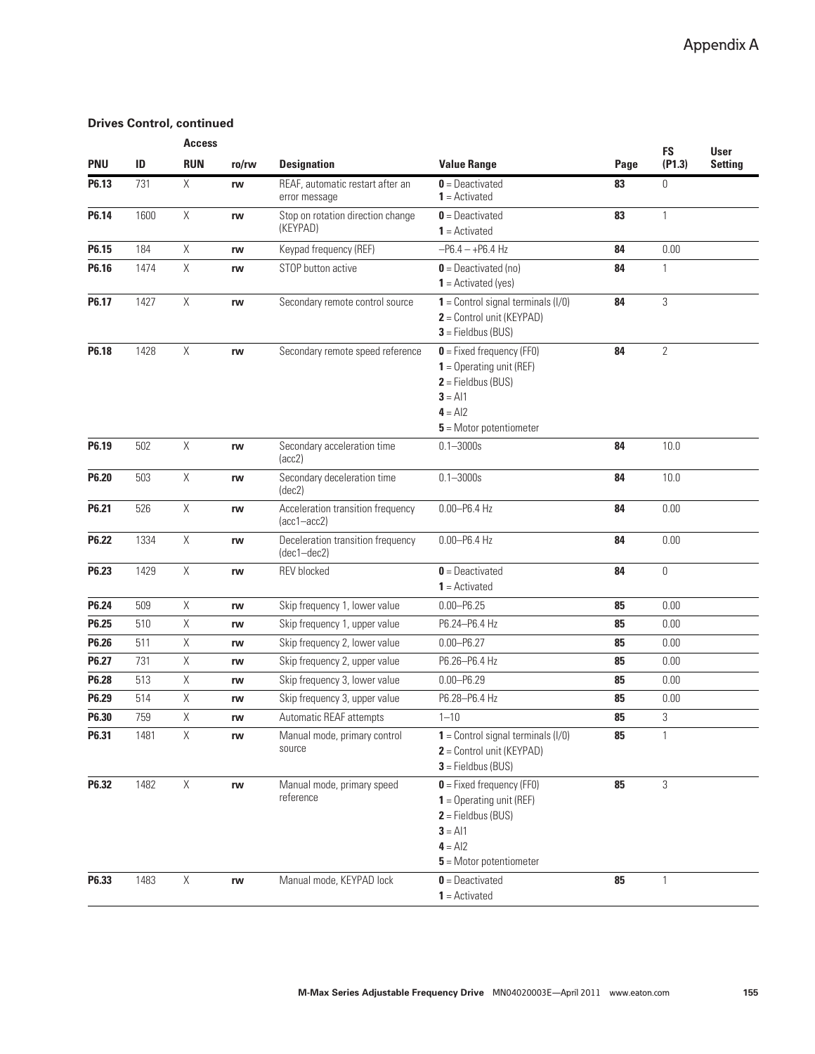### Drives Control, continued

| PNU | ID | Access RUN | ro/rw | Designation | Value Range | Page | FS (P1.3) | User Setting |
|---|---|---|---|---|---|---|---|---|
| **P6.13** | 731 | X | **rw** | REAF, automatic restart after an error message | **0** = Deactivated<br>**1** = Activated | **83** | 0 | |
| **P6.14** | 1600 | X | **rw** | Stop on rotation direction change (KEYPAD) | **0** = Deactivated<br>**1** = Activated | **83** | 1 | |
| **P6.15** | 184 | X | **rw** | Keypad frequency (REF) | –P6.4 – +P6.4 Hz | **84** | 0.00 | |
| **P6.16** | 1474 | X | **rw** | STOP button active | **0** = Deactivated (no)<br>**1** = Activated (yes) | **84** | 1 | |
| **P6.17** | 1427 | X | **rw** | Secondary remote control source | **1** = Control signal terminals (I/O)<br>**2** = Control unit (KEYPAD)<br>**3** = Fieldbus (BUS) | **84** | 3 | |
| **P6.18** | 1428 | X | **rw** | Secondary remote speed reference | **0** = Fixed frequency (FF0)<br>**1** = Operating unit (REF)<br>**2** = Fieldbus (BUS)<br>**3** = AI1<br>**4** = AI2<br>**5** = Motor potentiometer | **84** | 2 | |
| **P6.19** | 502 | X | **rw** | Secondary acceleration time (acc2) | 0.1–3000s | **84** | 10.0 | |
| **P6.20** | 503 | X | **rw** | Secondary deceleration time (dec2) | 0.1–3000s | **84** | 10.0 | |
| **P6.21** | 526 | X | **rw** | Acceleration transition frequency (acc1–acc2) | 0.00–P6.4 Hz | **84** | 0.00 | |
| **P6.22** | 1334 | X | **rw** | Deceleration transition frequency (dec1–dec2) | 0.00–P6.4 Hz | **84** | 0.00 | |
| **P6.23** | 1429 | X | **rw** | REV blocked | **0** = Deactivated<br>**1** = Activated | **84** | 0 | |
| **P6.24** | 509 | X | **rw** | Skip frequency 1, lower value | 0.00–P6.25 | **85** | 0.00 | |
| **P6.25** | 510 | X | **rw** | Skip frequency 1, upper value | P6.24–P6.4 Hz | **85** | 0.00 | |
| **P6.26** | 511 | X | **rw** | Skip frequency 2, lower value | 0.00–P6.27 | **85** | 0.00 | |
| **P6.27** | 731 | X | **rw** | Skip frequency 2, upper value | P6.26–P6.4 Hz | **85** | 0.00 | |
| **P6.28** | 513 | X | **rw** | Skip frequency 3, lower value | 0.00–P6.29 | **85** | 0.00 | |
| **P6.29** | 514 | X | **rw** | Skip frequency 3, upper value | P6.28–P6.4 Hz | **85** | 0.00 | |
| **P6.30** | 759 | X | **rw** | Automatic REAF attempts | 1–10 | **85** | 3 | |
| **P6.31** | 1481 | X | **rw** | Manual mode, primary control source | **1** = Control signal terminals (I/O)<br>**2** = Control unit (KEYPAD)<br>**3** = Fieldbus (BUS) | **85** | 1 | |
| **P6.32** | 1482 | X | **rw** | Manual mode, primary speed reference | **0** = Fixed frequency (FF0)<br>**1** = Operating unit (REF)<br>**2** = Fieldbus (BUS)<br>**3** = AI1<br>**4** = AI2<br>**5** = Motor potentiometer | **85** | 3 | |
| **P6.33** | 1483 | X | **rw** | Manual mode, KEYPAD lock | **0** = Deactivated<br>**1** = Activated | **85** | 1 | |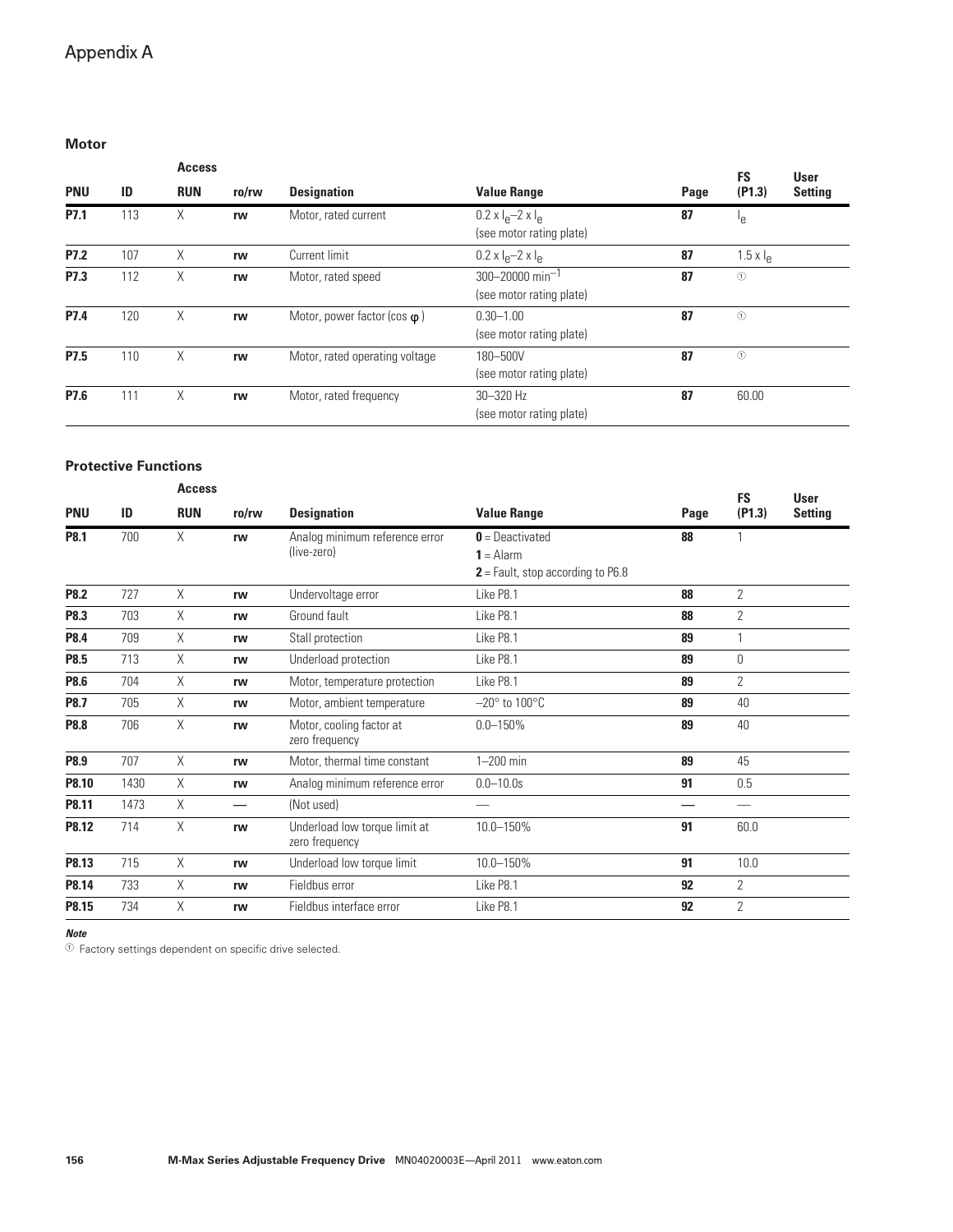# Appendix A

### Motor

| PNU | ID | Access RUN | ro/rw | Designation | Value Range | Page | FS (P1.3) | User Setting |
|---|---|---|---|---|---|---|---|---|
| **P7.1** | 113 | X | **rw** | Motor, rated current | $0.2 \times I_e$–$2 \times I_e$ (see motor rating plate) | **87** | $I_e$ | |
| **P7.2** | 107 | X | **rw** | Current limit | $0.2 \times I_e$–$2 \times I_e$ | **87** | $1.5 \times I_e$ | |
| **P7.3** | 112 | X | **rw** | Motor, rated speed | 300–20000 $min^{-1}$ (see motor rating plate) | **87** | ① | |
| **P7.4** | 120 | X | **rw** | Motor, power factor (cos φ) | 0.30–1.00 (see motor rating plate) | **87** | ① | |
| **P7.5** | 110 | X | **rw** | Motor, rated operating voltage | 180–500V (see motor rating plate) | **87** | ① | |
| **P7.6** | 111 | X | **rw** | Motor, rated frequency | 30–320 Hz (see motor rating plate) | **87** | 60.00 | |

### Protective Functions

| PNU | ID | Access RUN | ro/rw | Designation | Value Range | Page | FS (P1.3) | User Setting |
|---|---|---|---|---|---|---|---|---|
| **P8.1** | 700 | X | **rw** | Analog minimum reference error (live-zero) | **0** = Deactivated<br>**1** = Alarm<br>**2** = Fault, stop according to P6.8 | **88** | 1 | |
| **P8.2** | 727 | X | **rw** | Undervoltage error | Like P8.1 | **88** | 2 | |
| **P8.3** | 703 | X | **rw** | Ground fault | Like P8.1 | **88** | 2 | |
| **P8.4** | 709 | X | **rw** | Stall protection | Like P8.1 | **89** | 1 | |
| **P8.5** | 713 | X | **rw** | Underload protection | Like P8.1 | **89** | 0 | |
| **P8.6** | 704 | X | **rw** | Motor, temperature protection | Like P8.1 | **89** | 2 | |
| **P8.7** | 705 | X | **rw** | Motor, ambient temperature | –20° to 100°C | **89** | 40 | |
| **P8.8** | 706 | X | **rw** | Motor, cooling factor at zero frequency | 0.0–150% | **89** | 40 | |
| **P8.9** | 707 | X | **rw** | Motor, thermal time constant | 1–200 min | **89** | 45 | |
| **P8.10** | 1430 | X | **rw** | Analog minimum reference error | 0.0–10.0s | **91** | 0.5 | |
| **P8.11** | 1473 | X | — | (Not used) | — | — | — | |
| **P8.12** | 714 | X | **rw** | Underload low torque limit at zero frequency | 10.0–150% | **91** | 60.0 | |
| **P8.13** | 715 | X | **rw** | Underload low torque limit | 10.0–150% | **91** | 10.0 | |
| **P8.14** | 733 | X | **rw** | Fieldbus error | Like P8.1 | **92** | 2 | |
| **P8.15** | 734 | X | **rw** | Fieldbus interface error | Like P8.1 | **92** | 2 | |

***Note***

① Factory settings dependent on specific drive selected.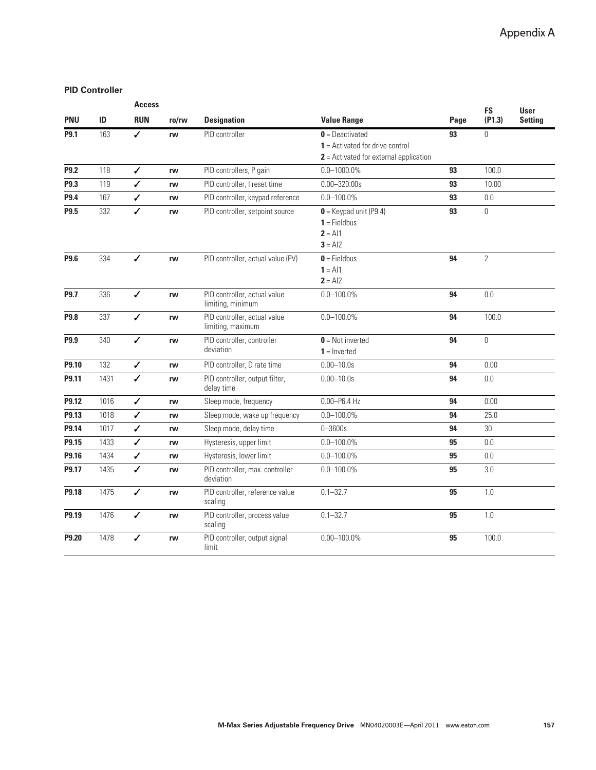### PID Controller

| PNU | ID | Access RUN | ro/rw | Designation | Value Range | Page | FS (P1.3) | User Setting |
|---|---|---|---|---|---|---|---|---|
| **P9.1** | 163 | ✓ | rw | PID controller | **0** = Deactivated<br>**1** = Activated for drive control<br>**2** = Activated for external application | **93** | 0 | |
| **P9.2** | 118 | ✓ | rw | PID controllers, P gain | 0.0–1000.0% | **93** | 100.0 | |
| **P9.3** | 119 | ✓ | rw | PID controller, I reset time | 0.00–320.00s | **93** | 10.00 | |
| **P9.4** | 167 | ✓ | rw | PID controller, keypad reference | 0.0–100.0% | **93** | 0.0 | |
| **P9.5** | 332 | ✓ | rw | PID controller, setpoint source | **0** = Keypad unit (P9.4)<br>**1** = Fieldbus<br>**2** = AI1<br>**3** = AI2 | **93** | 0 | |
| **P9.6** | 334 | ✓ | rw | PID controller, actual value (PV) | **0** = Fieldbus<br>**1** = AI1<br>**2** = AI2 | **94** | 2 | |
| **P9.7** | 336 | ✓ | rw | PID controller, actual value limiting, minimum | 0.0–100.0% | **94** | 0.0 | |
| **P9.8** | 337 | ✓ | rw | PID controller, actual value limiting, maximum | 0.0–100.0% | **94** | 100.0 | |
| **P9.9** | 340 | ✓ | rw | PID controller, controller deviation | **0** = Not inverted<br>**1** = Inverted | **94** | 0 | |
| **P9.10** | 132 | ✓ | rw | PID controller, D rate time | 0.00–10.0s | **94** | 0.00 | |
| **P9.11** | 1431 | ✓ | rw | PID controller, output filter, delay time | 0.00–10.0s | **94** | 0.0 | |
| **P9.12** | 1016 | ✓ | rw | Sleep mode, frequency | 0.00–P6.4 Hz | **94** | 0.00 | |
| **P9.13** | 1018 | ✓ | rw | Sleep mode, wake up frequency | 0.0–100.0% | **94** | 25.0 | |
| **P9.14** | 1017 | ✓ | rw | Sleep mode, delay time | 0–3600s | **94** | 30 | |
| **P9.15** | 1433 | ✓ | rw | Hysteresis, upper limit | 0.0–100.0% | **95** | 0.0 | |
| **P9.16** | 1434 | ✓ | rw | Hysteresis, lower limit | 0.0–100.0% | **95** | 0.0 | |
| **P9.17** | 1435 | ✓ | rw | PID controller, max. controller deviation | 0.0–100.0% | **95** | 3.0 | |
| **P9.18** | 1475 | ✓ | rw | PID controller, reference value scaling | 0.1–32.7 | **95** | 1.0 | |
| **P9.19** | 1476 | ✓ | rw | PID controller, process value scaling | 0.1–32.7 | **95** | 1.0 | |
| **P9.20** | 1478 | ✓ | rw | PID controller, output signal limit | 0.00–100.0% | **95** | 100.0 | |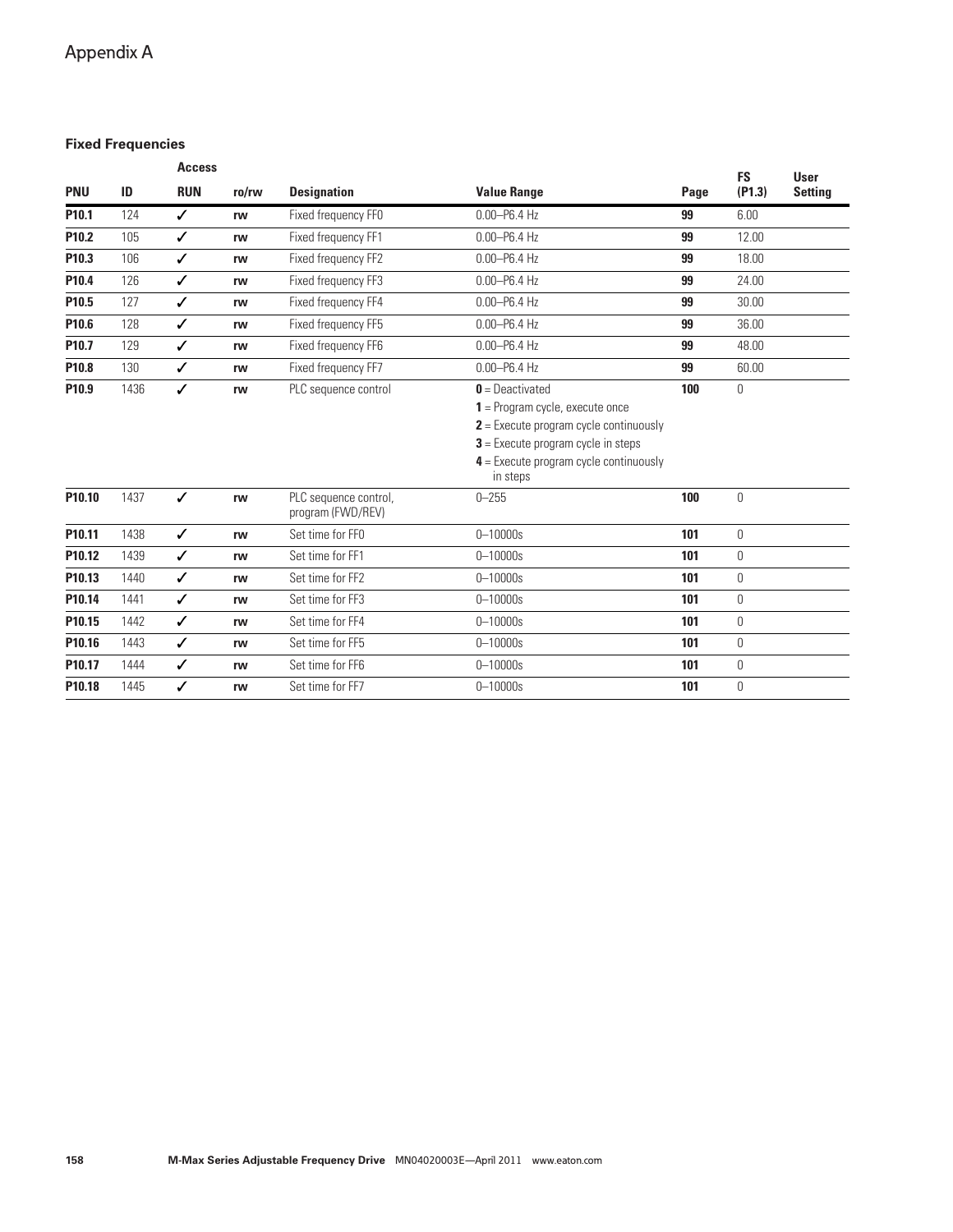# Appendix A

### Fixed Frequencies

| PNU | ID | Access RUN | ro/rw | Designation | Value Range | Page | FS (P1.3) | User Setting |
|---|---|---|---|---|---|---|---|---|
| **P10.1** | 124 | ✓ | **rw** | Fixed frequency FF0 | 0.00–P6.4 Hz | **99** | 6.00 | |
| **P10.2** | 105 | ✓ | **rw** | Fixed frequency FF1 | 0.00–P6.4 Hz | **99** | 12.00 | |
| **P10.3** | 106 | ✓ | **rw** | Fixed frequency FF2 | 0.00–P6.4 Hz | **99** | 18.00 | |
| **P10.4** | 126 | ✓ | **rw** | Fixed frequency FF3 | 0.00–P6.4 Hz | **99** | 24.00 | |
| **P10.5** | 127 | ✓ | **rw** | Fixed frequency FF4 | 0.00–P6.4 Hz | **99** | 30.00 | |
| **P10.6** | 128 | ✓ | **rw** | Fixed frequency FF5 | 0.00–P6.4 Hz | **99** | 36.00 | |
| **P10.7** | 129 | ✓ | **rw** | Fixed frequency FF6 | 0.00–P6.4 Hz | **99** | 48.00 | |
| **P10.8** | 130 | ✓ | **rw** | Fixed frequency FF7 | 0.00–P6.4 Hz | **99** | 60.00 | |
| **P10.9** | 1436 | ✓ | **rw** | PLC sequence control | **0** = Deactivated<br>**1** = Program cycle, execute once<br>**2** = Execute program cycle continuously<br>**3** = Execute program cycle in steps<br>**4** = Execute program cycle continuously in steps | **100** | 0 | |
| **P10.10** | 1437 | ✓ | **rw** | PLC sequence control, program (FWD/REV) | 0–255 | **100** | 0 | |
| **P10.11** | 1438 | ✓ | **rw** | Set time for FF0 | 0–10000s | **101** | 0 | |
| **P10.12** | 1439 | ✓ | **rw** | Set time for FF1 | 0–10000s | **101** | 0 | |
| **P10.13** | 1440 | ✓ | **rw** | Set time for FF2 | 0–10000s | **101** | 0 | |
| **P10.14** | 1441 | ✓ | **rw** | Set time for FF3 | 0–10000s | **101** | 0 | |
| **P10.15** | 1442 | ✓ | **rw** | Set time for FF4 | 0–10000s | **101** | 0 | |
| **P10.16** | 1443 | ✓ | **rw** | Set time for FF5 | 0–10000s | **101** | 0 | |
| **P10.17** | 1444 | ✓ | **rw** | Set time for FF6 | 0–10000s | **101** | 0 | |
| **P10.18** | 1445 | ✓ | **rw** | Set time for FF7 | 0–10000s | **101** | 0 | |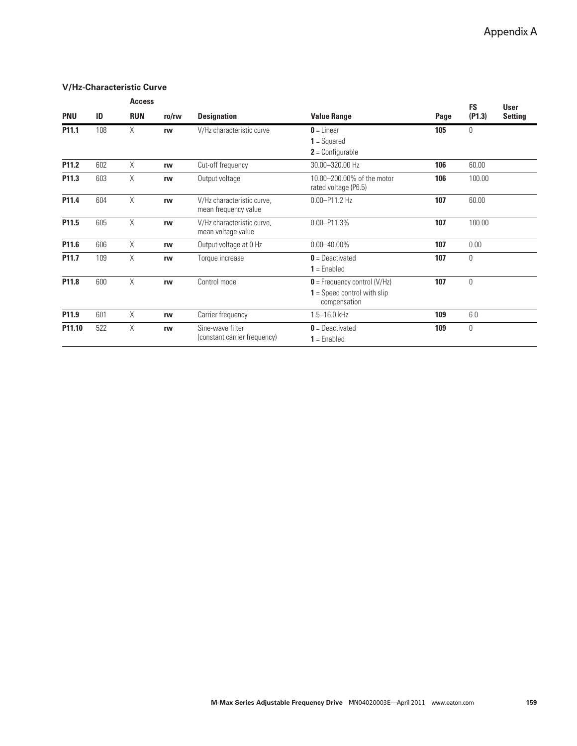### V/Hz-Characteristic Curve

| PNU | ID | Access RUN | ro/rw | Designation | Value Range | Page | FS (P1.3) | User Setting |
|---|---|---|---|---|---|---|---|---|
| **P11.1** | 108 | X | **rw** | V/Hz characteristic curve | **0** = Linear<br>**1** = Squared<br>**2** = Configurable | **105** | 0 | |
| **P11.2** | 602 | X | **rw** | Cut-off frequency | 30.00–320.00 Hz | **106** | 60.00 | |
| **P11.3** | 603 | X | **rw** | Output voltage | 10.00–200.00% of the motor rated voltage (P6.5) | **106** | 100.00 | |
| **P11.4** | 604 | X | **rw** | V/Hz characteristic curve, mean frequency value | 0.00–P11.2 Hz | **107** | 60.00 | |
| **P11.5** | 605 | X | **rw** | V/Hz characteristic curve, mean voltage value | 0.00–P11.3% | **107** | 100.00 | |
| **P11.6** | 606 | X | **rw** | Output voltage at 0 Hz | 0.00–40.00% | **107** | 0.00 | |
| **P11.7** | 109 | X | **rw** | Torque increase | **0** = Deactivated<br>**1** = Enabled | **107** | 0 | |
| **P11.8** | 600 | X | **rw** | Control mode | **0** = Frequency control (V/Hz)<br>**1** = Speed control with slip compensation | **107** | 0 | |
| **P11.9** | 601 | X | **rw** | Carrier frequency | 1.5–16.0 kHz | **109** | 6.0 | |
| **P11.10** | 522 | X | **rw** | Sine-wave filter (constant carrier frequency) | **0** = Deactivated<br>**1** = Enabled | **109** | 0 | |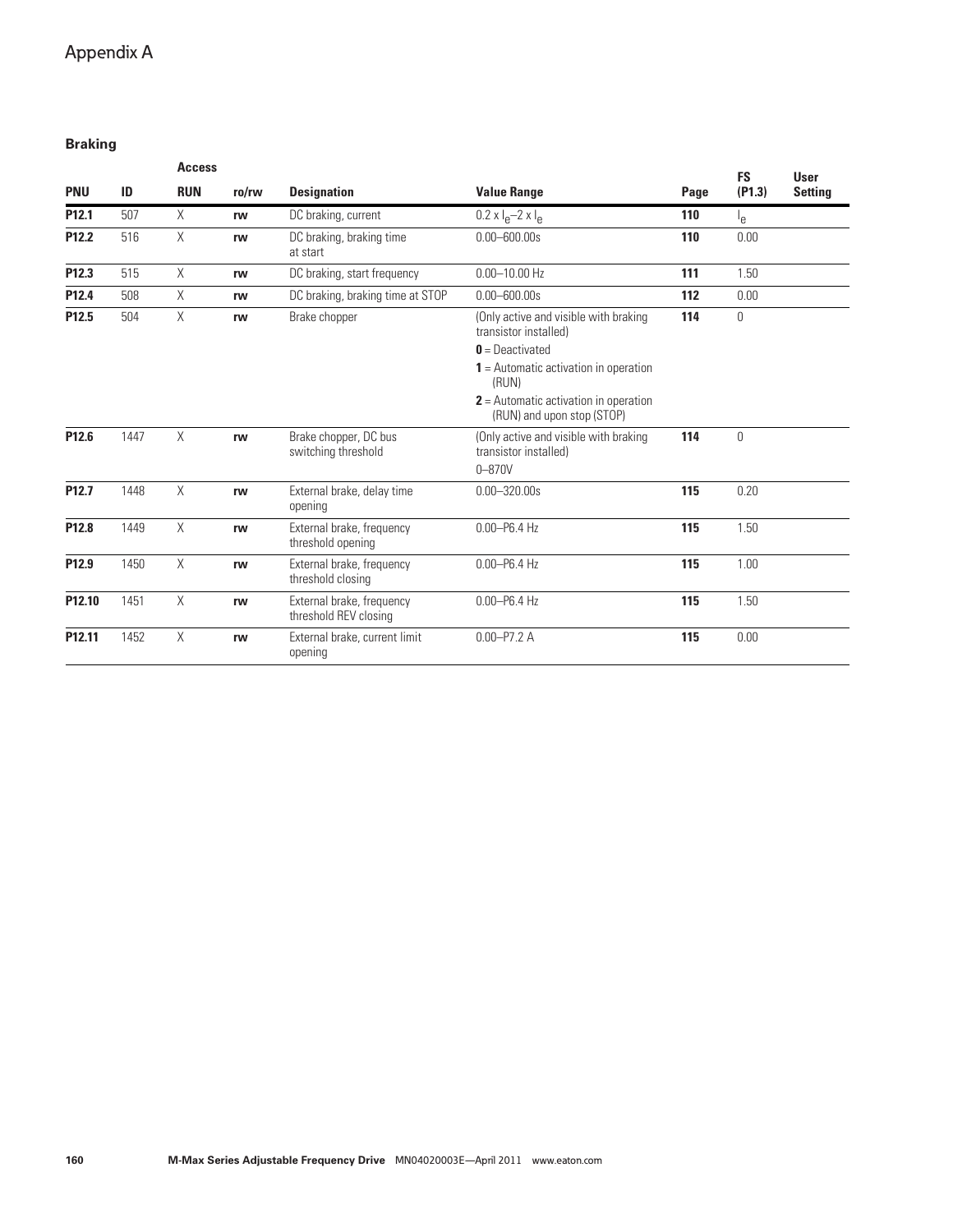# Appendix A

### Braking

| PNU | ID | Access RUN | ro/rw | Designation | Value Range | Page | FS (P1.3) | User Setting |
|---|---|---|---|---|---|---|---|---|
| **P12.1** | 507 | X | **rw** | DC braking, current | $0.2 \times I_e$–$2 \times I_e$ | **110** | $I_e$ | |
| **P12.2** | 516 | X | **rw** | DC braking, braking time at start | 0.00–600.00s | **110** | 0.00 | |
| **P12.3** | 515 | X | **rw** | DC braking, start frequency | 0.00–10.00 Hz | **111** | 1.50 | |
| **P12.4** | 508 | X | **rw** | DC braking, braking time at STOP | 0.00–600.00s | **112** | 0.00 | |
| **P12.5** | 504 | X | **rw** | Brake chopper | (Only active and visible with braking transistor installed)<br>**0** = Deactivated<br>**1** = Automatic activation in operation (RUN)<br>**2** = Automatic activation in operation (RUN) and upon stop (STOP) | **114** | 0 | |
| **P12.6** | 1447 | X | **rw** | Brake chopper, DC bus switching threshold | (Only active and visible with braking transistor installed)<br>0–870V | **114** | 0 | |
| **P12.7** | 1448 | X | **rw** | External brake, delay time opening | 0.00–320.00s | **115** | 0.20 | |
| **P12.8** | 1449 | X | **rw** | External brake, frequency threshold opening | 0.00–P6.4 Hz | **115** | 1.50 | |
| **P12.9** | 1450 | X | **rw** | External brake, frequency threshold closing | 0.00–P6.4 Hz | **115** | 1.00 | |
| **P12.10** | 1451 | X | **rw** | External brake, frequency threshold REV closing | 0.00–P6.4 Hz | **115** | 1.50 | |
| **P12.11** | 1452 | X | **rw** | External brake, current limit opening | 0.00–P7.2 A | **115** | 0.00 | |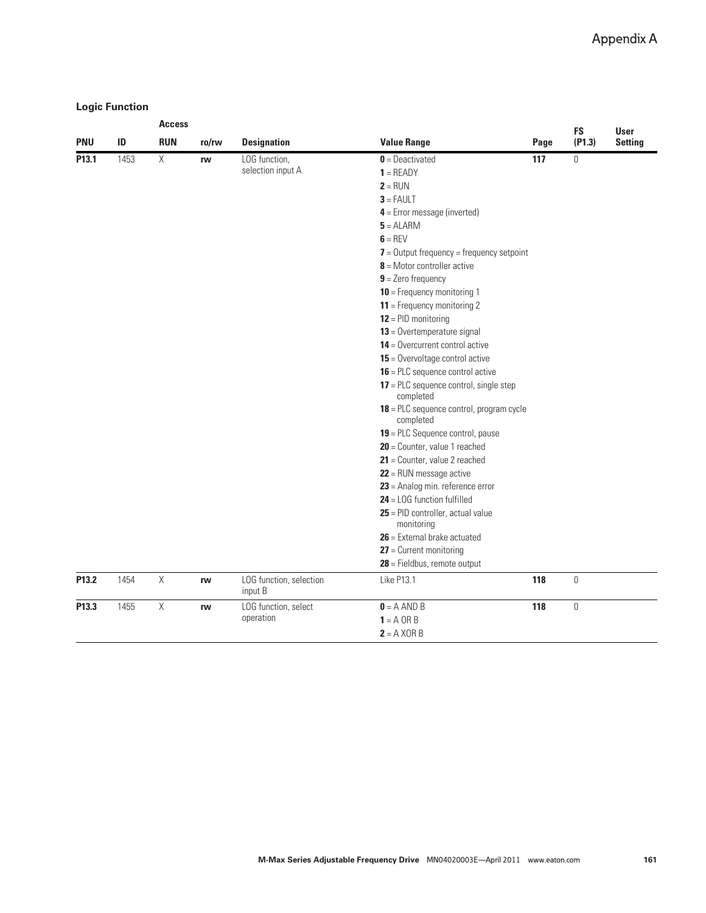### Logic Function

| PNU | ID | Access RUN | ro/rw | Designation | Value Range | Page | FS (P1.3) | User Setting |
|---|---|---|---|---|---|---|---|---|
| **P13.1** | 1453 | X | **rw** | LOG function, selection input A | **0** = Deactivated<br>**1** = READY<br>**2** = RUN<br>**3** = FAULT<br>**4** = Error message (inverted)<br>**5** = ALARM<br>**6** = REV<br>**7** = Output frequency = frequency setpoint<br>**8** = Motor controller active<br>**9** = Zero frequency<br>**10** = Frequency monitoring 1<br>**11** = Frequency monitoring 2<br>**12** = PID monitoring<br>**13** = Overtemperature signal<br>**14** = Overcurrent control active<br>**15** = Overvoltage control active<br>**16** = PLC sequence control active<br>**17** = PLC sequence control, single step completed<br>**18** = PLC sequence control, program cycle completed<br>**19** = PLC Sequence control, pause<br>**20** = Counter, value 1 reached<br>**21** = Counter, value 2 reached<br>**22** = RUN message active<br>**23** = Analog min. reference error<br>**24** = LOG function fulfilled<br>**25** = PID controller, actual value monitoring<br>**26** = External brake actuated<br>**27** = Current monitoring<br>**28** = Fieldbus, remote output | **117** | 0 | |
| **P13.2** | 1454 | X | **rw** | LOG function, selection input B | Like P13.1 | **118** | 0 | |
| **P13.3** | 1455 | X | **rw** | LOG function, select operation | **0** = A AND B<br>**1** = A OR B<br>**2** = A XOR B | **118** | 0 | |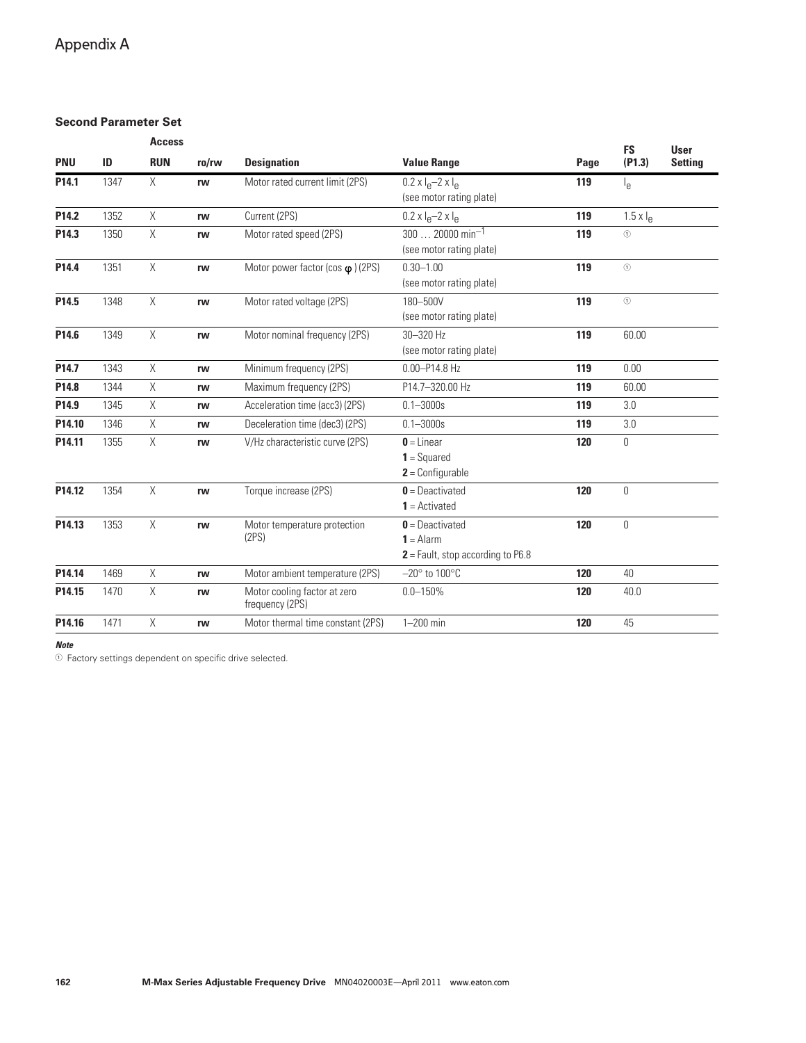Appendix A

### Second Parameter Set

| PNU | ID | Access RUN | ro/rw | Designation | Value Range | Page | FS (P1.3) | User Setting |
|---|---|---|---|---|---|---|---|---|
| **P14.1** | 1347 | X | **rw** | Motor rated current limit (2PS) | $0.2 \times I_e$–$2 \times I_e$ (see motor rating plate) | **119** | $I_e$ | |
| **P14.2** | 1352 | X | **rw** | Current (2PS) | $0.2 \times I_e$–$2 \times I_e$ | **119** | $1.5 \times I_e$ | |
| **P14.3** | 1350 | X | **rw** | Motor rated speed (2PS) | 300 … 20000 $\text{min}^{-1}$ (see motor rating plate) | **119** | ① | |
| **P14.4** | 1351 | X | **rw** | Motor power factor (cos φ) (2PS) | 0.30–1.00 (see motor rating plate) | **119** | ① | |
| **P14.5** | 1348 | X | **rw** | Motor rated voltage (2PS) | 180–500V (see motor rating plate) | **119** | ① | |
| **P14.6** | 1349 | X | **rw** | Motor nominal frequency (2PS) | 30–320 Hz (see motor rating plate) | **119** | 60.00 | |
| **P14.7** | 1343 | X | **rw** | Minimum frequency (2PS) | 0.00–P14.8 Hz | **119** | 0.00 | |
| **P14.8** | 1344 | X | **rw** | Maximum frequency (2PS) | P14.7–320.00 Hz | **119** | 60.00 | |
| **P14.9** | 1345 | X | **rw** | Acceleration time (acc3) (2PS) | 0.1–3000s | **119** | 3.0 | |
| **P14.10** | 1346 | X | **rw** | Deceleration time (dec3) (2PS) | 0.1–3000s | **119** | 3.0 | |
| **P14.11** | 1355 | X | **rw** | V/Hz characteristic curve (2PS) | **0** = Linear<br>**1** = Squared<br>**2** = Configurable | **120** | 0 | |
| **P14.12** | 1354 | X | **rw** | Torque increase (2PS) | **0** = Deactivated<br>**1** = Activated | **120** | 0 | |
| **P14.13** | 1353 | X | **rw** | Motor temperature protection (2PS) | **0** = Deactivated<br>**1** = Alarm<br>**2** = Fault, stop according to P6.8 | **120** | 0 | |
| **P14.14** | 1469 | X | **rw** | Motor ambient temperature (2PS) | –20° to 100°C | **120** | 40 | |
| **P14.15** | 1470 | X | **rw** | Motor cooling factor at zero frequency (2PS) | 0.0–150% | **120** | 40.0 | |
| **P14.16** | 1471 | X | **rw** | Motor thermal time constant (2PS) | 1–200 min | **120** | 45 | |

***Note***

① Factory settings dependent on specific drive selected.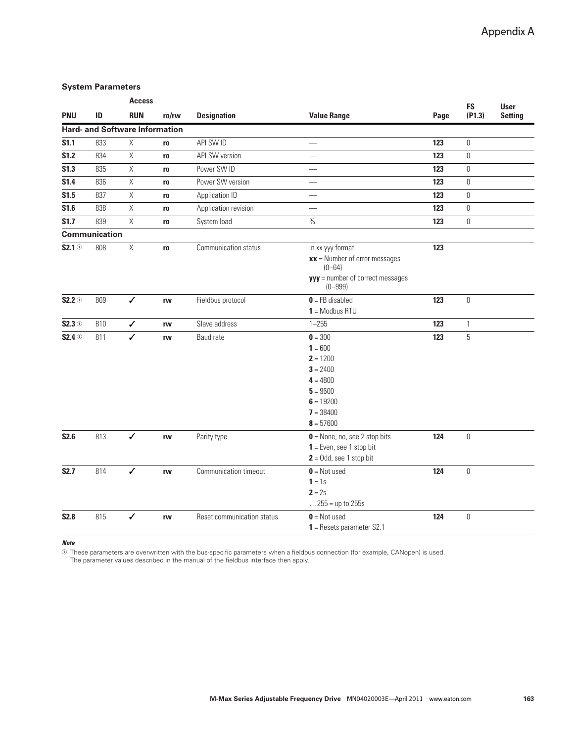### System Parameters

| PNU | ID | Access RUN | ro/rw | Designation | Value Range | Page | FS (P1.3) | User Setting |
|---|---|---|---|---|---|---|---|---|
| **Hard- and Software Information** | | | | | | | | |
| **S1.1** | 833 | X | **ro** | API SW ID | — | **123** | 0 | |
| **S1.2** | 834 | X | **ro** | API SW version | — | **123** | 0 | |
| **S1.3** | 835 | X | **ro** | Power SW ID | — | **123** | 0 | |
| **S1.4** | 836 | X | **ro** | Power SW version | — | **123** | 0 | |
| **S1.5** | 837 | X | **ro** | Application ID | — | **123** | 0 | |
| **S1.6** | 838 | X | **ro** | Application revision | — | **123** | 0 | |
| **S1.7** | 839 | X | **ro** | System load | % | **123** | 0 | |
| **Communication** | | | | | | | | |
| **S2.1** ① | 808 | X | **ro** | Communication status | In xx.yyy format<br>**xx** = Number of error messages (0–64)<br>**yyy** = number of correct messages (0–999) | **123** | | |
| **S2.2** ① | 809 | ✓ | **rw** | Fieldbus protocol | **0** = FB disabled<br>**1** = Modbus RTU | **123** | 0 | |
| **S2.3** ① | 810 | ✓ | **rw** | Slave address | 1–255 | **123** | 1 | |
| **S2.4** ① | 811 | ✓ | **rw** | Baud rate | **0** = 300<br>**1** = 600<br>**2** = 1200<br>**3** = 2400<br>**4** = 4800<br>**5** = 9600<br>**6** = 19200<br>**7** = 38400<br>**8** = 57600 | **123** | 5 | |
| **S2.6** | 813 | ✓ | **rw** | Parity type | **0** = None, no, see 2 stop bits<br>**1** = Even, see 1 stop bit<br>**2** = Odd, see 1 stop bit | **124** | 0 | |
| **S2.7** | 814 | ✓ | **rw** | Communication timeout | **0** = Not used<br>**1** = 1s<br>**2** = 2s<br>…255 = up to 255s | **124** | 0 | |
| **S2.8** | 815 | ✓ | **rw** | Reset communication status | **0** = Not used<br>**1** = Resets parameter S2.1 | **124** | 0 | |

***Note***

① These parameters are overwritten with the bus-specific parameters when a fieldbus connection (for example, CANopen) is used. The parameter values described in the manual of the fieldbus interface then apply.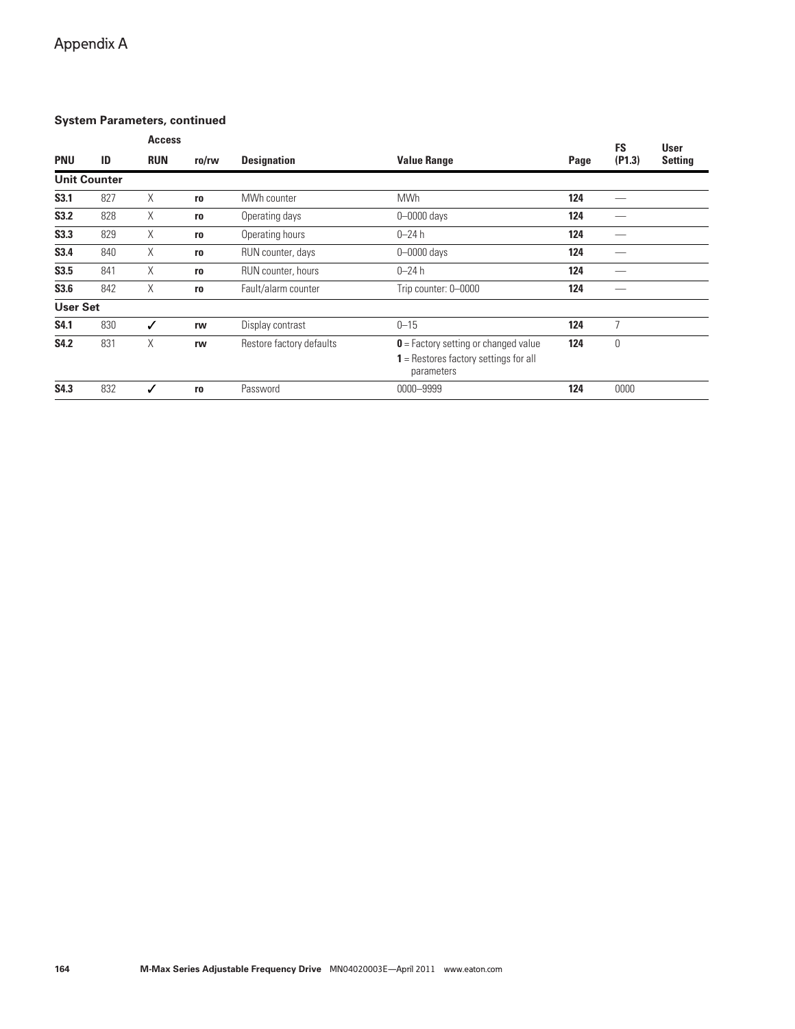## System Parameters, continued

| PNU | ID | Access RUN | ro/rw | Designation | Value Range | Page | FS (P1.3) | User Setting |
|---|---|---|---|---|---|---|---|---|
| **Unit Counter** | | | | | | | | |
| **S3.1** | 827 | X | **ro** | MWh counter | MWh | **124** | — | |
| **S3.2** | 828 | X | **ro** | Operating days | 0–0000 days | **124** | — | |
| **S3.3** | 829 | X | **ro** | Operating hours | 0–24 h | **124** | — | |
| **S3.4** | 840 | X | **ro** | RUN counter, days | 0–0000 days | **124** | — | |
| **S3.5** | 841 | X | **ro** | RUN counter, hours | 0–24 h | **124** | — | |
| **S3.6** | 842 | X | **ro** | Fault/alarm counter | Trip counter: 0–0000 | **124** | — | |
| **User Set** | | | | | | | | |
| **S4.1** | 830 | ✓ | **rw** | Display contrast | 0–15 | **124** | 7 | |
| **S4.2** | 831 | X | **rw** | Restore factory defaults | **0** = Factory setting or changed value<br>**1** = Restores factory settings for all parameters | **124** | 0 | |
| **S4.3** | 832 | ✓ | **ro** | Password | 0000–9999 | **124** | 0000 | |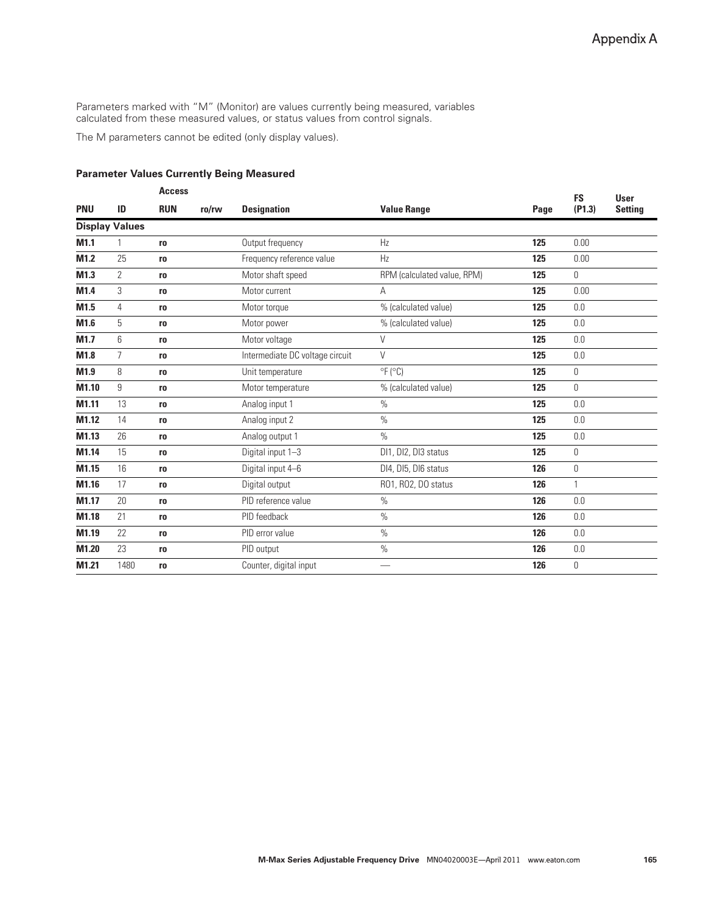Parameters marked with “M” (Monitor) are values currently being measured, variables calculated from these measured values, or status values from control signals.

The M parameters cannot be edited (only display values).

### Parameter Values Currently Being Measured

| PNU | ID | Access RUN | ro/rw | Designation | Value Range | Page | FS (P1.3) | User Setting |
|---|---|---|---|---|---|---|---|---|
| **Display Values** | | | | | | | | |
| **M1.1** | 1 | **ro** | | Output frequency | Hz | **125** | 0.00 | |
| **M1.2** | 25 | **ro** | | Frequency reference value | Hz | **125** | 0.00 | |
| **M1.3** | 2 | **ro** | | Motor shaft speed | RPM (calculated value, RPM) | **125** | 0 | |
| **M1.4** | 3 | **ro** | | Motor current | A | **125** | 0.00 | |
| **M1.5** | 4 | **ro** | | Motor torque | % (calculated value) | **125** | 0.0 | |
| **M1.6** | 5 | **ro** | | Motor power | % (calculated value) | **125** | 0.0 | |
| **M1.7** | 6 | **ro** | | Motor voltage | V | **125** | 0.0 | |
| **M1.8** | 7 | **ro** | | Intermediate DC voltage circuit | V | **125** | 0.0 | |
| **M1.9** | 8 | **ro** | | Unit temperature | °F (°C) | **125** | 0 | |
| **M1.10** | 9 | **ro** | | Motor temperature | % (calculated value) | **125** | 0 | |
| **M1.11** | 13 | **ro** | | Analog input 1 | % | **125** | 0.0 | |
| **M1.12** | 14 | **ro** | | Analog input 2 | % | **125** | 0.0 | |
| **M1.13** | 26 | **ro** | | Analog output 1 | % | **125** | 0.0 | |
| **M1.14** | 15 | **ro** | | Digital input 1–3 | DI1, DI2, DI3 status | **125** | 0 | |
| **M1.15** | 16 | **ro** | | Digital input 4–6 | DI4, DI5, DI6 status | **126** | 0 | |
| **M1.16** | 17 | **ro** | | Digital output | RO1, RO2, DO status | **126** | 1 | |
| **M1.17** | 20 | **ro** | | PID reference value | % | **126** | 0.0 | |
| **M1.18** | 21 | **ro** | | PID feedback | % | **126** | 0.0 | |
| **M1.19** | 22 | **ro** | | PID error value | % | **126** | 0.0 | |
| **M1.20** | 23 | **ro** | | PID output | % | **126** | 0.0 | |
| **M1.21** | 1480 | **ro** | | Counter, digital input | — | **126** | 0 | |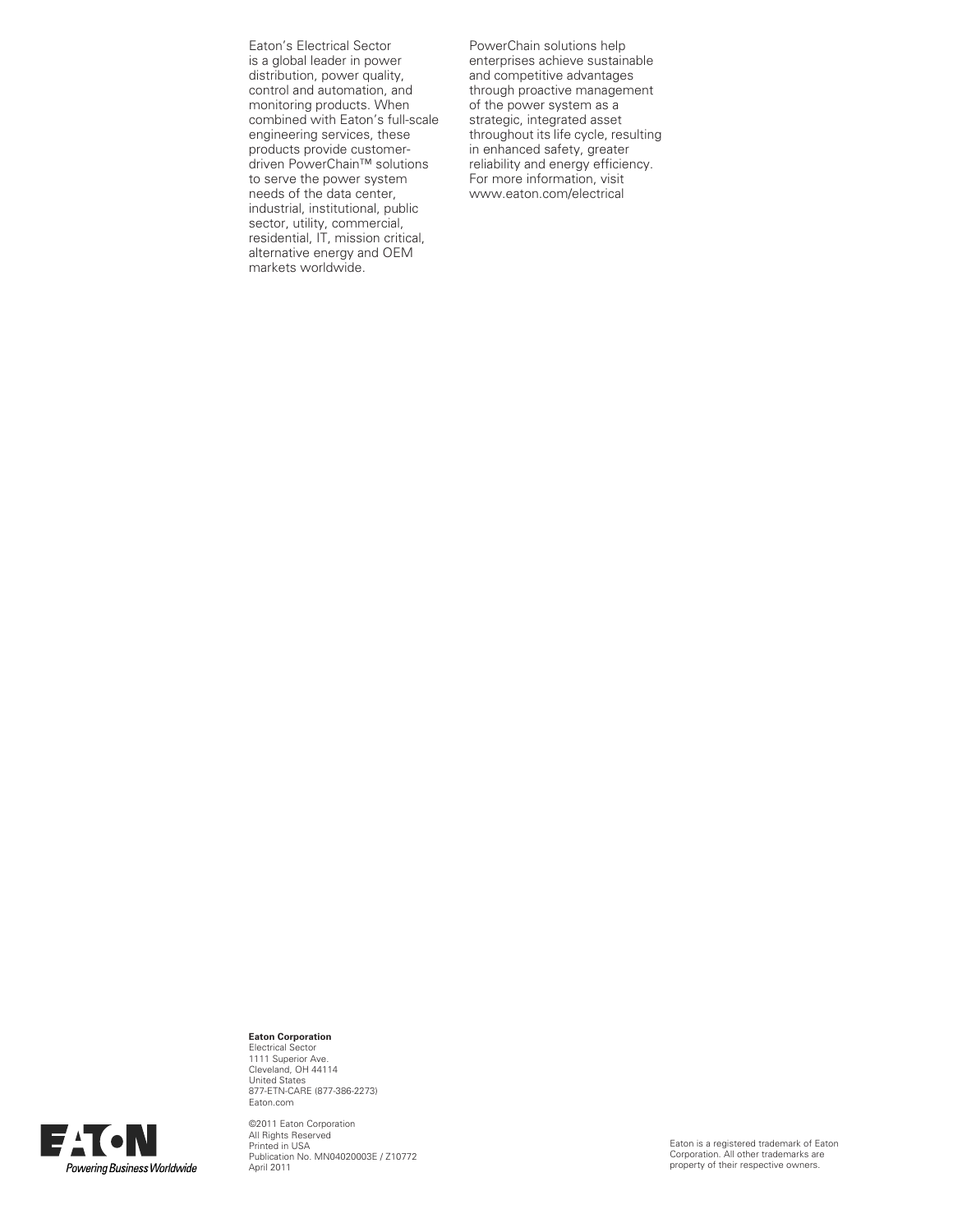Eaton's Electrical Sector is a global leader in power distribution, power quality, control and automation, and monitoring products. When combined with Eaton's full-scale engineering services, these products provide customer-driven PowerChain™ solutions to serve the power system needs of the data center, industrial, institutional, public sector, utility, commercial, residential, IT, mission critical, alternative energy and OEM markets worldwide.

PowerChain solutions help enterprises achieve sustainable and competitive advantages through proactive management of the power system as a strategic, integrated asset throughout its life cycle, resulting in enhanced safety, greater reliability and energy efficiency. For more information, visit www.eaton.com/electrical

**Eaton Corporation**
Electrical Sector
1111 Superior Ave.
Cleveland, OH 44114
United States
877-ETN-CARE (877-386-2273)
Eaton.com

©2011 Eaton Corporation
All Rights Reserved
Printed in USA
Publication No. MN04020003E / Z10772
April 2011

EATON
Powering Business Worldwide

Eaton is a registered trademark of Eaton Corporation. All other trademarks are property of their respective owners.